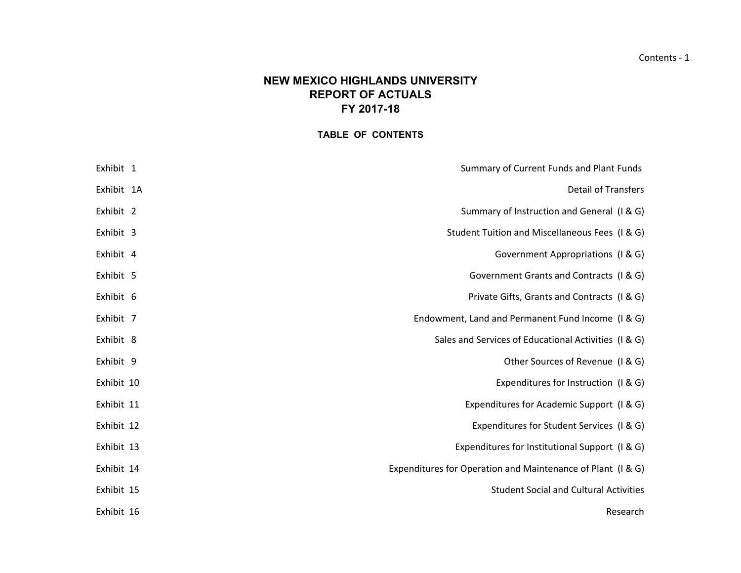# NEW MEXICO HIGHLANDS UNIVERSITY
## REPORT OF ACTUALS
## FY 2017-18

### TABLE OF CONTENTS

| | |
|---|---|
| Exhibit 1 | Summary of Current Funds and Plant Funds |
| Exhibit 1A | Detail of Transfers |
| Exhibit 2 | Summary of Instruction and General (I & G) |
| Exhibit 3 | Student Tuition and Miscellaneous Fees (I & G) |
| Exhibit 4 | Government Appropriations (I & G) |
| Exhibit 5 | Government Grants and Contracts (I & G) |
| Exhibit 6 | Private Gifts, Grants and Contracts (I & G) |
| Exhibit 7 | Endowment, Land and Permanent Fund Income (I & G) |
| Exhibit 8 | Sales and Services of Educational Activities (I & G) |
| Exhibit 9 | Other Sources of Revenue (I & G) |
| Exhibit 10 | Expenditures for Instruction (I & G) |
| Exhibit 11 | Expenditures for Academic Support (I & G) |
| Exhibit 12 | Expenditures for Student Services (I & G) |
| Exhibit 13 | Expenditures for Institutional Support (I & G) |
| Exhibit 14 | Expenditures for Operation and Maintenance of Plant (I & G) |
| Exhibit 15 | Student Social and Cultural Activities |
| Exhibit 16 | Research |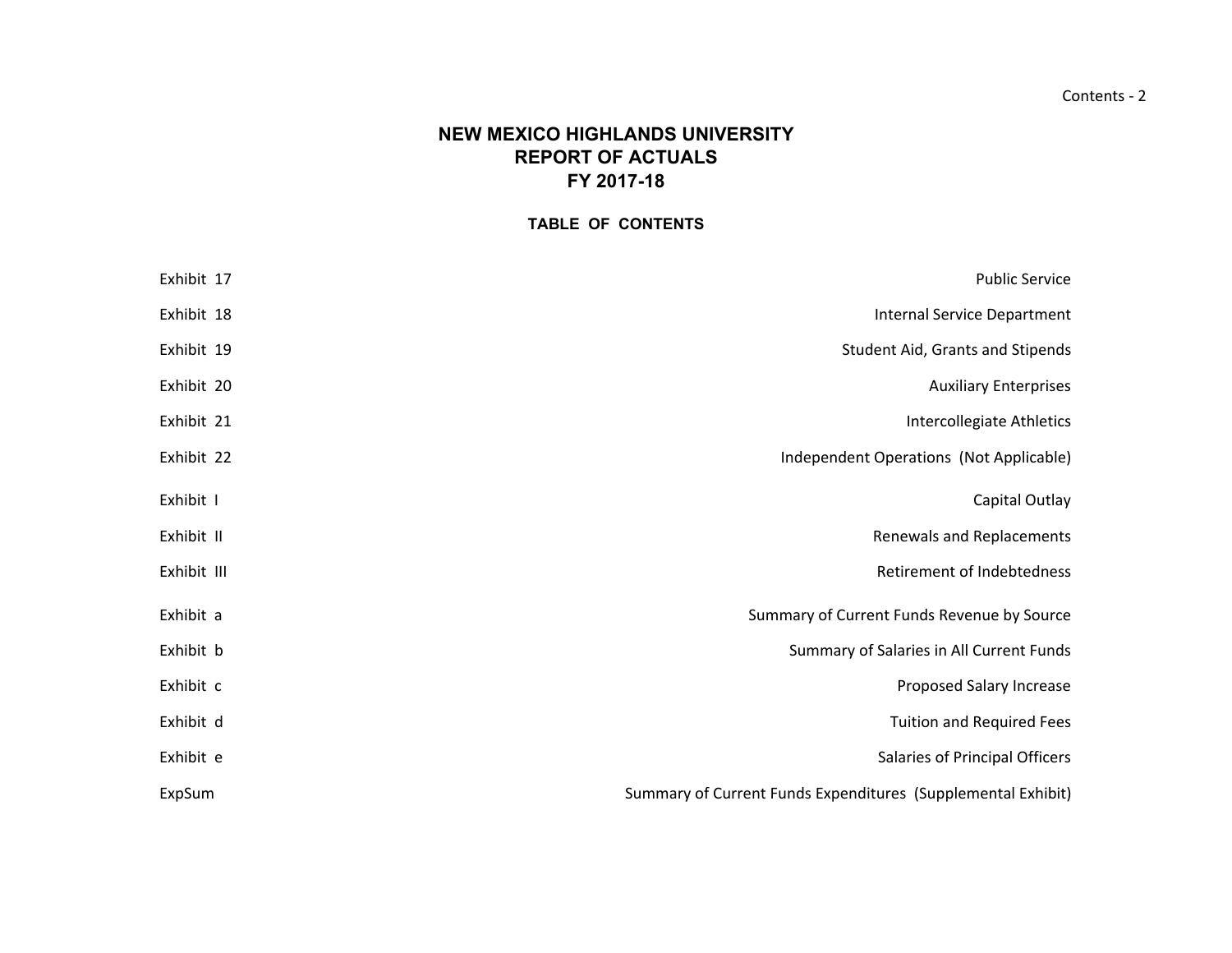# NEW MEXICO HIGHLANDS UNIVERSITY
## REPORT OF ACTUALS
## FY 2017-18

### TABLE OF CONTENTS

| | |
|---|---|
| Exhibit 17 | Public Service |
| Exhibit 18 | Internal Service Department |
| Exhibit 19 | Student Aid, Grants and Stipends |
| Exhibit 20 | Auxiliary Enterprises |
| Exhibit 21 | Intercollegiate Athletics |
| Exhibit 22 | Independent Operations (Not Applicable) |
| Exhibit I | Capital Outlay |
| Exhibit II | Renewals and Replacements |
| Exhibit III | Retirement of Indebtedness |
| Exhibit a | Summary of Current Funds Revenue by Source |
| Exhibit b | Summary of Salaries in All Current Funds |
| Exhibit c | Proposed Salary Increase |
| Exhibit d | Tuition and Required Fees |
| Exhibit e | Salaries of Principal Officers |
| ExpSum | Summary of Current Funds Expenditures (Supplemental Exhibit) |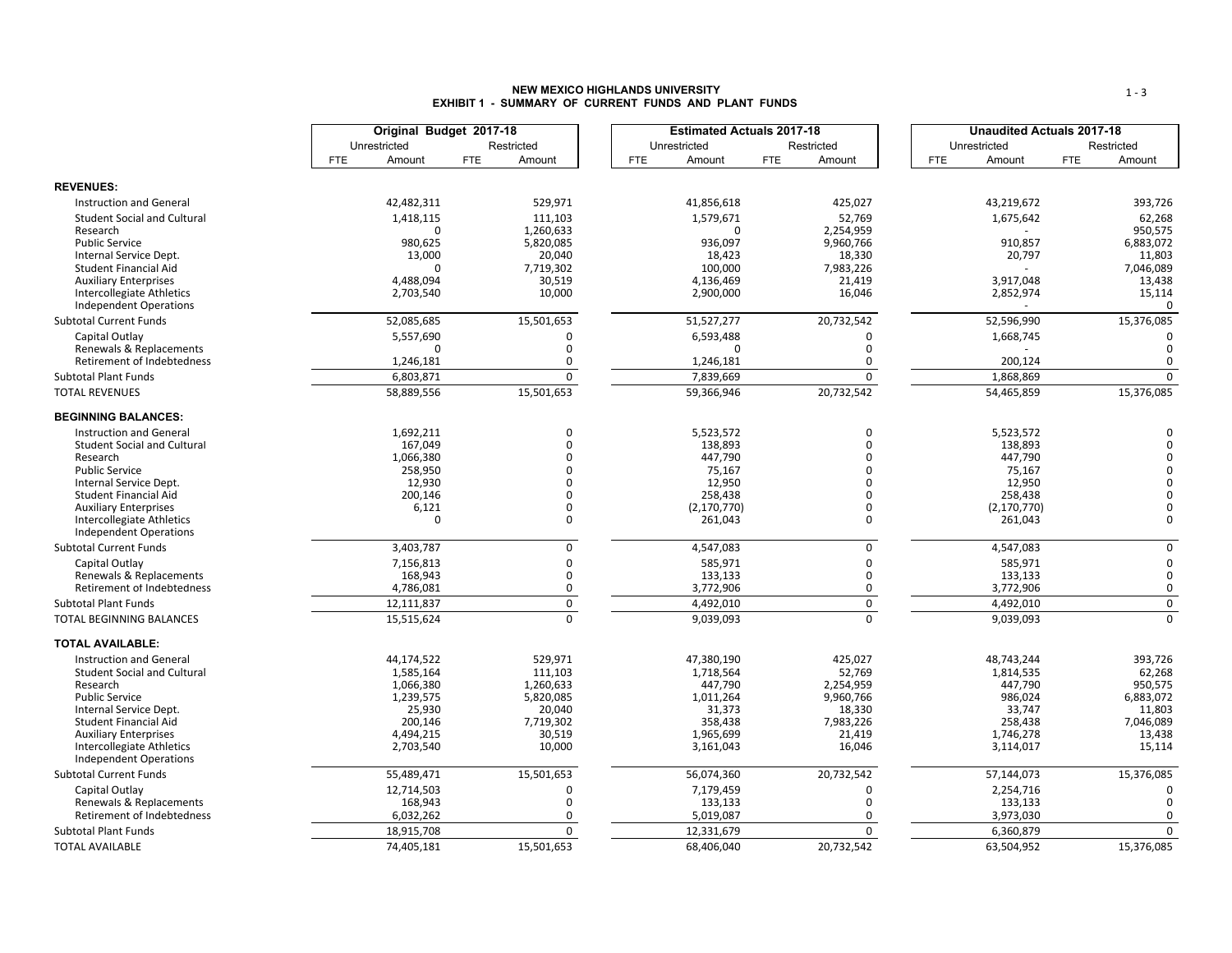# NEW MEXICO HIGHLANDS UNIVERSITY
## EXHIBIT 1 - SUMMARY OF CURRENT FUNDS AND PLANT FUNDS

| | Original Budget 2017-18 | | | | Estimated Actuals 2017-18 | | | | Unaudited Actuals 2017-18 | | | |
|---|---|---|---|---|---|---|---|---|---|---|---|---|
| | Unrestricted | | Restricted | | Unrestricted | | Restricted | | Unrestricted | | Restricted | |
| | FTE | Amount | FTE | Amount | FTE | Amount | FTE | Amount | FTE | Amount | FTE | Amount |
| **REVENUES:** | | | | | | | | | | | | |
| Instruction and General | | 42,482,311 | | 529,971 | | 41,856,618 | | 425,027 | | 43,219,672 | | 393,726 |
| Student Social and Cultural | | 1,418,115 | | 111,103 | | 1,579,671 | | 52,769 | | 1,675,642 | | 62,268 |
| Research | | 0 | | 1,260,633 | | 0 | | 2,254,959 | | - | | 950,575 |
| Public Service | | 980,625 | | 5,820,085 | | 936,097 | | 9,960,766 | | 910,857 | | 6,883,072 |
| Internal Service Dept. | | 13,000 | | 20,040 | | 18,423 | | 18,330 | | 20,797 | | 11,803 |
| Student Financial Aid | | 0 | | 7,719,302 | | 100,000 | | 7,983,226 | | - | | 7,046,089 |
| Auxiliary Enterprises | | 4,488,094 | | 30,519 | | 4,136,469 | | 21,419 | | 3,917,048 | | 13,438 |
| Intercollegiate Athletics | | 2,703,540 | | 10,000 | | 2,900,000 | | 16,046 | | 2,852,974 | | 15,114 |
| Independent Operations | | | | | | | | | | - | | 0 |
| Subtotal Current Funds | | 52,085,685 | | 15,501,653 | | 51,527,277 | | 20,732,542 | | 52,596,990 | | 15,376,085 |
| Capital Outlay | | 5,557,690 | | 0 | | 6,593,488 | | 0 | | 1,668,745 | | 0 |
| Renewals & Replacements | | 0 | | 0 | | 0 | | 0 | | - | | 0 |
| Retirement of Indebtedness | | 1,246,181 | | 0 | | 1,246,181 | | 0 | | 200,124 | | 0 |
| Subtotal Plant Funds | | 6,803,871 | | 0 | | 7,839,669 | | 0 | | 1,868,869 | | 0 |
| TOTAL REVENUES | | 58,889,556 | | 15,501,653 | | 59,366,946 | | 20,732,542 | | 54,465,859 | | 15,376,085 |
| **BEGINNING BALANCES:** | | | | | | | | | | | | |
| Instruction and General | | 1,692,211 | | 0 | | 5,523,572 | | 0 | | 5,523,572 | | 0 |
| Student Social and Cultural | | 167,049 | | 0 | | 138,893 | | 0 | | 138,893 | | 0 |
| Research | | 1,066,380 | | 0 | | 447,790 | | 0 | | 447,790 | | 0 |
| Public Service | | 258,950 | | 0 | | 75,167 | | 0 | | 75,167 | | 0 |
| Internal Service Dept. | | 12,930 | | 0 | | 12,950 | | 0 | | 12,950 | | 0 |
| Student Financial Aid | | 200,146 | | 0 | | 258,438 | | 0 | | 258,438 | | 0 |
| Auxiliary Enterprises | | 6,121 | | 0 | | (2,170,770) | | 0 | | (2,170,770) | | 0 |
| Intercollegiate Athletics | | 0 | | 0 | | 261,043 | | 0 | | 261,043 | | 0 |
| Independent Operations | | | | | | | | | | | | |
| Subtotal Current Funds | | 3,403,787 | | 0 | | 4,547,083 | | 0 | | 4,547,083 | | 0 |
| Capital Outlay | | 7,156,813 | | 0 | | 585,971 | | 0 | | 585,971 | | 0 |
| Renewals & Replacements | | 168,943 | | 0 | | 133,133 | | 0 | | 133,133 | | 0 |
| Retirement of Indebtedness | | 4,786,081 | | 0 | | 3,772,906 | | 0 | | 3,772,906 | | 0 |
| Subtotal Plant Funds | | 12,111,837 | | 0 | | 4,492,010 | | 0 | | 4,492,010 | | 0 |
| TOTAL BEGINNING BALANCES | | 15,515,624 | | 0 | | 9,039,093 | | 0 | | 9,039,093 | | 0 |
| **TOTAL AVAILABLE:** | | | | | | | | | | | | |
| Instruction and General | | 44,174,522 | | 529,971 | | 47,380,190 | | 425,027 | | 48,743,244 | | 393,726 |
| Student Social and Cultural | | 1,585,164 | | 111,103 | | 1,718,564 | | 52,769 | | 1,814,535 | | 62,268 |
| Research | | 1,066,380 | | 1,260,633 | | 447,790 | | 2,254,959 | | 447,790 | | 950,575 |
| Public Service | | 1,239,575 | | 5,820,085 | | 1,011,264 | | 9,960,766 | | 986,024 | | 6,883,072 |
| Internal Service Dept. | | 25,930 | | 20,040 | | 31,373 | | 18,330 | | 33,747 | | 11,803 |
| Student Financial Aid | | 200,146 | | 7,719,302 | | 358,438 | | 7,983,226 | | 258,438 | | 7,046,089 |
| Auxiliary Enterprises | | 4,494,215 | | 30,519 | | 1,965,699 | | 21,419 | | 1,746,278 | | 13,438 |
| Intercollegiate Athletics | | 2,703,540 | | 10,000 | | 3,161,043 | | 16,046 | | 3,114,017 | | 15,114 |
| Independent Operations | | | | | | | | | | | | |
| Subtotal Current Funds | | 55,489,471 | | 15,501,653 | | 56,074,360 | | 20,732,542 | | 57,144,073 | | 15,376,085 |
| Capital Outlay | | 12,714,503 | | 0 | | 7,179,459 | | 0 | | 2,254,716 | | 0 |
| Renewals & Replacements | | 168,943 | | 0 | | 133,133 | | 0 | | 133,133 | | 0 |
| Retirement of Indebtedness | | 6,032,262 | | 0 | | 5,019,087 | | 0 | | 3,973,030 | | 0 |
| Subtotal Plant Funds | | 18,915,708 | | 0 | | 12,331,679 | | 0 | | 6,360,879 | | 0 |
| TOTAL AVAILABLE | | 74,405,181 | | 15,501,653 | | 68,406,040 | | 20,732,542 | | 63,504,952 | | 15,376,085 |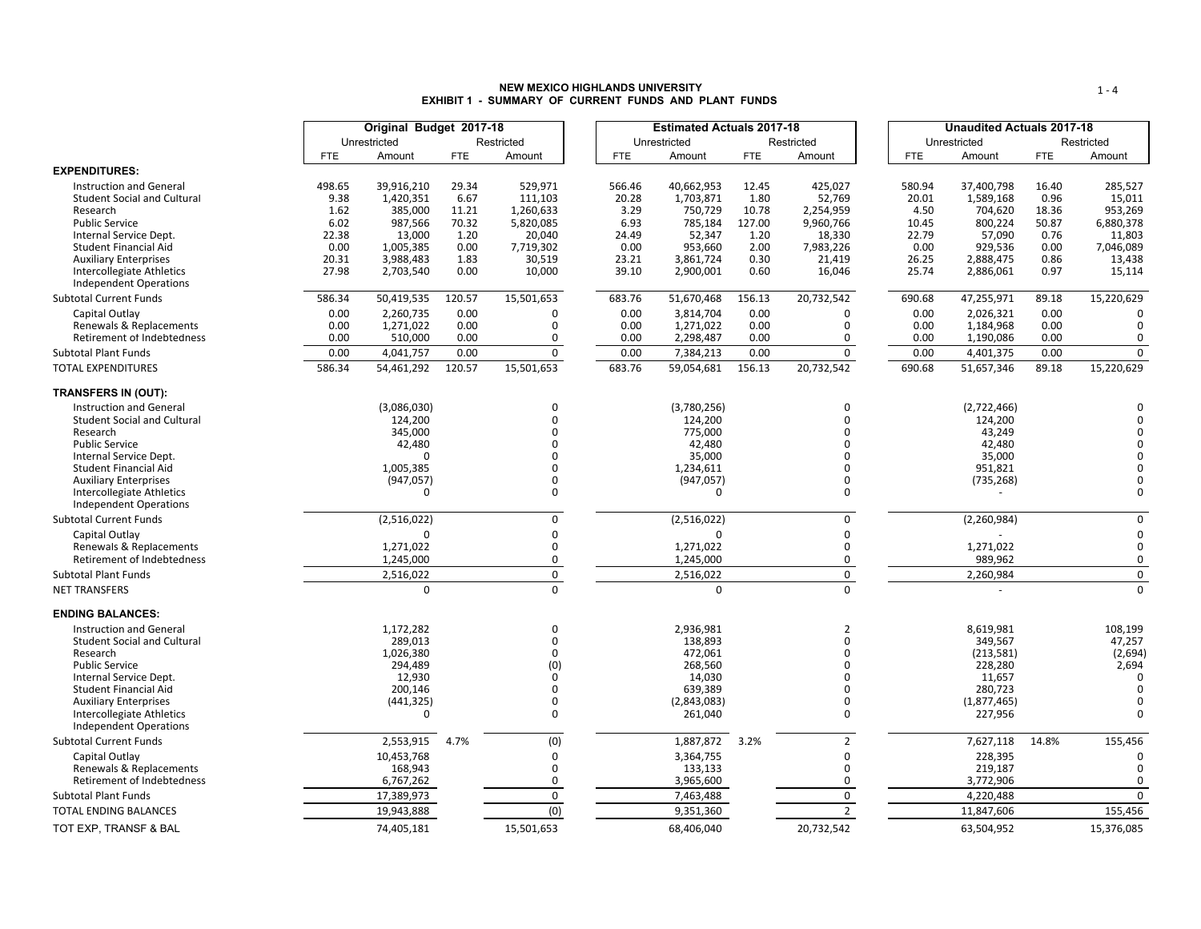# NEW MEXICO HIGHLANDS UNIVERSITY
## EXHIBIT 1 - SUMMARY OF CURRENT FUNDS AND PLANT FUNDS

| | Original Budget 2017-18 | | | | Estimated Actuals 2017-18 | | | | Unaudited Actuals 2017-18 | | | |
|---|---|---|---|---|---|---|---|---|---|---|---|---|
| | Unrestricted | | Restricted | | Unrestricted | | Restricted | | Unrestricted | | Restricted | |
| | FTE | Amount | FTE | Amount | FTE | Amount | FTE | Amount | FTE | Amount | FTE | Amount |
| **EXPENDITURES:** | | | | | | | | | | | | |
| Instruction and General | 498.65 | 39,916,210 | 29.34 | 529,971 | 566.46 | 40,662,953 | 12.45 | 425,027 | 580.94 | 37,400,798 | 16.40 | 285,527 |
| Student Social and Cultural | 9.38 | 1,420,351 | 6.67 | 111,103 | 20.28 | 1,703,871 | 1.80 | 52,769 | 20.01 | 1,589,168 | 0.96 | 15,011 |
| Research | 1.62 | 385,000 | 11.21 | 1,260,633 | 3.29 | 750,729 | 10.78 | 2,254,959 | 4.50 | 704,620 | 18.36 | 953,269 |
| Public Service | 6.02 | 987,566 | 70.32 | 5,820,085 | 6.93 | 785,184 | 127.00 | 9,960,766 | 10.45 | 800,224 | 50.87 | 6,880,378 |
| Internal Service Dept. | 22.38 | 13,000 | 1.20 | 20,040 | 24.49 | 52,347 | 1.20 | 18,330 | 22.79 | 57,090 | 0.76 | 11,803 |
| Student Financial Aid | 0.00 | 1,005,385 | 0.00 | 7,719,302 | 0.00 | 953,660 | 2.00 | 7,983,226 | 0.00 | 929,536 | 0.00 | 7,046,089 |
| Auxiliary Enterprises | 20.31 | 3,988,483 | 1.83 | 30,519 | 23.21 | 3,861,724 | 0.30 | 21,419 | 26.25 | 2,888,475 | 0.86 | 13,438 |
| Intercollegiate Athletics | 27.98 | 2,703,540 | 0.00 | 10,000 | 39.10 | 2,900,001 | 0.60 | 16,046 | 25.74 | 2,886,061 | 0.97 | 15,114 |
| Independent Operations | | | | | | | | | | | | |
| Subtotal Current Funds | 586.34 | 50,419,535 | 120.57 | 15,501,653 | 683.76 | 51,670,468 | 156.13 | 20,732,542 | 690.68 | 47,255,971 | 89.18 | 15,220,629 |
| Capital Outlay | 0.00 | 2,260,735 | 0.00 | 0 | 0.00 | 3,814,704 | 0.00 | 0 | 0.00 | 2,026,321 | 0.00 | 0 |
| Renewals & Replacements | 0.00 | 1,271,022 | 0.00 | 0 | 0.00 | 1,271,022 | 0.00 | 0 | 0.00 | 1,184,968 | 0.00 | 0 |
| Retirement of Indebtedness | 0.00 | 510,000 | 0.00 | 0 | 0.00 | 2,298,487 | 0.00 | 0 | 0.00 | 1,190,086 | 0.00 | 0 |
| Subtotal Plant Funds | 0.00 | 4,041,757 | 0.00 | 0 | 0.00 | 7,384,213 | 0.00 | 0 | 0.00 | 4,401,375 | 0.00 | 0 |
| TOTAL EXPENDITURES | 586.34 | 54,461,292 | 120.57 | 15,501,653 | 683.76 | 59,054,681 | 156.13 | 20,732,542 | 690.68 | 51,657,346 | 89.18 | 15,220,629 |
| **TRANSFERS IN (OUT):** | | | | | | | | | | | | |
| Instruction and General | | (3,086,030) | | 0 | | (3,780,256) | | 0 | | (2,722,466) | | 0 |
| Student Social and Cultural | | 124,200 | | 0 | | 124,200 | | 0 | | 124,200 | | 0 |
| Research | | 345,000 | | 0 | | 775,000 | | 0 | | 43,249 | | 0 |
| Public Service | | 42,480 | | 0 | | 42,480 | | 0 | | 42,480 | | 0 |
| Internal Service Dept. | | 0 | | 0 | | 35,000 | | 0 | | 35,000 | | 0 |
| Student Financial Aid | | 1,005,385 | | 0 | | 1,234,611 | | 0 | | 951,821 | | 0 |
| Auxiliary Enterprises | | (947,057) | | 0 | | (947,057) | | 0 | | (735,268) | | 0 |
| Intercollegiate Athletics | | 0 | | 0 | | 0 | | 0 | | - | | 0 |
| Independent Operations | | | | | | | | | | | | |
| Subtotal Current Funds | | (2,516,022) | | 0 | | (2,516,022) | | 0 | | (2,260,984) | | 0 |
| Capital Outlay | | 0 | | 0 | | 0 | | 0 | | - | | 0 |
| Renewals & Replacements | | 1,271,022 | | 0 | | 1,271,022 | | 0 | | 1,271,022 | | 0 |
| Retirement of Indebtedness | | 1,245,000 | | 0 | | 1,245,000 | | 0 | | 989,962 | | 0 |
| Subtotal Plant Funds | | 2,516,022 | | 0 | | 2,516,022 | | 0 | | 2,260,984 | | 0 |
| NET TRANSFERS | | 0 | | 0 | | 0 | | 0 | | - | | 0 |
| **ENDING BALANCES:** | | | | | | | | | | | | |
| Instruction and General | | 1,172,282 | | 0 | | 2,936,981 | | 2 | | 8,619,981 | | 108,199 |
| Student Social and Cultural | | 289,013 | | 0 | | 138,893 | | 0 | | 349,567 | | 47,257 |
| Research | | 1,026,380 | | 0 | | 472,061 | | 0 | | (213,581) | | (2,694) |
| Public Service | | 294,489 | | (0) | | 268,560 | | 0 | | 228,280 | | 2,694 |
| Internal Service Dept. | | 12,930 | | 0 | | 14,030 | | 0 | | 11,657 | | 0 |
| Student Financial Aid | | 200,146 | | 0 | | 639,389 | | 0 | | 280,723 | | 0 |
| Auxiliary Enterprises | | (441,325) | | 0 | | (2,843,083) | | 0 | | (1,877,465) | | 0 |
| Intercollegiate Athletics | | 0 | | 0 | | 261,040 | | 0 | | 227,956 | | 0 |
| Independent Operations | | | | | | | | | | | | |
| Subtotal Current Funds | | 2,553,915 | 4.7% | (0) | | 1,887,872 | 3.2% | 2 | | 7,627,118 | 14.8% | 155,456 |
| Capital Outlay | | 10,453,768 | | 0 | | 3,364,755 | | 0 | | 228,395 | | 0 |
| Renewals & Replacements | | 168,943 | | 0 | | 133,133 | | 0 | | 219,187 | | 0 |
| Retirement of Indebtedness | | 6,767,262 | | 0 | | 3,965,600 | | 0 | | 3,772,906 | | 0 |
| Subtotal Plant Funds | | 17,389,973 | | 0 | | 7,463,488 | | 0 | | 4,220,488 | | 0 |
| TOTAL ENDING BALANCES | | 19,943,888 | | (0) | | 9,351,360 | | 2 | | 11,847,606 | | 155,456 |
| TOT EXP, TRANSF & BAL | | 74,405,181 | | 15,501,653 | | 68,406,040 | | 20,732,542 | | 63,504,952 | | 15,376,085 |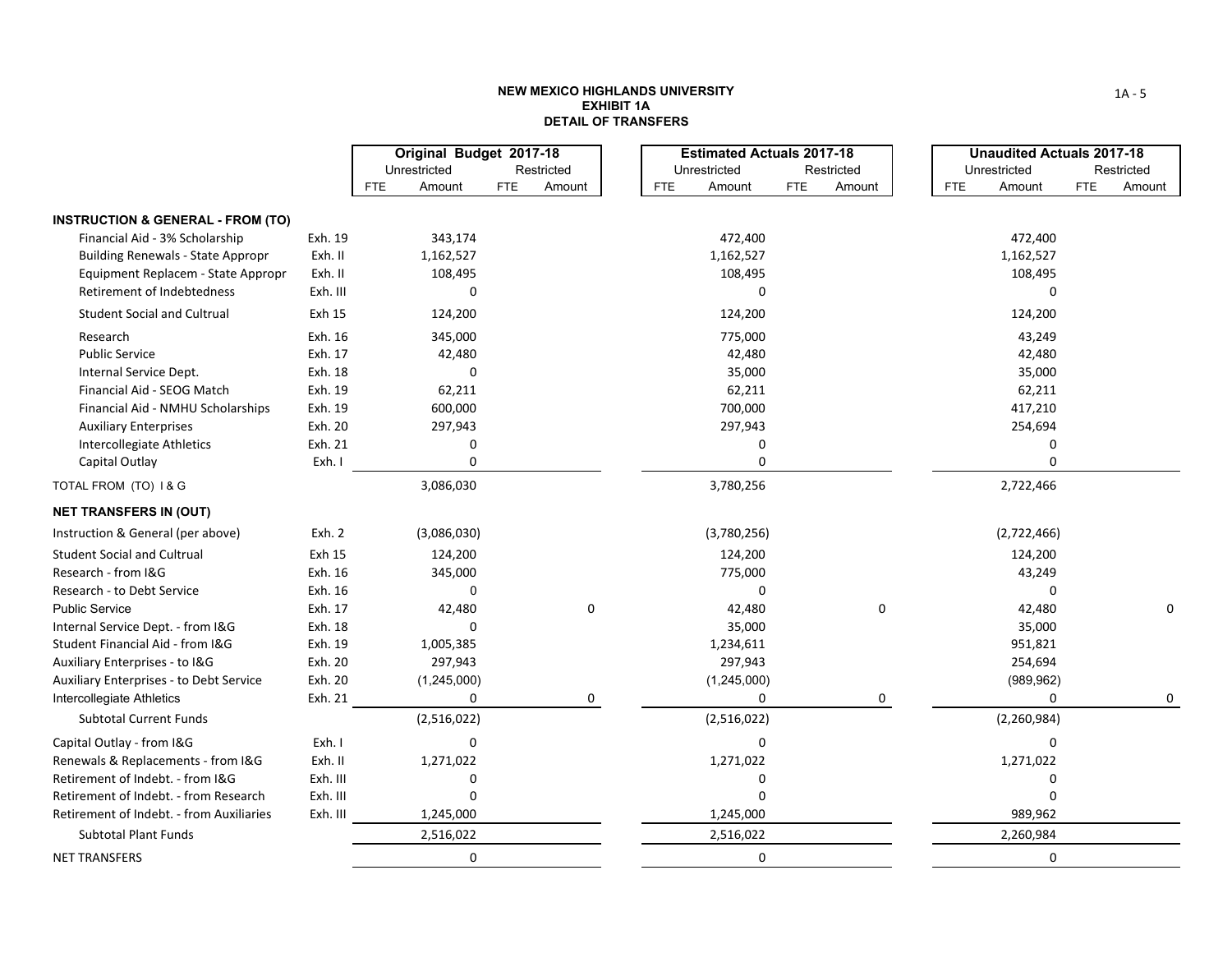**NEW MEXICO HIGHLANDS UNIVERSITY**
**EXHIBIT 1A**
**DETAIL OF TRANSFERS**

| | | Original Budget 2017-18 | | | | Estimated Actuals 2017-18 | | | | Unaudited Actuals 2017-18 | | | |
|---|---|---|---|---|---|---|---|---|---|---|---|---|---|
| | | Unrestricted | | Restricted | | Unrestricted | | Restricted | | Unrestricted | | Restricted | |
| | | FTE | Amount | FTE | Amount | FTE | Amount | FTE | Amount | FTE | Amount | FTE | Amount |
| **INSTRUCTION & GENERAL - FROM (TO)** | | | | | | | | | | | | | |
| Financial Aid - 3% Scholarship | Exh. 19 | | 343,174 | | | | 472,400 | | | | 472,400 | | |
| Building Renewals - State Appropr | Exh. II | | 1,162,527 | | | | 1,162,527 | | | | 1,162,527 | | |
| Equipment Replacem - State Appropr | Exh. II | | 108,495 | | | | 108,495 | | | | 108,495 | | |
| Retirement of Indebtedness | Exh. III | | 0 | | | | 0 | | | | 0 | | |
| Student Social and Cultrual | Exh 15 | | 124,200 | | | | 124,200 | | | | 124,200 | | |
| Research | Exh. 16 | | 345,000 | | | | 775,000 | | | | 43,249 | | |
| Public Service | Exh. 17 | | 42,480 | | | | 42,480 | | | | 42,480 | | |
| Internal Service Dept. | Exh. 18 | | 0 | | | | 35,000 | | | | 35,000 | | |
| Financial Aid - SEOG Match | Exh. 19 | | 62,211 | | | | 62,211 | | | | 62,211 | | |
| Financial Aid - NMHU Scholarships | Exh. 19 | | 600,000 | | | | 700,000 | | | | 417,210 | | |
| Auxiliary Enterprises | Exh. 20 | | 297,943 | | | | 297,943 | | | | 254,694 | | |
| Intercollegiate Athletics | Exh. 21 | | 0 | | | | 0 | | | | 0 | | |
| Capital Outlay | Exh. I | | 0 | | | | 0 | | | | 0 | | |
| TOTAL FROM (TO) I & G | | | 3,086,030 | | | | 3,780,256 | | | | 2,722,466 | | |
| **NET TRANSFERS IN (OUT)** | | | | | | | | | | | | | |
| Instruction & General (per above) | Exh. 2 | | (3,086,030) | | | | (3,780,256) | | | | (2,722,466) | | |
| Student Social and Cultrual | Exh 15 | | 124,200 | | | | 124,200 | | | | 124,200 | | |
| Research - from I&G | Exh. 16 | | 345,000 | | | | 775,000 | | | | 43,249 | | |
| Research - to Debt Service | Exh. 16 | | 0 | | | | 0 | | | | 0 | | |
| Public Service | Exh. 17 | | 42,480 | | 0 | | 42,480 | | 0 | | 42,480 | | 0 |
| Internal Service Dept. - from I&G | Exh. 18 | | 0 | | | | 35,000 | | | | 35,000 | | |
| Student Financial Aid - from I&G | Exh. 19 | | 1,005,385 | | | | 1,234,611 | | | | 951,821 | | |
| Auxiliary Enterprises - to I&G | Exh. 20 | | 297,943 | | | | 297,943 | | | | 254,694 | | |
| Auxiliary Enterprises - to Debt Service | Exh. 20 | | (1,245,000) | | | | (1,245,000) | | | | (989,962) | | |
| Intercollegiate Athletics | Exh. 21 | | 0 | | 0 | | 0 | | 0 | | 0 | | 0 |
| Subtotal Current Funds | | | (2,516,022) | | | | (2,516,022) | | | | (2,260,984) | | |
| Capital Outlay - from I&G | Exh. I | | 0 | | | | 0 | | | | 0 | | |
| Renewals & Replacements - from I&G | Exh. II | | 1,271,022 | | | | 1,271,022 | | | | 1,271,022 | | |
| Retirement of Indebt. - from I&G | Exh. III | | 0 | | | | 0 | | | | 0 | | |
| Retirement of Indebt. - from Research | Exh. III | | 0 | | | | 0 | | | | 0 | | |
| Retirement of Indebt. - from Auxiliaries | Exh. III | | 1,245,000 | | | | 1,245,000 | | | | 989,962 | | |
| Subtotal Plant Funds | | | 2,516,022 | | | | 2,516,022 | | | | 2,260,984 | | |
| NET TRANSFERS | | | 0 | | | | 0 | | | | 0 | | |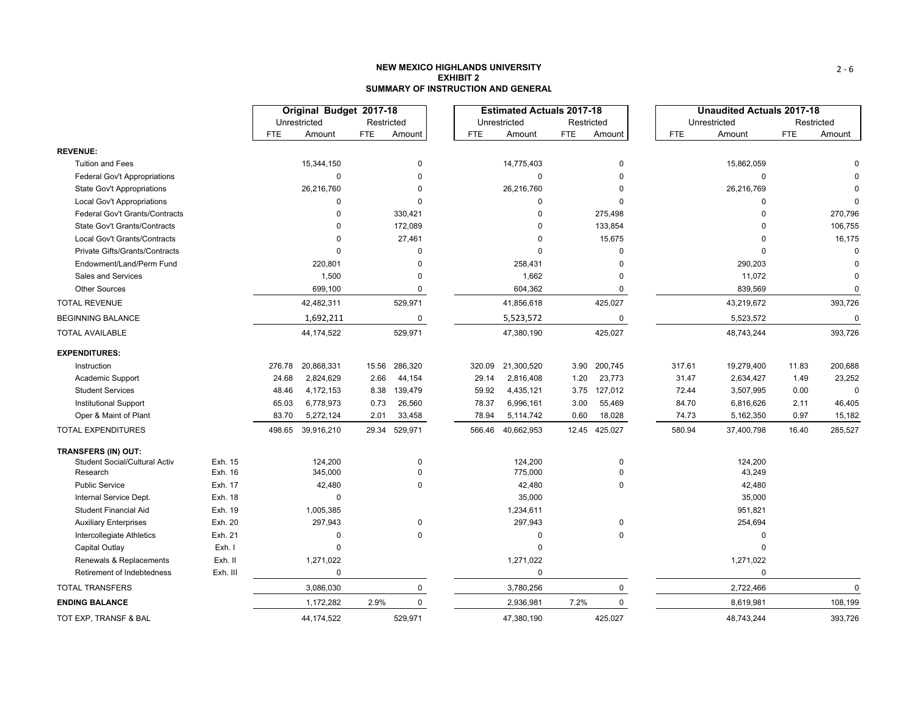# NEW MEXICO HIGHLANDS UNIVERSITY
## EXHIBIT 2
## SUMMARY OF INSTRUCTION AND GENERAL

| | | Original Budget 2017-18 | | | | Estimated Actuals 2017-18 | | | | Unaudited Actuals 2017-18 | | | |
|---|---|---|---|---|---|---|---|---|---|---|---|---|---|
| | | Unrestricted | | Restricted | | Unrestricted | | Restricted | | Unrestricted | | Restricted | |
| | | FTE | Amount | FTE | Amount | FTE | Amount | FTE | Amount | FTE | Amount | FTE | Amount |
| **REVENUE:** | | | | | | | | | | | | | |
| Tuition and Fees | | | 15,344,150 | | 0 | | 14,775,403 | | 0 | | 15,862,059 | | 0 |
| Federal Gov't Appropriations | | | 0 | | 0 | | 0 | | 0 | | 0 | | 0 |
| State Gov't Appropriations | | | 26,216,760 | | 0 | | 26,216,760 | | 0 | | 26,216,769 | | 0 |
| Local Gov't Appropriations | | | 0 | | 0 | | 0 | | 0 | | 0 | | 0 |
| Federal Gov't Grants/Contracts | | | 0 | | 330,421 | | 0 | | 275,498 | | 0 | | 270,796 |
| State Gov't Grants/Contracts | | | 0 | | 172,089 | | 0 | | 133,854 | | 0 | | 106,755 |
| Local Gov't Grants/Contracts | | | 0 | | 27,461 | | 0 | | 15,675 | | 0 | | 16,175 |
| Private Gifts/Grants/Contracts | | | 0 | | 0 | | 0 | | 0 | | 0 | | 0 |
| Endowment/Land/Perm Fund | | | 220,801 | | 0 | | 258,431 | | 0 | | 290,203 | | 0 |
| Sales and Services | | | 1,500 | | 0 | | 1,662 | | 0 | | 11,072 | | 0 |
| Other Sources | | | 699,100 | | 0 | | 604,362 | | 0 | | 839,569 | | 0 |
| TOTAL REVENUE | | | 42,482,311 | | 529,971 | | 41,856,618 | | 425,027 | | 43,219,672 | | 393,726 |
| BEGINNING BALANCE | | | 1,692,211 | | 0 | | 5,523,572 | | 0 | | 5,523,572 | | 0 |
| TOTAL AVAILABLE | | | 44,174,522 | | 529,971 | | 47,380,190 | | 425,027 | | 48,743,244 | | 393,726 |
| **EXPENDITURES:** | | | | | | | | | | | | | |
| Instruction | | 276.78 | 20,868,331 | 15.56 | 286,320 | 320.09 | 21,300,520 | 3.90 | 200,745 | 317.61 | 19,279,400 | 11.83 | 200,688 |
| Academic Support | | 24.68 | 2,824,629 | 2.66 | 44,154 | 29.14 | 2,816,408 | 1.20 | 23,773 | 31.47 | 2,634,427 | 1.49 | 23,252 |
| Student Services | | 48.46 | 4,172,153 | 8.38 | 139,479 | 59.92 | 4,435,121 | 3.75 | 127,012 | 72.44 | 3,507,995 | 0.00 | 0 |
| Institutional Support | | 65.03 | 6,778,973 | 0.73 | 26,560 | 78.37 | 6,996,161 | 3.00 | 55,469 | 84.70 | 6,816,626 | 2.11 | 46,405 |
| Oper & Maint of Plant | | 83.70 | 5,272,124 | 2.01 | 33,458 | 78.94 | 5,114,742 | 0.60 | 18,028 | 74.73 | 5,162,350 | 0.97 | 15,182 |
| TOTAL EXPENDITURES | | 498.65 | 39,916,210 | 29.34 | 529,971 | 566.46 | 40,662,953 | 12.45 | 425,027 | 580.94 | 37,400,798 | 16.40 | 285,527 |
| **TRANSFERS (IN) OUT:** | | | | | | | | | | | | | |
| Student Social/Cultural Activ | Exh. 15 | | 124,200 | | 0 | | 124,200 | | 0 | | 124,200 | | |
| Research | Exh. 16 | | 345,000 | | 0 | | 775,000 | | 0 | | 43,249 | | |
| Public Service | Exh. 17 | | 42,480 | | 0 | | 42,480 | | 0 | | 42,480 | | |
| Internal Service Dept. | Exh. 18 | | 0 | | | | 35,000 | | | | 35,000 | | |
| Student Financial Aid | Exh. 19 | | 1,005,385 | | | | 1,234,611 | | | | 951,821 | | |
| Auxiliary Enterprises | Exh. 20 | | 297,943 | | 0 | | 297,943 | | 0 | | 254,694 | | |
| Intercollegiate Athletics | Exh. 21 | | 0 | | 0 | | 0 | | 0 | | 0 | | |
| Capital Outlay | Exh. I | | 0 | | | | 0 | | | | 0 | | |
| Renewals & Replacements | Exh. II | | 1,271,022 | | | | 1,271,022 | | | | 1,271,022 | | |
| Retirement of Indebtedness | Exh. III | | 0 | | | | 0 | | | | 0 | | |
| TOTAL TRANSFERS | | | 3,086,030 | | 0 | | 3,780,256 | | 0 | | 2,722,466 | | 0 |
| **ENDING BALANCE** | | | 1,172,282 | 2.9% | 0 | | 2,936,981 | 7.2% | 0 | | 8,619,981 | | 108,199 |
| TOT EXP, TRANSF & BAL | | | 44,174,522 | | 529,971 | | 47,380,190 | | 425,027 | | 48,743,244 | | 393,726 |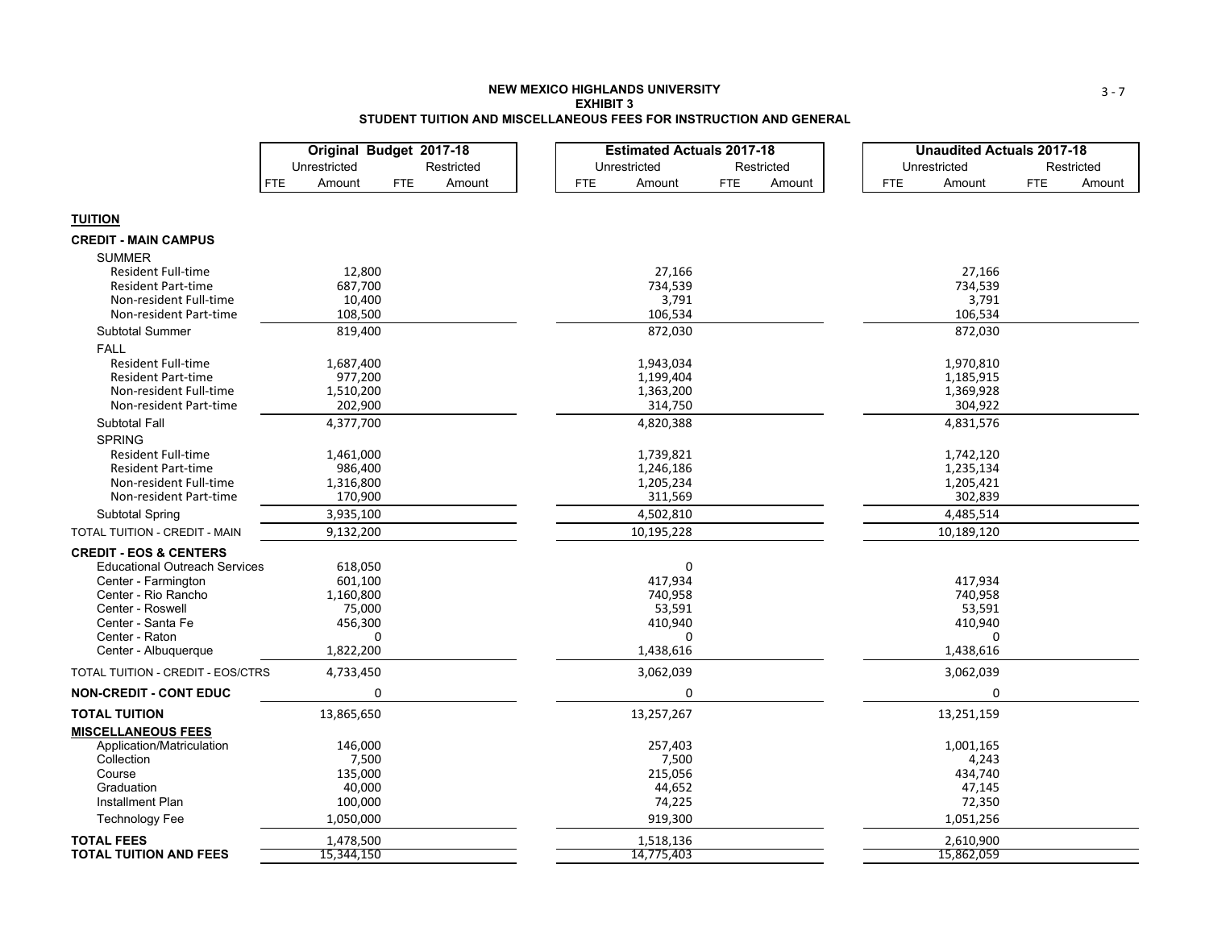**NEW MEXICO HIGHLANDS UNIVERSITY**
**EXHIBIT 3**
**STUDENT TUITION AND MISCELLANEOUS FEES FOR INSTRUCTION AND GENERAL**

| | Original Budget 2017-18 | | | | Estimated Actuals 2017-18 | | | | Unaudited Actuals 2017-18 | | | |
|---|---|---|---|---|---|---|---|---|---|---|---|---|
| | Unrestricted | | Restricted | | Unrestricted | | Restricted | | Unrestricted | | Restricted | |
| | FTE | Amount | FTE | Amount | FTE | Amount | FTE | Amount | FTE | Amount | FTE | Amount |
| **TUITION** | | | | | | | | | | | | |
| **CREDIT - MAIN CAMPUS** | | | | | | | | | | | | |
| SUMMER | | | | | | | | | | | | |
| Resident Full-time | | 12,800 | | | | 27,166 | | | | 27,166 | | |
| Resident Part-time | | 687,700 | | | | 734,539 | | | | 734,539 | | |
| Non-resident Full-time | | 10,400 | | | | 3,791 | | | | 3,791 | | |
| Non-resident Part-time | | 108,500 | | | | 106,534 | | | | 106,534 | | |
| Subtotal Summer | | 819,400 | | | | 872,030 | | | | 872,030 | | |
| FALL | | | | | | | | | | | | |
| Resident Full-time | | 1,687,400 | | | | 1,943,034 | | | | 1,970,810 | | |
| Resident Part-time | | 977,200 | | | | 1,199,404 | | | | 1,185,915 | | |
| Non-resident Full-time | | 1,510,200 | | | | 1,363,200 | | | | 1,369,928 | | |
| Non-resident Part-time | | 202,900 | | | | 314,750 | | | | 304,922 | | |
| Subtotal Fall | | 4,377,700 | | | | 4,820,388 | | | | 4,831,576 | | |
| SPRING | | | | | | | | | | | | |
| Resident Full-time | | 1,461,000 | | | | 1,739,821 | | | | 1,742,120 | | |
| Resident Part-time | | 986,400 | | | | 1,246,186 | | | | 1,235,134 | | |
| Non-resident Full-time | | 1,316,800 | | | | 1,205,234 | | | | 1,205,421 | | |
| Non-resident Part-time | | 170,900 | | | | 311,569 | | | | 302,839 | | |
| Subtotal Spring | | 3,935,100 | | | | 4,502,810 | | | | 4,485,514 | | |
| TOTAL TUITION - CREDIT - MAIN | | 9,132,200 | | | | 10,195,228 | | | | 10,189,120 | | |
| **CREDIT - EOS & CENTERS** | | | | | | | | | | | | |
| Educational Outreach Services | | 618,050 | | | | 0 | | | | | | |
| Center - Farmington | | 601,100 | | | | 417,934 | | | | 417,934 | | |
| Center - Rio Rancho | | 1,160,800 | | | | 740,958 | | | | 740,958 | | |
| Center - Roswell | | 75,000 | | | | 53,591 | | | | 53,591 | | |
| Center - Santa Fe | | 456,300 | | | | 410,940 | | | | 410,940 | | |
| Center - Raton | | 0 | | | | 0 | | | | 0 | | |
| Center - Albuquerque | | 1,822,200 | | | | 1,438,616 | | | | 1,438,616 | | |
| TOTAL TUITION - CREDIT - EOS/CTRS | | 4,733,450 | | | | 3,062,039 | | | | 3,062,039 | | |
| **NON-CREDIT - CONT EDUC** | | 0 | | | | 0 | | | | 0 | | |
| **TOTAL TUITION** | | 13,865,650 | | | | 13,257,267 | | | | 13,251,159 | | |
| **MISCELLANEOUS FEES** | | | | | | | | | | | | |
| Application/Matriculation | | 146,000 | | | | 257,403 | | | | 1,001,165 | | |
| Collection | | 7,500 | | | | 7,500 | | | | 4,243 | | |
| Course | | 135,000 | | | | 215,056 | | | | 434,740 | | |
| Graduation | | 40,000 | | | | 44,652 | | | | 47,145 | | |
| Installment Plan | | 100,000 | | | | 74,225 | | | | 72,350 | | |
| Technology Fee | | 1,050,000 | | | | 919,300 | | | | 1,051,256 | | |
| **TOTAL FEES** | | 1,478,500 | | | | 1,518,136 | | | | 2,610,900 | | |
| **TOTAL TUITION AND FEES** | | 15,344,150 | | | | 14,775,403 | | | | 15,862,059 | | |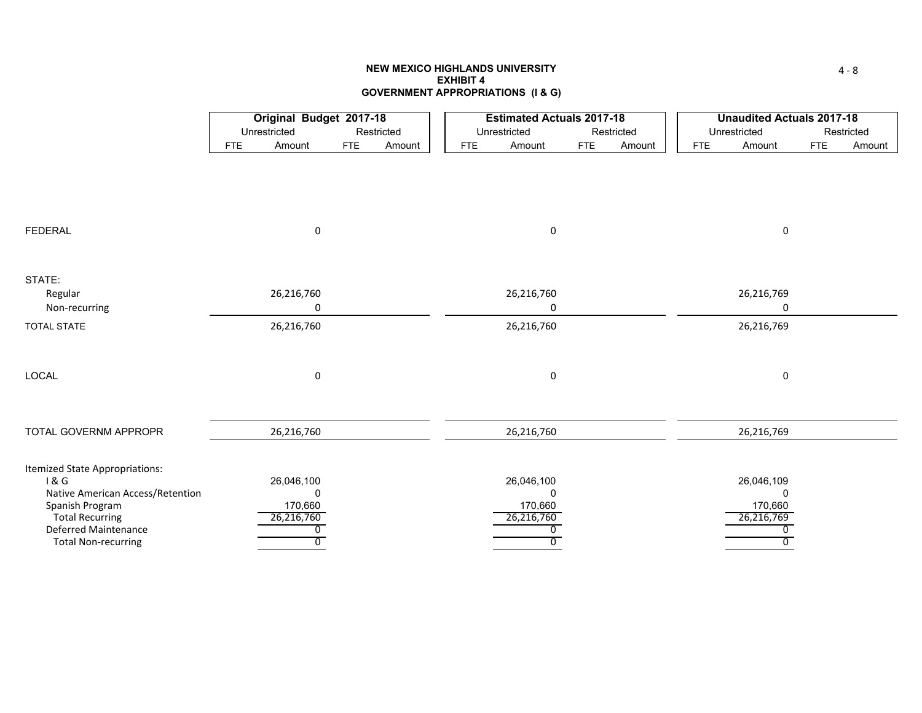# NEW MEXICO HIGHLANDS UNIVERSITY
## EXHIBIT 4
## GOVERNMENT APPROPRIATIONS (I & G)

| | Original Budget 2017-18 | | | | Estimated Actuals 2017-18 | | | | Unaudited Actuals 2017-18 | | | |
|---|---|---|---|---|---|---|---|---|---|---|---|---|
| | Unrestricted | | Restricted | | Unrestricted | | Restricted | | Unrestricted | | Restricted | |
| | FTE | Amount | FTE | Amount | FTE | Amount | FTE | Amount | FTE | Amount | FTE | Amount |
| FEDERAL | | 0 | | | | 0 | | | | 0 | | |
| STATE: | | | | | | | | | | | | |
| Regular | | 26,216,760 | | | | 26,216,760 | | | | 26,216,769 | | |
| Non-recurring | | 0 | | | | 0 | | | | 0 | | |
| TOTAL STATE | | 26,216,760 | | | | 26,216,760 | | | | 26,216,769 | | |
| LOCAL | | 0 | | | | 0 | | | | 0 | | |
| TOTAL GOVERNM APPROPR | | 26,216,760 | | | | 26,216,760 | | | | 26,216,769 | | |
| Itemized State Appropriations: | | | | | | | | | | | | |
| I & G | | 26,046,100 | | | | 26,046,100 | | | | 26,046,109 | | |
| Native American Access/Retention | | 0 | | | | 0 | | | | 0 | | |
| Spanish Program | | 170,660 | | | | 170,660 | | | | 170,660 | | |
| Total Recurring | | 26,216,760 | | | | 26,216,760 | | | | 26,216,769 | | |
| Deferred Maintenance | | 0 | | | | 0 | | | | 0 | | |
| Total Non-recurring | | 0 | | | | 0 | | | | 0 | | |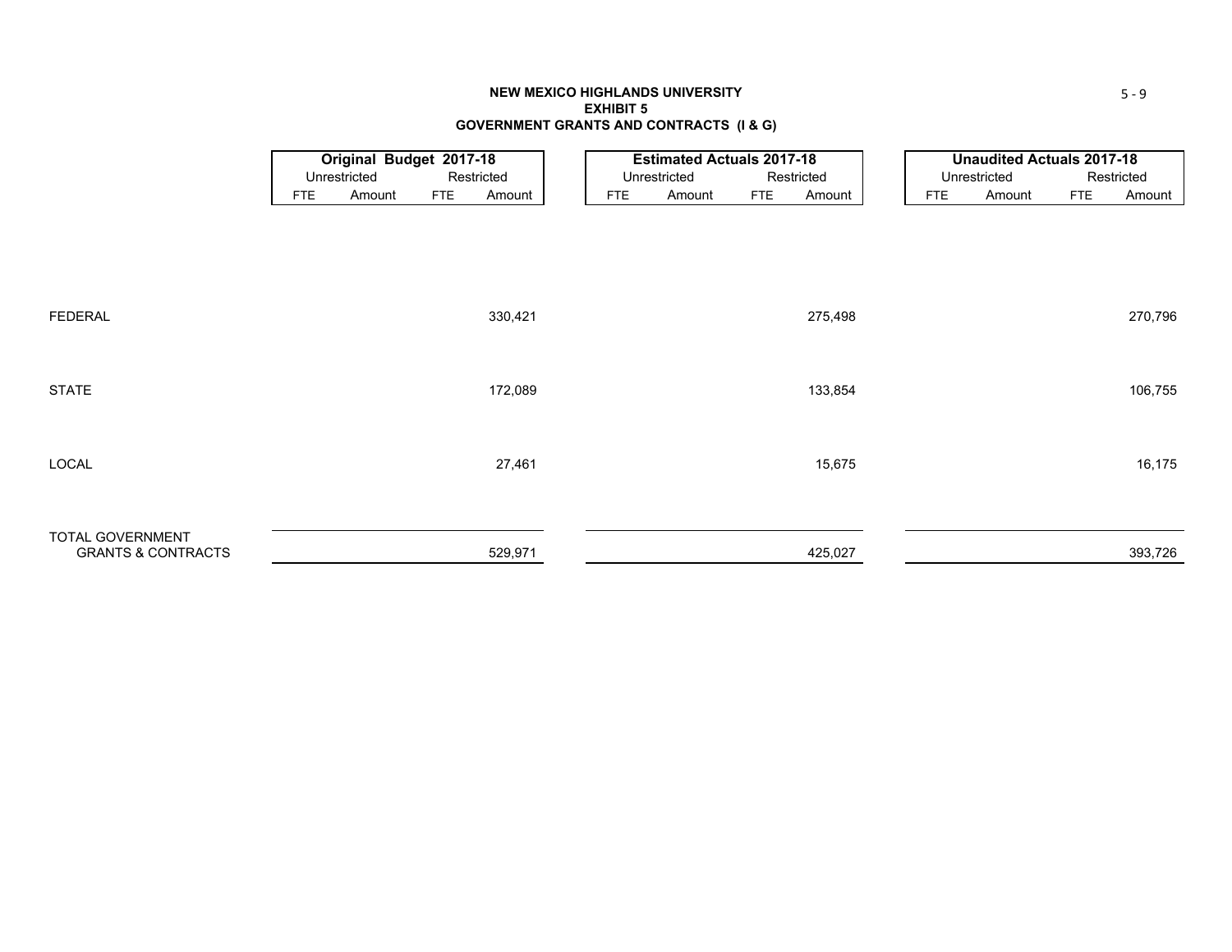# NEW MEXICO HIGHLANDS UNIVERSITY
## EXHIBIT 5
## GOVERNMENT GRANTS AND CONTRACTS (I & G)

| | **Original Budget 2017-18** | | | | **Estimated Actuals 2017-18** | | | | **Unaudited Actuals 2017-18** | | | |
|---|---|---|---|---|---|---|---|---|---|---|---|---|
| | Unrestricted | | Restricted | | Unrestricted | | Restricted | | Unrestricted | | Restricted | |
| | FTE | Amount | FTE | Amount | FTE | Amount | FTE | Amount | FTE | Amount | FTE | Amount |
| FEDERAL | | | | 330,421 | | | | 275,498 | | | | 270,796 |
| STATE | | | | 172,089 | | | | 133,854 | | | | 106,755 |
| LOCAL | | | | 27,461 | | | | 15,675 | | | | 16,175 |
| TOTAL GOVERNMENT GRANTS & CONTRACTS | | | | 529,971 | | | | 425,027 | | | | 393,726 |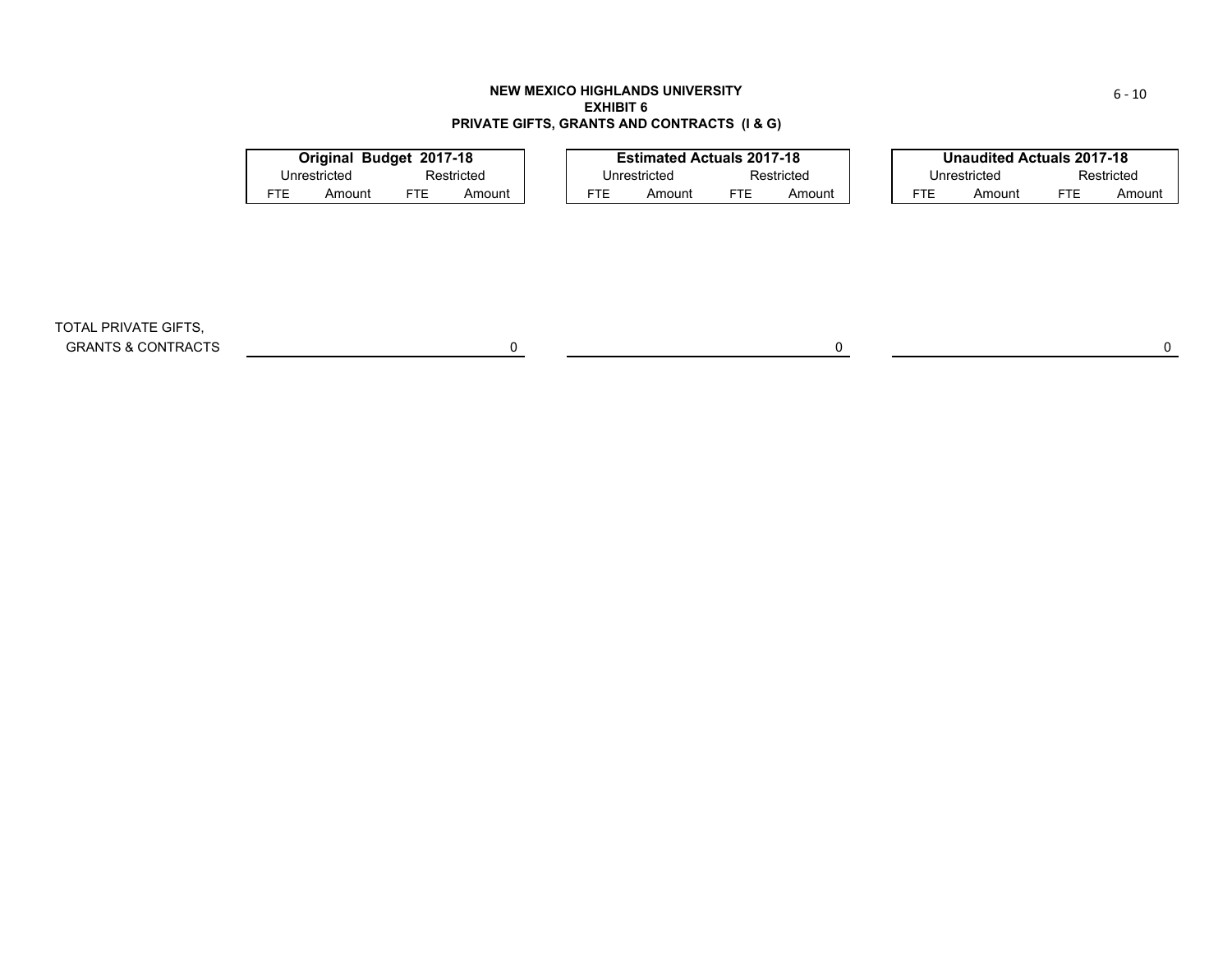**NEW MEXICO HIGHLANDS UNIVERSITY**
**EXHIBIT 6**
**PRIVATE GIFTS, GRANTS AND CONTRACTS (I & G)**

| | **Original Budget 2017-18** | | | | **Estimated Actuals 2017-18** | | | | **Unaudited Actuals 2017-18** | | | |
|---|---|---|---|---|---|---|---|---|---|---|---|---|
| | Unrestricted | | Restricted | | Unrestricted | | Restricted | | Unrestricted | | Restricted | |
| | FTE | Amount | FTE | Amount | FTE | Amount | FTE | Amount | FTE | Amount | FTE | Amount |
| TOTAL PRIVATE GIFTS, GRANTS & CONTRACTS | | | | 0 | | | | 0 | | | | 0 |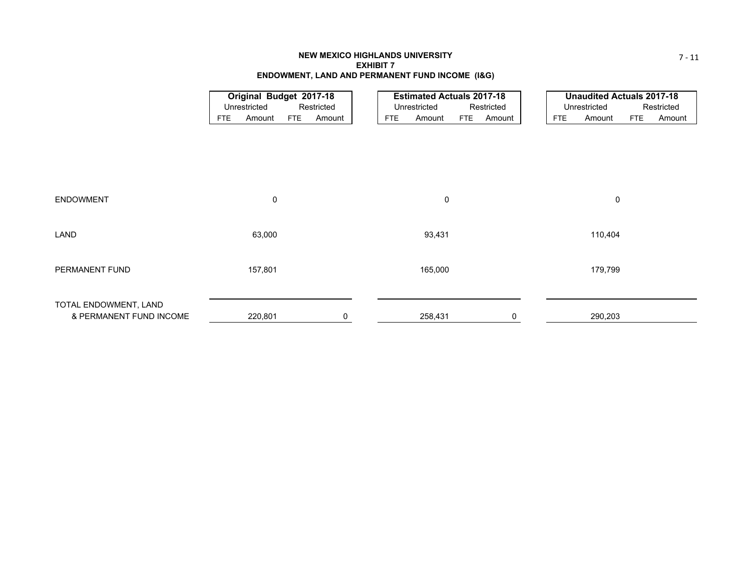**NEW MEXICO HIGHLANDS UNIVERSITY**
**EXHIBIT 7**
**ENDOWMENT, LAND AND PERMANENT FUND INCOME (I&G)**

| | Original Budget 2017-18 | | | | Estimated Actuals 2017-18 | | | | Unaudited Actuals 2017-18 | | | |
|---|---|---|---|---|---|---|---|---|---|---|---|---|
| | Unrestricted | | Restricted | | Unrestricted | | Restricted | | Unrestricted | | Restricted | |
| | FTE | Amount | FTE | Amount | FTE | Amount | FTE | Amount | FTE | Amount | FTE | Amount |
| ENDOWMENT | | 0 | | | | 0 | | | | 0 | | |
| LAND | | 63,000 | | | | 93,431 | | | | 110,404 | | |
| PERMANENT FUND | | 157,801 | | | | 165,000 | | | | 179,799 | | |
| TOTAL ENDOWMENT, LAND & PERMANENT FUND INCOME | | 220,801 | | 0 | | 258,431 | | 0 | | 290,203 | | |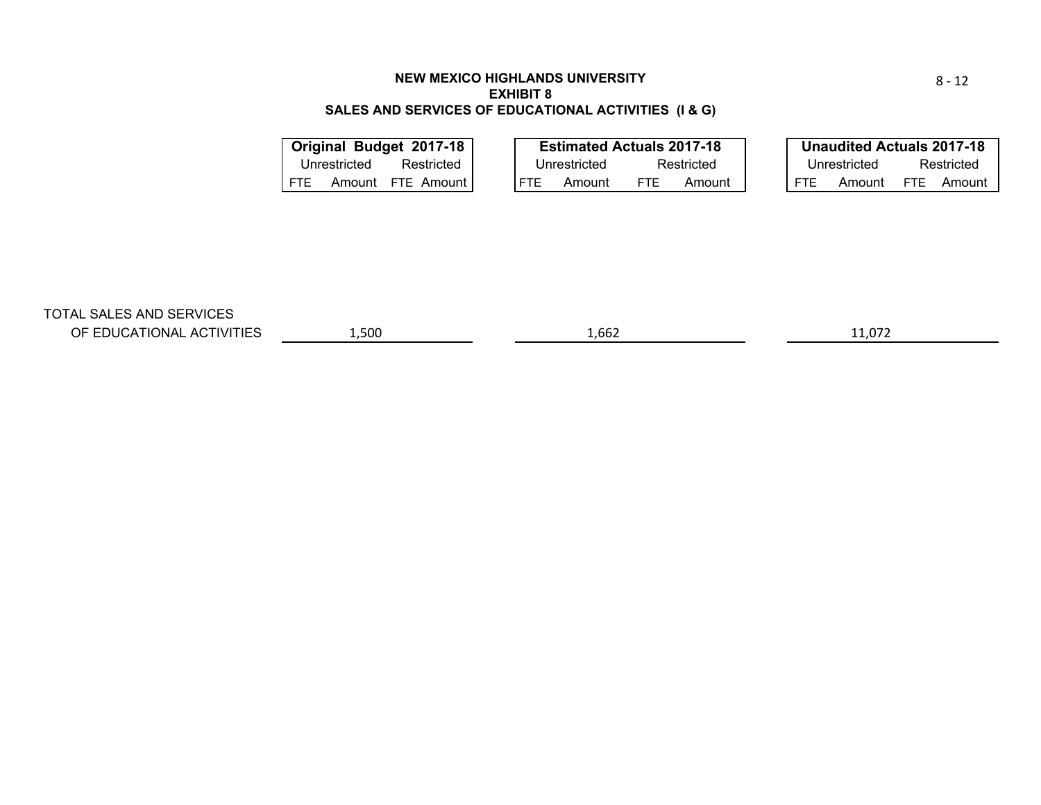**NEW MEXICO HIGHLANDS UNIVERSITY**
**EXHIBIT 8**
**SALES AND SERVICES OF EDUCATIONAL ACTIVITIES (I & G)**

| | **Original Budget 2017-18** | | | | **Estimated Actuals 2017-18** | | | | **Unaudited Actuals 2017-18** | | | |
|---|---|---|---|---|---|---|---|---|---|---|---|---|
| | Unrestricted | | Restricted | | Unrestricted | | Restricted | | Unrestricted | | Restricted | |
| | FTE | Amount | FTE | Amount | FTE | Amount | FTE | Amount | FTE | Amount | FTE | Amount |
| TOTAL SALES AND SERVICES OF EDUCATIONAL ACTIVITIES | | 1,500 | | | | 1,662 | | | | 11,072 | | |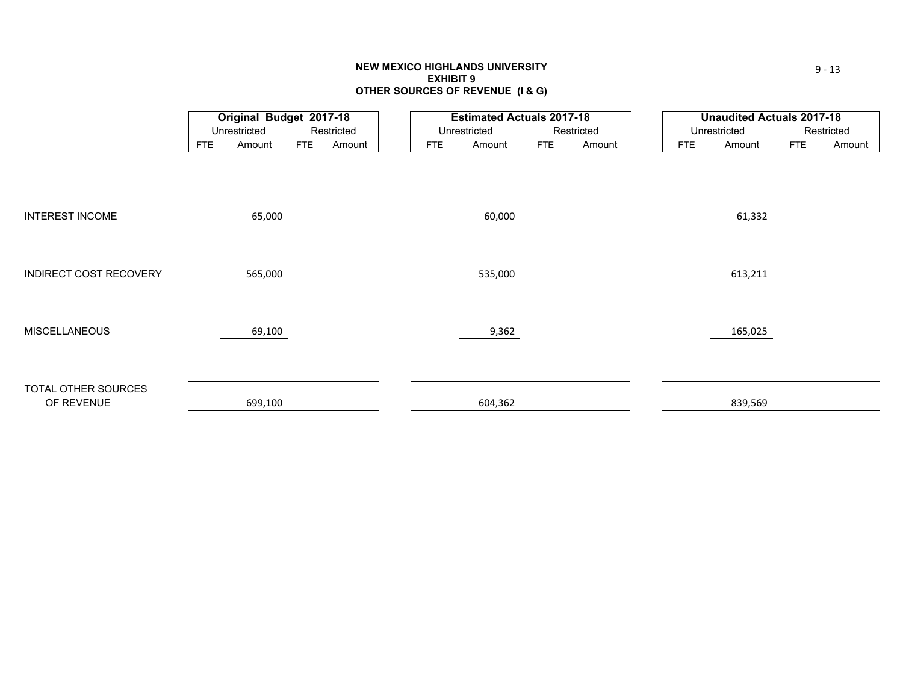# NEW MEXICO HIGHLANDS UNIVERSITY
## EXHIBIT 9
## OTHER SOURCES OF REVENUE (I & G)

| | Original Budget 2017-18 | | | | Estimated Actuals 2017-18 | | | | Unaudited Actuals 2017-18 | | | |
|---|---|---|---|---|---|---|---|---|---|---|---|---|
| | Unrestricted | | Restricted | | Unrestricted | | Restricted | | Unrestricted | | Restricted | |
| | FTE | Amount | FTE | Amount | FTE | Amount | FTE | Amount | FTE | Amount | FTE | Amount |
| INTEREST INCOME | | 65,000 | | | | 60,000 | | | | 61,332 | | |
| INDIRECT COST RECOVERY | | 565,000 | | | | 535,000 | | | | 613,211 | | |
| MISCELLANEOUS | | 69,100 | | | | 9,362 | | | | 165,025 | | |
| TOTAL OTHER SOURCES OF REVENUE | | 699,100 | | | | 604,362 | | | | 839,569 | | |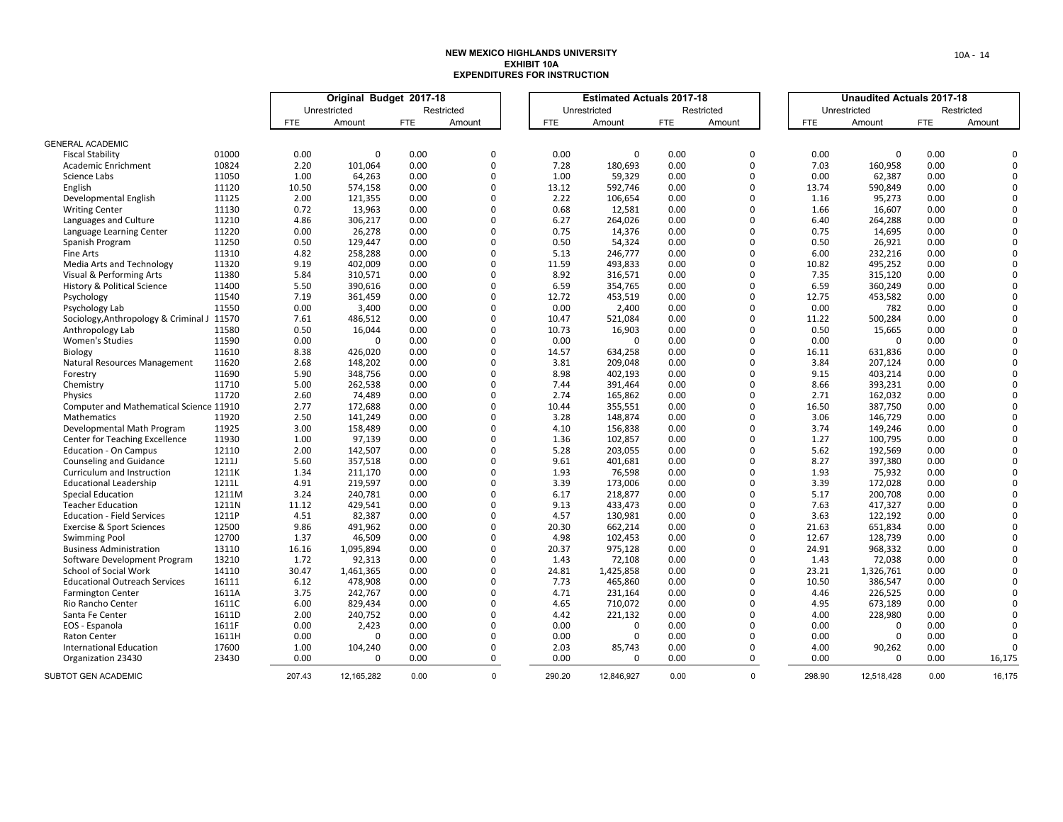# NEW MEXICO HIGHLANDS UNIVERSITY
## EXHIBIT 10A
## EXPENDITURES FOR INSTRUCTION

| | | Original Budget 2017-18 | | | | Estimated Actuals 2017-18 | | | | Unaudited Actuals 2017-18 | | | |
|---|---|---|---|---|---|---|---|---|---|---|---|---|---|
| | | Unrestricted | | Restricted | | Unrestricted | | Restricted | | Unrestricted | | Restricted | |
| | | FTE | Amount | FTE | Amount | FTE | Amount | FTE | Amount | FTE | Amount | FTE | Amount |
| GENERAL ACADEMIC | | | | | | | | | | | | | |
| Fiscal Stability | 01000 | 0.00 | 0 | 0.00 | 0 | 0.00 | 0 | 0.00 | 0 | 0.00 | 0 | 0.00 | 0 |
| Academic Enrichment | 10824 | 2.20 | 101,064 | 0.00 | 0 | 7.28 | 180,693 | 0.00 | 0 | 7.03 | 160,958 | 0.00 | 0 |
| Science Labs | 11050 | 1.00 | 64,263 | 0.00 | 0 | 1.00 | 59,329 | 0.00 | 0 | 0.00 | 62,387 | 0.00 | 0 |
| English | 11120 | 10.50 | 574,158 | 0.00 | 0 | 13.12 | 592,746 | 0.00 | 0 | 13.74 | 590,849 | 0.00 | 0 |
| Developmental English | 11125 | 2.00 | 121,355 | 0.00 | 0 | 2.22 | 106,654 | 0.00 | 0 | 1.16 | 95,273 | 0.00 | 0 |
| Writing Center | 11130 | 0.72 | 13,963 | 0.00 | 0 | 0.68 | 12,581 | 0.00 | 0 | 1.66 | 16,607 | 0.00 | 0 |
| Languages and Culture | 11210 | 4.86 | 306,217 | 0.00 | 0 | 6.27 | 264,026 | 0.00 | 0 | 6.40 | 264,288 | 0.00 | 0 |
| Language Learning Center | 11220 | 0.00 | 26,278 | 0.00 | 0 | 0.75 | 14,376 | 0.00 | 0 | 0.75 | 14,695 | 0.00 | 0 |
| Spanish Program | 11250 | 0.50 | 129,447 | 0.00 | 0 | 0.50 | 54,324 | 0.00 | 0 | 0.50 | 26,921 | 0.00 | 0 |
| Fine Arts | 11310 | 4.82 | 258,288 | 0.00 | 0 | 5.13 | 246,777 | 0.00 | 0 | 6.00 | 232,216 | 0.00 | 0 |
| Media Arts and Technology | 11320 | 9.19 | 402,009 | 0.00 | 0 | 11.59 | 493,833 | 0.00 | 0 | 10.82 | 495,252 | 0.00 | 0 |
| Visual & Performing Arts | 11380 | 5.84 | 310,571 | 0.00 | 0 | 8.92 | 316,571 | 0.00 | 0 | 7.35 | 315,120 | 0.00 | 0 |
| History & Political Science | 11400 | 5.50 | 390,616 | 0.00 | 0 | 6.59 | 354,765 | 0.00 | 0 | 6.59 | 360,249 | 0.00 | 0 |
| Psychology | 11540 | 7.19 | 361,459 | 0.00 | 0 | 12.72 | 453,519 | 0.00 | 0 | 12.75 | 453,582 | 0.00 | 0 |
| Psychology Lab | 11550 | 0.00 | 3,400 | 0.00 | 0 | 0.00 | 2,400 | 0.00 | 0 | 0.00 | 782 | 0.00 | 0 |
| Sociology,Anthropology & Criminal J | 11570 | 7.61 | 486,512 | 0.00 | 0 | 10.47 | 521,084 | 0.00 | 0 | 11.22 | 500,284 | 0.00 | 0 |
| Anthropology Lab | 11580 | 0.50 | 16,044 | 0.00 | 0 | 10.73 | 16,903 | 0.00 | 0 | 0.50 | 15,665 | 0.00 | 0 |
| Women's Studies | 11590 | 0.00 | 0 | 0.00 | 0 | 0.00 | 0 | 0.00 | 0 | 0.00 | 0 | 0.00 | 0 |
| Biology | 11610 | 8.38 | 426,020 | 0.00 | 0 | 14.57 | 634,258 | 0.00 | 0 | 16.11 | 631,836 | 0.00 | 0 |
| Natural Resources Management | 11620 | 2.68 | 148,202 | 0.00 | 0 | 3.81 | 209,048 | 0.00 | 0 | 3.84 | 207,124 | 0.00 | 0 |
| Forestry | 11690 | 5.90 | 348,756 | 0.00 | 0 | 8.98 | 402,193 | 0.00 | 0 | 9.15 | 403,214 | 0.00 | 0 |
| Chemistry | 11710 | 5.00 | 262,538 | 0.00 | 0 | 7.44 | 391,464 | 0.00 | 0 | 8.66 | 393,231 | 0.00 | 0 |
| Physics | 11720 | 2.60 | 74,489 | 0.00 | 0 | 2.74 | 165,862 | 0.00 | 0 | 2.71 | 162,032 | 0.00 | 0 |
| Computer and Mathematical Science | 11910 | 2.77 | 172,688 | 0.00 | 0 | 10.44 | 355,551 | 0.00 | 0 | 16.50 | 387,750 | 0.00 | 0 |
| Mathematics | 11920 | 2.50 | 141,249 | 0.00 | 0 | 3.28 | 148,874 | 0.00 | 0 | 3.06 | 146,729 | 0.00 | 0 |
| Developmental Math Program | 11925 | 3.00 | 158,489 | 0.00 | 0 | 4.10 | 156,838 | 0.00 | 0 | 3.74 | 149,246 | 0.00 | 0 |
| Center for Teaching Excellence | 11930 | 1.00 | 97,139 | 0.00 | 0 | 1.36 | 102,857 | 0.00 | 0 | 1.27 | 100,795 | 0.00 | 0 |
| Education - On Campus | 12110 | 2.00 | 142,507 | 0.00 | 0 | 5.28 | 203,055 | 0.00 | 0 | 5.62 | 192,569 | 0.00 | 0 |
| Counseling and Guidance | 1211J | 5.60 | 357,518 | 0.00 | 0 | 9.61 | 401,681 | 0.00 | 0 | 8.27 | 397,380 | 0.00 | 0 |
| Curriculum and Instruction | 1211K | 1.34 | 211,170 | 0.00 | 0 | 1.93 | 76,598 | 0.00 | 0 | 1.93 | 75,932 | 0.00 | 0 |
| Educational Leadership | 1211L | 4.91 | 219,597 | 0.00 | 0 | 3.39 | 173,006 | 0.00 | 0 | 3.39 | 172,028 | 0.00 | 0 |
| Special Education | 1211M | 3.24 | 240,781 | 0.00 | 0 | 6.17 | 218,877 | 0.00 | 0 | 5.17 | 200,708 | 0.00 | 0 |
| Teacher Education | 1211N | 11.12 | 429,541 | 0.00 | 0 | 9.13 | 433,473 | 0.00 | 0 | 7.63 | 417,327 | 0.00 | 0 |
| Education - Field Services | 1211P | 4.51 | 82,387 | 0.00 | 0 | 4.57 | 130,981 | 0.00 | 0 | 3.63 | 122,192 | 0.00 | 0 |
| Exercise & Sport Sciences | 12500 | 9.86 | 491,962 | 0.00 | 0 | 20.30 | 662,214 | 0.00 | 0 | 21.63 | 651,834 | 0.00 | 0 |
| Swimming Pool | 12700 | 1.37 | 46,509 | 0.00 | 0 | 4.98 | 102,453 | 0.00 | 0 | 12.67 | 128,739 | 0.00 | 0 |
| Business Administration | 13110 | 16.16 | 1,095,894 | 0.00 | 0 | 20.37 | 975,128 | 0.00 | 0 | 24.91 | 968,332 | 0.00 | 0 |
| Software Development Program | 13210 | 1.72 | 92,313 | 0.00 | 0 | 1.43 | 72,108 | 0.00 | 0 | 1.43 | 72,038 | 0.00 | 0 |
| School of Social Work | 14110 | 30.47 | 1,461,365 | 0.00 | 0 | 24.81 | 1,425,858 | 0.00 | 0 | 23.21 | 1,326,761 | 0.00 | 0 |
| Educational Outreach Services | 16111 | 6.12 | 478,908 | 0.00 | 0 | 7.73 | 465,860 | 0.00 | 0 | 10.50 | 386,547 | 0.00 | 0 |
| Farmington Center | 1611A | 3.75 | 242,767 | 0.00 | 0 | 4.71 | 231,164 | 0.00 | 0 | 4.46 | 226,525 | 0.00 | 0 |
| Rio Rancho Center | 1611C | 6.00 | 829,434 | 0.00 | 0 | 4.65 | 710,072 | 0.00 | 0 | 4.95 | 673,189 | 0.00 | 0 |
| Santa Fe Center | 1611D | 2.00 | 240,752 | 0.00 | 0 | 4.42 | 221,132 | 0.00 | 0 | 4.00 | 228,980 | 0.00 | 0 |
| EOS - Espanola | 1611F | 0.00 | 2,423 | 0.00 | 0 | 0.00 | 0 | 0.00 | 0 | 0.00 | 0 | 0.00 | 0 |
| Raton Center | 1611H | 0.00 | 0 | 0.00 | 0 | 0.00 | 0 | 0.00 | 0 | 0.00 | 0 | 0.00 | 0 |
| International Education | 17600 | 1.00 | 104,240 | 0.00 | 0 | 2.03 | 85,743 | 0.00 | 0 | 4.00 | 90,262 | 0.00 | 0 |
| Organization 23430 | 23430 | 0.00 | 0 | 0.00 | 0 | 0.00 | 0 | 0.00 | 0 | 0.00 | 0 | 0.00 | 16,175 |
| SUBTOT GEN ACADEMIC | | 207.43 | 12,165,282 | 0.00 | 0 | 290.20 | 12,846,927 | 0.00 | 0 | 298.90 | 12,518,428 | 0.00 | 16,175 |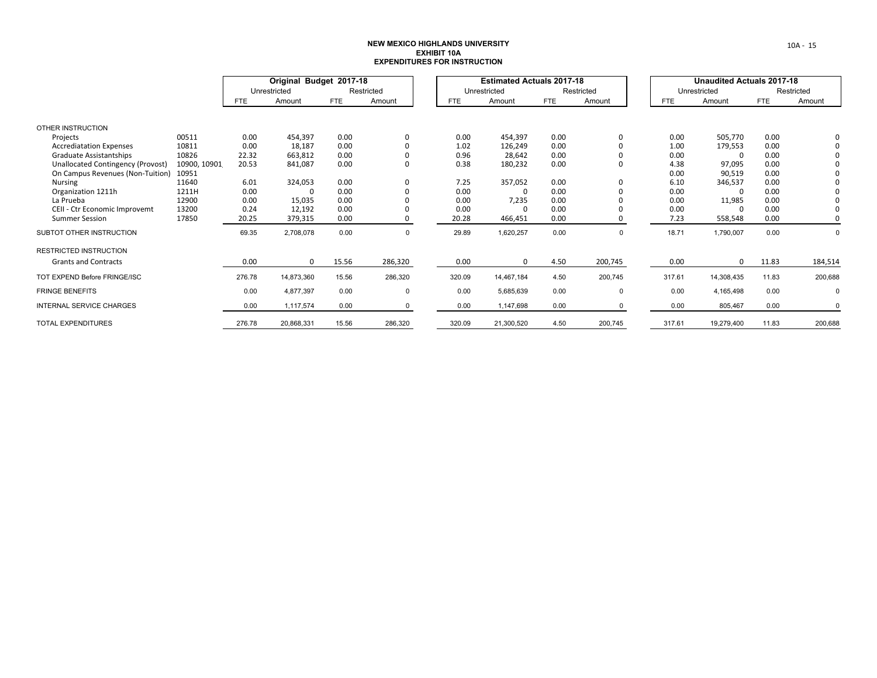# NEW MEXICO HIGHLANDS UNIVERSITY
## EXHIBIT 10A
## EXPENDITURES FOR INSTRUCTION

| | | Original Budget 2017-18 | | | | Estimated Actuals 2017-18 | | | | Unaudited Actuals 2017-18 | | | |
|---|---|---|---|---|---|---|---|---|---|---|---|---|---|
| | | Unrestricted | | Restricted | | Unrestricted | | Restricted | | Unrestricted | | Restricted | |
| | | FTE | Amount | FTE | Amount | FTE | Amount | FTE | Amount | FTE | Amount | FTE | Amount |
| OTHER INSTRUCTION | | | | | | | | | | | | | |
| Projects | 00511 | 0.00 | 454,397 | 0.00 | 0 | 0.00 | 454,397 | 0.00 | 0 | 0.00 | 505,770 | 0.00 | 0 |
| Accrediatation Expenses | 10811 | 0.00 | 18,187 | 0.00 | 0 | 1.02 | 126,249 | 0.00 | 0 | 1.00 | 179,553 | 0.00 | 0 |
| Graduate Assistantships | 10826 | 22.32 | 663,812 | 0.00 | 0 | 0.96 | 28,642 | 0.00 | 0 | 0.00 | 0 | 0.00 | 0 |
| Unallocated Contingency (Provost) | 10900, 10901 | 20.53 | 841,087 | 0.00 | 0 | 0.38 | 180,232 | 0.00 | 0 | 4.38 | 97,095 | 0.00 | 0 |
| On Campus Revenues (Non-Tuition) | 10951 | | | | | | | | | 0.00 | 90,519 | 0.00 | 0 |
| Nursing | 11640 | 6.01 | 324,053 | 0.00 | 0 | 7.25 | 357,052 | 0.00 | 0 | 6.10 | 346,537 | 0.00 | 0 |
| Organization 1211h | 1211H | 0.00 | 0 | 0.00 | 0 | 0.00 | 0 | 0.00 | 0 | 0.00 | 0 | 0.00 | 0 |
| La Prueba | 12900 | 0.00 | 15,035 | 0.00 | 0 | 0.00 | 7,235 | 0.00 | 0 | 0.00 | 11,985 | 0.00 | 0 |
| CEII - Ctr Economic Improvemt | 13200 | 0.24 | 12,192 | 0.00 | 0 | 0.00 | 0 | 0.00 | 0 | 0.00 | 0 | 0.00 | 0 |
| Summer Session | 17850 | 20.25 | 379,315 | 0.00 | 0 | 20.28 | 466,451 | 0.00 | 0 | 7.23 | 558,548 | 0.00 | 0 |
| SUBTOT OTHER INSTRUCTION | | 69.35 | 2,708,078 | 0.00 | 0 | 29.89 | 1,620,257 | 0.00 | 0 | 18.71 | 1,790,007 | 0.00 | 0 |
| RESTRICTED INSTRUCTION | | | | | | | | | | | | | |
| Grants and Contracts | | 0.00 | 0 | 15.56 | 286,320 | 0.00 | 0 | 4.50 | 200,745 | 0.00 | 0 | 11.83 | 184,514 |
| TOT EXPEND Before FRINGE/ISC | | 276.78 | 14,873,360 | 15.56 | 286,320 | 320.09 | 14,467,184 | 4.50 | 200,745 | 317.61 | 14,308,435 | 11.83 | 200,688 |
| FRINGE BENEFITS | | 0.00 | 4,877,397 | 0.00 | 0 | 0.00 | 5,685,639 | 0.00 | 0 | 0.00 | 4,165,498 | 0.00 | 0 |
| INTERNAL SERVICE CHARGES | | 0.00 | 1,117,574 | 0.00 | 0 | 0.00 | 1,147,698 | 0.00 | 0 | 0.00 | 805,467 | 0.00 | 0 |
| TOTAL EXPENDITURES | | 276.78 | 20,868,331 | 15.56 | 286,320 | 320.09 | 21,300,520 | 4.50 | 200,745 | 317.61 | 19,279,400 | 11.83 | 200,688 |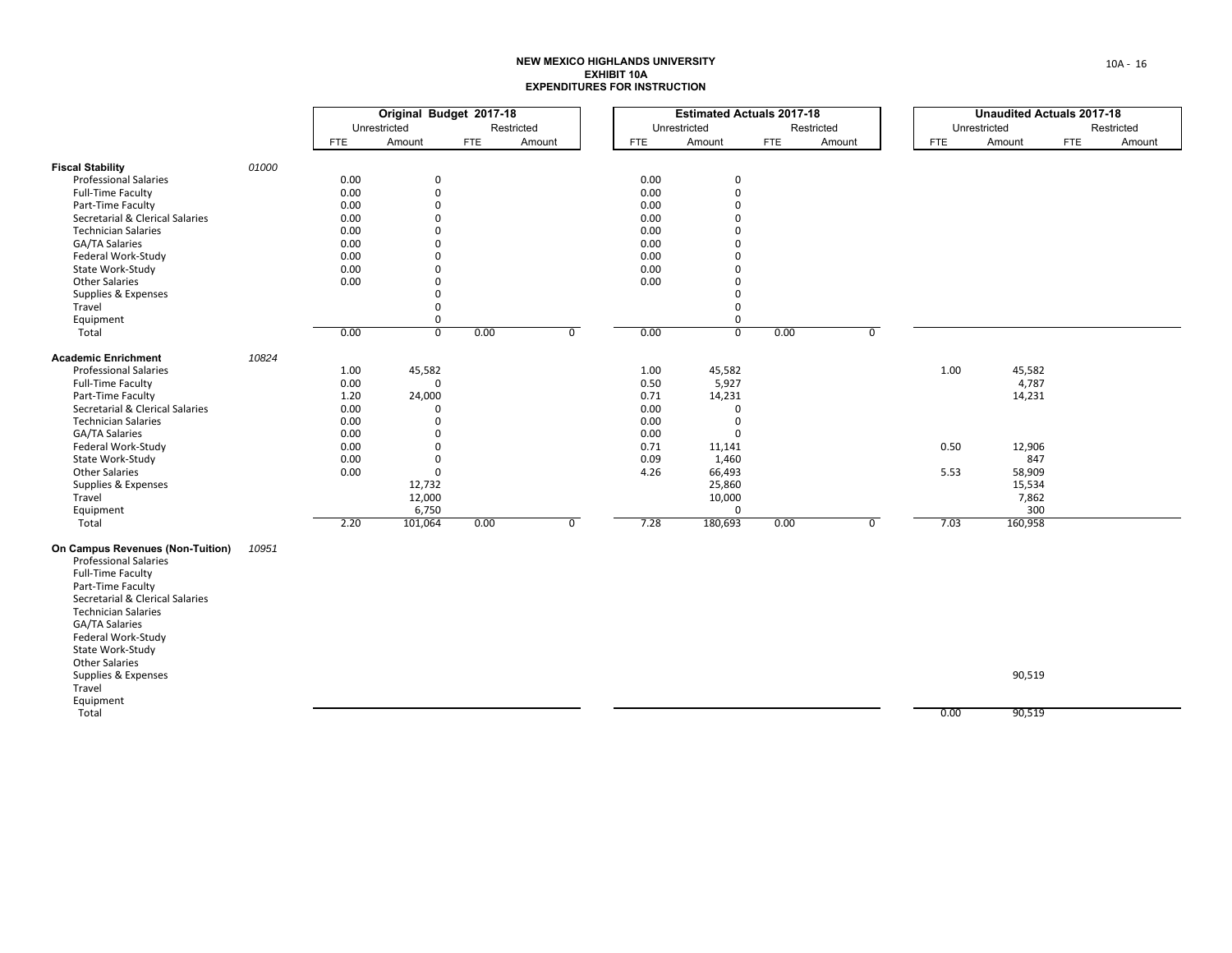# NEW MEXICO HIGHLANDS UNIVERSITY
## EXHIBIT 10A
## EXPENDITURES FOR INSTRUCTION

| | | Original Budget 2017-18 | | | | Estimated Actuals 2017-18 | | | | Unaudited Actuals 2017-18 | | | |
|---|---|---|---|---|---|---|---|---|---|---|---|---|---|
| | | Unrestricted | | Restricted | | Unrestricted | | Restricted | | Unrestricted | | Restricted | |
| | | FTE | Amount | FTE | Amount | FTE | Amount | FTE | Amount | FTE | Amount | FTE | Amount |
| **Fiscal Stability** | *01000* | | | | | | | | | | | | |
| Professional Salaries | | 0.00 | 0 | | | 0.00 | 0 | | | | | | |
| Full-Time Faculty | | 0.00 | 0 | | | 0.00 | 0 | | | | | | |
| Part-Time Faculty | | 0.00 | 0 | | | 0.00 | 0 | | | | | | |
| Secretarial & Clerical Salaries | | 0.00 | 0 | | | 0.00 | 0 | | | | | | |
| Technician Salaries | | 0.00 | 0 | | | 0.00 | 0 | | | | | | |
| GA/TA Salaries | | 0.00 | 0 | | | 0.00 | 0 | | | | | | |
| Federal Work-Study | | 0.00 | 0 | | | 0.00 | 0 | | | | | | |
| State Work-Study | | 0.00 | 0 | | | 0.00 | 0 | | | | | | |
| Other Salaries | | 0.00 | 0 | | | 0.00 | 0 | | | | | | |
| Supplies & Expenses | | | 0 | | | | 0 | | | | | | |
| Travel | | | 0 | | | | 0 | | | | | | |
| Equipment | | | 0 | | | | 0 | | | | | | |
| Total | | 0.00 | 0 | 0.00 | 0 | 0.00 | 0 | 0.00 | 0 | | | | |
| **Academic Enrichment** | *10824* | | | | | | | | | | | | |
| Professional Salaries | | 1.00 | 45,582 | | | 1.00 | 45,582 | | | 1.00 | 45,582 | | |
| Full-Time Faculty | | 0.00 | 0 | | | 0.50 | 5,927 | | | | 4,787 | | |
| Part-Time Faculty | | 1.20 | 24,000 | | | 0.71 | 14,231 | | | | 14,231 | | |
| Secretarial & Clerical Salaries | | 0.00 | 0 | | | 0.00 | 0 | | | | | | |
| Technician Salaries | | 0.00 | 0 | | | 0.00 | 0 | | | | | | |
| GA/TA Salaries | | 0.00 | 0 | | | 0.00 | 0 | | | | | | |
| Federal Work-Study | | 0.00 | 0 | | | 0.71 | 11,141 | | | 0.50 | 12,906 | | |
| State Work-Study | | 0.00 | 0 | | | 0.09 | 1,460 | | | | 847 | | |
| Other Salaries | | 0.00 | 0 | | | 4.26 | 66,493 | | | 5.53 | 58,909 | | |
| Supplies & Expenses | | | 12,732 | | | | 25,860 | | | | 15,534 | | |
| Travel | | | 12,000 | | | | 10,000 | | | | 7,862 | | |
| Equipment | | | 6,750 | | | | 0 | | | | 300 | | |
| Total | | 2.20 | 101,064 | 0.00 | 0 | 7.28 | 180,693 | 0.00 | 0 | 7.03 | 160,958 | | |
| **On Campus Revenues (Non-Tuition)** | *10951* | | | | | | | | | | | | |
| Professional Salaries | | | | | | | | | | | | | |
| Full-Time Faculty | | | | | | | | | | | | | |
| Part-Time Faculty | | | | | | | | | | | | | |
| Secretarial & Clerical Salaries | | | | | | | | | | | | | |
| Technician Salaries | | | | | | | | | | | | | |
| GA/TA Salaries | | | | | | | | | | | | | |
| Federal Work-Study | | | | | | | | | | | | | |
| State Work-Study | | | | | | | | | | | | | |
| Other Salaries | | | | | | | | | | | | | |
| Supplies & Expenses | | | | | | | | | | | 90,519 | | |
| Travel | | | | | | | | | | | | | |
| Equipment | | | | | | | | | | | | | |
| Total | | | | | | | | | | 0.00 | 90,519 | | |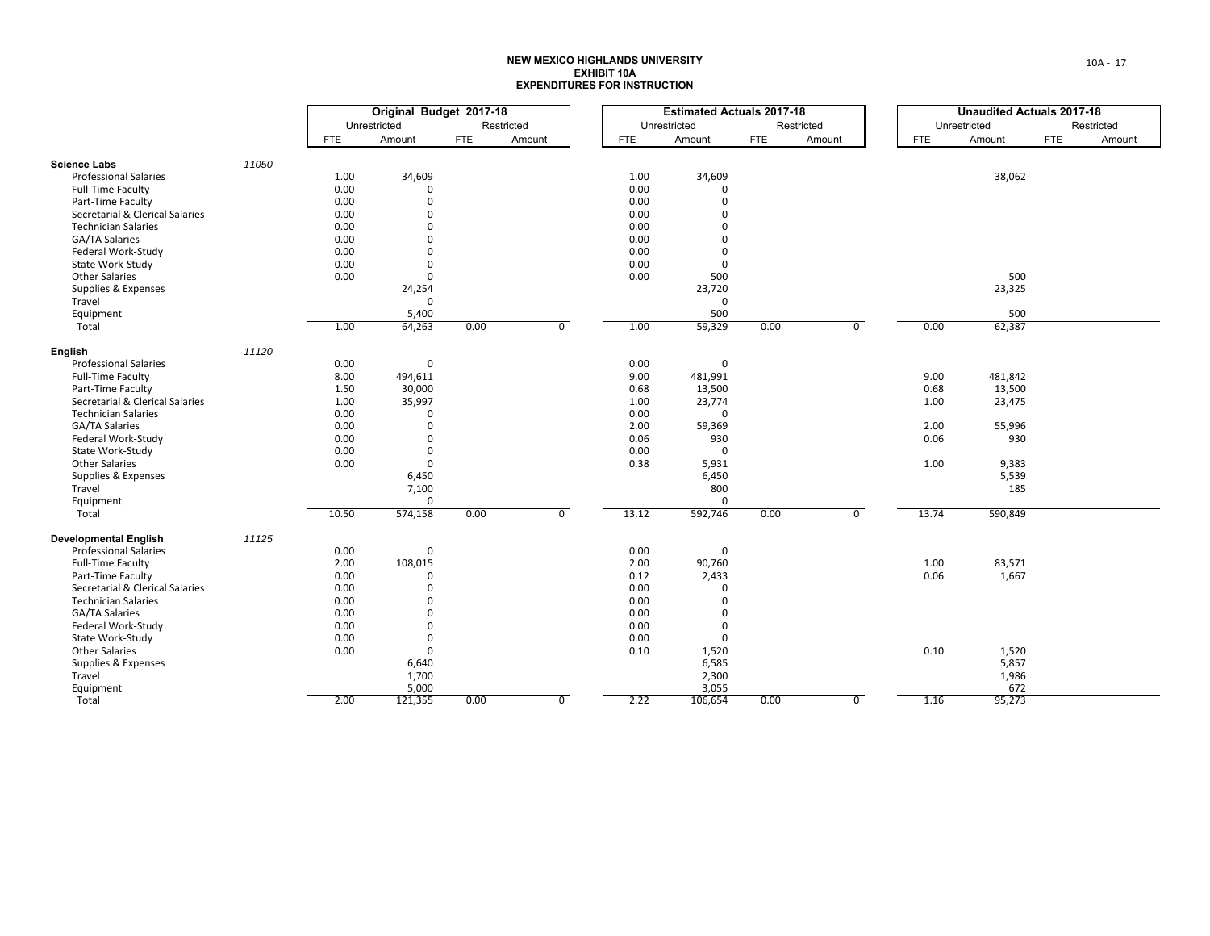# NEW MEXICO HIGHLANDS UNIVERSITY
## EXHIBIT 10A
## EXPENDITURES FOR INSTRUCTION

| | | Original Budget 2017-18 | | | | Estimated Actuals 2017-18 | | | | Unaudited Actuals 2017-18 | | | |
|---|---|---|---|---|---|---|---|---|---|---|---|---|---|
| | | Unrestricted | | Restricted | | Unrestricted | | Restricted | | Unrestricted | | Restricted | |
| | | FTE | Amount | FTE | Amount | FTE | Amount | FTE | Amount | FTE | Amount | FTE | Amount |
| **Science Labs** | *11050* | | | | | | | | | | | | |
| Professional Salaries | | 1.00 | 34,609 | | | 1.00 | 34,609 | | | | 38,062 | | |
| Full-Time Faculty | | 0.00 | 0 | | | 0.00 | 0 | | | | | | |
| Part-Time Faculty | | 0.00 | 0 | | | 0.00 | 0 | | | | | | |
| Secretarial & Clerical Salaries | | 0.00 | 0 | | | 0.00 | 0 | | | | | | |
| Technician Salaries | | 0.00 | 0 | | | 0.00 | 0 | | | | | | |
| GA/TA Salaries | | 0.00 | 0 | | | 0.00 | 0 | | | | | | |
| Federal Work-Study | | 0.00 | 0 | | | 0.00 | 0 | | | | | | |
| State Work-Study | | 0.00 | 0 | | | 0.00 | 0 | | | | | | |
| Other Salaries | | 0.00 | 0 | | | 0.00 | 500 | | | | 500 | | |
| Supplies & Expenses | | | 24,254 | | | | 23,720 | | | | 23,325 | | |
| Travel | | | 0 | | | | 0 | | | | | | |
| Equipment | | | 5,400 | | | | 500 | | | | 500 | | |
| Total | | 1.00 | 64,263 | 0.00 | 0 | 1.00 | 59,329 | 0.00 | 0 | 0.00 | 62,387 | | |
| **English** | *11120* | | | | | | | | | | | | |
| Professional Salaries | | 0.00 | 0 | | | 0.00 | 0 | | | | | | |
| Full-Time Faculty | | 8.00 | 494,611 | | | 9.00 | 481,991 | | | 9.00 | 481,842 | | |
| Part-Time Faculty | | 1.50 | 30,000 | | | 0.68 | 13,500 | | | 0.68 | 13,500 | | |
| Secretarial & Clerical Salaries | | 1.00 | 35,997 | | | 1.00 | 23,774 | | | 1.00 | 23,475 | | |
| Technician Salaries | | 0.00 | 0 | | | 0.00 | 0 | | | | | | |
| GA/TA Salaries | | 0.00 | 0 | | | 2.00 | 59,369 | | | 2.00 | 55,996 | | |
| Federal Work-Study | | 0.00 | 0 | | | 0.06 | 930 | | | 0.06 | 930 | | |
| State Work-Study | | 0.00 | 0 | | | 0.00 | 0 | | | | | | |
| Other Salaries | | 0.00 | 0 | | | 0.38 | 5,931 | | | 1.00 | 9,383 | | |
| Supplies & Expenses | | | 6,450 | | | | 6,450 | | | | 5,539 | | |
| Travel | | | 7,100 | | | | 800 | | | | 185 | | |
| Equipment | | | 0 | | | | 0 | | | | | | |
| Total | | 10.50 | 574,158 | 0.00 | 0 | 13.12 | 592,746 | 0.00 | 0 | 13.74 | 590,849 | | |
| **Developmental English** | *11125* | | | | | | | | | | | | |
| Professional Salaries | | 0.00 | 0 | | | 0.00 | 0 | | | | | | |
| Full-Time Faculty | | 2.00 | 108,015 | | | 2.00 | 90,760 | | | 1.00 | 83,571 | | |
| Part-Time Faculty | | 0.00 | 0 | | | 0.12 | 2,433 | | | 0.06 | 1,667 | | |
| Secretarial & Clerical Salaries | | 0.00 | 0 | | | 0.00 | 0 | | | | | | |
| Technician Salaries | | 0.00 | 0 | | | 0.00 | 0 | | | | | | |
| GA/TA Salaries | | 0.00 | 0 | | | 0.00 | 0 | | | | | | |
| Federal Work-Study | | 0.00 | 0 | | | 0.00 | 0 | | | | | | |
| State Work-Study | | 0.00 | 0 | | | 0.00 | 0 | | | | | | |
| Other Salaries | | 0.00 | 0 | | | 0.10 | 1,520 | | | 0.10 | 1,520 | | |
| Supplies & Expenses | | | 6,640 | | | | 6,585 | | | | 5,857 | | |
| Travel | | | 1,700 | | | | 2,300 | | | | 1,986 | | |
| Equipment | | | 5,000 | | | | 3,055 | | | | 672 | | |
| Total | | 2.00 | 121,355 | 0.00 | 0 | 2.22 | 106,654 | 0.00 | 0 | 1.16 | 95,273 | | |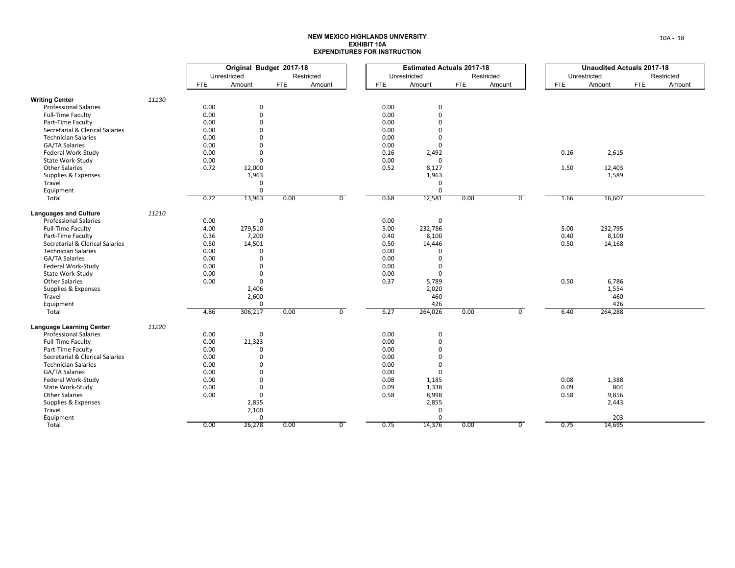**NEW MEXICO HIGHLANDS UNIVERSITY**
**EXHIBIT 10A**
**EXPENDITURES FOR INSTRUCTION**

| | | Original Budget 2017-18 | | | | Estimated Actuals 2017-18 | | | | Unaudited Actuals 2017-18 | | | |
|---|---|---|---|---|---|---|---|---|---|---|---|---|---|
| | | Unrestricted | | Restricted | | Unrestricted | | Restricted | | Unrestricted | | Restricted | |
| | | FTE | Amount | FTE | Amount | FTE | Amount | FTE | Amount | FTE | Amount | FTE | Amount |
| **Writing Center** | *11130* | | | | | | | | | | | | |
| Professional Salaries | | 0.00 | 0 | | | 0.00 | 0 | | | | | | |
| Full-Time Faculty | | 0.00 | 0 | | | 0.00 | 0 | | | | | | |
| Part-Time Faculty | | 0.00 | 0 | | | 0.00 | 0 | | | | | | |
| Secretarial & Clerical Salaries | | 0.00 | 0 | | | 0.00 | 0 | | | | | | |
| Technician Salaries | | 0.00 | 0 | | | 0.00 | 0 | | | | | | |
| GA/TA Salaries | | 0.00 | 0 | | | 0.00 | 0 | | | | | | |
| Federal Work-Study | | 0.00 | 0 | | | 0.16 | 2,492 | | | 0.16 | 2,615 | | |
| State Work-Study | | 0.00 | 0 | | | 0.00 | 0 | | | | | | |
| Other Salaries | | 0.72 | 12,000 | | | 0.52 | 8,127 | | | 1.50 | 12,403 | | |
| Supplies & Expenses | | | 1,963 | | | | 1,963 | | | | 1,589 | | |
| Travel | | | 0 | | | | 0 | | | | | | |
| Equipment | | | 0 | | | | 0 | | | | | | |
| Total | | 0.72 | 13,963 | 0.00 | 0 | 0.68 | 12,581 | 0.00 | 0 | 1.66 | 16,607 | | |
| **Languages and Culture** | *11210* | | | | | | | | | | | | |
| Professional Salaries | | 0.00 | 0 | | | 0.00 | 0 | | | | | | |
| Full-Time Faculty | | 4.00 | 279,510 | | | 5.00 | 232,786 | | | 5.00 | 232,795 | | |
| Part-Time Faculty | | 0.36 | 7,200 | | | 0.40 | 8,100 | | | 0.40 | 8,100 | | |
| Secretarial & Clerical Salaries | | 0.50 | 14,501 | | | 0.50 | 14,446 | | | 0.50 | 14,168 | | |
| Technician Salaries | | 0.00 | 0 | | | 0.00 | 0 | | | | | | |
| GA/TA Salaries | | 0.00 | 0 | | | 0.00 | 0 | | | | | | |
| Federal Work-Study | | 0.00 | 0 | | | 0.00 | 0 | | | | | | |
| State Work-Study | | 0.00 | 0 | | | 0.00 | 0 | | | | | | |
| Other Salaries | | 0.00 | 0 | | | 0.37 | 5,789 | | | 0.50 | 6,786 | | |
| Supplies & Expenses | | | 2,406 | | | | 2,020 | | | | 1,554 | | |
| Travel | | | 2,600 | | | | 460 | | | | 460 | | |
| Equipment | | | 0 | | | | 426 | | | | 426 | | |
| Total | | 4.86 | 306,217 | 0.00 | 0 | 6.27 | 264,026 | 0.00 | 0 | 6.40 | 264,288 | | |
| **Language Learning Center** | *11220* | | | | | | | | | | | | |
| Professional Salaries | | 0.00 | 0 | | | 0.00 | 0 | | | | | | |
| Full-Time Faculty | | 0.00 | 21,323 | | | 0.00 | 0 | | | | | | |
| Part-Time Faculty | | 0.00 | 0 | | | 0.00 | 0 | | | | | | |
| Secretarial & Clerical Salaries | | 0.00 | 0 | | | 0.00 | 0 | | | | | | |
| Technician Salaries | | 0.00 | 0 | | | 0.00 | 0 | | | | | | |
| GA/TA Salaries | | 0.00 | 0 | | | 0.00 | 0 | | | | | | |
| Federal Work-Study | | 0.00 | 0 | | | 0.08 | 1,185 | | | 0.08 | 1,388 | | |
| State Work-Study | | 0.00 | 0 | | | 0.09 | 1,338 | | | 0.09 | 804 | | |
| Other Salaries | | 0.00 | 0 | | | 0.58 | 8,998 | | | 0.58 | 9,856 | | |
| Supplies & Expenses | | | 2,855 | | | | 2,855 | | | | 2,443 | | |
| Travel | | | 2,100 | | | | 0 | | | | | | |
| Equipment | | | 0 | | | | 0 | | | | 203 | | |
| Total | | 0.00 | 26,278 | 0.00 | 0 | 0.75 | 14,376 | 0.00 | 0 | 0.75 | 14,695 | | |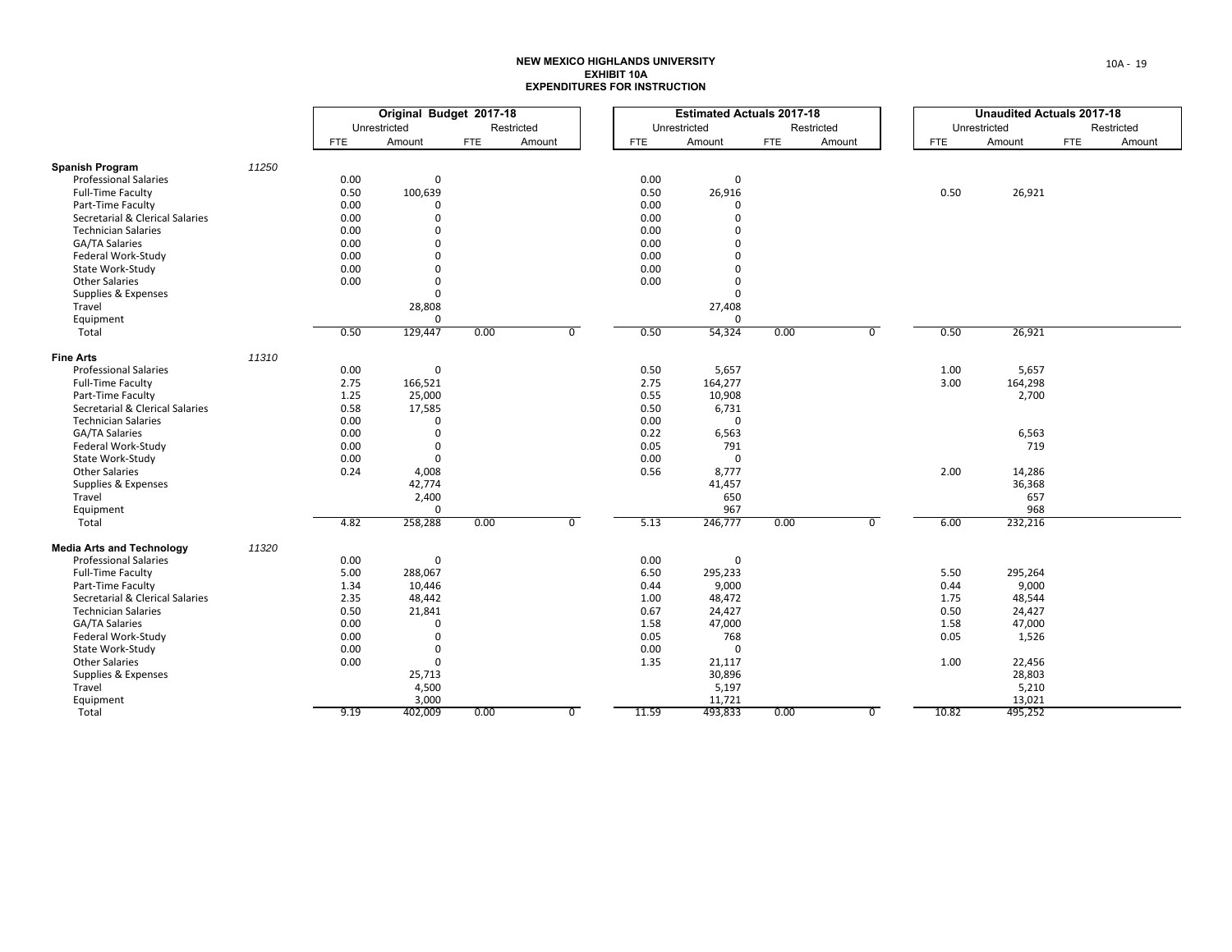# NEW MEXICO HIGHLANDS UNIVERSITY
## EXHIBIT 10A
## EXPENDITURES FOR INSTRUCTION

| | | Original Budget 2017-18 | | | | Estimated Actuals 2017-18 | | | | Unaudited Actuals 2017-18 | | | |
|---|---|---|---|---|---|---|---|---|---|---|---|---|---|
| | | Unrestricted | | Restricted | | Unrestricted | | Restricted | | Unrestricted | | Restricted | |
| | | FTE | Amount | FTE | Amount | FTE | Amount | FTE | Amount | FTE | Amount | FTE | Amount |
| **Spanish Program** | 11250 | | | | | | | | | | | | |
| Professional Salaries | | 0.00 | 0 | | | 0.00 | 0 | | | | | | |
| Full-Time Faculty | | 0.50 | 100,639 | | | 0.50 | 26,916 | | | 0.50 | 26,921 | | |
| Part-Time Faculty | | 0.00 | 0 | | | 0.00 | 0 | | | | | | |
| Secretarial & Clerical Salaries | | 0.00 | 0 | | | 0.00 | 0 | | | | | | |
| Technician Salaries | | 0.00 | 0 | | | 0.00 | 0 | | | | | | |
| GA/TA Salaries | | 0.00 | 0 | | | 0.00 | 0 | | | | | | |
| Federal Work-Study | | 0.00 | 0 | | | 0.00 | 0 | | | | | | |
| State Work-Study | | 0.00 | 0 | | | 0.00 | 0 | | | | | | |
| Other Salaries | | 0.00 | 0 | | | 0.00 | 0 | | | | | | |
| Supplies & Expenses | | | 0 | | | | 0 | | | | | | |
| Travel | | | 28,808 | | | | 27,408 | | | | | | |
| Equipment | | | 0 | | | | 0 | | | | | | |
| Total | | 0.50 | 129,447 | 0.00 | 0 | 0.50 | 54,324 | 0.00 | 0 | 0.50 | 26,921 | | |
| **Fine Arts** | 11310 | | | | | | | | | | | | |
| Professional Salaries | | 0.00 | 0 | | | 0.50 | 5,657 | | | 1.00 | 5,657 | | |
| Full-Time Faculty | | 2.75 | 166,521 | | | 2.75 | 164,277 | | | 3.00 | 164,298 | | |
| Part-Time Faculty | | 1.25 | 25,000 | | | 0.55 | 10,908 | | | | 2,700 | | |
| Secretarial & Clerical Salaries | | 0.58 | 17,585 | | | 0.50 | 6,731 | | | | | | |
| Technician Salaries | | 0.00 | 0 | | | 0.00 | 0 | | | | | | |
| GA/TA Salaries | | 0.00 | 0 | | | 0.22 | 6,563 | | | | 6,563 | | |
| Federal Work-Study | | 0.00 | 0 | | | 0.05 | 791 | | | | 719 | | |
| State Work-Study | | 0.00 | 0 | | | 0.00 | 0 | | | | | | |
| Other Salaries | | 0.24 | 4,008 | | | 0.56 | 8,777 | | | 2.00 | 14,286 | | |
| Supplies & Expenses | | | 42,774 | | | | 41,457 | | | | 36,368 | | |
| Travel | | | 2,400 | | | | 650 | | | | 657 | | |
| Equipment | | | 0 | | | | 967 | | | | 968 | | |
| Total | | 4.82 | 258,288 | 0.00 | 0 | 5.13 | 246,777 | 0.00 | 0 | 6.00 | 232,216 | | |
| **Media Arts and Technology** | 11320 | | | | | | | | | | | | |
| Professional Salaries | | 0.00 | 0 | | | 0.00 | 0 | | | | | | |
| Full-Time Faculty | | 5.00 | 288,067 | | | 6.50 | 295,233 | | | 5.50 | 295,264 | | |
| Part-Time Faculty | | 1.34 | 10,446 | | | 0.44 | 9,000 | | | 0.44 | 9,000 | | |
| Secretarial & Clerical Salaries | | 2.35 | 48,442 | | | 1.00 | 48,472 | | | 1.75 | 48,544 | | |
| Technician Salaries | | 0.50 | 21,841 | | | 0.67 | 24,427 | | | 0.50 | 24,427 | | |
| GA/TA Salaries | | 0.00 | 0 | | | 1.58 | 47,000 | | | 1.58 | 47,000 | | |
| Federal Work-Study | | 0.00 | 0 | | | 0.05 | 768 | | | 0.05 | 1,526 | | |
| State Work-Study | | 0.00 | 0 | | | 0.00 | 0 | | | | | | |
| Other Salaries | | 0.00 | 0 | | | 1.35 | 21,117 | | | 1.00 | 22,456 | | |
| Supplies & Expenses | | | 25,713 | | | | 30,896 | | | | 28,803 | | |
| Travel | | | 4,500 | | | | 5,197 | | | | 5,210 | | |
| Equipment | | | 3,000 | | | | 11,721 | | | | 13,021 | | |
| Total | | 9.19 | 402,009 | 0.00 | 0 | 11.59 | 493,833 | 0.00 | 0 | 10.82 | 495,252 | | |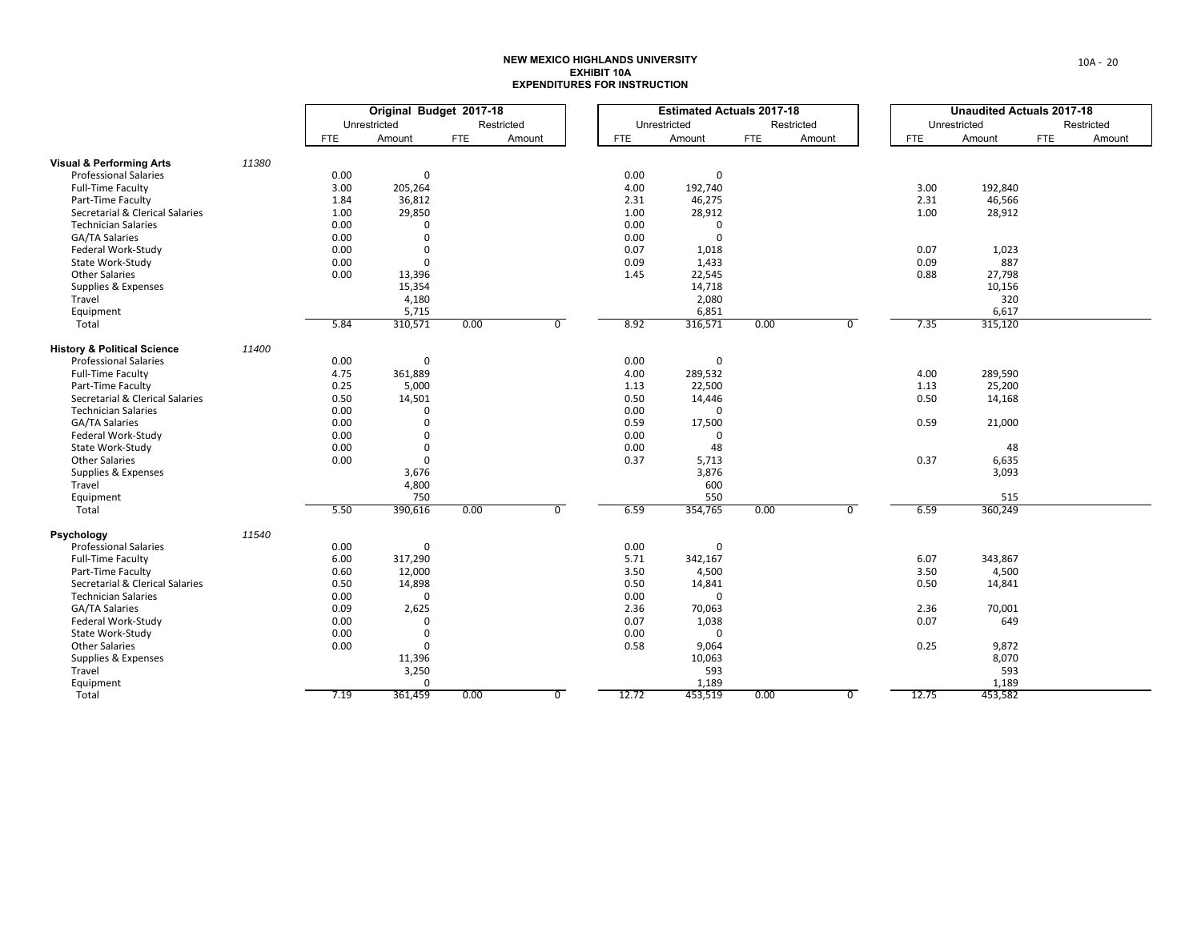# NEW MEXICO HIGHLANDS UNIVERSITY
## EXHIBIT 10A
## EXPENDITURES FOR INSTRUCTION

| | | Original Budget 2017-18 | | | | Estimated Actuals 2017-18 | | | | Unaudited Actuals 2017-18 | | | |
|---|---|---|---|---|---|---|---|---|---|---|---|---|---|
| | | Unrestricted | | Restricted | | Unrestricted | | Restricted | | Unrestricted | | Restricted | |
| | | FTE | Amount | FTE | Amount | FTE | Amount | FTE | Amount | FTE | Amount | FTE | Amount |
| **Visual & Performing Arts** | 11380 | | | | | | | | | | | | |
| Professional Salaries | | 0.00 | 0 | | | 0.00 | 0 | | | | | | |
| Full-Time Faculty | | 3.00 | 205,264 | | | 4.00 | 192,740 | | | 3.00 | 192,840 | | |
| Part-Time Faculty | | 1.84 | 36,812 | | | 2.31 | 46,275 | | | 2.31 | 46,566 | | |
| Secretarial & Clerical Salaries | | 1.00 | 29,850 | | | 1.00 | 28,912 | | | 1.00 | 28,912 | | |
| Technician Salaries | | 0.00 | 0 | | | 0.00 | 0 | | | | | | |
| GA/TA Salaries | | 0.00 | 0 | | | 0.00 | 0 | | | | | | |
| Federal Work-Study | | 0.00 | 0 | | | 0.07 | 1,018 | | | 0.07 | 1,023 | | |
| State Work-Study | | 0.00 | 0 | | | 0.09 | 1,433 | | | 0.09 | 887 | | |
| Other Salaries | | 0.00 | 13,396 | | | 1.45 | 22,545 | | | 0.88 | 27,798 | | |
| Supplies & Expenses | | | 15,354 | | | | 14,718 | | | | 10,156 | | |
| Travel | | | 4,180 | | | | 2,080 | | | | 320 | | |
| Equipment | | | 5,715 | | | | 6,851 | | | | 6,617 | | |
| Total | | 5.84 | 310,571 | 0.00 | 0 | 8.92 | 316,571 | 0.00 | 0 | 7.35 | 315,120 | | |
| **History & Political Science** | 11400 | | | | | | | | | | | | |
| Professional Salaries | | 0.00 | 0 | | | 0.00 | 0 | | | | | | |
| Full-Time Faculty | | 4.75 | 361,889 | | | 4.00 | 289,532 | | | 4.00 | 289,590 | | |
| Part-Time Faculty | | 0.25 | 5,000 | | | 1.13 | 22,500 | | | 1.13 | 25,200 | | |
| Secretarial & Clerical Salaries | | 0.50 | 14,501 | | | 0.50 | 14,446 | | | 0.50 | 14,168 | | |
| Technician Salaries | | 0.00 | 0 | | | 0.00 | 0 | | | | | | |
| GA/TA Salaries | | 0.00 | 0 | | | 0.59 | 17,500 | | | 0.59 | 21,000 | | |
| Federal Work-Study | | 0.00 | 0 | | | 0.00 | 0 | | | | | | |
| State Work-Study | | 0.00 | 0 | | | 0.00 | 48 | | | | 48 | | |
| Other Salaries | | 0.00 | 0 | | | 0.37 | 5,713 | | | 0.37 | 6,635 | | |
| Supplies & Expenses | | | 3,676 | | | | 3,876 | | | | 3,093 | | |
| Travel | | | 4,800 | | | | 600 | | | | | | |
| Equipment | | | 750 | | | | 550 | | | | 515 | | |
| Total | | 5.50 | 390,616 | 0.00 | 0 | 6.59 | 354,765 | 0.00 | 0 | 6.59 | 360,249 | | |
| **Psychology** | 11540 | | | | | | | | | | | | |
| Professional Salaries | | 0.00 | 0 | | | 0.00 | 0 | | | | | | |
| Full-Time Faculty | | 6.00 | 317,290 | | | 5.71 | 342,167 | | | 6.07 | 343,867 | | |
| Part-Time Faculty | | 0.60 | 12,000 | | | 3.50 | 4,500 | | | 3.50 | 4,500 | | |
| Secretarial & Clerical Salaries | | 0.50 | 14,898 | | | 0.50 | 14,841 | | | 0.50 | 14,841 | | |
| Technician Salaries | | 0.00 | 0 | | | 0.00 | 0 | | | | | | |
| GA/TA Salaries | | 0.09 | 2,625 | | | 2.36 | 70,063 | | | 2.36 | 70,001 | | |
| Federal Work-Study | | 0.00 | 0 | | | 0.07 | 1,038 | | | 0.07 | 649 | | |
| State Work-Study | | 0.00 | 0 | | | 0.00 | 0 | | | | | | |
| Other Salaries | | 0.00 | 0 | | | 0.58 | 9,064 | | | 0.25 | 9,872 | | |
| Supplies & Expenses | | | 11,396 | | | | 10,063 | | | | 8,070 | | |
| Travel | | | 3,250 | | | | 593 | | | | 593 | | |
| Equipment | | | 0 | | | | 1,189 | | | | 1,189 | | |
| Total | | 7.19 | 361,459 | 0.00 | 0 | 12.72 | 453,519 | 0.00 | 0 | 12.75 | 453,582 | | |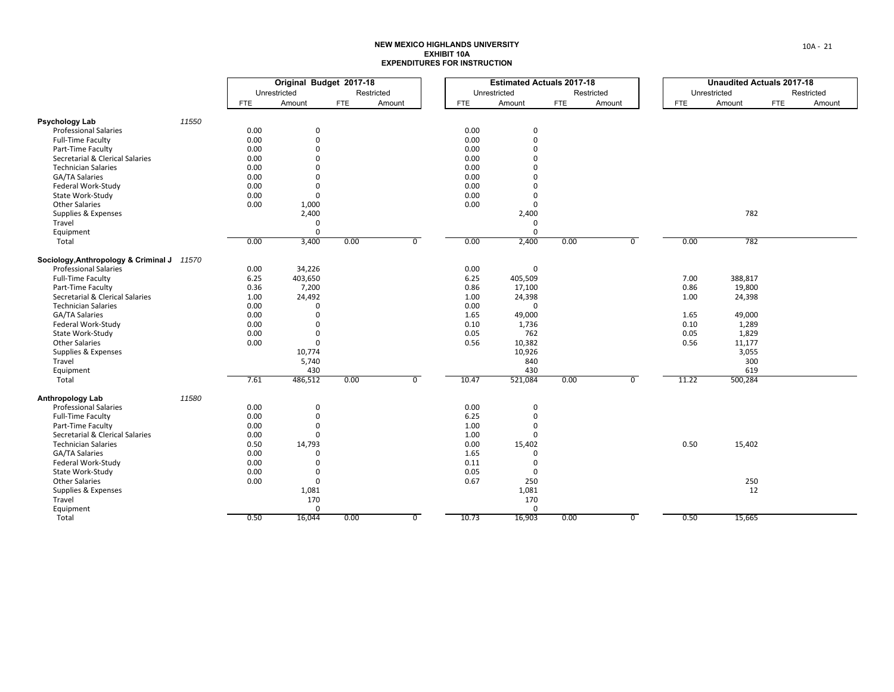# NEW MEXICO HIGHLANDS UNIVERSITY
## EXHIBIT 10A
## EXPENDITURES FOR INSTRUCTION

| | | Original Budget 2017-18 | | | | Estimated Actuals 2017-18 | | | | Unaudited Actuals 2017-18 | | | |
|---|---|---|---|---|---|---|---|---|---|---|---|---|---|
| | | Unrestricted | | Restricted | | Unrestricted | | Restricted | | Unrestricted | | Restricted | |
| | | FTE | Amount | FTE | Amount | FTE | Amount | FTE | Amount | FTE | Amount | FTE | Amount |
| **Psychology Lab** | *11550* | | | | | | | | | | | | |
| Professional Salaries | | 0.00 | 0 | | | 0.00 | 0 | | | | | | |
| Full-Time Faculty | | 0.00 | 0 | | | 0.00 | 0 | | | | | | |
| Part-Time Faculty | | 0.00 | 0 | | | 0.00 | 0 | | | | | | |
| Secretarial & Clerical Salaries | | 0.00 | 0 | | | 0.00 | 0 | | | | | | |
| Technician Salaries | | 0.00 | 0 | | | 0.00 | 0 | | | | | | |
| GA/TA Salaries | | 0.00 | 0 | | | 0.00 | 0 | | | | | | |
| Federal Work-Study | | 0.00 | 0 | | | 0.00 | 0 | | | | | | |
| State Work-Study | | 0.00 | 0 | | | 0.00 | 0 | | | | | | |
| Other Salaries | | 0.00 | 1,000 | | | 0.00 | 0 | | | | | | |
| Supplies & Expenses | | | 2,400 | | | | 2,400 | | | | 782 | | |
| Travel | | | 0 | | | | 0 | | | | | | |
| Equipment | | | 0 | | | | 0 | | | | | | |
| Total | | 0.00 | 3,400 | 0.00 | 0 | 0.00 | 2,400 | 0.00 | 0 | 0.00 | 782 | | |
| **Sociology,Anthropology & Criminal J** | *11570* | | | | | | | | | | | | |
| Professional Salaries | | 0.00 | 34,226 | | | 0.00 | 0 | | | | | | |
| Full-Time Faculty | | 6.25 | 403,650 | | | 6.25 | 405,509 | | | 7.00 | 388,817 | | |
| Part-Time Faculty | | 0.36 | 7,200 | | | 0.86 | 17,100 | | | 0.86 | 19,800 | | |
| Secretarial & Clerical Salaries | | 1.00 | 24,492 | | | 1.00 | 24,398 | | | 1.00 | 24,398 | | |
| Technician Salaries | | 0.00 | 0 | | | 0.00 | 0 | | | | | | |
| GA/TA Salaries | | 0.00 | 0 | | | 1.65 | 49,000 | | | 1.65 | 49,000 | | |
| Federal Work-Study | | 0.00 | 0 | | | 0.10 | 1,736 | | | 0.10 | 1,289 | | |
| State Work-Study | | 0.00 | 0 | | | 0.05 | 762 | | | 0.05 | 1,829 | | |
| Other Salaries | | 0.00 | 0 | | | 0.56 | 10,382 | | | 0.56 | 11,177 | | |
| Supplies & Expenses | | | 10,774 | | | | 10,926 | | | | 3,055 | | |
| Travel | | | 5,740 | | | | 840 | | | | 300 | | |
| Equipment | | | 430 | | | | 430 | | | | 619 | | |
| Total | | 7.61 | 486,512 | 0.00 | 0 | 10.47 | 521,084 | 0.00 | 0 | 11.22 | 500,284 | | |
| **Anthropology Lab** | *11580* | | | | | | | | | | | | |
| Professional Salaries | | 0.00 | 0 | | | 0.00 | 0 | | | | | | |
| Full-Time Faculty | | 0.00 | 0 | | | 6.25 | 0 | | | | | | |
| Part-Time Faculty | | 0.00 | 0 | | | 1.00 | 0 | | | | | | |
| Secretarial & Clerical Salaries | | 0.00 | 0 | | | 1.00 | 0 | | | | | | |
| Technician Salaries | | 0.50 | 14,793 | | | 0.00 | 15,402 | | | 0.50 | 15,402 | | |
| GA/TA Salaries | | 0.00 | 0 | | | 1.65 | 0 | | | | | | |
| Federal Work-Study | | 0.00 | 0 | | | 0.11 | 0 | | | | | | |
| State Work-Study | | 0.00 | 0 | | | 0.05 | 0 | | | | | | |
| Other Salaries | | 0.00 | 0 | | | 0.67 | 250 | | | | 250 | | |
| Supplies & Expenses | | | 1,081 | | | | 1,081 | | | | 12 | | |
| Travel | | | 170 | | | | 170 | | | | | | |
| Equipment | | | 0 | | | | 0 | | | | | | |
| Total | | 0.50 | 16,044 | 0.00 | 0 | 10.73 | 16,903 | 0.00 | 0 | 0.50 | 15,665 | | |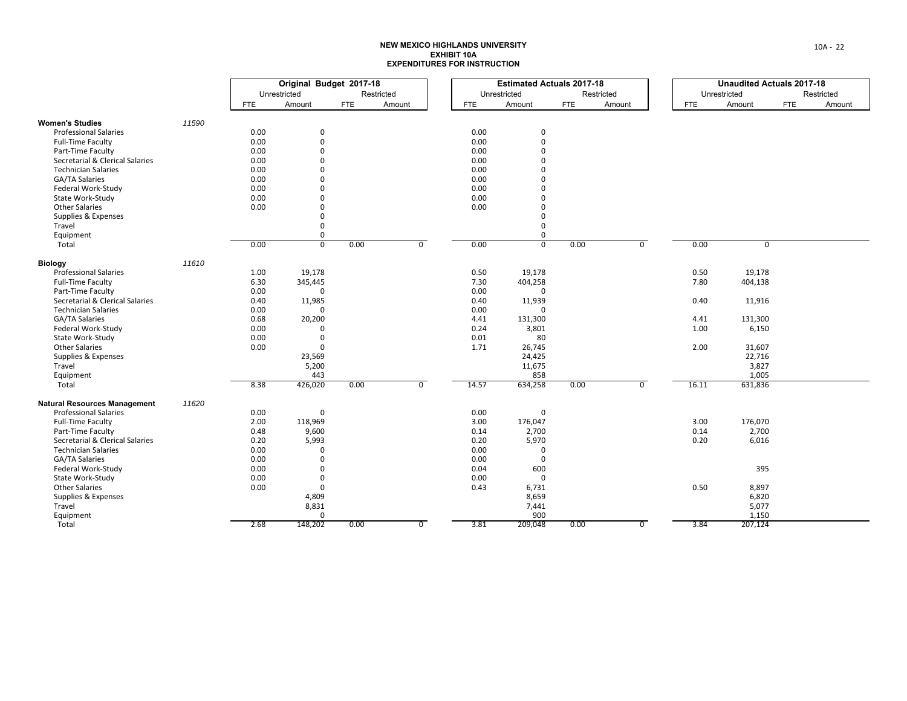# NEW MEXICO HIGHLANDS UNIVERSITY
## EXHIBIT 10A
## EXPENDITURES FOR INSTRUCTION

| | | Original Budget 2017-18 | | | | Estimated Actuals 2017-18 | | | | Unaudited Actuals 2017-18 | | | |
|---|---|---|---|---|---|---|---|---|---|---|---|---|---|
| | | Unrestricted | | Restricted | | Unrestricted | | Restricted | | Unrestricted | | Restricted | |
| | | FTE | Amount | FTE | Amount | FTE | Amount | FTE | Amount | FTE | Amount | FTE | Amount |
| **Women's Studies** | 11590 | | | | | | | | | | | | |
| Professional Salaries | | 0.00 | 0 | | | 0.00 | 0 | | | | | | |
| Full-Time Faculty | | 0.00 | 0 | | | 0.00 | 0 | | | | | | |
| Part-Time Faculty | | 0.00 | 0 | | | 0.00 | 0 | | | | | | |
| Secretarial & Clerical Salaries | | 0.00 | 0 | | | 0.00 | 0 | | | | | | |
| Technician Salaries | | 0.00 | 0 | | | 0.00 | 0 | | | | | | |
| GA/TA Salaries | | 0.00 | 0 | | | 0.00 | 0 | | | | | | |
| Federal Work-Study | | 0.00 | 0 | | | 0.00 | 0 | | | | | | |
| State Work-Study | | 0.00 | 0 | | | 0.00 | 0 | | | | | | |
| Other Salaries | | 0.00 | 0 | | | 0.00 | 0 | | | | | | |
| Supplies & Expenses | | | 0 | | | | 0 | | | | | | |
| Travel | | | 0 | | | | 0 | | | | | | |
| Equipment | | | 0 | | | | 0 | | | | | | |
| Total | | 0.00 | 0 | 0.00 | 0 | 0.00 | 0 | 0.00 | 0 | 0.00 | 0 | | |
| **Biology** | 11610 | | | | | | | | | | | | |
| Professional Salaries | | 1.00 | 19,178 | | | 0.50 | 19,178 | | | 0.50 | 19,178 | | |
| Full-Time Faculty | | 6.30 | 345,445 | | | 7.30 | 404,258 | | | 7.80 | 404,138 | | |
| Part-Time Faculty | | 0.00 | 0 | | | 0.00 | 0 | | | | | | |
| Secretarial & Clerical Salaries | | 0.40 | 11,985 | | | 0.40 | 11,939 | | | 0.40 | 11,916 | | |
| Technician Salaries | | 0.00 | 0 | | | 0.00 | 0 | | | | | | |
| GA/TA Salaries | | 0.68 | 20,200 | | | 4.41 | 131,300 | | | 4.41 | 131,300 | | |
| Federal Work-Study | | 0.00 | 0 | | | 0.24 | 3,801 | | | 1.00 | 6,150 | | |
| State Work-Study | | 0.00 | 0 | | | 0.01 | 80 | | | | | | |
| Other Salaries | | 0.00 | 0 | | | 1.71 | 26,745 | | | 2.00 | 31,607 | | |
| Supplies & Expenses | | | 23,569 | | | | 24,425 | | | | 22,716 | | |
| Travel | | | 5,200 | | | | 11,675 | | | | 3,827 | | |
| Equipment | | | 443 | | | | 858 | | | | 1,005 | | |
| Total | | 8.38 | 426,020 | 0.00 | 0 | 14.57 | 634,258 | 0.00 | 0 | 16.11 | 631,836 | | |
| **Natural Resources Management** | 11620 | | | | | | | | | | | | |
| Professional Salaries | | 0.00 | 0 | | | 0.00 | 0 | | | | | | |
| Full-Time Faculty | | 2.00 | 118,969 | | | 3.00 | 176,047 | | | 3.00 | 176,070 | | |
| Part-Time Faculty | | 0.48 | 9,600 | | | 0.14 | 2,700 | | | 0.14 | 2,700 | | |
| Secretarial & Clerical Salaries | | 0.20 | 5,993 | | | 0.20 | 5,970 | | | 0.20 | 6,016 | | |
| Technician Salaries | | 0.00 | 0 | | | 0.00 | 0 | | | | | | |
| GA/TA Salaries | | 0.00 | 0 | | | 0.00 | 0 | | | | | | |
| Federal Work-Study | | 0.00 | 0 | | | 0.04 | 600 | | | | 395 | | |
| State Work-Study | | 0.00 | 0 | | | 0.00 | 0 | | | | | | |
| Other Salaries | | 0.00 | 0 | | | 0.43 | 6,731 | | | 0.50 | 8,897 | | |
| Supplies & Expenses | | | 4,809 | | | | 8,659 | | | | 6,820 | | |
| Travel | | | 8,831 | | | | 7,441 | | | | 5,077 | | |
| Equipment | | | 0 | | | | 900 | | | | 1,150 | | |
| Total | | 2.68 | 148,202 | 0.00 | 0 | 3.81 | 209,048 | 0.00 | 0 | 3.84 | 207,124 | | |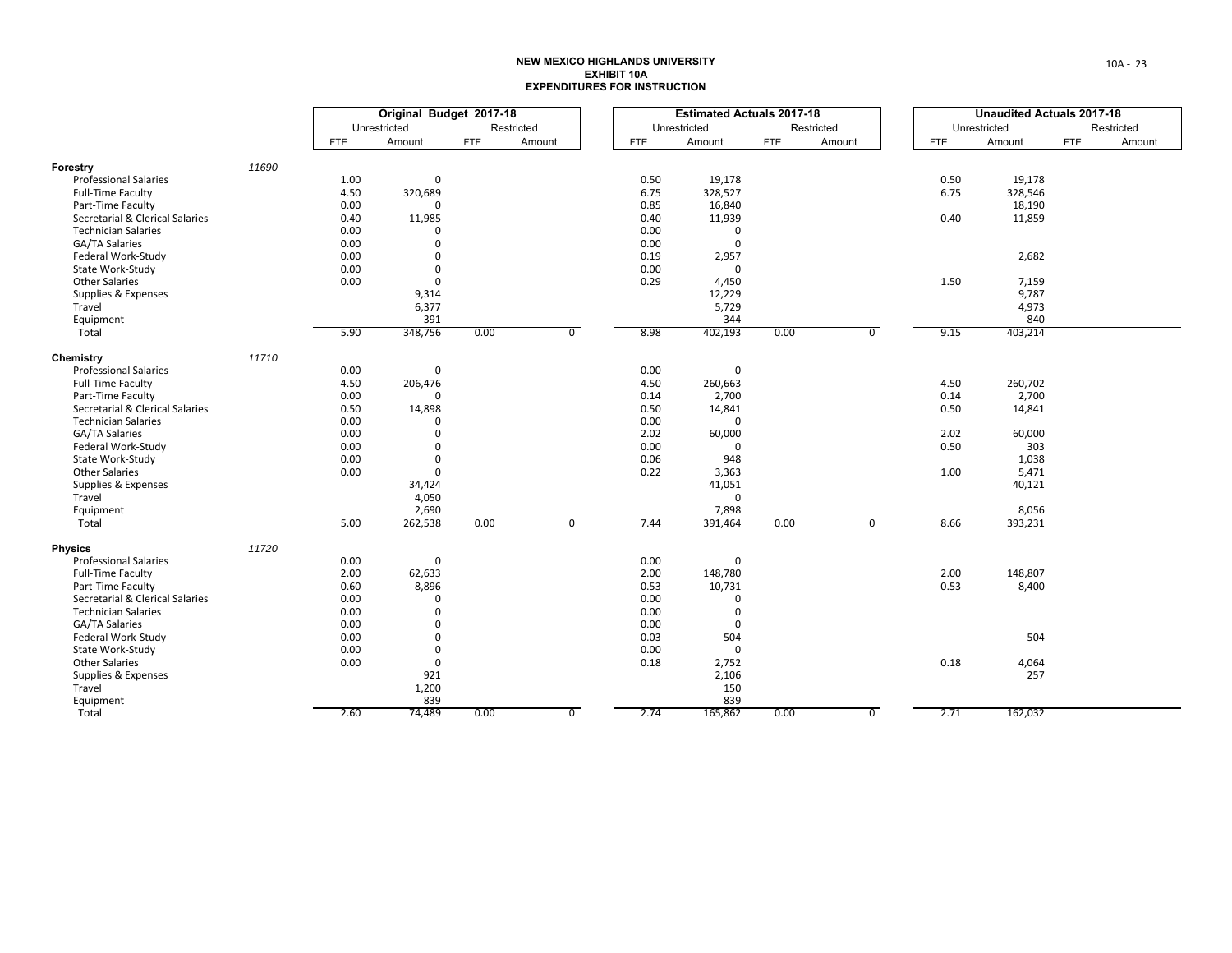# NEW MEXICO HIGHLANDS UNIVERSITY
## EXHIBIT 10A
## EXPENDITURES FOR INSTRUCTION

| | | Original Budget 2017-18 | | | | Estimated Actuals 2017-18 | | | | Unaudited Actuals 2017-18 | | | |
|---|---|---|---|---|---|---|---|---|---|---|---|---|---|
| | | Unrestricted | | Restricted | | Unrestricted | | Restricted | | Unrestricted | | Restricted | |
| | | FTE | Amount | FTE | Amount | FTE | Amount | FTE | Amount | FTE | Amount | FTE | Amount |
| **Forestry** | *11690* | | | | | | | | | | | | |
| Professional Salaries | | 1.00 | 0 | | | 0.50 | 19,178 | | | 0.50 | 19,178 | | |
| Full-Time Faculty | | 4.50 | 320,689 | | | 6.75 | 328,527 | | | 6.75 | 328,546 | | |
| Part-Time Faculty | | 0.00 | 0 | | | 0.85 | 16,840 | | | | 18,190 | | |
| Secretarial & Clerical Salaries | | 0.40 | 11,985 | | | 0.40 | 11,939 | | | 0.40 | 11,859 | | |
| Technician Salaries | | 0.00 | 0 | | | 0.00 | 0 | | | | | | |
| GA/TA Salaries | | 0.00 | 0 | | | 0.00 | 0 | | | | | | |
| Federal Work-Study | | 0.00 | 0 | | | 0.19 | 2,957 | | | | 2,682 | | |
| State Work-Study | | 0.00 | 0 | | | 0.00 | 0 | | | | | | |
| Other Salaries | | 0.00 | 0 | | | 0.29 | 4,450 | | | 1.50 | 7,159 | | |
| Supplies & Expenses | | | 9,314 | | | | 12,229 | | | | 9,787 | | |
| Travel | | | 6,377 | | | | 5,729 | | | | 4,973 | | |
| Equipment | | | 391 | | | | 344 | | | | 840 | | |
| Total | | 5.90 | 348,756 | 0.00 | 0 | 8.98 | 402,193 | 0.00 | 0 | 9.15 | 403,214 | | |
| **Chemistry** | *11710* | | | | | | | | | | | | |
| Professional Salaries | | 0.00 | 0 | | | 0.00 | 0 | | | | | | |
| Full-Time Faculty | | 4.50 | 206,476 | | | 4.50 | 260,663 | | | 4.50 | 260,702 | | |
| Part-Time Faculty | | 0.00 | 0 | | | 0.14 | 2,700 | | | 0.14 | 2,700 | | |
| Secretarial & Clerical Salaries | | 0.50 | 14,898 | | | 0.50 | 14,841 | | | 0.50 | 14,841 | | |
| Technician Salaries | | 0.00 | 0 | | | 0.00 | 0 | | | | | | |
| GA/TA Salaries | | 0.00 | 0 | | | 2.02 | 60,000 | | | 2.02 | 60,000 | | |
| Federal Work-Study | | 0.00 | 0 | | | 0.00 | 0 | | | 0.50 | 303 | | |
| State Work-Study | | 0.00 | 0 | | | 0.06 | 948 | | | | 1,038 | | |
| Other Salaries | | 0.00 | 0 | | | 0.22 | 3,363 | | | 1.00 | 5,471 | | |
| Supplies & Expenses | | | 34,424 | | | | 41,051 | | | | 40,121 | | |
| Travel | | | 4,050 | | | | 0 | | | | | | |
| Equipment | | | 2,690 | | | | 7,898 | | | | 8,056 | | |
| Total | | 5.00 | 262,538 | 0.00 | 0 | 7.44 | 391,464 | 0.00 | 0 | 8.66 | 393,231 | | |
| **Physics** | *11720* | | | | | | | | | | | | |
| Professional Salaries | | 0.00 | 0 | | | 0.00 | 0 | | | | | | |
| Full-Time Faculty | | 2.00 | 62,633 | | | 2.00 | 148,780 | | | 2.00 | 148,807 | | |
| Part-Time Faculty | | 0.60 | 8,896 | | | 0.53 | 10,731 | | | 0.53 | 8,400 | | |
| Secretarial & Clerical Salaries | | 0.00 | 0 | | | 0.00 | 0 | | | | | | |
| Technician Salaries | | 0.00 | 0 | | | 0.00 | 0 | | | | | | |
| GA/TA Salaries | | 0.00 | 0 | | | 0.00 | 0 | | | | | | |
| Federal Work-Study | | 0.00 | 0 | | | 0.03 | 504 | | | | 504 | | |
| State Work-Study | | 0.00 | 0 | | | 0.00 | 0 | | | | | | |
| Other Salaries | | 0.00 | 0 | | | 0.18 | 2,752 | | | 0.18 | 4,064 | | |
| Supplies & Expenses | | | 921 | | | | 2,106 | | | | 257 | | |
| Travel | | | 1,200 | | | | 150 | | | | | | |
| Equipment | | | 839 | | | | 839 | | | | | | |
| Total | | 2.60 | 74,489 | 0.00 | 0 | 2.74 | 165,862 | 0.00 | 0 | 2.71 | 162,032 | | |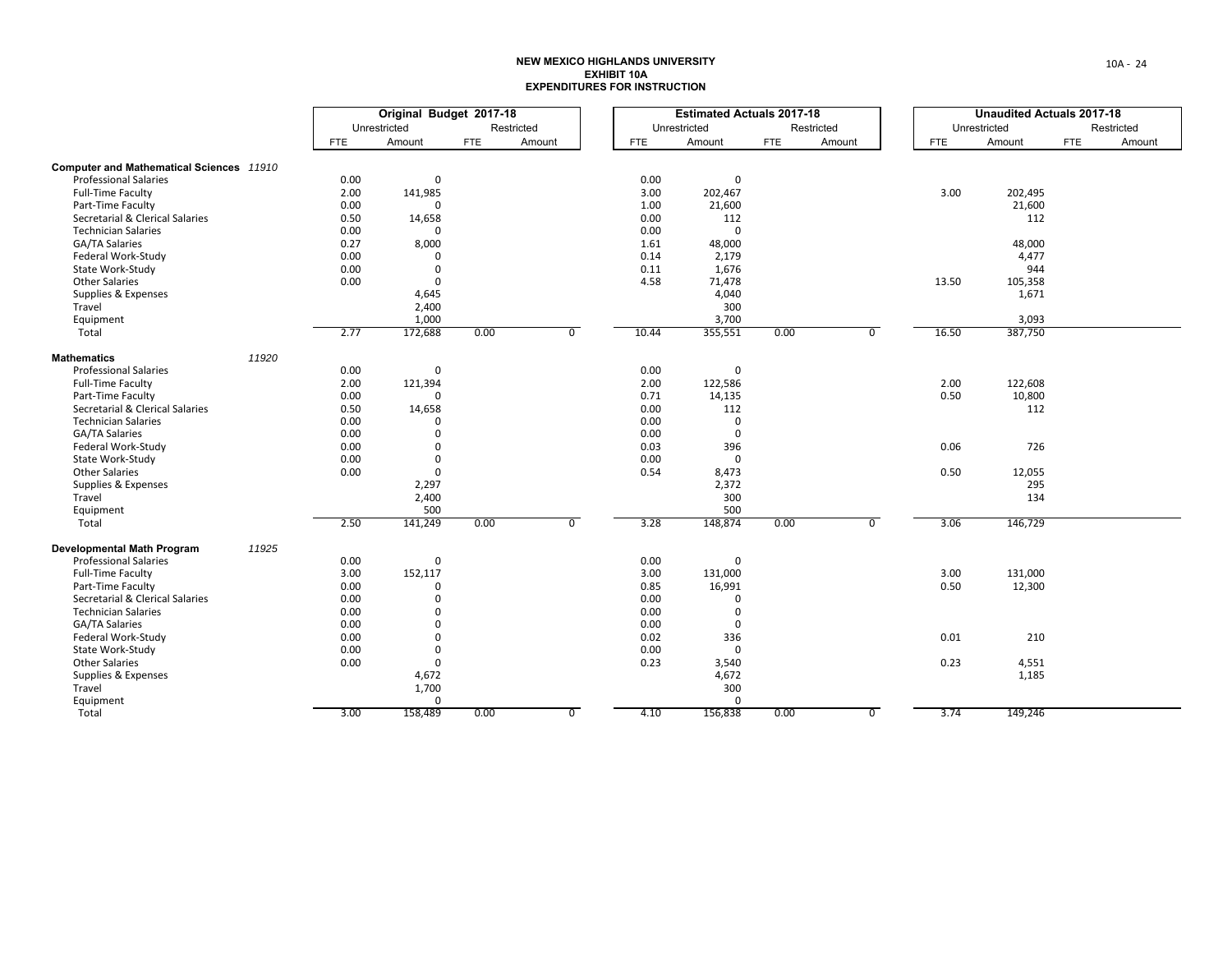# NEW MEXICO HIGHLANDS UNIVERSITY
## EXHIBIT 10A
## EXPENDITURES FOR INSTRUCTION

| | Original Budget 2017-18 | | | | Estimated Actuals 2017-18 | | | | Unaudited Actuals 2017-18 | | | |
|---|---|---|---|---|---|---|---|---|---|---|---|---|
| | Unrestricted | | Restricted | | Unrestricted | | Restricted | | Unrestricted | | Restricted | |
| | FTE | Amount | FTE | Amount | FTE | Amount | FTE | Amount | FTE | Amount | FTE | Amount |
| **Computer and Mathematical Sciences** *11910* | | | | | | | | | | | | |
| Professional Salaries | 0.00 | 0 | | | 0.00 | 0 | | | | | | |
| Full-Time Faculty | 2.00 | 141,985 | | | 3.00 | 202,467 | | | 3.00 | 202,495 | | |
| Part-Time Faculty | 0.00 | 0 | | | 1.00 | 21,600 | | | | 21,600 | | |
| Secretarial & Clerical Salaries | 0.50 | 14,658 | | | 0.00 | 112 | | | | 112 | | |
| Technician Salaries | 0.00 | 0 | | | 0.00 | 0 | | | | | | |
| GA/TA Salaries | 0.27 | 8,000 | | | 1.61 | 48,000 | | | | 48,000 | | |
| Federal Work-Study | 0.00 | 0 | | | 0.14 | 2,179 | | | | 4,477 | | |
| State Work-Study | 0.00 | 0 | | | 0.11 | 1,676 | | | | 944 | | |
| Other Salaries | 0.00 | 0 | | | 4.58 | 71,478 | | | 13.50 | 105,358 | | |
| Supplies & Expenses | | 4,645 | | | | 4,040 | | | | 1,671 | | |
| Travel | | 2,400 | | | | 300 | | | | | | |
| Equipment | | 1,000 | | | | 3,700 | | | | 3,093 | | |
| Total | 2.77 | 172,688 | 0.00 | 0 | 10.44 | 355,551 | 0.00 | 0 | 16.50 | 387,750 | | |
| **Mathematics** 11920 | | | | | | | | | | | | |
| Professional Salaries | 0.00 | 0 | | | 0.00 | 0 | | | | | | |
| Full-Time Faculty | 2.00 | 121,394 | | | 2.00 | 122,586 | | | 2.00 | 122,608 | | |
| Part-Time Faculty | 0.00 | 0 | | | 0.71 | 14,135 | | | 0.50 | 10,800 | | |
| Secretarial & Clerical Salaries | 0.50 | 14,658 | | | 0.00 | 112 | | | | 112 | | |
| Technician Salaries | 0.00 | 0 | | | 0.00 | 0 | | | | | | |
| GA/TA Salaries | 0.00 | 0 | | | 0.00 | 0 | | | | | | |
| Federal Work-Study | 0.00 | 0 | | | 0.03 | 396 | | | 0.06 | 726 | | |
| State Work-Study | 0.00 | 0 | | | 0.00 | 0 | | | | | | |
| Other Salaries | 0.00 | 0 | | | 0.54 | 8,473 | | | 0.50 | 12,055 | | |
| Supplies & Expenses | | 2,297 | | | | 2,372 | | | | 295 | | |
| Travel | | 2,400 | | | | 300 | | | | 134 | | |
| Equipment | | 500 | | | | 500 | | | | | | |
| Total | 2.50 | 141,249 | 0.00 | 0 | 3.28 | 148,874 | 0.00 | 0 | 3.06 | 146,729 | | |
| **Developmental Math Program** 11925 | | | | | | | | | | | | |
| Professional Salaries | 0.00 | 0 | | | 0.00 | 0 | | | | | | |
| Full-Time Faculty | 3.00 | 152,117 | | | 3.00 | 131,000 | | | 3.00 | 131,000 | | |
| Part-Time Faculty | 0.00 | 0 | | | 0.85 | 16,991 | | | 0.50 | 12,300 | | |
| Secretarial & Clerical Salaries | 0.00 | 0 | | | 0.00 | 0 | | | | | | |
| Technician Salaries | 0.00 | 0 | | | 0.00 | 0 | | | | | | |
| GA/TA Salaries | 0.00 | 0 | | | 0.00 | 0 | | | | | | |
| Federal Work-Study | 0.00 | 0 | | | 0.02 | 336 | | | 0.01 | 210 | | |
| State Work-Study | 0.00 | 0 | | | 0.00 | 0 | | | | | | |
| Other Salaries | 0.00 | 0 | | | 0.23 | 3,540 | | | 0.23 | 4,551 | | |
| Supplies & Expenses | | 4,672 | | | | 4,672 | | | | 1,185 | | |
| Travel | | 1,700 | | | | 300 | | | | | | |
| Equipment | | 0 | | | | 0 | | | | | | |
| Total | 3.00 | 158,489 | 0.00 | 0 | 4.10 | 156,838 | 0.00 | 0 | 3.74 | 149,246 | | |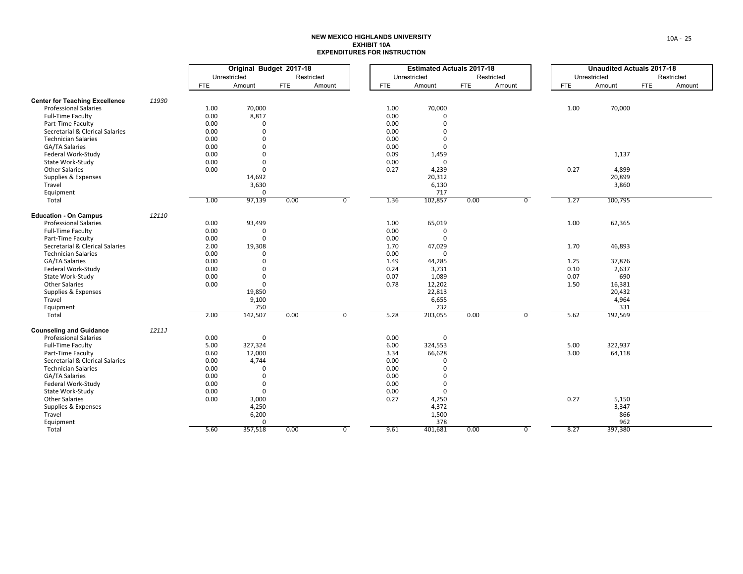# NEW MEXICO HIGHLANDS UNIVERSITY
## EXHIBIT 10A
## EXPENDITURES FOR INSTRUCTION

| | | Original Budget 2017-18 | | | | Estimated Actuals 2017-18 | | | | Unaudited Actuals 2017-18 | | | |
|---|---|---|---|---|---|---|---|---|---|---|---|---|---|
| | | Unrestricted | | Restricted | | Unrestricted | | Restricted | | Unrestricted | | Restricted | |
| | | FTE | Amount | FTE | Amount | FTE | Amount | FTE | Amount | FTE | Amount | FTE | Amount |
| **Center for Teaching Excellence** | *11930* | | | | | | | | | | | | |
| Professional Salaries | | 1.00 | 70,000 | | | 1.00 | 70,000 | | | 1.00 | 70,000 | | |
| Full-Time Faculty | | 0.00 | 8,817 | | | 0.00 | 0 | | | | | | |
| Part-Time Faculty | | 0.00 | 0 | | | 0.00 | 0 | | | | | | |
| Secretarial & Clerical Salaries | | 0.00 | 0 | | | 0.00 | 0 | | | | | | |
| Technician Salaries | | 0.00 | 0 | | | 0.00 | 0 | | | | | | |
| GA/TA Salaries | | 0.00 | 0 | | | 0.00 | 0 | | | | | | |
| Federal Work-Study | | 0.00 | 0 | | | 0.09 | 1,459 | | | | 1,137 | | |
| State Work-Study | | 0.00 | 0 | | | 0.00 | 0 | | | | | | |
| Other Salaries | | 0.00 | 0 | | | 0.27 | 4,239 | | | 0.27 | 4,899 | | |
| Supplies & Expenses | | | 14,692 | | | | 20,312 | | | | 20,899 | | |
| Travel | | | 3,630 | | | | 6,130 | | | | 3,860 | | |
| Equipment | | | 0 | | | | 717 | | | | | | |
| Total | | 1.00 | 97,139 | 0.00 | 0 | 1.36 | 102,857 | 0.00 | 0 | 1.27 | 100,795 | | |
| **Education - On Campus** | *12110* | | | | | | | | | | | | |
| Professional Salaries | | 0.00 | 93,499 | | | 1.00 | 65,019 | | | 1.00 | 62,365 | | |
| Full-Time Faculty | | 0.00 | 0 | | | 0.00 | 0 | | | | | | |
| Part-Time Faculty | | 0.00 | 0 | | | 0.00 | 0 | | | | | | |
| Secretarial & Clerical Salaries | | 2.00 | 19,308 | | | 1.70 | 47,029 | | | 1.70 | 46,893 | | |
| Technician Salaries | | 0.00 | 0 | | | 0.00 | 0 | | | | | | |
| GA/TA Salaries | | 0.00 | 0 | | | 1.49 | 44,285 | | | 1.25 | 37,876 | | |
| Federal Work-Study | | 0.00 | 0 | | | 0.24 | 3,731 | | | 0.10 | 2,637 | | |
| State Work-Study | | 0.00 | 0 | | | 0.07 | 1,089 | | | 0.07 | 690 | | |
| Other Salaries | | 0.00 | 0 | | | 0.78 | 12,202 | | | 1.50 | 16,381 | | |
| Supplies & Expenses | | | 19,850 | | | | 22,813 | | | | 20,432 | | |
| Travel | | | 9,100 | | | | 6,655 | | | | 4,964 | | |
| Equipment | | | 750 | | | | 232 | | | | 331 | | |
| Total | | 2.00 | 142,507 | 0.00 | 0 | 5.28 | 203,055 | 0.00 | 0 | 5.62 | 192,569 | | |
| **Counseling and Guidance** | *1211J* | | | | | | | | | | | | |
| Professional Salaries | | 0.00 | 0 | | | 0.00 | 0 | | | | | | |
| Full-Time Faculty | | 5.00 | 327,324 | | | 6.00 | 324,553 | | | 5.00 | 322,937 | | |
| Part-Time Faculty | | 0.60 | 12,000 | | | 3.34 | 66,628 | | | 3.00 | 64,118 | | |
| Secretarial & Clerical Salaries | | 0.00 | 4,744 | | | 0.00 | 0 | | | | | | |
| Technician Salaries | | 0.00 | 0 | | | 0.00 | 0 | | | | | | |
| GA/TA Salaries | | 0.00 | 0 | | | 0.00 | 0 | | | | | | |
| Federal Work-Study | | 0.00 | 0 | | | 0.00 | 0 | | | | | | |
| State Work-Study | | 0.00 | 0 | | | 0.00 | 0 | | | | | | |
| Other Salaries | | 0.00 | 3,000 | | | 0.27 | 4,250 | | | 0.27 | 5,150 | | |
| Supplies & Expenses | | | 4,250 | | | | 4,372 | | | | 3,347 | | |
| Travel | | | 6,200 | | | | 1,500 | | | | 866 | | |
| Equipment | | | 0 | | | | 378 | | | | 962 | | |
| Total | | 5.60 | 357,518 | 0.00 | 0 | 9.61 | 401,681 | 0.00 | 0 | 8.27 | 397,380 | | |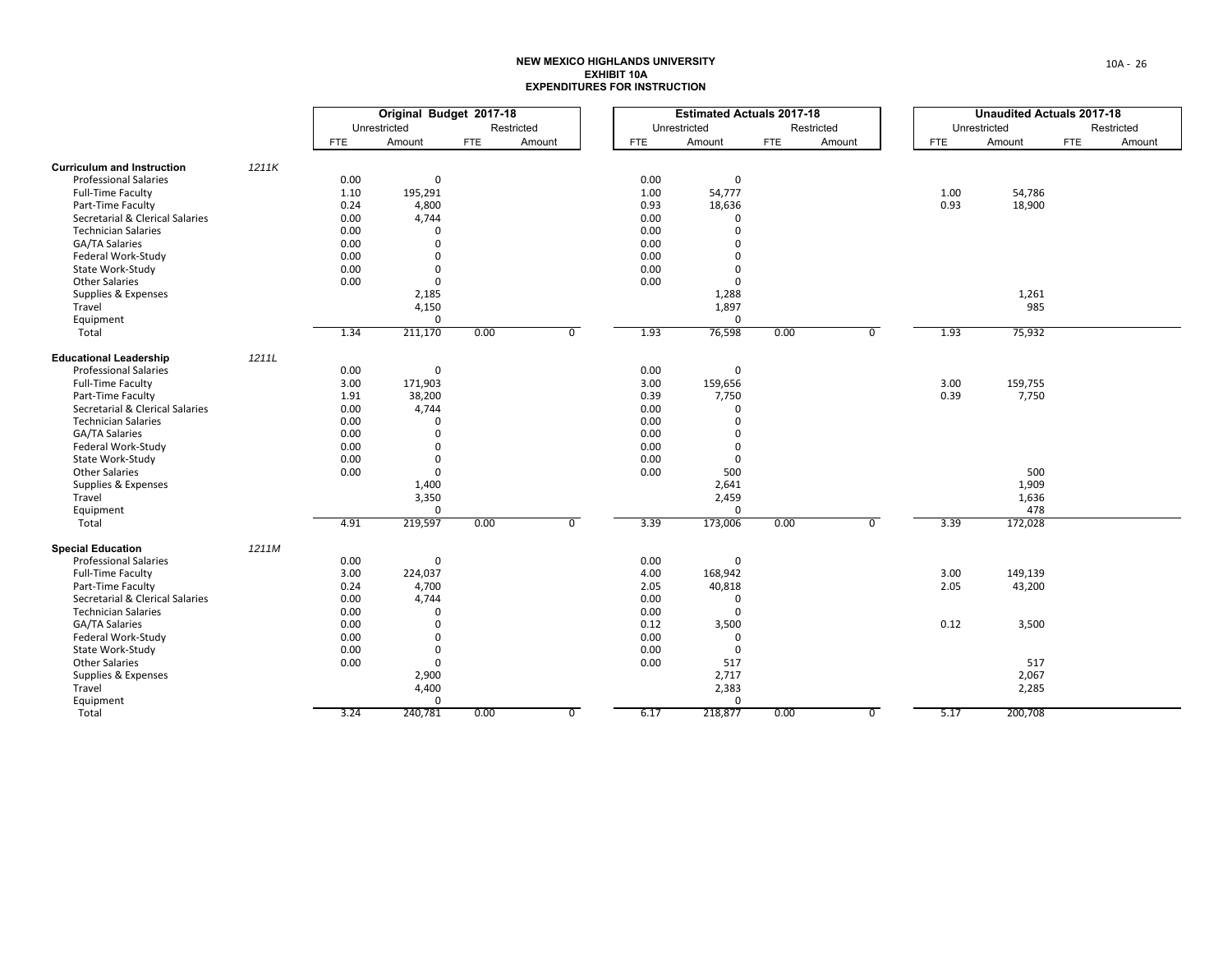# NEW MEXICO HIGHLANDS UNIVERSITY
## EXHIBIT 10A
## EXPENDITURES FOR INSTRUCTION

| | | Original Budget 2017-18 | | | | Estimated Actuals 2017-18 | | | | Unaudited Actuals 2017-18 | | | |
|---|---|---|---|---|---|---|---|---|---|---|---|---|---|
| | | Unrestricted | | Restricted | | Unrestricted | | Restricted | | Unrestricted | | Restricted | |
| | | FTE | Amount | FTE | Amount | FTE | Amount | FTE | Amount | FTE | Amount | FTE | Amount |
| **Curriculum and Instruction** | *1211K* | | | | | | | | | | | | |
| Professional Salaries | | 0.00 | 0 | | | 0.00 | 0 | | | | | | |
| Full-Time Faculty | | 1.10 | 195,291 | | | 1.00 | 54,777 | | | 1.00 | 54,786 | | |
| Part-Time Faculty | | 0.24 | 4,800 | | | 0.93 | 18,636 | | | 0.93 | 18,900 | | |
| Secretarial & Clerical Salaries | | 0.00 | 4,744 | | | 0.00 | 0 | | | | | | |
| Technician Salaries | | 0.00 | 0 | | | 0.00 | 0 | | | | | | |
| GA/TA Salaries | | 0.00 | 0 | | | 0.00 | 0 | | | | | | |
| Federal Work-Study | | 0.00 | 0 | | | 0.00 | 0 | | | | | | |
| State Work-Study | | 0.00 | 0 | | | 0.00 | 0 | | | | | | |
| Other Salaries | | 0.00 | 0 | | | 0.00 | 0 | | | | | | |
| Supplies & Expenses | | | 2,185 | | | | 1,288 | | | | 1,261 | | |
| Travel | | | 4,150 | | | | 1,897 | | | | 985 | | |
| Equipment | | | 0 | | | | 0 | | | | | | |
| Total | | 1.34 | 211,170 | 0.00 | 0 | 1.93 | 76,598 | 0.00 | 0 | 1.93 | 75,932 | | |
| **Educational Leadership** | *1211L* | | | | | | | | | | | | |
| Professional Salaries | | 0.00 | 0 | | | 0.00 | 0 | | | | | | |
| Full-Time Faculty | | 3.00 | 171,903 | | | 3.00 | 159,656 | | | 3.00 | 159,755 | | |
| Part-Time Faculty | | 1.91 | 38,200 | | | 0.39 | 7,750 | | | 0.39 | 7,750 | | |
| Secretarial & Clerical Salaries | | 0.00 | 4,744 | | | 0.00 | 0 | | | | | | |
| Technician Salaries | | 0.00 | 0 | | | 0.00 | 0 | | | | | | |
| GA/TA Salaries | | 0.00 | 0 | | | 0.00 | 0 | | | | | | |
| Federal Work-Study | | 0.00 | 0 | | | 0.00 | 0 | | | | | | |
| State Work-Study | | 0.00 | 0 | | | 0.00 | 0 | | | | | | |
| Other Salaries | | 0.00 | 0 | | | 0.00 | 500 | | | | 500 | | |
| Supplies & Expenses | | | 1,400 | | | | 2,641 | | | | 1,909 | | |
| Travel | | | 3,350 | | | | 2,459 | | | | 1,636 | | |
| Equipment | | | 0 | | | | 0 | | | | 478 | | |
| Total | | 4.91 | 219,597 | 0.00 | 0 | 3.39 | 173,006 | 0.00 | 0 | 3.39 | 172,028 | | |
| **Special Education** | *1211M* | | | | | | | | | | | | |
| Professional Salaries | | 0.00 | 0 | | | 0.00 | 0 | | | | | | |
| Full-Time Faculty | | 3.00 | 224,037 | | | 4.00 | 168,942 | | | 3.00 | 149,139 | | |
| Part-Time Faculty | | 0.24 | 4,700 | | | 2.05 | 40,818 | | | 2.05 | 43,200 | | |
| Secretarial & Clerical Salaries | | 0.00 | 4,744 | | | 0.00 | 0 | | | | | | |
| Technician Salaries | | 0.00 | 0 | | | 0.00 | 0 | | | | | | |
| GA/TA Salaries | | 0.00 | 0 | | | 0.12 | 3,500 | | | 0.12 | 3,500 | | |
| Federal Work-Study | | 0.00 | 0 | | | 0.00 | 0 | | | | | | |
| State Work-Study | | 0.00 | 0 | | | 0.00 | 0 | | | | | | |
| Other Salaries | | 0.00 | 0 | | | 0.00 | 517 | | | | 517 | | |
| Supplies & Expenses | | | 2,900 | | | | 2,717 | | | | 2,067 | | |
| Travel | | | 4,400 | | | | 2,383 | | | | 2,285 | | |
| Equipment | | | 0 | | | | 0 | | | | | | |
| Total | | 3.24 | 240,781 | 0.00 | 0 | 6.17 | 218,877 | 0.00 | 0 | 5.17 | 200,708 | | |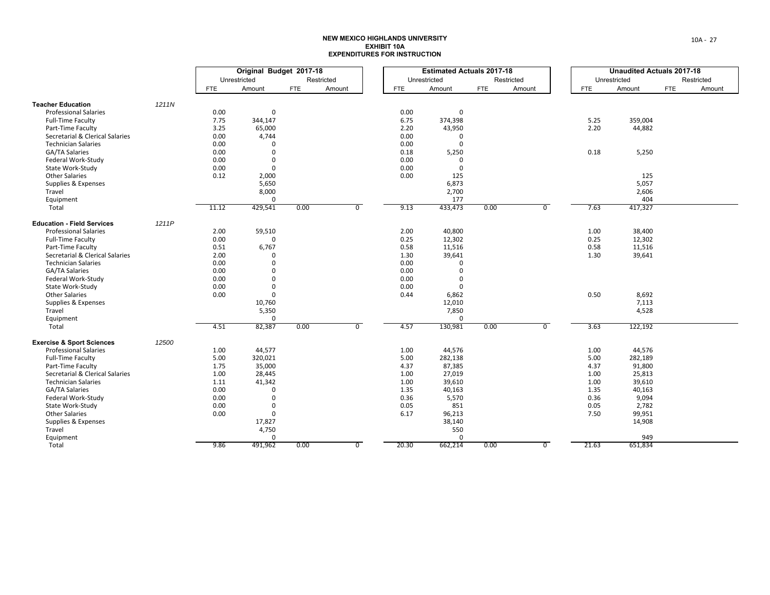# NEW MEXICO HIGHLANDS UNIVERSITY
## EXHIBIT 10A
## EXPENDITURES FOR INSTRUCTION

| | | Original Budget 2017-18 | | | | Estimated Actuals 2017-18 | | | | Unaudited Actuals 2017-18 | | | |
|---|---|---|---|---|---|---|---|---|---|---|---|---|---|
| | | Unrestricted | | Restricted | | Unrestricted | | Restricted | | Unrestricted | | Restricted | |
| | | FTE | Amount | FTE | Amount | FTE | Amount | FTE | Amount | FTE | Amount | FTE | Amount |
| **Teacher Education** | *1211N* | | | | | | | | | | | | |
| Professional Salaries | | 0.00 | 0 | | | 0.00 | 0 | | | | | | |
| Full-Time Faculty | | 7.75 | 344,147 | | | 6.75 | 374,398 | | | 5.25 | 359,004 | | |
| Part-Time Faculty | | 3.25 | 65,000 | | | 2.20 | 43,950 | | | 2.20 | 44,882 | | |
| Secretarial & Clerical Salaries | | 0.00 | 4,744 | | | 0.00 | 0 | | | | | | |
| Technician Salaries | | 0.00 | 0 | | | 0.00 | 0 | | | | | | |
| GA/TA Salaries | | 0.00 | 0 | | | 0.18 | 5,250 | | | 0.18 | 5,250 | | |
| Federal Work-Study | | 0.00 | 0 | | | 0.00 | 0 | | | | | | |
| State Work-Study | | 0.00 | 0 | | | 0.00 | 0 | | | | | | |
| Other Salaries | | 0.12 | 2,000 | | | 0.00 | 125 | | | | 125 | | |
| Supplies & Expenses | | | 5,650 | | | | 6,873 | | | | 5,057 | | |
| Travel | | | 8,000 | | | | 2,700 | | | | 2,606 | | |
| Equipment | | | 0 | | | | 177 | | | | 404 | | |
| Total | | 11.12 | 429,541 | 0.00 | 0 | 9.13 | 433,473 | 0.00 | 0 | 7.63 | 417,327 | | |
| **Education - Field Services** | *1211P* | | | | | | | | | | | | |
| Professional Salaries | | 2.00 | 59,510 | | | 2.00 | 40,800 | | | 1.00 | 38,400 | | |
| Full-Time Faculty | | 0.00 | 0 | | | 0.25 | 12,302 | | | 0.25 | 12,302 | | |
| Part-Time Faculty | | 0.51 | 6,767 | | | 0.58 | 11,516 | | | 0.58 | 11,516 | | |
| Secretarial & Clerical Salaries | | 2.00 | 0 | | | 1.30 | 39,641 | | | 1.30 | 39,641 | | |
| Technician Salaries | | 0.00 | 0 | | | 0.00 | 0 | | | | | | |
| GA/TA Salaries | | 0.00 | 0 | | | 0.00 | 0 | | | | | | |
| Federal Work-Study | | 0.00 | 0 | | | 0.00 | 0 | | | | | | |
| State Work-Study | | 0.00 | 0 | | | 0.00 | 0 | | | | | | |
| Other Salaries | | 0.00 | 0 | | | 0.44 | 6,862 | | | 0.50 | 8,692 | | |
| Supplies & Expenses | | | 10,760 | | | | 12,010 | | | | 7,113 | | |
| Travel | | | 5,350 | | | | 7,850 | | | | 4,528 | | |
| Equipment | | | 0 | | | | 0 | | | | | | |
| Total | | 4.51 | 82,387 | 0.00 | 0 | 4.57 | 130,981 | 0.00 | 0 | 3.63 | 122,192 | | |
| **Exercise & Sport Sciences** | *12500* | | | | | | | | | | | | |
| Professional Salaries | | 1.00 | 44,577 | | | 1.00 | 44,576 | | | 1.00 | 44,576 | | |
| Full-Time Faculty | | 5.00 | 320,021 | | | 5.00 | 282,138 | | | 5.00 | 282,189 | | |
| Part-Time Faculty | | 1.75 | 35,000 | | | 4.37 | 87,385 | | | 4.37 | 91,800 | | |
| Secretarial & Clerical Salaries | | 1.00 | 28,445 | | | 1.00 | 27,019 | | | 1.00 | 25,813 | | |
| Technician Salaries | | 1.11 | 41,342 | | | 1.00 | 39,610 | | | 1.00 | 39,610 | | |
| GA/TA Salaries | | 0.00 | 0 | | | 1.35 | 40,163 | | | 1.35 | 40,163 | | |
| Federal Work-Study | | 0.00 | 0 | | | 0.36 | 5,570 | | | 0.36 | 9,094 | | |
| State Work-Study | | 0.00 | 0 | | | 0.05 | 851 | | | 0.05 | 2,782 | | |
| Other Salaries | | 0.00 | 0 | | | 6.17 | 96,213 | | | 7.50 | 99,951 | | |
| Supplies & Expenses | | | 17,827 | | | | 38,140 | | | | 14,908 | | |
| Travel | | | 4,750 | | | | 550 | | | | | | |
| Equipment | | | 0 | | | | 0 | | | | 949 | | |
| Total | | 9.86 | 491,962 | 0.00 | 0 | 20.30 | 662,214 | 0.00 | 0 | 21.63 | 651,834 | | |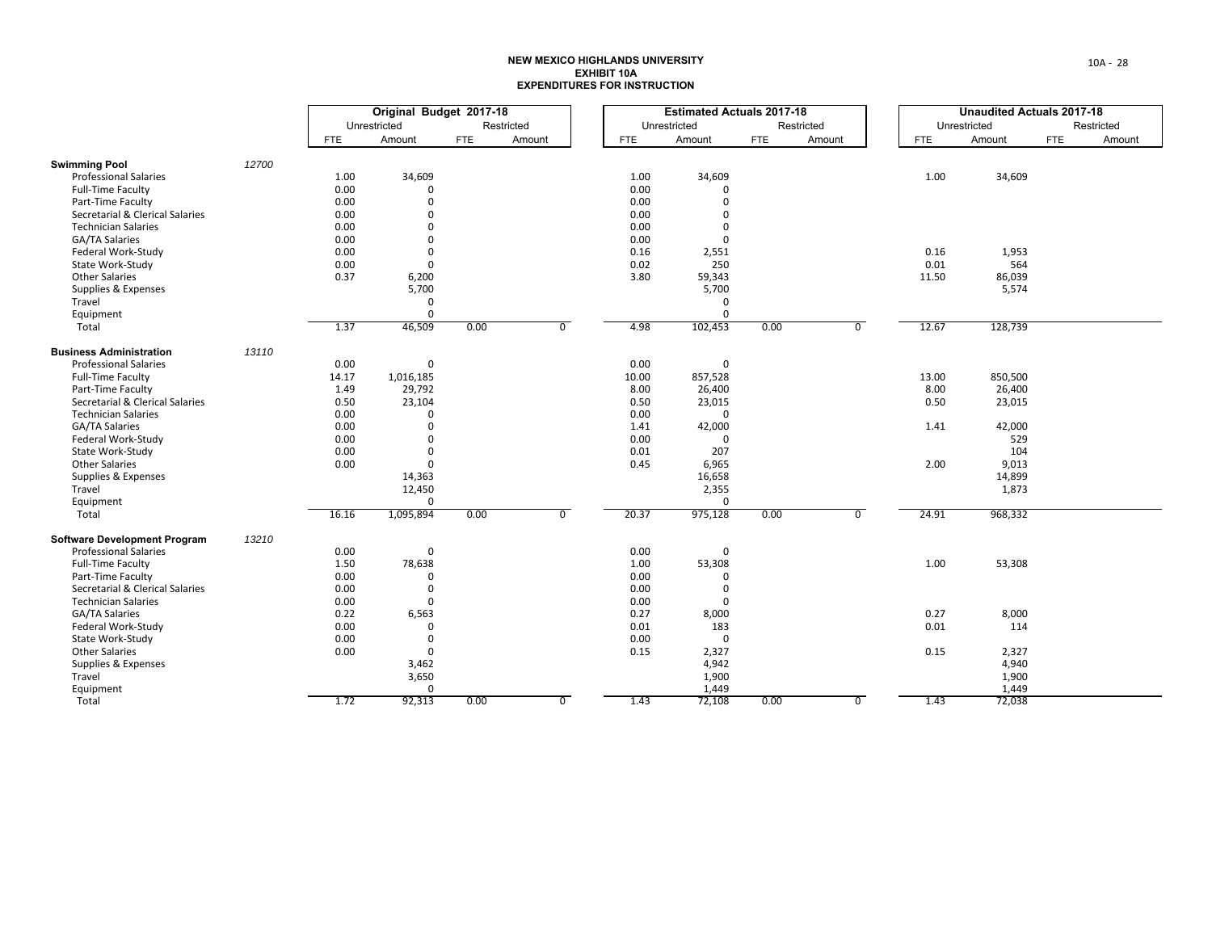# NEW MEXICO HIGHLANDS UNIVERSITY
## EXHIBIT 10A
## EXPENDITURES FOR INSTRUCTION

| | | Original Budget 2017-18 | | | | Estimated Actuals 2017-18 | | | | Unaudited Actuals 2017-18 | | | |
|---|---|---|---|---|---|---|---|---|---|---|---|---|---|
| | | Unrestricted | | Restricted | | Unrestricted | | Restricted | | Unrestricted | | Restricted | |
| | | FTE | Amount | FTE | Amount | FTE | Amount | FTE | Amount | FTE | Amount | FTE | Amount |
| **Swimming Pool** | *12700* | | | | | | | | | | | | |
| Professional Salaries | | 1.00 | 34,609 | | | 1.00 | 34,609 | | | 1.00 | 34,609 | | |
| Full-Time Faculty | | 0.00 | 0 | | | 0.00 | 0 | | | | | | |
| Part-Time Faculty | | 0.00 | 0 | | | 0.00 | 0 | | | | | | |
| Secretarial & Clerical Salaries | | 0.00 | 0 | | | 0.00 | 0 | | | | | | |
| Technician Salaries | | 0.00 | 0 | | | 0.00 | 0 | | | | | | |
| GA/TA Salaries | | 0.00 | 0 | | | 0.00 | 0 | | | | | | |
| Federal Work-Study | | 0.00 | 0 | | | 0.16 | 2,551 | | | 0.16 | 1,953 | | |
| State Work-Study | | 0.00 | 0 | | | 0.02 | 250 | | | 0.01 | 564 | | |
| Other Salaries | | 0.37 | 6,200 | | | 3.80 | 59,343 | | | 11.50 | 86,039 | | |
| Supplies & Expenses | | | 5,700 | | | | 5,700 | | | | 5,574 | | |
| Travel | | | 0 | | | | 0 | | | | | | |
| Equipment | | | 0 | | | | 0 | | | | | | |
| Total | | 1.37 | 46,509 | 0.00 | 0 | 4.98 | 102,453 | 0.00 | 0 | 12.67 | 128,739 | | |
| **Business Administration** | *13110* | | | | | | | | | | | | |
| Professional Salaries | | 0.00 | 0 | | | 0.00 | 0 | | | | | | |
| Full-Time Faculty | | 14.17 | 1,016,185 | | | 10.00 | 857,528 | | | 13.00 | 850,500 | | |
| Part-Time Faculty | | 1.49 | 29,792 | | | 8.00 | 26,400 | | | 8.00 | 26,400 | | |
| Secretarial & Clerical Salaries | | 0.50 | 23,104 | | | 0.50 | 23,015 | | | 0.50 | 23,015 | | |
| Technician Salaries | | 0.00 | 0 | | | 0.00 | 0 | | | | | | |
| GA/TA Salaries | | 0.00 | 0 | | | 1.41 | 42,000 | | | 1.41 | 42,000 | | |
| Federal Work-Study | | 0.00 | 0 | | | 0.00 | 0 | | | | 529 | | |
| State Work-Study | | 0.00 | 0 | | | 0.01 | 207 | | | | 104 | | |
| Other Salaries | | 0.00 | 0 | | | 0.45 | 6,965 | | | 2.00 | 9,013 | | |
| Supplies & Expenses | | | 14,363 | | | | 16,658 | | | | 14,899 | | |
| Travel | | | 12,450 | | | | 2,355 | | | | 1,873 | | |
| Equipment | | | 0 | | | | 0 | | | | | | |
| Total | | 16.16 | 1,095,894 | 0.00 | 0 | 20.37 | 975,128 | 0.00 | 0 | 24.91 | 968,332 | | |
| **Software Development Program** | *13210* | | | | | | | | | | | | |
| Professional Salaries | | 0.00 | 0 | | | 0.00 | 0 | | | | | | |
| Full-Time Faculty | | 1.50 | 78,638 | | | 1.00 | 53,308 | | | 1.00 | 53,308 | | |
| Part-Time Faculty | | 0.00 | 0 | | | 0.00 | 0 | | | | | | |
| Secretarial & Clerical Salaries | | 0.00 | 0 | | | 0.00 | 0 | | | | | | |
| Technician Salaries | | 0.00 | 0 | | | 0.00 | 0 | | | | | | |
| GA/TA Salaries | | 0.22 | 6,563 | | | 0.27 | 8,000 | | | 0.27 | 8,000 | | |
| Federal Work-Study | | 0.00 | 0 | | | 0.01 | 183 | | | 0.01 | 114 | | |
| State Work-Study | | 0.00 | 0 | | | 0.00 | 0 | | | | | | |
| Other Salaries | | 0.00 | 0 | | | 0.15 | 2,327 | | | 0.15 | 2,327 | | |
| Supplies & Expenses | | | 3,462 | | | | 4,942 | | | | 4,940 | | |
| Travel | | | 3,650 | | | | 1,900 | | | | 1,900 | | |
| Equipment | | | 0 | | | | 1,449 | | | | 1,449 | | |
| Total | | 1.72 | 92,313 | 0.00 | 0 | 1.43 | 72,108 | 0.00 | 0 | 1.43 | 72,038 | | |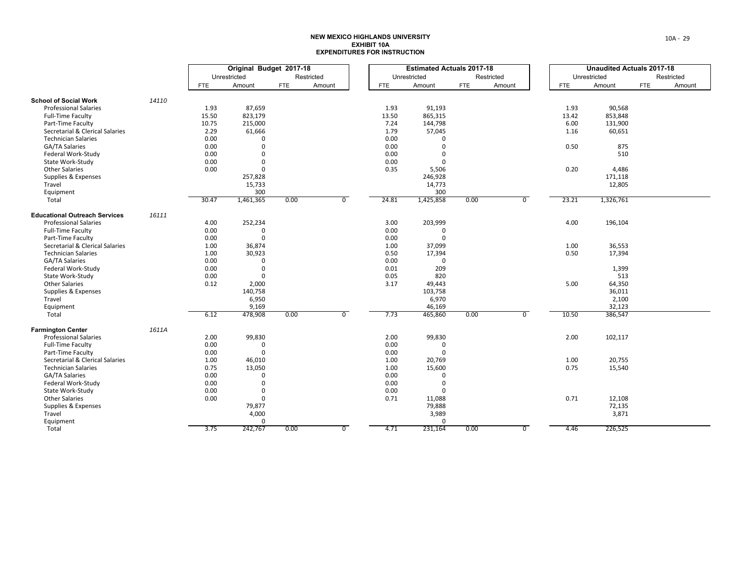**NEW MEXICO HIGHLANDS UNIVERSITY**
**EXHIBIT 10A**
**EXPENDITURES FOR INSTRUCTION**

| | | Original Budget 2017-18 | | | | Estimated Actuals 2017-18 | | | | Unaudited Actuals 2017-18 | | | |
|---|---|---|---|---|---|---|---|---|---|---|---|---|---|
| | | Unrestricted | | Restricted | | Unrestricted | | Restricted | | Unrestricted | | Restricted | |
| | | FTE | Amount | FTE | Amount | FTE | Amount | FTE | Amount | FTE | Amount | FTE | Amount |
| **School of Social Work** | *14110* | | | | | | | | | | | | |
| Professional Salaries | | 1.93 | 87,659 | | | 1.93 | 91,193 | | | 1.93 | 90,568 | | |
| Full-Time Faculty | | 15.50 | 823,179 | | | 13.50 | 865,315 | | | 13.42 | 853,848 | | |
| Part-Time Faculty | | 10.75 | 215,000 | | | 7.24 | 144,798 | | | 6.00 | 131,900 | | |
| Secretarial & Clerical Salaries | | 2.29 | 61,666 | | | 1.79 | 57,045 | | | 1.16 | 60,651 | | |
| Technician Salaries | | 0.00 | 0 | | | 0.00 | 0 | | | | | | |
| GA/TA Salaries | | 0.00 | 0 | | | 0.00 | 0 | | | 0.50 | 875 | | |
| Federal Work-Study | | 0.00 | 0 | | | 0.00 | 0 | | | | 510 | | |
| State Work-Study | | 0.00 | 0 | | | 0.00 | 0 | | | | | | |
| Other Salaries | | 0.00 | 0 | | | 0.35 | 5,506 | | | 0.20 | 4,486 | | |
| Supplies & Expenses | | | 257,828 | | | | 246,928 | | | | 171,118 | | |
| Travel | | | 15,733 | | | | 14,773 | | | | 12,805 | | |
| Equipment | | | 300 | | | | 300 | | | | | | |
| Total | | 30.47 | 1,461,365 | 0.00 | 0 | 24.81 | 1,425,858 | 0.00 | 0 | 23.21 | 1,326,761 | | |
| **Educational Outreach Services** | *16111* | | | | | | | | | | | | |
| Professional Salaries | | 4.00 | 252,234 | | | 3.00 | 203,999 | | | 4.00 | 196,104 | | |
| Full-Time Faculty | | 0.00 | 0 | | | 0.00 | 0 | | | | | | |
| Part-Time Faculty | | 0.00 | 0 | | | 0.00 | 0 | | | | | | |
| Secretarial & Clerical Salaries | | 1.00 | 36,874 | | | 1.00 | 37,099 | | | 1.00 | 36,553 | | |
| Technician Salaries | | 1.00 | 30,923 | | | 0.50 | 17,394 | | | 0.50 | 17,394 | | |
| GA/TA Salaries | | 0.00 | 0 | | | 0.00 | 0 | | | | | | |
| Federal Work-Study | | 0.00 | 0 | | | 0.01 | 209 | | | | 1,399 | | |
| State Work-Study | | 0.00 | 0 | | | 0.05 | 820 | | | | 513 | | |
| Other Salaries | | 0.12 | 2,000 | | | 3.17 | 49,443 | | | 5.00 | 64,350 | | |
| Supplies & Expenses | | | 140,758 | | | | 103,758 | | | | 36,011 | | |
| Travel | | | 6,950 | | | | 6,970 | | | | 2,100 | | |
| Equipment | | | 9,169 | | | | 46,169 | | | | 32,123 | | |
| Total | | 6.12 | 478,908 | 0.00 | 0 | 7.73 | 465,860 | 0.00 | 0 | 10.50 | 386,547 | | |
| **Farmington Center** | *1611A* | | | | | | | | | | | | |
| Professional Salaries | | 2.00 | 99,830 | | | 2.00 | 99,830 | | | 2.00 | 102,117 | | |
| Full-Time Faculty | | 0.00 | 0 | | | 0.00 | 0 | | | | | | |
| Part-Time Faculty | | 0.00 | 0 | | | 0.00 | 0 | | | | | | |
| Secretarial & Clerical Salaries | | 1.00 | 46,010 | | | 1.00 | 20,769 | | | 1.00 | 20,755 | | |
| Technician Salaries | | 0.75 | 13,050 | | | 1.00 | 15,600 | | | 0.75 | 15,540 | | |
| GA/TA Salaries | | 0.00 | 0 | | | 0.00 | 0 | | | | | | |
| Federal Work-Study | | 0.00 | 0 | | | 0.00 | 0 | | | | | | |
| State Work-Study | | 0.00 | 0 | | | 0.00 | 0 | | | | | | |
| Other Salaries | | 0.00 | 0 | | | 0.71 | 11,088 | | | 0.71 | 12,108 | | |
| Supplies & Expenses | | | 79,877 | | | | 79,888 | | | | 72,135 | | |
| Travel | | | 4,000 | | | | 3,989 | | | | 3,871 | | |
| Equipment | | | 0 | | | | 0 | | | | | | |
| Total | | 3.75 | 242,767 | 0.00 | 0 | 4.71 | 231,164 | 0.00 | 0 | 4.46 | 226,525 | | |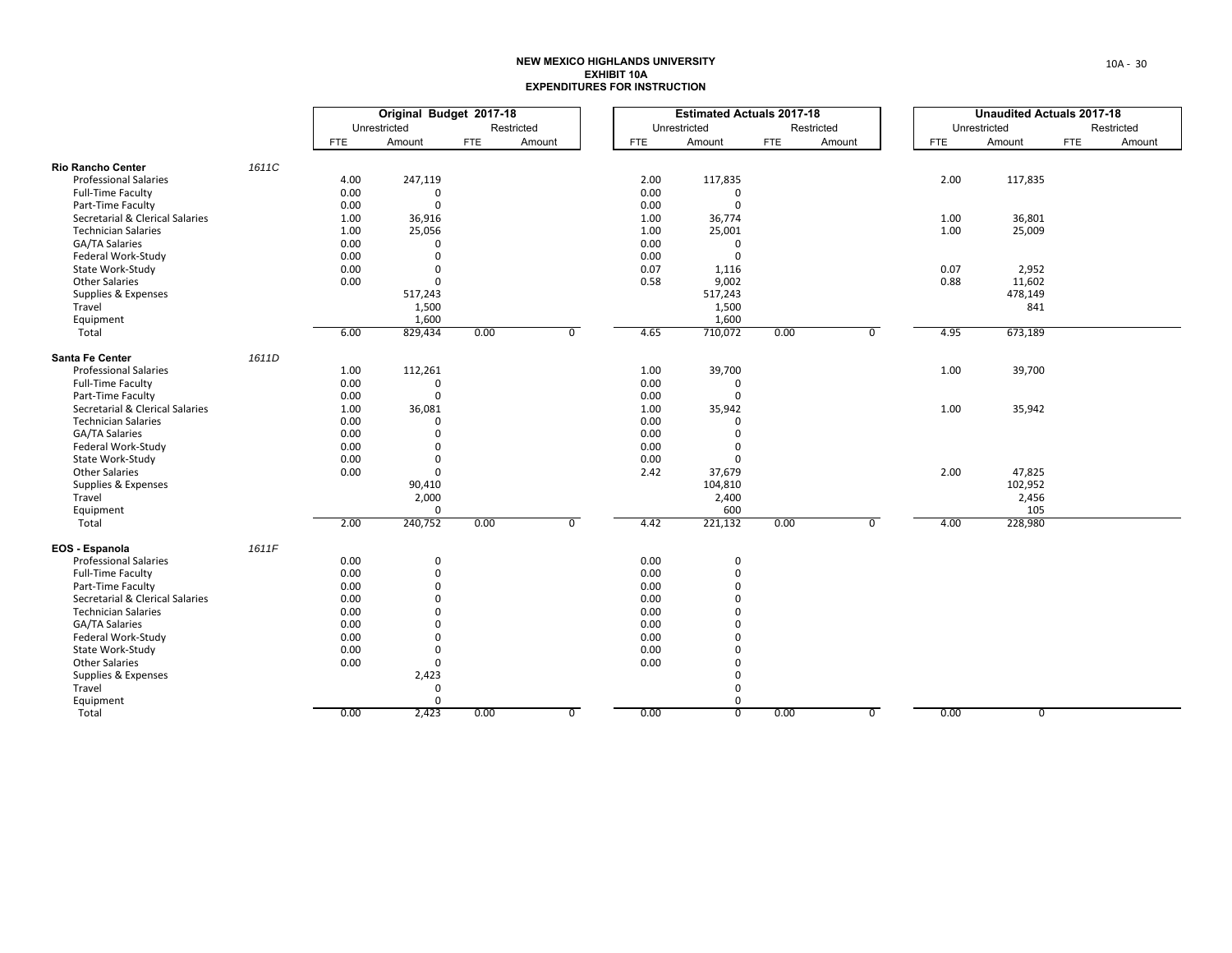# NEW MEXICO HIGHLANDS UNIVERSITY
## EXHIBIT 10A
## EXPENDITURES FOR INSTRUCTION

| | | Original Budget 2017-18 | | | | Estimated Actuals 2017-18 | | | | Unaudited Actuals 2017-18 | | | |
|---|---|---|---|---|---|---|---|---|---|---|---|---|---|
| | | Unrestricted | | Restricted | | Unrestricted | | Restricted | | Unrestricted | | Restricted | |
| | | FTE | Amount | FTE | Amount | FTE | Amount | FTE | Amount | FTE | Amount | FTE | Amount |
| **Rio Rancho Center** | 1611C | | | | | | | | | | | | |
| Professional Salaries | | 4.00 | 247,119 | | | 2.00 | 117,835 | | | 2.00 | 117,835 | | |
| Full-Time Faculty | | 0.00 | 0 | | | 0.00 | 0 | | | | | | |
| Part-Time Faculty | | 0.00 | 0 | | | 0.00 | 0 | | | | | | |
| Secretarial & Clerical Salaries | | 1.00 | 36,916 | | | 1.00 | 36,774 | | | 1.00 | 36,801 | | |
| Technician Salaries | | 1.00 | 25,056 | | | 1.00 | 25,001 | | | 1.00 | 25,009 | | |
| GA/TA Salaries | | 0.00 | 0 | | | 0.00 | 0 | | | | | | |
| Federal Work-Study | | 0.00 | 0 | | | 0.00 | 0 | | | | | | |
| State Work-Study | | 0.00 | 0 | | | 0.07 | 1,116 | | | 0.07 | 2,952 | | |
| Other Salaries | | 0.00 | 0 | | | 0.58 | 9,002 | | | 0.88 | 11,602 | | |
| Supplies & Expenses | | | 517,243 | | | | 517,243 | | | | 478,149 | | |
| Travel | | | 1,500 | | | | 1,500 | | | | 841 | | |
| Equipment | | | 1,600 | | | | 1,600 | | | | | | |
| Total | | 6.00 | 829,434 | 0.00 | 0 | 4.65 | 710,072 | 0.00 | 0 | 4.95 | 673,189 | | |
| **Santa Fe Center** | 1611D | | | | | | | | | | | | |
| Professional Salaries | | 1.00 | 112,261 | | | 1.00 | 39,700 | | | 1.00 | 39,700 | | |
| Full-Time Faculty | | 0.00 | 0 | | | 0.00 | 0 | | | | | | |
| Part-Time Faculty | | 0.00 | 0 | | | 0.00 | 0 | | | | | | |
| Secretarial & Clerical Salaries | | 1.00 | 36,081 | | | 1.00 | 35,942 | | | 1.00 | 35,942 | | |
| Technician Salaries | | 0.00 | 0 | | | 0.00 | 0 | | | | | | |
| GA/TA Salaries | | 0.00 | 0 | | | 0.00 | 0 | | | | | | |
| Federal Work-Study | | 0.00 | 0 | | | 0.00 | 0 | | | | | | |
| State Work-Study | | 0.00 | 0 | | | 0.00 | 0 | | | | | | |
| Other Salaries | | 0.00 | 0 | | | 2.42 | 37,679 | | | 2.00 | 47,825 | | |
| Supplies & Expenses | | | 90,410 | | | | 104,810 | | | | 102,952 | | |
| Travel | | | 2,000 | | | | 2,400 | | | | 2,456 | | |
| Equipment | | | 0 | | | | 600 | | | | 105 | | |
| Total | | 2.00 | 240,752 | 0.00 | 0 | 4.42 | 221,132 | 0.00 | 0 | 4.00 | 228,980 | | |
| **EOS - Espanola** | 1611F | | | | | | | | | | | | |
| Professional Salaries | | 0.00 | 0 | | | 0.00 | 0 | | | | | | |
| Full-Time Faculty | | 0.00 | 0 | | | 0.00 | 0 | | | | | | |
| Part-Time Faculty | | 0.00 | 0 | | | 0.00 | 0 | | | | | | |
| Secretarial & Clerical Salaries | | 0.00 | 0 | | | 0.00 | 0 | | | | | | |
| Technician Salaries | | 0.00 | 0 | | | 0.00 | 0 | | | | | | |
| GA/TA Salaries | | 0.00 | 0 | | | 0.00 | 0 | | | | | | |
| Federal Work-Study | | 0.00 | 0 | | | 0.00 | 0 | | | | | | |
| State Work-Study | | 0.00 | 0 | | | 0.00 | 0 | | | | | | |
| Other Salaries | | 0.00 | 0 | | | 0.00 | 0 | | | | | | |
| Supplies & Expenses | | | 2,423 | | | | 0 | | | | | | |
| Travel | | | 0 | | | | 0 | | | | | | |
| Equipment | | | 0 | | | | 0 | | | | | | |
| Total | | 0.00 | 2,423 | 0.00 | 0 | 0.00 | 0 | 0.00 | 0 | 0.00 | 0 | | |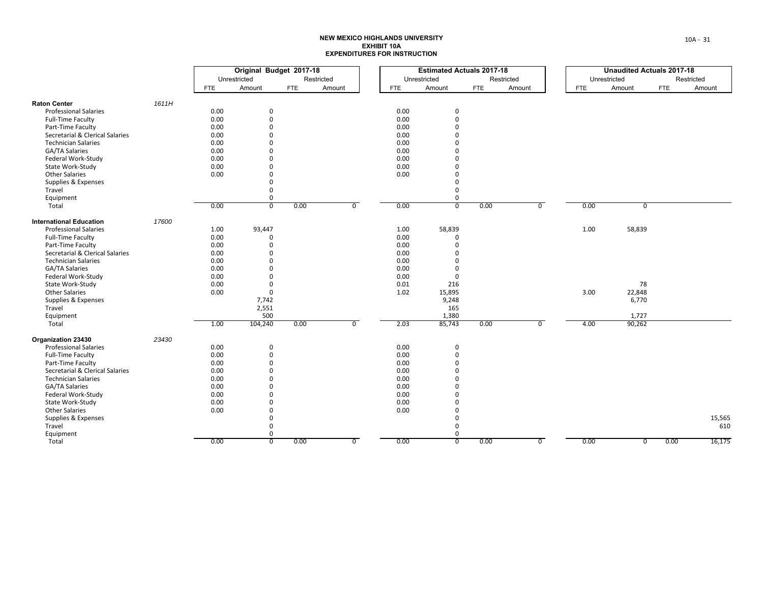**NEW MEXICO HIGHLANDS UNIVERSITY**
**EXHIBIT 10A**
**EXPENDITURES FOR INSTRUCTION**

| | | Original Budget 2017-18 | | | | Estimated Actuals 2017-18 | | | | Unaudited Actuals 2017-18 | | | |
|---|---|---|---|---|---|---|---|---|---|---|---|---|---|
| | | Unrestricted | | Restricted | | Unrestricted | | Restricted | | Unrestricted | | Restricted | |
| | | FTE | Amount | FTE | Amount | FTE | Amount | FTE | Amount | FTE | Amount | FTE | Amount |
| **Raton Center** | *1611H* | | | | | | | | | | | | |
| Professional Salaries | | 0.00 | 0 | | | 0.00 | 0 | | | | | | |
| Full-Time Faculty | | 0.00 | 0 | | | 0.00 | 0 | | | | | | |
| Part-Time Faculty | | 0.00 | 0 | | | 0.00 | 0 | | | | | | |
| Secretarial & Clerical Salaries | | 0.00 | 0 | | | 0.00 | 0 | | | | | | |
| Technician Salaries | | 0.00 | 0 | | | 0.00 | 0 | | | | | | |
| GA/TA Salaries | | 0.00 | 0 | | | 0.00 | 0 | | | | | | |
| Federal Work-Study | | 0.00 | 0 | | | 0.00 | 0 | | | | | | |
| State Work-Study | | 0.00 | 0 | | | 0.00 | 0 | | | | | | |
| Other Salaries | | 0.00 | 0 | | | 0.00 | 0 | | | | | | |
| Supplies & Expenses | | | 0 | | | | 0 | | | | | | |
| Travel | | | 0 | | | | 0 | | | | | | |
| Equipment | | | 0 | | | | 0 | | | | | | |
| Total | | 0.00 | 0 | 0.00 | 0 | 0.00 | 0 | 0.00 | 0 | 0.00 | 0 | | |
| **International Education** | *17600* | | | | | | | | | | | | |
| Professional Salaries | | 1.00 | 93,447 | | | 1.00 | 58,839 | | | 1.00 | 58,839 | | |
| Full-Time Faculty | | 0.00 | 0 | | | 0.00 | 0 | | | | | | |
| Part-Time Faculty | | 0.00 | 0 | | | 0.00 | 0 | | | | | | |
| Secretarial & Clerical Salaries | | 0.00 | 0 | | | 0.00 | 0 | | | | | | |
| Technician Salaries | | 0.00 | 0 | | | 0.00 | 0 | | | | | | |
| GA/TA Salaries | | 0.00 | 0 | | | 0.00 | 0 | | | | | | |
| Federal Work-Study | | 0.00 | 0 | | | 0.00 | 0 | | | | | | |
| State Work-Study | | 0.00 | 0 | | | 0.01 | 216 | | | | 78 | | |
| Other Salaries | | 0.00 | 0 | | | 1.02 | 15,895 | | | 3.00 | 22,848 | | |
| Supplies & Expenses | | | 7,742 | | | | 9,248 | | | | 6,770 | | |
| Travel | | | 2,551 | | | | 165 | | | | | | |
| Equipment | | | 500 | | | | 1,380 | | | | 1,727 | | |
| Total | | 1.00 | 104,240 | 0.00 | 0 | 2.03 | 85,743 | 0.00 | 0 | 4.00 | 90,262 | | |
| **Organization 23430** | *23430* | | | | | | | | | | | | |
| Professional Salaries | | 0.00 | 0 | | | 0.00 | 0 | | | | | | |
| Full-Time Faculty | | 0.00 | 0 | | | 0.00 | 0 | | | | | | |
| Part-Time Faculty | | 0.00 | 0 | | | 0.00 | 0 | | | | | | |
| Secretarial & Clerical Salaries | | 0.00 | 0 | | | 0.00 | 0 | | | | | | |
| Technician Salaries | | 0.00 | 0 | | | 0.00 | 0 | | | | | | |
| GA/TA Salaries | | 0.00 | 0 | | | 0.00 | 0 | | | | | | |
| Federal Work-Study | | 0.00 | 0 | | | 0.00 | 0 | | | | | | |
| State Work-Study | | 0.00 | 0 | | | 0.00 | 0 | | | | | | |
| Other Salaries | | 0.00 | 0 | | | 0.00 | 0 | | | | | | |
| Supplies & Expenses | | | 0 | | | | 0 | | | | | | 15,565 |
| Travel | | | 0 | | | | 0 | | | | | | 610 |
| Equipment | | | 0 | | | | 0 | | | | | | |
| Total | | 0.00 | 0 | 0.00 | 0 | 0.00 | 0 | 0.00 | 0 | 0.00 | 0 | 0.00 | 16,175 |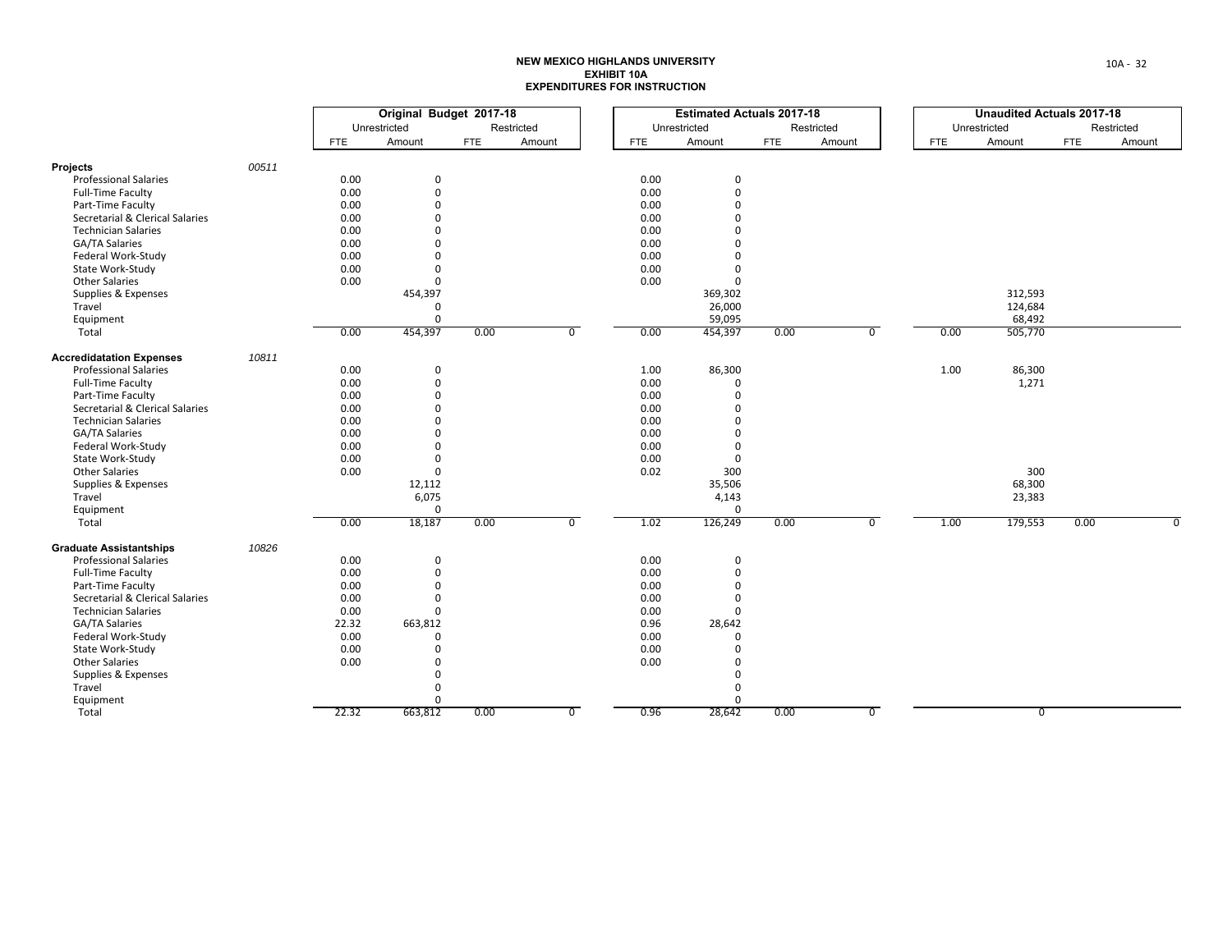# NEW MEXICO HIGHLANDS UNIVERSITY
## EXHIBIT 10A
## EXPENDITURES FOR INSTRUCTION

| | | Original Budget 2017-18 | | | | Estimated Actuals 2017-18 | | | | Unaudited Actuals 2017-18 | | | |
|---|---|---|---|---|---|---|---|---|---|---|---|---|---|
| | | Unrestricted | | Restricted | | Unrestricted | | Restricted | | Unrestricted | | Restricted | |
| | | FTE | Amount | FTE | Amount | FTE | Amount | FTE | Amount | FTE | Amount | FTE | Amount |
| **Projects** | *00511* | | | | | | | | | | | | |
| Professional Salaries | | 0.00 | 0 | | | 0.00 | 0 | | | | | | |
| Full-Time Faculty | | 0.00 | 0 | | | 0.00 | 0 | | | | | | |
| Part-Time Faculty | | 0.00 | 0 | | | 0.00 | 0 | | | | | | |
| Secretarial & Clerical Salaries | | 0.00 | 0 | | | 0.00 | 0 | | | | | | |
| Technician Salaries | | 0.00 | 0 | | | 0.00 | 0 | | | | | | |
| GA/TA Salaries | | 0.00 | 0 | | | 0.00 | 0 | | | | | | |
| Federal Work-Study | | 0.00 | 0 | | | 0.00 | 0 | | | | | | |
| State Work-Study | | 0.00 | 0 | | | 0.00 | 0 | | | | | | |
| Other Salaries | | 0.00 | 0 | | | 0.00 | 0 | | | | | | |
| Supplies & Expenses | | | 454,397 | | | | 369,302 | | | | 312,593 | | |
| Travel | | | 0 | | | | 26,000 | | | | 124,684 | | |
| Equipment | | | 0 | | | | 59,095 | | | | 68,492 | | |
| Total | | 0.00 | 454,397 | 0.00 | 0 | 0.00 | 454,397 | 0.00 | 0 | 0.00 | 505,770 | | |
| **Accredidatation Expenses** | *10811* | | | | | | | | | | | | |
| Professional Salaries | | 0.00 | 0 | | | 1.00 | 86,300 | | | 1.00 | 86,300 | | |
| Full-Time Faculty | | 0.00 | 0 | | | 0.00 | 0 | | | | 1,271 | | |
| Part-Time Faculty | | 0.00 | 0 | | | 0.00 | 0 | | | | | | |
| Secretarial & Clerical Salaries | | 0.00 | 0 | | | 0.00 | 0 | | | | | | |
| Technician Salaries | | 0.00 | 0 | | | 0.00 | 0 | | | | | | |
| GA/TA Salaries | | 0.00 | 0 | | | 0.00 | 0 | | | | | | |
| Federal Work-Study | | 0.00 | 0 | | | 0.00 | 0 | | | | | | |
| State Work-Study | | 0.00 | 0 | | | 0.00 | 0 | | | | | | |
| Other Salaries | | 0.00 | 0 | | | 0.02 | 300 | | | | 300 | | |
| Supplies & Expenses | | | 12,112 | | | | 35,506 | | | | 68,300 | | |
| Travel | | | 6,075 | | | | 4,143 | | | | 23,383 | | |
| Equipment | | | 0 | | | | 0 | | | | | | |
| Total | | 0.00 | 18,187 | 0.00 | 0 | 1.02 | 126,249 | 0.00 | 0 | 1.00 | 179,553 | 0.00 | 0 |
| **Graduate Assistantships** | *10826* | | | | | | | | | | | | |
| Professional Salaries | | 0.00 | 0 | | | 0.00 | 0 | | | | | | |
| Full-Time Faculty | | 0.00 | 0 | | | 0.00 | 0 | | | | | | |
| Part-Time Faculty | | 0.00 | 0 | | | 0.00 | 0 | | | | | | |
| Secretarial & Clerical Salaries | | 0.00 | 0 | | | 0.00 | 0 | | | | | | |
| Technician Salaries | | 0.00 | 0 | | | 0.00 | 0 | | | | | | |
| GA/TA Salaries | | 22.32 | 663,812 | | | 0.96 | 28,642 | | | | | | |
| Federal Work-Study | | 0.00 | 0 | | | 0.00 | 0 | | | | | | |
| State Work-Study | | 0.00 | 0 | | | 0.00 | 0 | | | | | | |
| Other Salaries | | 0.00 | 0 | | | 0.00 | 0 | | | | | | |
| Supplies & Expenses | | | 0 | | | | 0 | | | | | | |
| Travel | | | 0 | | | | 0 | | | | | | |
| Equipment | | | 0 | | | | 0 | | | | | | |
| Total | | 22.32 | 663,812 | 0.00 | 0 | 0.96 | 28,642 | 0.00 | 0 | | 0 | | |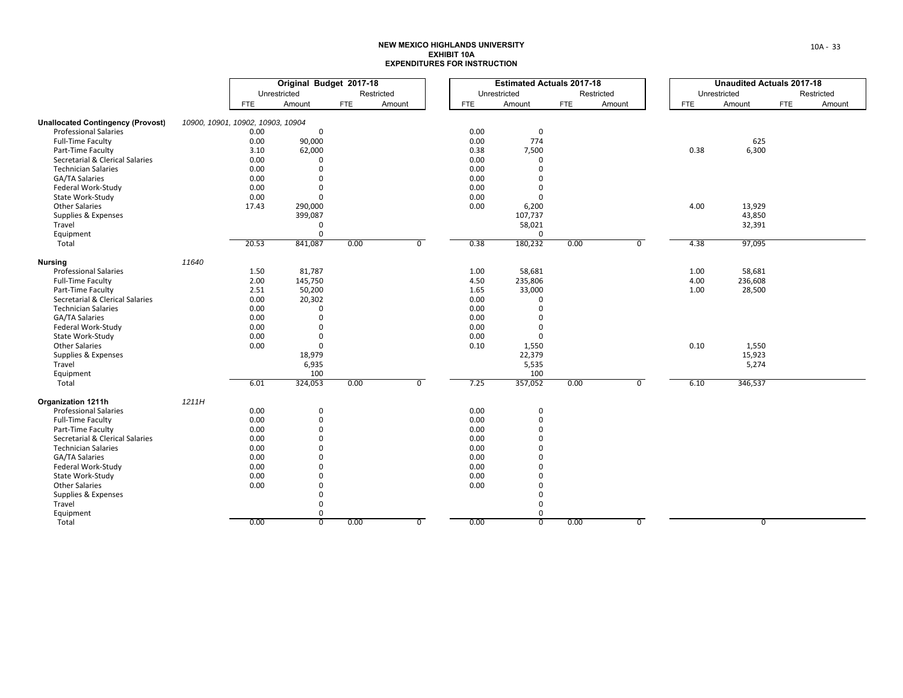**NEW MEXICO HIGHLANDS UNIVERSITY**
**EXHIBIT 10A**
**EXPENDITURES FOR INSTRUCTION**

| | | Original Budget 2017-18 | | | | Estimated Actuals 2017-18 | | | | Unaudited Actuals 2017-18 | | | |
|---|---|---|---|---|---|---|---|---|---|---|---|---|---|
| | | Unrestricted | | Restricted | | Unrestricted | | Restricted | | Unrestricted | | Restricted | |
| | | FTE | Amount | FTE | Amount | FTE | Amount | FTE | Amount | FTE | Amount | FTE | Amount |
| **Unallocated Contingency (Provost)** | *10900, 10901, 10902, 10903, 10904* | | | | | | | | | | | | |
| Professional Salaries | | 0.00 | 0 | | | 0.00 | 0 | | | | | | |
| Full-Time Faculty | | 0.00 | 90,000 | | | 0.00 | 774 | | | | 625 | | |
| Part-Time Faculty | | 3.10 | 62,000 | | | 0.38 | 7,500 | | | 0.38 | 6,300 | | |
| Secretarial & Clerical Salaries | | 0.00 | 0 | | | 0.00 | 0 | | | | | | |
| Technician Salaries | | 0.00 | 0 | | | 0.00 | 0 | | | | | | |
| GA/TA Salaries | | 0.00 | 0 | | | 0.00 | 0 | | | | | | |
| Federal Work-Study | | 0.00 | 0 | | | 0.00 | 0 | | | | | | |
| State Work-Study | | 0.00 | 0 | | | 0.00 | 0 | | | | | | |
| Other Salaries | | 17.43 | 290,000 | | | 0.00 | 6,200 | | | 4.00 | 13,929 | | |
| Supplies & Expenses | | | 399,087 | | | | 107,737 | | | | 43,850 | | |
| Travel | | | 0 | | | | 58,021 | | | | 32,391 | | |
| Equipment | | | 0 | | | | 0 | | | | | | |
| Total | | 20.53 | 841,087 | 0.00 | 0 | 0.38 | 180,232 | 0.00 | 0 | 4.38 | 97,095 | | |
| **Nursing** | *11640* | | | | | | | | | | | | |
| Professional Salaries | | 1.50 | 81,787 | | | 1.00 | 58,681 | | | 1.00 | 58,681 | | |
| Full-Time Faculty | | 2.00 | 145,750 | | | 4.50 | 235,806 | | | 4.00 | 236,608 | | |
| Part-Time Faculty | | 2.51 | 50,200 | | | 1.65 | 33,000 | | | 1.00 | 28,500 | | |
| Secretarial & Clerical Salaries | | 0.00 | 20,302 | | | 0.00 | 0 | | | | | | |
| Technician Salaries | | 0.00 | 0 | | | 0.00 | 0 | | | | | | |
| GA/TA Salaries | | 0.00 | 0 | | | 0.00 | 0 | | | | | | |
| Federal Work-Study | | 0.00 | 0 | | | 0.00 | 0 | | | | | | |
| State Work-Study | | 0.00 | 0 | | | 0.00 | 0 | | | | | | |
| Other Salaries | | 0.00 | 0 | | | 0.10 | 1,550 | | | 0.10 | 1,550 | | |
| Supplies & Expenses | | | 18,979 | | | | 22,379 | | | | 15,923 | | |
| Travel | | | 6,935 | | | | 5,535 | | | | 5,274 | | |
| Equipment | | | 100 | | | | 100 | | | | | | |
| Total | | 6.01 | 324,053 | 0.00 | 0 | 7.25 | 357,052 | 0.00 | 0 | 6.10 | 346,537 | | |
| **Organization 1211h** | *1211H* | | | | | | | | | | | | |
| Professional Salaries | | 0.00 | 0 | | | 0.00 | 0 | | | | | | |
| Full-Time Faculty | | 0.00 | 0 | | | 0.00 | 0 | | | | | | |
| Part-Time Faculty | | 0.00 | 0 | | | 0.00 | 0 | | | | | | |
| Secretarial & Clerical Salaries | | 0.00 | 0 | | | 0.00 | 0 | | | | | | |
| Technician Salaries | | 0.00 | 0 | | | 0.00 | 0 | | | | | | |
| GA/TA Salaries | | 0.00 | 0 | | | 0.00 | 0 | | | | | | |
| Federal Work-Study | | 0.00 | 0 | | | 0.00 | 0 | | | | | | |
| State Work-Study | | 0.00 | 0 | | | 0.00 | 0 | | | | | | |
| Other Salaries | | 0.00 | 0 | | | 0.00 | 0 | | | | | | |
| Supplies & Expenses | | | 0 | | | | 0 | | | | | | |
| Travel | | | 0 | | | | 0 | | | | | | |
| Equipment | | | 0 | | | | 0 | | | | | | |
| Total | | 0.00 | 0 | 0.00 | 0 | 0.00 | 0 | 0.00 | 0 | | 0 | | |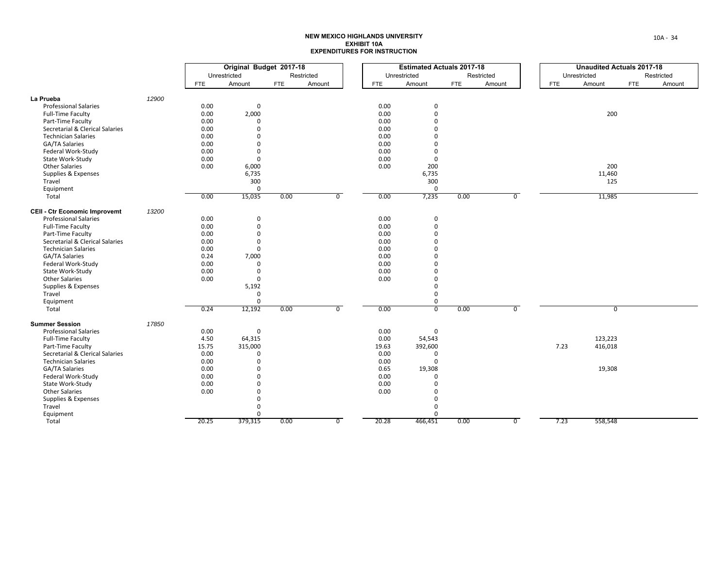# NEW MEXICO HIGHLANDS UNIVERSITY
## EXHIBIT 10A
## EXPENDITURES FOR INSTRUCTION

| | | Original Budget 2017-18 | | | | Estimated Actuals 2017-18 | | | | Unaudited Actuals 2017-18 | | | |
|---|---|---|---|---|---|---|---|---|---|---|---|---|---|
| | | Unrestricted | | Restricted | | Unrestricted | | Restricted | | Unrestricted | | Restricted | |
| | | FTE | Amount | FTE | Amount | FTE | Amount | FTE | Amount | FTE | Amount | FTE | Amount |
| **La Prueba** | *12900* | | | | | | | | | | | | |
| Professional Salaries | | 0.00 | 0 | | | 0.00 | 0 | | | | | | |
| Full-Time Faculty | | 0.00 | 2,000 | | | 0.00 | 0 | | | | 200 | | |
| Part-Time Faculty | | 0.00 | 0 | | | 0.00 | 0 | | | | | | |
| Secretarial & Clerical Salaries | | 0.00 | 0 | | | 0.00 | 0 | | | | | | |
| Technician Salaries | | 0.00 | 0 | | | 0.00 | 0 | | | | | | |
| GA/TA Salaries | | 0.00 | 0 | | | 0.00 | 0 | | | | | | |
| Federal Work-Study | | 0.00 | 0 | | | 0.00 | 0 | | | | | | |
| State Work-Study | | 0.00 | 0 | | | 0.00 | 0 | | | | | | |
| Other Salaries | | 0.00 | 6,000 | | | 0.00 | 200 | | | | 200 | | |
| Supplies & Expenses | | | 6,735 | | | | 6,735 | | | | 11,460 | | |
| Travel | | | 300 | | | | 300 | | | | 125 | | |
| Equipment | | | 0 | | | | 0 | | | | | | |
| Total | | 0.00 | 15,035 | 0.00 | 0 | 0.00 | 7,235 | 0.00 | 0 | | 11,985 | | |
| **CEII - Ctr Economic Improvemt** | *13200* | | | | | | | | | | | | |
| Professional Salaries | | 0.00 | 0 | | | 0.00 | 0 | | | | | | |
| Full-Time Faculty | | 0.00 | 0 | | | 0.00 | 0 | | | | | | |
| Part-Time Faculty | | 0.00 | 0 | | | 0.00 | 0 | | | | | | |
| Secretarial & Clerical Salaries | | 0.00 | 0 | | | 0.00 | 0 | | | | | | |
| Technician Salaries | | 0.00 | 0 | | | 0.00 | 0 | | | | | | |
| GA/TA Salaries | | 0.24 | 7,000 | | | 0.00 | 0 | | | | | | |
| Federal Work-Study | | 0.00 | 0 | | | 0.00 | 0 | | | | | | |
| State Work-Study | | 0.00 | 0 | | | 0.00 | 0 | | | | | | |
| Other Salaries | | 0.00 | 0 | | | 0.00 | 0 | | | | | | |
| Supplies & Expenses | | | 5,192 | | | | 0 | | | | | | |
| Travel | | | 0 | | | | 0 | | | | | | |
| Equipment | | | 0 | | | | 0 | | | | | | |
| Total | | 0.24 | 12,192 | 0.00 | 0 | 0.00 | 0 | 0.00 | 0 | | 0 | | |
| **Summer Session** | *17850* | | | | | | | | | | | | |
| Professional Salaries | | 0.00 | 0 | | | 0.00 | 0 | | | | | | |
| Full-Time Faculty | | 4.50 | 64,315 | | | 0.00 | 54,543 | | | | 123,223 | | |
| Part-Time Faculty | | 15.75 | 315,000 | | | 19.63 | 392,600 | | | 7.23 | 416,018 | | |
| Secretarial & Clerical Salaries | | 0.00 | 0 | | | 0.00 | 0 | | | | | | |
| Technician Salaries | | 0.00 | 0 | | | 0.00 | 0 | | | | | | |
| GA/TA Salaries | | 0.00 | 0 | | | 0.65 | 19,308 | | | | 19,308 | | |
| Federal Work-Study | | 0.00 | 0 | | | 0.00 | 0 | | | | | | |
| State Work-Study | | 0.00 | 0 | | | 0.00 | 0 | | | | | | |
| Other Salaries | | 0.00 | 0 | | | 0.00 | 0 | | | | | | |
| Supplies & Expenses | | | 0 | | | | 0 | | | | | | |
| Travel | | | 0 | | | | 0 | | | | | | |
| Equipment | | | 0 | | | | 0 | | | | | | |
| Total | | 20.25 | 379,315 | 0.00 | 0 | 20.28 | 466,451 | 0.00 | 0 | 7.23 | 558,548 | | |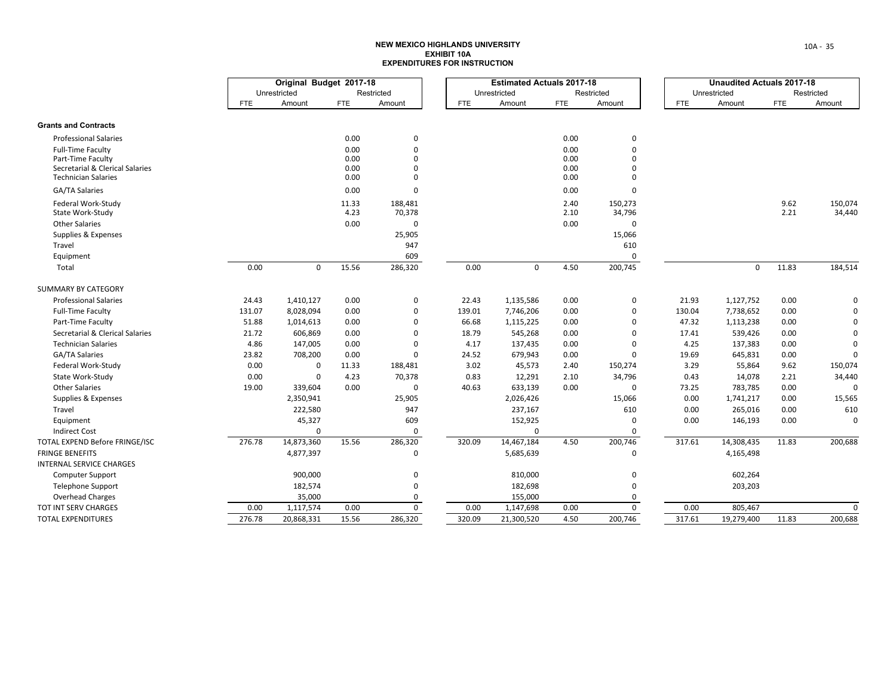**NEW MEXICO HIGHLANDS UNIVERSITY**
**EXHIBIT 10A**
**EXPENDITURES FOR INSTRUCTION**

| | Original Budget 2017-18 | | | | Estimated Actuals 2017-18 | | | | Unaudited Actuals 2017-18 | | | |
|---|---|---|---|---|---|---|---|---|---|---|---|---|
| | Unrestricted | | Restricted | | Unrestricted | | Restricted | | Unrestricted | | Restricted | |
| | FTE | Amount | FTE | Amount | FTE | Amount | FTE | Amount | FTE | Amount | FTE | Amount |
| **Grants and Contracts** | | | | | | | | | | | | |
| Professional Salaries | | | 0.00 | 0 | | | 0.00 | 0 | | | | |
| Full-Time Faculty | | | 0.00 | 0 | | | 0.00 | 0 | | | | |
| Part-Time Faculty | | | 0.00 | 0 | | | 0.00 | 0 | | | | |
| Secretarial & Clerical Salaries | | | 0.00 | 0 | | | 0.00 | 0 | | | | |
| Technician Salaries | | | 0.00 | 0 | | | 0.00 | 0 | | | | |
| GA/TA Salaries | | | 0.00 | 0 | | | 0.00 | 0 | | | | |
| Federal Work-Study | | | 11.33 | 188,481 | | | 2.40 | 150,273 | | | 9.62 | 150,074 |
| State Work-Study | | | 4.23 | 70,378 | | | 2.10 | 34,796 | | | 2.21 | 34,440 |
| Other Salaries | | | 0.00 | 0 | | | 0.00 | 0 | | | | |
| Supplies & Expenses | | | | 25,905 | | | | 15,066 | | | | |
| Travel | | | | 947 | | | | 610 | | | | |
| Equipment | | | | 609 | | | | 0 | | | | |
| Total | 0.00 | 0 | 15.56 | 286,320 | 0.00 | 0 | 4.50 | 200,745 | | 0 | 11.83 | 184,514 |
| SUMMARY BY CATEGORY | | | | | | | | | | | | |
| Professional Salaries | 24.43 | 1,410,127 | 0.00 | 0 | 22.43 | 1,135,586 | 0.00 | 0 | 21.93 | 1,127,752 | 0.00 | 0 |
| Full-Time Faculty | 131.07 | 8,028,094 | 0.00 | 0 | 139.01 | 7,746,206 | 0.00 | 0 | 130.04 | 7,738,652 | 0.00 | 0 |
| Part-Time Faculty | 51.88 | 1,014,613 | 0.00 | 0 | 66.68 | 1,115,225 | 0.00 | 0 | 47.32 | 1,113,238 | 0.00 | 0 |
| Secretarial & Clerical Salaries | 21.72 | 606,869 | 0.00 | 0 | 18.79 | 545,268 | 0.00 | 0 | 17.41 | 539,426 | 0.00 | 0 |
| Technician Salaries | 4.86 | 147,005 | 0.00 | 0 | 4.17 | 137,435 | 0.00 | 0 | 4.25 | 137,383 | 0.00 | 0 |
| GA/TA Salaries | 23.82 | 708,200 | 0.00 | 0 | 24.52 | 679,943 | 0.00 | 0 | 19.69 | 645,831 | 0.00 | 0 |
| Federal Work-Study | 0.00 | 0 | 11.33 | 188,481 | 3.02 | 45,573 | 2.40 | 150,274 | 3.29 | 55,864 | 9.62 | 150,074 |
| State Work-Study | 0.00 | 0 | 4.23 | 70,378 | 0.83 | 12,291 | 2.10 | 34,796 | 0.43 | 14,078 | 2.21 | 34,440 |
| Other Salaries | 19.00 | 339,604 | 0.00 | 0 | 40.63 | 633,139 | 0.00 | 0 | 73.25 | 783,785 | 0.00 | 0 |
| Supplies & Expenses | | 2,350,941 | | 25,905 | | 2,026,426 | | 15,066 | 0.00 | 1,741,217 | 0.00 | 15,565 |
| Travel | | 222,580 | | 947 | | 237,167 | | 610 | 0.00 | 265,016 | 0.00 | 610 |
| Equipment | | 45,327 | | 609 | | 152,925 | | 0 | 0.00 | 146,193 | 0.00 | 0 |
| Indirect Cost | | 0 | | 0 | | 0 | | 0 | | | | |
| TOTAL EXPEND Before FRINGE/ISC | 276.78 | 14,873,360 | 15.56 | 286,320 | 320.09 | 14,467,184 | 4.50 | 200,746 | 317.61 | 14,308,435 | 11.83 | 200,688 |
| FRINGE BENEFITS | | 4,877,397 | | 0 | | 5,685,639 | | 0 | | 4,165,498 | | |
| INTERNAL SERVICE CHARGES | | | | | | | | | | | | |
| Computer Support | | 900,000 | | 0 | | 810,000 | | 0 | | 602,264 | | |
| Telephone Support | | 182,574 | | 0 | | 182,698 | | 0 | | 203,203 | | |
| Overhead Charges | | 35,000 | | 0 | | 155,000 | | 0 | | | | |
| TOT INT SERV CHARGES | 0.00 | 1,117,574 | 0.00 | 0 | 0.00 | 1,147,698 | 0.00 | 0 | 0.00 | 805,467 | | 0 |
| TOTAL EXPENDITURES | 276.78 | 20,868,331 | 15.56 | 286,320 | 320.09 | 21,300,520 | 4.50 | 200,746 | 317.61 | 19,279,400 | 11.83 | 200,688 |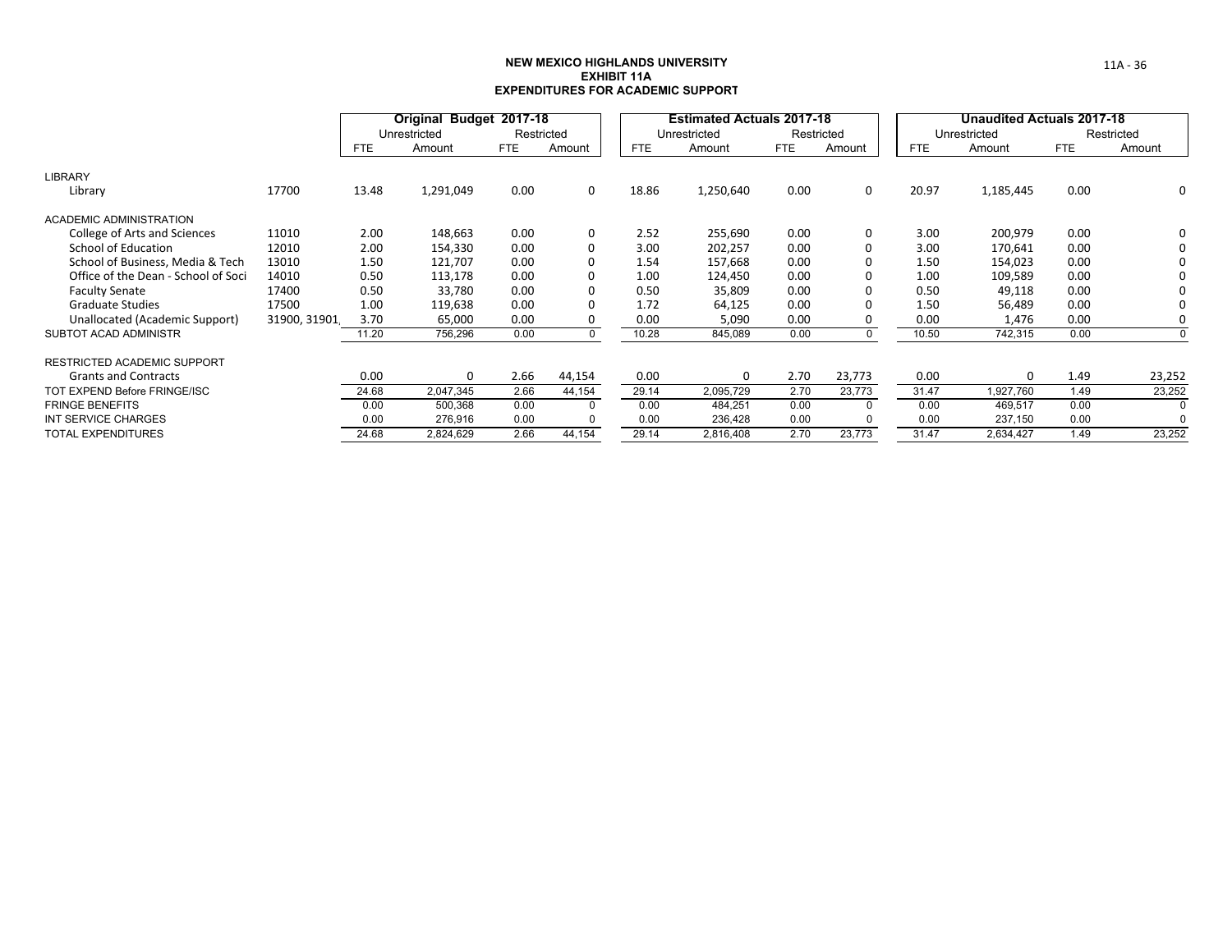**NEW MEXICO HIGHLANDS UNIVERSITY**
**EXHIBIT 11A**
**EXPENDITURES FOR ACADEMIC SUPPORT**

| | | Original Budget 2017-18 | | | | Estimated Actuals 2017-18 | | | | Unaudited Actuals 2017-18 | | | |
|---|---|---|---|---|---|---|---|---|---|---|---|---|---|
| | | Unrestricted | | Restricted | | Unrestricted | | Restricted | | Unrestricted | | Restricted | |
| | | FTE | Amount | FTE | Amount | FTE | Amount | FTE | Amount | FTE | Amount | FTE | Amount |
| LIBRARY | | | | | | | | | | | | | |
| Library | 17700 | 13.48 | 1,291,049 | 0.00 | 0 | 18.86 | 1,250,640 | 0.00 | 0 | 20.97 | 1,185,445 | 0.00 | 0 |
| ACADEMIC ADMINISTRATION | | | | | | | | | | | | | |
| College of Arts and Sciences | 11010 | 2.00 | 148,663 | 0.00 | 0 | 2.52 | 255,690 | 0.00 | 0 | 3.00 | 200,979 | 0.00 | 0 |
| School of Education | 12010 | 2.00 | 154,330 | 0.00 | 0 | 3.00 | 202,257 | 0.00 | 0 | 3.00 | 170,641 | 0.00 | 0 |
| School of Business, Media & Tech | 13010 | 1.50 | 121,707 | 0.00 | 0 | 1.54 | 157,668 | 0.00 | 0 | 1.50 | 154,023 | 0.00 | 0 |
| Office of the Dean - School of Soci | 14010 | 0.50 | 113,178 | 0.00 | 0 | 1.00 | 124,450 | 0.00 | 0 | 1.00 | 109,589 | 0.00 | 0 |
| Faculty Senate | 17400 | 0.50 | 33,780 | 0.00 | 0 | 0.50 | 35,809 | 0.00 | 0 | 0.50 | 49,118 | 0.00 | 0 |
| Graduate Studies | 17500 | 1.00 | 119,638 | 0.00 | 0 | 1.72 | 64,125 | 0.00 | 0 | 1.50 | 56,489 | 0.00 | 0 |
| Unallocated (Academic Support) | 31900, 31901, | 3.70 | 65,000 | 0.00 | 0 | 0.00 | 5,090 | 0.00 | 0 | 0.00 | 1,476 | 0.00 | 0 |
| SUBTOT ACAD ADMINISTR | | 11.20 | 756,296 | 0.00 | 0 | 10.28 | 845,089 | 0.00 | 0 | 10.50 | 742,315 | 0.00 | 0 |
| RESTRICTED ACADEMIC SUPPORT | | | | | | | | | | | | | |
| Grants and Contracts | | 0.00 | 0 | 2.66 | 44,154 | 0.00 | 0 | 2.70 | 23,773 | 0.00 | 0 | 1.49 | 23,252 |
| TOT EXPEND Before FRINGE/ISC | | 24.68 | 2,047,345 | 2.66 | 44,154 | 29.14 | 2,095,729 | 2.70 | 23,773 | 31.47 | 1,927,760 | 1.49 | 23,252 |
| FRINGE BENEFITS | | 0.00 | 500,368 | 0.00 | 0 | 0.00 | 484,251 | 0.00 | 0 | 0.00 | 469,517 | 0.00 | 0 |
| INT SERVICE CHARGES | | 0.00 | 276,916 | 0.00 | 0 | 0.00 | 236,428 | 0.00 | 0 | 0.00 | 237,150 | 0.00 | 0 |
| TOTAL EXPENDITURES | | 24.68 | 2,824,629 | 2.66 | 44,154 | 29.14 | 2,816,408 | 2.70 | 23,773 | 31.47 | 2,634,427 | 1.49 | 23,252 |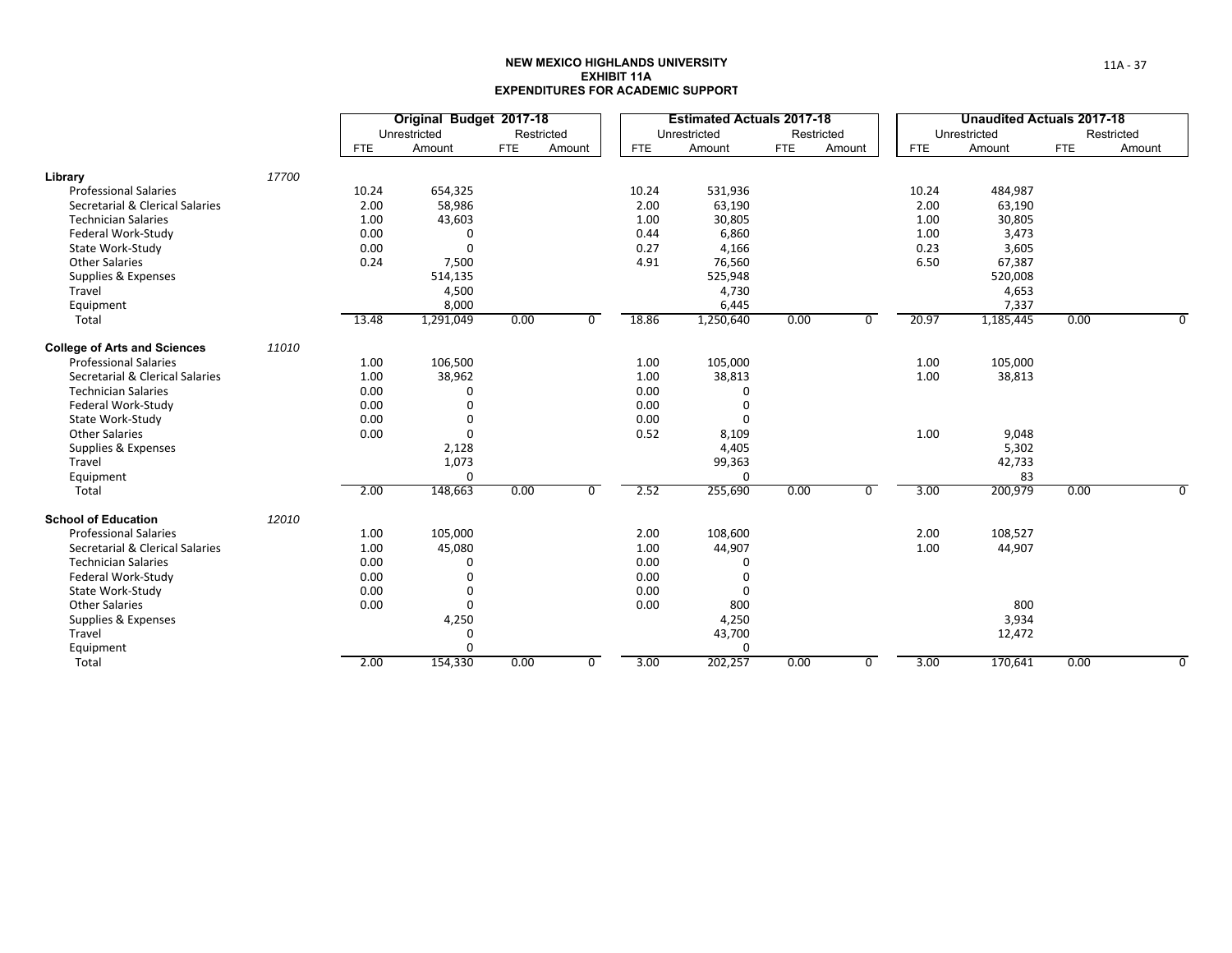**NEW MEXICO HIGHLANDS UNIVERSITY**
**EXHIBIT 11A**
**EXPENDITURES FOR ACADEMIC SUPPORT**

| | | Original Budget 2017-18 | | | | Estimated Actuals 2017-18 | | | | Unaudited Actuals 2017-18 | | | |
|---|---|---|---|---|---|---|---|---|---|---|---|---|---|
| | | Unrestricted | | Restricted | | Unrestricted | | Restricted | | Unrestricted | | Restricted | |
| | | FTE | Amount | FTE | Amount | FTE | Amount | FTE | Amount | FTE | Amount | FTE | Amount |
| **Library** | *17700* | | | | | | | | | | | | |
| Professional Salaries | | 10.24 | 654,325 | | | 10.24 | 531,936 | | | 10.24 | 484,987 | | |
| Secretarial & Clerical Salaries | | 2.00 | 58,986 | | | 2.00 | 63,190 | | | 2.00 | 63,190 | | |
| Technician Salaries | | 1.00 | 43,603 | | | 1.00 | 30,805 | | | 1.00 | 30,805 | | |
| Federal Work-Study | | 0.00 | 0 | | | 0.44 | 6,860 | | | 1.00 | 3,473 | | |
| State Work-Study | | 0.00 | 0 | | | 0.27 | 4,166 | | | 0.23 | 3,605 | | |
| Other Salaries | | 0.24 | 7,500 | | | 4.91 | 76,560 | | | 6.50 | 67,387 | | |
| Supplies & Expenses | | | 514,135 | | | | 525,948 | | | | 520,008 | | |
| Travel | | | 4,500 | | | | 4,730 | | | | 4,653 | | |
| Equipment | | | 8,000 | | | | 6,445 | | | | 7,337 | | |
| Total | | 13.48 | 1,291,049 | 0.00 | 0 | 18.86 | 1,250,640 | 0.00 | 0 | 20.97 | 1,185,445 | 0.00 | 0 |
| **College of Arts and Sciences** | *11010* | | | | | | | | | | | | |
| Professional Salaries | | 1.00 | 106,500 | | | 1.00 | 105,000 | | | 1.00 | 105,000 | | |
| Secretarial & Clerical Salaries | | 1.00 | 38,962 | | | 1.00 | 38,813 | | | 1.00 | 38,813 | | |
| Technician Salaries | | 0.00 | 0 | | | 0.00 | 0 | | | | | | |
| Federal Work-Study | | 0.00 | 0 | | | 0.00 | 0 | | | | | | |
| State Work-Study | | 0.00 | 0 | | | 0.00 | 0 | | | | | | |
| Other Salaries | | 0.00 | 0 | | | 0.52 | 8,109 | | | 1.00 | 9,048 | | |
| Supplies & Expenses | | | 2,128 | | | | 4,405 | | | | 5,302 | | |
| Travel | | | 1,073 | | | | 99,363 | | | | 42,733 | | |
| Equipment | | | 0 | | | | 0 | | | | 83 | | |
| Total | | 2.00 | 148,663 | 0.00 | 0 | 2.52 | 255,690 | 0.00 | 0 | 3.00 | 200,979 | 0.00 | 0 |
| **School of Education** | *12010* | | | | | | | | | | | | |
| Professional Salaries | | 1.00 | 105,000 | | | 2.00 | 108,600 | | | 2.00 | 108,527 | | |
| Secretarial & Clerical Salaries | | 1.00 | 45,080 | | | 1.00 | 44,907 | | | 1.00 | 44,907 | | |
| Technician Salaries | | 0.00 | 0 | | | 0.00 | 0 | | | | | | |
| Federal Work-Study | | 0.00 | 0 | | | 0.00 | 0 | | | | | | |
| State Work-Study | | 0.00 | 0 | | | 0.00 | 0 | | | | | | |
| Other Salaries | | 0.00 | 0 | | | 0.00 | 800 | | | | 800 | | |
| Supplies & Expenses | | | 4,250 | | | | 4,250 | | | | 3,934 | | |
| Travel | | | 0 | | | | 43,700 | | | | 12,472 | | |
| Equipment | | | 0 | | | | 0 | | | | | | |
| Total | | 2.00 | 154,330 | 0.00 | 0 | 3.00 | 202,257 | 0.00 | 0 | 3.00 | 170,641 | 0.00 | 0 |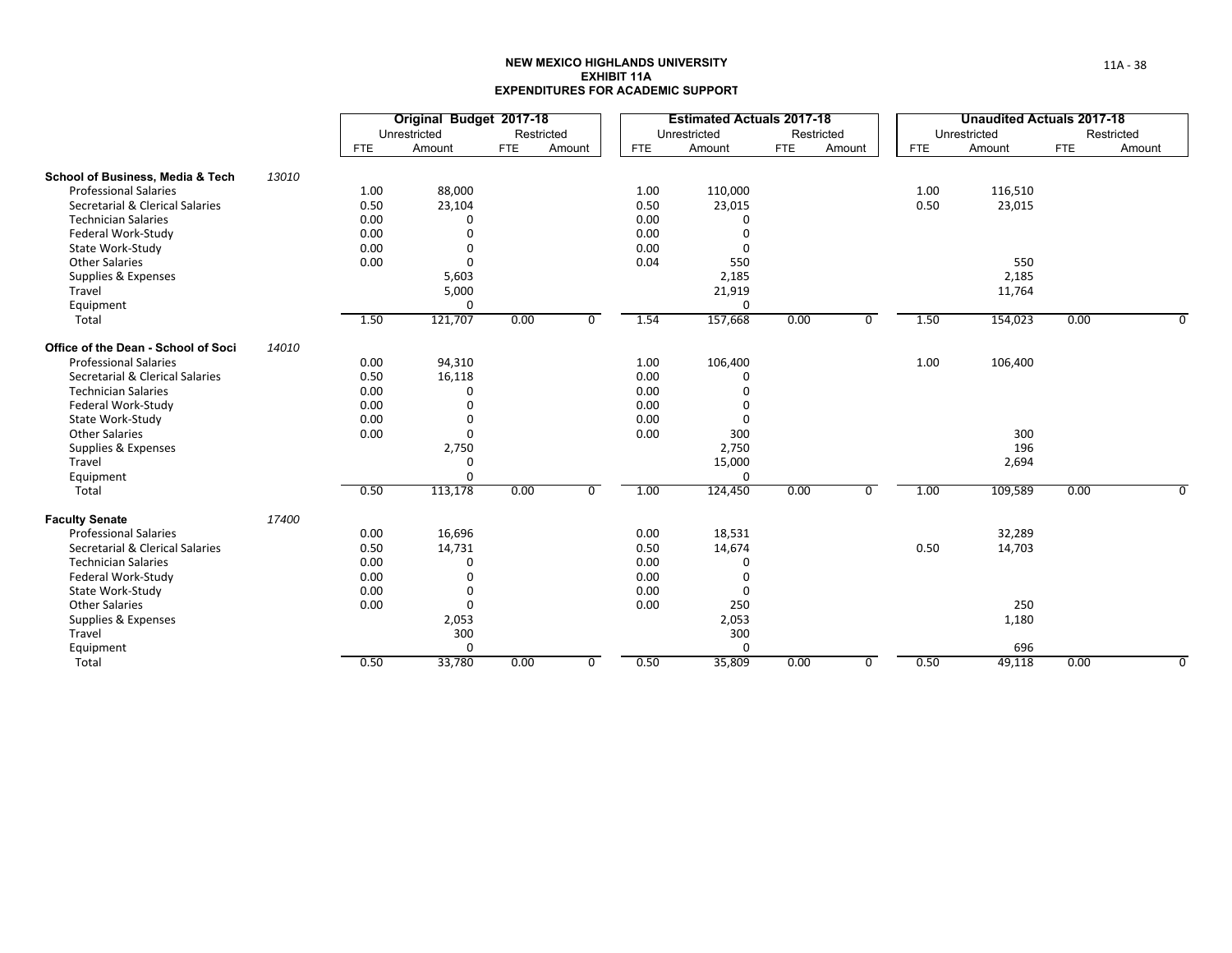**NEW MEXICO HIGHLANDS UNIVERSITY**
**EXHIBIT 11A**
**EXPENDITURES FOR ACADEMIC SUPPORT**

| | | Original Budget 2017-18 | | | | Estimated Actuals 2017-18 | | | | Unaudited Actuals 2017-18 | | | |
|---|---|---|---|---|---|---|---|---|---|---|---|---|---|
| | | Unrestricted | | Restricted | | Unrestricted | | Restricted | | Unrestricted | | Restricted | |
| | | FTE | Amount | FTE | Amount | FTE | Amount | FTE | Amount | FTE | Amount | FTE | Amount |
| **School of Business, Media & Tech** | 13010 | | | | | | | | | | | | |
| Professional Salaries | | 1.00 | 88,000 | | | 1.00 | 110,000 | | | 1.00 | 116,510 | | |
| Secretarial & Clerical Salaries | | 0.50 | 23,104 | | | 0.50 | 23,015 | | | 0.50 | 23,015 | | |
| Technician Salaries | | 0.00 | 0 | | | 0.00 | 0 | | | | | | |
| Federal Work-Study | | 0.00 | 0 | | | 0.00 | 0 | | | | | | |
| State Work-Study | | 0.00 | 0 | | | 0.00 | 0 | | | | | | |
| Other Salaries | | 0.00 | 0 | | | 0.04 | 550 | | | | 550 | | |
| Supplies & Expenses | | | 5,603 | | | | 2,185 | | | | 2,185 | | |
| Travel | | | 5,000 | | | | 21,919 | | | | 11,764 | | |
| Equipment | | | 0 | | | | 0 | | | | | | |
| Total | | 1.50 | 121,707 | 0.00 | 0 | 1.54 | 157,668 | 0.00 | 0 | 1.50 | 154,023 | 0.00 | 0 |
| **Office of the Dean - School of Soci** | 14010 | | | | | | | | | | | | |
| Professional Salaries | | 0.00 | 94,310 | | | 1.00 | 106,400 | | | 1.00 | 106,400 | | |
| Secretarial & Clerical Salaries | | 0.50 | 16,118 | | | 0.00 | 0 | | | | | | |
| Technician Salaries | | 0.00 | 0 | | | 0.00 | 0 | | | | | | |
| Federal Work-Study | | 0.00 | 0 | | | 0.00 | 0 | | | | | | |
| State Work-Study | | 0.00 | 0 | | | 0.00 | 0 | | | | | | |
| Other Salaries | | 0.00 | 0 | | | 0.00 | 300 | | | | 300 | | |
| Supplies & Expenses | | | 2,750 | | | | 2,750 | | | | 196 | | |
| Travel | | | 0 | | | | 15,000 | | | | 2,694 | | |
| Equipment | | | 0 | | | | 0 | | | | | | |
| Total | | 0.50 | 113,178 | 0.00 | 0 | 1.00 | 124,450 | 0.00 | 0 | 1.00 | 109,589 | 0.00 | 0 |
| **Faculty Senate** | 17400 | | | | | | | | | | | | |
| Professional Salaries | | 0.00 | 16,696 | | | 0.00 | 18,531 | | | | 32,289 | | |
| Secretarial & Clerical Salaries | | 0.50 | 14,731 | | | 0.50 | 14,674 | | | 0.50 | 14,703 | | |
| Technician Salaries | | 0.00 | 0 | | | 0.00 | 0 | | | | | | |
| Federal Work-Study | | 0.00 | 0 | | | 0.00 | 0 | | | | | | |
| State Work-Study | | 0.00 | 0 | | | 0.00 | 0 | | | | | | |
| Other Salaries | | 0.00 | 0 | | | 0.00 | 250 | | | | 250 | | |
| Supplies & Expenses | | | 2,053 | | | | 2,053 | | | | 1,180 | | |
| Travel | | | 300 | | | | 300 | | | | | | |
| Equipment | | | 0 | | | | 0 | | | | 696 | | |
| Total | | 0.50 | 33,780 | 0.00 | 0 | 0.50 | 35,809 | 0.00 | 0 | 0.50 | 49,118 | 0.00 | 0 |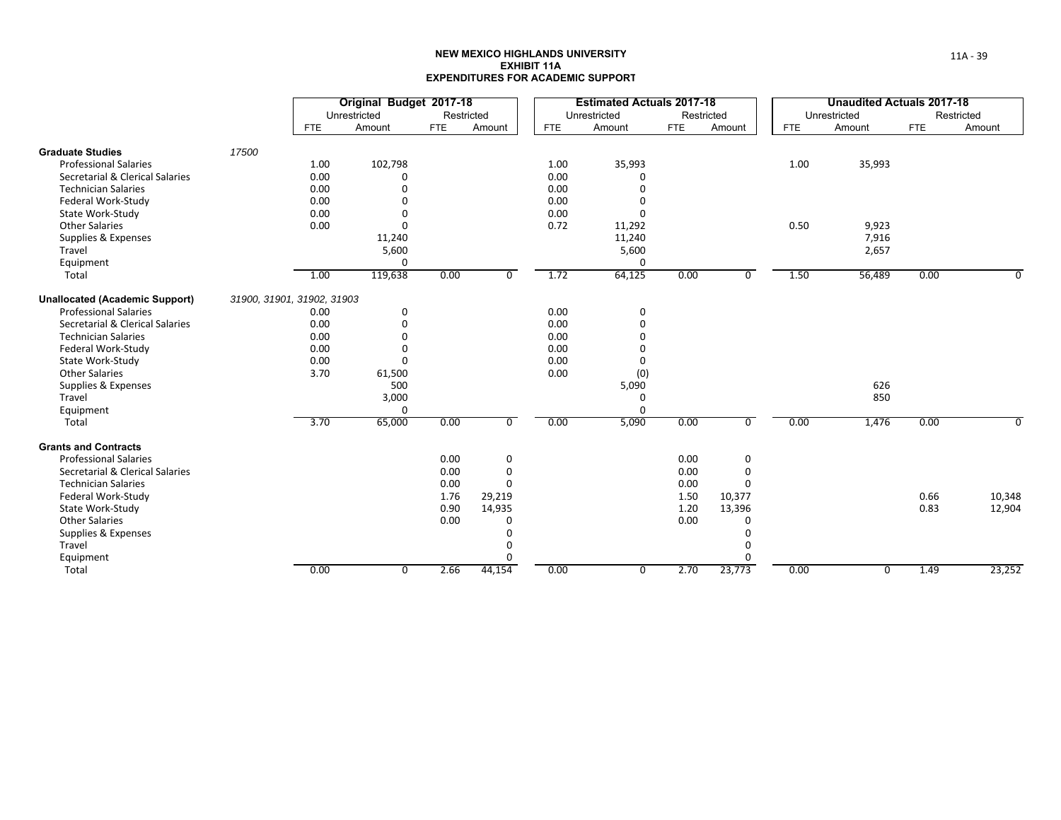**NEW MEXICO HIGHLANDS UNIVERSITY**
**EXHIBIT 11A**
**EXPENDITURES FOR ACADEMIC SUPPORT**

| | | Original Budget 2017-18 | | | | Estimated Actuals 2017-18 | | | | Unaudited Actuals 2017-18 | | | |
|---|---|---|---|---|---|---|---|---|---|---|---|---|---|
| | | Unrestricted | | Restricted | | Unrestricted | | Restricted | | Unrestricted | | Restricted | |
| | | FTE | Amount | FTE | Amount | FTE | Amount | FTE | Amount | FTE | Amount | FTE | Amount |
| **Graduate Studies** | *17500* | | | | | | | | | | | | |
| Professional Salaries | | 1.00 | 102,798 | | | 1.00 | 35,993 | | | 1.00 | 35,993 | | |
| Secretarial & Clerical Salaries | | 0.00 | 0 | | | 0.00 | 0 | | | | | | |
| Technician Salaries | | 0.00 | 0 | | | 0.00 | 0 | | | | | | |
| Federal Work-Study | | 0.00 | 0 | | | 0.00 | 0 | | | | | | |
| State Work-Study | | 0.00 | 0 | | | 0.00 | 0 | | | | | | |
| Other Salaries | | 0.00 | 0 | | | 0.72 | 11,292 | | | 0.50 | 9,923 | | |
| Supplies & Expenses | | | 11,240 | | | | 11,240 | | | | 7,916 | | |
| Travel | | | 5,600 | | | | 5,600 | | | | 2,657 | | |
| Equipment | | | 0 | | | | 0 | | | | | | |
| Total | | 1.00 | 119,638 | 0.00 | 0 | 1.72 | 64,125 | 0.00 | 0 | 1.50 | 56,489 | 0.00 | 0 |
| **Unallocated (Academic Support)** | *31900, 31901, 31902, 31903* | | | | | | | | | | | | |
| Professional Salaries | | 0.00 | 0 | | | 0.00 | 0 | | | | | | |
| Secretarial & Clerical Salaries | | 0.00 | 0 | | | 0.00 | 0 | | | | | | |
| Technician Salaries | | 0.00 | 0 | | | 0.00 | 0 | | | | | | |
| Federal Work-Study | | 0.00 | 0 | | | 0.00 | 0 | | | | | | |
| State Work-Study | | 0.00 | 0 | | | 0.00 | 0 | | | | | | |
| Other Salaries | | 3.70 | 61,500 | | | 0.00 | (0) | | | | | | |
| Supplies & Expenses | | | 500 | | | | 5,090 | | | | 626 | | |
| Travel | | | 3,000 | | | | 0 | | | | 850 | | |
| Equipment | | | 0 | | | | 0 | | | | | | |
| Total | | 3.70 | 65,000 | 0.00 | 0 | 0.00 | 5,090 | 0.00 | 0 | 0.00 | 1,476 | 0.00 | 0 |
| **Grants and Contracts** | | | | | | | | | | | | | |
| Professional Salaries | | | | 0.00 | 0 | | | 0.00 | 0 | | | | |
| Secretarial & Clerical Salaries | | | | 0.00 | 0 | | | 0.00 | 0 | | | | |
| Technician Salaries | | | | 0.00 | 0 | | | 0.00 | 0 | | | | |
| Federal Work-Study | | | | 1.76 | 29,219 | | | 1.50 | 10,377 | | | 0.66 | 10,348 |
| State Work-Study | | | | 0.90 | 14,935 | | | 1.20 | 13,396 | | | 0.83 | 12,904 |
| Other Salaries | | | | 0.00 | 0 | | | 0.00 | 0 | | | | |
| Supplies & Expenses | | | | | 0 | | | | 0 | | | | |
| Travel | | | | | 0 | | | | 0 | | | | |
| Equipment | | | | | 0 | | | | 0 | | | | |
| Total | | 0.00 | 0 | 2.66 | 44,154 | 0.00 | 0 | 2.70 | 23,773 | 0.00 | 0 | 1.49 | 23,252 |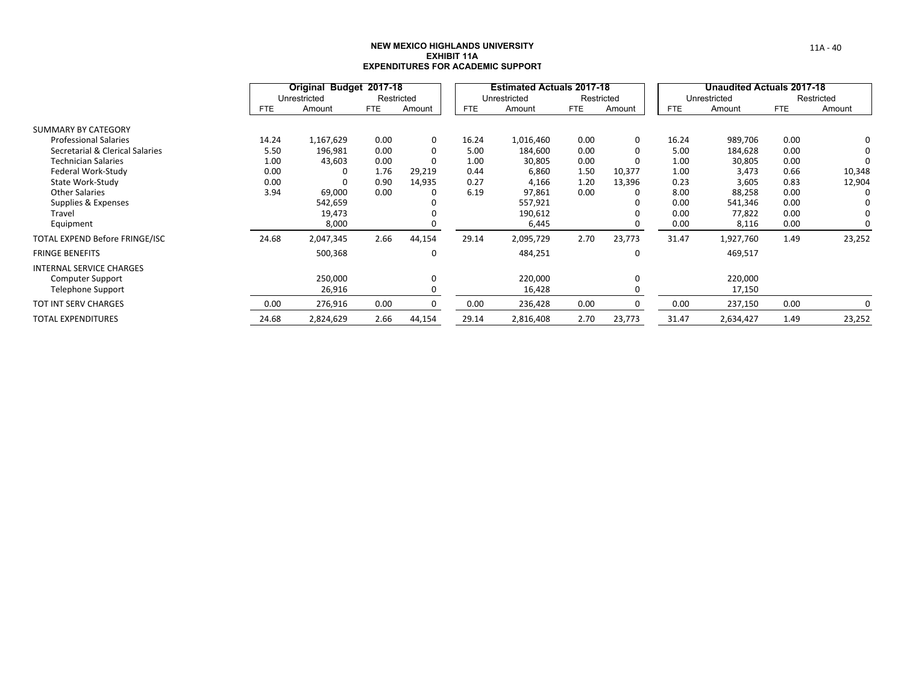# NEW MEXICO HIGHLANDS UNIVERSITY
## EXHIBIT 11A
## EXPENDITURES FOR ACADEMIC SUPPORT

| | Original Budget 2017-18 | | | | Estimated Actuals 2017-18 | | | | Unaudited Actuals 2017-18 | | | |
|---|---|---|---|---|---|---|---|---|---|---|---|---|
| | Unrestricted | | Restricted | | Unrestricted | | Restricted | | Unrestricted | | Restricted | |
| | FTE | Amount | FTE | Amount | FTE | Amount | FTE | Amount | FTE | Amount | FTE | Amount |
| SUMMARY BY CATEGORY | | | | | | | | | | | | |
| Professional Salaries | 14.24 | 1,167,629 | 0.00 | 0 | 16.24 | 1,016,460 | 0.00 | 0 | 16.24 | 989,706 | 0.00 | 0 |
| Secretarial & Clerical Salaries | 5.50 | 196,981 | 0.00 | 0 | 5.00 | 184,600 | 0.00 | 0 | 5.00 | 184,628 | 0.00 | 0 |
| Technician Salaries | 1.00 | 43,603 | 0.00 | 0 | 1.00 | 30,805 | 0.00 | 0 | 1.00 | 30,805 | 0.00 | 0 |
| Federal Work-Study | 0.00 | 0 | 1.76 | 29,219 | 0.44 | 6,860 | 1.50 | 10,377 | 1.00 | 3,473 | 0.66 | 10,348 |
| State Work-Study | 0.00 | 0 | 0.90 | 14,935 | 0.27 | 4,166 | 1.20 | 13,396 | 0.23 | 3,605 | 0.83 | 12,904 |
| Other Salaries | 3.94 | 69,000 | 0.00 | 0 | 6.19 | 97,861 | 0.00 | 0 | 8.00 | 88,258 | 0.00 | 0 |
| Supplies & Expenses | | 542,659 | | 0 | | 557,921 | | 0 | 0.00 | 541,346 | 0.00 | 0 |
| Travel | | 19,473 | | 0 | | 190,612 | | 0 | 0.00 | 77,822 | 0.00 | 0 |
| Equipment | | 8,000 | | 0 | | 6,445 | | 0 | 0.00 | 8,116 | 0.00 | 0 |
| TOTAL EXPEND Before FRINGE/ISC | 24.68 | 2,047,345 | 2.66 | 44,154 | 29.14 | 2,095,729 | 2.70 | 23,773 | 31.47 | 1,927,760 | 1.49 | 23,252 |
| FRINGE BENEFITS | | 500,368 | | 0 | | 484,251 | | 0 | | 469,517 | | |
| INTERNAL SERVICE CHARGES | | | | | | | | | | | | |
| Computer Support | | 250,000 | | 0 | | 220,000 | | 0 | | 220,000 | | |
| Telephone Support | | 26,916 | | 0 | | 16,428 | | 0 | | 17,150 | | |
| TOT INT SERV CHARGES | 0.00 | 276,916 | 0.00 | 0 | 0.00 | 236,428 | 0.00 | 0 | 0.00 | 237,150 | 0.00 | 0 |
| TOTAL EXPENDITURES | 24.68 | 2,824,629 | 2.66 | 44,154 | 29.14 | 2,816,408 | 2.70 | 23,773 | 31.47 | 2,634,427 | 1.49 | 23,252 |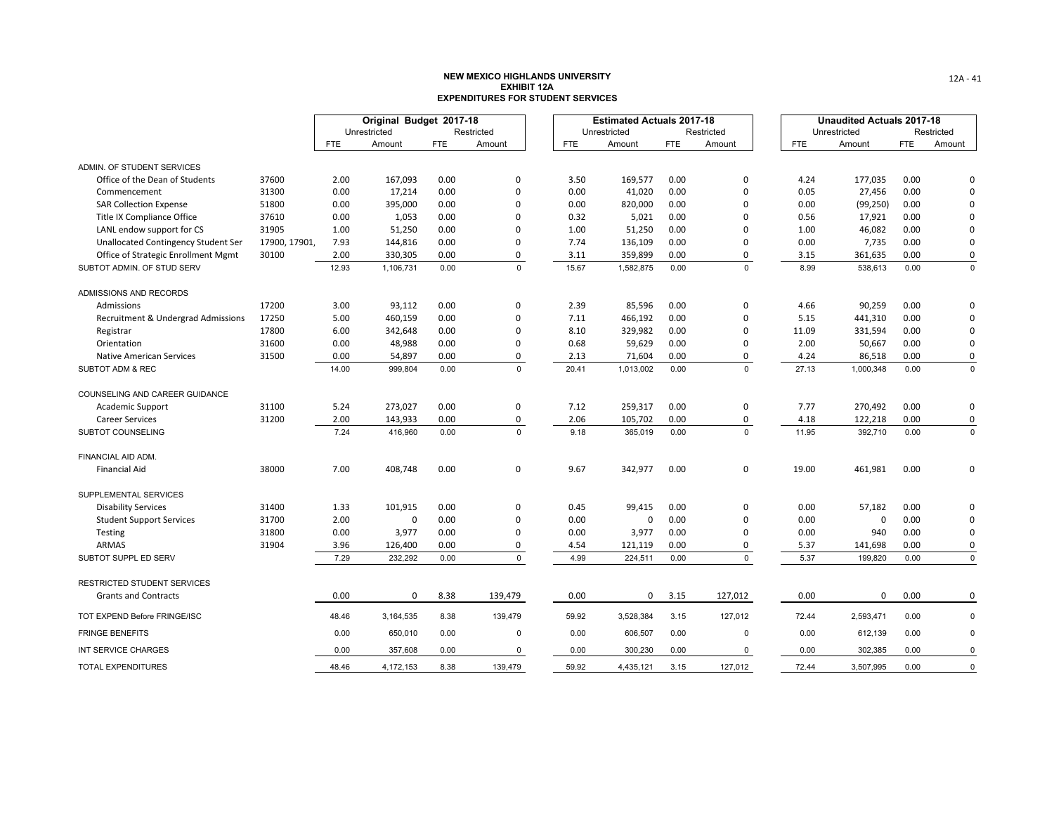**NEW MEXICO HIGHLANDS UNIVERSITY**
**EXHIBIT 12A**
**EXPENDITURES FOR STUDENT SERVICES**

| | | Original Budget 2017-18 | | | | Estimated Actuals 2017-18 | | | | Unaudited Actuals 2017-18 | | | |
|---|---|---|---|---|---|---|---|---|---|---|---|---|---|
| | | Unrestricted | | Restricted | | Unrestricted | | Restricted | | Unrestricted | | Restricted | |
| | | FTE | Amount | FTE | Amount | FTE | Amount | FTE | Amount | FTE | Amount | FTE | Amount |
| ADMIN. OF STUDENT SERVICES | | | | | | | | | | | | | |
| Office of the Dean of Students | 37600 | 2.00 | 167,093 | 0.00 | 0 | 3.50 | 169,577 | 0.00 | 0 | 4.24 | 177,035 | 0.00 | 0 |
| Commencement | 31300 | 0.00 | 17,214 | 0.00 | 0 | 0.00 | 41,020 | 0.00 | 0 | 0.05 | 27,456 | 0.00 | 0 |
| SAR Collection Expense | 51800 | 0.00 | 395,000 | 0.00 | 0 | 0.00 | 820,000 | 0.00 | 0 | 0.00 | (99,250) | 0.00 | 0 |
| Title IX Compliance Office | 37610 | 0.00 | 1,053 | 0.00 | 0 | 0.32 | 5,021 | 0.00 | 0 | 0.56 | 17,921 | 0.00 | 0 |
| LANL endow support for CS | 31905 | 1.00 | 51,250 | 0.00 | 0 | 1.00 | 51,250 | 0.00 | 0 | 1.00 | 46,082 | 0.00 | 0 |
| Unallocated Contingency Student Ser | 17900, 17901, | 7.93 | 144,816 | 0.00 | 0 | 7.74 | 136,109 | 0.00 | 0 | 0.00 | 7,735 | 0.00 | 0 |
| Office of Strategic Enrollment Mgmt | 30100 | 2.00 | 330,305 | 0.00 | 0 | 3.11 | 359,899 | 0.00 | 0 | 3.15 | 361,635 | 0.00 | 0 |
| SUBTOT ADMIN. OF STUD SERV | | 12.93 | 1,106,731 | 0.00 | 0 | 15.67 | 1,582,875 | 0.00 | 0 | 8.99 | 538,613 | 0.00 | 0 |
| ADMISSIONS AND RECORDS | | | | | | | | | | | | | |
| Admissions | 17200 | 3.00 | 93,112 | 0.00 | 0 | 2.39 | 85,596 | 0.00 | 0 | 4.66 | 90,259 | 0.00 | 0 |
| Recruitment & Undergrad Admissions | 17250 | 5.00 | 460,159 | 0.00 | 0 | 7.11 | 466,192 | 0.00 | 0 | 5.15 | 441,310 | 0.00 | 0 |
| Registrar | 17800 | 6.00 | 342,648 | 0.00 | 0 | 8.10 | 329,982 | 0.00 | 0 | 11.09 | 331,594 | 0.00 | 0 |
| Orientation | 31600 | 0.00 | 48,988 | 0.00 | 0 | 0.68 | 59,629 | 0.00 | 0 | 2.00 | 50,667 | 0.00 | 0 |
| Native American Services | 31500 | 0.00 | 54,897 | 0.00 | 0 | 2.13 | 71,604 | 0.00 | 0 | 4.24 | 86,518 | 0.00 | 0 |
| SUBTOT ADM & REC | | 14.00 | 999,804 | 0.00 | 0 | 20.41 | 1,013,002 | 0.00 | 0 | 27.13 | 1,000,348 | 0.00 | 0 |
| COUNSELING AND CAREER GUIDANCE | | | | | | | | | | | | | |
| Academic Support | 31100 | 5.24 | 273,027 | 0.00 | 0 | 7.12 | 259,317 | 0.00 | 0 | 7.77 | 270,492 | 0.00 | 0 |
| Career Services | 31200 | 2.00 | 143,933 | 0.00 | 0 | 2.06 | 105,702 | 0.00 | 0 | 4.18 | 122,218 | 0.00 | 0 |
| SUBTOT COUNSELING | | 7.24 | 416,960 | 0.00 | 0 | 9.18 | 365,019 | 0.00 | 0 | 11.95 | 392,710 | 0.00 | 0 |
| FINANCIAL AID ADM. | | | | | | | | | | | | | |
| Financial Aid | 38000 | 7.00 | 408,748 | 0.00 | 0 | 9.67 | 342,977 | 0.00 | 0 | 19.00 | 461,981 | 0.00 | 0 |
| SUPPLEMENTAL SERVICES | | | | | | | | | | | | | |
| Disability Services | 31400 | 1.33 | 101,915 | 0.00 | 0 | 0.45 | 99,415 | 0.00 | 0 | 0.00 | 57,182 | 0.00 | 0 |
| Student Support Services | 31700 | 2.00 | 0 | 0.00 | 0 | 0.00 | 0 | 0.00 | 0 | 0.00 | 0 | 0.00 | 0 |
| Testing | 31800 | 0.00 | 3,977 | 0.00 | 0 | 0.00 | 3,977 | 0.00 | 0 | 0.00 | 940 | 0.00 | 0 |
| ARMAS | 31904 | 3.96 | 126,400 | 0.00 | 0 | 4.54 | 121,119 | 0.00 | 0 | 5.37 | 141,698 | 0.00 | 0 |
| SUBTOT SUPPL ED SERV | | 7.29 | 232,292 | 0.00 | 0 | 4.99 | 224,511 | 0.00 | 0 | 5.37 | 199,820 | 0.00 | 0 |
| RESTRICTED STUDENT SERVICES | | | | | | | | | | | | | |
| Grants and Contracts | | 0.00 | 0 | 8.38 | 139,479 | 0.00 | 0 | 3.15 | 127,012 | 0.00 | 0 | 0.00 | 0 |
| TOT EXPEND Before FRINGE/ISC | | 48.46 | 3,164,535 | 8.38 | 139,479 | 59.92 | 3,528,384 | 3.15 | 127,012 | 72.44 | 2,593,471 | 0.00 | 0 |
| FRINGE BENEFITS | | 0.00 | 650,010 | 0.00 | 0 | 0.00 | 606,507 | 0.00 | 0 | 0.00 | 612,139 | 0.00 | 0 |
| INT SERVICE CHARGES | | 0.00 | 357,608 | 0.00 | 0 | 0.00 | 300,230 | 0.00 | 0 | 0.00 | 302,385 | 0.00 | 0 |
| TOTAL EXPENDITURES | | 48.46 | 4,172,153 | 8.38 | 139,479 | 59.92 | 4,435,121 | 3.15 | 127,012 | 72.44 | 3,507,995 | 0.00 | 0 |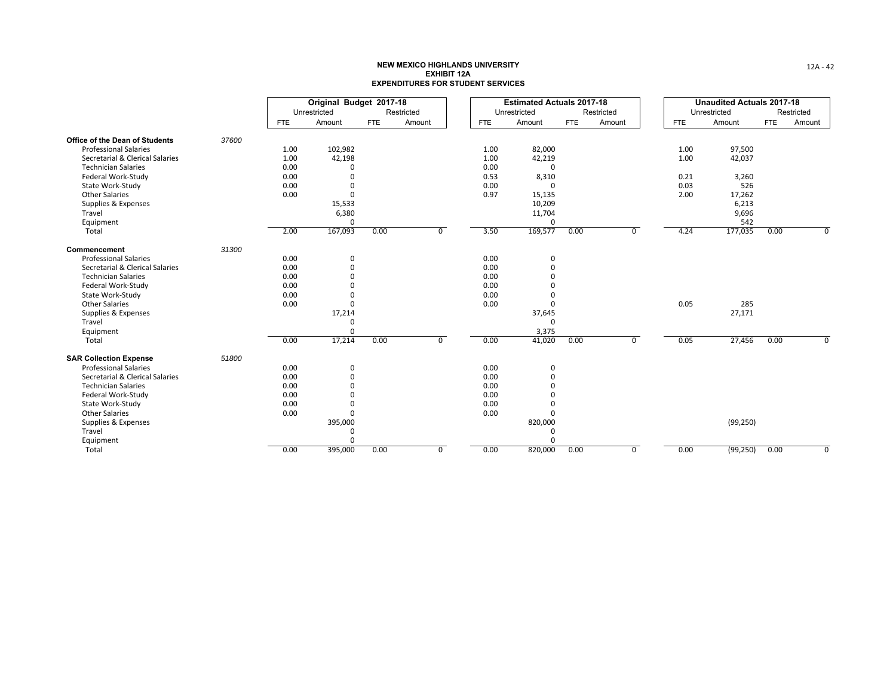# NEW MEXICO HIGHLANDS UNIVERSITY
## EXHIBIT 12A
## EXPENDITURES FOR STUDENT SERVICES

| | | Original Budget 2017-18 | | | | Estimated Actuals 2017-18 | | | | Unaudited Actuals 2017-18 | | | |
|---|---|---|---|---|---|---|---|---|---|---|---|---|---|
| | | Unrestricted | | Restricted | | Unrestricted | | Restricted | | Unrestricted | | Restricted | |
| | | FTE | Amount | FTE | Amount | FTE | Amount | FTE | Amount | FTE | Amount | FTE | Amount |
| **Office of the Dean of Students** | *37600* | | | | | | | | | | | | |
| Professional Salaries | | 1.00 | 102,982 | | | 1.00 | 82,000 | | | 1.00 | 97,500 | | |
| Secretarial & Clerical Salaries | | 1.00 | 42,198 | | | 1.00 | 42,219 | | | 1.00 | 42,037 | | |
| Technician Salaries | | 0.00 | 0 | | | 0.00 | 0 | | | | | | |
| Federal Work-Study | | 0.00 | 0 | | | 0.53 | 8,310 | | | 0.21 | 3,260 | | |
| State Work-Study | | 0.00 | 0 | | | 0.00 | 0 | | | 0.03 | 526 | | |
| Other Salaries | | 0.00 | 0 | | | 0.97 | 15,135 | | | 2.00 | 17,262 | | |
| Supplies & Expenses | | | 15,533 | | | | 10,209 | | | | 6,213 | | |
| Travel | | | 6,380 | | | | 11,704 | | | | 9,696 | | |
| Equipment | | | 0 | | | | 0 | | | | 542 | | |
| Total | | 2.00 | 167,093 | 0.00 | 0 | 3.50 | 169,577 | 0.00 | 0 | 4.24 | 177,035 | 0.00 | 0 |
| **Commencement** | *31300* | | | | | | | | | | | | |
| Professional Salaries | | 0.00 | 0 | | | 0.00 | 0 | | | | | | |
| Secretarial & Clerical Salaries | | 0.00 | 0 | | | 0.00 | 0 | | | | | | |
| Technician Salaries | | 0.00 | 0 | | | 0.00 | 0 | | | | | | |
| Federal Work-Study | | 0.00 | 0 | | | 0.00 | 0 | | | | | | |
| State Work-Study | | 0.00 | 0 | | | 0.00 | 0 | | | | | | |
| Other Salaries | | 0.00 | 0 | | | 0.00 | 0 | | | 0.05 | 285 | | |
| Supplies & Expenses | | | 17,214 | | | | 37,645 | | | | 27,171 | | |
| Travel | | | 0 | | | | 0 | | | | | | |
| Equipment | | | 0 | | | | 3,375 | | | | | | |
| Total | | 0.00 | 17,214 | 0.00 | 0 | 0.00 | 41,020 | 0.00 | 0 | 0.05 | 27,456 | 0.00 | 0 |
| **SAR Collection Expense** | *51800* | | | | | | | | | | | | |
| Professional Salaries | | 0.00 | 0 | | | 0.00 | 0 | | | | | | |
| Secretarial & Clerical Salaries | | 0.00 | 0 | | | 0.00 | 0 | | | | | | |
| Technician Salaries | | 0.00 | 0 | | | 0.00 | 0 | | | | | | |
| Federal Work-Study | | 0.00 | 0 | | | 0.00 | 0 | | | | | | |
| State Work-Study | | 0.00 | 0 | | | 0.00 | 0 | | | | | | |
| Other Salaries | | 0.00 | 0 | | | 0.00 | 0 | | | | | | |
| Supplies & Expenses | | | 395,000 | | | | 820,000 | | | | (99,250) | | |
| Travel | | | 0 | | | | 0 | | | | | | |
| Equipment | | | 0 | | | | 0 | | | | | | |
| Total | | 0.00 | 395,000 | 0.00 | 0 | 0.00 | 820,000 | 0.00 | 0 | 0.00 | (99,250) | 0.00 | 0 |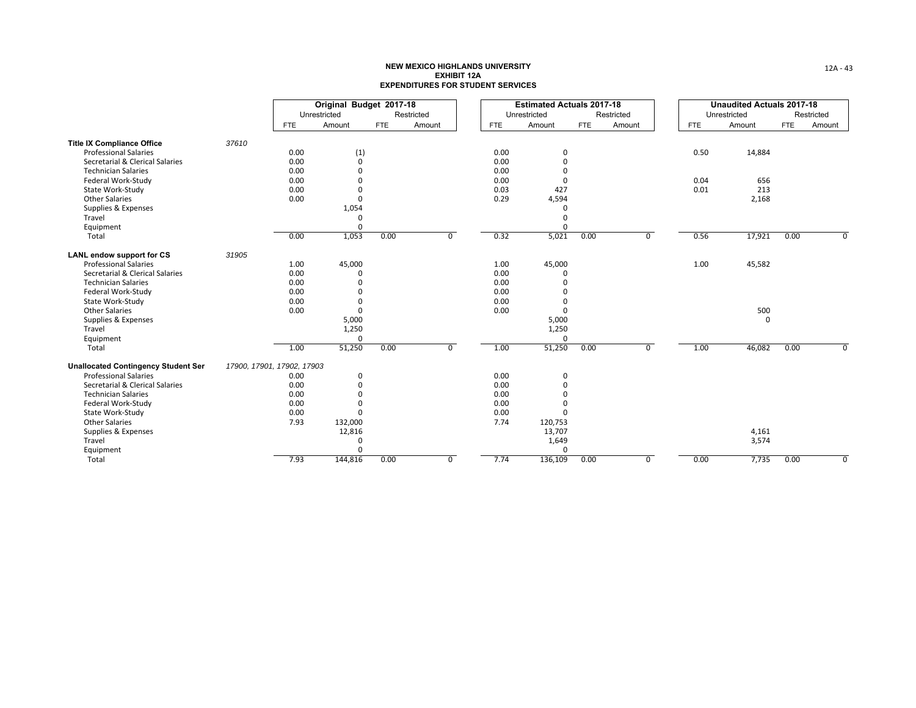**NEW MEXICO HIGHLANDS UNIVERSITY**
**EXHIBIT 12A**
**EXPENDITURES FOR STUDENT SERVICES**

| | | Original Budget 2017-18 | | | | Estimated Actuals 2017-18 | | | | Unaudited Actuals 2017-18 | | | |
|---|---|---|---|---|---|---|---|---|---|---|---|---|---|
| | | Unrestricted | | Restricted | | Unrestricted | | Restricted | | Unrestricted | | Restricted | |
| | | FTE | Amount | FTE | Amount | FTE | Amount | FTE | Amount | FTE | Amount | FTE | Amount |
| **Title IX Compliance Office** | *37610* | | | | | | | | | | | | |
| Professional Salaries | | 0.00 | (1) | | | 0.00 | 0 | | | 0.50 | 14,884 | | |
| Secretarial & Clerical Salaries | | 0.00 | 0 | | | 0.00 | 0 | | | | | | |
| Technician Salaries | | 0.00 | 0 | | | 0.00 | 0 | | | | | | |
| Federal Work-Study | | 0.00 | 0 | | | 0.00 | 0 | | | 0.04 | 656 | | |
| State Work-Study | | 0.00 | 0 | | | 0.03 | 427 | | | 0.01 | 213 | | |
| Other Salaries | | 0.00 | 0 | | | 0.29 | 4,594 | | | | 2,168 | | |
| Supplies & Expenses | | | 1,054 | | | | 0 | | | | | | |
| Travel | | | 0 | | | | 0 | | | | | | |
| Equipment | | | 0 | | | | 0 | | | | | | |
| Total | | 0.00 | 1,053 | 0.00 | 0 | 0.32 | 5,021 | 0.00 | 0 | 0.56 | 17,921 | 0.00 | 0 |
| **LANL endow support for CS** | *31905* | | | | | | | | | | | | |
| Professional Salaries | | 1.00 | 45,000 | | | 1.00 | 45,000 | | | 1.00 | 45,582 | | |
| Secretarial & Clerical Salaries | | 0.00 | 0 | | | 0.00 | 0 | | | | | | |
| Technician Salaries | | 0.00 | 0 | | | 0.00 | 0 | | | | | | |
| Federal Work-Study | | 0.00 | 0 | | | 0.00 | 0 | | | | | | |
| State Work-Study | | 0.00 | 0 | | | 0.00 | 0 | | | | | | |
| Other Salaries | | 0.00 | 0 | | | 0.00 | 0 | | | | 500 | | |
| Supplies & Expenses | | | 5,000 | | | | 5,000 | | | | 0 | | |
| Travel | | | 1,250 | | | | 1,250 | | | | | | |
| Equipment | | | 0 | | | | 0 | | | | | | |
| Total | | 1.00 | 51,250 | 0.00 | 0 | 1.00 | 51,250 | 0.00 | 0 | 1.00 | 46,082 | 0.00 | 0 |
| **Unallocated Contingency Student Ser** | *17900, 17901, 17902, 17903* | | | | | | | | | | | | |
| Professional Salaries | | 0.00 | 0 | | | 0.00 | 0 | | | | | | |
| Secretarial & Clerical Salaries | | 0.00 | 0 | | | 0.00 | 0 | | | | | | |
| Technician Salaries | | 0.00 | 0 | | | 0.00 | 0 | | | | | | |
| Federal Work-Study | | 0.00 | 0 | | | 0.00 | 0 | | | | | | |
| State Work-Study | | 0.00 | 0 | | | 0.00 | 0 | | | | | | |
| Other Salaries | | 7.93 | 132,000 | | | 7.74 | 120,753 | | | | | | |
| Supplies & Expenses | | | 12,816 | | | | 13,707 | | | | 4,161 | | |
| Travel | | | 0 | | | | 1,649 | | | | 3,574 | | |
| Equipment | | | 0 | | | | 0 | | | | | | |
| Total | | 7.93 | 144,816 | 0.00 | 0 | 7.74 | 136,109 | 0.00 | 0 | 0.00 | 7,735 | 0.00 | 0 |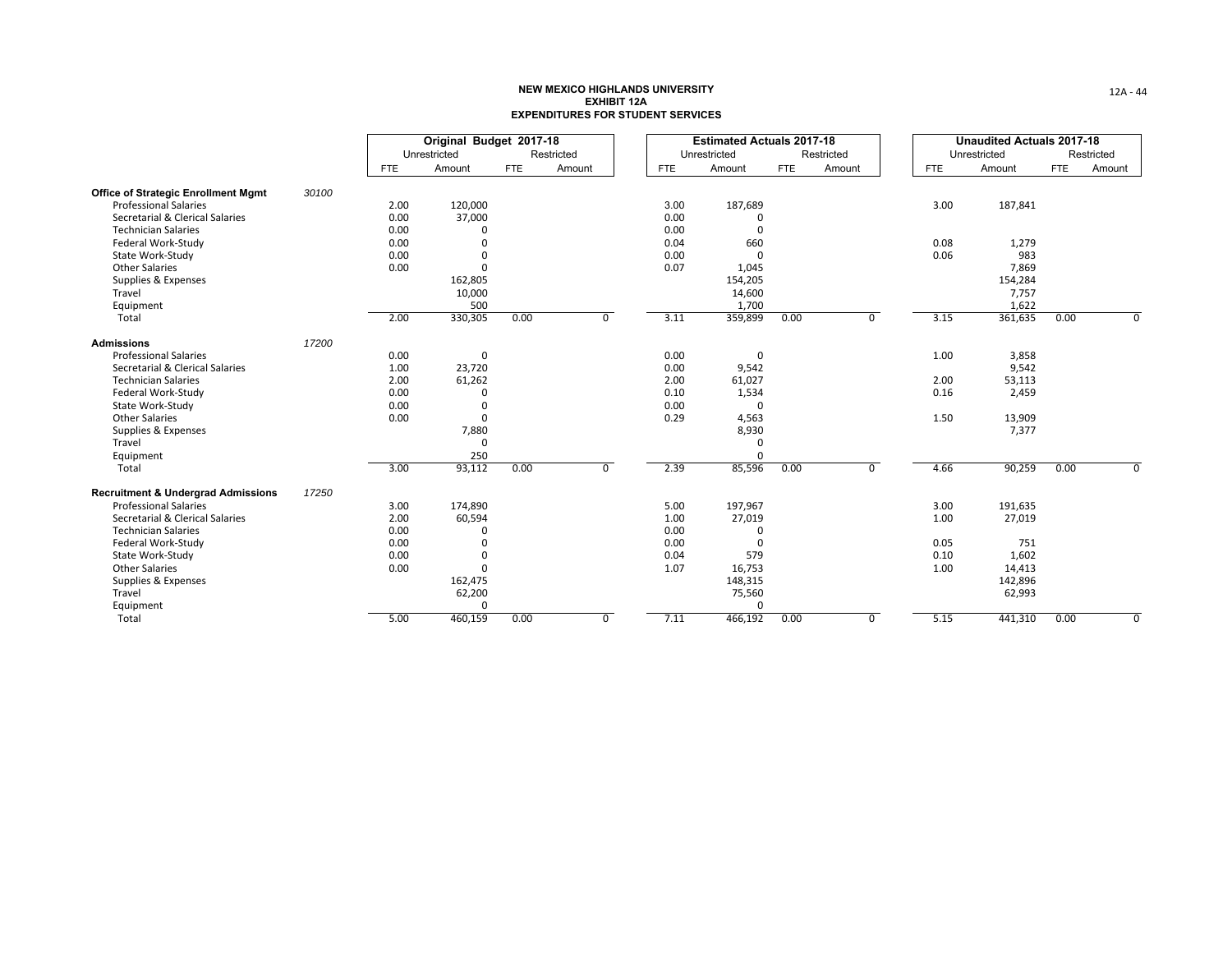**NEW MEXICO HIGHLANDS UNIVERSITY**
**EXHIBIT 12A**
**EXPENDITURES FOR STUDENT SERVICES**

| | | Original Budget 2017-18 | | | | Estimated Actuals 2017-18 | | | | Unaudited Actuals 2017-18 | | | |
|---|---|---|---|---|---|---|---|---|---|---|---|---|---|
| | | Unrestricted | | Restricted | | Unrestricted | | Restricted | | Unrestricted | | Restricted | |
| | | FTE | Amount | FTE | Amount | FTE | Amount | FTE | Amount | FTE | Amount | FTE | Amount |
| **Office of Strategic Enrollment Mgmt** | *30100* | | | | | | | | | | | | |
| Professional Salaries | | 2.00 | 120,000 | | | 3.00 | 187,689 | | | 3.00 | 187,841 | | |
| Secretarial & Clerical Salaries | | 0.00 | 37,000 | | | 0.00 | 0 | | | | | | |
| Technician Salaries | | 0.00 | 0 | | | 0.00 | 0 | | | | | | |
| Federal Work-Study | | 0.00 | 0 | | | 0.04 | 660 | | | 0.08 | 1,279 | | |
| State Work-Study | | 0.00 | 0 | | | 0.00 | 0 | | | 0.06 | 983 | | |
| Other Salaries | | 0.00 | 0 | | | 0.07 | 1,045 | | | | 7,869 | | |
| Supplies & Expenses | | | 162,805 | | | | 154,205 | | | | 154,284 | | |
| Travel | | | 10,000 | | | | 14,600 | | | | 7,757 | | |
| Equipment | | | 500 | | | | 1,700 | | | | 1,622 | | |
| Total | | 2.00 | 330,305 | 0.00 | 0 | 3.11 | 359,899 | 0.00 | 0 | 3.15 | 361,635 | 0.00 | 0 |
| **Admissions** | *17200* | | | | | | | | | | | | |
| Professional Salaries | | 0.00 | 0 | | | 0.00 | 0 | | | 1.00 | 3,858 | | |
| Secretarial & Clerical Salaries | | 1.00 | 23,720 | | | 0.00 | 9,542 | | | | 9,542 | | |
| Technician Salaries | | 2.00 | 61,262 | | | 2.00 | 61,027 | | | 2.00 | 53,113 | | |
| Federal Work-Study | | 0.00 | 0 | | | 0.10 | 1,534 | | | 0.16 | 2,459 | | |
| State Work-Study | | 0.00 | 0 | | | 0.00 | 0 | | | | | | |
| Other Salaries | | 0.00 | 0 | | | 0.29 | 4,563 | | | 1.50 | 13,909 | | |
| Supplies & Expenses | | | 7,880 | | | | 8,930 | | | | 7,377 | | |
| Travel | | | 0 | | | | 0 | | | | | | |
| Equipment | | | 250 | | | | 0 | | | | | | |
| Total | | 3.00 | 93,112 | 0.00 | 0 | 2.39 | 85,596 | 0.00 | 0 | 4.66 | 90,259 | 0.00 | 0 |
| **Recruitment & Undergrad Admissions** | *17250* | | | | | | | | | | | | |
| Professional Salaries | | 3.00 | 174,890 | | | 5.00 | 197,967 | | | 3.00 | 191,635 | | |
| Secretarial & Clerical Salaries | | 2.00 | 60,594 | | | 1.00 | 27,019 | | | 1.00 | 27,019 | | |
| Technician Salaries | | 0.00 | 0 | | | 0.00 | 0 | | | | | | |
| Federal Work-Study | | 0.00 | 0 | | | 0.00 | 0 | | | 0.05 | 751 | | |
| State Work-Study | | 0.00 | 0 | | | 0.04 | 579 | | | 0.10 | 1,602 | | |
| Other Salaries | | 0.00 | 0 | | | 1.07 | 16,753 | | | 1.00 | 14,413 | | |
| Supplies & Expenses | | | 162,475 | | | | 148,315 | | | | 142,896 | | |
| Travel | | | 62,200 | | | | 75,560 | | | | 62,993 | | |
| Equipment | | | 0 | | | | 0 | | | | | | |
| Total | | 5.00 | 460,159 | 0.00 | 0 | 7.11 | 466,192 | 0.00 | 0 | 5.15 | 441,310 | 0.00 | 0 |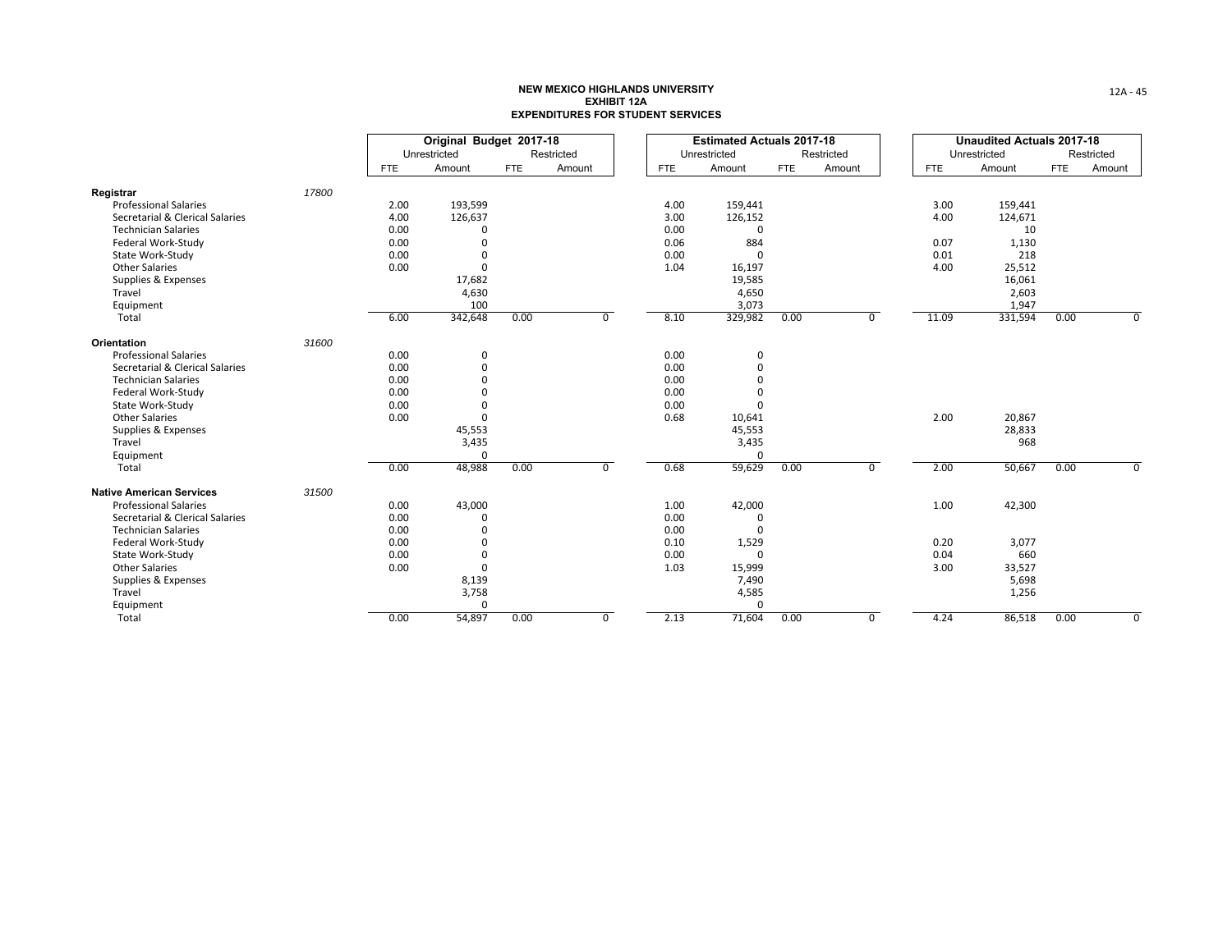# NEW MEXICO HIGHLANDS UNIVERSITY
## EXHIBIT 12A
## EXPENDITURES FOR STUDENT SERVICES

| | | Original Budget 2017-18 | | | | Estimated Actuals 2017-18 | | | | Unaudited Actuals 2017-18 | | | |
|---|---|---|---|---|---|---|---|---|---|---|---|---|---|
| | | Unrestricted | | Restricted | | Unrestricted | | Restricted | | Unrestricted | | Restricted | |
| | | FTE | Amount | FTE | Amount | FTE | Amount | FTE | Amount | FTE | Amount | FTE | Amount |
| **Registrar** | *17800* | | | | | | | | | | | | |
| Professional Salaries | | 2.00 | 193,599 | | | 4.00 | 159,441 | | | 3.00 | 159,441 | | |
| Secretarial & Clerical Salaries | | 4.00 | 126,637 | | | 3.00 | 126,152 | | | 4.00 | 124,671 | | |
| Technician Salaries | | 0.00 | 0 | | | 0.00 | 0 | | | | 10 | | |
| Federal Work-Study | | 0.00 | 0 | | | 0.06 | 884 | | | 0.07 | 1,130 | | |
| State Work-Study | | 0.00 | 0 | | | 0.00 | 0 | | | 0.01 | 218 | | |
| Other Salaries | | 0.00 | 0 | | | 1.04 | 16,197 | | | 4.00 | 25,512 | | |
| Supplies & Expenses | | | 17,682 | | | | 19,585 | | | | 16,061 | | |
| Travel | | | 4,630 | | | | 4,650 | | | | 2,603 | | |
| Equipment | | | 100 | | | | 3,073 | | | | 1,947 | | |
| Total | | 6.00 | 342,648 | 0.00 | 0 | 8.10 | 329,982 | 0.00 | 0 | 11.09 | 331,594 | 0.00 | 0 |
| **Orientation** | *31600* | | | | | | | | | | | | |
| Professional Salaries | | 0.00 | 0 | | | 0.00 | 0 | | | | | | |
| Secretarial & Clerical Salaries | | 0.00 | 0 | | | 0.00 | 0 | | | | | | |
| Technician Salaries | | 0.00 | 0 | | | 0.00 | 0 | | | | | | |
| Federal Work-Study | | 0.00 | 0 | | | 0.00 | 0 | | | | | | |
| State Work-Study | | 0.00 | 0 | | | 0.00 | 0 | | | | | | |
| Other Salaries | | 0.00 | 0 | | | 0.68 | 10,641 | | | 2.00 | 20,867 | | |
| Supplies & Expenses | | | 45,553 | | | | 45,553 | | | | 28,833 | | |
| Travel | | | 3,435 | | | | 3,435 | | | | 968 | | |
| Equipment | | | 0 | | | | 0 | | | | | | |
| Total | | 0.00 | 48,988 | 0.00 | 0 | 0.68 | 59,629 | 0.00 | 0 | 2.00 | 50,667 | 0.00 | 0 |
| **Native American Services** | *31500* | | | | | | | | | | | | |
| Professional Salaries | | 0.00 | 43,000 | | | 1.00 | 42,000 | | | 1.00 | 42,300 | | |
| Secretarial & Clerical Salaries | | 0.00 | 0 | | | 0.00 | 0 | | | | | | |
| Technician Salaries | | 0.00 | 0 | | | 0.00 | 0 | | | | | | |
| Federal Work-Study | | 0.00 | 0 | | | 0.10 | 1,529 | | | 0.20 | 3,077 | | |
| State Work-Study | | 0.00 | 0 | | | 0.00 | 0 | | | 0.04 | 660 | | |
| Other Salaries | | 0.00 | 0 | | | 1.03 | 15,999 | | | 3.00 | 33,527 | | |
| Supplies & Expenses | | | 8,139 | | | | 7,490 | | | | 5,698 | | |
| Travel | | | 3,758 | | | | 4,585 | | | | 1,256 | | |
| Equipment | | | 0 | | | | 0 | | | | | | |
| Total | | 0.00 | 54,897 | 0.00 | 0 | 2.13 | 71,604 | 0.00 | 0 | 4.24 | 86,518 | 0.00 | 0 |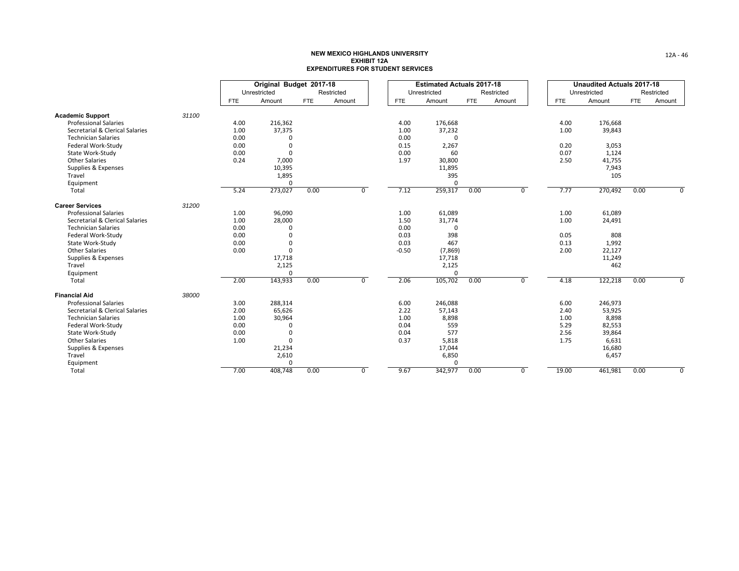**NEW MEXICO HIGHLANDS UNIVERSITY**
**EXHIBIT 12A**
**EXPENDITURES FOR STUDENT SERVICES**

| | | Original Budget 2017-18 | | | | Estimated Actuals 2017-18 | | | | Unaudited Actuals 2017-18 | | | |
|---|---|---|---|---|---|---|---|---|---|---|---|---|---|
| | | Unrestricted | | Restricted | | Unrestricted | | Restricted | | Unrestricted | | Restricted | |
| | | FTE | Amount | FTE | Amount | FTE | Amount | FTE | Amount | FTE | Amount | FTE | Amount |
| **Academic Support** | *31100* | | | | | | | | | | | | |
| Professional Salaries | | 4.00 | 216,362 | | | 4.00 | 176,668 | | | 4.00 | 176,668 | | |
| Secretarial & Clerical Salaries | | 1.00 | 37,375 | | | 1.00 | 37,232 | | | 1.00 | 39,843 | | |
| Technician Salaries | | 0.00 | 0 | | | 0.00 | 0 | | | | | | |
| Federal Work-Study | | 0.00 | 0 | | | 0.15 | 2,267 | | | 0.20 | 3,053 | | |
| State Work-Study | | 0.00 | 0 | | | 0.00 | 60 | | | 0.07 | 1,124 | | |
| Other Salaries | | 0.24 | 7,000 | | | 1.97 | 30,800 | | | 2.50 | 41,755 | | |
| Supplies & Expenses | | | 10,395 | | | | 11,895 | | | | 7,943 | | |
| Travel | | | 1,895 | | | | 395 | | | | 105 | | |
| Equipment | | | 0 | | | | 0 | | | | | | |
| Total | | 5.24 | 273,027 | 0.00 | 0 | 7.12 | 259,317 | 0.00 | 0 | 7.77 | 270,492 | 0.00 | 0 |
| **Career Services** | *31200* | | | | | | | | | | | | |
| Professional Salaries | | 1.00 | 96,090 | | | 1.00 | 61,089 | | | 1.00 | 61,089 | | |
| Secretarial & Clerical Salaries | | 1.00 | 28,000 | | | 1.50 | 31,774 | | | 1.00 | 24,491 | | |
| Technician Salaries | | 0.00 | 0 | | | 0.00 | 0 | | | | | | |
| Federal Work-Study | | 0.00 | 0 | | | 0.03 | 398 | | | 0.05 | 808 | | |
| State Work-Study | | 0.00 | 0 | | | 0.03 | 467 | | | 0.13 | 1,992 | | |
| Other Salaries | | 0.00 | 0 | | | -0.50 | (7,869) | | | 2.00 | 22,127 | | |
| Supplies & Expenses | | | 17,718 | | | | 17,718 | | | | 11,249 | | |
| Travel | | | 2,125 | | | | 2,125 | | | | 462 | | |
| Equipment | | | 0 | | | | 0 | | | | | | |
| Total | | 2.00 | 143,933 | 0.00 | 0 | 2.06 | 105,702 | 0.00 | 0 | 4.18 | 122,218 | 0.00 | 0 |
| **Financial Aid** | *38000* | | | | | | | | | | | | |
| Professional Salaries | | 3.00 | 288,314 | | | 6.00 | 246,088 | | | 6.00 | 246,973 | | |
| Secretarial & Clerical Salaries | | 2.00 | 65,626 | | | 2.22 | 57,143 | | | 2.40 | 53,925 | | |
| Technician Salaries | | 1.00 | 30,964 | | | 1.00 | 8,898 | | | 1.00 | 8,898 | | |
| Federal Work-Study | | 0.00 | 0 | | | 0.04 | 559 | | | 5.29 | 82,553 | | |
| State Work-Study | | 0.00 | 0 | | | 0.04 | 577 | | | 2.56 | 39,864 | | |
| Other Salaries | | 1.00 | 0 | | | 0.37 | 5,818 | | | 1.75 | 6,631 | | |
| Supplies & Expenses | | | 21,234 | | | | 17,044 | | | | 16,680 | | |
| Travel | | | 2,610 | | | | 6,850 | | | | 6,457 | | |
| Equipment | | | 0 | | | | 0 | | | | | | |
| Total | | 7.00 | 408,748 | 0.00 | 0 | 9.67 | 342,977 | 0.00 | 0 | 19.00 | 461,981 | 0.00 | 0 |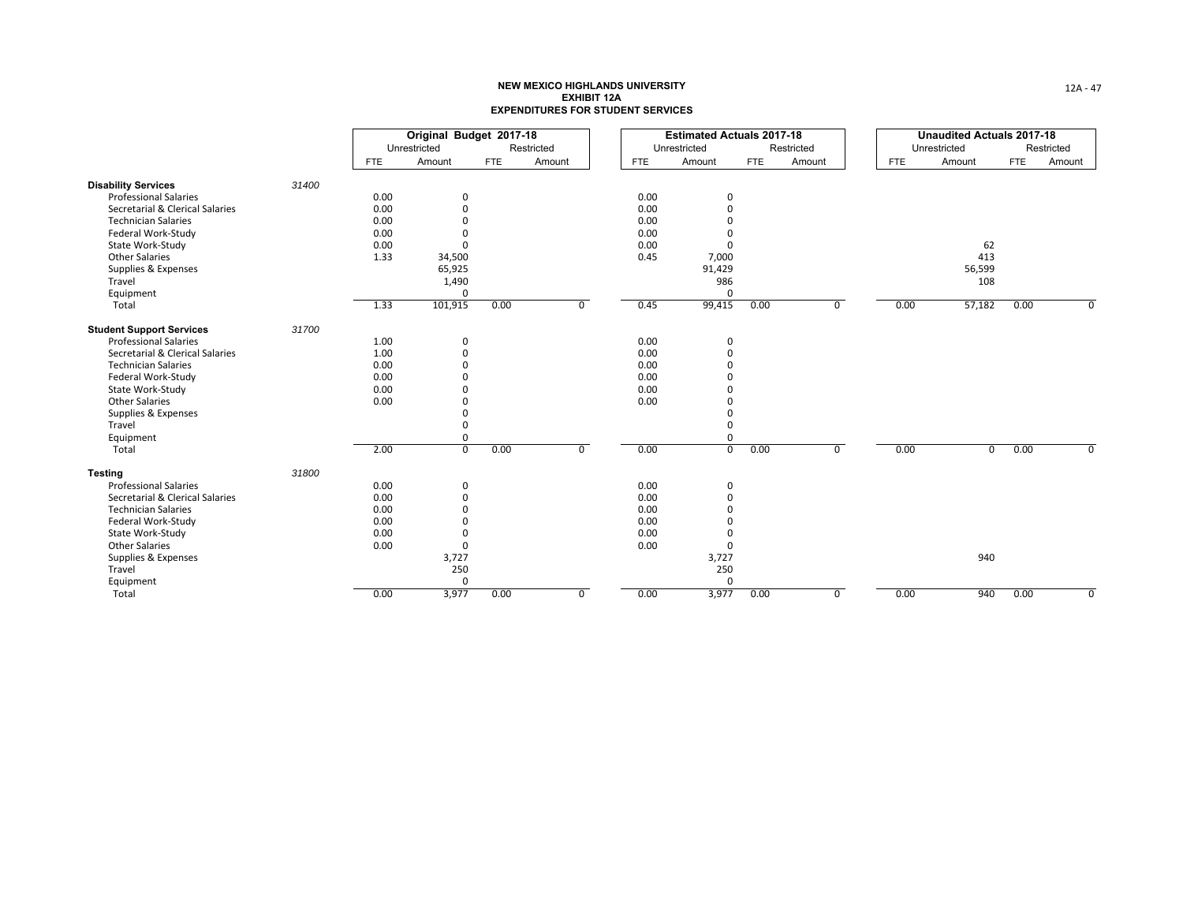**NEW MEXICO HIGHLANDS UNIVERSITY**
**EXHIBIT 12A**
**EXPENDITURES FOR STUDENT SERVICES**

| | | Original Budget 2017-18 | | | | Estimated Actuals 2017-18 | | | | Unaudited Actuals 2017-18 | | | |
|---|---|---|---|---|---|---|---|---|---|---|---|---|---|
| | | Unrestricted | | Restricted | | Unrestricted | | Restricted | | Unrestricted | | Restricted | |
| | | FTE | Amount | FTE | Amount | FTE | Amount | FTE | Amount | FTE | Amount | FTE | Amount |
| **Disability Services** | *31400* | | | | | | | | | | | | |
| Professional Salaries | | 0.00 | 0 | | | 0.00 | 0 | | | | | | |
| Secretarial & Clerical Salaries | | 0.00 | 0 | | | 0.00 | 0 | | | | | | |
| Technician Salaries | | 0.00 | 0 | | | 0.00 | 0 | | | | | | |
| Federal Work-Study | | 0.00 | 0 | | | 0.00 | 0 | | | | | | |
| State Work-Study | | 0.00 | 0 | | | 0.00 | 0 | | | | 62 | | |
| Other Salaries | | 1.33 | 34,500 | | | 0.45 | 7,000 | | | | 413 | | |
| Supplies & Expenses | | | 65,925 | | | | 91,429 | | | | 56,599 | | |
| Travel | | | 1,490 | | | | 986 | | | | 108 | | |
| Equipment | | | 0 | | | | 0 | | | | | | |
| Total | | 1.33 | 101,915 | 0.00 | 0 | 0.45 | 99,415 | 0.00 | 0 | 0.00 | 57,182 | 0.00 | 0 |
| **Student Support Services** | *31700* | | | | | | | | | | | | |
| Professional Salaries | | 1.00 | 0 | | | 0.00 | 0 | | | | | | |
| Secretarial & Clerical Salaries | | 1.00 | 0 | | | 0.00 | 0 | | | | | | |
| Technician Salaries | | 0.00 | 0 | | | 0.00 | 0 | | | | | | |
| Federal Work-Study | | 0.00 | 0 | | | 0.00 | 0 | | | | | | |
| State Work-Study | | 0.00 | 0 | | | 0.00 | 0 | | | | | | |
| Other Salaries | | 0.00 | 0 | | | 0.00 | 0 | | | | | | |
| Supplies & Expenses | | | 0 | | | | 0 | | | | | | |
| Travel | | | 0 | | | | 0 | | | | | | |
| Equipment | | | 0 | | | | 0 | | | | | | |
| Total | | 2.00 | 0 | 0.00 | 0 | 0.00 | 0 | 0.00 | 0 | 0.00 | 0 | 0.00 | 0 |
| **Testing** | *31800* | | | | | | | | | | | | |
| Professional Salaries | | 0.00 | 0 | | | 0.00 | 0 | | | | | | |
| Secretarial & Clerical Salaries | | 0.00 | 0 | | | 0.00 | 0 | | | | | | |
| Technician Salaries | | 0.00 | 0 | | | 0.00 | 0 | | | | | | |
| Federal Work-Study | | 0.00 | 0 | | | 0.00 | 0 | | | | | | |
| State Work-Study | | 0.00 | 0 | | | 0.00 | 0 | | | | | | |
| Other Salaries | | 0.00 | 0 | | | 0.00 | 0 | | | | | | |
| Supplies & Expenses | | | 3,727 | | | | 3,727 | | | | 940 | | |
| Travel | | | 250 | | | | 250 | | | | | | |
| Equipment | | | 0 | | | | 0 | | | | | | |
| Total | | 0.00 | 3,977 | 0.00 | 0 | 0.00 | 3,977 | 0.00 | 0 | 0.00 | 940 | 0.00 | 0 |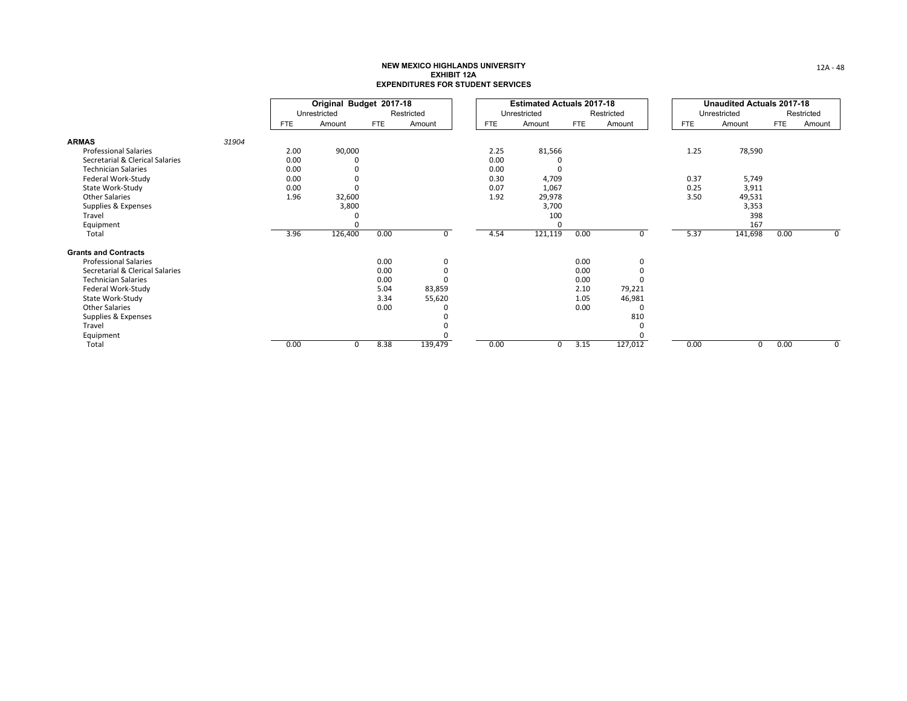**NEW MEXICO HIGHLANDS UNIVERSITY**
**EXHIBIT 12A**
**EXPENDITURES FOR STUDENT SERVICES**

| | | Original Budget 2017-18 | | | | Estimated Actuals 2017-18 | | | | Unaudited Actuals 2017-18 | | | |
|---|---|---|---|---|---|---|---|---|---|---|---|---|---|
| | | Unrestricted | | Restricted | | Unrestricted | | Restricted | | Unrestricted | | Restricted | |
| | | FTE | Amount | FTE | Amount | FTE | Amount | FTE | Amount | FTE | Amount | FTE | Amount |
| **ARMAS** | *31904* | | | | | | | | | | | | |
| Professional Salaries | | 2.00 | 90,000 | | | 2.25 | 81,566 | | | 1.25 | 78,590 | | |
| Secretarial & Clerical Salaries | | 0.00 | 0 | | | 0.00 | 0 | | | | | | |
| Technician Salaries | | 0.00 | 0 | | | 0.00 | 0 | | | | | | |
| Federal Work-Study | | 0.00 | 0 | | | 0.30 | 4,709 | | | 0.37 | 5,749 | | |
| State Work-Study | | 0.00 | 0 | | | 0.07 | 1,067 | | | 0.25 | 3,911 | | |
| Other Salaries | | 1.96 | 32,600 | | | 1.92 | 29,978 | | | 3.50 | 49,531 | | |
| Supplies & Expenses | | | 3,800 | | | | 3,700 | | | | 3,353 | | |
| Travel | | | 0 | | | | 100 | | | | 398 | | |
| Equipment | | | 0 | | | | 0 | | | | 167 | | |
| Total | | 3.96 | 126,400 | 0.00 | 0 | 4.54 | 121,119 | 0.00 | 0 | 5.37 | 141,698 | 0.00 | 0 |
| **Grants and Contracts** | | | | | | | | | | | | | |
| Professional Salaries | | | | 0.00 | 0 | | | 0.00 | 0 | | | | |
| Secretarial & Clerical Salaries | | | | 0.00 | 0 | | | 0.00 | 0 | | | | |
| Technician Salaries | | | | 0.00 | 0 | | | 0.00 | 0 | | | | |
| Federal Work-Study | | | | 5.04 | 83,859 | | | 2.10 | 79,221 | | | | |
| State Work-Study | | | | 3.34 | 55,620 | | | 1.05 | 46,981 | | | | |
| Other Salaries | | | | 0.00 | 0 | | | 0.00 | 0 | | | | |
| Supplies & Expenses | | | | | 0 | | | | 810 | | | | |
| Travel | | | | | 0 | | | | 0 | | | | |
| Equipment | | | | | 0 | | | | 0 | | | | |
| Total | | 0.00 | 0 | 8.38 | 139,479 | 0.00 | 0 | 3.15 | 127,012 | 0.00 | 0 | 0.00 | 0 |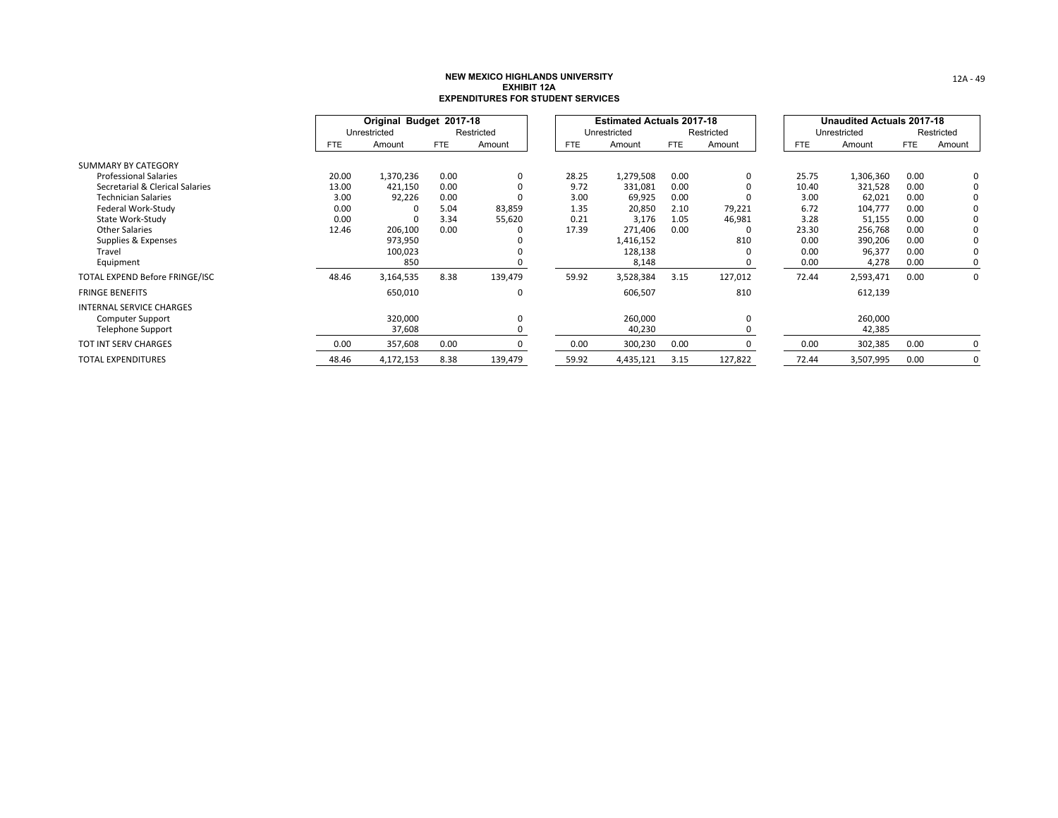# NEW MEXICO HIGHLANDS UNIVERSITY
## EXHIBIT 12A
## EXPENDITURES FOR STUDENT SERVICES

| | Original Budget 2017-18 | | | | Estimated Actuals 2017-18 | | | | Unaudited Actuals 2017-18 | | | |
|---|---|---|---|---|---|---|---|---|---|---|---|---|
| | Unrestricted | | Restricted | | Unrestricted | | Restricted | | Unrestricted | | Restricted | |
| | FTE | Amount | FTE | Amount | FTE | Amount | FTE | Amount | FTE | Amount | FTE | Amount |
| SUMMARY BY CATEGORY | | | | | | | | | | | | |
| Professional Salaries | 20.00 | 1,370,236 | 0.00 | 0 | 28.25 | 1,279,508 | 0.00 | 0 | 25.75 | 1,306,360 | 0.00 | 0 |
| Secretarial & Clerical Salaries | 13.00 | 421,150 | 0.00 | 0 | 9.72 | 331,081 | 0.00 | 0 | 10.40 | 321,528 | 0.00 | 0 |
| Technician Salaries | 3.00 | 92,226 | 0.00 | 0 | 3.00 | 69,925 | 0.00 | 0 | 3.00 | 62,021 | 0.00 | 0 |
| Federal Work-Study | 0.00 | 0 | 5.04 | 83,859 | 1.35 | 20,850 | 2.10 | 79,221 | 6.72 | 104,777 | 0.00 | 0 |
| State Work-Study | 0.00 | 0 | 3.34 | 55,620 | 0.21 | 3,176 | 1.05 | 46,981 | 3.28 | 51,155 | 0.00 | 0 |
| Other Salaries | 12.46 | 206,100 | 0.00 | 0 | 17.39 | 271,406 | 0.00 | 0 | 23.30 | 256,768 | 0.00 | 0 |
| Supplies & Expenses | | 973,950 | | 0 | | 1,416,152 | | 810 | 0.00 | 390,206 | 0.00 | 0 |
| Travel | | 100,023 | | 0 | | 128,138 | | 0 | 0.00 | 96,377 | 0.00 | 0 |
| Equipment | | 850 | | 0 | | 8,148 | | 0 | 0.00 | 4,278 | 0.00 | 0 |
| TOTAL EXPEND Before FRINGE/ISC | 48.46 | 3,164,535 | 8.38 | 139,479 | 59.92 | 3,528,384 | 3.15 | 127,012 | 72.44 | 2,593,471 | 0.00 | 0 |
| FRINGE BENEFITS | | 650,010 | | 0 | | 606,507 | | 810 | | 612,139 | | |
| INTERNAL SERVICE CHARGES | | | | | | | | | | | | |
| Computer Support | | 320,000 | | 0 | | 260,000 | | 0 | | 260,000 | | |
| Telephone Support | | 37,608 | | 0 | | 40,230 | | 0 | | 42,385 | | |
| TOT INT SERV CHARGES | 0.00 | 357,608 | 0.00 | 0 | 0.00 | 300,230 | 0.00 | 0 | 0.00 | 302,385 | 0.00 | 0 |
| TOTAL EXPENDITURES | 48.46 | 4,172,153 | 8.38 | 139,479 | 59.92 | 4,435,121 | 3.15 | 127,822 | 72.44 | 3,507,995 | 0.00 | 0 |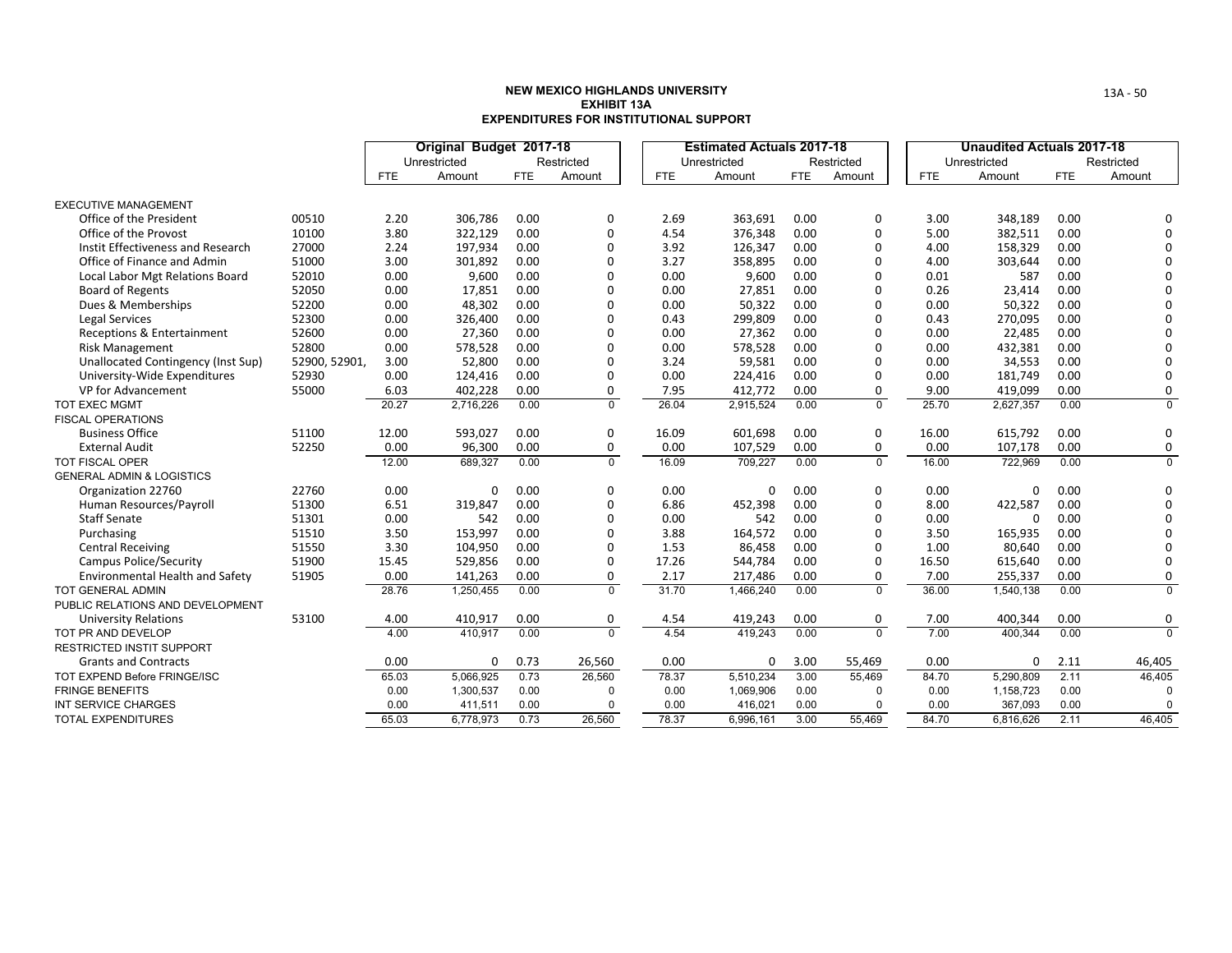# NEW MEXICO HIGHLANDS UNIVERSITY
## EXHIBIT 13A
## EXPENDITURES FOR INSTITUTIONAL SUPPORT

| | | Original Budget 2017-18 | | | | Estimated Actuals 2017-18 | | | | Unaudited Actuals 2017-18 | | | |
|---|---|---|---|---|---|---|---|---|---|---|---|---|---|
| | | Unrestricted | | Restricted | | Unrestricted | | Restricted | | Unrestricted | | Restricted | |
| | | FTE | Amount | FTE | Amount | FTE | Amount | FTE | Amount | FTE | Amount | FTE | Amount |
| EXECUTIVE MANAGEMENT | | | | | | | | | | | | | |
| Office of the President | 00510 | 2.20 | 306,786 | 0.00 | 0 | 2.69 | 363,691 | 0.00 | 0 | 3.00 | 348,189 | 0.00 | 0 |
| Office of the Provost | 10100 | 3.80 | 322,129 | 0.00 | 0 | 4.54 | 376,348 | 0.00 | 0 | 5.00 | 382,511 | 0.00 | 0 |
| Instit Effectiveness and Research | 27000 | 2.24 | 197,934 | 0.00 | 0 | 3.92 | 126,347 | 0.00 | 0 | 4.00 | 158,329 | 0.00 | 0 |
| Office of Finance and Admin | 51000 | 3.00 | 301,892 | 0.00 | 0 | 3.27 | 358,895 | 0.00 | 0 | 4.00 | 303,644 | 0.00 | 0 |
| Local Labor Mgt Relations Board | 52010 | 0.00 | 9,600 | 0.00 | 0 | 0.00 | 9,600 | 0.00 | 0 | 0.01 | 587 | 0.00 | 0 |
| Board of Regents | 52050 | 0.00 | 17,851 | 0.00 | 0 | 0.00 | 27,851 | 0.00 | 0 | 0.26 | 23,414 | 0.00 | 0 |
| Dues & Memberships | 52200 | 0.00 | 48,302 | 0.00 | 0 | 0.00 | 50,322 | 0.00 | 0 | 0.00 | 50,322 | 0.00 | 0 |
| Legal Services | 52300 | 0.00 | 326,400 | 0.00 | 0 | 0.43 | 299,809 | 0.00 | 0 | 0.43 | 270,095 | 0.00 | 0 |
| Receptions & Entertainment | 52600 | 0.00 | 27,360 | 0.00 | 0 | 0.00 | 27,362 | 0.00 | 0 | 0.00 | 22,485 | 0.00 | 0 |
| Risk Management | 52800 | 0.00 | 578,528 | 0.00 | 0 | 0.00 | 578,528 | 0.00 | 0 | 0.00 | 432,381 | 0.00 | 0 |
| Unallocated Contingency (Inst Sup) | 52900, 52901, | 3.00 | 52,800 | 0.00 | 0 | 3.24 | 59,581 | 0.00 | 0 | 0.00 | 34,553 | 0.00 | 0 |
| University-Wide Expenditures | 52930 | 0.00 | 124,416 | 0.00 | 0 | 0.00 | 224,416 | 0.00 | 0 | 0.00 | 181,749 | 0.00 | 0 |
| VP for Advancement | 55000 | 6.03 | 402,228 | 0.00 | 0 | 7.95 | 412,772 | 0.00 | 0 | 9.00 | 419,099 | 0.00 | 0 |
| TOT EXEC MGMT | | 20.27 | 2,716,226 | 0.00 | 0 | 26.04 | 2,915,524 | 0.00 | 0 | 25.70 | 2,627,357 | 0.00 | 0 |
| FISCAL OPERATIONS | | | | | | | | | | | | | |
| Business Office | 51100 | 12.00 | 593,027 | 0.00 | 0 | 16.09 | 601,698 | 0.00 | 0 | 16.00 | 615,792 | 0.00 | 0 |
| External Audit | 52250 | 0.00 | 96,300 | 0.00 | 0 | 0.00 | 107,529 | 0.00 | 0 | 0.00 | 107,178 | 0.00 | 0 |
| TOT FISCAL OPER | | 12.00 | 689,327 | 0.00 | 0 | 16.09 | 709,227 | 0.00 | 0 | 16.00 | 722,969 | 0.00 | 0 |
| GENERAL ADMIN & LOGISTICS | | | | | | | | | | | | | |
| Organization 22760 | 22760 | 0.00 | 0 | 0.00 | 0 | 0.00 | 0 | 0.00 | 0 | 0.00 | 0 | 0.00 | 0 |
| Human Resources/Payroll | 51300 | 6.51 | 319,847 | 0.00 | 0 | 6.86 | 452,398 | 0.00 | 0 | 8.00 | 422,587 | 0.00 | 0 |
| Staff Senate | 51301 | 0.00 | 542 | 0.00 | 0 | 0.00 | 542 | 0.00 | 0 | 0.00 | 0 | 0.00 | 0 |
| Purchasing | 51510 | 3.50 | 153,997 | 0.00 | 0 | 3.88 | 164,572 | 0.00 | 0 | 3.50 | 165,935 | 0.00 | 0 |
| Central Receiving | 51550 | 3.30 | 104,950 | 0.00 | 0 | 1.53 | 86,458 | 0.00 | 0 | 1.00 | 80,640 | 0.00 | 0 |
| Campus Police/Security | 51900 | 15.45 | 529,856 | 0.00 | 0 | 17.26 | 544,784 | 0.00 | 0 | 16.50 | 615,640 | 0.00 | 0 |
| Environmental Health and Safety | 51905 | 0.00 | 141,263 | 0.00 | 0 | 2.17 | 217,486 | 0.00 | 0 | 7.00 | 255,337 | 0.00 | 0 |
| TOT GENERAL ADMIN | | 28.76 | 1,250,455 | 0.00 | 0 | 31.70 | 1,466,240 | 0.00 | 0 | 36.00 | 1,540,138 | 0.00 | 0 |
| PUBLIC RELATIONS AND DEVELOPMENT | | | | | | | | | | | | | |
| University Relations | 53100 | 4.00 | 410,917 | 0.00 | 0 | 4.54 | 419,243 | 0.00 | 0 | 7.00 | 400,344 | 0.00 | 0 |
| TOT PR AND DEVELOP | | 4.00 | 410,917 | 0.00 | 0 | 4.54 | 419,243 | 0.00 | 0 | 7.00 | 400,344 | 0.00 | 0 |
| RESTRICTED INSTIT SUPPORT | | | | | | | | | | | | | |
| Grants and Contracts | | 0.00 | 0 | 0.73 | 26,560 | 0.00 | 0 | 3.00 | 55,469 | 0.00 | 0 | 2.11 | 46,405 |
| TOT EXPEND Before FRINGE/ISC | | 65.03 | 5,066,925 | 0.73 | 26,560 | 78.37 | 5,510,234 | 3.00 | 55,469 | 84.70 | 5,290,809 | 2.11 | 46,405 |
| FRINGE BENEFITS | | 0.00 | 1,300,537 | 0.00 | 0 | 0.00 | 1,069,906 | 0.00 | 0 | 0.00 | 1,158,723 | 0.00 | 0 |
| INT SERVICE CHARGES | | 0.00 | 411,511 | 0.00 | 0 | 0.00 | 416,021 | 0.00 | 0 | 0.00 | 367,093 | 0.00 | 0 |
| TOTAL EXPENDITURES | | 65.03 | 6,778,973 | 0.73 | 26,560 | 78.37 | 6,996,161 | 3.00 | 55,469 | 84.70 | 6,816,626 | 2.11 | 46,405 |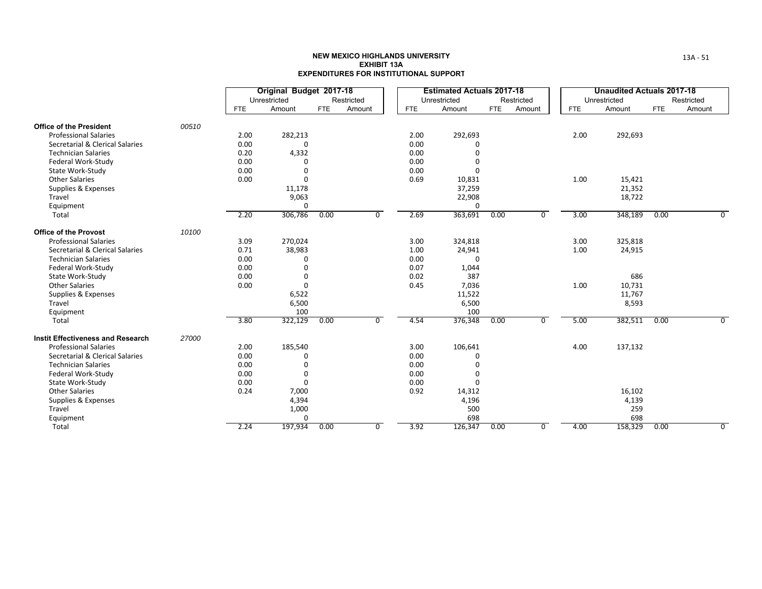**NEW MEXICO HIGHLANDS UNIVERSITY**
**EXHIBIT 13A**
**EXPENDITURES FOR INSTITUTIONAL SUPPORT**

| | | Original Budget 2017-18 | | | | Estimated Actuals 2017-18 | | | | Unaudited Actuals 2017-18 | | | |
|---|---|---|---|---|---|---|---|---|---|---|---|---|---|
| | | Unrestricted | | Restricted | | Unrestricted | | Restricted | | Unrestricted | | Restricted | |
| | | FTE | Amount | FTE | Amount | FTE | Amount | FTE | Amount | FTE | Amount | FTE | Amount |
| **Office of the President** | *00510* | | | | | | | | | | | | |
| Professional Salaries | | 2.00 | 282,213 | | | 2.00 | 292,693 | | | 2.00 | 292,693 | | |
| Secretarial & Clerical Salaries | | 0.00 | 0 | | | 0.00 | 0 | | | | | | |
| Technician Salaries | | 0.20 | 4,332 | | | 0.00 | 0 | | | | | | |
| Federal Work-Study | | 0.00 | 0 | | | 0.00 | 0 | | | | | | |
| State Work-Study | | 0.00 | 0 | | | 0.00 | 0 | | | | | | |
| Other Salaries | | 0.00 | 0 | | | 0.69 | 10,831 | | | 1.00 | 15,421 | | |
| Supplies & Expenses | | | 11,178 | | | | 37,259 | | | | 21,352 | | |
| Travel | | | 9,063 | | | | 22,908 | | | | 18,722 | | |
| Equipment | | | 0 | | | | 0 | | | | | | |
| Total | | 2.20 | 306,786 | 0.00 | 0 | 2.69 | 363,691 | 0.00 | 0 | 3.00 | 348,189 | 0.00 | 0 |
| **Office of the Provost** | *10100* | | | | | | | | | | | | |
| Professional Salaries | | 3.09 | 270,024 | | | 3.00 | 324,818 | | | 3.00 | 325,818 | | |
| Secretarial & Clerical Salaries | | 0.71 | 38,983 | | | 1.00 | 24,941 | | | 1.00 | 24,915 | | |
| Technician Salaries | | 0.00 | 0 | | | 0.00 | 0 | | | | | | |
| Federal Work-Study | | 0.00 | 0 | | | 0.07 | 1,044 | | | | | | |
| State Work-Study | | 0.00 | 0 | | | 0.02 | 387 | | | | 686 | | |
| Other Salaries | | 0.00 | 0 | | | 0.45 | 7,036 | | | 1.00 | 10,731 | | |
| Supplies & Expenses | | | 6,522 | | | | 11,522 | | | | 11,767 | | |
| Travel | | | 6,500 | | | | 6,500 | | | | 8,593 | | |
| Equipment | | | 100 | | | | 100 | | | | | | |
| Total | | 3.80 | 322,129 | 0.00 | 0 | 4.54 | 376,348 | 0.00 | 0 | 5.00 | 382,511 | 0.00 | 0 |
| **Instit Effectiveness and Research** | *27000* | | | | | | | | | | | | |
| Professional Salaries | | 2.00 | 185,540 | | | 3.00 | 106,641 | | | 4.00 | 137,132 | | |
| Secretarial & Clerical Salaries | | 0.00 | 0 | | | 0.00 | 0 | | | | | | |
| Technician Salaries | | 0.00 | 0 | | | 0.00 | 0 | | | | | | |
| Federal Work-Study | | 0.00 | 0 | | | 0.00 | 0 | | | | | | |
| State Work-Study | | 0.00 | 0 | | | 0.00 | 0 | | | | | | |
| Other Salaries | | 0.24 | 7,000 | | | 0.92 | 14,312 | | | | 16,102 | | |
| Supplies & Expenses | | | 4,394 | | | | 4,196 | | | | 4,139 | | |
| Travel | | | 1,000 | | | | 500 | | | | 259 | | |
| Equipment | | | 0 | | | | 698 | | | | 698 | | |
| Total | | 2.24 | 197,934 | 0.00 | 0 | 3.92 | 126,347 | 0.00 | 0 | 4.00 | 158,329 | 0.00 | 0 |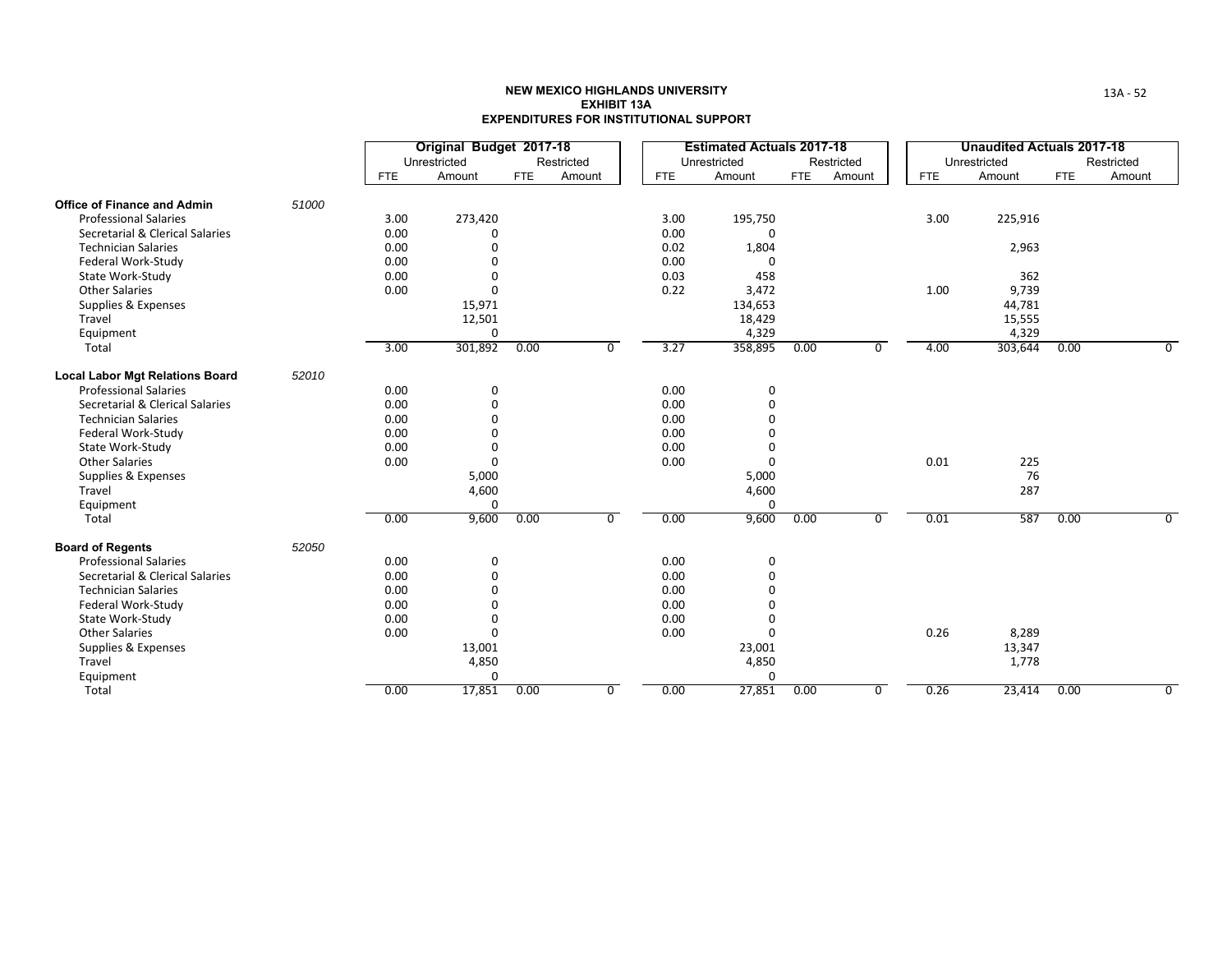# NEW MEXICO HIGHLANDS UNIVERSITY
## EXHIBIT 13A
## EXPENDITURES FOR INSTITUTIONAL SUPPORT

| | | Original Budget 2017-18 | | | | Estimated Actuals 2017-18 | | | | Unaudited Actuals 2017-18 | | | |
|---|---|---|---|---|---|---|---|---|---|---|---|---|---|
| | | Unrestricted | | Restricted | | Unrestricted | | Restricted | | Unrestricted | | Restricted | |
| | | FTE | Amount | FTE | Amount | FTE | Amount | FTE | Amount | FTE | Amount | FTE | Amount |
| **Office of Finance and Admin** | *51000* | | | | | | | | | | | | |
| Professional Salaries | | 3.00 | 273,420 | | | 3.00 | 195,750 | | | 3.00 | 225,916 | | |
| Secretarial & Clerical Salaries | | 0.00 | 0 | | | 0.00 | 0 | | | | | | |
| Technician Salaries | | 0.00 | 0 | | | 0.02 | 1,804 | | | | 2,963 | | |
| Federal Work-Study | | 0.00 | 0 | | | 0.00 | 0 | | | | | | |
| State Work-Study | | 0.00 | 0 | | | 0.03 | 458 | | | | 362 | | |
| Other Salaries | | 0.00 | 0 | | | 0.22 | 3,472 | | | 1.00 | 9,739 | | |
| Supplies & Expenses | | | 15,971 | | | | 134,653 | | | | 44,781 | | |
| Travel | | | 12,501 | | | | 18,429 | | | | 15,555 | | |
| Equipment | | | 0 | | | | 4,329 | | | | 4,329 | | |
| Total | | 3.00 | 301,892 | 0.00 | 0 | 3.27 | 358,895 | 0.00 | 0 | 4.00 | 303,644 | 0.00 | 0 |
| **Local Labor Mgt Relations Board** | *52010* | | | | | | | | | | | | |
| Professional Salaries | | 0.00 | 0 | | | 0.00 | 0 | | | | | | |
| Secretarial & Clerical Salaries | | 0.00 | 0 | | | 0.00 | 0 | | | | | | |
| Technician Salaries | | 0.00 | 0 | | | 0.00 | 0 | | | | | | |
| Federal Work-Study | | 0.00 | 0 | | | 0.00 | 0 | | | | | | |
| State Work-Study | | 0.00 | 0 | | | 0.00 | 0 | | | | | | |
| Other Salaries | | 0.00 | 0 | | | 0.00 | 0 | | | 0.01 | 225 | | |
| Supplies & Expenses | | | 5,000 | | | | 5,000 | | | | 76 | | |
| Travel | | | 4,600 | | | | 4,600 | | | | 287 | | |
| Equipment | | | 0 | | | | 0 | | | | | | |
| Total | | 0.00 | 9,600 | 0.00 | 0 | 0.00 | 9,600 | 0.00 | 0 | 0.01 | 587 | 0.00 | 0 |
| **Board of Regents** | *52050* | | | | | | | | | | | | |
| Professional Salaries | | 0.00 | 0 | | | 0.00 | 0 | | | | | | |
| Secretarial & Clerical Salaries | | 0.00 | 0 | | | 0.00 | 0 | | | | | | |
| Technician Salaries | | 0.00 | 0 | | | 0.00 | 0 | | | | | | |
| Federal Work-Study | | 0.00 | 0 | | | 0.00 | 0 | | | | | | |
| State Work-Study | | 0.00 | 0 | | | 0.00 | 0 | | | | | | |
| Other Salaries | | 0.00 | 0 | | | 0.00 | 0 | | | 0.26 | 8,289 | | |
| Supplies & Expenses | | | 13,001 | | | | 23,001 | | | | 13,347 | | |
| Travel | | | 4,850 | | | | 4,850 | | | | 1,778 | | |
| Equipment | | | 0 | | | | 0 | | | | | | |
| Total | | 0.00 | 17,851 | 0.00 | 0 | 0.00 | 27,851 | 0.00 | 0 | 0.26 | 23,414 | 0.00 | 0 |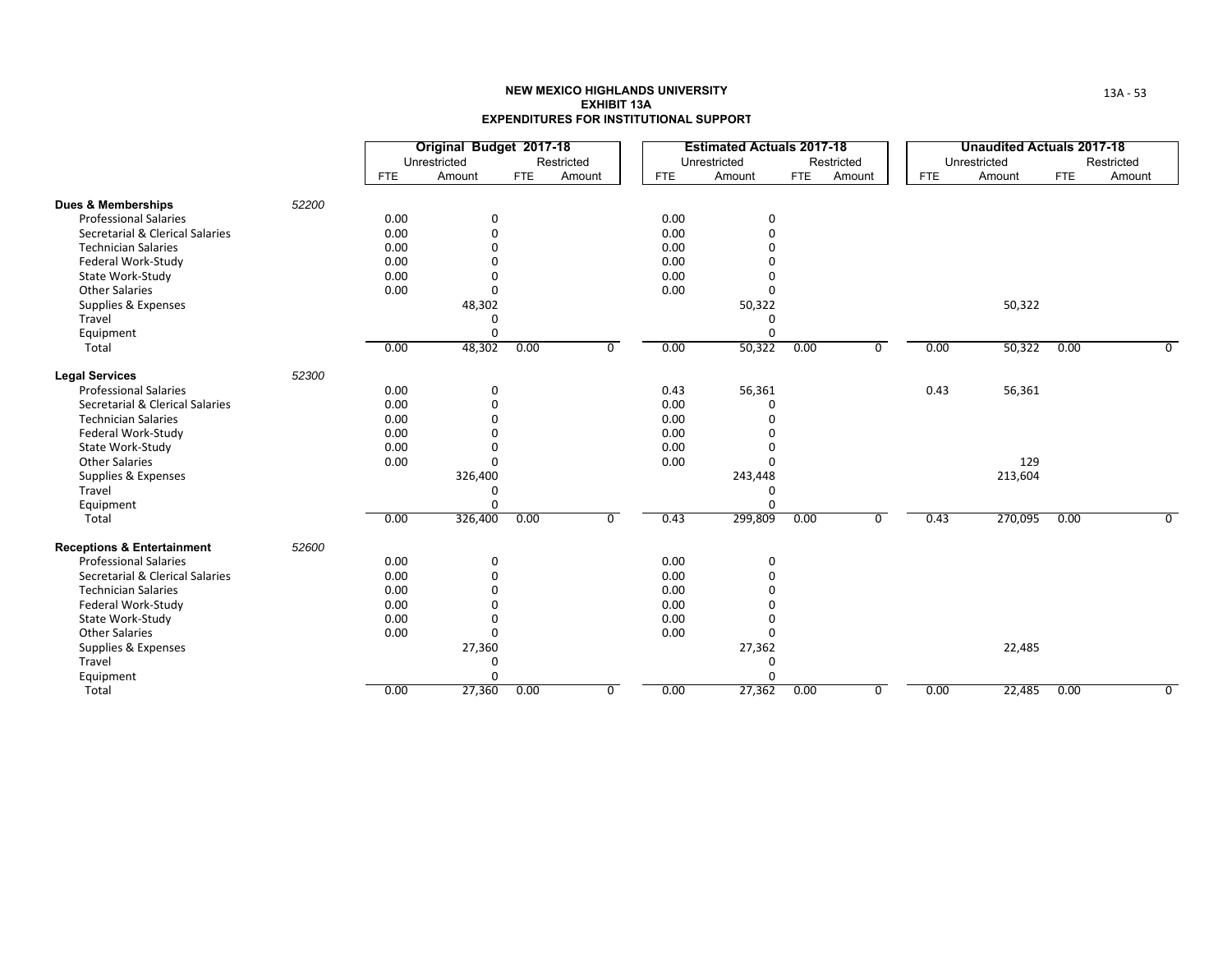**NEW MEXICO HIGHLANDS UNIVERSITY**
**EXHIBIT 13A**
**EXPENDITURES FOR INSTITUTIONAL SUPPORT**

| | | Original Budget 2017-18 | | | | Estimated Actuals 2017-18 | | | | Unaudited Actuals 2017-18 | | | |
|---|---|---|---|---|---|---|---|---|---|---|---|---|---|
| | | Unrestricted | | Restricted | | Unrestricted | | Restricted | | Unrestricted | | Restricted | |
| | | FTE | Amount | FTE | Amount | FTE | Amount | FTE | Amount | FTE | Amount | FTE | Amount |
| **Dues & Memberships** | 52200 | | | | | | | | | | | | |
| Professional Salaries | | 0.00 | 0 | | | 0.00 | 0 | | | | | | |
| Secretarial & Clerical Salaries | | 0.00 | 0 | | | 0.00 | 0 | | | | | | |
| Technician Salaries | | 0.00 | 0 | | | 0.00 | 0 | | | | | | |
| Federal Work-Study | | 0.00 | 0 | | | 0.00 | 0 | | | | | | |
| State Work-Study | | 0.00 | 0 | | | 0.00 | 0 | | | | | | |
| Other Salaries | | 0.00 | 0 | | | 0.00 | 0 | | | | | | |
| Supplies & Expenses | | | 48,302 | | | | 50,322 | | | | 50,322 | | |
| Travel | | | 0 | | | | 0 | | | | | | |
| Equipment | | | 0 | | | | 0 | | | | | | |
| Total | | 0.00 | 48,302 | 0.00 | 0 | 0.00 | 50,322 | 0.00 | 0 | 0.00 | 50,322 | 0.00 | 0 |
| **Legal Services** | 52300 | | | | | | | | | | | | |
| Professional Salaries | | 0.00 | 0 | | | 0.43 | 56,361 | | | 0.43 | 56,361 | | |
| Secretarial & Clerical Salaries | | 0.00 | 0 | | | 0.00 | 0 | | | | | | |
| Technician Salaries | | 0.00 | 0 | | | 0.00 | 0 | | | | | | |
| Federal Work-Study | | 0.00 | 0 | | | 0.00 | 0 | | | | | | |
| State Work-Study | | 0.00 | 0 | | | 0.00 | 0 | | | | | | |
| Other Salaries | | 0.00 | 0 | | | 0.00 | 0 | | | | 129 | | |
| Supplies & Expenses | | | 326,400 | | | | 243,448 | | | | 213,604 | | |
| Travel | | | 0 | | | | 0 | | | | | | |
| Equipment | | | 0 | | | | 0 | | | | | | |
| Total | | 0.00 | 326,400 | 0.00 | 0 | 0.43 | 299,809 | 0.00 | 0 | 0.43 | 270,095 | 0.00 | 0 |
| **Receptions & Entertainment** | 52600 | | | | | | | | | | | | |
| Professional Salaries | | 0.00 | 0 | | | 0.00 | 0 | | | | | | |
| Secretarial & Clerical Salaries | | 0.00 | 0 | | | 0.00 | 0 | | | | | | |
| Technician Salaries | | 0.00 | 0 | | | 0.00 | 0 | | | | | | |
| Federal Work-Study | | 0.00 | 0 | | | 0.00 | 0 | | | | | | |
| State Work-Study | | 0.00 | 0 | | | 0.00 | 0 | | | | | | |
| Other Salaries | | 0.00 | 0 | | | 0.00 | 0 | | | | | | |
| Supplies & Expenses | | | 27,360 | | | | 27,362 | | | | 22,485 | | |
| Travel | | | 0 | | | | 0 | | | | | | |
| Equipment | | | 0 | | | | 0 | | | | | | |
| Total | | 0.00 | 27,360 | 0.00 | 0 | 0.00 | 27,362 | 0.00 | 0 | 0.00 | 22,485 | 0.00 | 0 |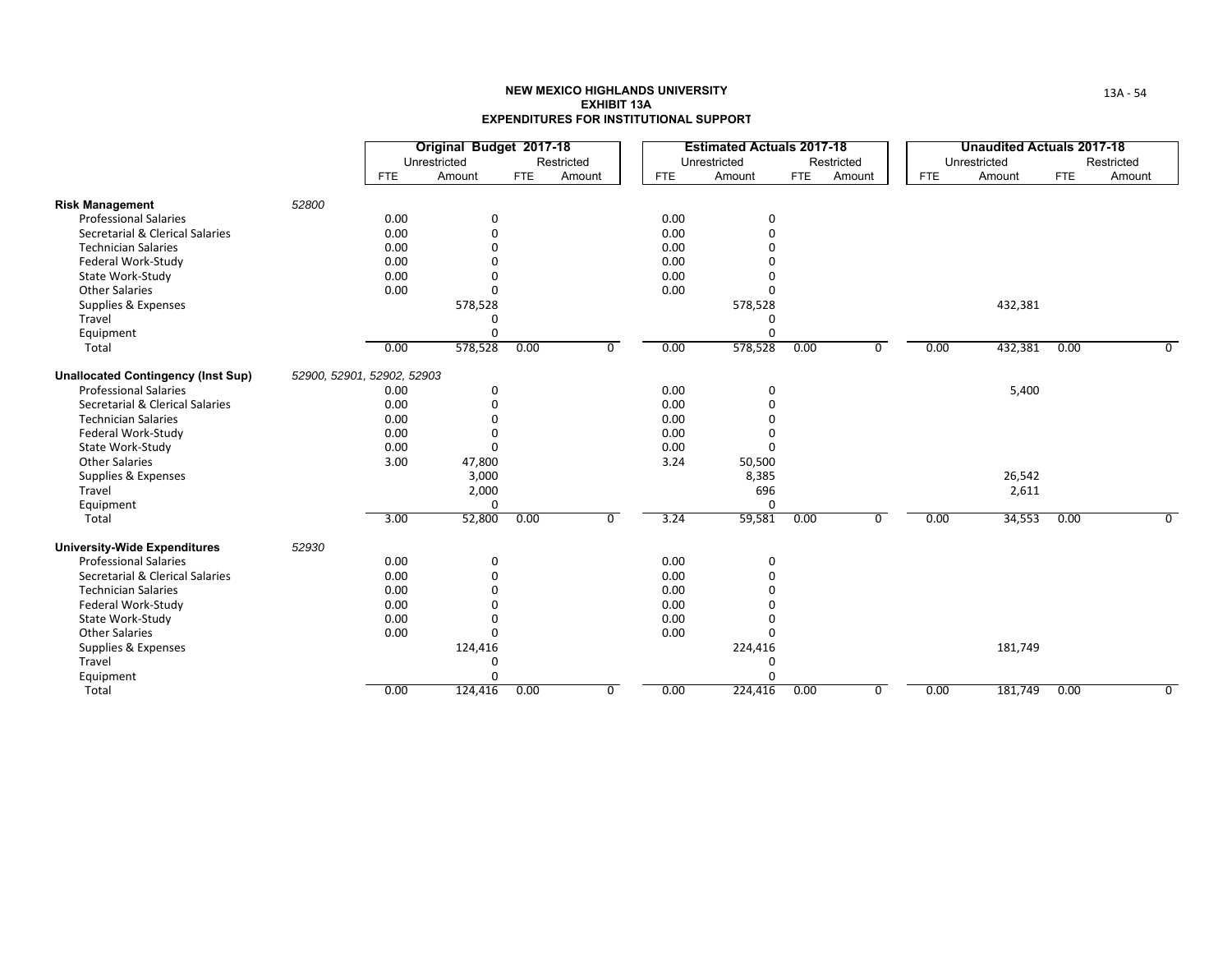**NEW MEXICO HIGHLANDS UNIVERSITY**
**EXHIBIT 13A**
**EXPENDITURES FOR INSTITUTIONAL SUPPORT**

| | | Original Budget 2017-18 | | | | Estimated Actuals 2017-18 | | | | Unaudited Actuals 2017-18 | | | |
|---|---|---|---|---|---|---|---|---|---|---|---|---|---|
| | | Unrestricted | | Restricted | | Unrestricted | | Restricted | | Unrestricted | | Restricted | |
| | | FTE | Amount | FTE | Amount | FTE | Amount | FTE | Amount | FTE | Amount | FTE | Amount |
| **Risk Management** | *52800* | | | | | | | | | | | | |
| Professional Salaries | | 0.00 | 0 | | | 0.00 | 0 | | | | | | |
| Secretarial & Clerical Salaries | | 0.00 | 0 | | | 0.00 | 0 | | | | | | |
| Technician Salaries | | 0.00 | 0 | | | 0.00 | 0 | | | | | | |
| Federal Work-Study | | 0.00 | 0 | | | 0.00 | 0 | | | | | | |
| State Work-Study | | 0.00 | 0 | | | 0.00 | 0 | | | | | | |
| Other Salaries | | 0.00 | 0 | | | 0.00 | 0 | | | | | | |
| Supplies & Expenses | | | 578,528 | | | | 578,528 | | | | 432,381 | | |
| Travel | | | 0 | | | | 0 | | | | | | |
| Equipment | | | 0 | | | | 0 | | | | | | |
| Total | | 0.00 | 578,528 | 0.00 | 0 | 0.00 | 578,528 | 0.00 | 0 | 0.00 | 432,381 | 0.00 | 0 |
| **Unallocated Contingency (Inst Sup)** | *52900, 52901, 52902, 52903* | | | | | | | | | | | | |
| Professional Salaries | | 0.00 | 0 | | | 0.00 | 0 | | | | 5,400 | | |
| Secretarial & Clerical Salaries | | 0.00 | 0 | | | 0.00 | 0 | | | | | | |
| Technician Salaries | | 0.00 | 0 | | | 0.00 | 0 | | | | | | |
| Federal Work-Study | | 0.00 | 0 | | | 0.00 | 0 | | | | | | |
| State Work-Study | | 0.00 | 0 | | | 0.00 | 0 | | | | | | |
| Other Salaries | | 3.00 | 47,800 | | | 3.24 | 50,500 | | | | | | |
| Supplies & Expenses | | | 3,000 | | | | 8,385 | | | | 26,542 | | |
| Travel | | | 2,000 | | | | 696 | | | | 2,611 | | |
| Equipment | | | 0 | | | | 0 | | | | | | |
| Total | | 3.00 | 52,800 | 0.00 | 0 | 3.24 | 59,581 | 0.00 | 0 | 0.00 | 34,553 | 0.00 | 0 |
| **University-Wide Expenditures** | *52930* | | | | | | | | | | | | |
| Professional Salaries | | 0.00 | 0 | | | 0.00 | 0 | | | | | | |
| Secretarial & Clerical Salaries | | 0.00 | 0 | | | 0.00 | 0 | | | | | | |
| Technician Salaries | | 0.00 | 0 | | | 0.00 | 0 | | | | | | |
| Federal Work-Study | | 0.00 | 0 | | | 0.00 | 0 | | | | | | |
| State Work-Study | | 0.00 | 0 | | | 0.00 | 0 | | | | | | |
| Other Salaries | | 0.00 | 0 | | | 0.00 | 0 | | | | | | |
| Supplies & Expenses | | | 124,416 | | | | 224,416 | | | | 181,749 | | |
| Travel | | | 0 | | | | 0 | | | | | | |
| Equipment | | | 0 | | | | 0 | | | | | | |
| Total | | 0.00 | 124,416 | 0.00 | 0 | 0.00 | 224,416 | 0.00 | 0 | 0.00 | 181,749 | 0.00 | 0 |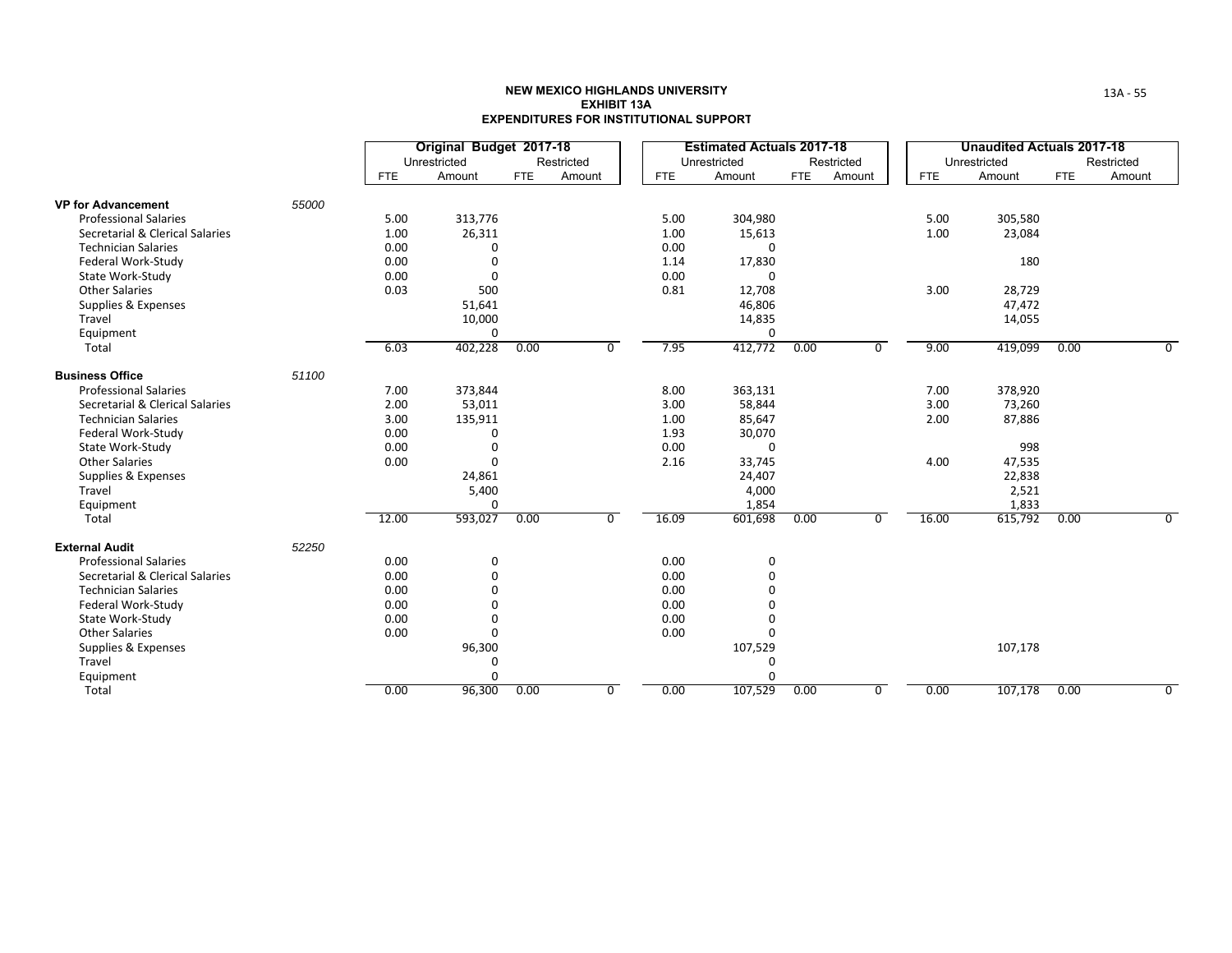**NEW MEXICO HIGHLANDS UNIVERSITY**
**EXHIBIT 13A**
**EXPENDITURES FOR INSTITUTIONAL SUPPORT**

| | | Original Budget 2017-18 | | | | Estimated Actuals 2017-18 | | | | Unaudited Actuals 2017-18 | | | |
|---|---|---|---|---|---|---|---|---|---|---|---|---|---|
| | | Unrestricted | | Restricted | | Unrestricted | | Restricted | | Unrestricted | | Restricted | |
| | | FTE | Amount | FTE | Amount | FTE | Amount | FTE | Amount | FTE | Amount | FTE | Amount |
| **VP for Advancement** | *55000* | | | | | | | | | | | | |
| Professional Salaries | | 5.00 | 313,776 | | | 5.00 | 304,980 | | | 5.00 | 305,580 | | |
| Secretarial & Clerical Salaries | | 1.00 | 26,311 | | | 1.00 | 15,613 | | | 1.00 | 23,084 | | |
| Technician Salaries | | 0.00 | 0 | | | 0.00 | 0 | | | | | | |
| Federal Work-Study | | 0.00 | 0 | | | 1.14 | 17,830 | | | | 180 | | |
| State Work-Study | | 0.00 | 0 | | | 0.00 | 0 | | | | | | |
| Other Salaries | | 0.03 | 500 | | | 0.81 | 12,708 | | | 3.00 | 28,729 | | |
| Supplies & Expenses | | | 51,641 | | | | 46,806 | | | | 47,472 | | |
| Travel | | | 10,000 | | | | 14,835 | | | | 14,055 | | |
| Equipment | | | 0 | | | | 0 | | | | | | |
| Total | | 6.03 | 402,228 | 0.00 | 0 | 7.95 | 412,772 | 0.00 | 0 | 9.00 | 419,099 | 0.00 | 0 |
| **Business Office** | *51100* | | | | | | | | | | | | |
| Professional Salaries | | 7.00 | 373,844 | | | 8.00 | 363,131 | | | 7.00 | 378,920 | | |
| Secretarial & Clerical Salaries | | 2.00 | 53,011 | | | 3.00 | 58,844 | | | 3.00 | 73,260 | | |
| Technician Salaries | | 3.00 | 135,911 | | | 1.00 | 85,647 | | | 2.00 | 87,886 | | |
| Federal Work-Study | | 0.00 | 0 | | | 1.93 | 30,070 | | | | | | |
| State Work-Study | | 0.00 | 0 | | | 0.00 | 0 | | | | 998 | | |
| Other Salaries | | 0.00 | 0 | | | 2.16 | 33,745 | | | 4.00 | 47,535 | | |
| Supplies & Expenses | | | 24,861 | | | | 24,407 | | | | 22,838 | | |
| Travel | | | 5,400 | | | | 4,000 | | | | 2,521 | | |
| Equipment | | | 0 | | | | 1,854 | | | | 1,833 | | |
| Total | | 12.00 | 593,027 | 0.00 | 0 | 16.09 | 601,698 | 0.00 | 0 | 16.00 | 615,792 | 0.00 | 0 |
| **External Audit** | *52250* | | | | | | | | | | | | |
| Professional Salaries | | 0.00 | 0 | | | 0.00 | 0 | | | | | | |
| Secretarial & Clerical Salaries | | 0.00 | 0 | | | 0.00 | 0 | | | | | | |
| Technician Salaries | | 0.00 | 0 | | | 0.00 | 0 | | | | | | |
| Federal Work-Study | | 0.00 | 0 | | | 0.00 | 0 | | | | | | |
| State Work-Study | | 0.00 | 0 | | | 0.00 | 0 | | | | | | |
| Other Salaries | | 0.00 | 0 | | | 0.00 | 0 | | | | | | |
| Supplies & Expenses | | | 96,300 | | | | 107,529 | | | | 107,178 | | |
| Travel | | | 0 | | | | 0 | | | | | | |
| Equipment | | | 0 | | | | 0 | | | | | | |
| Total | | 0.00 | 96,300 | 0.00 | 0 | 0.00 | 107,529 | 0.00 | 0 | 0.00 | 107,178 | 0.00 | 0 |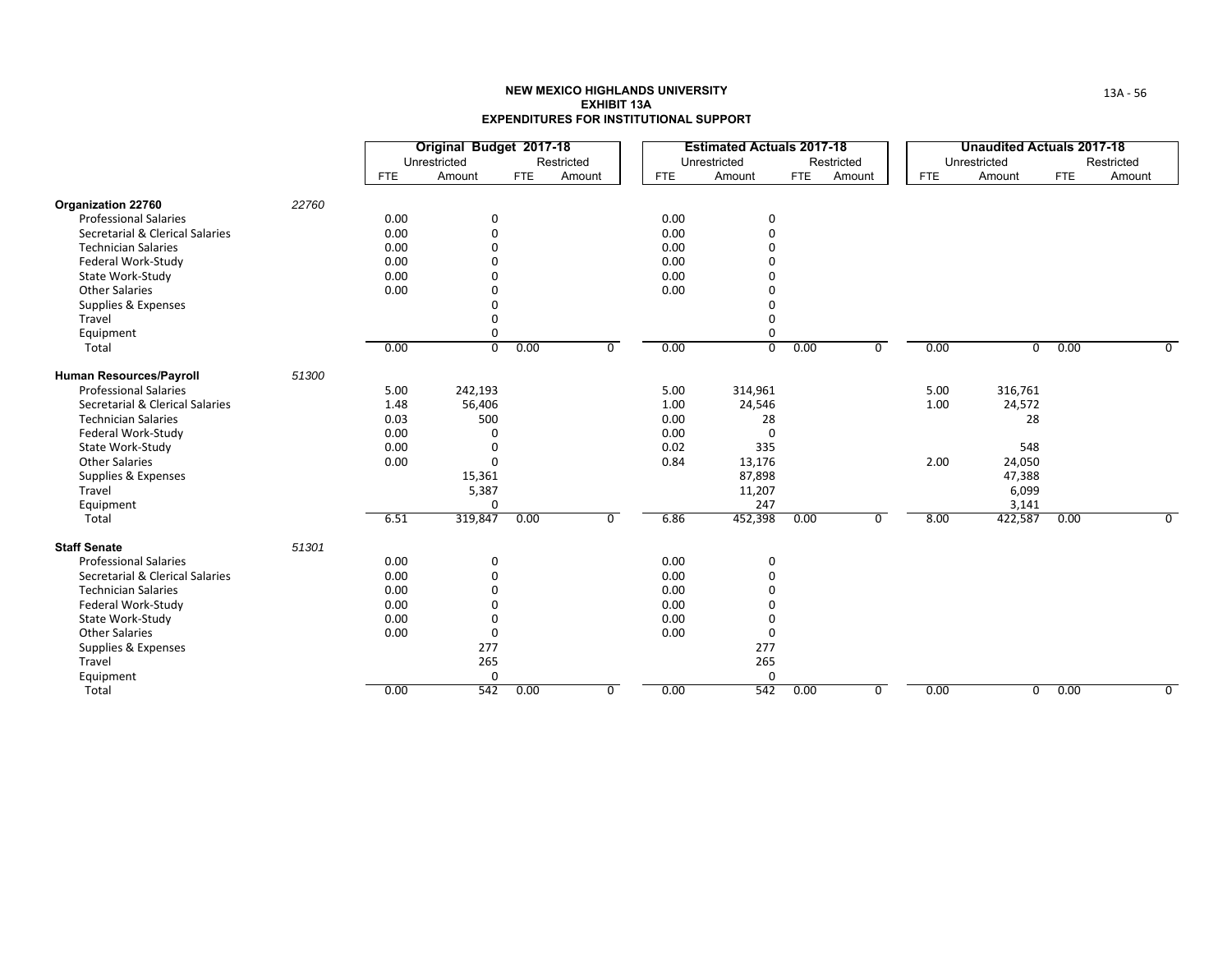# NEW MEXICO HIGHLANDS UNIVERSITY
## EXHIBIT 13A
## EXPENDITURES FOR INSTITUTIONAL SUPPORT

| | | Original Budget 2017-18 | | | | Estimated Actuals 2017-18 | | | | Unaudited Actuals 2017-18 | | | |
|---|---|---|---|---|---|---|---|---|---|---|---|---|---|
| | | Unrestricted | | Restricted | | Unrestricted | | Restricted | | Unrestricted | | Restricted | |
| | | FTE | Amount | FTE | Amount | FTE | Amount | FTE | Amount | FTE | Amount | FTE | Amount |
| **Organization 22760** | 22760 | | | | | | | | | | | | |
| Professional Salaries | | 0.00 | 0 | | | 0.00 | 0 | | | | | | |
| Secretarial & Clerical Salaries | | 0.00 | 0 | | | 0.00 | 0 | | | | | | |
| Technician Salaries | | 0.00 | 0 | | | 0.00 | 0 | | | | | | |
| Federal Work-Study | | 0.00 | 0 | | | 0.00 | 0 | | | | | | |
| State Work-Study | | 0.00 | 0 | | | 0.00 | 0 | | | | | | |
| Other Salaries | | 0.00 | 0 | | | 0.00 | 0 | | | | | | |
| Supplies & Expenses | | | 0 | | | | 0 | | | | | | |
| Travel | | | 0 | | | | 0 | | | | | | |
| Equipment | | | 0 | | | | 0 | | | | | | |
| Total | | 0.00 | 0 | 0.00 | 0 | 0.00 | 0 | 0.00 | 0 | 0.00 | 0 | 0.00 | 0 |
| **Human Resources/Payroll** | 51300 | | | | | | | | | | | | |
| Professional Salaries | | 5.00 | 242,193 | | | 5.00 | 314,961 | | | 5.00 | 316,761 | | |
| Secretarial & Clerical Salaries | | 1.48 | 56,406 | | | 1.00 | 24,546 | | | 1.00 | 24,572 | | |
| Technician Salaries | | 0.03 | 500 | | | 0.00 | 28 | | | | 28 | | |
| Federal Work-Study | | 0.00 | 0 | | | 0.00 | 0 | | | | | | |
| State Work-Study | | 0.00 | 0 | | | 0.02 | 335 | | | | 548 | | |
| Other Salaries | | 0.00 | 0 | | | 0.84 | 13,176 | | | 2.00 | 24,050 | | |
| Supplies & Expenses | | | 15,361 | | | | 87,898 | | | | 47,388 | | |
| Travel | | | 5,387 | | | | 11,207 | | | | 6,099 | | |
| Equipment | | | 0 | | | | 247 | | | | 3,141 | | |
| Total | | 6.51 | 319,847 | 0.00 | 0 | 6.86 | 452,398 | 0.00 | 0 | 8.00 | 422,587 | 0.00 | 0 |
| **Staff Senate** | 51301 | | | | | | | | | | | | |
| Professional Salaries | | 0.00 | 0 | | | 0.00 | 0 | | | | | | |
| Secretarial & Clerical Salaries | | 0.00 | 0 | | | 0.00 | 0 | | | | | | |
| Technician Salaries | | 0.00 | 0 | | | 0.00 | 0 | | | | | | |
| Federal Work-Study | | 0.00 | 0 | | | 0.00 | 0 | | | | | | |
| State Work-Study | | 0.00 | 0 | | | 0.00 | 0 | | | | | | |
| Other Salaries | | 0.00 | 0 | | | 0.00 | 0 | | | | | | |
| Supplies & Expenses | | | 277 | | | | 277 | | | | | | |
| Travel | | | 265 | | | | 265 | | | | | | |
| Equipment | | | 0 | | | | 0 | | | | | | |
| Total | | 0.00 | 542 | 0.00 | 0 | 0.00 | 542 | 0.00 | 0 | 0.00 | 0 | 0.00 | 0 |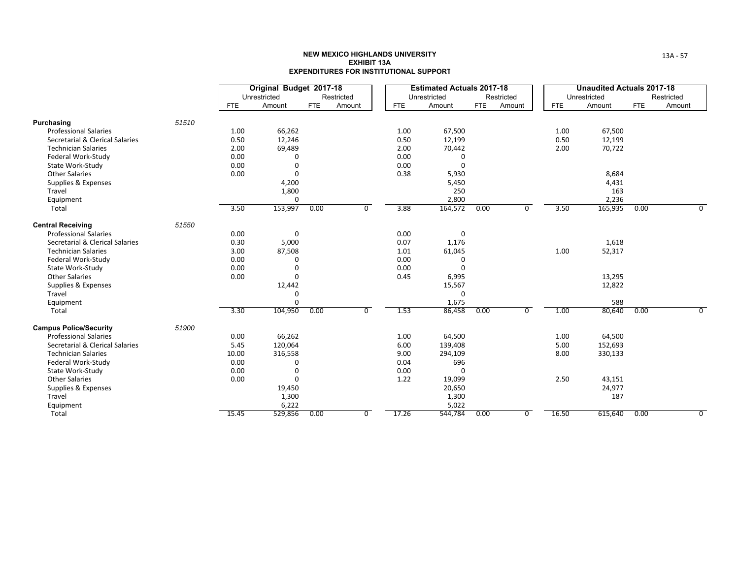**NEW MEXICO HIGHLANDS UNIVERSITY**
**EXHIBIT 13A**
**EXPENDITURES FOR INSTITUTIONAL SUPPORT**

| | | Original Budget 2017-18 | | | | Estimated Actuals 2017-18 | | | | Unaudited Actuals 2017-18 | | | |
|---|---|---|---|---|---|---|---|---|---|---|---|---|---|
| | | Unrestricted | | Restricted | | Unrestricted | | Restricted | | Unrestricted | | Restricted | |
| | | FTE | Amount | FTE | Amount | FTE | Amount | FTE | Amount | FTE | Amount | FTE | Amount |
| **Purchasing** | *51510* | | | | | | | | | | | | |
| Professional Salaries | | 1.00 | 66,262 | | | 1.00 | 67,500 | | | 1.00 | 67,500 | | |
| Secretarial & Clerical Salaries | | 0.50 | 12,246 | | | 0.50 | 12,199 | | | 0.50 | 12,199 | | |
| Technician Salaries | | 2.00 | 69,489 | | | 2.00 | 70,442 | | | 2.00 | 70,722 | | |
| Federal Work-Study | | 0.00 | 0 | | | 0.00 | 0 | | | | | | |
| State Work-Study | | 0.00 | 0 | | | 0.00 | 0 | | | | | | |
| Other Salaries | | 0.00 | 0 | | | 0.38 | 5,930 | | | | 8,684 | | |
| Supplies & Expenses | | | 4,200 | | | | 5,450 | | | | 4,431 | | |
| Travel | | | 1,800 | | | | 250 | | | | 163 | | |
| Equipment | | | 0 | | | | 2,800 | | | | 2,236 | | |
| Total | | 3.50 | 153,997 | 0.00 | 0 | 3.88 | 164,572 | 0.00 | 0 | 3.50 | 165,935 | 0.00 | 0 |
| **Central Receiving** | *51550* | | | | | | | | | | | | |
| Professional Salaries | | 0.00 | 0 | | | 0.00 | 0 | | | | | | |
| Secretarial & Clerical Salaries | | 0.30 | 5,000 | | | 0.07 | 1,176 | | | | 1,618 | | |
| Technician Salaries | | 3.00 | 87,508 | | | 1.01 | 61,045 | | | 1.00 | 52,317 | | |
| Federal Work-Study | | 0.00 | 0 | | | 0.00 | 0 | | | | | | |
| State Work-Study | | 0.00 | 0 | | | 0.00 | 0 | | | | | | |
| Other Salaries | | 0.00 | 0 | | | 0.45 | 6,995 | | | | 13,295 | | |
| Supplies & Expenses | | | 12,442 | | | | 15,567 | | | | 12,822 | | |
| Travel | | | 0 | | | | 0 | | | | | | |
| Equipment | | | 0 | | | | 1,675 | | | | 588 | | |
| Total | | 3.30 | 104,950 | 0.00 | 0 | 1.53 | 86,458 | 0.00 | 0 | 1.00 | 80,640 | 0.00 | 0 |
| **Campus Police/Security** | *51900* | | | | | | | | | | | | |
| Professional Salaries | | 0.00 | 66,262 | | | 1.00 | 64,500 | | | 1.00 | 64,500 | | |
| Secretarial & Clerical Salaries | | 5.45 | 120,064 | | | 6.00 | 139,408 | | | 5.00 | 152,693 | | |
| Technician Salaries | | 10.00 | 316,558 | | | 9.00 | 294,109 | | | 8.00 | 330,133 | | |
| Federal Work-Study | | 0.00 | 0 | | | 0.04 | 696 | | | | | | |
| State Work-Study | | 0.00 | 0 | | | 0.00 | 0 | | | | | | |
| Other Salaries | | 0.00 | 0 | | | 1.22 | 19,099 | | | 2.50 | 43,151 | | |
| Supplies & Expenses | | | 19,450 | | | | 20,650 | | | | 24,977 | | |
| Travel | | | 1,300 | | | | 1,300 | | | | 187 | | |
| Equipment | | | 6,222 | | | | 5,022 | | | | | | |
| Total | | 15.45 | 529,856 | 0.00 | 0 | 17.26 | 544,784 | 0.00 | 0 | 16.50 | 615,640 | 0.00 | 0 |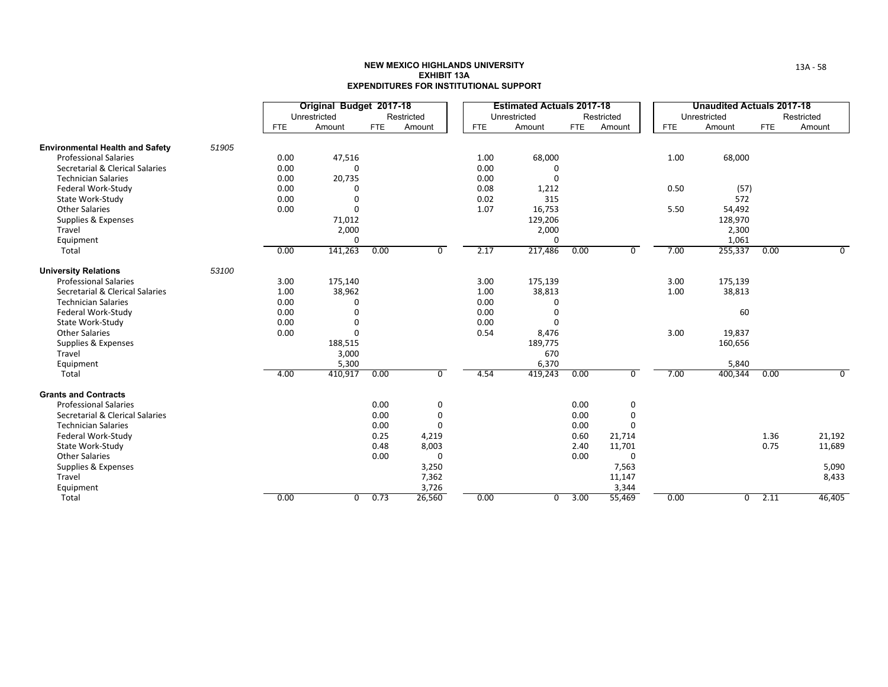# NEW MEXICO HIGHLANDS UNIVERSITY
## EXHIBIT 13A
## EXPENDITURES FOR INSTITUTIONAL SUPPORT

| | | Original Budget 2017-18 | | | | Estimated Actuals 2017-18 | | | | Unaudited Actuals 2017-18 | | | |
|---|---|---|---|---|---|---|---|---|---|---|---|---|---|
| | | Unrestricted | | Restricted | | Unrestricted | | Restricted | | Unrestricted | | Restricted | |
| | | FTE | Amount | FTE | Amount | FTE | Amount | FTE | Amount | FTE | Amount | FTE | Amount |
| **Environmental Health and Safety** | 51905 | | | | | | | | | | | | |
| Professional Salaries | | 0.00 | 47,516 | | | 1.00 | 68,000 | | | 1.00 | 68,000 | | |
| Secretarial & Clerical Salaries | | 0.00 | 0 | | | 0.00 | 0 | | | | | | |
| Technician Salaries | | 0.00 | 20,735 | | | 0.00 | 0 | | | | | | |
| Federal Work-Study | | 0.00 | 0 | | | 0.08 | 1,212 | | | 0.50 | (57) | | |
| State Work-Study | | 0.00 | 0 | | | 0.02 | 315 | | | | 572 | | |
| Other Salaries | | 0.00 | 0 | | | 1.07 | 16,753 | | | 5.50 | 54,492 | | |
| Supplies & Expenses | | | 71,012 | | | | 129,206 | | | | 128,970 | | |
| Travel | | | 2,000 | | | | 2,000 | | | | 2,300 | | |
| Equipment | | | 0 | | | | 0 | | | | 1,061 | | |
| Total | | 0.00 | 141,263 | 0.00 | 0 | 2.17 | 217,486 | 0.00 | 0 | 7.00 | 255,337 | 0.00 | 0 |
| **University Relations** | 53100 | | | | | | | | | | | | |
| Professional Salaries | | 3.00 | 175,140 | | | 3.00 | 175,139 | | | 3.00 | 175,139 | | |
| Secretarial & Clerical Salaries | | 1.00 | 38,962 | | | 1.00 | 38,813 | | | 1.00 | 38,813 | | |
| Technician Salaries | | 0.00 | 0 | | | 0.00 | 0 | | | | | | |
| Federal Work-Study | | 0.00 | 0 | | | 0.00 | 0 | | | | 60 | | |
| State Work-Study | | 0.00 | 0 | | | 0.00 | 0 | | | | | | |
| Other Salaries | | 0.00 | 0 | | | 0.54 | 8,476 | | | 3.00 | 19,837 | | |
| Supplies & Expenses | | | 188,515 | | | | 189,775 | | | | 160,656 | | |
| Travel | | | 3,000 | | | | 670 | | | | | | |
| Equipment | | | 5,300 | | | | 6,370 | | | | 5,840 | | |
| Total | | 4.00 | 410,917 | 0.00 | 0 | 4.54 | 419,243 | 0.00 | 0 | 7.00 | 400,344 | 0.00 | 0 |
| **Grants and Contracts** | | | | | | | | | | | | | |
| Professional Salaries | | | | 0.00 | 0 | | | 0.00 | 0 | | | | |
| Secretarial & Clerical Salaries | | | | 0.00 | 0 | | | 0.00 | 0 | | | | |
| Technician Salaries | | | | 0.00 | 0 | | | 0.00 | 0 | | | | |
| Federal Work-Study | | | | 0.25 | 4,219 | | | 0.60 | 21,714 | | | 1.36 | 21,192 |
| State Work-Study | | | | 0.48 | 8,003 | | | 2.40 | 11,701 | | | 0.75 | 11,689 |
| Other Salaries | | | | 0.00 | 0 | | | 0.00 | 0 | | | | |
| Supplies & Expenses | | | | | 3,250 | | | | 7,563 | | | | 5,090 |
| Travel | | | | | 7,362 | | | | 11,147 | | | | 8,433 |
| Equipment | | | | | 3,726 | | | | 3,344 | | | | |
| Total | | 0.00 | 0 | 0.73 | 26,560 | 0.00 | 0 | 3.00 | 55,469 | 0.00 | 0 | 2.11 | 46,405 |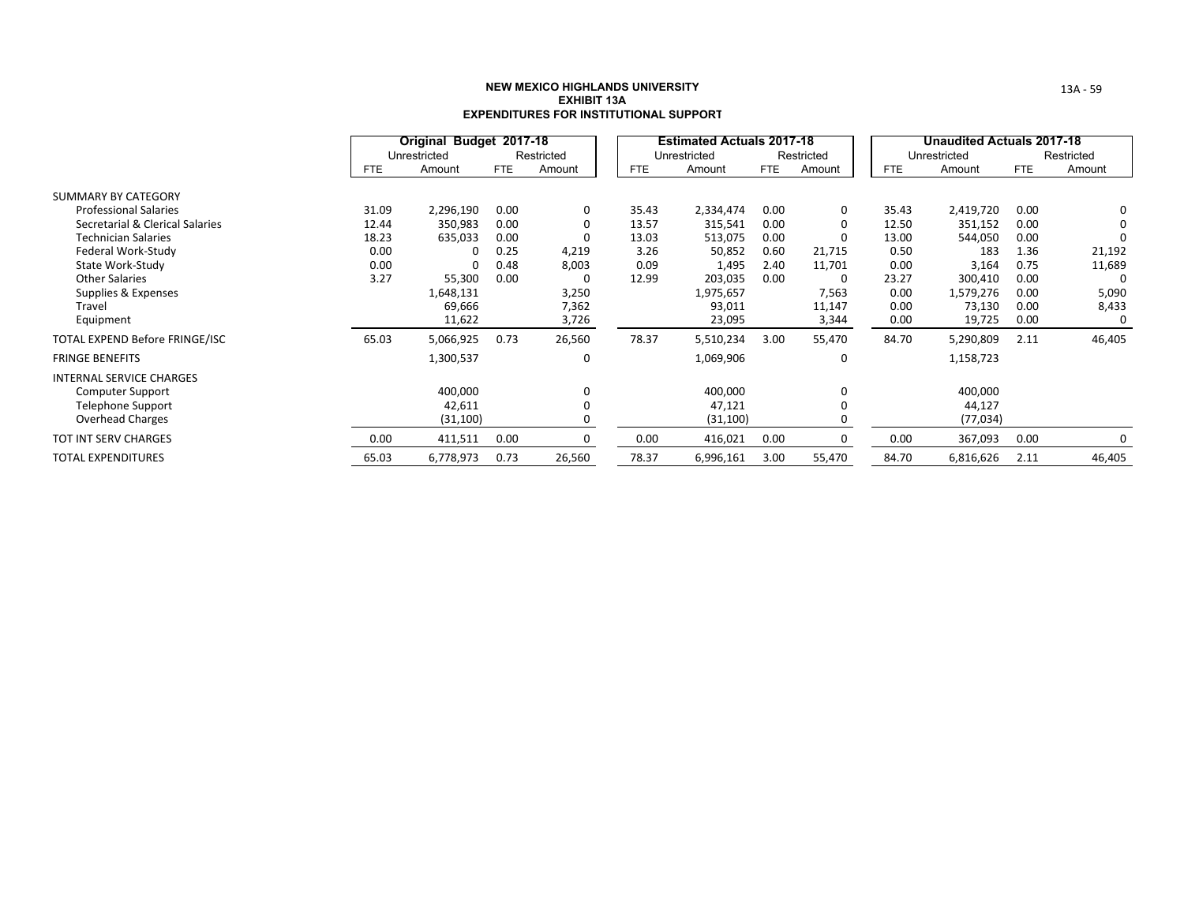# NEW MEXICO HIGHLANDS UNIVERSITY
## EXHIBIT 13A
## EXPENDITURES FOR INSTITUTIONAL SUPPORT

| | Original Budget 2017-18 | | | | Estimated Actuals 2017-18 | | | | Unaudited Actuals 2017-18 | | | |
|---|---|---|---|---|---|---|---|---|---|---|---|---|
| | Unrestricted | | Restricted | | Unrestricted | | Restricted | | Unrestricted | | Restricted | |
| | FTE | Amount | FTE | Amount | FTE | Amount | FTE | Amount | FTE | Amount | FTE | Amount |
| SUMMARY BY CATEGORY | | | | | | | | | | | | |
| Professional Salaries | 31.09 | 2,296,190 | 0.00 | 0 | 35.43 | 2,334,474 | 0.00 | 0 | 35.43 | 2,419,720 | 0.00 | 0 |
| Secretarial & Clerical Salaries | 12.44 | 350,983 | 0.00 | 0 | 13.57 | 315,541 | 0.00 | 0 | 12.50 | 351,152 | 0.00 | 0 |
| Technician Salaries | 18.23 | 635,033 | 0.00 | 0 | 13.03 | 513,075 | 0.00 | 0 | 13.00 | 544,050 | 0.00 | 0 |
| Federal Work-Study | 0.00 | 0 | 0.25 | 4,219 | 3.26 | 50,852 | 0.60 | 21,715 | 0.50 | 183 | 1.36 | 21,192 |
| State Work-Study | 0.00 | 0 | 0.48 | 8,003 | 0.09 | 1,495 | 2.40 | 11,701 | 0.00 | 3,164 | 0.75 | 11,689 |
| Other Salaries | 3.27 | 55,300 | 0.00 | 0 | 12.99 | 203,035 | 0.00 | 0 | 23.27 | 300,410 | 0.00 | 0 |
| Supplies & Expenses | | 1,648,131 | | 3,250 | | 1,975,657 | | 7,563 | 0.00 | 1,579,276 | 0.00 | 5,090 |
| Travel | | 69,666 | | 7,362 | | 93,011 | | 11,147 | 0.00 | 73,130 | 0.00 | 8,433 |
| Equipment | | 11,622 | | 3,726 | | 23,095 | | 3,344 | 0.00 | 19,725 | 0.00 | 0 |
| TOTAL EXPEND Before FRINGE/ISC | 65.03 | 5,066,925 | 0.73 | 26,560 | 78.37 | 5,510,234 | 3.00 | 55,470 | 84.70 | 5,290,809 | 2.11 | 46,405 |
| FRINGE BENEFITS | | 1,300,537 | | 0 | | 1,069,906 | | 0 | | 1,158,723 | | |
| INTERNAL SERVICE CHARGES | | | | | | | | | | | | |
| Computer Support | | 400,000 | | 0 | | 400,000 | | 0 | | 400,000 | | |
| Telephone Support | | 42,611 | | 0 | | 47,121 | | 0 | | 44,127 | | |
| Overhead Charges | | (31,100) | | 0 | | (31,100) | | 0 | | (77,034) | | |
| TOT INT SERV CHARGES | 0.00 | 411,511 | 0.00 | 0 | 0.00 | 416,021 | 0.00 | 0 | 0.00 | 367,093 | 0.00 | 0 |
| TOTAL EXPENDITURES | 65.03 | 6,778,973 | 0.73 | 26,560 | 78.37 | 6,996,161 | 3.00 | 55,470 | 84.70 | 6,816,626 | 2.11 | 46,405 |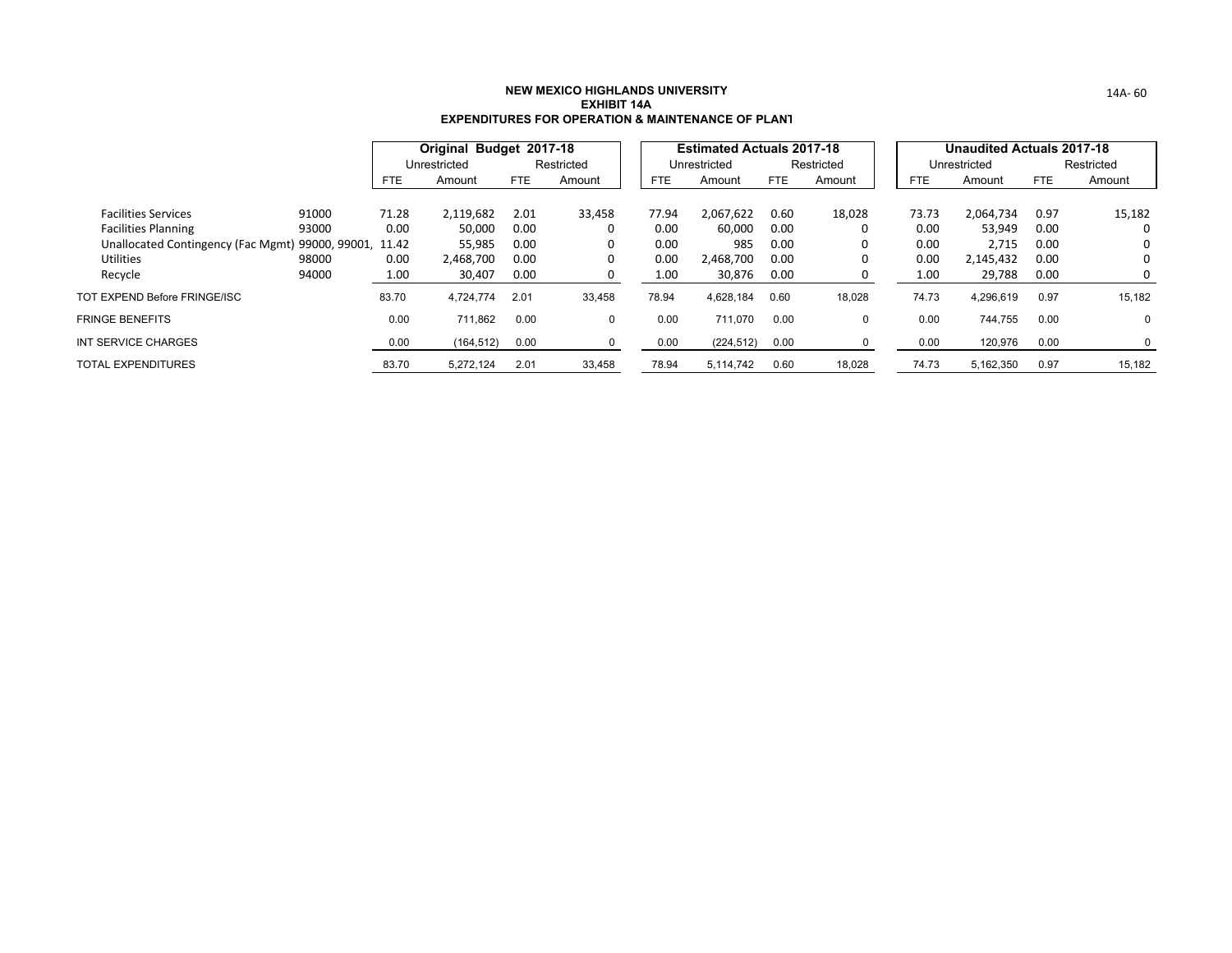**NEW MEXICO HIGHLANDS UNIVERSITY**
**EXHIBIT 14A**
**EXPENDITURES FOR OPERATION & MAINTENANCE OF PLANT**

| | | Original Budget 2017-18 | | | | Estimated Actuals 2017-18 | | | | Unaudited Actuals 2017-18 | | | |
|---|---|---|---|---|---|---|---|---|---|---|---|---|---|
| | | Unrestricted | | Restricted | | Unrestricted | | Restricted | | Unrestricted | | Restricted | |
| | | FTE | Amount | FTE | Amount | FTE | Amount | FTE | Amount | FTE | Amount | FTE | Amount |
| Facilities Services | 91000 | 71.28 | 2,119,682 | 2.01 | 33,458 | 77.94 | 2,067,622 | 0.60 | 18,028 | 73.73 | 2,064,734 | 0.97 | 15,182 |
| Facilities Planning | 93000 | 0.00 | 50,000 | 0.00 | 0 | 0.00 | 60,000 | 0.00 | 0 | 0.00 | 53,949 | 0.00 | 0 |
| Unallocated Contingency (Fac Mgmt) | 99000, 99001, | 11.42 | 55,985 | 0.00 | 0 | 0.00 | 985 | 0.00 | 0 | 0.00 | 2,715 | 0.00 | 0 |
| Utilities | 98000 | 0.00 | 2,468,700 | 0.00 | 0 | 0.00 | 2,468,700 | 0.00 | 0 | 0.00 | 2,145,432 | 0.00 | 0 |
| Recycle | 94000 | 1.00 | 30,407 | 0.00 | 0 | 1.00 | 30,876 | 0.00 | 0 | 1.00 | 29,788 | 0.00 | 0 |
| TOT EXPEND Before FRINGE/ISC | | 83.70 | 4,724,774 | 2.01 | 33,458 | 78.94 | 4,628,184 | 0.60 | 18,028 | 74.73 | 4,296,619 | 0.97 | 15,182 |
| FRINGE BENEFITS | | 0.00 | 711,862 | 0.00 | 0 | 0.00 | 711,070 | 0.00 | 0 | 0.00 | 744,755 | 0.00 | 0 |
| INT SERVICE CHARGES | | 0.00 | (164,512) | 0.00 | 0 | 0.00 | (224,512) | 0.00 | 0 | 0.00 | 120,976 | 0.00 | 0 |
| TOTAL EXPENDITURES | | 83.70 | 5,272,124 | 2.01 | 33,458 | 78.94 | 5,114,742 | 0.60 | 18,028 | 74.73 | 5,162,350 | 0.97 | 15,182 |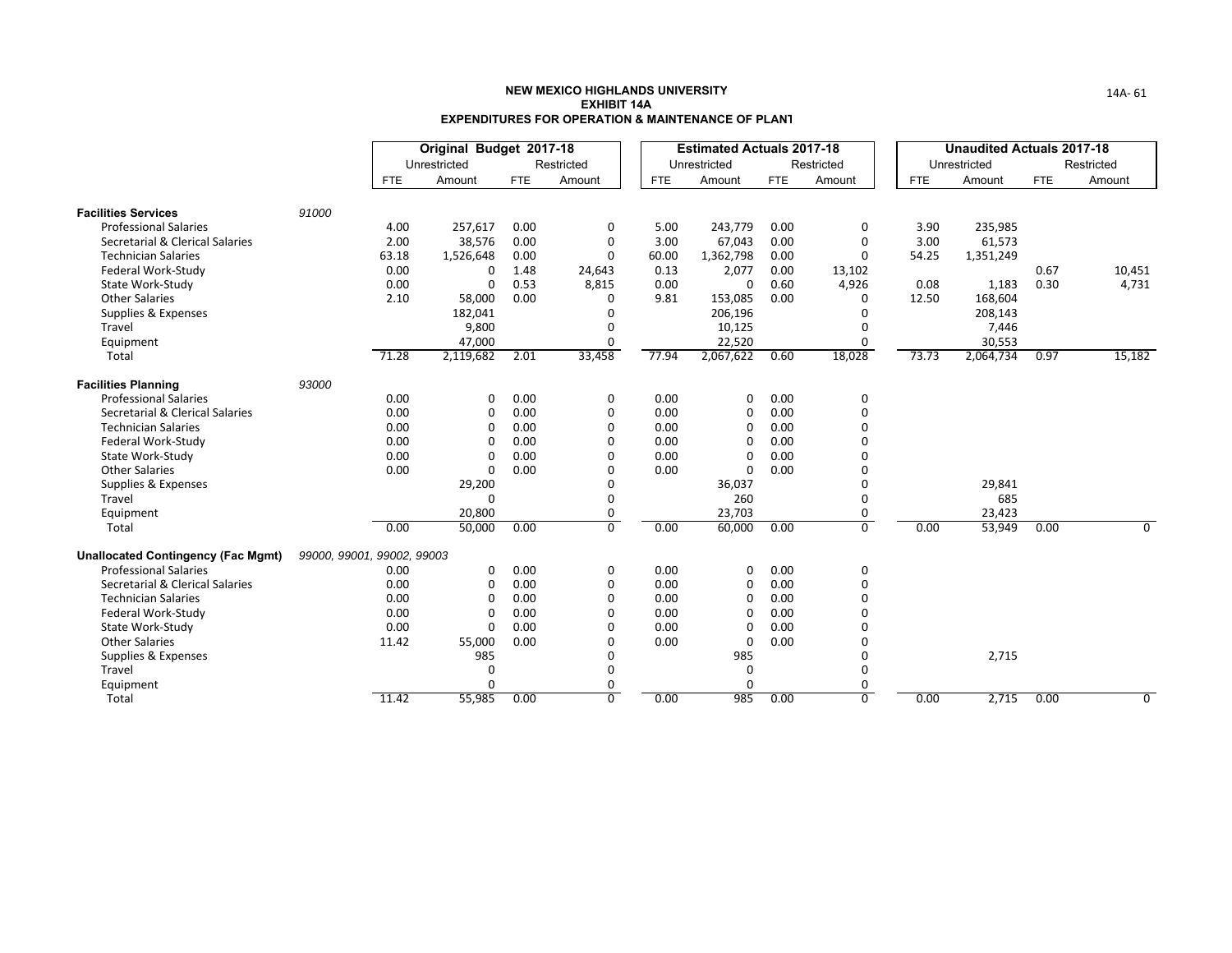**NEW MEXICO HIGHLANDS UNIVERSITY**
**EXHIBIT 14A**
**EXPENDITURES FOR OPERATION & MAINTENANCE OF PLANT**

| | | Original Budget 2017-18 | | | | Estimated Actuals 2017-18 | | | | Unaudited Actuals 2017-18 | | | |
|---|---|---|---|---|---|---|---|---|---|---|---|---|---|
| | | Unrestricted | | Restricted | | Unrestricted | | Restricted | | Unrestricted | | Restricted | |
| | | FTE | Amount | FTE | Amount | FTE | Amount | FTE | Amount | FTE | Amount | FTE | Amount |
| **Facilities Services** | 91000 | | | | | | | | | | | | |
| Professional Salaries | | 4.00 | 257,617 | 0.00 | 0 | 5.00 | 243,779 | 0.00 | 0 | 3.90 | 235,985 | | |
| Secretarial & Clerical Salaries | | 2.00 | 38,576 | 0.00 | 0 | 3.00 | 67,043 | 0.00 | 0 | 3.00 | 61,573 | | |
| Technician Salaries | | 63.18 | 1,526,648 | 0.00 | 0 | 60.00 | 1,362,798 | 0.00 | 0 | 54.25 | 1,351,249 | | |
| Federal Work-Study | | 0.00 | 0 | 1.48 | 24,643 | 0.13 | 2,077 | 0.00 | 13,102 | | | 0.67 | 10,451 |
| State Work-Study | | 0.00 | 0 | 0.53 | 8,815 | 0.00 | 0 | 0.60 | 4,926 | 0.08 | 1,183 | 0.30 | 4,731 |
| Other Salaries | | 2.10 | 58,000 | 0.00 | 0 | 9.81 | 153,085 | 0.00 | 0 | 12.50 | 168,604 | | |
| Supplies & Expenses | | | 182,041 | | 0 | | 206,196 | | 0 | | 208,143 | | |
| Travel | | | 9,800 | | 0 | | 10,125 | | 0 | | 7,446 | | |
| Equipment | | | 47,000 | | 0 | | 22,520 | | 0 | | 30,553 | | |
| Total | | 71.28 | 2,119,682 | 2.01 | 33,458 | 77.94 | 2,067,622 | 0.60 | 18,028 | 73.73 | 2,064,734 | 0.97 | 15,182 |
| **Facilities Planning** | 93000 | | | | | | | | | | | | |
| Professional Salaries | | 0.00 | 0 | 0.00 | 0 | 0.00 | 0 | 0.00 | 0 | | | | |
| Secretarial & Clerical Salaries | | 0.00 | 0 | 0.00 | 0 | 0.00 | 0 | 0.00 | 0 | | | | |
| Technician Salaries | | 0.00 | 0 | 0.00 | 0 | 0.00 | 0 | 0.00 | 0 | | | | |
| Federal Work-Study | | 0.00 | 0 | 0.00 | 0 | 0.00 | 0 | 0.00 | 0 | | | | |
| State Work-Study | | 0.00 | 0 | 0.00 | 0 | 0.00 | 0 | 0.00 | 0 | | | | |
| Other Salaries | | 0.00 | 0 | 0.00 | 0 | 0.00 | 0 | 0.00 | 0 | | | | |
| Supplies & Expenses | | | 29,200 | | 0 | | 36,037 | | 0 | | 29,841 | | |
| Travel | | | 0 | | 0 | | 260 | | 0 | | 685 | | |
| Equipment | | | 20,800 | | 0 | | 23,703 | | 0 | | 23,423 | | |
| Total | | 0.00 | 50,000 | 0.00 | 0 | 0.00 | 60,000 | 0.00 | 0 | 0.00 | 53,949 | 0.00 | 0 |
| **Unallocated Contingency (Fac Mgmt)** | 99000, 99001, 99002, 99003 | | | | | | | | | | | | |
| Professional Salaries | | 0.00 | 0 | 0.00 | 0 | 0.00 | 0 | 0.00 | 0 | | | | |
| Secretarial & Clerical Salaries | | 0.00 | 0 | 0.00 | 0 | 0.00 | 0 | 0.00 | 0 | | | | |
| Technician Salaries | | 0.00 | 0 | 0.00 | 0 | 0.00 | 0 | 0.00 | 0 | | | | |
| Federal Work-Study | | 0.00 | 0 | 0.00 | 0 | 0.00 | 0 | 0.00 | 0 | | | | |
| State Work-Study | | 0.00 | 0 | 0.00 | 0 | 0.00 | 0 | 0.00 | 0 | | | | |
| Other Salaries | | 11.42 | 55,000 | 0.00 | 0 | 0.00 | 0 | 0.00 | 0 | | | | |
| Supplies & Expenses | | | 985 | | 0 | | 985 | | 0 | | 2,715 | | |
| Travel | | | 0 | | 0 | | 0 | | 0 | | | | |
| Equipment | | | 0 | | 0 | | 0 | | 0 | | | | |
| Total | | 11.42 | 55,985 | 0.00 | 0 | 0.00 | 985 | 0.00 | 0 | 0.00 | 2,715 | 0.00 | 0 |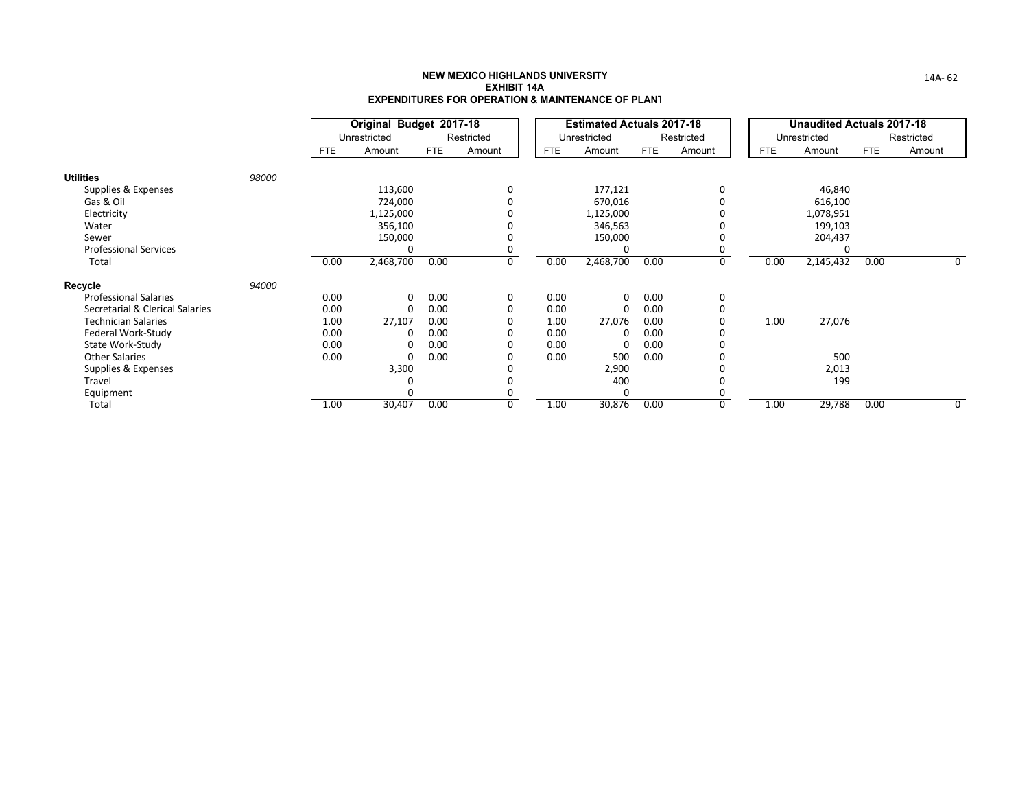# NEW MEXICO HIGHLANDS UNIVERSITY
## EXHIBIT 14A
## EXPENDITURES FOR OPERATION & MAINTENANCE OF PLANT

| | | Original Budget 2017-18 | | | | Estimated Actuals 2017-18 | | | | Unaudited Actuals 2017-18 | | | |
|---|---|---|---|---|---|---|---|---|---|---|---|---|---|
| | | Unrestricted | | Restricted | | Unrestricted | | Restricted | | Unrestricted | | Restricted | |
| | | FTE | Amount | FTE | Amount | FTE | Amount | FTE | Amount | FTE | Amount | FTE | Amount |
| **Utilities** | *98000* | | | | | | | | | | | | |
| Supplies & Expenses | | | 113,600 | | 0 | | 177,121 | | 0 | | 46,840 | | |
| Gas & Oil | | | 724,000 | | 0 | | 670,016 | | 0 | | 616,100 | | |
| Electricity | | | 1,125,000 | | 0 | | 1,125,000 | | 0 | | 1,078,951 | | |
| Water | | | 356,100 | | 0 | | 346,563 | | 0 | | 199,103 | | |
| Sewer | | | 150,000 | | 0 | | 150,000 | | 0 | | 204,437 | | |
| Professional Services | | | 0 | | 0 | | 0 | | 0 | | 0 | | |
| Total | | 0.00 | 2,468,700 | 0.00 | 0 | 0.00 | 2,468,700 | 0.00 | 0 | 0.00 | 2,145,432 | 0.00 | 0 |
| **Recycle** | *94000* | | | | | | | | | | | | |
| Professional Salaries | | 0.00 | 0 | 0.00 | 0 | 0.00 | 0 | 0.00 | 0 | | | | |
| Secretarial & Clerical Salaries | | 0.00 | 0 | 0.00 | 0 | 0.00 | 0 | 0.00 | 0 | | | | |
| Technician Salaries | | 1.00 | 27,107 | 0.00 | 0 | 1.00 | 27,076 | 0.00 | 0 | 1.00 | 27,076 | | |
| Federal Work-Study | | 0.00 | 0 | 0.00 | 0 | 0.00 | 0 | 0.00 | 0 | | | | |
| State Work-Study | | 0.00 | 0 | 0.00 | 0 | 0.00 | 0 | 0.00 | 0 | | | | |
| Other Salaries | | 0.00 | 0 | 0.00 | 0 | 0.00 | 500 | 0.00 | 0 | | 500 | | |
| Supplies & Expenses | | | 3,300 | | 0 | | 2,900 | | 0 | | 2,013 | | |
| Travel | | | 0 | | 0 | | 400 | | 0 | | 199 | | |
| Equipment | | | 0 | | 0 | | 0 | | 0 | | | | |
| Total | | 1.00 | 30,407 | 0.00 | 0 | 1.00 | 30,876 | 0.00 | 0 | 1.00 | 29,788 | 0.00 | 0 |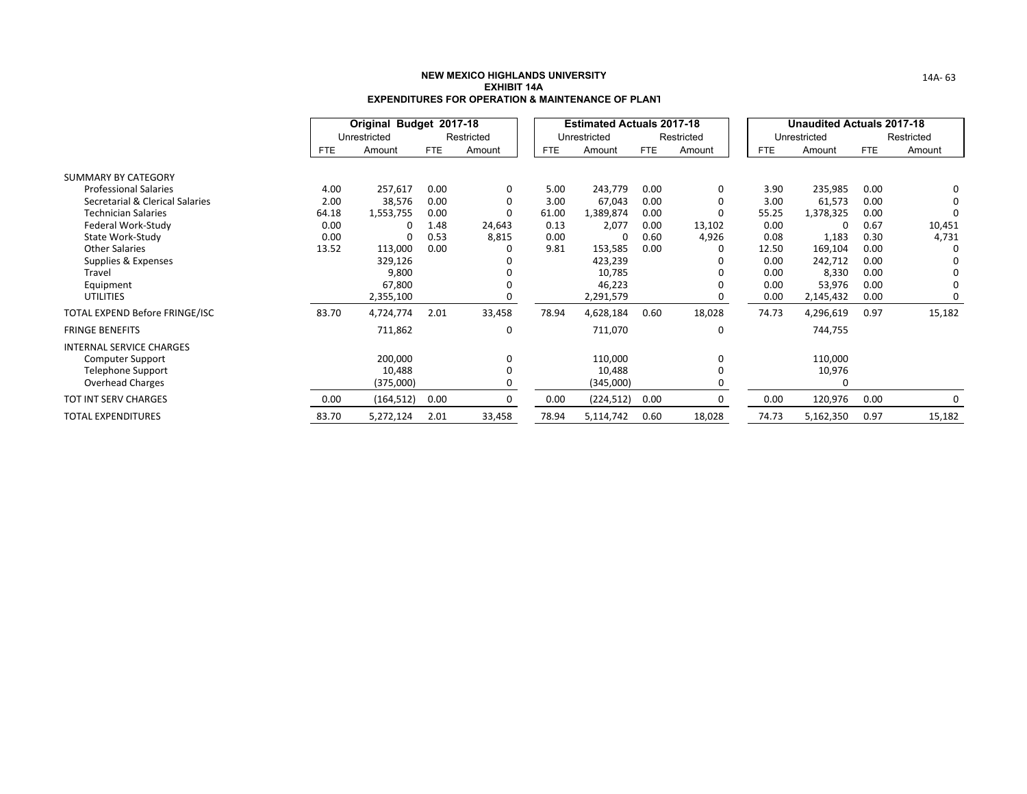# NEW MEXICO HIGHLANDS UNIVERSITY
## EXHIBIT 14A
## EXPENDITURES FOR OPERATION & MAINTENANCE OF PLANT

| | Original Budget 2017-18 | | | | Estimated Actuals 2017-18 | | | | Unaudited Actuals 2017-18 | | | |
|---|---|---|---|---|---|---|---|---|---|---|---|---|
| | Unrestricted | | Restricted | | Unrestricted | | Restricted | | Unrestricted | | Restricted | |
| | FTE | Amount | FTE | Amount | FTE | Amount | FTE | Amount | FTE | Amount | FTE | Amount |
| SUMMARY BY CATEGORY | | | | | | | | | | | | |
| Professional Salaries | 4.00 | 257,617 | 0.00 | 0 | 5.00 | 243,779 | 0.00 | 0 | 3.90 | 235,985 | 0.00 | 0 |
| Secretarial & Clerical Salaries | 2.00 | 38,576 | 0.00 | 0 | 3.00 | 67,043 | 0.00 | 0 | 3.00 | 61,573 | 0.00 | 0 |
| Technician Salaries | 64.18 | 1,553,755 | 0.00 | 0 | 61.00 | 1,389,874 | 0.00 | 0 | 55.25 | 1,378,325 | 0.00 | 0 |
| Federal Work-Study | 0.00 | 0 | 1.48 | 24,643 | 0.13 | 2,077 | 0.00 | 13,102 | 0.00 | 0 | 0.67 | 10,451 |
| State Work-Study | 0.00 | 0 | 0.53 | 8,815 | 0.00 | 0 | 0.60 | 4,926 | 0.08 | 1,183 | 0.30 | 4,731 |
| Other Salaries | 13.52 | 113,000 | 0.00 | 0 | 9.81 | 153,585 | 0.00 | 0 | 12.50 | 169,104 | 0.00 | 0 |
| Supplies & Expenses | | 329,126 | | 0 | | 423,239 | | 0 | 0.00 | 242,712 | 0.00 | 0 |
| Travel | | 9,800 | | 0 | | 10,785 | | 0 | 0.00 | 8,330 | 0.00 | 0 |
| Equipment | | 67,800 | | 0 | | 46,223 | | 0 | 0.00 | 53,976 | 0.00 | 0 |
| UTILITIES | | 2,355,100 | | 0 | | 2,291,579 | | 0 | 0.00 | 2,145,432 | 0.00 | 0 |
| TOTAL EXPEND Before FRINGE/ISC | 83.70 | 4,724,774 | 2.01 | 33,458 | 78.94 | 4,628,184 | 0.60 | 18,028 | 74.73 | 4,296,619 | 0.97 | 15,182 |
| FRINGE BENEFITS | | 711,862 | | 0 | | 711,070 | | 0 | | 744,755 | | |
| INTERNAL SERVICE CHARGES | | | | | | | | | | | | |
| Computer Support | | 200,000 | | 0 | | 110,000 | | 0 | | 110,000 | | |
| Telephone Support | | 10,488 | | 0 | | 10,488 | | 0 | | 10,976 | | |
| Overhead Charges | | (375,000) | | 0 | | (345,000) | | 0 | | 0 | | |
| TOT INT SERV CHARGES | 0.00 | (164,512) | 0.00 | 0 | 0.00 | (224,512) | 0.00 | 0 | 0.00 | 120,976 | 0.00 | 0 |
| TOTAL EXPENDITURES | 83.70 | 5,272,124 | 2.01 | 33,458 | 78.94 | 5,114,742 | 0.60 | 18,028 | 74.73 | 5,162,350 | 0.97 | 15,182 |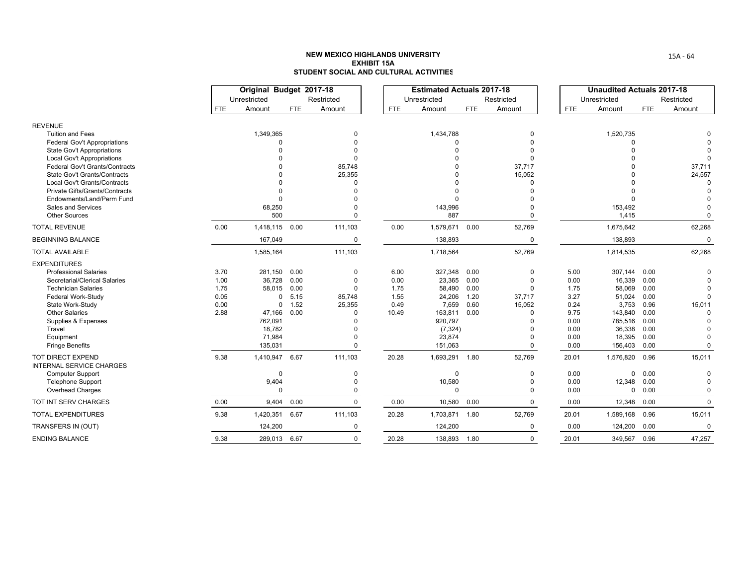# NEW MEXICO HIGHLANDS UNIVERSITY
## EXHIBIT 15A
## STUDENT SOCIAL AND CULTURAL ACTIVITIES

| | Original Budget 2017-18 | | | | Estimated Actuals 2017-18 | | | | Unaudited Actuals 2017-18 | | | |
|---|---|---|---|---|---|---|---|---|---|---|---|---|
| | Unrestricted | | Restricted | | Unrestricted | | Restricted | | Unrestricted | | Restricted | |
| | FTE | Amount | FTE | Amount | FTE | Amount | FTE | Amount | FTE | Amount | FTE | Amount |
| **REVENUE** | | | | | | | | | | | | |
| Tuition and Fees | | 1,349,365 | | 0 | | 1,434,788 | | 0 | | 1,520,735 | | 0 |
| Federal Gov't Appropriations | | 0 | | 0 | | 0 | | 0 | | 0 | | 0 |
| State Gov't Appropriations | | 0 | | 0 | | 0 | | 0 | | 0 | | 0 |
| Local Gov't Appropriations | | 0 | | 0 | | 0 | | 0 | | 0 | | 0 |
| Federal Gov't Grants/Contracts | | 0 | | 85,748 | | 0 | | 37,717 | | 0 | | 37,711 |
| State Gov't Grants/Contracts | | 0 | | 25,355 | | 0 | | 15,052 | | 0 | | 24,557 |
| Local Gov't Grants/Contracts | | 0 | | 0 | | 0 | | 0 | | 0 | | 0 |
| Private Gifts/Grants/Contracts | | 0 | | 0 | | 0 | | 0 | | 0 | | 0 |
| Endowments/Land/Perm Fund | | 0 | | 0 | | 0 | | 0 | | 0 | | 0 |
| Sales and Services | | 68,250 | | 0 | | 143,996 | | 0 | | 153,492 | | 0 |
| Other Sources | | 500 | | 0 | | 887 | | 0 | | 1,415 | | 0 |
| **TOTAL REVENUE** | 0.00 | 1,418,115 | 0.00 | 111,103 | 0.00 | 1,579,671 | 0.00 | 52,769 | | 1,675,642 | | 62,268 |
| **BEGINNING BALANCE** | | 167,049 | | 0 | | 138,893 | | 0 | | 138,893 | | 0 |
| **TOTAL AVAILABLE** | | 1,585,164 | | 111,103 | | 1,718,564 | | 52,769 | | 1,814,535 | | 62,268 |
| **EXPENDITURES** | | | | | | | | | | | | |
| Professional Salaries | 3.70 | 281,150 | 0.00 | 0 | 6.00 | 327,348 | 0.00 | 0 | 5.00 | 307,144 | 0.00 | 0 |
| Secretarial/Clerical Salaries | 1.00 | 36,728 | 0.00 | 0 | 0.00 | 23,365 | 0.00 | 0 | 0.00 | 16,339 | 0.00 | 0 |
| Technician Salaries | 1.75 | 58,015 | 0.00 | 0 | 1.75 | 58,490 | 0.00 | 0 | 1.75 | 58,069 | 0.00 | 0 |
| Federal Work-Study | 0.05 | 0 | 5.15 | 85,748 | 1.55 | 24,206 | 1.20 | 37,717 | 3.27 | 51,024 | 0.00 | 0 |
| State Work-Study | 0.00 | 0 | 1.52 | 25,355 | 0.49 | 7,659 | 0.60 | 15,052 | 0.24 | 3,753 | 0.96 | 15,011 |
| Other Salaries | 2.88 | 47,166 | 0.00 | 0 | 10.49 | 163,811 | 0.00 | 0 | 9.75 | 143,840 | 0.00 | 0 |
| Supplies & Expenses | | 762,091 | | 0 | | 920,797 | | 0 | 0.00 | 785,516 | 0.00 | 0 |
| Travel | | 18,782 | | 0 | | (7,324) | | 0 | 0.00 | 36,338 | 0.00 | 0 |
| Equipment | | 71,984 | | 0 | | 23,874 | | 0 | 0.00 | 18,395 | 0.00 | 0 |
| Fringe Benefits | | 135,031 | | 0 | | 151,063 | | 0 | 0.00 | 156,403 | 0.00 | 0 |
| **TOT DIRECT EXPEND** | 9.38 | 1,410,947 | 6.67 | 111,103 | 20.28 | 1,693,291 | 1.80 | 52,769 | 20.01 | 1,576,820 | 0.96 | 15,011 |
| **INTERNAL SERVICE CHARGES** | | | | | | | | | | | | |
| Computer Support | | 0 | | 0 | | 0 | | 0 | 0.00 | 0 | 0.00 | 0 |
| Telephone Support | | 9,404 | | 0 | | 10,580 | | 0 | 0.00 | 12,348 | 0.00 | 0 |
| Overhead Charges | | 0 | | 0 | | 0 | | 0 | 0.00 | 0 | 0.00 | 0 |
| **TOT INT SERV CHARGES** | 0.00 | 9,404 | 0.00 | 0 | 0.00 | 10,580 | 0.00 | 0 | 0.00 | 12,348 | 0.00 | 0 |
| **TOTAL EXPENDITURES** | 9.38 | 1,420,351 | 6.67 | 111,103 | 20.28 | 1,703,871 | 1.80 | 52,769 | 20.01 | 1,589,168 | 0.96 | 15,011 |
| **TRANSFERS IN (OUT)** | | 124,200 | | 0 | | 124,200 | | 0 | 0.00 | 124,200 | 0.00 | 0 |
| **ENDING BALANCE** | 9.38 | 289,013 | 6.67 | 0 | 20.28 | 138,893 | 1.80 | 0 | 20.01 | 349,567 | 0.96 | 47,257 |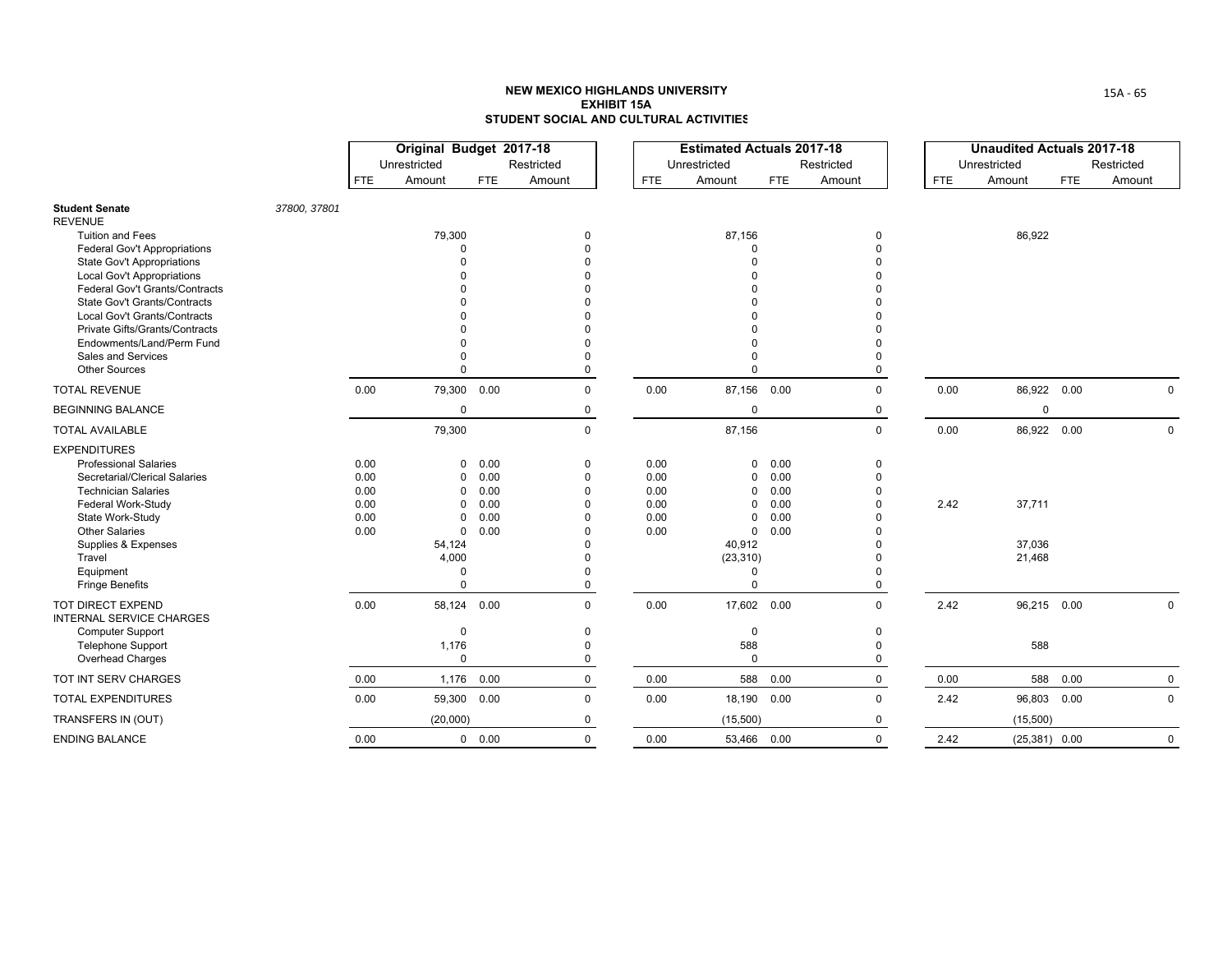**NEW MEXICO HIGHLANDS UNIVERSITY**
**EXHIBIT 15A**
**STUDENT SOCIAL AND CULTURAL ACTIVITIES**

| | | Original Budget 2017-18 | | | | Estimated Actuals 2017-18 | | | | Unaudited Actuals 2017-18 | | | |
|---|---|---|---|---|---|---|---|---|---|---|---|---|---|
| | | Unrestricted | | Restricted | | Unrestricted | | Restricted | | Unrestricted | | Restricted | |
| | | FTE | Amount | FTE | Amount | FTE | Amount | FTE | Amount | FTE | Amount | FTE | Amount |
| **Student Senate** | *37800, 37801* | | | | | | | | | | | | |
| REVENUE | | | | | | | | | | | | | |
| Tuition and Fees | | | 79,300 | | 0 | | 87,156 | | 0 | | 86,922 | | |
| Federal Gov't Appropriations | | | 0 | | 0 | | 0 | | 0 | | | | |
| State Gov't Appropriations | | | 0 | | 0 | | 0 | | 0 | | | | |
| Local Gov't Appropriations | | | 0 | | 0 | | 0 | | 0 | | | | |
| Federal Gov't Grants/Contracts | | | 0 | | 0 | | 0 | | 0 | | | | |
| State Gov't Grants/Contracts | | | 0 | | 0 | | 0 | | 0 | | | | |
| Local Gov't Grants/Contracts | | | 0 | | 0 | | 0 | | 0 | | | | |
| Private Gifts/Grants/Contracts | | | 0 | | 0 | | 0 | | 0 | | | | |
| Endowments/Land/Perm Fund | | | 0 | | 0 | | 0 | | 0 | | | | |
| Sales and Services | | | 0 | | 0 | | 0 | | 0 | | | | |
| Other Sources | | | 0 | | 0 | | 0 | | 0 | | | | |
| TOTAL REVENUE | | 0.00 | 79,300 | 0.00 | 0 | 0.00 | 87,156 | 0.00 | 0 | 0.00 | 86,922 | 0.00 | 0 |
| BEGINNING BALANCE | | | 0 | | 0 | | 0 | | 0 | | 0 | | |
| TOTAL AVAILABLE | | | 79,300 | | 0 | | 87,156 | | 0 | 0.00 | 86,922 | 0.00 | 0 |
| EXPENDITURES | | | | | | | | | | | | | |
| Professional Salaries | | 0.00 | 0 | 0.00 | 0 | 0.00 | 0 | 0.00 | 0 | | | | |
| Secretarial/Clerical Salaries | | 0.00 | 0 | 0.00 | 0 | 0.00 | 0 | 0.00 | 0 | | | | |
| Technician Salaries | | 0.00 | 0 | 0.00 | 0 | 0.00 | 0 | 0.00 | 0 | | | | |
| Federal Work-Study | | 0.00 | 0 | 0.00 | 0 | 0.00 | 0 | 0.00 | 0 | 2.42 | 37,711 | | |
| State Work-Study | | 0.00 | 0 | 0.00 | 0 | 0.00 | 0 | 0.00 | 0 | | | | |
| Other Salaries | | 0.00 | 0 | 0.00 | 0 | 0.00 | 0 | 0.00 | 0 | | | | |
| Supplies & Expenses | | | 54,124 | | 0 | | 40,912 | | 0 | | 37,036 | | |
| Travel | | | 4,000 | | 0 | | (23,310) | | 0 | | 21,468 | | |
| Equipment | | | 0 | | 0 | | 0 | | 0 | | | | |
| Fringe Benefits | | | 0 | | 0 | | 0 | | 0 | | | | |
| TOT DIRECT EXPEND | | 0.00 | 58,124 | 0.00 | 0 | 0.00 | 17,602 | 0.00 | 0 | 2.42 | 96,215 | 0.00 | 0 |
| INTERNAL SERVICE CHARGES | | | | | | | | | | | | | |
| Computer Support | | | 0 | | 0 | | 0 | | 0 | | | | |
| Telephone Support | | | 1,176 | | 0 | | 588 | | 0 | | 588 | | |
| Overhead Charges | | | 0 | | 0 | | 0 | | 0 | | | | |
| TOT INT SERV CHARGES | | 0.00 | 1,176 | 0.00 | 0 | 0.00 | 588 | 0.00 | 0 | 0.00 | 588 | 0.00 | 0 |
| TOTAL EXPENDITURES | | 0.00 | 59,300 | 0.00 | 0 | 0.00 | 18,190 | 0.00 | 0 | 2.42 | 96,803 | 0.00 | 0 |
| TRANSFERS IN (OUT) | | | (20,000) | | 0 | | (15,500) | | 0 | | (15,500) | | |
| ENDING BALANCE | | 0.00 | 0 | 0.00 | 0 | 0.00 | 53,466 | 0.00 | 0 | 2.42 | (25,381) | 0.00 | 0 |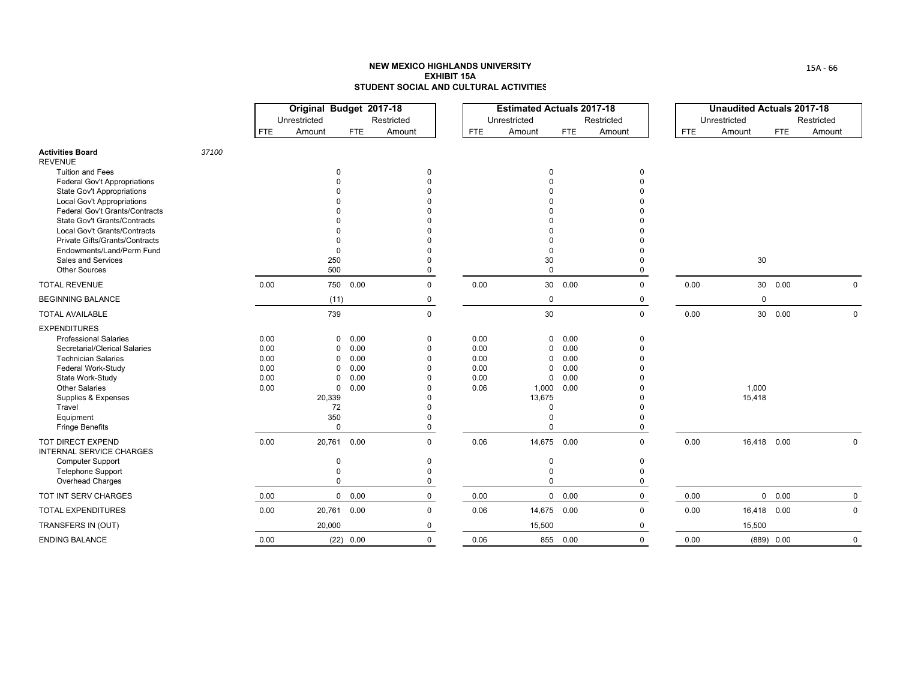**NEW MEXICO HIGHLANDS UNIVERSITY**
**EXHIBIT 15A**
**STUDENT SOCIAL AND CULTURAL ACTIVITIES**

| | | Original Budget 2017-18 | | | | Estimated Actuals 2017-18 | | | | Unaudited Actuals 2017-18 | | | |
|---|---|---|---|---|---|---|---|---|---|---|---|---|---|
| | | Unrestricted | | Restricted | | Unrestricted | | Restricted | | Unrestricted | | Restricted | |
| | | FTE | Amount | FTE | Amount | FTE | Amount | FTE | Amount | FTE | Amount | FTE | Amount |
| **Activities Board** | 37100 | | | | | | | | | | | | |
| REVENUE | | | | | | | | | | | | | |
| Tuition and Fees | | | 0 | | 0 | | 0 | | 0 | | | | |
| Federal Gov't Appropriations | | | 0 | | 0 | | 0 | | 0 | | | | |
| State Gov't Appropriations | | | 0 | | 0 | | 0 | | 0 | | | | |
| Local Gov't Appropriations | | | 0 | | 0 | | 0 | | 0 | | | | |
| Federal Gov't Grants/Contracts | | | 0 | | 0 | | 0 | | 0 | | | | |
| State Gov't Grants/Contracts | | | 0 | | 0 | | 0 | | 0 | | | | |
| Local Gov't Grants/Contracts | | | 0 | | 0 | | 0 | | 0 | | | | |
| Private Gifts/Grants/Contracts | | | 0 | | 0 | | 0 | | 0 | | | | |
| Endowments/Land/Perm Fund | | | 0 | | 0 | | 0 | | 0 | | | | |
| Sales and Services | | | 250 | | 0 | | 30 | | 0 | | 30 | | |
| Other Sources | | | 500 | | 0 | | 0 | | 0 | | | | |
| TOTAL REVENUE | | 0.00 | 750 | 0.00 | 0 | 0.00 | 30 | 0.00 | 0 | 0.00 | 30 | 0.00 | 0 |
| BEGINNING BALANCE | | | (11) | | 0 | | 0 | | 0 | | 0 | | |
| TOTAL AVAILABLE | | | 739 | | 0 | | 30 | | 0 | 0.00 | 30 | 0.00 | 0 |
| EXPENDITURES | | | | | | | | | | | | | |
| Professional Salaries | | 0.00 | 0 | 0.00 | 0 | 0.00 | 0 | 0.00 | 0 | | | | |
| Secretarial/Clerical Salaries | | 0.00 | 0 | 0.00 | 0 | 0.00 | 0 | 0.00 | 0 | | | | |
| Technician Salaries | | 0.00 | 0 | 0.00 | 0 | 0.00 | 0 | 0.00 | 0 | | | | |
| Federal Work-Study | | 0.00 | 0 | 0.00 | 0 | 0.00 | 0 | 0.00 | 0 | | | | |
| State Work-Study | | 0.00 | 0 | 0.00 | 0 | 0.00 | 0 | 0.00 | 0 | | | | |
| Other Salaries | | 0.00 | 0 | 0.00 | 0 | 0.06 | 1,000 | 0.00 | 0 | | 1,000 | | |
| Supplies & Expenses | | | 20,339 | | 0 | | 13,675 | | 0 | | 15,418 | | |
| Travel | | | 72 | | 0 | | 0 | | 0 | | | | |
| Equipment | | | 350 | | 0 | | 0 | | 0 | | | | |
| Fringe Benefits | | | 0 | | 0 | | 0 | | 0 | | | | |
| TOT DIRECT EXPEND | | 0.00 | 20,761 | 0.00 | 0 | 0.06 | 14,675 | 0.00 | 0 | 0.00 | 16,418 | 0.00 | 0 |
| INTERNAL SERVICE CHARGES | | | | | | | | | | | | | |
| Computer Support | | | 0 | | 0 | | 0 | | 0 | | | | |
| Telephone Support | | | 0 | | 0 | | 0 | | 0 | | | | |
| Overhead Charges | | | 0 | | 0 | | 0 | | 0 | | | | |
| TOT INT SERV CHARGES | | 0.00 | 0 | 0.00 | 0 | 0.00 | 0 | 0.00 | 0 | 0.00 | 0 | 0.00 | 0 |
| TOTAL EXPENDITURES | | 0.00 | 20,761 | 0.00 | 0 | 0.06 | 14,675 | 0.00 | 0 | 0.00 | 16,418 | 0.00 | 0 |
| TRANSFERS IN (OUT) | | | 20,000 | | 0 | | 15,500 | | 0 | | 15,500 | | |
| ENDING BALANCE | | 0.00 | (22) | 0.00 | 0 | 0.06 | 855 | 0.00 | 0 | 0.00 | (889) | 0.00 | 0 |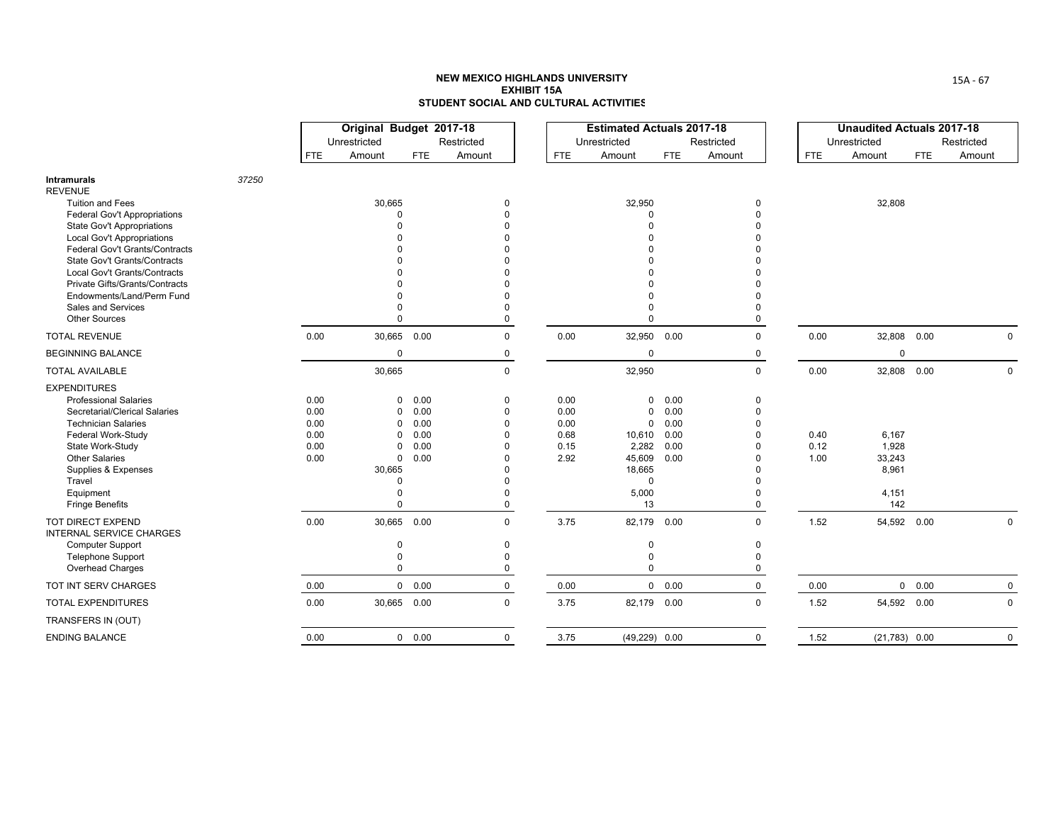# NEW MEXICO HIGHLANDS UNIVERSITY
## EXHIBIT 15A
## STUDENT SOCIAL AND CULTURAL ACTIVITIES

| | | Original Budget 2017-18 | | | | Estimated Actuals 2017-18 | | | | Unaudited Actuals 2017-18 | | | |
|---|---|---|---|---|---|---|---|---|---|---|---|---|---|
| | | Unrestricted | | Restricted | | Unrestricted | | Restricted | | Unrestricted | | Restricted | |
| | | FTE | Amount | FTE | Amount | FTE | Amount | FTE | Amount | FTE | Amount | FTE | Amount |
| **Intramurals** | *37250* | | | | | | | | | | | | |
| REVENUE | | | | | | | | | | | | | |
| Tuition and Fees | | | 30,665 | | 0 | | 32,950 | | 0 | | 32,808 | | |
| Federal Gov't Appropriations | | | 0 | | 0 | | 0 | | 0 | | | | |
| State Gov't Appropriations | | | 0 | | 0 | | 0 | | 0 | | | | |
| Local Gov't Appropriations | | | 0 | | 0 | | 0 | | 0 | | | | |
| Federal Gov't Grants/Contracts | | | 0 | | 0 | | 0 | | 0 | | | | |
| State Gov't Grants/Contracts | | | 0 | | 0 | | 0 | | 0 | | | | |
| Local Gov't Grants/Contracts | | | 0 | | 0 | | 0 | | 0 | | | | |
| Private Gifts/Grants/Contracts | | | 0 | | 0 | | 0 | | 0 | | | | |
| Endowments/Land/Perm Fund | | | 0 | | 0 | | 0 | | 0 | | | | |
| Sales and Services | | | 0 | | 0 | | 0 | | 0 | | | | |
| Other Sources | | | 0 | | 0 | | 0 | | 0 | | | | |
| TOTAL REVENUE | | 0.00 | 30,665 | 0.00 | 0 | 0.00 | 32,950 | 0.00 | 0 | 0.00 | 32,808 | 0.00 | 0 |
| BEGINNING BALANCE | | | 0 | | 0 | | 0 | | 0 | | 0 | | |
| TOTAL AVAILABLE | | | 30,665 | | 0 | | 32,950 | | 0 | 0.00 | 32,808 | 0.00 | 0 |
| EXPENDITURES | | | | | | | | | | | | | |
| Professional Salaries | | 0.00 | 0 | 0.00 | 0 | 0.00 | 0 | 0.00 | 0 | | | | |
| Secretarial/Clerical Salaries | | 0.00 | 0 | 0.00 | 0 | 0.00 | 0 | 0.00 | 0 | | | | |
| Technician Salaries | | 0.00 | 0 | 0.00 | 0 | 0.00 | 0 | 0.00 | 0 | | | | |
| Federal Work-Study | | 0.00 | 0 | 0.00 | 0 | 0.68 | 10,610 | 0.00 | 0 | 0.40 | 6,167 | | |
| State Work-Study | | 0.00 | 0 | 0.00 | 0 | 0.15 | 2,282 | 0.00 | 0 | 0.12 | 1,928 | | |
| Other Salaries | | 0.00 | 0 | 0.00 | 0 | 2.92 | 45,609 | 0.00 | 0 | 1.00 | 33,243 | | |
| Supplies & Expenses | | | 30,665 | | 0 | | 18,665 | | 0 | | 8,961 | | |
| Travel | | | 0 | | 0 | | 0 | | 0 | | | | |
| Equipment | | | 0 | | 0 | | 5,000 | | 0 | | 4,151 | | |
| Fringe Benefits | | | 0 | | 0 | | 13 | | 0 | | 142 | | |
| TOT DIRECT EXPEND | | 0.00 | 30,665 | 0.00 | 0 | 3.75 | 82,179 | 0.00 | 0 | 1.52 | 54,592 | 0.00 | 0 |
| INTERNAL SERVICE CHARGES | | | | | | | | | | | | | |
| Computer Support | | | 0 | | 0 | | 0 | | 0 | | | | |
| Telephone Support | | | 0 | | 0 | | 0 | | 0 | | | | |
| Overhead Charges | | | 0 | | 0 | | 0 | | 0 | | | | |
| TOT INT SERV CHARGES | | 0.00 | 0 | 0.00 | 0 | 0.00 | 0 | 0.00 | 0 | 0.00 | 0 | 0.00 | 0 |
| TOTAL EXPENDITURES | | 0.00 | 30,665 | 0.00 | 0 | 3.75 | 82,179 | 0.00 | 0 | 1.52 | 54,592 | 0.00 | 0 |
| TRANSFERS IN (OUT) | | | | | | | | | | | | | |
| ENDING BALANCE | | 0.00 | 0 | 0.00 | 0 | 3.75 | (49,229) | 0.00 | 0 | 1.52 | (21,783) | 0.00 | 0 |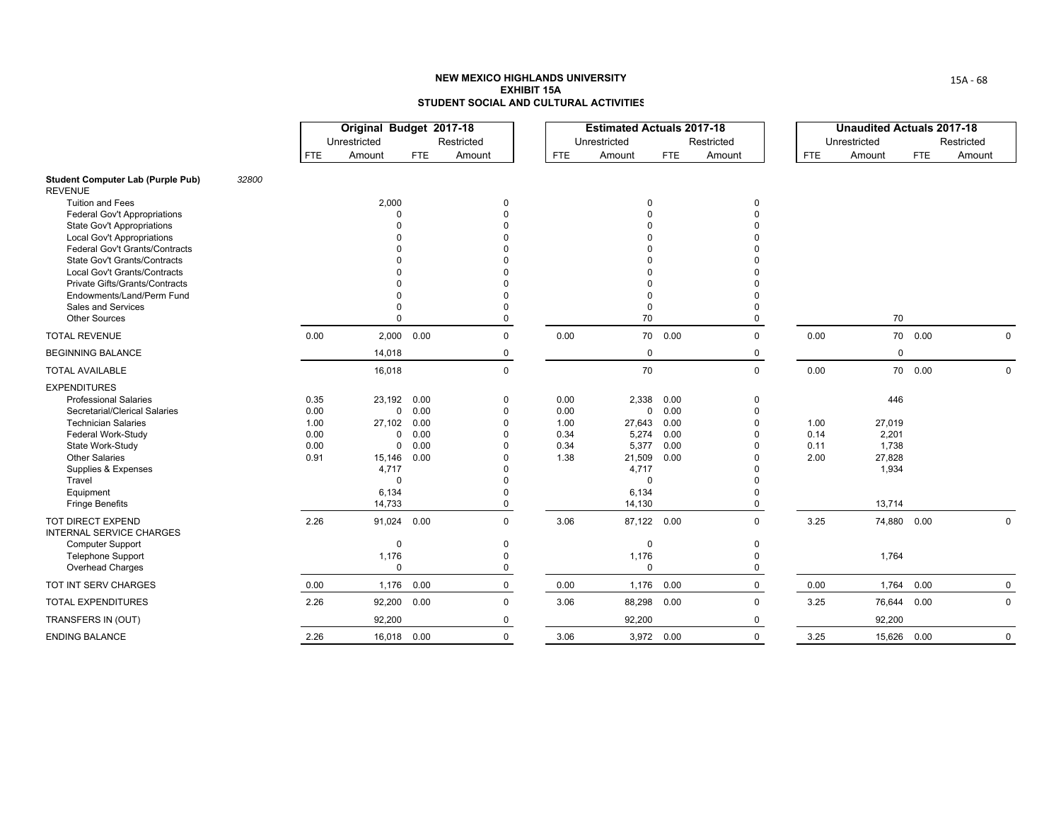# NEW MEXICO HIGHLANDS UNIVERSITY
## EXHIBIT 15A
## STUDENT SOCIAL AND CULTURAL ACTIVITIES

| | | Original Budget 2017-18 | | | | Estimated Actuals 2017-18 | | | | Unaudited Actuals 2017-18 | | | |
|---|---|---|---|---|---|---|---|---|---|---|---|---|---|
| | | Unrestricted | | Restricted | | Unrestricted | | Restricted | | Unrestricted | | Restricted | |
| | | FTE | Amount | FTE | Amount | FTE | Amount | FTE | Amount | FTE | Amount | FTE | Amount |
| **Student Computer Lab (Purple Pub)** | *32800* | | | | | | | | | | | | |
| REVENUE | | | | | | | | | | | | | |
| Tuition and Fees | | | 2,000 | | 0 | | 0 | | 0 | | | | |
| Federal Gov't Appropriations | | | 0 | | 0 | | 0 | | 0 | | | | |
| State Gov't Appropriations | | | 0 | | 0 | | 0 | | 0 | | | | |
| Local Gov't Appropriations | | | 0 | | 0 | | 0 | | 0 | | | | |
| Federal Gov't Grants/Contracts | | | 0 | | 0 | | 0 | | 0 | | | | |
| State Gov't Grants/Contracts | | | 0 | | 0 | | 0 | | 0 | | | | |
| Local Gov't Grants/Contracts | | | 0 | | 0 | | 0 | | 0 | | | | |
| Private Gifts/Grants/Contracts | | | 0 | | 0 | | 0 | | 0 | | | | |
| Endowments/Land/Perm Fund | | | 0 | | 0 | | 0 | | 0 | | | | |
| Sales and Services | | | 0 | | 0 | | 0 | | 0 | | | | |
| Other Sources | | | 0 | | 0 | | 70 | | 0 | | 70 | | |
| TOTAL REVENUE | | 0.00 | 2,000 | 0.00 | 0 | 0.00 | 70 | 0.00 | 0 | 0.00 | 70 | 0.00 | 0 |
| BEGINNING BALANCE | | | 14,018 | | 0 | | 0 | | 0 | | 0 | | |
| TOTAL AVAILABLE | | | 16,018 | | 0 | | 70 | | 0 | 0.00 | 70 | 0.00 | 0 |
| EXPENDITURES | | | | | | | | | | | | | |
| Professional Salaries | | 0.35 | 23,192 | 0.00 | 0 | 0.00 | 2,338 | 0.00 | 0 | | 446 | | |
| Secretarial/Clerical Salaries | | 0.00 | 0 | 0.00 | 0 | 0.00 | 0 | 0.00 | 0 | | | | |
| Technician Salaries | | 1.00 | 27,102 | 0.00 | 0 | 1.00 | 27,643 | 0.00 | 0 | 1.00 | 27,019 | | |
| Federal Work-Study | | 0.00 | 0 | 0.00 | 0 | 0.34 | 5,274 | 0.00 | 0 | 0.14 | 2,201 | | |
| State Work-Study | | 0.00 | 0 | 0.00 | 0 | 0.34 | 5,377 | 0.00 | 0 | 0.11 | 1,738 | | |
| Other Salaries | | 0.91 | 15,146 | 0.00 | 0 | 1.38 | 21,509 | 0.00 | 0 | 2.00 | 27,828 | | |
| Supplies & Expenses | | | 4,717 | | 0 | | 4,717 | | 0 | | 1,934 | | |
| Travel | | | 0 | | 0 | | 0 | | 0 | | | | |
| Equipment | | | 6,134 | | 0 | | 6,134 | | 0 | | | | |
| Fringe Benefits | | | 14,733 | | 0 | | 14,130 | | 0 | | 13,714 | | |
| TOT DIRECT EXPEND | | 2.26 | 91,024 | 0.00 | 0 | 3.06 | 87,122 | 0.00 | 0 | 3.25 | 74,880 | 0.00 | 0 |
| INTERNAL SERVICE CHARGES | | | | | | | | | | | | | |
| Computer Support | | | 0 | | 0 | | 0 | | 0 | | | | |
| Telephone Support | | | 1,176 | | 0 | | 1,176 | | 0 | | 1,764 | | |
| Overhead Charges | | | 0 | | 0 | | 0 | | 0 | | | | |
| TOT INT SERV CHARGES | | 0.00 | 1,176 | 0.00 | 0 | 0.00 | 1,176 | 0.00 | 0 | 0.00 | 1,764 | 0.00 | 0 |
| TOTAL EXPENDITURES | | 2.26 | 92,200 | 0.00 | 0 | 3.06 | 88,298 | 0.00 | 0 | 3.25 | 76,644 | 0.00 | 0 |
| TRANSFERS IN (OUT) | | | 92,200 | | 0 | | 92,200 | | 0 | | 92,200 | | |
| ENDING BALANCE | | 2.26 | 16,018 | 0.00 | 0 | 3.06 | 3,972 | 0.00 | 0 | 3.25 | 15,626 | 0.00 | 0 |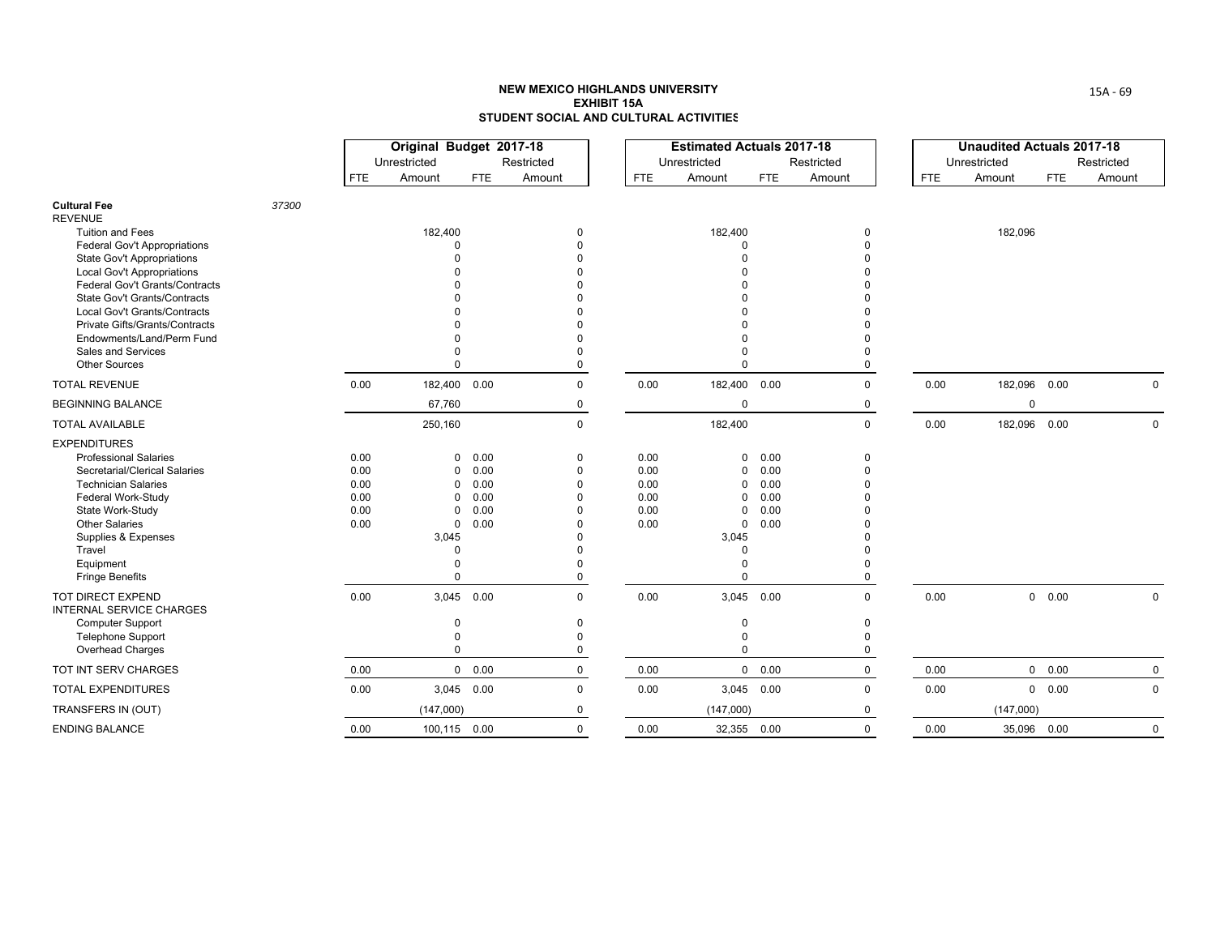**NEW MEXICO HIGHLANDS UNIVERSITY**
**EXHIBIT 15A**
**STUDENT SOCIAL AND CULTURAL ACTIVITIES**

| | | Original Budget 2017-18 | | | | Estimated Actuals 2017-18 | | | | Unaudited Actuals 2017-18 | | | |
|---|---|---|---|---|---|---|---|---|---|---|---|---|---|
| | | Unrestricted | | Restricted | | Unrestricted | | Restricted | | Unrestricted | | Restricted | |
| | | FTE | Amount | FTE | Amount | FTE | Amount | FTE | Amount | FTE | Amount | FTE | Amount |
| **Cultural Fee** | 37300 | | | | | | | | | | | | |
| REVENUE | | | | | | | | | | | | | |
| Tuition and Fees | | | 182,400 | | 0 | | 182,400 | | 0 | | 182,096 | | |
| Federal Gov't Appropriations | | | 0 | | 0 | | 0 | | 0 | | | | |
| State Gov't Appropriations | | | 0 | | 0 | | 0 | | 0 | | | | |
| Local Gov't Appropriations | | | 0 | | 0 | | 0 | | 0 | | | | |
| Federal Gov't Grants/Contracts | | | 0 | | 0 | | 0 | | 0 | | | | |
| State Gov't Grants/Contracts | | | 0 | | 0 | | 0 | | 0 | | | | |
| Local Gov't Grants/Contracts | | | 0 | | 0 | | 0 | | 0 | | | | |
| Private Gifts/Grants/Contracts | | | 0 | | 0 | | 0 | | 0 | | | | |
| Endowments/Land/Perm Fund | | | 0 | | 0 | | 0 | | 0 | | | | |
| Sales and Services | | | 0 | | 0 | | 0 | | 0 | | | | |
| Other Sources | | | 0 | | 0 | | 0 | | 0 | | | | |
| TOTAL REVENUE | | 0.00 | 182,400 | 0.00 | 0 | 0.00 | 182,400 | 0.00 | 0 | 0.00 | 182,096 | 0.00 | 0 |
| BEGINNING BALANCE | | | 67,760 | | 0 | | 0 | | 0 | | 0 | | |
| TOTAL AVAILABLE | | | 250,160 | | 0 | | 182,400 | | 0 | 0.00 | 182,096 | 0.00 | 0 |
| EXPENDITURES | | | | | | | | | | | | | |
| Professional Salaries | | 0.00 | 0 | 0.00 | 0 | 0.00 | 0 | 0.00 | 0 | | | | |
| Secretarial/Clerical Salaries | | 0.00 | 0 | 0.00 | 0 | 0.00 | 0 | 0.00 | 0 | | | | |
| Technician Salaries | | 0.00 | 0 | 0.00 | 0 | 0.00 | 0 | 0.00 | 0 | | | | |
| Federal Work-Study | | 0.00 | 0 | 0.00 | 0 | 0.00 | 0 | 0.00 | 0 | | | | |
| State Work-Study | | 0.00 | 0 | 0.00 | 0 | 0.00 | 0 | 0.00 | 0 | | | | |
| Other Salaries | | 0.00 | 0 | 0.00 | 0 | 0.00 | 0 | 0.00 | 0 | | | | |
| Supplies & Expenses | | | 3,045 | | 0 | | 3,045 | | 0 | | | | |
| Travel | | | 0 | | 0 | | 0 | | 0 | | | | |
| Equipment | | | 0 | | 0 | | 0 | | 0 | | | | |
| Fringe Benefits | | | 0 | | 0 | | 0 | | 0 | | | | |
| TOT DIRECT EXPEND | | 0.00 | 3,045 | 0.00 | 0 | 0.00 | 3,045 | 0.00 | 0 | 0.00 | 0 | 0.00 | 0 |
| INTERNAL SERVICE CHARGES | | | | | | | | | | | | | |
| Computer Support | | | 0 | | 0 | | 0 | | 0 | | | | |
| Telephone Support | | | 0 | | 0 | | 0 | | 0 | | | | |
| Overhead Charges | | | 0 | | 0 | | 0 | | 0 | | | | |
| TOT INT SERV CHARGES | | 0.00 | 0 | 0.00 | 0 | 0.00 | 0 | 0.00 | 0 | 0.00 | 0 | 0.00 | 0 |
| TOTAL EXPENDITURES | | 0.00 | 3,045 | 0.00 | 0 | 0.00 | 3,045 | 0.00 | 0 | 0.00 | 0 | 0.00 | 0 |
| TRANSFERS IN (OUT) | | | (147,000) | | 0 | | (147,000) | | 0 | | (147,000) | | |
| ENDING BALANCE | | 0.00 | 100,115 | 0.00 | 0 | 0.00 | 32,355 | 0.00 | 0 | 0.00 | 35,096 | 0.00 | 0 |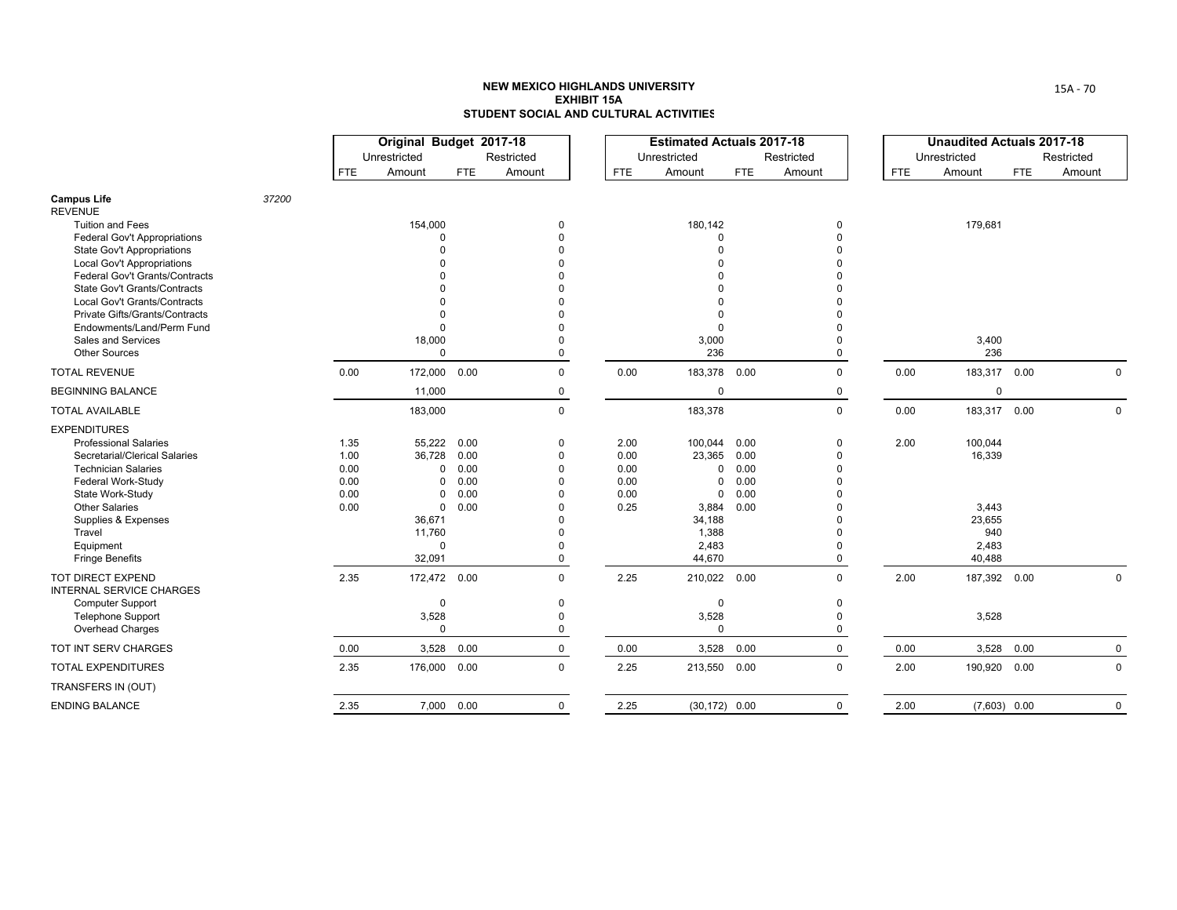**NEW MEXICO HIGHLANDS UNIVERSITY**
**EXHIBIT 15A**
**STUDENT SOCIAL AND CULTURAL ACTIVITIES**

| | | Original Budget 2017-18 | | | | Estimated Actuals 2017-18 | | | | Unaudited Actuals 2017-18 | | | |
|---|---|---|---|---|---|---|---|---|---|---|---|---|---|
| | | Unrestricted | | Restricted | | Unrestricted | | Restricted | | Unrestricted | | Restricted | |
| | | FTE | Amount | FTE | Amount | FTE | Amount | FTE | Amount | FTE | Amount | FTE | Amount |
| **Campus Life** | *37200* | | | | | | | | | | | | |
| REVENUE | | | | | | | | | | | | | |
| Tuition and Fees | | | 154,000 | | 0 | | 180,142 | | 0 | | 179,681 | | |
| Federal Gov't Appropriations | | | 0 | | 0 | | 0 | | 0 | | | | |
| State Gov't Appropriations | | | 0 | | 0 | | 0 | | 0 | | | | |
| Local Gov't Appropriations | | | 0 | | 0 | | 0 | | 0 | | | | |
| Federal Gov't Grants/Contracts | | | 0 | | 0 | | 0 | | 0 | | | | |
| State Gov't Grants/Contracts | | | 0 | | 0 | | 0 | | 0 | | | | |
| Local Gov't Grants/Contracts | | | 0 | | 0 | | 0 | | 0 | | | | |
| Private Gifts/Grants/Contracts | | | 0 | | 0 | | 0 | | 0 | | | | |
| Endowments/Land/Perm Fund | | | 0 | | 0 | | 0 | | 0 | | | | |
| Sales and Services | | | 18,000 | | 0 | | 3,000 | | 0 | | 3,400 | | |
| Other Sources | | | 0 | | 0 | | 236 | | 0 | | 236 | | |
| TOTAL REVENUE | | 0.00 | 172,000 | 0.00 | 0 | 0.00 | 183,378 | 0.00 | 0 | 0.00 | 183,317 | 0.00 | 0 |
| BEGINNING BALANCE | | | 11,000 | | 0 | | 0 | | 0 | | 0 | | |
| TOTAL AVAILABLE | | | 183,000 | | 0 | | 183,378 | | 0 | 0.00 | 183,317 | 0.00 | 0 |
| EXPENDITURES | | | | | | | | | | | | | |
| Professional Salaries | | 1.35 | 55,222 | 0.00 | 0 | 2.00 | 100,044 | 0.00 | 0 | 2.00 | 100,044 | | |
| Secretarial/Clerical Salaries | | 1.00 | 36,728 | 0.00 | 0 | 0.00 | 23,365 | 0.00 | 0 | | 16,339 | | |
| Technician Salaries | | 0.00 | 0 | 0.00 | 0 | 0.00 | 0 | 0.00 | 0 | | | | |
| Federal Work-Study | | 0.00 | 0 | 0.00 | 0 | 0.00 | 0 | 0.00 | 0 | | | | |
| State Work-Study | | 0.00 | 0 | 0.00 | 0 | 0.00 | 0 | 0.00 | 0 | | | | |
| Other Salaries | | 0.00 | 0 | 0.00 | 0 | 0.25 | 3,884 | 0.00 | 0 | | 3,443 | | |
| Supplies & Expenses | | | 36,671 | | 0 | | 34,188 | | 0 | | 23,655 | | |
| Travel | | | 11,760 | | 0 | | 1,388 | | 0 | | 940 | | |
| Equipment | | | 0 | | 0 | | 2,483 | | 0 | | 2,483 | | |
| Fringe Benefits | | | 32,091 | | 0 | | 44,670 | | 0 | | 40,488 | | |
| TOT DIRECT EXPEND | | 2.35 | 172,472 | 0.00 | 0 | 2.25 | 210,022 | 0.00 | 0 | 2.00 | 187,392 | 0.00 | 0 |
| INTERNAL SERVICE CHARGES | | | | | | | | | | | | | |
| Computer Support | | | 0 | | 0 | | 0 | | 0 | | | | |
| Telephone Support | | | 3,528 | | 0 | | 3,528 | | 0 | | 3,528 | | |
| Overhead Charges | | | 0 | | 0 | | 0 | | 0 | | | | |
| TOT INT SERV CHARGES | | 0.00 | 3,528 | 0.00 | 0 | 0.00 | 3,528 | 0.00 | 0 | 0.00 | 3,528 | 0.00 | 0 |
| TOTAL EXPENDITURES | | 2.35 | 176,000 | 0.00 | 0 | 2.25 | 213,550 | 0.00 | 0 | 2.00 | 190,920 | 0.00 | 0 |
| TRANSFERS IN (OUT) | | | | | | | | | | | | | |
| ENDING BALANCE | | 2.35 | 7,000 | 0.00 | 0 | 2.25 | (30,172) | 0.00 | 0 | 2.00 | (7,603) | 0.00 | 0 |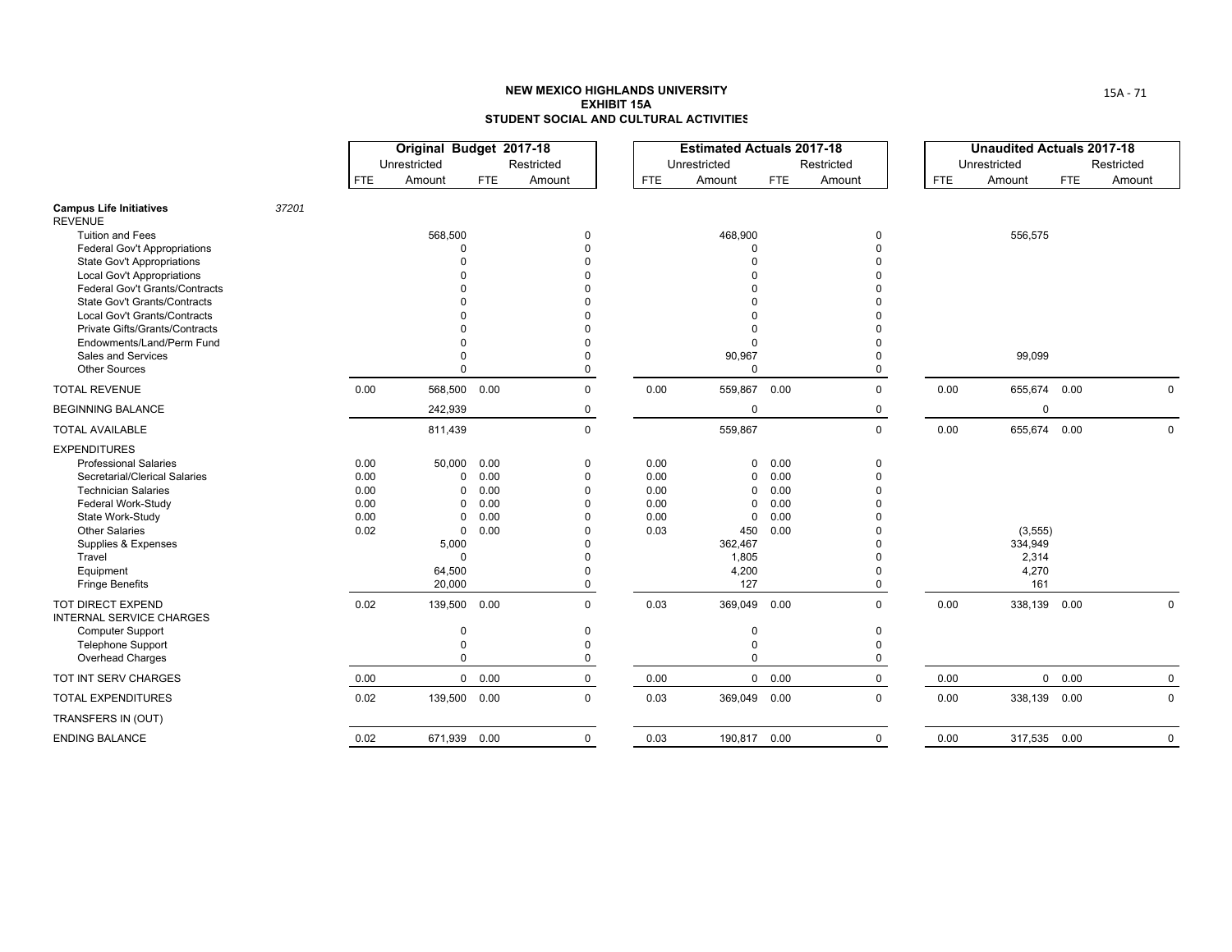**NEW MEXICO HIGHLANDS UNIVERSITY**
**EXHIBIT 15A**
**STUDENT SOCIAL AND CULTURAL ACTIVITIES**

| | | Original Budget 2017-18 | | | | Estimated Actuals 2017-18 | | | | Unaudited Actuals 2017-18 | | | |
|---|---|---|---|---|---|---|---|---|---|---|---|---|---|
| | | Unrestricted | | Restricted | | Unrestricted | | Restricted | | Unrestricted | | Restricted | |
| | | FTE | Amount | FTE | Amount | FTE | Amount | FTE | Amount | FTE | Amount | FTE | Amount |
| **Campus Life Initiatives** | 37201 | | | | | | | | | | | | |
| REVENUE | | | | | | | | | | | | | |
| Tuition and Fees | | | 568,500 | | 0 | | 468,900 | | 0 | | 556,575 | | |
| Federal Gov't Appropriations | | | 0 | | 0 | | 0 | | 0 | | | | |
| State Gov't Appropriations | | | 0 | | 0 | | 0 | | 0 | | | | |
| Local Gov't Appropriations | | | 0 | | 0 | | 0 | | 0 | | | | |
| Federal Gov't Grants/Contracts | | | 0 | | 0 | | 0 | | 0 | | | | |
| State Gov't Grants/Contracts | | | 0 | | 0 | | 0 | | 0 | | | | |
| Local Gov't Grants/Contracts | | | 0 | | 0 | | 0 | | 0 | | | | |
| Private Gifts/Grants/Contracts | | | 0 | | 0 | | 0 | | 0 | | | | |
| Endowments/Land/Perm Fund | | | 0 | | 0 | | 0 | | 0 | | | | |
| Sales and Services | | | 0 | | 0 | | 90,967 | | 0 | | 99,099 | | |
| Other Sources | | | 0 | | 0 | | 0 | | 0 | | | | |
| TOTAL REVENUE | | 0.00 | 568,500 | 0.00 | 0 | 0.00 | 559,867 | 0.00 | 0 | 0.00 | 655,674 | 0.00 | 0 |
| BEGINNING BALANCE | | | 242,939 | | 0 | | 0 | | 0 | | 0 | | |
| TOTAL AVAILABLE | | | 811,439 | | 0 | | 559,867 | | 0 | 0.00 | 655,674 | 0.00 | 0 |
| EXPENDITURES | | | | | | | | | | | | | |
| Professional Salaries | | 0.00 | 50,000 | 0.00 | 0 | 0.00 | 0 | 0.00 | 0 | | | | |
| Secretarial/Clerical Salaries | | 0.00 | 0 | 0.00 | 0 | 0.00 | 0 | 0.00 | 0 | | | | |
| Technician Salaries | | 0.00 | 0 | 0.00 | 0 | 0.00 | 0 | 0.00 | 0 | | | | |
| Federal Work-Study | | 0.00 | 0 | 0.00 | 0 | 0.00 | 0 | 0.00 | 0 | | | | |
| State Work-Study | | 0.00 | 0 | 0.00 | 0 | 0.00 | 0 | 0.00 | 0 | | | | |
| Other Salaries | | 0.02 | 0 | 0.00 | 0 | 0.03 | 450 | 0.00 | 0 | | (3,555) | | |
| Supplies & Expenses | | | 5,000 | | 0 | | 362,467 | | 0 | | 334,949 | | |
| Travel | | | 0 | | 0 | | 1,805 | | 0 | | 2,314 | | |
| Equipment | | | 64,500 | | 0 | | 4,200 | | 0 | | 4,270 | | |
| Fringe Benefits | | | 20,000 | | 0 | | 127 | | 0 | | 161 | | |
| TOT DIRECT EXPEND | | 0.02 | 139,500 | 0.00 | 0 | 0.03 | 369,049 | 0.00 | 0 | 0.00 | 338,139 | 0.00 | 0 |
| INTERNAL SERVICE CHARGES | | | | | | | | | | | | | |
| Computer Support | | | 0 | | 0 | | 0 | | 0 | | | | |
| Telephone Support | | | 0 | | 0 | | 0 | | 0 | | | | |
| Overhead Charges | | | 0 | | 0 | | 0 | | 0 | | | | |
| TOT INT SERV CHARGES | | 0.00 | 0 | 0.00 | 0 | 0.00 | 0 | 0.00 | 0 | 0.00 | 0 | 0.00 | 0 |
| TOTAL EXPENDITURES | | 0.02 | 139,500 | 0.00 | 0 | 0.03 | 369,049 | 0.00 | 0 | 0.00 | 338,139 | 0.00 | 0 |
| TRANSFERS IN (OUT) | | | | | | | | | | | | | |
| ENDING BALANCE | | 0.02 | 671,939 | 0.00 | 0 | 0.03 | 190,817 | 0.00 | 0 | 0.00 | 317,535 | 0.00 | 0 |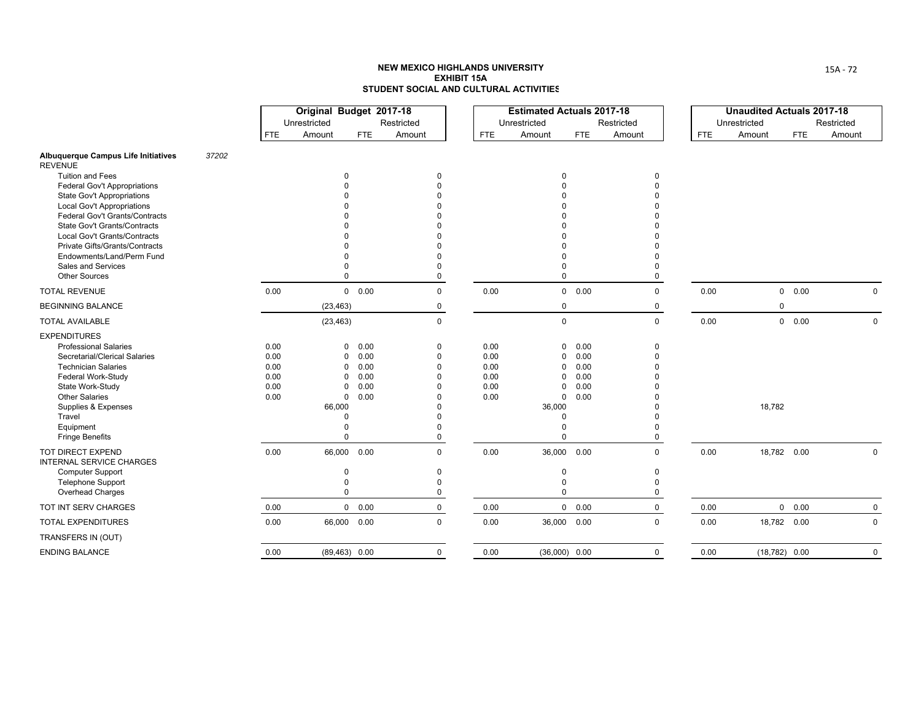# NEW MEXICO HIGHLANDS UNIVERSITY
## EXHIBIT 15A
## STUDENT SOCIAL AND CULTURAL ACTIVITIES

| | | Original Budget 2017-18 | | | | Estimated Actuals 2017-18 | | | | Unaudited Actuals 2017-18 | | | |
|---|---|---|---|---|---|---|---|---|---|---|---|---|---|
| | | Unrestricted | | Restricted | | Unrestricted | | Restricted | | Unrestricted | | Restricted | |
| | | FTE | Amount | FTE | Amount | FTE | Amount | FTE | Amount | FTE | Amount | FTE | Amount |
| **Albuquerque Campus Life Initiatives** | 37202 | | | | | | | | | | | | |
| REVENUE | | | | | | | | | | | | | |
| Tuition and Fees | | | 0 | | 0 | | 0 | | 0 | | | | |
| Federal Gov't Appropriations | | | 0 | | 0 | | 0 | | 0 | | | | |
| State Gov't Appropriations | | | 0 | | 0 | | 0 | | 0 | | | | |
| Local Gov't Appropriations | | | 0 | | 0 | | 0 | | 0 | | | | |
| Federal Gov't Grants/Contracts | | | 0 | | 0 | | 0 | | 0 | | | | |
| State Gov't Grants/Contracts | | | 0 | | 0 | | 0 | | 0 | | | | |
| Local Gov't Grants/Contracts | | | 0 | | 0 | | 0 | | 0 | | | | |
| Private Gifts/Grants/Contracts | | | 0 | | 0 | | 0 | | 0 | | | | |
| Endowments/Land/Perm Fund | | | 0 | | 0 | | 0 | | 0 | | | | |
| Sales and Services | | | 0 | | 0 | | 0 | | 0 | | | | |
| Other Sources | | | 0 | | 0 | | 0 | | 0 | | | | |
| TOTAL REVENUE | | 0.00 | 0 | 0.00 | 0 | 0.00 | 0 | 0.00 | 0 | 0.00 | 0 | 0.00 | 0 |
| BEGINNING BALANCE | | | (23,463) | | 0 | | 0 | | 0 | | 0 | | |
| TOTAL AVAILABLE | | | (23,463) | | 0 | | 0 | | 0 | 0.00 | 0 | 0.00 | 0 |
| EXPENDITURES | | | | | | | | | | | | | |
| Professional Salaries | | 0.00 | 0 | 0.00 | 0 | 0.00 | 0 | 0.00 | 0 | | | | |
| Secretarial/Clerical Salaries | | 0.00 | 0 | 0.00 | 0 | 0.00 | 0 | 0.00 | 0 | | | | |
| Technician Salaries | | 0.00 | 0 | 0.00 | 0 | 0.00 | 0 | 0.00 | 0 | | | | |
| Federal Work-Study | | 0.00 | 0 | 0.00 | 0 | 0.00 | 0 | 0.00 | 0 | | | | |
| State Work-Study | | 0.00 | 0 | 0.00 | 0 | 0.00 | 0 | 0.00 | 0 | | | | |
| Other Salaries | | 0.00 | 0 | 0.00 | 0 | 0.00 | 0 | 0.00 | 0 | | | | |
| Supplies & Expenses | | | 66,000 | | 0 | | 36,000 | | 0 | | 18,782 | | |
| Travel | | | 0 | | 0 | | 0 | | 0 | | | | |
| Equipment | | | 0 | | 0 | | 0 | | 0 | | | | |
| Fringe Benefits | | | 0 | | 0 | | 0 | | 0 | | | | |
| TOT DIRECT EXPEND | | 0.00 | 66,000 | 0.00 | 0 | 0.00 | 36,000 | 0.00 | 0 | 0.00 | 18,782 | 0.00 | 0 |
| INTERNAL SERVICE CHARGES | | | | | | | | | | | | | |
| Computer Support | | | 0 | | 0 | | 0 | | 0 | | | | |
| Telephone Support | | | 0 | | 0 | | 0 | | 0 | | | | |
| Overhead Charges | | | 0 | | 0 | | 0 | | 0 | | | | |
| TOT INT SERV CHARGES | | 0.00 | 0 | 0.00 | 0 | 0.00 | 0 | 0.00 | 0 | 0.00 | 0 | 0.00 | 0 |
| TOTAL EXPENDITURES | | 0.00 | 66,000 | 0.00 | 0 | 0.00 | 36,000 | 0.00 | 0 | 0.00 | 18,782 | 0.00 | 0 |
| TRANSFERS IN (OUT) | | | | | | | | | | | | | |
| ENDING BALANCE | | 0.00 | (89,463) | 0.00 | 0 | 0.00 | (36,000) | 0.00 | 0 | 0.00 | (18,782) | 0.00 | 0 |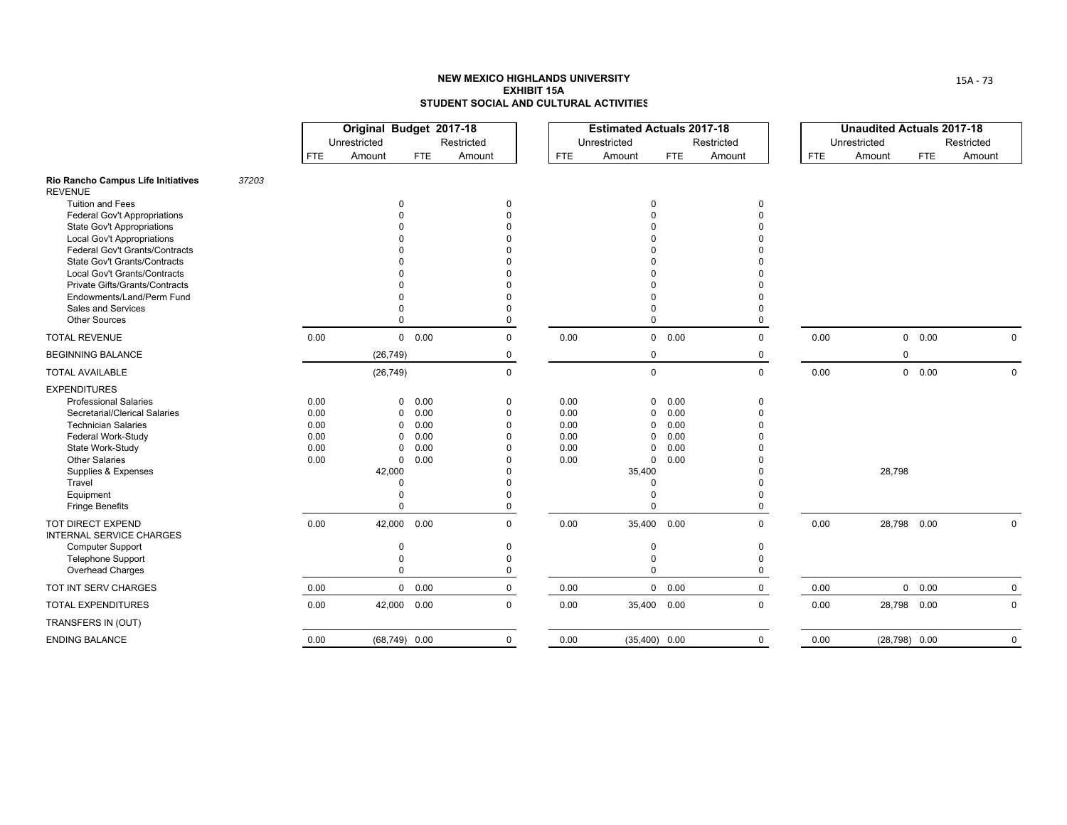**NEW MEXICO HIGHLANDS UNIVERSITY**
**EXHIBIT 15A**
**STUDENT SOCIAL AND CULTURAL ACTIVITIES**

| | | Original Budget 2017-18 | | | | Estimated Actuals 2017-18 | | | | Unaudited Actuals 2017-18 | | | |
|---|---|---|---|---|---|---|---|---|---|---|---|---|---|
| | | Unrestricted | | Restricted | | Unrestricted | | Restricted | | Unrestricted | | Restricted | |
| | | FTE | Amount | FTE | Amount | FTE | Amount | FTE | Amount | FTE | Amount | FTE | Amount |
| **Rio Rancho Campus Life Initiatives** | 37203 | | | | | | | | | | | | |
| REVENUE | | | | | | | | | | | | | |
| Tuition and Fees | | | 0 | | 0 | | 0 | | 0 | | | | |
| Federal Gov't Appropriations | | | 0 | | 0 | | 0 | | 0 | | | | |
| State Gov't Appropriations | | | 0 | | 0 | | 0 | | 0 | | | | |
| Local Gov't Appropriations | | | 0 | | 0 | | 0 | | 0 | | | | |
| Federal Gov't Grants/Contracts | | | 0 | | 0 | | 0 | | 0 | | | | |
| State Gov't Grants/Contracts | | | 0 | | 0 | | 0 | | 0 | | | | |
| Local Gov't Grants/Contracts | | | 0 | | 0 | | 0 | | 0 | | | | |
| Private Gifts/Grants/Contracts | | | 0 | | 0 | | 0 | | 0 | | | | |
| Endowments/Land/Perm Fund | | | 0 | | 0 | | 0 | | 0 | | | | |
| Sales and Services | | | 0 | | 0 | | 0 | | 0 | | | | |
| Other Sources | | | 0 | | 0 | | 0 | | 0 | | | | |
| TOTAL REVENUE | | 0.00 | 0 | 0.00 | 0 | 0.00 | 0 | 0.00 | 0 | 0.00 | 0 | 0.00 | 0 |
| BEGINNING BALANCE | | | (26,749) | | 0 | | 0 | | 0 | | 0 | | |
| TOTAL AVAILABLE | | | (26,749) | | 0 | | 0 | | 0 | 0.00 | 0 | 0.00 | 0 |
| EXPENDITURES | | | | | | | | | | | | | |
| Professional Salaries | | 0.00 | 0 | 0.00 | 0 | 0.00 | 0 | 0.00 | 0 | | | | |
| Secretarial/Clerical Salaries | | 0.00 | 0 | 0.00 | 0 | 0.00 | 0 | 0.00 | 0 | | | | |
| Technician Salaries | | 0.00 | 0 | 0.00 | 0 | 0.00 | 0 | 0.00 | 0 | | | | |
| Federal Work-Study | | 0.00 | 0 | 0.00 | 0 | 0.00 | 0 | 0.00 | 0 | | | | |
| State Work-Study | | 0.00 | 0 | 0.00 | 0 | 0.00 | 0 | 0.00 | 0 | | | | |
| Other Salaries | | 0.00 | 0 | 0.00 | 0 | 0.00 | 0 | 0.00 | 0 | | | | |
| Supplies & Expenses | | | 42,000 | | 0 | | 35,400 | | 0 | | 28,798 | | |
| Travel | | | 0 | | 0 | | 0 | | 0 | | | | |
| Equipment | | | 0 | | 0 | | 0 | | 0 | | | | |
| Fringe Benefits | | | 0 | | 0 | | 0 | | 0 | | | | |
| TOT DIRECT EXPEND | | 0.00 | 42,000 | 0.00 | 0 | 0.00 | 35,400 | 0.00 | 0 | 0.00 | 28,798 | 0.00 | 0 |
| INTERNAL SERVICE CHARGES | | | | | | | | | | | | | |
| Computer Support | | | 0 | | 0 | | 0 | | 0 | | | | |
| Telephone Support | | | 0 | | 0 | | 0 | | 0 | | | | |
| Overhead Charges | | | 0 | | 0 | | 0 | | 0 | | | | |
| TOT INT SERV CHARGES | | 0.00 | 0 | 0.00 | 0 | 0.00 | 0 | 0.00 | 0 | 0.00 | 0 | 0.00 | 0 |
| TOTAL EXPENDITURES | | 0.00 | 42,000 | 0.00 | 0 | 0.00 | 35,400 | 0.00 | 0 | 0.00 | 28,798 | 0.00 | 0 |
| TRANSFERS IN (OUT) | | | | | | | | | | | | | |
| ENDING BALANCE | | 0.00 | (68,749) | 0.00 | 0 | 0.00 | (35,400) | 0.00 | 0 | 0.00 | (28,798) | 0.00 | 0 |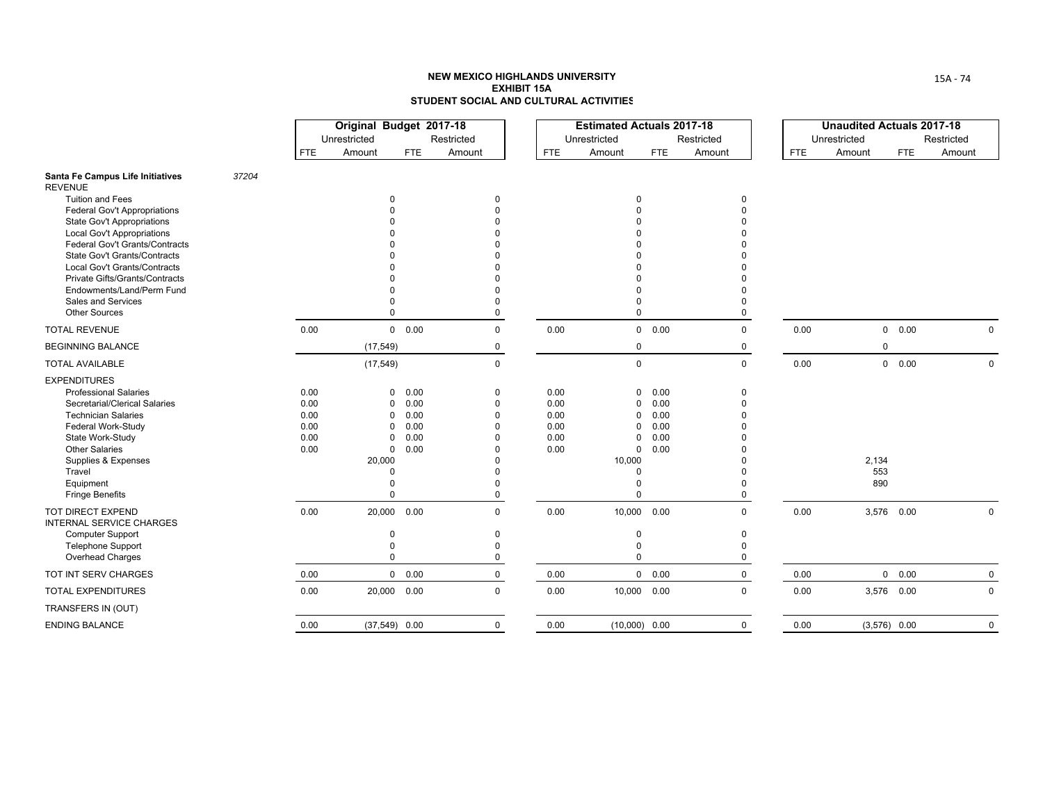**NEW MEXICO HIGHLANDS UNIVERSITY**
**EXHIBIT 15A**
**STUDENT SOCIAL AND CULTURAL ACTIVITIES**

| | | Original Budget 2017-18 | | | | Estimated Actuals 2017-18 | | | | Unaudited Actuals 2017-18 | | | |
|---|---|---|---|---|---|---|---|---|---|---|---|---|---|
| | | Unrestricted | | Restricted | | Unrestricted | | Restricted | | Unrestricted | | Restricted | |
| | | FTE | Amount | FTE | Amount | FTE | Amount | FTE | Amount | FTE | Amount | FTE | Amount |
| **Santa Fe Campus Life Initiatives** | 37204 | | | | | | | | | | | | |
| REVENUE | | | | | | | | | | | | | |
| Tuition and Fees | | | 0 | | 0 | | 0 | | 0 | | | | |
| Federal Gov't Appropriations | | | 0 | | 0 | | 0 | | 0 | | | | |
| State Gov't Appropriations | | | 0 | | 0 | | 0 | | 0 | | | | |
| Local Gov't Appropriations | | | 0 | | 0 | | 0 | | 0 | | | | |
| Federal Gov't Grants/Contracts | | | 0 | | 0 | | 0 | | 0 | | | | |
| State Gov't Grants/Contracts | | | 0 | | 0 | | 0 | | 0 | | | | |
| Local Gov't Grants/Contracts | | | 0 | | 0 | | 0 | | 0 | | | | |
| Private Gifts/Grants/Contracts | | | 0 | | 0 | | 0 | | 0 | | | | |
| Endowments/Land/Perm Fund | | | 0 | | 0 | | 0 | | 0 | | | | |
| Sales and Services | | | 0 | | 0 | | 0 | | 0 | | | | |
| Other Sources | | | 0 | | 0 | | 0 | | 0 | | | | |
| TOTAL REVENUE | | 0.00 | 0 | 0.00 | 0 | 0.00 | 0 | 0.00 | 0 | 0.00 | 0 | 0.00 | 0 |
| BEGINNING BALANCE | | | (17,549) | | 0 | | 0 | | 0 | | 0 | | |
| TOTAL AVAILABLE | | | (17,549) | | 0 | | 0 | | 0 | 0.00 | 0 | 0.00 | 0 |
| EXPENDITURES | | | | | | | | | | | | | |
| Professional Salaries | | 0.00 | 0 | 0.00 | 0 | 0.00 | 0 | 0.00 | 0 | | | | |
| Secretarial/Clerical Salaries | | 0.00 | 0 | 0.00 | 0 | 0.00 | 0 | 0.00 | 0 | | | | |
| Technician Salaries | | 0.00 | 0 | 0.00 | 0 | 0.00 | 0 | 0.00 | 0 | | | | |
| Federal Work-Study | | 0.00 | 0 | 0.00 | 0 | 0.00 | 0 | 0.00 | 0 | | | | |
| State Work-Study | | 0.00 | 0 | 0.00 | 0 | 0.00 | 0 | 0.00 | 0 | | | | |
| Other Salaries | | 0.00 | 0 | 0.00 | 0 | 0.00 | 0 | 0.00 | 0 | | | | |
| Supplies & Expenses | | | 20,000 | | 0 | | 10,000 | | 0 | | 2,134 | | |
| Travel | | | 0 | | 0 | | 0 | | 0 | | 553 | | |
| Equipment | | | 0 | | 0 | | 0 | | 0 | | 890 | | |
| Fringe Benefits | | | 0 | | 0 | | 0 | | 0 | | | | |
| TOT DIRECT EXPEND | | 0.00 | 20,000 | 0.00 | 0 | 0.00 | 10,000 | 0.00 | 0 | 0.00 | 3,576 | 0.00 | 0 |
| INTERNAL SERVICE CHARGES | | | | | | | | | | | | | |
| Computer Support | | | 0 | | 0 | | 0 | | 0 | | | | |
| Telephone Support | | | 0 | | 0 | | 0 | | 0 | | | | |
| Overhead Charges | | | 0 | | 0 | | 0 | | 0 | | | | |
| TOT INT SERV CHARGES | | 0.00 | 0 | 0.00 | 0 | 0.00 | 0 | 0.00 | 0 | 0.00 | 0 | 0.00 | 0 |
| TOTAL EXPENDITURES | | 0.00 | 20,000 | 0.00 | 0 | 0.00 | 10,000 | 0.00 | 0 | 0.00 | 3,576 | 0.00 | 0 |
| TRANSFERS IN (OUT) | | | | | | | | | | | | | |
| ENDING BALANCE | | 0.00 | (37,549) | 0.00 | 0 | 0.00 | (10,000) | 0.00 | 0 | 0.00 | (3,576) | 0.00 | 0 |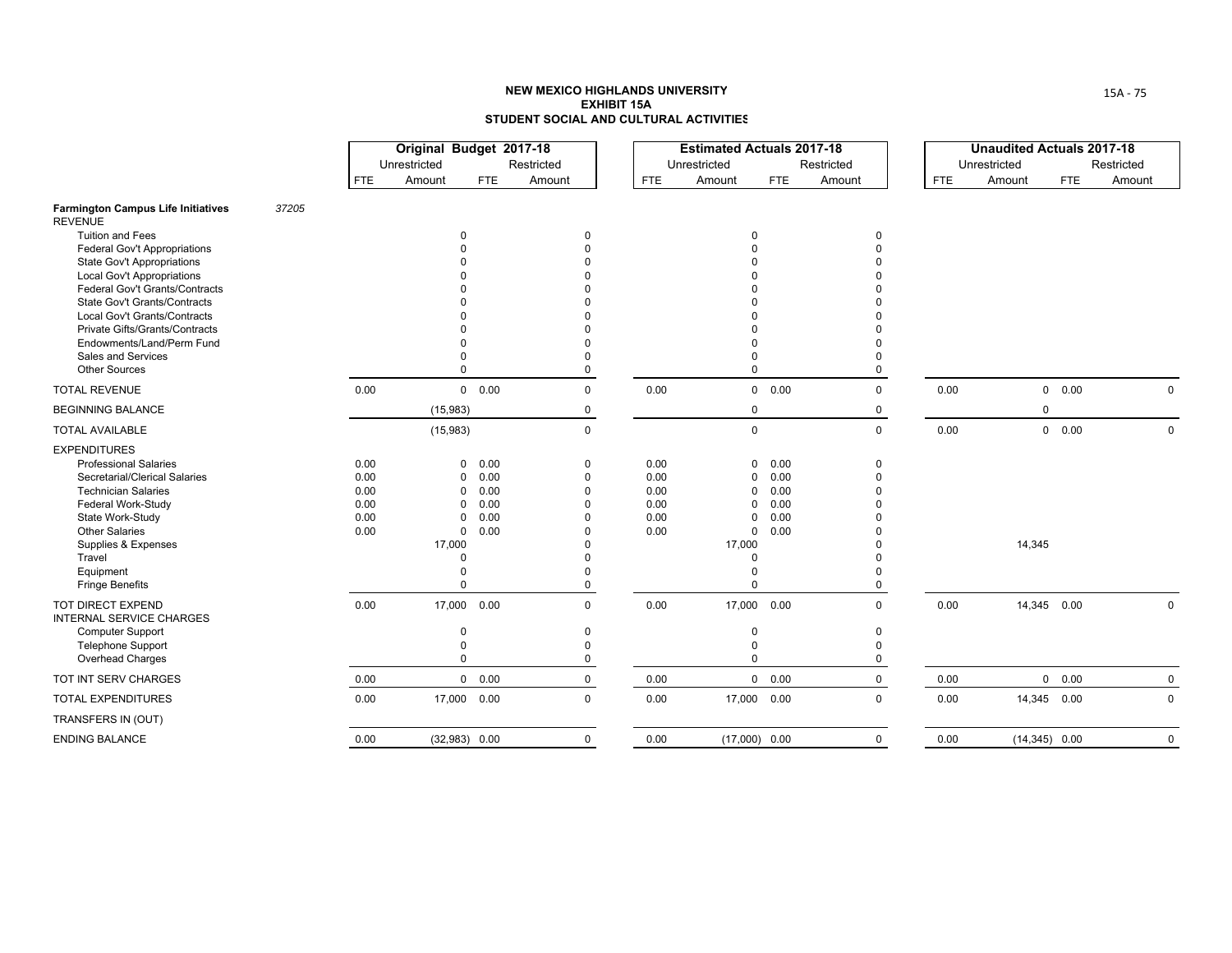**NEW MEXICO HIGHLANDS UNIVERSITY**
**EXHIBIT 15A**
**STUDENT SOCIAL AND CULTURAL ACTIVITIES**

| | | Original Budget 2017-18 | | | | Estimated Actuals 2017-18 | | | | Unaudited Actuals 2017-18 | | | |
|---|---|---|---|---|---|---|---|---|---|---|---|---|---|
| | | Unrestricted | | Restricted | | Unrestricted | | Restricted | | Unrestricted | | Restricted | |
| | | FTE | Amount | FTE | Amount | FTE | Amount | FTE | Amount | FTE | Amount | FTE | Amount |
| **Farmington Campus Life Initiatives** | 37205 | | | | | | | | | | | | |
| REVENUE | | | | | | | | | | | | | |
| Tuition and Fees | | | 0 | | 0 | | 0 | | 0 | | | | |
| Federal Gov't Appropriations | | | 0 | | 0 | | 0 | | 0 | | | | |
| State Gov't Appropriations | | | 0 | | 0 | | 0 | | 0 | | | | |
| Local Gov't Appropriations | | | 0 | | 0 | | 0 | | 0 | | | | |
| Federal Gov't Grants/Contracts | | | 0 | | 0 | | 0 | | 0 | | | | |
| State Gov't Grants/Contracts | | | 0 | | 0 | | 0 | | 0 | | | | |
| Local Gov't Grants/Contracts | | | 0 | | 0 | | 0 | | 0 | | | | |
| Private Gifts/Grants/Contracts | | | 0 | | 0 | | 0 | | 0 | | | | |
| Endowments/Land/Perm Fund | | | 0 | | 0 | | 0 | | 0 | | | | |
| Sales and Services | | | 0 | | 0 | | 0 | | 0 | | | | |
| Other Sources | | | 0 | | 0 | | 0 | | 0 | | | | |
| TOTAL REVENUE | | 0.00 | 0 | 0.00 | 0 | 0.00 | 0 | 0.00 | 0 | 0.00 | 0 | 0.00 | 0 |
| BEGINNING BALANCE | | | (15,983) | | 0 | | 0 | | 0 | | 0 | | |
| TOTAL AVAILABLE | | | (15,983) | | 0 | | 0 | | 0 | 0.00 | 0 | 0.00 | 0 |
| EXPENDITURES | | | | | | | | | | | | | |
| Professional Salaries | | 0.00 | 0 | 0.00 | 0 | 0.00 | 0 | 0.00 | 0 | | | | |
| Secretarial/Clerical Salaries | | 0.00 | 0 | 0.00 | 0 | 0.00 | 0 | 0.00 | 0 | | | | |
| Technician Salaries | | 0.00 | 0 | 0.00 | 0 | 0.00 | 0 | 0.00 | 0 | | | | |
| Federal Work-Study | | 0.00 | 0 | 0.00 | 0 | 0.00 | 0 | 0.00 | 0 | | | | |
| State Work-Study | | 0.00 | 0 | 0.00 | 0 | 0.00 | 0 | 0.00 | 0 | | | | |
| Other Salaries | | 0.00 | 0 | 0.00 | 0 | 0.00 | 0 | 0.00 | 0 | | | | |
| Supplies & Expenses | | | 17,000 | | 0 | | 17,000 | | 0 | | 14,345 | | |
| Travel | | | 0 | | 0 | | 0 | | 0 | | | | |
| Equipment | | | 0 | | 0 | | 0 | | 0 | | | | |
| Fringe Benefits | | | 0 | | 0 | | 0 | | 0 | | | | |
| TOT DIRECT EXPEND | | 0.00 | 17,000 | 0.00 | 0 | 0.00 | 17,000 | 0.00 | 0 | 0.00 | 14,345 | 0.00 | 0 |
| INTERNAL SERVICE CHARGES | | | | | | | | | | | | | |
| Computer Support | | | 0 | | 0 | | 0 | | 0 | | | | |
| Telephone Support | | | 0 | | 0 | | 0 | | 0 | | | | |
| Overhead Charges | | | 0 | | 0 | | 0 | | 0 | | | | |
| TOT INT SERV CHARGES | | 0.00 | 0 | 0.00 | 0 | 0.00 | 0 | 0.00 | 0 | 0.00 | 0 | 0.00 | 0 |
| TOTAL EXPENDITURES | | 0.00 | 17,000 | 0.00 | 0 | 0.00 | 17,000 | 0.00 | 0 | 0.00 | 14,345 | 0.00 | 0 |
| TRANSFERS IN (OUT) | | | | | | | | | | | | | |
| ENDING BALANCE | | 0.00 | (32,983) | 0.00 | 0 | 0.00 | (17,000) | 0.00 | 0 | 0.00 | (14,345) | 0.00 | 0 |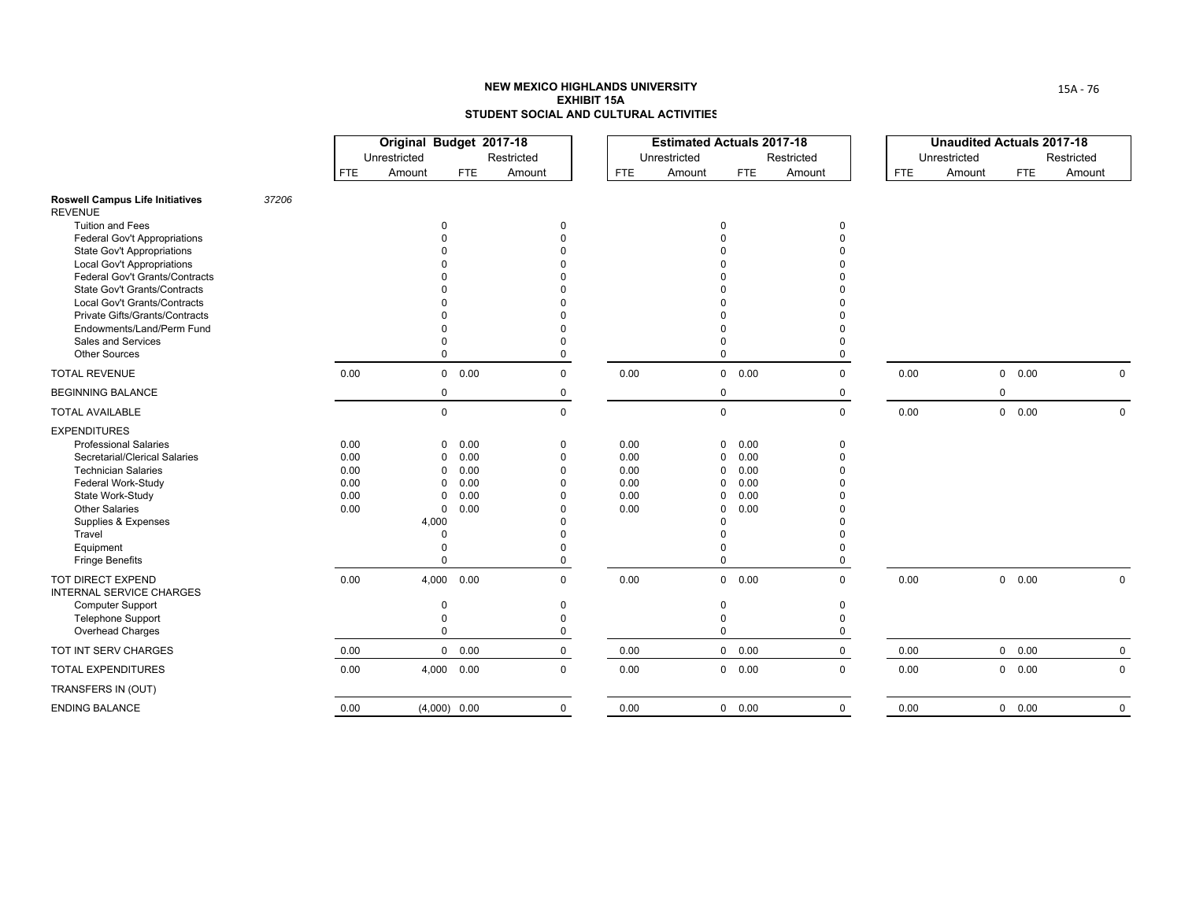**NEW MEXICO HIGHLANDS UNIVERSITY**
**EXHIBIT 15A**
**STUDENT SOCIAL AND CULTURAL ACTIVITIES**

| | | Original Budget 2017-18 | | | | Estimated Actuals 2017-18 | | | | Unaudited Actuals 2017-18 | | | |
|---|---|---|---|---|---|---|---|---|---|---|---|---|---|
| | | Unrestricted | | Restricted | | Unrestricted | | Restricted | | Unrestricted | | Restricted | |
| | | FTE | Amount | FTE | Amount | FTE | Amount | FTE | Amount | FTE | Amount | FTE | Amount |
| **Roswell Campus Life Initiatives** | 37206 | | | | | | | | | | | | |
| REVENUE | | | | | | | | | | | | | |
| Tuition and Fees | | | 0 | | 0 | | 0 | | 0 | | | | |
| Federal Gov't Appropriations | | | 0 | | 0 | | 0 | | 0 | | | | |
| State Gov't Appropriations | | | 0 | | 0 | | 0 | | 0 | | | | |
| Local Gov't Appropriations | | | 0 | | 0 | | 0 | | 0 | | | | |
| Federal Gov't Grants/Contracts | | | 0 | | 0 | | 0 | | 0 | | | | |
| State Gov't Grants/Contracts | | | 0 | | 0 | | 0 | | 0 | | | | |
| Local Gov't Grants/Contracts | | | 0 | | 0 | | 0 | | 0 | | | | |
| Private Gifts/Grants/Contracts | | | 0 | | 0 | | 0 | | 0 | | | | |
| Endowments/Land/Perm Fund | | | 0 | | 0 | | 0 | | 0 | | | | |
| Sales and Services | | | 0 | | 0 | | 0 | | 0 | | | | |
| Other Sources | | | 0 | | 0 | | 0 | | 0 | | | | |
| TOTAL REVENUE | | 0.00 | 0 | 0.00 | 0 | 0.00 | 0 | 0.00 | 0 | 0.00 | 0 | 0.00 | 0 |
| BEGINNING BALANCE | | | 0 | | 0 | | 0 | | 0 | | 0 | | |
| TOTAL AVAILABLE | | | 0 | | 0 | | 0 | | 0 | 0.00 | 0 | 0.00 | 0 |
| EXPENDITURES | | | | | | | | | | | | | |
| Professional Salaries | | 0.00 | 0 | 0.00 | 0 | 0.00 | 0 | 0.00 | 0 | | | | |
| Secretarial/Clerical Salaries | | 0.00 | 0 | 0.00 | 0 | 0.00 | 0 | 0.00 | 0 | | | | |
| Technician Salaries | | 0.00 | 0 | 0.00 | 0 | 0.00 | 0 | 0.00 | 0 | | | | |
| Federal Work-Study | | 0.00 | 0 | 0.00 | 0 | 0.00 | 0 | 0.00 | 0 | | | | |
| State Work-Study | | 0.00 | 0 | 0.00 | 0 | 0.00 | 0 | 0.00 | 0 | | | | |
| Other Salaries | | 0.00 | 0 | 0.00 | 0 | 0.00 | 0 | 0.00 | 0 | | | | |
| Supplies & Expenses | | | 4,000 | | 0 | | 0 | | 0 | | | | |
| Travel | | | 0 | | 0 | | 0 | | 0 | | | | |
| Equipment | | | 0 | | 0 | | 0 | | 0 | | | | |
| Fringe Benefits | | | 0 | | 0 | | 0 | | 0 | | | | |
| TOT DIRECT EXPEND | | 0.00 | 4,000 | 0.00 | 0 | 0.00 | 0 | 0.00 | 0 | 0.00 | 0 | 0.00 | 0 |
| INTERNAL SERVICE CHARGES | | | | | | | | | | | | | |
| Computer Support | | | 0 | | 0 | | 0 | | 0 | | | | |
| Telephone Support | | | 0 | | 0 | | 0 | | 0 | | | | |
| Overhead Charges | | | 0 | | 0 | | 0 | | 0 | | | | |
| TOT INT SERV CHARGES | | 0.00 | 0 | 0.00 | 0 | 0.00 | 0 | 0.00 | 0 | 0.00 | 0 | 0.00 | 0 |
| TOTAL EXPENDITURES | | 0.00 | 4,000 | 0.00 | 0 | 0.00 | 0 | 0.00 | 0 | 0.00 | 0 | 0.00 | 0 |
| TRANSFERS IN (OUT) | | | | | | | | | | | | | |
| ENDING BALANCE | | 0.00 | (4,000) | 0.00 | 0 | 0.00 | 0 | 0.00 | 0 | 0.00 | 0 | 0.00 | 0 |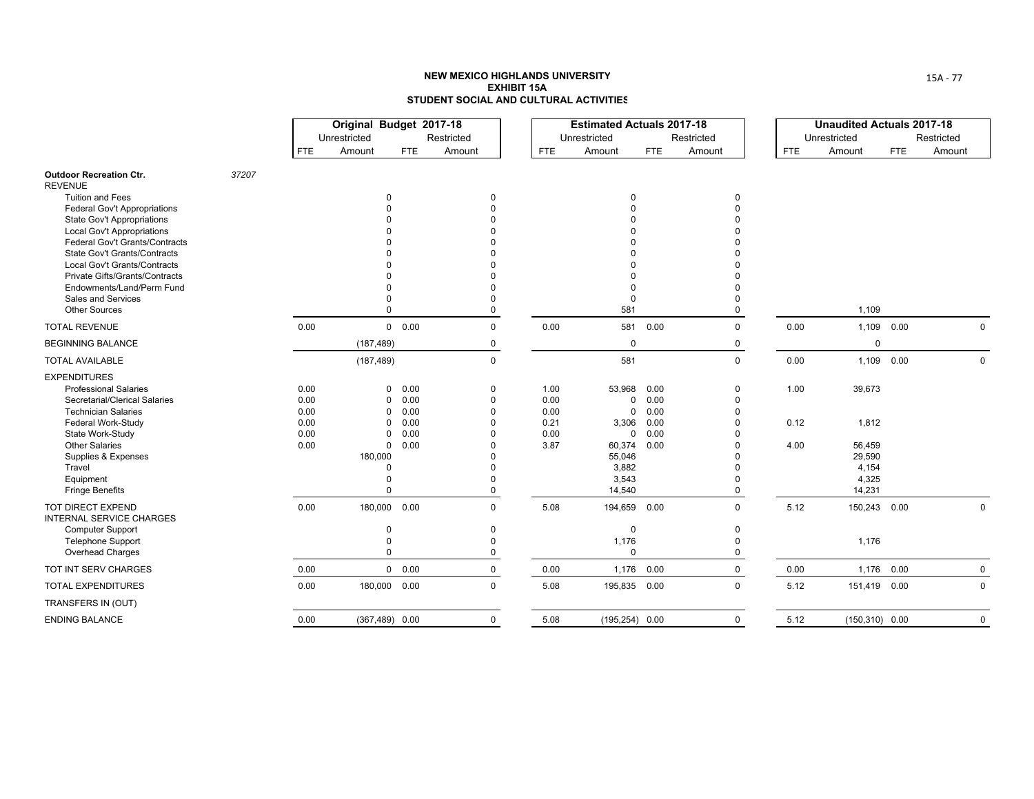# NEW MEXICO HIGHLANDS UNIVERSITY
## EXHIBIT 15A
## STUDENT SOCIAL AND CULTURAL ACTIVITIES

| | Original Budget 2017-18 | | | | Estimated Actuals 2017-18 | | | | Unaudited Actuals 2017-18 | | | |
|---|---|---|---|---|---|---|---|---|---|---|---|---|
| | Unrestricted | | Restricted | | Unrestricted | | Restricted | | Unrestricted | | Restricted | |
| | FTE | Amount | FTE | Amount | FTE | Amount | FTE | Amount | FTE | Amount | FTE | Amount |
| **Outdoor Recreation Ctr.** *37207* | | | | | | | | | | | | |
| REVENUE | | | | | | | | | | | | |
| Tuition and Fees | | 0 | | 0 | | 0 | | 0 | | | | |
| Federal Gov't Appropriations | | 0 | | 0 | | 0 | | 0 | | | | |
| State Gov't Appropriations | | 0 | | 0 | | 0 | | 0 | | | | |
| Local Gov't Appropriations | | 0 | | 0 | | 0 | | 0 | | | | |
| Federal Gov't Grants/Contracts | | 0 | | 0 | | 0 | | 0 | | | | |
| State Gov't Grants/Contracts | | 0 | | 0 | | 0 | | 0 | | | | |
| Local Gov't Grants/Contracts | | 0 | | 0 | | 0 | | 0 | | | | |
| Private Gifts/Grants/Contracts | | 0 | | 0 | | 0 | | 0 | | | | |
| Endowments/Land/Perm Fund | | 0 | | 0 | | 0 | | 0 | | | | |
| Sales and Services | | 0 | | 0 | | 0 | | 0 | | | | |
| Other Sources | | 0 | | 0 | | 581 | | 0 | | 1,109 | | |
| TOTAL REVENUE | 0.00 | 0 | 0.00 | 0 | 0.00 | 581 | 0.00 | 0 | 0.00 | 1,109 | 0.00 | 0 |
| BEGINNING BALANCE | | (187,489) | | 0 | | 0 | | 0 | | 0 | | |
| TOTAL AVAILABLE | | (187,489) | | 0 | | 581 | | 0 | 0.00 | 1,109 | 0.00 | 0 |
| EXPENDITURES | | | | | | | | | | | | |
| Professional Salaries | 0.00 | 0 | 0.00 | 0 | 1.00 | 53,968 | 0.00 | 0 | 1.00 | 39,673 | | |
| Secretarial/Clerical Salaries | 0.00 | 0 | 0.00 | 0 | 0.00 | 0 | 0.00 | 0 | | | | |
| Technician Salaries | 0.00 | 0 | 0.00 | 0 | 0.00 | 0 | 0.00 | 0 | | | | |
| Federal Work-Study | 0.00 | 0 | 0.00 | 0 | 0.21 | 3,306 | 0.00 | 0 | 0.12 | 1,812 | | |
| State Work-Study | 0.00 | 0 | 0.00 | 0 | 0.00 | 0 | 0.00 | 0 | | | | |
| Other Salaries | 0.00 | 0 | 0.00 | 0 | 3.87 | 60,374 | 0.00 | 0 | 4.00 | 56,459 | | |
| Supplies & Expenses | | 180,000 | | 0 | | 55,046 | | 0 | | 29,590 | | |
| Travel | | 0 | | 0 | | 3,882 | | 0 | | 4,154 | | |
| Equipment | | 0 | | 0 | | 3,543 | | 0 | | 4,325 | | |
| Fringe Benefits | | 0 | | 0 | | 14,540 | | 0 | | 14,231 | | |
| TOT DIRECT EXPEND | 0.00 | 180,000 | 0.00 | 0 | 5.08 | 194,659 | 0.00 | 0 | 5.12 | 150,243 | 0.00 | 0 |
| INTERNAL SERVICE CHARGES | | | | | | | | | | | | |
| Computer Support | | 0 | | 0 | | 0 | | 0 | | | | |
| Telephone Support | | 0 | | 0 | | 1,176 | | 0 | | 1,176 | | |
| Overhead Charges | | 0 | | 0 | | 0 | | 0 | | | | |
| TOT INT SERV CHARGES | 0.00 | 0 | 0.00 | 0 | 0.00 | 1,176 | 0.00 | 0 | 0.00 | 1,176 | 0.00 | 0 |
| TOTAL EXPENDITURES | 0.00 | 180,000 | 0.00 | 0 | 5.08 | 195,835 | 0.00 | 0 | 5.12 | 151,419 | 0.00 | 0 |
| TRANSFERS IN (OUT) | | | | | | | | | | | | |
| ENDING BALANCE | 0.00 | (367,489) | 0.00 | 0 | 5.08 | (195,254) | 0.00 | 0 | 5.12 | (150,310) | 0.00 | 0 |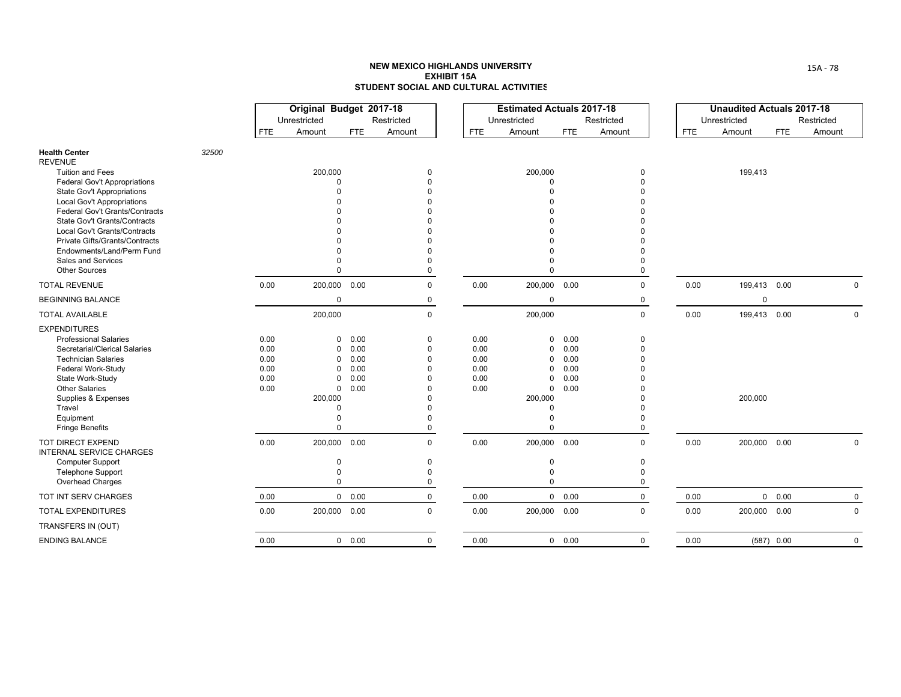**NEW MEXICO HIGHLANDS UNIVERSITY**
**EXHIBIT 15A**
**STUDENT SOCIAL AND CULTURAL ACTIVITIES**

| | | Original Budget 2017-18 | | | | Estimated Actuals 2017-18 | | | | Unaudited Actuals 2017-18 | | | |
|---|---|---|---|---|---|---|---|---|---|---|---|---|---|
| | | Unrestricted | | Restricted | | Unrestricted | | Restricted | | Unrestricted | | Restricted | |
| | | FTE | Amount | FTE | Amount | FTE | Amount | FTE | Amount | FTE | Amount | FTE | Amount |
| **Health Center** | *32500* | | | | | | | | | | | | |
| REVENUE | | | | | | | | | | | | | |
| Tuition and Fees | | | 200,000 | | 0 | | 200,000 | | 0 | | 199,413 | | |
| Federal Gov't Appropriations | | | 0 | | 0 | | 0 | | 0 | | | | |
| State Gov't Appropriations | | | 0 | | 0 | | 0 | | 0 | | | | |
| Local Gov't Appropriations | | | 0 | | 0 | | 0 | | 0 | | | | |
| Federal Gov't Grants/Contracts | | | 0 | | 0 | | 0 | | 0 | | | | |
| State Gov't Grants/Contracts | | | 0 | | 0 | | 0 | | 0 | | | | |
| Local Gov't Grants/Contracts | | | 0 | | 0 | | 0 | | 0 | | | | |
| Private Gifts/Grants/Contracts | | | 0 | | 0 | | 0 | | 0 | | | | |
| Endowments/Land/Perm Fund | | | 0 | | 0 | | 0 | | 0 | | | | |
| Sales and Services | | | 0 | | 0 | | 0 | | 0 | | | | |
| Other Sources | | | 0 | | 0 | | 0 | | 0 | | | | |
| TOTAL REVENUE | | 0.00 | 200,000 | 0.00 | 0 | 0.00 | 200,000 | 0.00 | 0 | 0.00 | 199,413 | 0.00 | 0 |
| BEGINNING BALANCE | | | 0 | | 0 | | 0 | | 0 | | 0 | | |
| TOTAL AVAILABLE | | | 200,000 | | 0 | | 200,000 | | 0 | 0.00 | 199,413 | 0.00 | 0 |
| EXPENDITURES | | | | | | | | | | | | | |
| Professional Salaries | | 0.00 | 0 | 0.00 | 0 | 0.00 | 0 | 0.00 | 0 | | | | |
| Secretarial/Clerical Salaries | | 0.00 | 0 | 0.00 | 0 | 0.00 | 0 | 0.00 | 0 | | | | |
| Technician Salaries | | 0.00 | 0 | 0.00 | 0 | 0.00 | 0 | 0.00 | 0 | | | | |
| Federal Work-Study | | 0.00 | 0 | 0.00 | 0 | 0.00 | 0 | 0.00 | 0 | | | | |
| State Work-Study | | 0.00 | 0 | 0.00 | 0 | 0.00 | 0 | 0.00 | 0 | | | | |
| Other Salaries | | 0.00 | 0 | 0.00 | 0 | 0.00 | 0 | 0.00 | 0 | | | | |
| Supplies & Expenses | | | 200,000 | | 0 | | 200,000 | | 0 | | 200,000 | | |
| Travel | | | 0 | | 0 | | 0 | | 0 | | | | |
| Equipment | | | 0 | | 0 | | 0 | | 0 | | | | |
| Fringe Benefits | | | 0 | | 0 | | 0 | | 0 | | | | |
| TOT DIRECT EXPEND | | 0.00 | 200,000 | 0.00 | 0 | 0.00 | 200,000 | 0.00 | 0 | 0.00 | 200,000 | 0.00 | 0 |
| INTERNAL SERVICE CHARGES | | | | | | | | | | | | | |
| Computer Support | | | 0 | | 0 | | 0 | | 0 | | | | |
| Telephone Support | | | 0 | | 0 | | 0 | | 0 | | | | |
| Overhead Charges | | | 0 | | 0 | | 0 | | 0 | | | | |
| TOT INT SERV CHARGES | | 0.00 | 0 | 0.00 | 0 | 0.00 | 0 | 0.00 | 0 | 0.00 | 0 | 0.00 | 0 |
| TOTAL EXPENDITURES | | 0.00 | 200,000 | 0.00 | 0 | 0.00 | 200,000 | 0.00 | 0 | 0.00 | 200,000 | 0.00 | 0 |
| TRANSFERS IN (OUT) | | | | | | | | | | | | | |
| ENDING BALANCE | | 0.00 | 0 | 0.00 | 0 | 0.00 | 0 | 0.00 | 0 | 0.00 | (587) | 0.00 | 0 |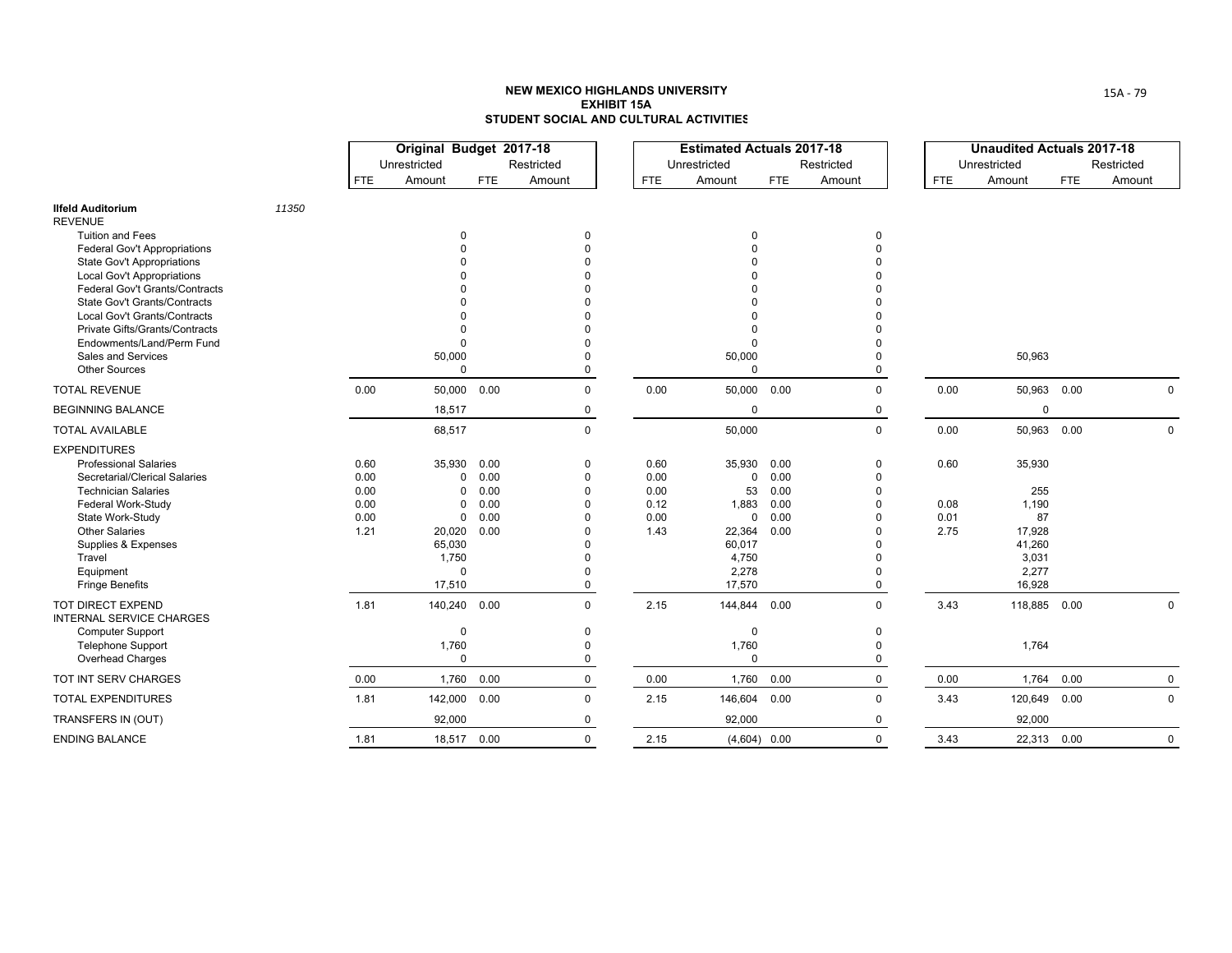**NEW MEXICO HIGHLANDS UNIVERSITY**
**EXHIBIT 15A**
**STUDENT SOCIAL AND CULTURAL ACTIVITIES**

| | | Original Budget 2017-18 | | | | Estimated Actuals 2017-18 | | | | Unaudited Actuals 2017-18 | | | |
|---|---|---|---|---|---|---|---|---|---|---|---|---|---|
| | | Unrestricted | | Restricted | | Unrestricted | | Restricted | | Unrestricted | | Restricted | |
| | | FTE | Amount | FTE | Amount | FTE | Amount | FTE | Amount | FTE | Amount | FTE | Amount |
| **Ilfeld Auditorium** | 11350 | | | | | | | | | | | | |
| REVENUE | | | | | | | | | | | | | |
| Tuition and Fees | | | 0 | | 0 | | 0 | | 0 | | | | |
| Federal Gov't Appropriations | | | 0 | | 0 | | 0 | | 0 | | | | |
| State Gov't Appropriations | | | 0 | | 0 | | 0 | | 0 | | | | |
| Local Gov't Appropriations | | | 0 | | 0 | | 0 | | 0 | | | | |
| Federal Gov't Grants/Contracts | | | 0 | | 0 | | 0 | | 0 | | | | |
| State Gov't Grants/Contracts | | | 0 | | 0 | | 0 | | 0 | | | | |
| Local Gov't Grants/Contracts | | | 0 | | 0 | | 0 | | 0 | | | | |
| Private Gifts/Grants/Contracts | | | 0 | | 0 | | 0 | | 0 | | | | |
| Endowments/Land/Perm Fund | | | 0 | | 0 | | 0 | | 0 | | | | |
| Sales and Services | | | 50,000 | | 0 | | 50,000 | | 0 | | 50,963 | | |
| Other Sources | | | 0 | | 0 | | 0 | | 0 | | | | |
| TOTAL REVENUE | | 0.00 | 50,000 | 0.00 | 0 | 0.00 | 50,000 | 0.00 | 0 | 0.00 | 50,963 | 0.00 | 0 |
| BEGINNING BALANCE | | | 18,517 | | 0 | | 0 | | 0 | | 0 | | |
| TOTAL AVAILABLE | | | 68,517 | | 0 | | 50,000 | | 0 | 0.00 | 50,963 | 0.00 | 0 |
| EXPENDITURES | | | | | | | | | | | | | |
| Professional Salaries | | 0.60 | 35,930 | 0.00 | 0 | 0.60 | 35,930 | 0.00 | 0 | 0.60 | 35,930 | | |
| Secretarial/Clerical Salaries | | 0.00 | 0 | 0.00 | 0 | 0.00 | 0 | 0.00 | 0 | | | | |
| Technician Salaries | | 0.00 | 0 | 0.00 | 0 | 0.00 | 53 | 0.00 | 0 | | 255 | | |
| Federal Work-Study | | 0.00 | 0 | 0.00 | 0 | 0.12 | 1,883 | 0.00 | 0 | 0.08 | 1,190 | | |
| State Work-Study | | 0.00 | 0 | 0.00 | 0 | 0.00 | 0 | 0.00 | 0 | 0.01 | 87 | | |
| Other Salaries | | 1.21 | 20,020 | 0.00 | 0 | 1.43 | 22,364 | 0.00 | 0 | 2.75 | 17,928 | | |
| Supplies & Expenses | | | 65,030 | | 0 | | 60,017 | | 0 | | 41,260 | | |
| Travel | | | 1,750 | | 0 | | 4,750 | | 0 | | 3,031 | | |
| Equipment | | | 0 | | 0 | | 2,278 | | 0 | | 2,277 | | |
| Fringe Benefits | | | 17,510 | | 0 | | 17,570 | | 0 | | 16,928 | | |
| TOT DIRECT EXPEND | | 1.81 | 140,240 | 0.00 | 0 | 2.15 | 144,844 | 0.00 | 0 | 3.43 | 118,885 | 0.00 | 0 |
| INTERNAL SERVICE CHARGES | | | | | | | | | | | | | |
| Computer Support | | | 0 | | 0 | | 0 | | 0 | | | | |
| Telephone Support | | | 1,760 | | 0 | | 1,760 | | 0 | | 1,764 | | |
| Overhead Charges | | | 0 | | 0 | | 0 | | 0 | | | | |
| TOT INT SERV CHARGES | | 0.00 | 1,760 | 0.00 | 0 | 0.00 | 1,760 | 0.00 | 0 | 0.00 | 1,764 | 0.00 | 0 |
| TOTAL EXPENDITURES | | 1.81 | 142,000 | 0.00 | 0 | 2.15 | 146,604 | 0.00 | 0 | 3.43 | 120,649 | 0.00 | 0 |
| TRANSFERS IN (OUT) | | | 92,000 | | 0 | | 92,000 | | 0 | | 92,000 | | |
| ENDING BALANCE | | 1.81 | 18,517 | 0.00 | 0 | 2.15 | (4,604) | 0.00 | 0 | 3.43 | 22,313 | 0.00 | 0 |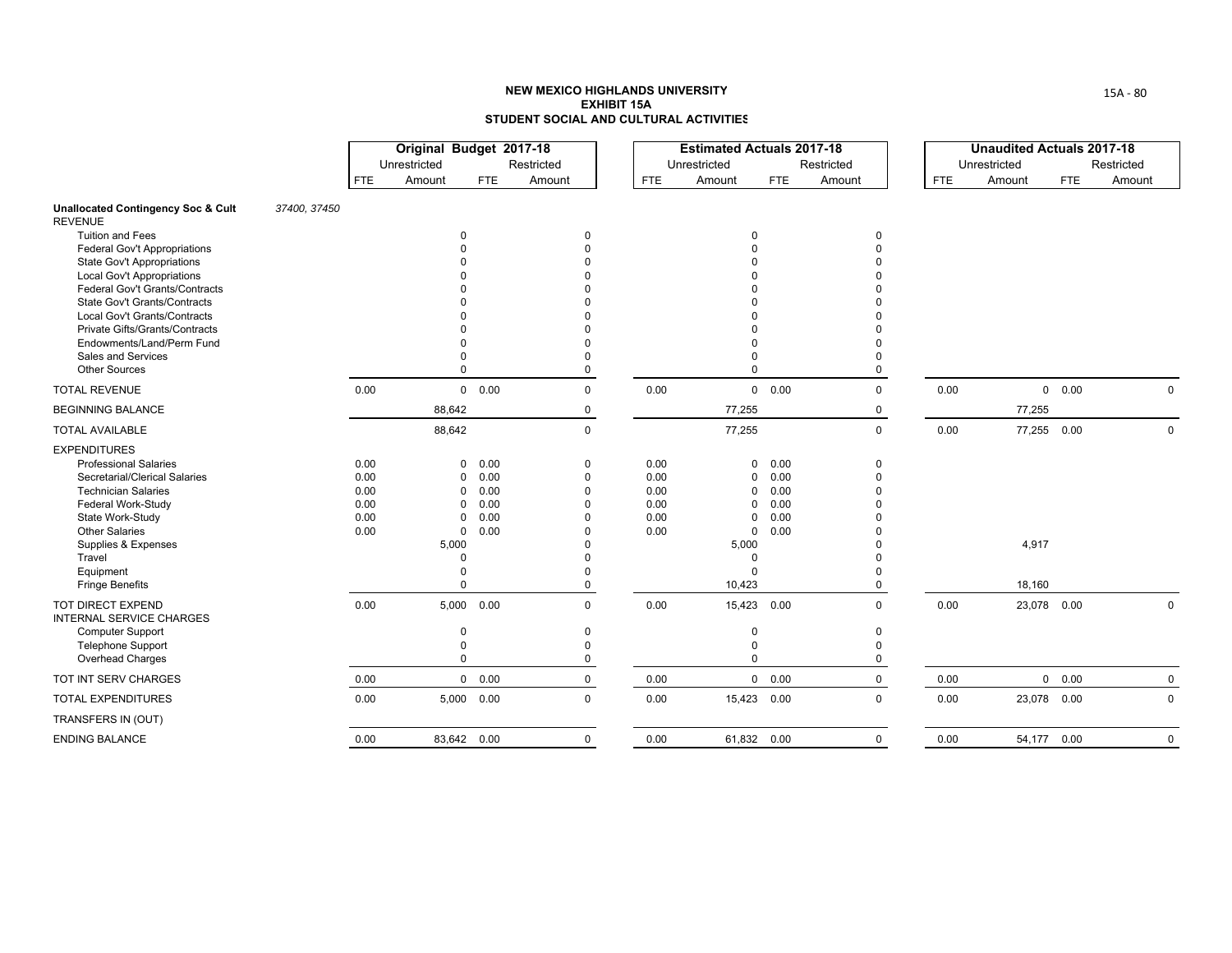# NEW MEXICO HIGHLANDS UNIVERSITY
## EXHIBIT 15A
## STUDENT SOCIAL AND CULTURAL ACTIVITIES

| | | Original Budget 2017-18 | | | | Estimated Actuals 2017-18 | | | | Unaudited Actuals 2017-18 | | | |
|---|---|---|---|---|---|---|---|---|---|---|---|---|---|
| | | Unrestricted | | Restricted | | Unrestricted | | Restricted | | Unrestricted | | Restricted | |
| | | FTE | Amount | FTE | Amount | FTE | Amount | FTE | Amount | FTE | Amount | FTE | Amount |
| **Unallocated Contingency Soc & Cult** | *37400, 37450* | | | | | | | | | | | | |
| REVENUE | | | | | | | | | | | | | |
| Tuition and Fees | | | 0 | | 0 | | 0 | | 0 | | | | |
| Federal Gov't Appropriations | | | 0 | | 0 | | 0 | | 0 | | | | |
| State Gov't Appropriations | | | 0 | | 0 | | 0 | | 0 | | | | |
| Local Gov't Appropriations | | | 0 | | 0 | | 0 | | 0 | | | | |
| Federal Gov't Grants/Contracts | | | 0 | | 0 | | 0 | | 0 | | | | |
| State Gov't Grants/Contracts | | | 0 | | 0 | | 0 | | 0 | | | | |
| Local Gov't Grants/Contracts | | | 0 | | 0 | | 0 | | 0 | | | | |
| Private Gifts/Grants/Contracts | | | 0 | | 0 | | 0 | | 0 | | | | |
| Endowments/Land/Perm Fund | | | 0 | | 0 | | 0 | | 0 | | | | |
| Sales and Services | | | 0 | | 0 | | 0 | | 0 | | | | |
| Other Sources | | | 0 | | 0 | | 0 | | 0 | | | | |
| TOTAL REVENUE | | 0.00 | 0 | 0.00 | 0 | 0.00 | 0 | 0.00 | 0 | 0.00 | 0 | 0.00 | 0 |
| BEGINNING BALANCE | | | 88,642 | | 0 | | 77,255 | | 0 | | 77,255 | | |
| TOTAL AVAILABLE | | | 88,642 | | 0 | | 77,255 | | 0 | 0.00 | 77,255 | 0.00 | 0 |
| EXPENDITURES | | | | | | | | | | | | | |
| Professional Salaries | | 0.00 | 0 | 0.00 | 0 | 0.00 | 0 | 0.00 | 0 | | | | |
| Secretarial/Clerical Salaries | | 0.00 | 0 | 0.00 | 0 | 0.00 | 0 | 0.00 | 0 | | | | |
| Technician Salaries | | 0.00 | 0 | 0.00 | 0 | 0.00 | 0 | 0.00 | 0 | | | | |
| Federal Work-Study | | 0.00 | 0 | 0.00 | 0 | 0.00 | 0 | 0.00 | 0 | | | | |
| State Work-Study | | 0.00 | 0 | 0.00 | 0 | 0.00 | 0 | 0.00 | 0 | | | | |
| Other Salaries | | 0.00 | 0 | 0.00 | 0 | 0.00 | 0 | 0.00 | 0 | | | | |
| Supplies & Expenses | | | 5,000 | | 0 | | 5,000 | | 0 | | 4,917 | | |
| Travel | | | 0 | | 0 | | 0 | | 0 | | | | |
| Equipment | | | 0 | | 0 | | 0 | | 0 | | | | |
| Fringe Benefits | | | 0 | | 0 | | 10,423 | | 0 | | 18,160 | | |
| TOT DIRECT EXPEND | | 0.00 | 5,000 | 0.00 | 0 | 0.00 | 15,423 | 0.00 | 0 | 0.00 | 23,078 | 0.00 | 0 |
| INTERNAL SERVICE CHARGES | | | | | | | | | | | | | |
| Computer Support | | | 0 | | 0 | | 0 | | 0 | | | | |
| Telephone Support | | | 0 | | 0 | | 0 | | 0 | | | | |
| Overhead Charges | | | 0 | | 0 | | 0 | | 0 | | | | |
| TOT INT SERV CHARGES | | 0.00 | 0 | 0.00 | 0 | 0.00 | 0 | 0.00 | 0 | 0.00 | 0 | 0.00 | 0 |
| TOTAL EXPENDITURES | | 0.00 | 5,000 | 0.00 | 0 | 0.00 | 15,423 | 0.00 | 0 | 0.00 | 23,078 | 0.00 | 0 |
| TRANSFERS IN (OUT) | | | | | | | | | | | | | |
| ENDING BALANCE | | 0.00 | 83,642 | 0.00 | 0 | 0.00 | 61,832 | 0.00 | 0 | 0.00 | 54,177 | 0.00 | 0 |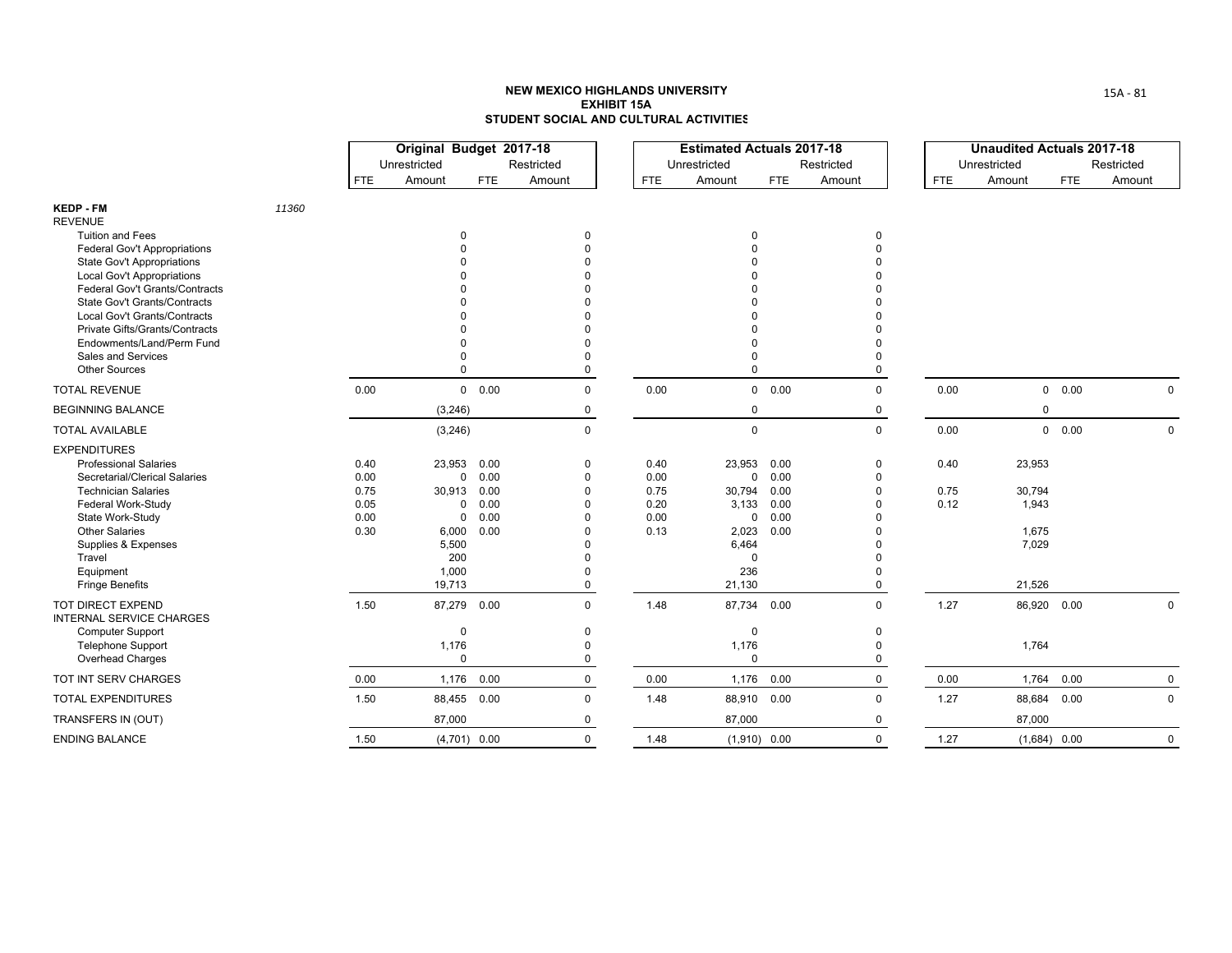**NEW MEXICO HIGHLANDS UNIVERSITY**
**EXHIBIT 15A**
**STUDENT SOCIAL AND CULTURAL ACTIVITIES**

| | | Original Budget 2017-18 | | | | Estimated Actuals 2017-18 | | | | Unaudited Actuals 2017-18 | | | |
|---|---|---|---|---|---|---|---|---|---|---|---|---|---|
| | | Unrestricted | | Restricted | | Unrestricted | | Restricted | | Unrestricted | | Restricted | |
| | | FTE | Amount | FTE | Amount | FTE | Amount | FTE | Amount | FTE | Amount | FTE | Amount |
| **KEDP - FM** | 11360 | | | | | | | | | | | | |
| REVENUE | | | | | | | | | | | | | |
| Tuition and Fees | | | 0 | | 0 | | 0 | | 0 | | | | |
| Federal Gov't Appropriations | | | 0 | | 0 | | 0 | | 0 | | | | |
| State Gov't Appropriations | | | 0 | | 0 | | 0 | | 0 | | | | |
| Local Gov't Appropriations | | | 0 | | 0 | | 0 | | 0 | | | | |
| Federal Gov't Grants/Contracts | | | 0 | | 0 | | 0 | | 0 | | | | |
| State Gov't Grants/Contracts | | | 0 | | 0 | | 0 | | 0 | | | | |
| Local Gov't Grants/Contracts | | | 0 | | 0 | | 0 | | 0 | | | | |
| Private Gifts/Grants/Contracts | | | 0 | | 0 | | 0 | | 0 | | | | |
| Endowments/Land/Perm Fund | | | 0 | | 0 | | 0 | | 0 | | | | |
| Sales and Services | | | 0 | | 0 | | 0 | | 0 | | | | |
| Other Sources | | | 0 | | 0 | | 0 | | 0 | | | | |
| TOTAL REVENUE | | 0.00 | 0 | 0.00 | 0 | 0.00 | 0 | 0.00 | 0 | 0.00 | 0 | 0.00 | 0 |
| BEGINNING BALANCE | | | (3,246) | | 0 | | 0 | | 0 | | 0 | | |
| TOTAL AVAILABLE | | | (3,246) | | 0 | | 0 | | 0 | 0.00 | 0 | 0.00 | 0 |
| EXPENDITURES | | | | | | | | | | | | | |
| Professional Salaries | | 0.40 | 23,953 | 0.00 | 0 | 0.40 | 23,953 | 0.00 | 0 | 0.40 | 23,953 | | |
| Secretarial/Clerical Salaries | | 0.00 | 0 | 0.00 | 0 | 0.00 | 0 | 0.00 | 0 | | | | |
| Technician Salaries | | 0.75 | 30,913 | 0.00 | 0 | 0.75 | 30,794 | 0.00 | 0 | 0.75 | 30,794 | | |
| Federal Work-Study | | 0.05 | 0 | 0.00 | 0 | 0.20 | 3,133 | 0.00 | 0 | 0.12 | 1,943 | | |
| State Work-Study | | 0.00 | 0 | 0.00 | 0 | 0.00 | 0 | 0.00 | 0 | | | | |
| Other Salaries | | 0.30 | 6,000 | 0.00 | 0 | 0.13 | 2,023 | 0.00 | 0 | | 1,675 | | |
| Supplies & Expenses | | | 5,500 | | 0 | | 6,464 | | 0 | | 7,029 | | |
| Travel | | | 200 | | 0 | | 0 | | 0 | | | | |
| Equipment | | | 1,000 | | 0 | | 236 | | 0 | | | | |
| Fringe Benefits | | | 19,713 | | 0 | | 21,130 | | 0 | | 21,526 | | |
| TOT DIRECT EXPEND | | 1.50 | 87,279 | 0.00 | 0 | 1.48 | 87,734 | 0.00 | 0 | 1.27 | 86,920 | 0.00 | 0 |
| INTERNAL SERVICE CHARGES | | | | | | | | | | | | | |
| Computer Support | | | 0 | | 0 | | 0 | | 0 | | | | |
| Telephone Support | | | 1,176 | | 0 | | 1,176 | | 0 | | 1,764 | | |
| Overhead Charges | | | 0 | | 0 | | 0 | | 0 | | | | |
| TOT INT SERV CHARGES | | 0.00 | 1,176 | 0.00 | 0 | 0.00 | 1,176 | 0.00 | 0 | 0.00 | 1,764 | 0.00 | 0 |
| TOTAL EXPENDITURES | | 1.50 | 88,455 | 0.00 | 0 | 1.48 | 88,910 | 0.00 | 0 | 1.27 | 88,684 | 0.00 | 0 |
| TRANSFERS IN (OUT) | | | 87,000 | | 0 | | 87,000 | | 0 | | 87,000 | | |
| ENDING BALANCE | | 1.50 | (4,701) | 0.00 | 0 | 1.48 | (1,910) | 0.00 | 0 | 1.27 | (1,684) | 0.00 | 0 |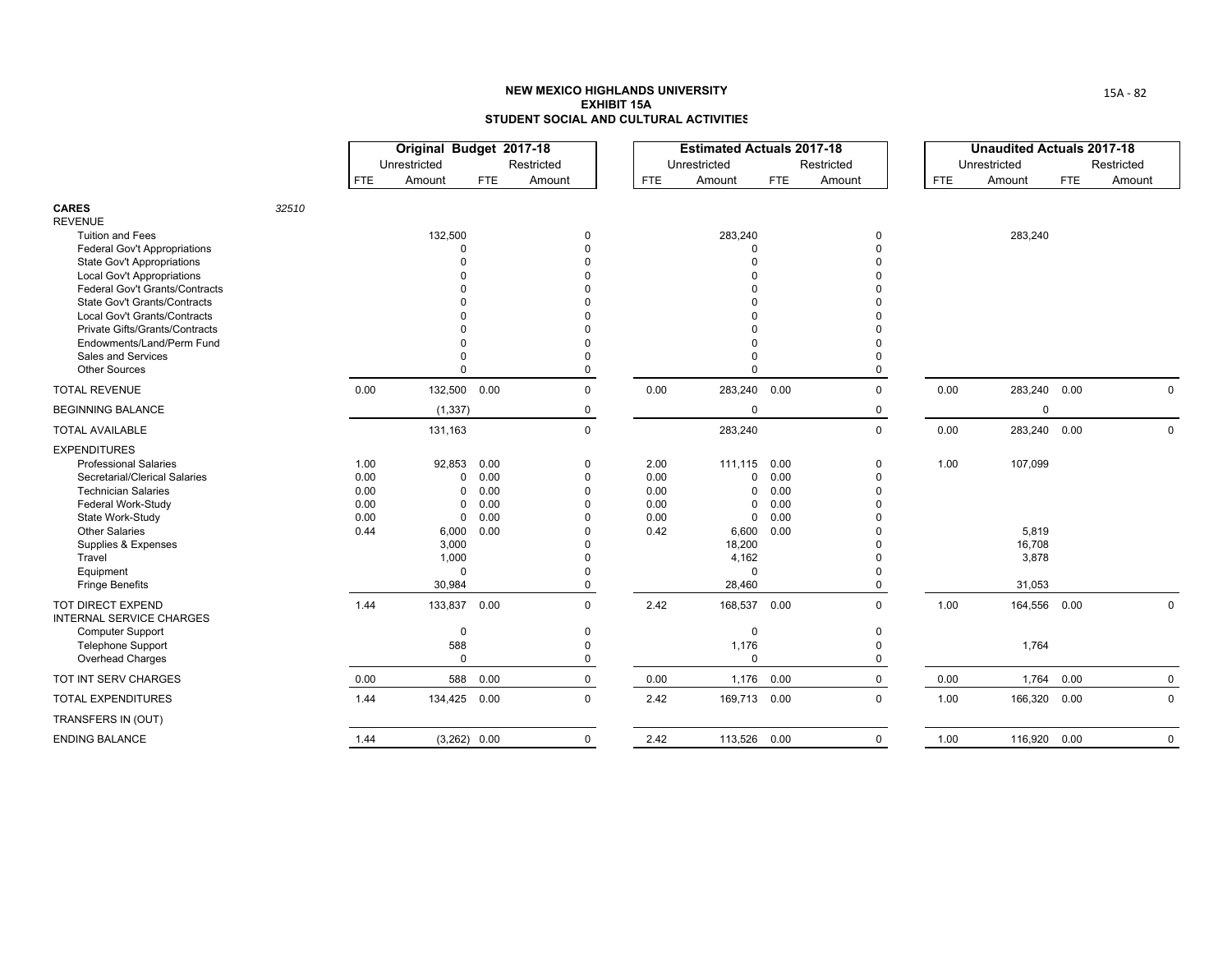**NEW MEXICO HIGHLANDS UNIVERSITY**
**EXHIBIT 15A**
**STUDENT SOCIAL AND CULTURAL ACTIVITIES**

| | | Original Budget 2017-18 | | | | Estimated Actuals 2017-18 | | | | Unaudited Actuals 2017-18 | | | |
|---|---|---|---|---|---|---|---|---|---|---|---|---|---|
| | | Unrestricted | | Restricted | | Unrestricted | | Restricted | | Unrestricted | | Restricted | |
| | | FTE | Amount | FTE | Amount | FTE | Amount | FTE | Amount | FTE | Amount | FTE | Amount |
| **CARES** | *32510* | | | | | | | | | | | | |
| REVENUE | | | | | | | | | | | | | |
| Tuition and Fees | | | 132,500 | | 0 | | 283,240 | | 0 | | 283,240 | | |
| Federal Gov't Appropriations | | | 0 | | 0 | | 0 | | 0 | | | | |
| State Gov't Appropriations | | | 0 | | 0 | | 0 | | 0 | | | | |
| Local Gov't Appropriations | | | 0 | | 0 | | 0 | | 0 | | | | |
| Federal Gov't Grants/Contracts | | | 0 | | 0 | | 0 | | 0 | | | | |
| State Gov't Grants/Contracts | | | 0 | | 0 | | 0 | | 0 | | | | |
| Local Gov't Grants/Contracts | | | 0 | | 0 | | 0 | | 0 | | | | |
| Private Gifts/Grants/Contracts | | | 0 | | 0 | | 0 | | 0 | | | | |
| Endowments/Land/Perm Fund | | | 0 | | 0 | | 0 | | 0 | | | | |
| Sales and Services | | | 0 | | 0 | | 0 | | 0 | | | | |
| Other Sources | | | 0 | | 0 | | 0 | | 0 | | | | |
| TOTAL REVENUE | | 0.00 | 132,500 | 0.00 | 0 | 0.00 | 283,240 | 0.00 | 0 | 0.00 | 283,240 | 0.00 | 0 |
| BEGINNING BALANCE | | | (1,337) | | 0 | | 0 | | 0 | | 0 | | |
| TOTAL AVAILABLE | | | 131,163 | | 0 | | 283,240 | | 0 | 0.00 | 283,240 | 0.00 | 0 |
| EXPENDITURES | | | | | | | | | | | | | |
| Professional Salaries | | 1.00 | 92,853 | 0.00 | 0 | 2.00 | 111,115 | 0.00 | 0 | 1.00 | 107,099 | | |
| Secretarial/Clerical Salaries | | 0.00 | 0 | 0.00 | 0 | 0.00 | 0 | 0.00 | 0 | | | | |
| Technician Salaries | | 0.00 | 0 | 0.00 | 0 | 0.00 | 0 | 0.00 | 0 | | | | |
| Federal Work-Study | | 0.00 | 0 | 0.00 | 0 | 0.00 | 0 | 0.00 | 0 | | | | |
| State Work-Study | | 0.00 | 0 | 0.00 | 0 | 0.00 | 0 | 0.00 | 0 | | | | |
| Other Salaries | | 0.44 | 6,000 | 0.00 | 0 | 0.42 | 6,600 | 0.00 | 0 | | 5,819 | | |
| Supplies & Expenses | | | 3,000 | | 0 | | 18,200 | | 0 | | 16,708 | | |
| Travel | | | 1,000 | | 0 | | 4,162 | | 0 | | 3,878 | | |
| Equipment | | | 0 | | 0 | | 0 | | 0 | | | | |
| Fringe Benefits | | | 30,984 | | 0 | | 28,460 | | 0 | | 31,053 | | |
| TOT DIRECT EXPEND | | 1.44 | 133,837 | 0.00 | 0 | 2.42 | 168,537 | 0.00 | 0 | 1.00 | 164,556 | 0.00 | 0 |
| INTERNAL SERVICE CHARGES | | | | | | | | | | | | | |
| Computer Support | | | 0 | | 0 | | 0 | | 0 | | | | |
| Telephone Support | | | 588 | | 0 | | 1,176 | | 0 | | 1,764 | | |
| Overhead Charges | | | 0 | | 0 | | 0 | | 0 | | | | |
| TOT INT SERV CHARGES | | 0.00 | 588 | 0.00 | 0 | 0.00 | 1,176 | 0.00 | 0 | 0.00 | 1,764 | 0.00 | 0 |
| TOTAL EXPENDITURES | | 1.44 | 134,425 | 0.00 | 0 | 2.42 | 169,713 | 0.00 | 0 | 1.00 | 166,320 | 0.00 | 0 |
| TRANSFERS IN (OUT) | | | | | | | | | | | | | |
| ENDING BALANCE | | 1.44 | (3,262) | 0.00 | 0 | 2.42 | 113,526 | 0.00 | 0 | 1.00 | 116,920 | 0.00 | 0 |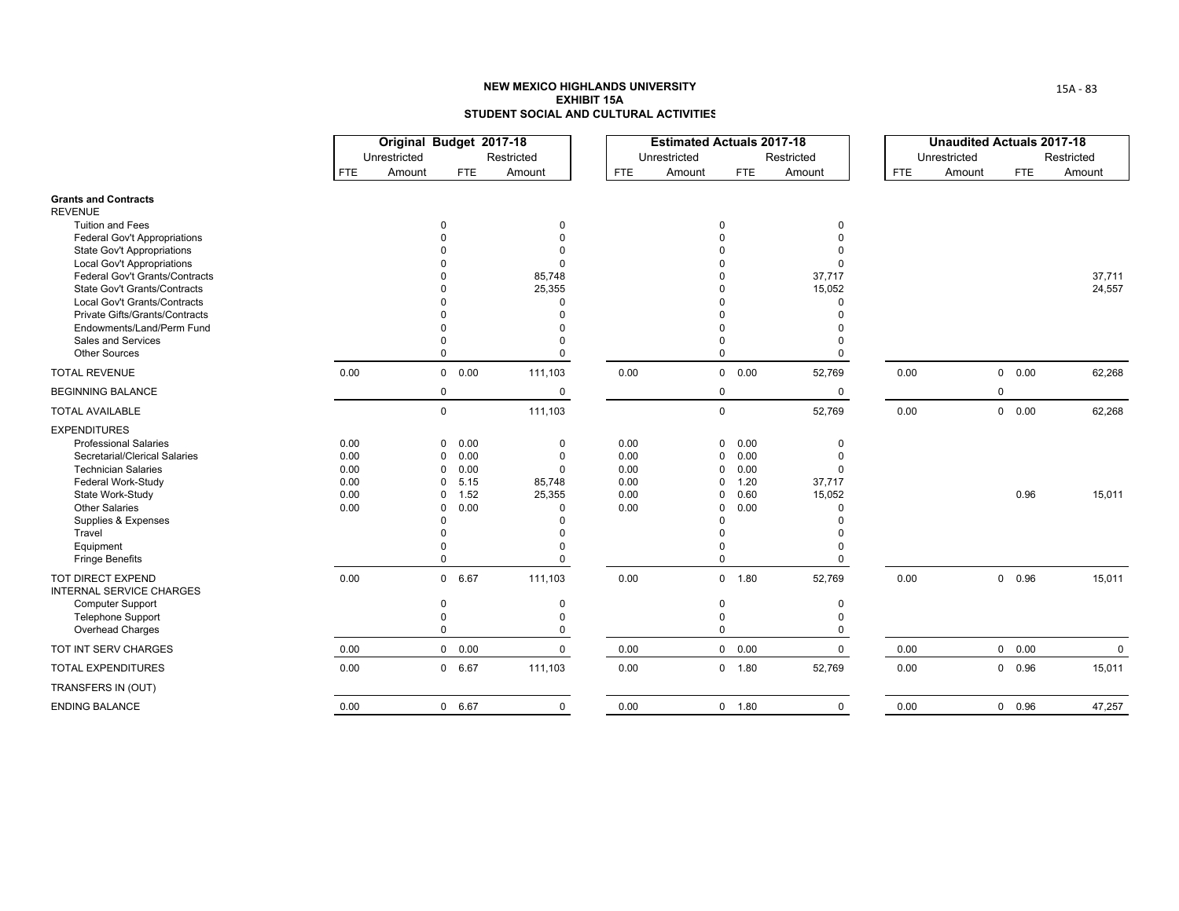**NEW MEXICO HIGHLANDS UNIVERSITY**
**EXHIBIT 15A**
**STUDENT SOCIAL AND CULTURAL ACTIVITIES**

| | Original Budget 2017-18 | | | | Estimated Actuals 2017-18 | | | | Unaudited Actuals 2017-18 | | | |
|---|---|---|---|---|---|---|---|---|---|---|---|---|
| | Unrestricted | | Restricted | | Unrestricted | | Restricted | | Unrestricted | | Restricted | |
| | FTE | Amount | FTE | Amount | FTE | Amount | FTE | Amount | FTE | Amount | FTE | Amount |
| **Grants and Contracts** | | | | | | | | | | | | |
| REVENUE | | | | | | | | | | | | |
| Tuition and Fees | | 0 | | 0 | | 0 | | 0 | | | | |
| Federal Gov't Appropriations | | 0 | | 0 | | 0 | | 0 | | | | |
| State Gov't Appropriations | | 0 | | 0 | | 0 | | 0 | | | | |
| Local Gov't Appropriations | | 0 | | 0 | | 0 | | 0 | | | | |
| Federal Gov't Grants/Contracts | | 0 | | 85,748 | | 0 | | 37,717 | | | | 37,711 |
| State Gov't Grants/Contracts | | 0 | | 25,355 | | 0 | | 15,052 | | | | 24,557 |
| Local Gov't Grants/Contracts | | 0 | | 0 | | 0 | | 0 | | | | |
| Private Gifts/Grants/Contracts | | 0 | | 0 | | 0 | | 0 | | | | |
| Endowments/Land/Perm Fund | | 0 | | 0 | | 0 | | 0 | | | | |
| Sales and Services | | 0 | | 0 | | 0 | | 0 | | | | |
| Other Sources | | 0 | | 0 | | 0 | | 0 | | | | |
| TOTAL REVENUE | 0.00 | 0 | 0.00 | 111,103 | 0.00 | 0 | 0.00 | 52,769 | 0.00 | 0 | 0.00 | 62,268 |
| BEGINNING BALANCE | | 0 | | 0 | | 0 | | 0 | | 0 | | |
| TOTAL AVAILABLE | | 0 | | 111,103 | | 0 | | 52,769 | 0.00 | 0 | 0.00 | 62,268 |
| EXPENDITURES | | | | | | | | | | | | |
| Professional Salaries | 0.00 | 0 | 0.00 | 0 | 0.00 | 0 | 0.00 | 0 | | | | |
| Secretarial/Clerical Salaries | 0.00 | 0 | 0.00 | 0 | 0.00 | 0 | 0.00 | 0 | | | | |
| Technician Salaries | 0.00 | 0 | 0.00 | 0 | 0.00 | 0 | 0.00 | 0 | | | | |
| Federal Work-Study | 0.00 | 0 | 5.15 | 85,748 | 0.00 | 0 | 1.20 | 37,717 | | | | |
| State Work-Study | 0.00 | 0 | 1.52 | 25,355 | 0.00 | 0 | 0.60 | 15,052 | | | 0.96 | 15,011 |
| Other Salaries | 0.00 | 0 | 0.00 | 0 | 0.00 | 0 | 0.00 | 0 | | | | |
| Supplies & Expenses | | 0 | | 0 | | 0 | | 0 | | | | |
| Travel | | 0 | | 0 | | 0 | | 0 | | | | |
| Equipment | | 0 | | 0 | | 0 | | 0 | | | | |
| Fringe Benefits | | 0 | | 0 | | 0 | | 0 | | | | |
| TOT DIRECT EXPEND | 0.00 | 0 | 6.67 | 111,103 | 0.00 | 0 | 1.80 | 52,769 | 0.00 | 0 | 0.96 | 15,011 |
| INTERNAL SERVICE CHARGES | | | | | | | | | | | | |
| Computer Support | | 0 | | 0 | | 0 | | 0 | | | | |
| Telephone Support | | 0 | | 0 | | 0 | | 0 | | | | |
| Overhead Charges | | 0 | | 0 | | 0 | | 0 | | | | |
| TOT INT SERV CHARGES | 0.00 | 0 | 0.00 | 0 | 0.00 | 0 | 0.00 | 0 | 0.00 | 0 | 0.00 | 0 |
| TOTAL EXPENDITURES | 0.00 | 0 | 6.67 | 111,103 | 0.00 | 0 | 1.80 | 52,769 | 0.00 | 0 | 0.96 | 15,011 |
| TRANSFERS IN (OUT) | | | | | | | | | | | | |
| ENDING BALANCE | 0.00 | 0 | 6.67 | 0 | 0.00 | 0 | 1.80 | 0 | 0.00 | 0 | 0.96 | 47,257 |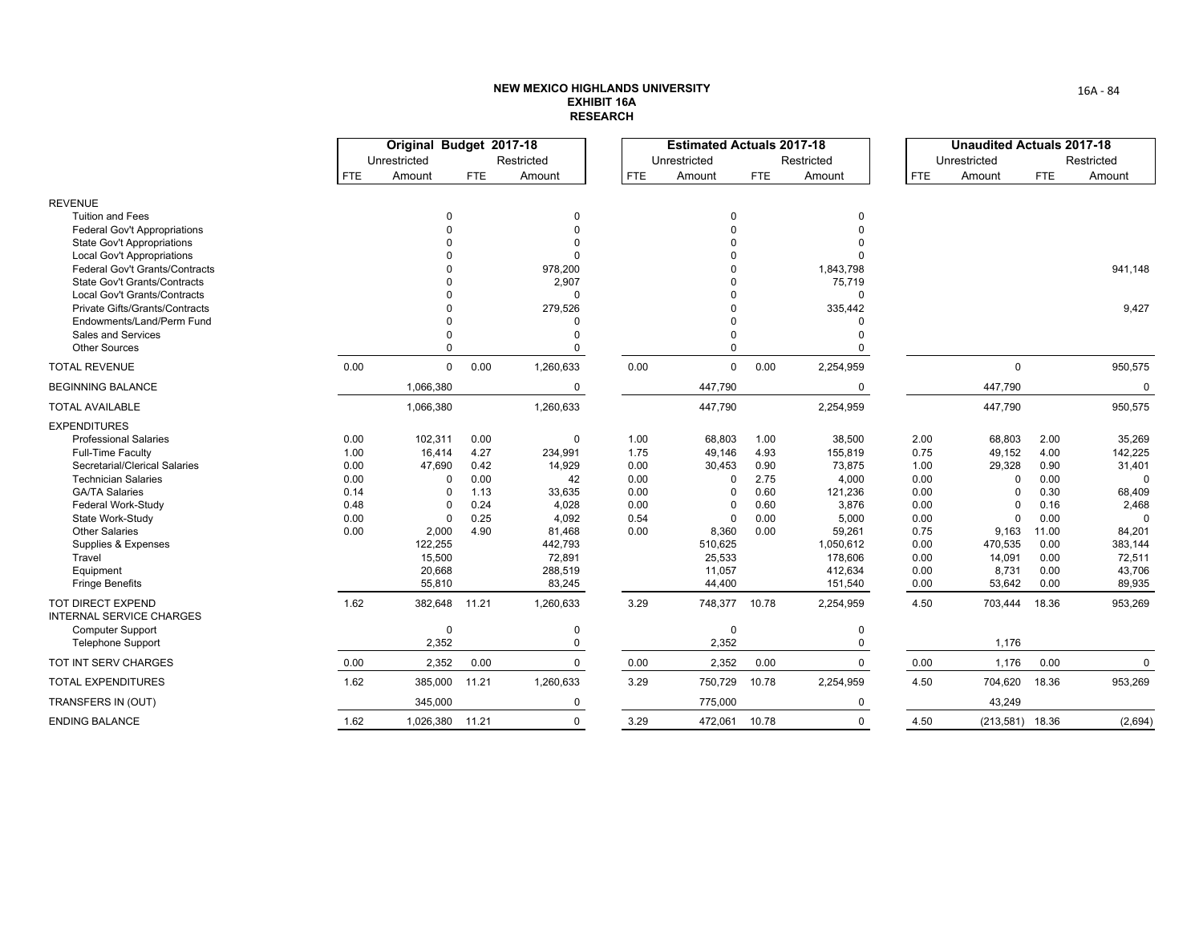**NEW MEXICO HIGHLANDS UNIVERSITY**
**EXHIBIT 16A**
**RESEARCH**

| | Original Budget 2017-18 | | | | Estimated Actuals 2017-18 | | | | Unaudited Actuals 2017-18 | | | |
|---|---|---|---|---|---|---|---|---|---|---|---|---|
| | Unrestricted | | Restricted | | Unrestricted | | Restricted | | Unrestricted | | Restricted | |
| | FTE | Amount | FTE | Amount | FTE | Amount | FTE | Amount | FTE | Amount | FTE | Amount |
| REVENUE | | | | | | | | | | | | |
| Tuition and Fees | | 0 | | 0 | | 0 | | 0 | | | | |
| Federal Gov't Appropriations | | 0 | | 0 | | 0 | | 0 | | | | |
| State Gov't Appropriations | | 0 | | 0 | | 0 | | 0 | | | | |
| Local Gov't Appropriations | | 0 | | 0 | | 0 | | 0 | | | | |
| Federal Gov't Grants/Contracts | | 0 | | 978,200 | | 0 | | 1,843,798 | | | | 941,148 |
| State Gov't Grants/Contracts | | 0 | | 2,907 | | 0 | | 75,719 | | | | |
| Local Gov't Grants/Contracts | | 0 | | 0 | | 0 | | 0 | | | | |
| Private Gifts/Grants/Contracts | | 0 | | 279,526 | | 0 | | 335,442 | | | | 9,427 |
| Endowments/Land/Perm Fund | | 0 | | 0 | | 0 | | 0 | | | | |
| Sales and Services | | 0 | | 0 | | 0 | | 0 | | | | |
| Other Sources | | 0 | | 0 | | 0 | | 0 | | | | |
| TOTAL REVENUE | 0.00 | 0 | 0.00 | 1,260,633 | 0.00 | 0 | 0.00 | 2,254,959 | | 0 | | 950,575 |
| BEGINNING BALANCE | | 1,066,380 | | 0 | | 447,790 | | 0 | | 447,790 | | 0 |
| TOTAL AVAILABLE | | 1,066,380 | | 1,260,633 | | 447,790 | | 2,254,959 | | 447,790 | | 950,575 |
| EXPENDITURES | | | | | | | | | | | | |
| Professional Salaries | 0.00 | 102,311 | 0.00 | 0 | 1.00 | 68,803 | 1.00 | 38,500 | 2.00 | 68,803 | 2.00 | 35,269 |
| Full-Time Faculty | 1.00 | 16,414 | 4.27 | 234,991 | 1.75 | 49,146 | 4.93 | 155,819 | 0.75 | 49,152 | 4.00 | 142,225 |
| Secretarial/Clerical Salaries | 0.00 | 47,690 | 0.42 | 14,929 | 0.00 | 30,453 | 0.90 | 73,875 | 1.00 | 29,328 | 0.90 | 31,401 |
| Technician Salaries | 0.00 | 0 | 0.00 | 42 | 0.00 | 0 | 2.75 | 4,000 | 0.00 | 0 | 0.00 | 0 |
| GA/TA Salaries | 0.14 | 0 | 1.13 | 33,635 | 0.00 | 0 | 0.60 | 121,236 | 0.00 | 0 | 0.30 | 68,409 |
| Federal Work-Study | 0.48 | 0 | 0.24 | 4,028 | 0.00 | 0 | 0.60 | 3,876 | 0.00 | 0 | 0.16 | 2,468 |
| State Work-Study | 0.00 | 0 | 0.25 | 4,092 | 0.54 | 0 | 0.00 | 5,000 | 0.00 | 0 | 0.00 | 0 |
| Other Salaries | 0.00 | 2,000 | 4.90 | 81,468 | 0.00 | 8,360 | 0.00 | 59,261 | 0.75 | 9,163 | 11.00 | 84,201 |
| Supplies & Expenses | | 122,255 | | 442,793 | | 510,625 | | 1,050,612 | 0.00 | 470,535 | 0.00 | 383,144 |
| Travel | | 15,500 | | 72,891 | | 25,533 | | 178,606 | 0.00 | 14,091 | 0.00 | 72,511 |
| Equipment | | 20,668 | | 288,519 | | 11,057 | | 412,634 | 0.00 | 8,731 | 0.00 | 43,706 |
| Fringe Benefits | | 55,810 | | 83,245 | | 44,400 | | 151,540 | 0.00 | 53,642 | 0.00 | 89,935 |
| TOT DIRECT EXPEND | 1.62 | 382,648 | 11.21 | 1,260,633 | 3.29 | 748,377 | 10.78 | 2,254,959 | 4.50 | 703,444 | 18.36 | 953,269 |
| INTERNAL SERVICE CHARGES | | | | | | | | | | | | |
| Computer Support | | 0 | | 0 | | 0 | | 0 | | | | |
| Telephone Support | | 2,352 | | 0 | | 2,352 | | 0 | | 1,176 | | |
| TOT INT SERV CHARGES | 0.00 | 2,352 | 0.00 | 0 | 0.00 | 2,352 | 0.00 | 0 | 0.00 | 1,176 | 0.00 | 0 |
| TOTAL EXPENDITURES | 1.62 | 385,000 | 11.21 | 1,260,633 | 3.29 | 750,729 | 10.78 | 2,254,959 | 4.50 | 704,620 | 18.36 | 953,269 |
| TRANSFERS IN (OUT) | | 345,000 | | 0 | | 775,000 | | 0 | | 43,249 | | |
| ENDING BALANCE | 1.62 | 1,026,380 | 11.21 | 0 | 3.29 | 472,061 | 10.78 | 0 | 4.50 | (213,581) | 18.36 | (2,694) |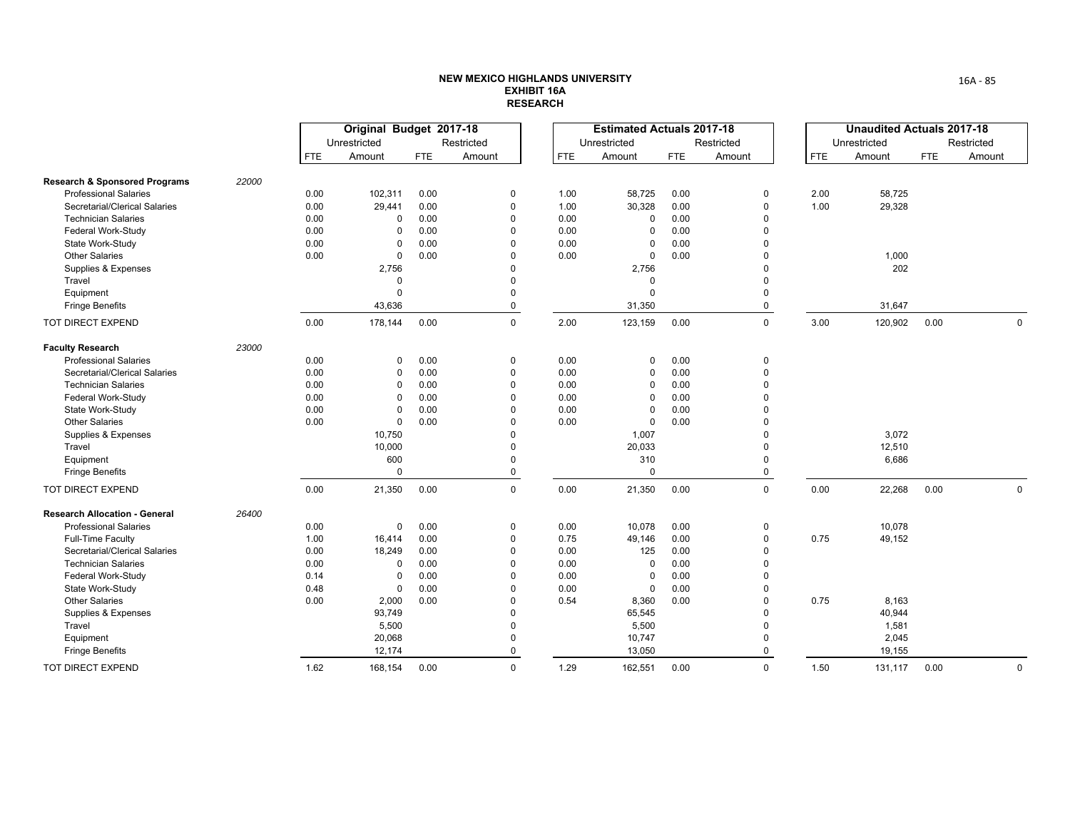**NEW MEXICO HIGHLANDS UNIVERSITY**
**EXHIBIT 16A**
**RESEARCH**

| | | Original Budget 2017-18 | | | | Estimated Actuals 2017-18 | | | | Unaudited Actuals 2017-18 | | | |
|---|---|---|---|---|---|---|---|---|---|---|---|---|---|
| | | Unrestricted | | Restricted | | Unrestricted | | Restricted | | Unrestricted | | Restricted | |
| | | FTE | Amount | FTE | Amount | FTE | Amount | FTE | Amount | FTE | Amount | FTE | Amount |
| **Research & Sponsored Programs** | 22000 | | | | | | | | | | | | |
| Professional Salaries | | 0.00 | 102,311 | 0.00 | 0 | 1.00 | 58,725 | 0.00 | 0 | 2.00 | 58,725 | | |
| Secretarial/Clerical Salaries | | 0.00 | 29,441 | 0.00 | 0 | 1.00 | 30,328 | 0.00 | 0 | 1.00 | 29,328 | | |
| Technician Salaries | | 0.00 | 0 | 0.00 | 0 | 0.00 | 0 | 0.00 | 0 | | | | |
| Federal Work-Study | | 0.00 | 0 | 0.00 | 0 | 0.00 | 0 | 0.00 | 0 | | | | |
| State Work-Study | | 0.00 | 0 | 0.00 | 0 | 0.00 | 0 | 0.00 | 0 | | | | |
| Other Salaries | | 0.00 | 0 | 0.00 | 0 | 0.00 | 0 | 0.00 | 0 | | 1,000 | | |
| Supplies & Expenses | | | 2,756 | | 0 | | 2,756 | | 0 | | 202 | | |
| Travel | | | 0 | | 0 | | 0 | | 0 | | | | |
| Equipment | | | 0 | | 0 | | 0 | | 0 | | | | |
| Fringe Benefits | | | 43,636 | | 0 | | 31,350 | | 0 | | 31,647 | | |
| TOT DIRECT EXPEND | | 0.00 | 178,144 | 0.00 | 0 | 2.00 | 123,159 | 0.00 | 0 | 3.00 | 120,902 | 0.00 | 0 |
| **Faculty Research** | 23000 | | | | | | | | | | | | |
| Professional Salaries | | 0.00 | 0 | 0.00 | 0 | 0.00 | 0 | 0.00 | 0 | | | | |
| Secretarial/Clerical Salaries | | 0.00 | 0 | 0.00 | 0 | 0.00 | 0 | 0.00 | 0 | | | | |
| Technician Salaries | | 0.00 | 0 | 0.00 | 0 | 0.00 | 0 | 0.00 | 0 | | | | |
| Federal Work-Study | | 0.00 | 0 | 0.00 | 0 | 0.00 | 0 | 0.00 | 0 | | | | |
| State Work-Study | | 0.00 | 0 | 0.00 | 0 | 0.00 | 0 | 0.00 | 0 | | | | |
| Other Salaries | | 0.00 | 0 | 0.00 | 0 | 0.00 | 0 | 0.00 | 0 | | | | |
| Supplies & Expenses | | | 10,750 | | 0 | | 1,007 | | 0 | | 3,072 | | |
| Travel | | | 10,000 | | 0 | | 20,033 | | 0 | | 12,510 | | |
| Equipment | | | 600 | | 0 | | 310 | | 0 | | 6,686 | | |
| Fringe Benefits | | | 0 | | 0 | | 0 | | 0 | | | | |
| TOT DIRECT EXPEND | | 0.00 | 21,350 | 0.00 | 0 | 0.00 | 21,350 | 0.00 | 0 | 0.00 | 22,268 | 0.00 | 0 |
| **Research Allocation - General** | 26400 | | | | | | | | | | | | |
| Professional Salaries | | 0.00 | 0 | 0.00 | 0 | 0.00 | 10,078 | 0.00 | 0 | | 10,078 | | |
| Full-Time Faculty | | 1.00 | 16,414 | 0.00 | 0 | 0.75 | 49,146 | 0.00 | 0 | 0.75 | 49,152 | | |
| Secretarial/Clerical Salaries | | 0.00 | 18,249 | 0.00 | 0 | 0.00 | 125 | 0.00 | 0 | | | | |
| Technician Salaries | | 0.00 | 0 | 0.00 | 0 | 0.00 | 0 | 0.00 | 0 | | | | |
| Federal Work-Study | | 0.14 | 0 | 0.00 | 0 | 0.00 | 0 | 0.00 | 0 | | | | |
| State Work-Study | | 0.48 | 0 | 0.00 | 0 | 0.00 | 0 | 0.00 | 0 | | | | |
| Other Salaries | | 0.00 | 2,000 | 0.00 | 0 | 0.54 | 8,360 | 0.00 | 0 | 0.75 | 8,163 | | |
| Supplies & Expenses | | | 93,749 | | 0 | | 65,545 | | 0 | | 40,944 | | |
| Travel | | | 5,500 | | 0 | | 5,500 | | 0 | | 1,581 | | |
| Equipment | | | 20,068 | | 0 | | 10,747 | | 0 | | 2,045 | | |
| Fringe Benefits | | | 12,174 | | 0 | | 13,050 | | 0 | | 19,155 | | |
| TOT DIRECT EXPEND | | 1.62 | 168,154 | 0.00 | 0 | 1.29 | 162,551 | 0.00 | 0 | 1.50 | 131,117 | 0.00 | 0 |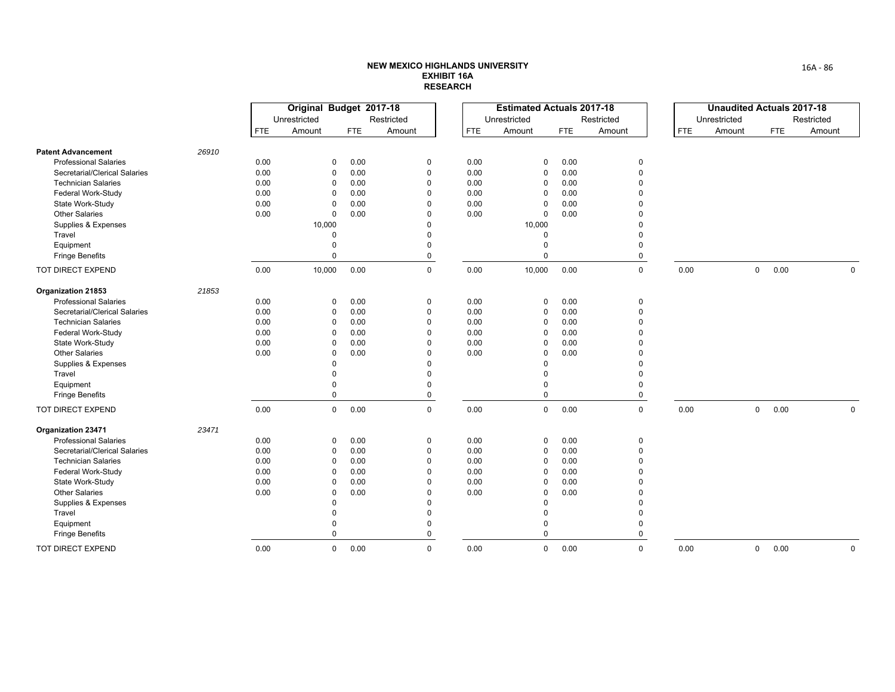**NEW MEXICO HIGHLANDS UNIVERSITY**
**EXHIBIT 16A**
**RESEARCH**

| | | Original Budget 2017-18 | | | | Estimated Actuals 2017-18 | | | | Unaudited Actuals 2017-18 | | | |
|---|---|---|---|---|---|---|---|---|---|---|---|---|---|
| | | Unrestricted | | Restricted | | Unrestricted | | Restricted | | Unrestricted | | Restricted | |
| | | FTE | Amount | FTE | Amount | FTE | Amount | FTE | Amount | FTE | Amount | FTE | Amount |
| **Patent Advancement** | *26910* | | | | | | | | | | | | |
| Professional Salaries | | 0.00 | 0 | 0.00 | 0 | 0.00 | 0 | 0.00 | 0 | | | | |
| Secretarial/Clerical Salaries | | 0.00 | 0 | 0.00 | 0 | 0.00 | 0 | 0.00 | 0 | | | | |
| Technician Salaries | | 0.00 | 0 | 0.00 | 0 | 0.00 | 0 | 0.00 | 0 | | | | |
| Federal Work-Study | | 0.00 | 0 | 0.00 | 0 | 0.00 | 0 | 0.00 | 0 | | | | |
| State Work-Study | | 0.00 | 0 | 0.00 | 0 | 0.00 | 0 | 0.00 | 0 | | | | |
| Other Salaries | | 0.00 | 0 | 0.00 | 0 | 0.00 | 0 | 0.00 | 0 | | | | |
| Supplies & Expenses | | | 10,000 | | 0 | | 10,000 | | 0 | | | | |
| Travel | | | 0 | | 0 | | 0 | | 0 | | | | |
| Equipment | | | 0 | | 0 | | 0 | | 0 | | | | |
| Fringe Benefits | | | 0 | | 0 | | 0 | | 0 | | | | |
| TOT DIRECT EXPEND | | 0.00 | 10,000 | 0.00 | 0 | 0.00 | 10,000 | 0.00 | 0 | 0.00 | 0 | 0.00 | 0 |
| **Organization 21853** | *21853* | | | | | | | | | | | | |
| Professional Salaries | | 0.00 | 0 | 0.00 | 0 | 0.00 | 0 | 0.00 | 0 | | | | |
| Secretarial/Clerical Salaries | | 0.00 | 0 | 0.00 | 0 | 0.00 | 0 | 0.00 | 0 | | | | |
| Technician Salaries | | 0.00 | 0 | 0.00 | 0 | 0.00 | 0 | 0.00 | 0 | | | | |
| Federal Work-Study | | 0.00 | 0 | 0.00 | 0 | 0.00 | 0 | 0.00 | 0 | | | | |
| State Work-Study | | 0.00 | 0 | 0.00 | 0 | 0.00 | 0 | 0.00 | 0 | | | | |
| Other Salaries | | 0.00 | 0 | 0.00 | 0 | 0.00 | 0 | 0.00 | 0 | | | | |
| Supplies & Expenses | | | 0 | | 0 | | 0 | | 0 | | | | |
| Travel | | | 0 | | 0 | | 0 | | 0 | | | | |
| Equipment | | | 0 | | 0 | | 0 | | 0 | | | | |
| Fringe Benefits | | | 0 | | 0 | | 0 | | 0 | | | | |
| TOT DIRECT EXPEND | | 0.00 | 0 | 0.00 | 0 | 0.00 | 0 | 0.00 | 0 | 0.00 | 0 | 0.00 | 0 |
| **Organization 23471** | *23471* | | | | | | | | | | | | |
| Professional Salaries | | 0.00 | 0 | 0.00 | 0 | 0.00 | 0 | 0.00 | 0 | | | | |
| Secretarial/Clerical Salaries | | 0.00 | 0 | 0.00 | 0 | 0.00 | 0 | 0.00 | 0 | | | | |
| Technician Salaries | | 0.00 | 0 | 0.00 | 0 | 0.00 | 0 | 0.00 | 0 | | | | |
| Federal Work-Study | | 0.00 | 0 | 0.00 | 0 | 0.00 | 0 | 0.00 | 0 | | | | |
| State Work-Study | | 0.00 | 0 | 0.00 | 0 | 0.00 | 0 | 0.00 | 0 | | | | |
| Other Salaries | | 0.00 | 0 | 0.00 | 0 | 0.00 | 0 | 0.00 | 0 | | | | |
| Supplies & Expenses | | | 0 | | 0 | | 0 | | 0 | | | | |
| Travel | | | 0 | | 0 | | 0 | | 0 | | | | |
| Equipment | | | 0 | | 0 | | 0 | | 0 | | | | |
| Fringe Benefits | | | 0 | | 0 | | 0 | | 0 | | | | |
| TOT DIRECT EXPEND | | 0.00 | 0 | 0.00 | 0 | 0.00 | 0 | 0.00 | 0 | 0.00 | 0 | 0.00 | 0 |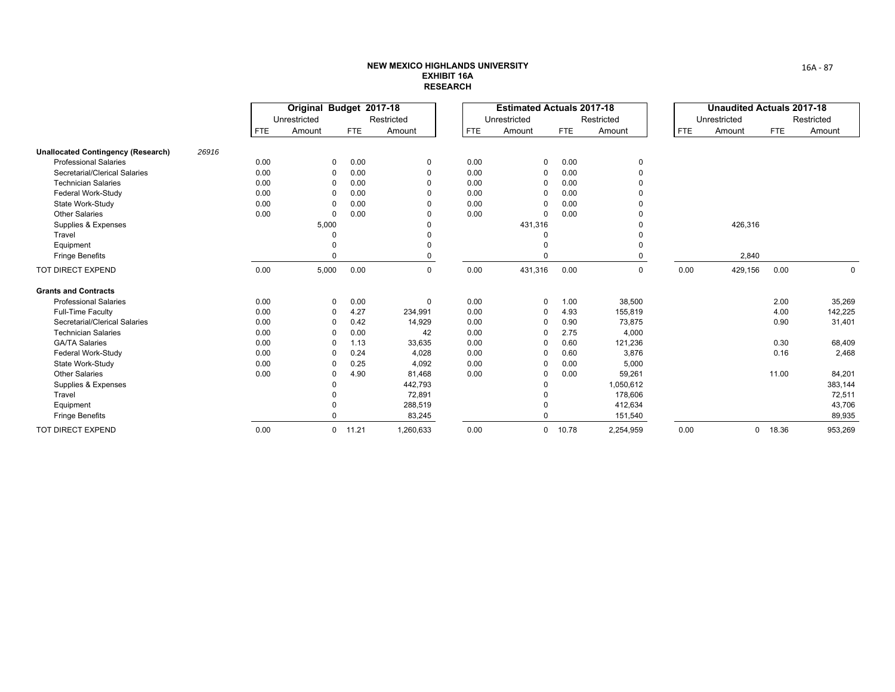**NEW MEXICO HIGHLANDS UNIVERSITY**
**EXHIBIT 16A**
**RESEARCH**

| | | Original Budget 2017-18 | | | | Estimated Actuals 2017-18 | | | | Unaudited Actuals 2017-18 | | | |
|---|---|---|---|---|---|---|---|---|---|---|---|---|---|
| | | Unrestricted | | Restricted | | Unrestricted | | Restricted | | Unrestricted | | Restricted | |
| | | FTE | Amount | FTE | Amount | FTE | Amount | FTE | Amount | FTE | Amount | FTE | Amount |
| **Unallocated Contingency (Research)** | 26916 | | | | | | | | | | | | |
| Professional Salaries | | 0.00 | 0 | 0.00 | 0 | 0.00 | 0 | 0.00 | 0 | | | | |
| Secretarial/Clerical Salaries | | 0.00 | 0 | 0.00 | 0 | 0.00 | 0 | 0.00 | 0 | | | | |
| Technician Salaries | | 0.00 | 0 | 0.00 | 0 | 0.00 | 0 | 0.00 | 0 | | | | |
| Federal Work-Study | | 0.00 | 0 | 0.00 | 0 | 0.00 | 0 | 0.00 | 0 | | | | |
| State Work-Study | | 0.00 | 0 | 0.00 | 0 | 0.00 | 0 | 0.00 | 0 | | | | |
| Other Salaries | | 0.00 | 0 | 0.00 | 0 | 0.00 | 0 | 0.00 | 0 | | | | |
| Supplies & Expenses | | | 5,000 | | 0 | | 431,316 | | 0 | | 426,316 | | |
| Travel | | | 0 | | 0 | | 0 | | 0 | | | | |
| Equipment | | | 0 | | 0 | | 0 | | 0 | | | | |
| Fringe Benefits | | | 0 | | 0 | | 0 | | 0 | | 2,840 | | |
| TOT DIRECT EXPEND | | 0.00 | 5,000 | 0.00 | 0 | 0.00 | 431,316 | 0.00 | 0 | 0.00 | 429,156 | 0.00 | 0 |
| **Grants and Contracts** | | | | | | | | | | | | | |
| Professional Salaries | | 0.00 | 0 | 0.00 | 0 | 0.00 | 0 | 1.00 | 38,500 | | | 2.00 | 35,269 |
| Full-Time Faculty | | 0.00 | 0 | 4.27 | 234,991 | 0.00 | 0 | 4.93 | 155,819 | | | 4.00 | 142,225 |
| Secretarial/Clerical Salaries | | 0.00 | 0 | 0.42 | 14,929 | 0.00 | 0 | 0.90 | 73,875 | | | 0.90 | 31,401 |
| Technician Salaries | | 0.00 | 0 | 0.00 | 42 | 0.00 | 0 | 2.75 | 4,000 | | | | |
| GA/TA Salaries | | 0.00 | 0 | 1.13 | 33,635 | 0.00 | 0 | 0.60 | 121,236 | | | 0.30 | 68,409 |
| Federal Work-Study | | 0.00 | 0 | 0.24 | 4,028 | 0.00 | 0 | 0.60 | 3,876 | | | 0.16 | 2,468 |
| State Work-Study | | 0.00 | 0 | 0.25 | 4,092 | 0.00 | 0 | 0.00 | 5,000 | | | | |
| Other Salaries | | 0.00 | 0 | 4.90 | 81,468 | 0.00 | 0 | 0.00 | 59,261 | | | 11.00 | 84,201 |
| Supplies & Expenses | | | 0 | | 442,793 | | 0 | | 1,050,612 | | | | 383,144 |
| Travel | | | 0 | | 72,891 | | 0 | | 178,606 | | | | 72,511 |
| Equipment | | | 0 | | 288,519 | | 0 | | 412,634 | | | | 43,706 |
| Fringe Benefits | | | 0 | | 83,245 | | 0 | | 151,540 | | | | 89,935 |
| TOT DIRECT EXPEND | | 0.00 | 0 | 11.21 | 1,260,633 | 0.00 | 0 | 10.78 | 2,254,959 | 0.00 | 0 | 18.36 | 953,269 |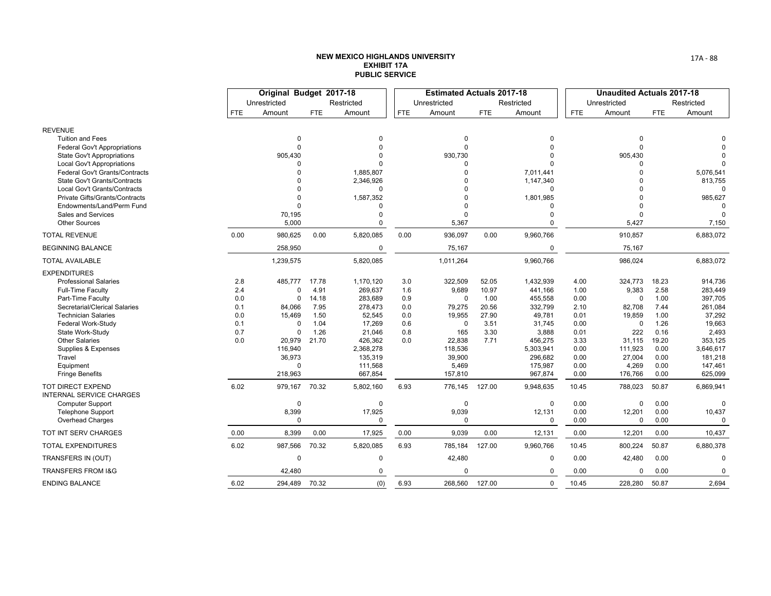**NEW MEXICO HIGHLANDS UNIVERSITY**
**EXHIBIT 17A**
**PUBLIC SERVICE**

| | Original Budget 2017-18 | | | | Estimated Actuals 2017-18 | | | | Unaudited Actuals 2017-18 | | | |
|---|---|---|---|---|---|---|---|---|---|---|---|---|
| | Unrestricted | | Restricted | | Unrestricted | | Restricted | | Unrestricted | | Restricted | |
| | FTE | Amount | FTE | Amount | FTE | Amount | FTE | Amount | FTE | Amount | FTE | Amount |
| REVENUE | | | | | | | | | | | | |
| Tuition and Fees | | 0 | | 0 | | 0 | | 0 | | 0 | | 0 |
| Federal Gov't Appropriations | | 0 | | 0 | | 0 | | 0 | | 0 | | 0 |
| State Gov't Appropriations | | 905,430 | | 0 | | 930,730 | | 0 | | 905,430 | | 0 |
| Local Gov't Appropriations | | 0 | | 0 | | 0 | | 0 | | 0 | | 0 |
| Federal Gov't Grants/Contracts | | 0 | | 1,885,807 | | 0 | | 7,011,441 | | 0 | | 5,076,541 |
| State Gov't Grants/Contracts | | 0 | | 2,346,926 | | 0 | | 1,147,340 | | 0 | | 813,755 |
| Local Gov't Grants/Contracts | | 0 | | 0 | | 0 | | 0 | | 0 | | 0 |
| Private Gifts/Grants/Contracts | | 0 | | 1,587,352 | | 0 | | 1,801,985 | | 0 | | 985,627 |
| Endowments/Land/Perm Fund | | 0 | | 0 | | 0 | | 0 | | 0 | | 0 |
| Sales and Services | | 70,195 | | 0 | | 0 | | 0 | | 0 | | 0 |
| Other Sources | | 5,000 | | 0 | | 5,367 | | 0 | | 5,427 | | 7,150 |
| TOTAL REVENUE | 0.00 | 980,625 | 0.00 | 5,820,085 | 0.00 | 936,097 | 0.00 | 9,960,766 | | 910,857 | | 6,883,072 |
| BEGINNING BALANCE | | 258,950 | | 0 | | 75,167 | | 0 | | 75,167 | | |
| TOTAL AVAILABLE | | 1,239,575 | | 5,820,085 | | 1,011,264 | | 9,960,766 | | 986,024 | | 6,883,072 |
| EXPENDITURES | | | | | | | | | | | | |
| Professional Salaries | 2.8 | 485,777 | 17.78 | 1,170,120 | 3.0 | 322,509 | 52.05 | 1,432,939 | 4.00 | 324,773 | 18.23 | 914,736 |
| Full-Time Faculty | 2.4 | 0 | 4.91 | 269,637 | 1.6 | 9,689 | 10.97 | 441,166 | 1.00 | 9,383 | 2.58 | 283,449 |
| Part-Time Faculty | 0.0 | 0 | 14.18 | 283,689 | 0.9 | 0 | 1.00 | 455,558 | 0.00 | 0 | 1.00 | 397,705 |
| Secretarial/Clerical Salaries | 0.1 | 84,066 | 7.95 | 278,473 | 0.0 | 79,275 | 20.56 | 332,799 | 2.10 | 82,708 | 7.44 | 261,084 |
| Technician Salaries | 0.0 | 15,469 | 1.50 | 52,545 | 0.0 | 19,955 | 27.90 | 49,781 | 0.01 | 19,859 | 1.00 | 37,292 |
| Federal Work-Study | 0.1 | 0 | 1.04 | 17,269 | 0.6 | 0 | 3.51 | 31,745 | 0.00 | 0 | 1.26 | 19,663 |
| State Work-Study | 0.7 | 0 | 1.26 | 21,046 | 0.8 | 165 | 3.30 | 3,888 | 0.01 | 222 | 0.16 | 2,493 |
| Other Salaries | 0.0 | 20,979 | 21.70 | 426,362 | 0.0 | 22,838 | 7.71 | 456,275 | 3.33 | 31,115 | 19.20 | 353,125 |
| Supplies & Expenses | | 116,940 | | 2,368,278 | | 118,536 | | 5,303,941 | 0.00 | 111,923 | 0.00 | 3,646,617 |
| Travel | | 36,973 | | 135,319 | | 39,900 | | 296,682 | 0.00 | 27,004 | 0.00 | 181,218 |
| Equipment | | 0 | | 111,568 | | 5,469 | | 175,987 | 0.00 | 4,269 | 0.00 | 147,461 |
| Fringe Benefits | | 218,963 | | 667,854 | | 157,810 | | 967,874 | 0.00 | 176,766 | 0.00 | 625,099 |
| TOT DIRECT EXPEND | 6.02 | 979,167 | 70.32 | 5,802,160 | 6.93 | 776,145 | 127.00 | 9,948,635 | 10.45 | 788,023 | 50.87 | 6,869,941 |
| INTERNAL SERVICE CHARGES | | | | | | | | | | | | |
| Computer Support | | 0 | | 0 | | 0 | | 0 | 0.00 | 0 | 0.00 | 0 |
| Telephone Support | | 8,399 | | 17,925 | | 9,039 | | 12,131 | 0.00 | 12,201 | 0.00 | 10,437 |
| Overhead Charges | | 0 | | 0 | | 0 | | 0 | 0.00 | 0 | 0.00 | 0 |
| TOT INT SERV CHARGES | 0.00 | 8,399 | 0.00 | 17,925 | 0.00 | 9,039 | 0.00 | 12,131 | 0.00 | 12,201 | 0.00 | 10,437 |
| TOTAL EXPENDITURES | 6.02 | 987,566 | 70.32 | 5,820,085 | 6.93 | 785,184 | 127.00 | 9,960,766 | 10.45 | 800,224 | 50.87 | 6,880,378 |
| TRANSFERS IN (OUT) | | 0 | | 0 | | 42,480 | | 0 | 0.00 | 42,480 | 0.00 | 0 |
| TRANSFERS FROM I&G | | 42,480 | | 0 | | 0 | | 0 | 0.00 | 0 | 0.00 | 0 |
| ENDING BALANCE | 6.02 | 294,489 | 70.32 | (0) | 6.93 | 268,560 | 127.00 | 0 | 10.45 | 228,280 | 50.87 | 2,694 |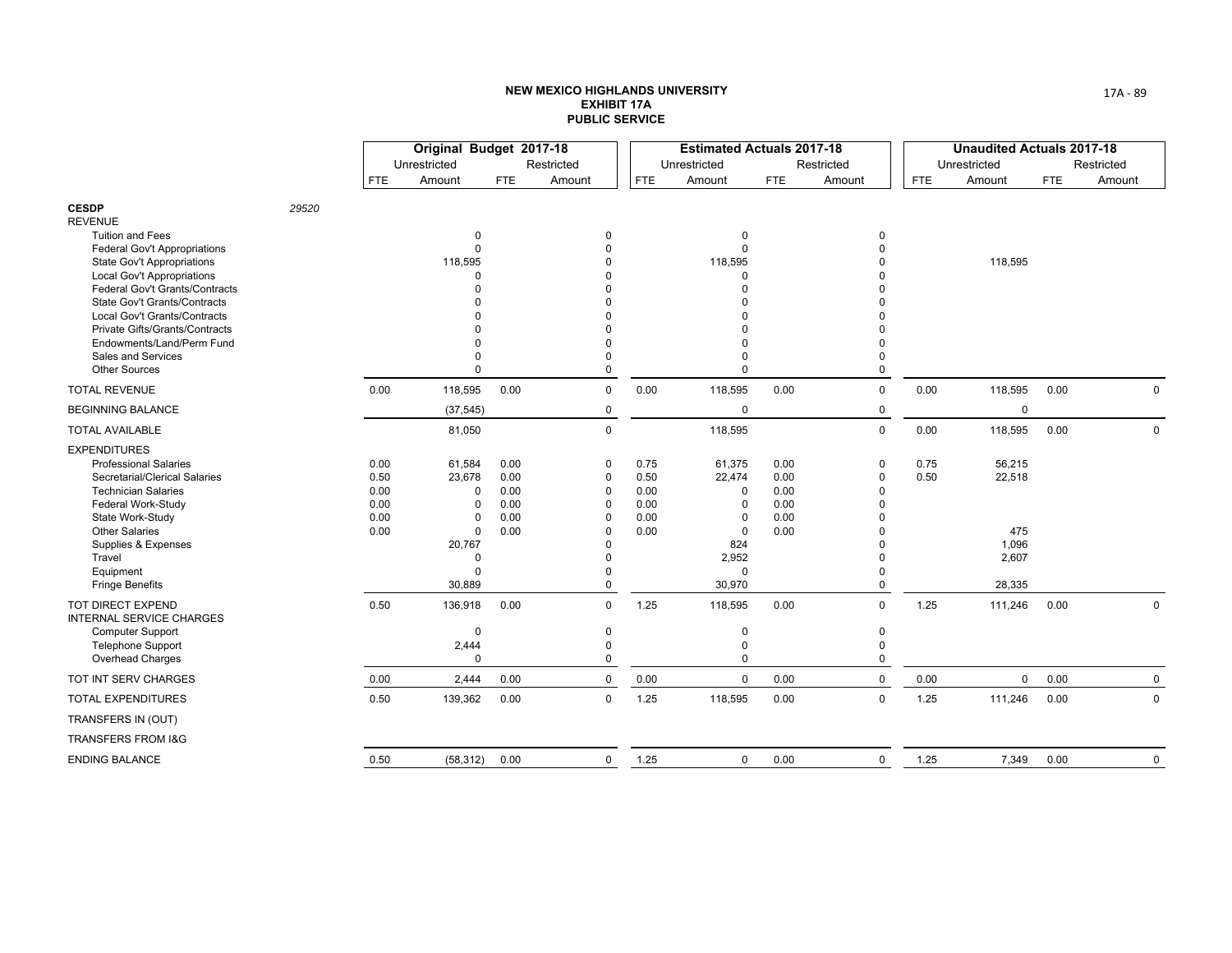**NEW MEXICO HIGHLANDS UNIVERSITY**
**EXHIBIT 17A**
**PUBLIC SERVICE**

| | | Original Budget 2017-18 | | | | Estimated Actuals 2017-18 | | | | Unaudited Actuals 2017-18 | | | |
|---|---|---|---|---|---|---|---|---|---|---|---|---|---|
| | | Unrestricted | | Restricted | | Unrestricted | | Restricted | | Unrestricted | | Restricted | |
| | | FTE | Amount | FTE | Amount | FTE | Amount | FTE | Amount | FTE | Amount | FTE | Amount |
| **CESDP** | *29520* | | | | | | | | | | | | |
| REVENUE | | | | | | | | | | | | | |
| Tuition and Fees | | | 0 | | 0 | | 0 | | 0 | | | | |
| Federal Gov't Appropriations | | | 0 | | 0 | | 0 | | 0 | | | | |
| State Gov't Appropriations | | | 118,595 | | 0 | | 118,595 | | 0 | | 118,595 | | |
| Local Gov't Appropriations | | | 0 | | 0 | | 0 | | 0 | | | | |
| Federal Gov't Grants/Contracts | | | 0 | | 0 | | 0 | | 0 | | | | |
| State Gov't Grants/Contracts | | | 0 | | 0 | | 0 | | 0 | | | | |
| Local Gov't Grants/Contracts | | | 0 | | 0 | | 0 | | 0 | | | | |
| Private Gifts/Grants/Contracts | | | 0 | | 0 | | 0 | | 0 | | | | |
| Endowments/Land/Perm Fund | | | 0 | | 0 | | 0 | | 0 | | | | |
| Sales and Services | | | 0 | | 0 | | 0 | | 0 | | | | |
| Other Sources | | | 0 | | 0 | | 0 | | 0 | | | | |
| TOTAL REVENUE | | 0.00 | 118,595 | 0.00 | 0 | 0.00 | 118,595 | 0.00 | 0 | 0.00 | 118,595 | 0.00 | 0 |
| BEGINNING BALANCE | | | (37,545) | | 0 | | 0 | | 0 | | 0 | | |
| TOTAL AVAILABLE | | | 81,050 | | 0 | | 118,595 | | 0 | 0.00 | 118,595 | 0.00 | 0 |
| EXPENDITURES | | | | | | | | | | | | | |
| Professional Salaries | | 0.00 | 61,584 | 0.00 | 0 | 0.75 | 61,375 | 0.00 | 0 | 0.75 | 56,215 | | |
| Secretarial/Clerical Salaries | | 0.50 | 23,678 | 0.00 | 0 | 0.50 | 22,474 | 0.00 | 0 | 0.50 | 22,518 | | |
| Technician Salaries | | 0.00 | 0 | 0.00 | 0 | 0.00 | 0 | 0.00 | 0 | | | | |
| Federal Work-Study | | 0.00 | 0 | 0.00 | 0 | 0.00 | 0 | 0.00 | 0 | | | | |
| State Work-Study | | 0.00 | 0 | 0.00 | 0 | 0.00 | 0 | 0.00 | 0 | | | | |
| Other Salaries | | 0.00 | 0 | 0.00 | 0 | 0.00 | 0 | 0.00 | 0 | | 475 | | |
| Supplies & Expenses | | | 20,767 | | 0 | | 824 | | 0 | | 1,096 | | |
| Travel | | | 0 | | 0 | | 2,952 | | 0 | | 2,607 | | |
| Equipment | | | 0 | | 0 | | 0 | | 0 | | | | |
| Fringe Benefits | | | 30,889 | | 0 | | 30,970 | | 0 | | 28,335 | | |
| TOT DIRECT EXPEND | | 0.50 | 136,918 | 0.00 | 0 | 1.25 | 118,595 | 0.00 | 0 | 1.25 | 111,246 | 0.00 | 0 |
| INTERNAL SERVICE CHARGES | | | | | | | | | | | | | |
| Computer Support | | | 0 | | 0 | | 0 | | 0 | | | | |
| Telephone Support | | | 2,444 | | 0 | | 0 | | 0 | | | | |
| Overhead Charges | | | 0 | | 0 | | 0 | | 0 | | | | |
| TOT INT SERV CHARGES | | 0.00 | 2,444 | 0.00 | 0 | 0.00 | 0 | 0.00 | 0 | 0.00 | 0 | 0.00 | 0 |
| TOTAL EXPENDITURES | | 0.50 | 139,362 | 0.00 | 0 | 1.25 | 118,595 | 0.00 | 0 | 1.25 | 111,246 | 0.00 | 0 |
| TRANSFERS IN (OUT) | | | | | | | | | | | | | |
| TRANSFERS FROM I&G | | | | | | | | | | | | | |
| ENDING BALANCE | | 0.50 | (58,312) | 0.00 | 0 | 1.25 | 0 | 0.00 | 0 | 1.25 | 7,349 | 0.00 | 0 |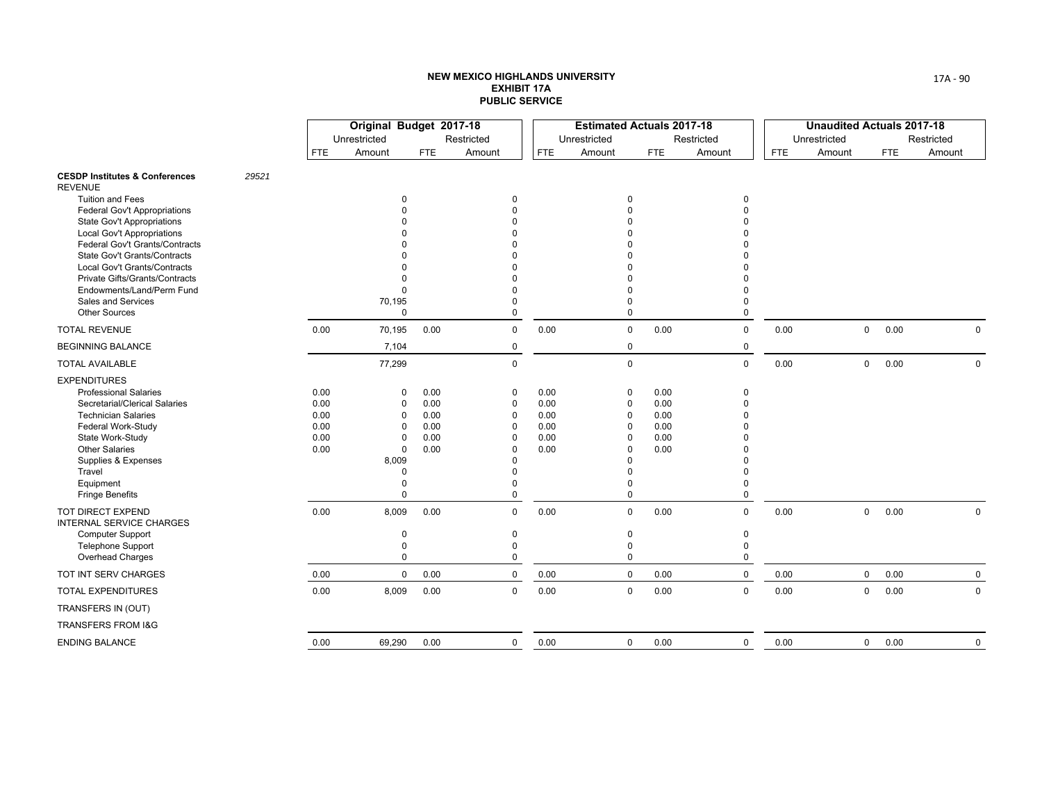# NEW MEXICO HIGHLANDS UNIVERSITY
## EXHIBIT 17A
## PUBLIC SERVICE

| | Original Budget 2017-18 | | | | Estimated Actuals 2017-18 | | | | Unaudited Actuals 2017-18 | | | |
|---|---|---|---|---|---|---|---|---|---|---|---|---|
| | Unrestricted | | Restricted | | Unrestricted | | Restricted | | Unrestricted | | Restricted | |
| | FTE | Amount | FTE | Amount | FTE | Amount | FTE | Amount | FTE | Amount | FTE | Amount |
| **CESDP Institutes & Conferences** *29521* | | | | | | | | | | | | |
| REVENUE | | | | | | | | | | | | |
| Tuition and Fees | | 0 | | 0 | | 0 | | 0 | | | | |
| Federal Gov't Appropriations | | 0 | | 0 | | 0 | | 0 | | | | |
| State Gov't Appropriations | | 0 | | 0 | | 0 | | 0 | | | | |
| Local Gov't Appropriations | | 0 | | 0 | | 0 | | 0 | | | | |
| Federal Gov't Grants/Contracts | | 0 | | 0 | | 0 | | 0 | | | | |
| State Gov't Grants/Contracts | | 0 | | 0 | | 0 | | 0 | | | | |
| Local Gov't Grants/Contracts | | 0 | | 0 | | 0 | | 0 | | | | |
| Private Gifts/Grants/Contracts | | 0 | | 0 | | 0 | | 0 | | | | |
| Endowments/Land/Perm Fund | | 0 | | 0 | | 0 | | 0 | | | | |
| Sales and Services | | 70,195 | | 0 | | 0 | | 0 | | | | |
| Other Sources | | 0 | | 0 | | 0 | | 0 | | | | |
| TOTAL REVENUE | 0.00 | 70,195 | 0.00 | 0 | 0.00 | 0 | 0.00 | 0 | 0.00 | 0 | 0.00 | 0 |
| BEGINNING BALANCE | | 7,104 | | 0 | | 0 | | 0 | | | | |
| TOTAL AVAILABLE | | 77,299 | | 0 | | 0 | | 0 | 0.00 | 0 | 0.00 | 0 |
| EXPENDITURES | | | | | | | | | | | | |
| Professional Salaries | 0.00 | 0 | 0.00 | 0 | 0.00 | 0 | 0.00 | 0 | | | | |
| Secretarial/Clerical Salaries | 0.00 | 0 | 0.00 | 0 | 0.00 | 0 | 0.00 | 0 | | | | |
| Technician Salaries | 0.00 | 0 | 0.00 | 0 | 0.00 | 0 | 0.00 | 0 | | | | |
| Federal Work-Study | 0.00 | 0 | 0.00 | 0 | 0.00 | 0 | 0.00 | 0 | | | | |
| State Work-Study | 0.00 | 0 | 0.00 | 0 | 0.00 | 0 | 0.00 | 0 | | | | |
| Other Salaries | 0.00 | 0 | 0.00 | 0 | 0.00 | 0 | 0.00 | 0 | | | | |
| Supplies & Expenses | | 8,009 | | 0 | | 0 | | 0 | | | | |
| Travel | | 0 | | 0 | | 0 | | 0 | | | | |
| Equipment | | 0 | | 0 | | 0 | | 0 | | | | |
| Fringe Benefits | | 0 | | 0 | | 0 | | 0 | | | | |
| TOT DIRECT EXPEND | 0.00 | 8,009 | 0.00 | 0 | 0.00 | 0 | 0.00 | 0 | 0.00 | 0 | 0.00 | 0 |
| INTERNAL SERVICE CHARGES | | | | | | | | | | | | |
| Computer Support | | 0 | | 0 | | 0 | | 0 | | | | |
| Telephone Support | | 0 | | 0 | | 0 | | 0 | | | | |
| Overhead Charges | | 0 | | 0 | | 0 | | 0 | | | | |
| TOT INT SERV CHARGES | 0.00 | 0 | 0.00 | 0 | 0.00 | 0 | 0.00 | 0 | 0.00 | 0 | 0.00 | 0 |
| TOTAL EXPENDITURES | 0.00 | 8,009 | 0.00 | 0 | 0.00 | 0 | 0.00 | 0 | 0.00 | 0 | 0.00 | 0 |
| TRANSFERS IN (OUT) | | | | | | | | | | | | |
| TRANSFERS FROM I&G | | | | | | | | | | | | |
| ENDING BALANCE | 0.00 | 69,290 | 0.00 | 0 | 0.00 | 0 | 0.00 | 0 | 0.00 | 0 | 0.00 | 0 |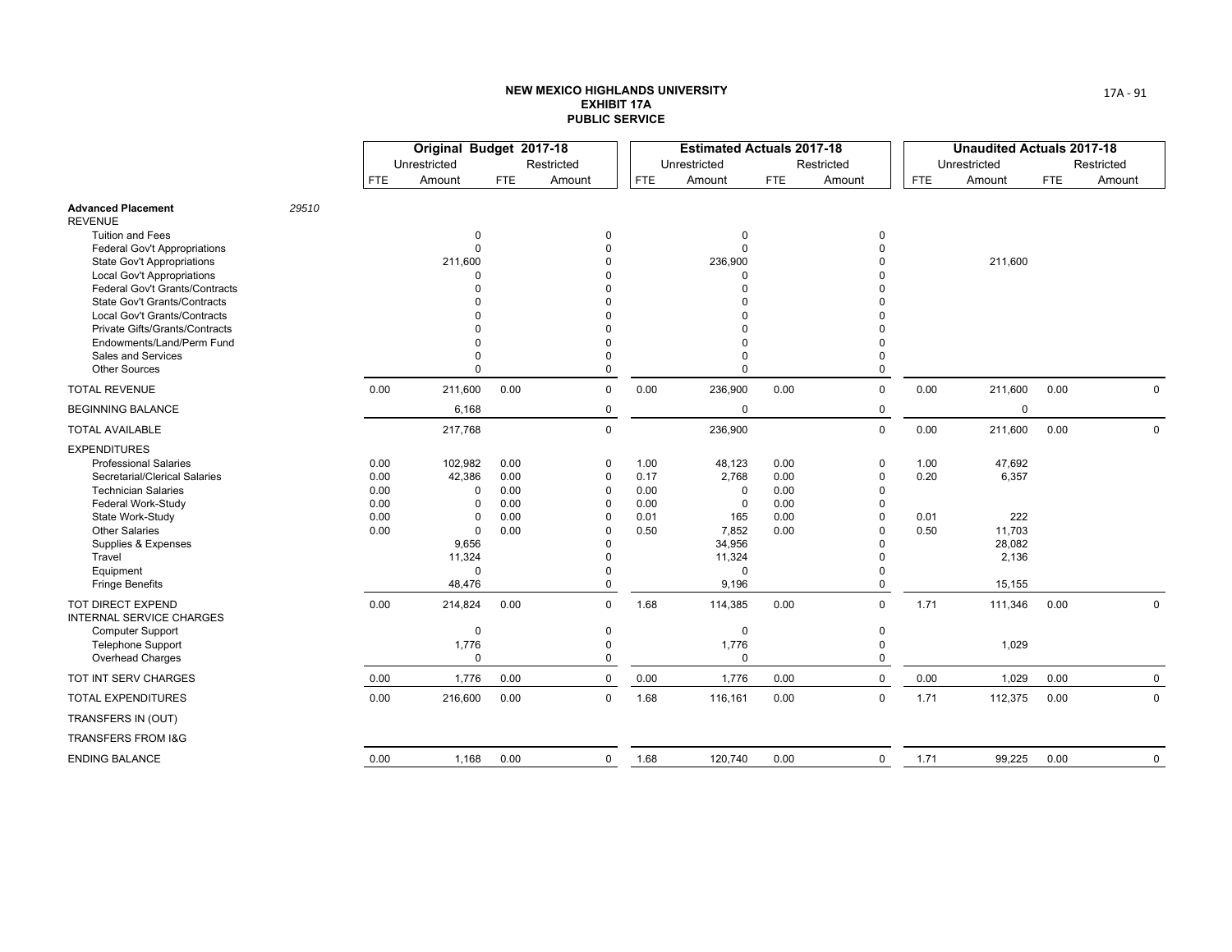**NEW MEXICO HIGHLANDS UNIVERSITY**
**EXHIBIT 17A**
**PUBLIC SERVICE**

| | | Original Budget 2017-18 | | | | Estimated Actuals 2017-18 | | | | Unaudited Actuals 2017-18 | | | |
|---|---|---|---|---|---|---|---|---|---|---|---|---|---|
| | | Unrestricted | | Restricted | | Unrestricted | | Restricted | | Unrestricted | | Restricted | |
| | | FTE | Amount | FTE | Amount | FTE | Amount | FTE | Amount | FTE | Amount | FTE | Amount |
| **Advanced Placement** | *29510* | | | | | | | | | | | | |
| REVENUE | | | | | | | | | | | | | |
| Tuition and Fees | | | 0 | | 0 | | 0 | | 0 | | | | |
| Federal Gov't Appropriations | | | 0 | | 0 | | 0 | | 0 | | | | |
| State Gov't Appropriations | | | 211,600 | | 0 | | 236,900 | | 0 | | 211,600 | | |
| Local Gov't Appropriations | | | 0 | | 0 | | 0 | | 0 | | | | |
| Federal Gov't Grants/Contracts | | | 0 | | 0 | | 0 | | 0 | | | | |
| State Gov't Grants/Contracts | | | 0 | | 0 | | 0 | | 0 | | | | |
| Local Gov't Grants/Contracts | | | 0 | | 0 | | 0 | | 0 | | | | |
| Private Gifts/Grants/Contracts | | | 0 | | 0 | | 0 | | 0 | | | | |
| Endowments/Land/Perm Fund | | | 0 | | 0 | | 0 | | 0 | | | | |
| Sales and Services | | | 0 | | 0 | | 0 | | 0 | | | | |
| Other Sources | | | 0 | | 0 | | 0 | | 0 | | | | |
| TOTAL REVENUE | | 0.00 | 211,600 | 0.00 | 0 | 0.00 | 236,900 | 0.00 | 0 | 0.00 | 211,600 | 0.00 | 0 |
| BEGINNING BALANCE | | | 6,168 | | 0 | | 0 | | 0 | | 0 | | |
| TOTAL AVAILABLE | | | 217,768 | | 0 | | 236,900 | | 0 | 0.00 | 211,600 | 0.00 | 0 |
| EXPENDITURES | | | | | | | | | | | | | |
| Professional Salaries | | 0.00 | 102,982 | 0.00 | 0 | 1.00 | 48,123 | 0.00 | 0 | 1.00 | 47,692 | | |
| Secretarial/Clerical Salaries | | 0.00 | 42,386 | 0.00 | 0 | 0.17 | 2,768 | 0.00 | 0 | 0.20 | 6,357 | | |
| Technician Salaries | | 0.00 | 0 | 0.00 | 0 | 0.00 | 0 | 0.00 | 0 | | | | |
| Federal Work-Study | | 0.00 | 0 | 0.00 | 0 | 0.00 | 0 | 0.00 | 0 | | | | |
| State Work-Study | | 0.00 | 0 | 0.00 | 0 | 0.01 | 165 | 0.00 | 0 | 0.01 | 222 | | |
| Other Salaries | | 0.00 | 0 | 0.00 | 0 | 0.50 | 7,852 | 0.00 | 0 | 0.50 | 11,703 | | |
| Supplies & Expenses | | | 9,656 | | 0 | | 34,956 | | 0 | | 28,082 | | |
| Travel | | | 11,324 | | 0 | | 11,324 | | 0 | | 2,136 | | |
| Equipment | | | 0 | | 0 | | 0 | | 0 | | | | |
| Fringe Benefits | | | 48,476 | | 0 | | 9,196 | | 0 | | 15,155 | | |
| TOT DIRECT EXPEND | | 0.00 | 214,824 | 0.00 | 0 | 1.68 | 114,385 | 0.00 | 0 | 1.71 | 111,346 | 0.00 | 0 |
| INTERNAL SERVICE CHARGES | | | | | | | | | | | | | |
| Computer Support | | | 0 | | 0 | | 0 | | 0 | | | | |
| Telephone Support | | | 1,776 | | 0 | | 1,776 | | 0 | | 1,029 | | |
| Overhead Charges | | | 0 | | 0 | | 0 | | 0 | | | | |
| TOT INT SERV CHARGES | | 0.00 | 1,776 | 0.00 | 0 | 0.00 | 1,776 | 0.00 | 0 | 0.00 | 1,029 | 0.00 | 0 |
| TOTAL EXPENDITURES | | 0.00 | 216,600 | 0.00 | 0 | 1.68 | 116,161 | 0.00 | 0 | 1.71 | 112,375 | 0.00 | 0 |
| TRANSFERS IN (OUT) | | | | | | | | | | | | | |
| TRANSFERS FROM I&G | | | | | | | | | | | | | |
| ENDING BALANCE | | 0.00 | 1,168 | 0.00 | 0 | 1.68 | 120,740 | 0.00 | 0 | 1.71 | 99,225 | 0.00 | 0 |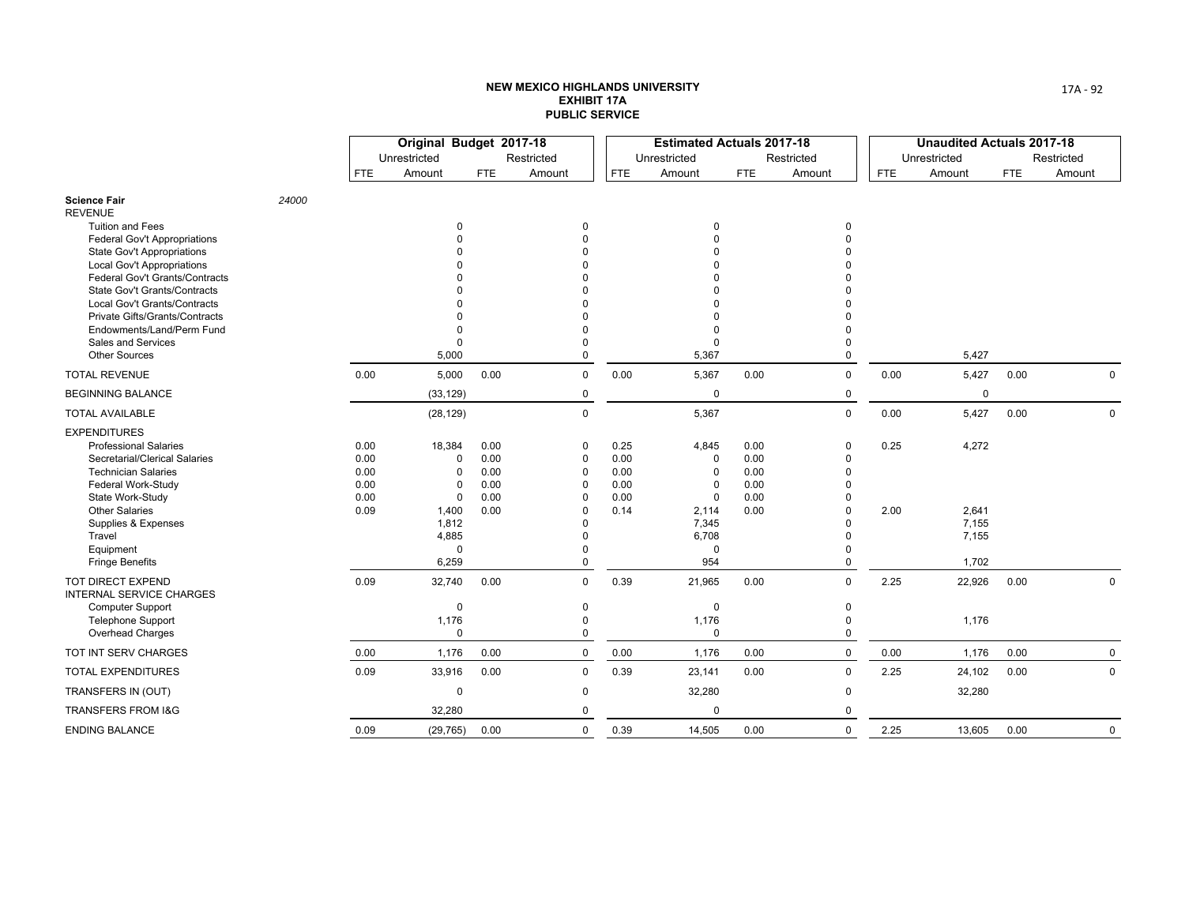# NEW MEXICO HIGHLANDS UNIVERSITY
## EXHIBIT 17A
## PUBLIC SERVICE

| | | Original Budget 2017-18 | | | | Estimated Actuals 2017-18 | | | | Unaudited Actuals 2017-18 | | | |
|---|---|---|---|---|---|---|---|---|---|---|---|---|---|
| | | Unrestricted | | Restricted | | Unrestricted | | Restricted | | Unrestricted | | Restricted | |
| | | FTE | Amount | FTE | Amount | FTE | Amount | FTE | Amount | FTE | Amount | FTE | Amount |
| **Science Fair** | 24000 | | | | | | | | | | | | |
| REVENUE | | | | | | | | | | | | | |
| Tuition and Fees | | | 0 | | 0 | | 0 | | 0 | | | | |
| Federal Gov't Appropriations | | | 0 | | 0 | | 0 | | 0 | | | | |
| State Gov't Appropriations | | | 0 | | 0 | | 0 | | 0 | | | | |
| Local Gov't Appropriations | | | 0 | | 0 | | 0 | | 0 | | | | |
| Federal Gov't Grants/Contracts | | | 0 | | 0 | | 0 | | 0 | | | | |
| State Gov't Grants/Contracts | | | 0 | | 0 | | 0 | | 0 | | | | |
| Local Gov't Grants/Contracts | | | 0 | | 0 | | 0 | | 0 | | | | |
| Private Gifts/Grants/Contracts | | | 0 | | 0 | | 0 | | 0 | | | | |
| Endowments/Land/Perm Fund | | | 0 | | 0 | | 0 | | 0 | | | | |
| Sales and Services | | | 0 | | 0 | | 0 | | 0 | | | | |
| Other Sources | | | 5,000 | | 0 | | 5,367 | | 0 | | 5,427 | | |
| TOTAL REVENUE | | 0.00 | 5,000 | 0.00 | 0 | 0.00 | 5,367 | 0.00 | 0 | 0.00 | 5,427 | 0.00 | 0 |
| BEGINNING BALANCE | | | (33,129) | | 0 | | 0 | | 0 | | 0 | | |
| TOTAL AVAILABLE | | | (28,129) | | 0 | | 5,367 | | 0 | 0.00 | 5,427 | 0.00 | 0 |
| EXPENDITURES | | | | | | | | | | | | | |
| Professional Salaries | | 0.00 | 18,384 | 0.00 | 0 | 0.25 | 4,845 | 0.00 | 0 | 0.25 | 4,272 | | |
| Secretarial/Clerical Salaries | | 0.00 | 0 | 0.00 | 0 | 0.00 | 0 | 0.00 | 0 | | | | |
| Technician Salaries | | 0.00 | 0 | 0.00 | 0 | 0.00 | 0 | 0.00 | 0 | | | | |
| Federal Work-Study | | 0.00 | 0 | 0.00 | 0 | 0.00 | 0 | 0.00 | 0 | | | | |
| State Work-Study | | 0.00 | 0 | 0.00 | 0 | 0.00 | 0 | 0.00 | 0 | | | | |
| Other Salaries | | 0.09 | 1,400 | 0.00 | 0 | 0.14 | 2,114 | 0.00 | 0 | 2.00 | 2,641 | | |
| Supplies & Expenses | | | 1,812 | | 0 | | 7,345 | | 0 | | 7,155 | | |
| Travel | | | 4,885 | | 0 | | 6,708 | | 0 | | 7,155 | | |
| Equipment | | | 0 | | 0 | | 0 | | 0 | | | | |
| Fringe Benefits | | | 6,259 | | 0 | | 954 | | 0 | | 1,702 | | |
| TOT DIRECT EXPEND | | 0.09 | 32,740 | 0.00 | 0 | 0.39 | 21,965 | 0.00 | 0 | 2.25 | 22,926 | 0.00 | 0 |
| INTERNAL SERVICE CHARGES | | | | | | | | | | | | | |
| Computer Support | | | 0 | | 0 | | 0 | | 0 | | | | |
| Telephone Support | | | 1,176 | | 0 | | 1,176 | | 0 | | 1,176 | | |
| Overhead Charges | | | 0 | | 0 | | 0 | | 0 | | | | |
| TOT INT SERV CHARGES | | 0.00 | 1,176 | 0.00 | 0 | 0.00 | 1,176 | 0.00 | 0 | 0.00 | 1,176 | 0.00 | 0 |
| TOTAL EXPENDITURES | | 0.09 | 33,916 | 0.00 | 0 | 0.39 | 23,141 | 0.00 | 0 | 2.25 | 24,102 | 0.00 | 0 |
| TRANSFERS IN (OUT) | | | 0 | | 0 | | 32,280 | | 0 | | 32,280 | | |
| TRANSFERS FROM I&G | | | 32,280 | | 0 | | 0 | | 0 | | | | |
| ENDING BALANCE | | 0.09 | (29,765) | 0.00 | 0 | 0.39 | 14,505 | 0.00 | 0 | 2.25 | 13,605 | 0.00 | 0 |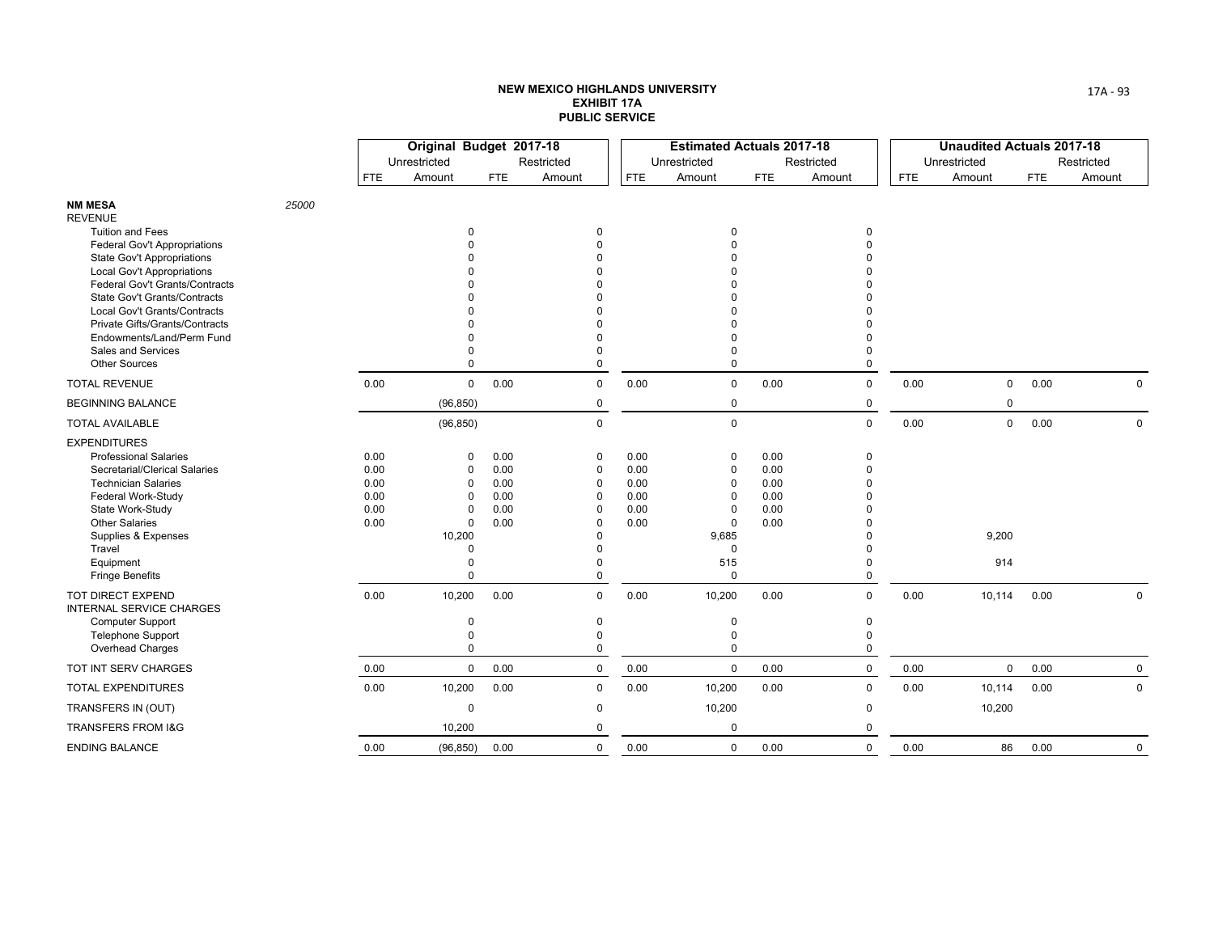**NEW MEXICO HIGHLANDS UNIVERSITY**
**EXHIBIT 17A**
**PUBLIC SERVICE**

| | | Original Budget 2017-18 | | | | Estimated Actuals 2017-18 | | | | Unaudited Actuals 2017-18 | | | |
|---|---|---|---|---|---|---|---|---|---|---|---|---|---|
| | | Unrestricted | | Restricted | | Unrestricted | | Restricted | | Unrestricted | | Restricted | |
| | | FTE | Amount | FTE | Amount | FTE | Amount | FTE | Amount | FTE | Amount | FTE | Amount |
| **NM MESA** | 25000 | | | | | | | | | | | | |
| REVENUE | | | | | | | | | | | | | |
| Tuition and Fees | | | 0 | | 0 | | 0 | | 0 | | | | |
| Federal Gov't Appropriations | | | 0 | | 0 | | 0 | | 0 | | | | |
| State Gov't Appropriations | | | 0 | | 0 | | 0 | | 0 | | | | |
| Local Gov't Appropriations | | | 0 | | 0 | | 0 | | 0 | | | | |
| Federal Gov't Grants/Contracts | | | 0 | | 0 | | 0 | | 0 | | | | |
| State Gov't Grants/Contracts | | | 0 | | 0 | | 0 | | 0 | | | | |
| Local Gov't Grants/Contracts | | | 0 | | 0 | | 0 | | 0 | | | | |
| Private Gifts/Grants/Contracts | | | 0 | | 0 | | 0 | | 0 | | | | |
| Endowments/Land/Perm Fund | | | 0 | | 0 | | 0 | | 0 | | | | |
| Sales and Services | | | 0 | | 0 | | 0 | | 0 | | | | |
| Other Sources | | | 0 | | 0 | | 0 | | 0 | | | | |
| TOTAL REVENUE | | 0.00 | 0 | 0.00 | 0 | 0.00 | 0 | 0.00 | 0 | 0.00 | 0 | 0.00 | 0 |
| BEGINNING BALANCE | | | (96,850) | | 0 | | 0 | | 0 | | 0 | | |
| TOTAL AVAILABLE | | | (96,850) | | 0 | | 0 | | 0 | 0.00 | 0 | 0.00 | 0 |
| EXPENDITURES | | | | | | | | | | | | | |
| Professional Salaries | | 0.00 | 0 | 0.00 | 0 | 0.00 | 0 | 0.00 | 0 | | | | |
| Secretarial/Clerical Salaries | | 0.00 | 0 | 0.00 | 0 | 0.00 | 0 | 0.00 | 0 | | | | |
| Technician Salaries | | 0.00 | 0 | 0.00 | 0 | 0.00 | 0 | 0.00 | 0 | | | | |
| Federal Work-Study | | 0.00 | 0 | 0.00 | 0 | 0.00 | 0 | 0.00 | 0 | | | | |
| State Work-Study | | 0.00 | 0 | 0.00 | 0 | 0.00 | 0 | 0.00 | 0 | | | | |
| Other Salaries | | 0.00 | 0 | 0.00 | 0 | 0.00 | 0 | 0.00 | 0 | | | | |
| Supplies & Expenses | | | 10,200 | | 0 | | 9,685 | | 0 | | 9,200 | | |
| Travel | | | 0 | | 0 | | 0 | | 0 | | | | |
| Equipment | | | 0 | | 0 | | 515 | | 0 | | 914 | | |
| Fringe Benefits | | | 0 | | 0 | | 0 | | 0 | | | | |
| TOT DIRECT EXPEND | | 0.00 | 10,200 | 0.00 | 0 | 0.00 | 10,200 | 0.00 | 0 | 0.00 | 10,114 | 0.00 | 0 |
| INTERNAL SERVICE CHARGES | | | | | | | | | | | | | |
| Computer Support | | | 0 | | 0 | | 0 | | 0 | | | | |
| Telephone Support | | | 0 | | 0 | | 0 | | 0 | | | | |
| Overhead Charges | | | 0 | | 0 | | 0 | | 0 | | | | |
| TOT INT SERV CHARGES | | 0.00 | 0 | 0.00 | 0 | 0.00 | 0 | 0.00 | 0 | 0.00 | 0 | 0.00 | 0 |
| TOTAL EXPENDITURES | | 0.00 | 10,200 | 0.00 | 0 | 0.00 | 10,200 | 0.00 | 0 | 0.00 | 10,114 | 0.00 | 0 |
| TRANSFERS IN (OUT) | | | 0 | | 0 | | 10,200 | | 0 | | 10,200 | | |
| TRANSFERS FROM I&G | | | 10,200 | | 0 | | 0 | | 0 | | | | |
| ENDING BALANCE | | 0.00 | (96,850) | 0.00 | 0 | 0.00 | 0 | 0.00 | 0 | 0.00 | 86 | 0.00 | 0 |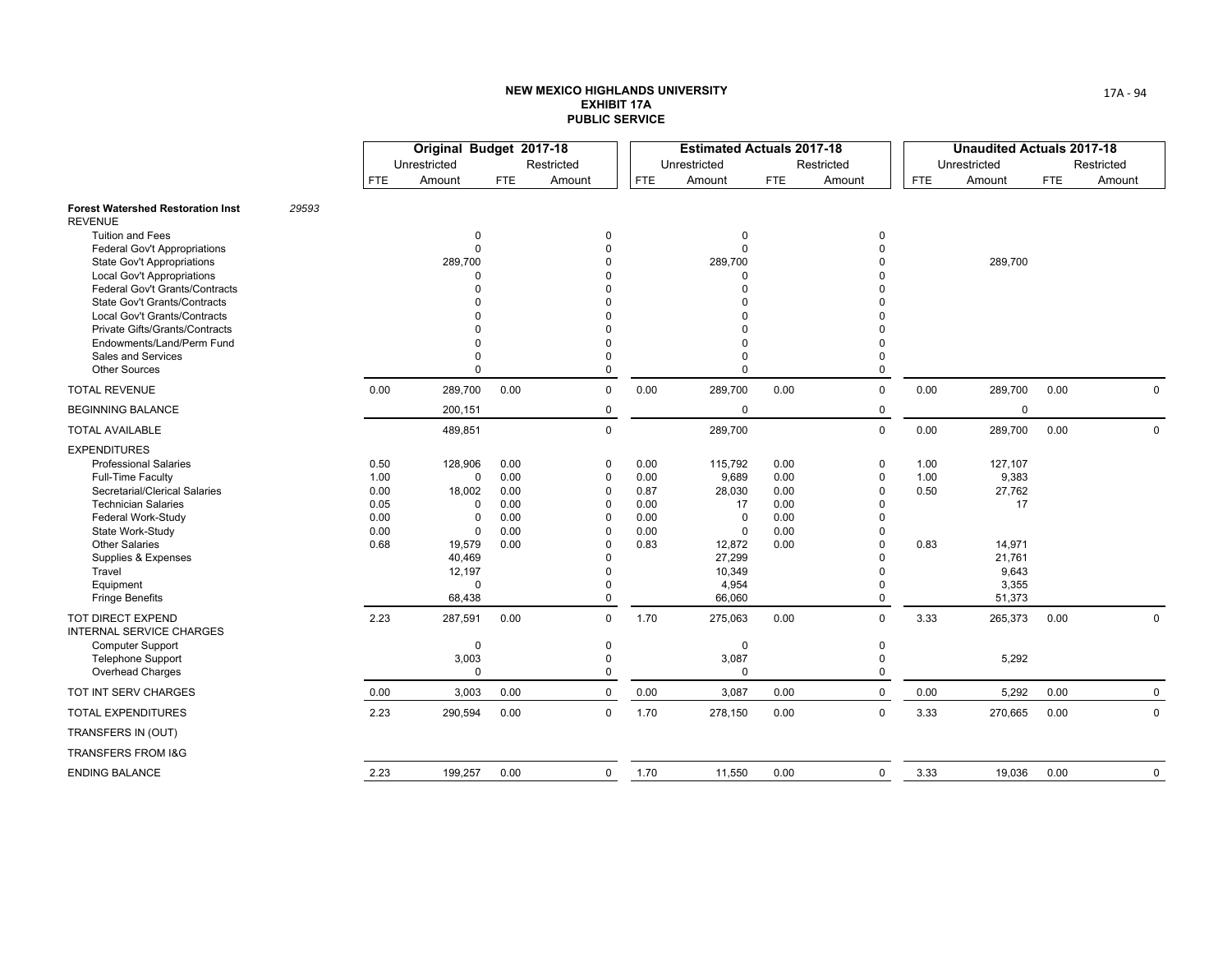# NEW MEXICO HIGHLANDS UNIVERSITY
## EXHIBIT 17A
## PUBLIC SERVICE

| | | Original Budget 2017-18 | | | | Estimated Actuals 2017-18 | | | | Unaudited Actuals 2017-18 | | | |
|---|---|---|---|---|---|---|---|---|---|---|---|---|---|
| | | Unrestricted | | Restricted | | Unrestricted | | Restricted | | Unrestricted | | Restricted | |
| | | FTE | Amount | FTE | Amount | FTE | Amount | FTE | Amount | FTE | Amount | FTE | Amount |
| **Forest Watershed Restoration Inst** | *29593* | | | | | | | | | | | | |
| REVENUE | | | | | | | | | | | | | |
| Tuition and Fees | | | 0 | | 0 | | 0 | | 0 | | | | |
| Federal Gov't Appropriations | | | 0 | | 0 | | 0 | | 0 | | | | |
| State Gov't Appropriations | | | 289,700 | | 0 | | 289,700 | | 0 | | 289,700 | | |
| Local Gov't Appropriations | | | 0 | | 0 | | 0 | | 0 | | | | |
| Federal Gov't Grants/Contracts | | | 0 | | 0 | | 0 | | 0 | | | | |
| State Gov't Grants/Contracts | | | 0 | | 0 | | 0 | | 0 | | | | |
| Local Gov't Grants/Contracts | | | 0 | | 0 | | 0 | | 0 | | | | |
| Private Gifts/Grants/Contracts | | | 0 | | 0 | | 0 | | 0 | | | | |
| Endowments/Land/Perm Fund | | | 0 | | 0 | | 0 | | 0 | | | | |
| Sales and Services | | | 0 | | 0 | | 0 | | 0 | | | | |
| Other Sources | | | 0 | | 0 | | 0 | | 0 | | | | |
| TOTAL REVENUE | | 0.00 | 289,700 | 0.00 | 0 | 0.00 | 289,700 | 0.00 | 0 | 0.00 | 289,700 | 0.00 | 0 |
| BEGINNING BALANCE | | | 200,151 | | 0 | | 0 | | 0 | | 0 | | |
| TOTAL AVAILABLE | | | 489,851 | | 0 | | 289,700 | | 0 | 0.00 | 289,700 | 0.00 | 0 |
| EXPENDITURES | | | | | | | | | | | | | |
| Professional Salaries | | 0.50 | 128,906 | 0.00 | 0 | 0.00 | 115,792 | 0.00 | 0 | 1.00 | 127,107 | | |
| Full-Time Faculty | | 1.00 | 0 | 0.00 | 0 | 0.00 | 9,689 | 0.00 | 0 | 1.00 | 9,383 | | |
| Secretarial/Clerical Salaries | | 0.00 | 18,002 | 0.00 | 0 | 0.87 | 28,030 | 0.00 | 0 | 0.50 | 27,762 | | |
| Technician Salaries | | 0.05 | 0 | 0.00 | 0 | 0.00 | 17 | 0.00 | 0 | | 17 | | |
| Federal Work-Study | | 0.00 | 0 | 0.00 | 0 | 0.00 | 0 | 0.00 | 0 | | | | |
| State Work-Study | | 0.00 | 0 | 0.00 | 0 | 0.00 | 0 | 0.00 | 0 | | | | |
| Other Salaries | | 0.68 | 19,579 | 0.00 | 0 | 0.83 | 12,872 | 0.00 | 0 | 0.83 | 14,971 | | |
| Supplies & Expenses | | | 40,469 | | 0 | | 27,299 | | 0 | | 21,761 | | |
| Travel | | | 12,197 | | 0 | | 10,349 | | 0 | | 9,643 | | |
| Equipment | | | 0 | | 0 | | 4,954 | | 0 | | 3,355 | | |
| Fringe Benefits | | | 68,438 | | 0 | | 66,060 | | 0 | | 51,373 | | |
| TOT DIRECT EXPEND | | 2.23 | 287,591 | 0.00 | 0 | 1.70 | 275,063 | 0.00 | 0 | 3.33 | 265,373 | 0.00 | 0 |
| INTERNAL SERVICE CHARGES | | | | | | | | | | | | | |
| Computer Support | | | 0 | | 0 | | 0 | | 0 | | | | |
| Telephone Support | | | 3,003 | | 0 | | 3,087 | | 0 | | 5,292 | | |
| Overhead Charges | | | 0 | | 0 | | 0 | | 0 | | | | |
| TOT INT SERV CHARGES | | 0.00 | 3,003 | 0.00 | 0 | 0.00 | 3,087 | 0.00 | 0 | 0.00 | 5,292 | 0.00 | 0 |
| TOTAL EXPENDITURES | | 2.23 | 290,594 | 0.00 | 0 | 1.70 | 278,150 | 0.00 | 0 | 3.33 | 270,665 | 0.00 | 0 |
| TRANSFERS IN (OUT) | | | | | | | | | | | | | |
| TRANSFERS FROM I&G | | | | | | | | | | | | | |
| ENDING BALANCE | | 2.23 | 199,257 | 0.00 | 0 | 1.70 | 11,550 | 0.00 | 0 | 3.33 | 19,036 | 0.00 | 0 |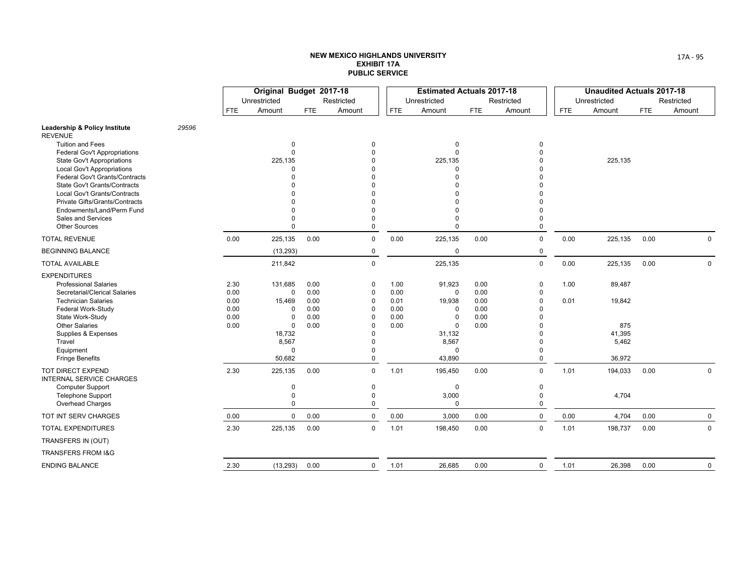# NEW MEXICO HIGHLANDS UNIVERSITY
## EXHIBIT 17A
## PUBLIC SERVICE

| | | Original Budget 2017-18 | | | | Estimated Actuals 2017-18 | | | | Unaudited Actuals 2017-18 | | | |
|---|---|---|---|---|---|---|---|---|---|---|---|---|---|
| | | Unrestricted | | Restricted | | Unrestricted | | Restricted | | Unrestricted | | Restricted | |
| | | FTE | Amount | FTE | Amount | FTE | Amount | FTE | Amount | FTE | Amount | FTE | Amount |
| **Leadership & Policy Institute** | *29596* | | | | | | | | | | | | |
| REVENUE | | | | | | | | | | | | | |
| Tuition and Fees | | | 0 | | 0 | | 0 | | 0 | | | | |
| Federal Gov't Appropriations | | | 0 | | 0 | | 0 | | 0 | | | | |
| State Gov't Appropriations | | | 225,135 | | 0 | | 225,135 | | 0 | | 225,135 | | |
| Local Gov't Appropriations | | | 0 | | 0 | | 0 | | 0 | | | | |
| Federal Gov't Grants/Contracts | | | 0 | | 0 | | 0 | | 0 | | | | |
| State Gov't Grants/Contracts | | | 0 | | 0 | | 0 | | 0 | | | | |
| Local Gov't Grants/Contracts | | | 0 | | 0 | | 0 | | 0 | | | | |
| Private Gifts/Grants/Contracts | | | 0 | | 0 | | 0 | | 0 | | | | |
| Endowments/Land/Perm Fund | | | 0 | | 0 | | 0 | | 0 | | | | |
| Sales and Services | | | 0 | | 0 | | 0 | | 0 | | | | |
| Other Sources | | | 0 | | 0 | | 0 | | 0 | | | | |
| TOTAL REVENUE | | 0.00 | 225,135 | 0.00 | 0 | 0.00 | 225,135 | 0.00 | 0 | 0.00 | 225,135 | 0.00 | 0 |
| BEGINNING BALANCE | | | (13,293) | | 0 | | 0 | | 0 | | | | |
| TOTAL AVAILABLE | | | 211,842 | | 0 | | 225,135 | | 0 | 0.00 | 225,135 | 0.00 | 0 |
| EXPENDITURES | | | | | | | | | | | | | |
| Professional Salaries | | 2.30 | 131,685 | 0.00 | 0 | 1.00 | 91,923 | 0.00 | 0 | 1.00 | 89,487 | | |
| Secretarial/Clerical Salaries | | 0.00 | 0 | 0.00 | 0 | 0.00 | 0 | 0.00 | 0 | | | | |
| Technician Salaries | | 0.00 | 15,469 | 0.00 | 0 | 0.01 | 19,938 | 0.00 | 0 | 0.01 | 19,842 | | |
| Federal Work-Study | | 0.00 | 0 | 0.00 | 0 | 0.00 | 0 | 0.00 | 0 | | | | |
| State Work-Study | | 0.00 | 0 | 0.00 | 0 | 0.00 | 0 | 0.00 | 0 | | | | |
| Other Salaries | | 0.00 | 0 | 0.00 | 0 | 0.00 | 0 | 0.00 | 0 | | 875 | | |
| Supplies & Expenses | | | 18,732 | | 0 | | 31,132 | | 0 | | 41,395 | | |
| Travel | | | 8,567 | | 0 | | 8,567 | | 0 | | 5,462 | | |
| Equipment | | | 0 | | 0 | | 0 | | 0 | | | | |
| Fringe Benefits | | | 50,682 | | 0 | | 43,890 | | 0 | | 36,972 | | |
| TOT DIRECT EXPEND | | 2.30 | 225,135 | 0.00 | 0 | 1.01 | 195,450 | 0.00 | 0 | 1.01 | 194,033 | 0.00 | 0 |
| INTERNAL SERVICE CHARGES | | | | | | | | | | | | | |
| Computer Support | | | 0 | | 0 | | 0 | | 0 | | | | |
| Telephone Support | | | 0 | | 0 | | 3,000 | | 0 | | 4,704 | | |
| Overhead Charges | | | 0 | | 0 | | 0 | | 0 | | | | |
| TOT INT SERV CHARGES | | 0.00 | 0 | 0.00 | 0 | 0.00 | 3,000 | 0.00 | 0 | 0.00 | 4,704 | 0.00 | 0 |
| TOTAL EXPENDITURES | | 2.30 | 225,135 | 0.00 | 0 | 1.01 | 198,450 | 0.00 | 0 | 1.01 | 198,737 | 0.00 | 0 |
| TRANSFERS IN (OUT) | | | | | | | | | | | | | |
| TRANSFERS FROM I&G | | | | | | | | | | | | | |
| ENDING BALANCE | | 2.30 | (13,293) | 0.00 | 0 | 1.01 | 26,685 | 0.00 | 0 | 1.01 | 26,398 | 0.00 | 0 |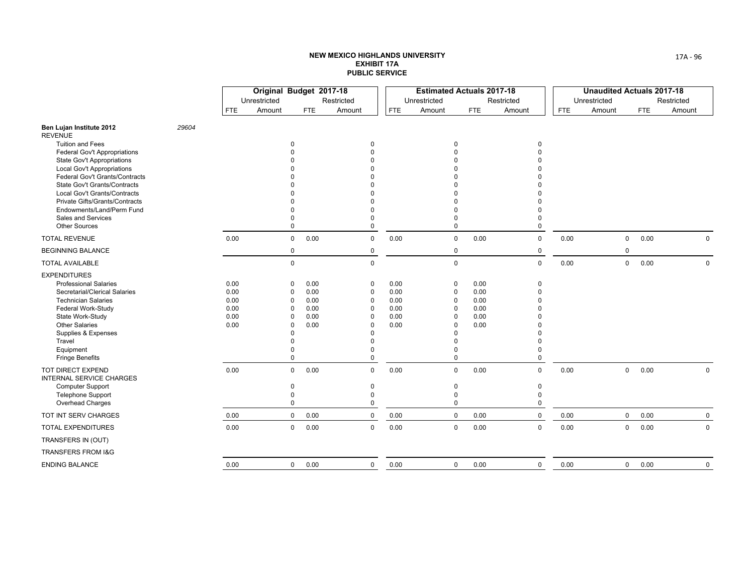**NEW MEXICO HIGHLANDS UNIVERSITY**
**EXHIBIT 17A**
**PUBLIC SERVICE**

| | | Original Budget 2017-18 | | | | Estimated Actuals 2017-18 | | | | Unaudited Actuals 2017-18 | | | |
|---|---|---|---|---|---|---|---|---|---|---|---|---|---|
| | | Unrestricted | | Restricted | | Unrestricted | | Restricted | | Unrestricted | | Restricted | |
| | | FTE | Amount | FTE | Amount | FTE | Amount | FTE | Amount | FTE | Amount | FTE | Amount |
| **Ben Lujan Institute 2012** | *29604* | | | | | | | | | | | | |
| REVENUE | | | | | | | | | | | | | |
| Tuition and Fees | | | 0 | | 0 | | 0 | | 0 | | | | |
| Federal Gov't Appropriations | | | 0 | | 0 | | 0 | | 0 | | | | |
| State Gov't Appropriations | | | 0 | | 0 | | 0 | | 0 | | | | |
| Local Gov't Appropriations | | | 0 | | 0 | | 0 | | 0 | | | | |
| Federal Gov't Grants/Contracts | | | 0 | | 0 | | 0 | | 0 | | | | |
| State Gov't Grants/Contracts | | | 0 | | 0 | | 0 | | 0 | | | | |
| Local Gov't Grants/Contracts | | | 0 | | 0 | | 0 | | 0 | | | | |
| Private Gifts/Grants/Contracts | | | 0 | | 0 | | 0 | | 0 | | | | |
| Endowments/Land/Perm Fund | | | 0 | | 0 | | 0 | | 0 | | | | |
| Sales and Services | | | 0 | | 0 | | 0 | | 0 | | | | |
| Other Sources | | | 0 | | 0 | | 0 | | 0 | | | | |
| TOTAL REVENUE | | 0.00 | 0 | 0.00 | 0 | 0.00 | 0 | 0.00 | 0 | 0.00 | 0 | 0.00 | 0 |
| BEGINNING BALANCE | | | 0 | | 0 | | 0 | | 0 | | 0 | | |
| TOTAL AVAILABLE | | | 0 | | 0 | | 0 | | 0 | 0.00 | 0 | 0.00 | 0 |
| EXPENDITURES | | | | | | | | | | | | | |
| Professional Salaries | | 0.00 | 0 | 0.00 | 0 | 0.00 | 0 | 0.00 | 0 | | | | |
| Secretarial/Clerical Salaries | | 0.00 | 0 | 0.00 | 0 | 0.00 | 0 | 0.00 | 0 | | | | |
| Technician Salaries | | 0.00 | 0 | 0.00 | 0 | 0.00 | 0 | 0.00 | 0 | | | | |
| Federal Work-Study | | 0.00 | 0 | 0.00 | 0 | 0.00 | 0 | 0.00 | 0 | | | | |
| State Work-Study | | 0.00 | 0 | 0.00 | 0 | 0.00 | 0 | 0.00 | 0 | | | | |
| Other Salaries | | 0.00 | 0 | 0.00 | 0 | 0.00 | 0 | 0.00 | 0 | | | | |
| Supplies & Expenses | | | 0 | | 0 | | 0 | | 0 | | | | |
| Travel | | | 0 | | 0 | | 0 | | 0 | | | | |
| Equipment | | | 0 | | 0 | | 0 | | 0 | | | | |
| Fringe Benefits | | | 0 | | 0 | | 0 | | 0 | | | | |
| TOT DIRECT EXPEND | | 0.00 | 0 | 0.00 | 0 | 0.00 | 0 | 0.00 | 0 | 0.00 | 0 | 0.00 | 0 |
| INTERNAL SERVICE CHARGES | | | | | | | | | | | | | |
| Computer Support | | | 0 | | 0 | | 0 | | 0 | | | | |
| Telephone Support | | | 0 | | 0 | | 0 | | 0 | | | | |
| Overhead Charges | | | 0 | | 0 | | 0 | | 0 | | | | |
| TOT INT SERV CHARGES | | 0.00 | 0 | 0.00 | 0 | 0.00 | 0 | 0.00 | 0 | 0.00 | 0 | 0.00 | 0 |
| TOTAL EXPENDITURES | | 0.00 | 0 | 0.00 | 0 | 0.00 | 0 | 0.00 | 0 | 0.00 | 0 | 0.00 | 0 |
| TRANSFERS IN (OUT) | | | | | | | | | | | | | |
| TRANSFERS FROM I&G | | | | | | | | | | | | | |
| ENDING BALANCE | | 0.00 | 0 | 0.00 | 0 | 0.00 | 0 | 0.00 | 0 | 0.00 | 0 | 0.00 | 0 |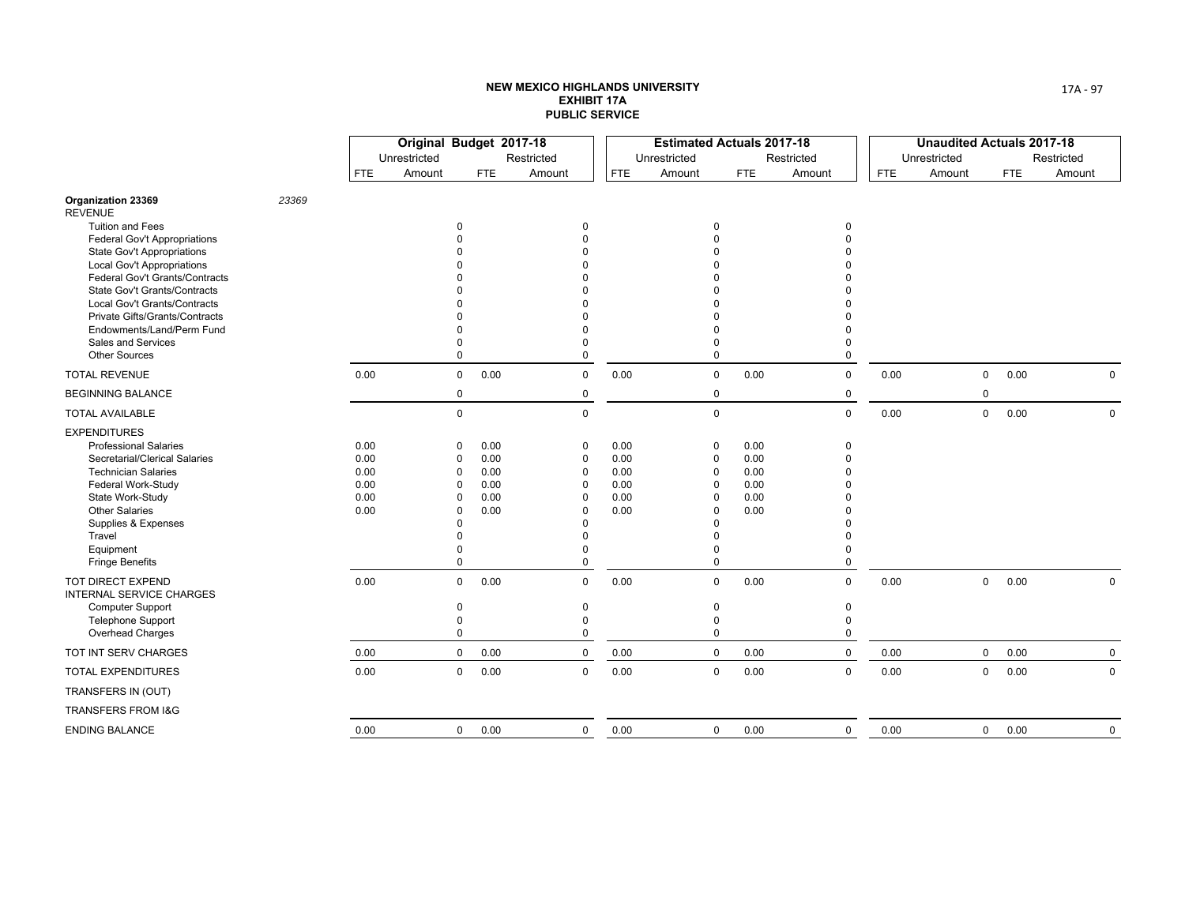**NEW MEXICO HIGHLANDS UNIVERSITY**
**EXHIBIT 17A**
**PUBLIC SERVICE**

| | | Original Budget 2017-18 | | | | Estimated Actuals 2017-18 | | | | Unaudited Actuals 2017-18 | | | |
|---|---|---|---|---|---|---|---|---|---|---|---|---|---|
| | | Unrestricted | | Restricted | | Unrestricted | | Restricted | | Unrestricted | | Restricted | |
| | | FTE | Amount | FTE | Amount | FTE | Amount | FTE | Amount | FTE | Amount | FTE | Amount |
| **Organization 23369** | *23369* | | | | | | | | | | | | |
| REVENUE | | | | | | | | | | | | | |
| Tuition and Fees | | | 0 | | 0 | | 0 | | 0 | | | | |
| Federal Gov't Appropriations | | | 0 | | 0 | | 0 | | 0 | | | | |
| State Gov't Appropriations | | | 0 | | 0 | | 0 | | 0 | | | | |
| Local Gov't Appropriations | | | 0 | | 0 | | 0 | | 0 | | | | |
| Federal Gov't Grants/Contracts | | | 0 | | 0 | | 0 | | 0 | | | | |
| State Gov't Grants/Contracts | | | 0 | | 0 | | 0 | | 0 | | | | |
| Local Gov't Grants/Contracts | | | 0 | | 0 | | 0 | | 0 | | | | |
| Private Gifts/Grants/Contracts | | | 0 | | 0 | | 0 | | 0 | | | | |
| Endowments/Land/Perm Fund | | | 0 | | 0 | | 0 | | 0 | | | | |
| Sales and Services | | | 0 | | 0 | | 0 | | 0 | | | | |
| Other Sources | | | 0 | | 0 | | 0 | | 0 | | | | |
| TOTAL REVENUE | | 0.00 | 0 | 0.00 | 0 | 0.00 | 0 | 0.00 | 0 | 0.00 | 0 | 0.00 | 0 |
| BEGINNING BALANCE | | | 0 | | 0 | | 0 | | 0 | | 0 | | |
| TOTAL AVAILABLE | | | 0 | | 0 | | 0 | | 0 | 0.00 | 0 | 0.00 | 0 |
| EXPENDITURES | | | | | | | | | | | | | |
| Professional Salaries | | 0.00 | 0 | 0.00 | 0 | 0.00 | 0 | 0.00 | 0 | | | | |
| Secretarial/Clerical Salaries | | 0.00 | 0 | 0.00 | 0 | 0.00 | 0 | 0.00 | 0 | | | | |
| Technician Salaries | | 0.00 | 0 | 0.00 | 0 | 0.00 | 0 | 0.00 | 0 | | | | |
| Federal Work-Study | | 0.00 | 0 | 0.00 | 0 | 0.00 | 0 | 0.00 | 0 | | | | |
| State Work-Study | | 0.00 | 0 | 0.00 | 0 | 0.00 | 0 | 0.00 | 0 | | | | |
| Other Salaries | | 0.00 | 0 | 0.00 | 0 | 0.00 | 0 | 0.00 | 0 | | | | |
| Supplies & Expenses | | | 0 | | 0 | | 0 | | 0 | | | | |
| Travel | | | 0 | | 0 | | 0 | | 0 | | | | |
| Equipment | | | 0 | | 0 | | 0 | | 0 | | | | |
| Fringe Benefits | | | 0 | | 0 | | 0 | | 0 | | | | |
| TOT DIRECT EXPEND | | 0.00 | 0 | 0.00 | 0 | 0.00 | 0 | 0.00 | 0 | 0.00 | 0 | 0.00 | 0 |
| INTERNAL SERVICE CHARGES | | | | | | | | | | | | | |
| Computer Support | | | 0 | | 0 | | 0 | | 0 | | | | |
| Telephone Support | | | 0 | | 0 | | 0 | | 0 | | | | |
| Overhead Charges | | | 0 | | 0 | | 0 | | 0 | | | | |
| TOT INT SERV CHARGES | | 0.00 | 0 | 0.00 | 0 | 0.00 | 0 | 0.00 | 0 | 0.00 | 0 | 0.00 | 0 |
| TOTAL EXPENDITURES | | 0.00 | 0 | 0.00 | 0 | 0.00 | 0 | 0.00 | 0 | 0.00 | 0 | 0.00 | 0 |
| TRANSFERS IN (OUT) | | | | | | | | | | | | | |
| TRANSFERS FROM I&G | | | | | | | | | | | | | |
| ENDING BALANCE | | 0.00 | 0 | 0.00 | 0 | 0.00 | 0 | 0.00 | 0 | 0.00 | 0 | 0.00 | 0 |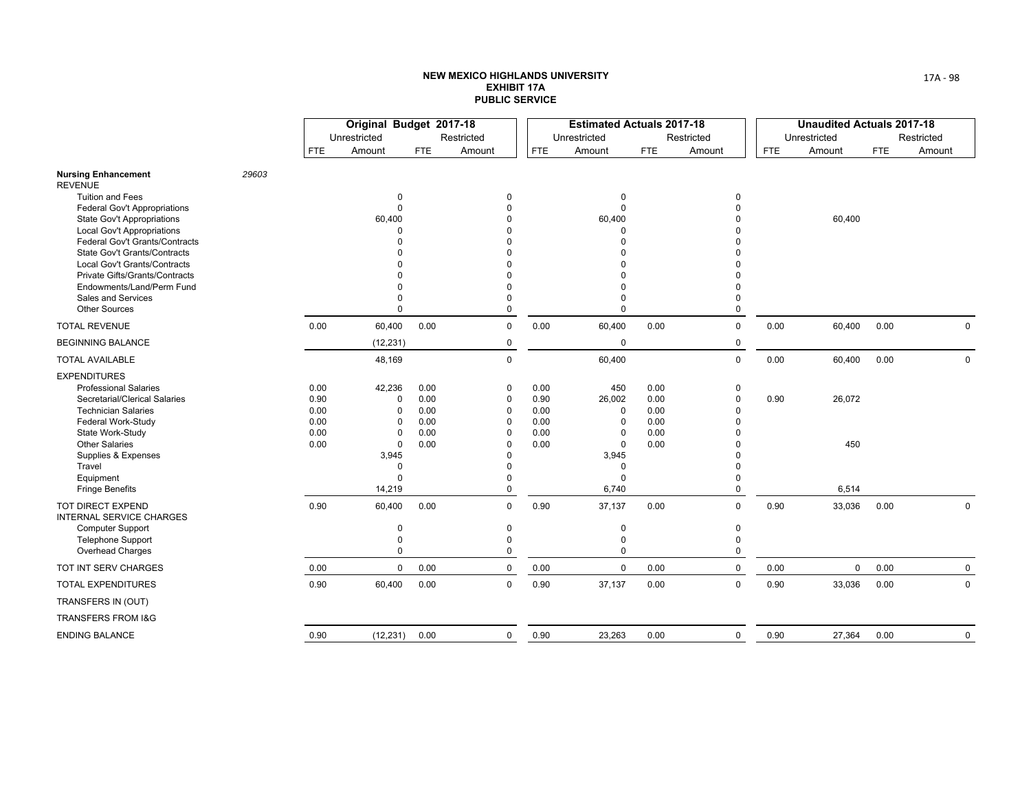# NEW MEXICO HIGHLANDS UNIVERSITY
## EXHIBIT 17A
## PUBLIC SERVICE

| | | Original Budget 2017-18 | | | | Estimated Actuals 2017-18 | | | | Unaudited Actuals 2017-18 | | | |
|---|---|---|---|---|---|---|---|---|---|---|---|---|---|
| | | Unrestricted | | Restricted | | Unrestricted | | Restricted | | Unrestricted | | Restricted | |
| | | FTE | Amount | FTE | Amount | FTE | Amount | FTE | Amount | FTE | Amount | FTE | Amount |
| **Nursing Enhancement** | *29603* | | | | | | | | | | | | |
| REVENUE | | | | | | | | | | | | | |
| Tuition and Fees | | | 0 | | 0 | | 0 | | 0 | | | | |
| Federal Gov't Appropriations | | | 0 | | 0 | | 0 | | 0 | | | | |
| State Gov't Appropriations | | | 60,400 | | 0 | | 60,400 | | 0 | | 60,400 | | |
| Local Gov't Appropriations | | | 0 | | 0 | | 0 | | 0 | | | | |
| Federal Gov't Grants/Contracts | | | 0 | | 0 | | 0 | | 0 | | | | |
| State Gov't Grants/Contracts | | | 0 | | 0 | | 0 | | 0 | | | | |
| Local Gov't Grants/Contracts | | | 0 | | 0 | | 0 | | 0 | | | | |
| Private Gifts/Grants/Contracts | | | 0 | | 0 | | 0 | | 0 | | | | |
| Endowments/Land/Perm Fund | | | 0 | | 0 | | 0 | | 0 | | | | |
| Sales and Services | | | 0 | | 0 | | 0 | | 0 | | | | |
| Other Sources | | | 0 | | 0 | | 0 | | 0 | | | | |
| TOTAL REVENUE | | 0.00 | 60,400 | 0.00 | 0 | 0.00 | 60,400 | 0.00 | 0 | 0.00 | 60,400 | 0.00 | 0 |
| BEGINNING BALANCE | | | (12,231) | | 0 | | 0 | | 0 | | | | |
| TOTAL AVAILABLE | | | 48,169 | | 0 | | 60,400 | | 0 | 0.00 | 60,400 | 0.00 | 0 |
| EXPENDITURES | | | | | | | | | | | | | |
| Professional Salaries | | 0.00 | 42,236 | 0.00 | 0 | 0.00 | 450 | 0.00 | 0 | | | | |
| Secretarial/Clerical Salaries | | 0.90 | 0 | 0.00 | 0 | 0.90 | 26,002 | 0.00 | 0 | 0.90 | 26,072 | | |
| Technician Salaries | | 0.00 | 0 | 0.00 | 0 | 0.00 | 0 | 0.00 | 0 | | | | |
| Federal Work-Study | | 0.00 | 0 | 0.00 | 0 | 0.00 | 0 | 0.00 | 0 | | | | |
| State Work-Study | | 0.00 | 0 | 0.00 | 0 | 0.00 | 0 | 0.00 | 0 | | | | |
| Other Salaries | | 0.00 | 0 | 0.00 | 0 | 0.00 | 0 | 0.00 | 0 | | 450 | | |
| Supplies & Expenses | | | 3,945 | | 0 | | 3,945 | | 0 | | | | |
| Travel | | | 0 | | 0 | | 0 | | 0 | | | | |
| Equipment | | | 0 | | 0 | | 0 | | 0 | | | | |
| Fringe Benefits | | | 14,219 | | 0 | | 6,740 | | 0 | | 6,514 | | |
| TOT DIRECT EXPEND | | 0.90 | 60,400 | 0.00 | 0 | 0.90 | 37,137 | 0.00 | 0 | 0.90 | 33,036 | 0.00 | 0 |
| INTERNAL SERVICE CHARGES | | | | | | | | | | | | | |
| Computer Support | | | 0 | | 0 | | 0 | | 0 | | | | |
| Telephone Support | | | 0 | | 0 | | 0 | | 0 | | | | |
| Overhead Charges | | | 0 | | 0 | | 0 | | 0 | | | | |
| TOT INT SERV CHARGES | | 0.00 | 0 | 0.00 | 0 | 0.00 | 0 | 0.00 | 0 | 0.00 | 0 | 0.00 | 0 |
| TOTAL EXPENDITURES | | 0.90 | 60,400 | 0.00 | 0 | 0.90 | 37,137 | 0.00 | 0 | 0.90 | 33,036 | 0.00 | 0 |
| TRANSFERS IN (OUT) | | | | | | | | | | | | | |
| TRANSFERS FROM I&G | | | | | | | | | | | | | |
| ENDING BALANCE | | 0.90 | (12,231) | 0.00 | 0 | 0.90 | 23,263 | 0.00 | 0 | 0.90 | 27,364 | 0.00 | 0 |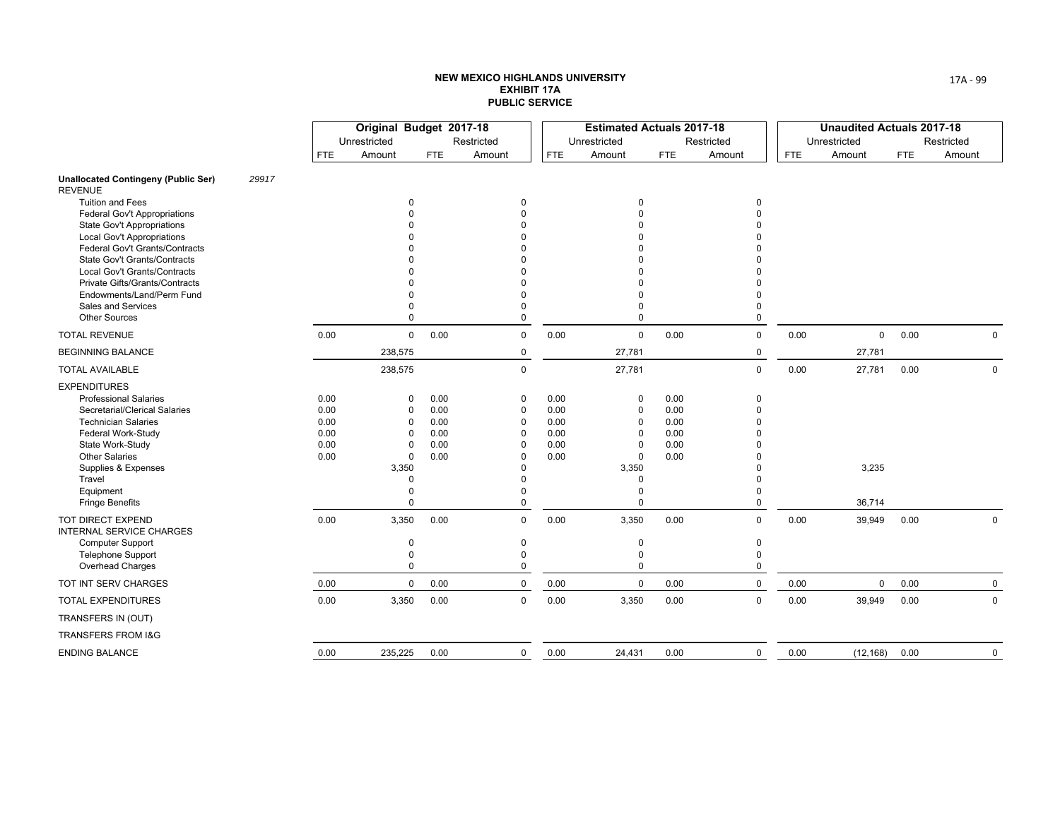# NEW MEXICO HIGHLANDS UNIVERSITY
## EXHIBIT 17A
## PUBLIC SERVICE

| | Original Budget 2017-18 | | | | Estimated Actuals 2017-18 | | | | Unaudited Actuals 2017-18 | | | |
|---|---|---|---|---|---|---|---|---|---|---|---|---|
| | Unrestricted | | Restricted | | Unrestricted | | Restricted | | Unrestricted | | Restricted | |
| | FTE | Amount | FTE | Amount | FTE | Amount | FTE | Amount | FTE | Amount | FTE | Amount |
| **Unallocated Contingeny (Public Ser)** *29917* | | | | | | | | | | | | |
| REVENUE | | | | | | | | | | | | |
| Tuition and Fees | | 0 | | 0 | | 0 | | 0 | | | | |
| Federal Gov't Appropriations | | 0 | | 0 | | 0 | | 0 | | | | |
| State Gov't Appropriations | | 0 | | 0 | | 0 | | 0 | | | | |
| Local Gov't Appropriations | | 0 | | 0 | | 0 | | 0 | | | | |
| Federal Gov't Grants/Contracts | | 0 | | 0 | | 0 | | 0 | | | | |
| State Gov't Grants/Contracts | | 0 | | 0 | | 0 | | 0 | | | | |
| Local Gov't Grants/Contracts | | 0 | | 0 | | 0 | | 0 | | | | |
| Private Gifts/Grants/Contracts | | 0 | | 0 | | 0 | | 0 | | | | |
| Endowments/Land/Perm Fund | | 0 | | 0 | | 0 | | 0 | | | | |
| Sales and Services | | 0 | | 0 | | 0 | | 0 | | | | |
| Other Sources | | 0 | | 0 | | 0 | | 0 | | | | |
| TOTAL REVENUE | 0.00 | 0 | 0.00 | 0 | 0.00 | 0 | 0.00 | 0 | 0.00 | 0 | 0.00 | 0 |
| BEGINNING BALANCE | | 238,575 | | 0 | | 27,781 | | 0 | | 27,781 | | |
| TOTAL AVAILABLE | | 238,575 | | 0 | | 27,781 | | 0 | 0.00 | 27,781 | 0.00 | 0 |
| EXPENDITURES | | | | | | | | | | | | |
| Professional Salaries | 0.00 | 0 | 0.00 | 0 | 0.00 | 0 | 0.00 | 0 | | | | |
| Secretarial/Clerical Salaries | 0.00 | 0 | 0.00 | 0 | 0.00 | 0 | 0.00 | 0 | | | | |
| Technician Salaries | 0.00 | 0 | 0.00 | 0 | 0.00 | 0 | 0.00 | 0 | | | | |
| Federal Work-Study | 0.00 | 0 | 0.00 | 0 | 0.00 | 0 | 0.00 | 0 | | | | |
| State Work-Study | 0.00 | 0 | 0.00 | 0 | 0.00 | 0 | 0.00 | 0 | | | | |
| Other Salaries | 0.00 | 0 | 0.00 | 0 | 0.00 | 0 | 0.00 | 0 | | | | |
| Supplies & Expenses | | 3,350 | | 0 | | 3,350 | | 0 | | 3,235 | | |
| Travel | | 0 | | 0 | | 0 | | 0 | | | | |
| Equipment | | 0 | | 0 | | 0 | | 0 | | | | |
| Fringe Benefits | | 0 | | 0 | | 0 | | 0 | | 36,714 | | |
| TOT DIRECT EXPEND | 0.00 | 3,350 | 0.00 | 0 | 0.00 | 3,350 | 0.00 | 0 | 0.00 | 39,949 | 0.00 | 0 |
| INTERNAL SERVICE CHARGES | | | | | | | | | | | | |
| Computer Support | | 0 | | 0 | | 0 | | 0 | | | | |
| Telephone Support | | 0 | | 0 | | 0 | | 0 | | | | |
| Overhead Charges | | 0 | | 0 | | 0 | | 0 | | | | |
| TOT INT SERV CHARGES | 0.00 | 0 | 0.00 | 0 | 0.00 | 0 | 0.00 | 0 | 0.00 | 0 | 0.00 | 0 |
| TOTAL EXPENDITURES | 0.00 | 3,350 | 0.00 | 0 | 0.00 | 3,350 | 0.00 | 0 | 0.00 | 39,949 | 0.00 | 0 |
| TRANSFERS IN (OUT) | | | | | | | | | | | | |
| TRANSFERS FROM I&G | | | | | | | | | | | | |
| ENDING BALANCE | 0.00 | 235,225 | 0.00 | 0 | 0.00 | 24,431 | 0.00 | 0 | 0.00 | (12,168) | 0.00 | 0 |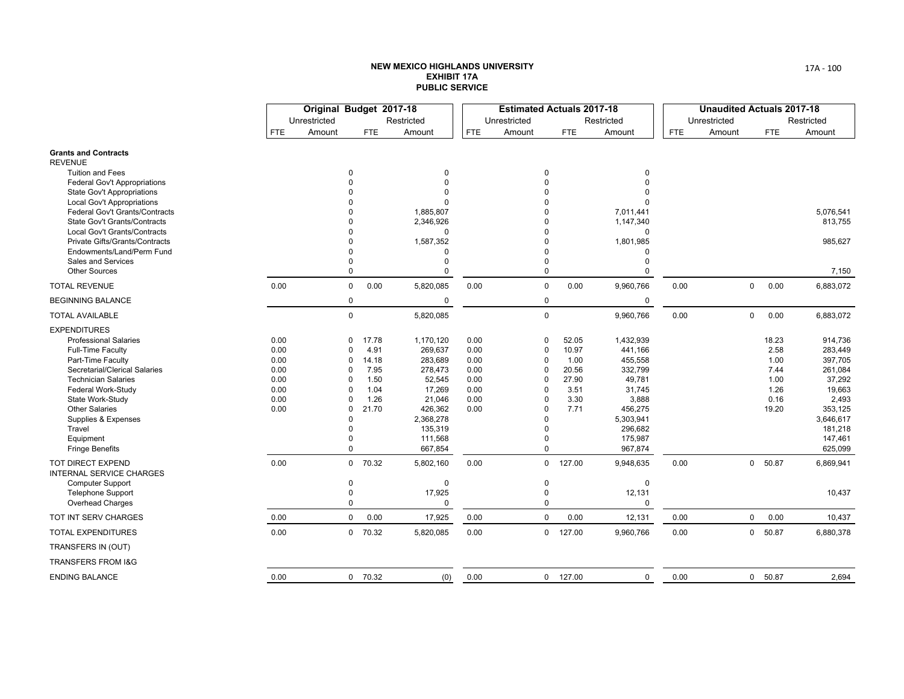# NEW MEXICO HIGHLANDS UNIVERSITY
## EXHIBIT 17A
## PUBLIC SERVICE

| | Original Budget 2017-18 | | | | Estimated Actuals 2017-18 | | | | Unaudited Actuals 2017-18 | | | |
|---|---|---|---|---|---|---|---|---|---|---|---|---|
| | Unrestricted | | Restricted | | Unrestricted | | Restricted | | Unrestricted | | Restricted | |
| | FTE | Amount | FTE | Amount | FTE | Amount | FTE | Amount | FTE | Amount | FTE | Amount |
| **Grants and Contracts** | | | | | | | | | | | | |
| REVENUE | | | | | | | | | | | | |
| Tuition and Fees | | 0 | | 0 | | 0 | | 0 | | | | |
| Federal Gov't Appropriations | | 0 | | 0 | | 0 | | 0 | | | | |
| State Gov't Appropriations | | 0 | | 0 | | 0 | | 0 | | | | |
| Local Gov't Appropriations | | 0 | | 0 | | 0 | | 0 | | | | |
| Federal Gov't Grants/Contracts | | 0 | | 1,885,807 | | 0 | | 7,011,441 | | | | 5,076,541 |
| State Gov't Grants/Contracts | | 0 | | 2,346,926 | | 0 | | 1,147,340 | | | | 813,755 |
| Local Gov't Grants/Contracts | | 0 | | 0 | | 0 | | 0 | | | | |
| Private Gifts/Grants/Contracts | | 0 | | 1,587,352 | | 0 | | 1,801,985 | | | | 985,627 |
| Endowments/Land/Perm Fund | | 0 | | 0 | | 0 | | 0 | | | | |
| Sales and Services | | 0 | | 0 | | 0 | | 0 | | | | |
| Other Sources | | 0 | | 0 | | 0 | | 0 | | | | 7,150 |
| TOTAL REVENUE | 0.00 | 0 | 0.00 | 5,820,085 | 0.00 | 0 | 0.00 | 9,960,766 | 0.00 | 0 | 0.00 | 6,883,072 |
| BEGINNING BALANCE | | 0 | | 0 | | 0 | | 0 | | | | |
| TOTAL AVAILABLE | | 0 | | 5,820,085 | | 0 | | 9,960,766 | 0.00 | 0 | 0.00 | 6,883,072 |
| EXPENDITURES | | | | | | | | | | | | |
| Professional Salaries | 0.00 | 0 | 17.78 | 1,170,120 | 0.00 | 0 | 52.05 | 1,432,939 | | | 18.23 | 914,736 |
| Full-Time Faculty | 0.00 | 0 | 4.91 | 269,637 | 0.00 | 0 | 10.97 | 441,166 | | | 2.58 | 283,449 |
| Part-Time Faculty | 0.00 | 0 | 14.18 | 283,689 | 0.00 | 0 | 1.00 | 455,558 | | | 1.00 | 397,705 |
| Secretarial/Clerical Salaries | 0.00 | 0 | 7.95 | 278,473 | 0.00 | 0 | 20.56 | 332,799 | | | 7.44 | 261,084 |
| Technician Salaries | 0.00 | 0 | 1.50 | 52,545 | 0.00 | 0 | 27.90 | 49,781 | | | 1.00 | 37,292 |
| Federal Work-Study | 0.00 | 0 | 1.04 | 17,269 | 0.00 | 0 | 3.51 | 31,745 | | | 1.26 | 19,663 |
| State Work-Study | 0.00 | 0 | 1.26 | 21,046 | 0.00 | 0 | 3.30 | 3,888 | | | 0.16 | 2,493 |
| Other Salaries | 0.00 | 0 | 21.70 | 426,362 | 0.00 | 0 | 7.71 | 456,275 | | | 19.20 | 353,125 |
| Supplies & Expenses | | 0 | | 2,368,278 | | 0 | | 5,303,941 | | | | 3,646,617 |
| Travel | | 0 | | 135,319 | | 0 | | 296,682 | | | | 181,218 |
| Equipment | | 0 | | 111,568 | | 0 | | 175,987 | | | | 147,461 |
| Fringe Benefits | | 0 | | 667,854 | | 0 | | 967,874 | | | | 625,099 |
| TOT DIRECT EXPEND | 0.00 | 0 | 70.32 | 5,802,160 | 0.00 | 0 | 127.00 | 9,948,635 | 0.00 | 0 | 50.87 | 6,869,941 |
| INTERNAL SERVICE CHARGES | | | | | | | | | | | | |
| Computer Support | | 0 | | 0 | | 0 | | 0 | | | | |
| Telephone Support | | 0 | | 17,925 | | 0 | | 12,131 | | | | 10,437 |
| Overhead Charges | | 0 | | 0 | | 0 | | 0 | | | | |
| TOT INT SERV CHARGES | 0.00 | 0 | 0.00 | 17,925 | 0.00 | 0 | 0.00 | 12,131 | 0.00 | 0 | 0.00 | 10,437 |
| TOTAL EXPENDITURES | 0.00 | 0 | 70.32 | 5,820,085 | 0.00 | 0 | 127.00 | 9,960,766 | 0.00 | 0 | 50.87 | 6,880,378 |
| TRANSFERS IN (OUT) | | | | | | | | | | | | |
| TRANSFERS FROM I&G | | | | | | | | | | | | |
| ENDING BALANCE | 0.00 | 0 | 70.32 | (0) | 0.00 | 0 | 127.00 | 0 | 0.00 | 0 | 50.87 | 2,694 |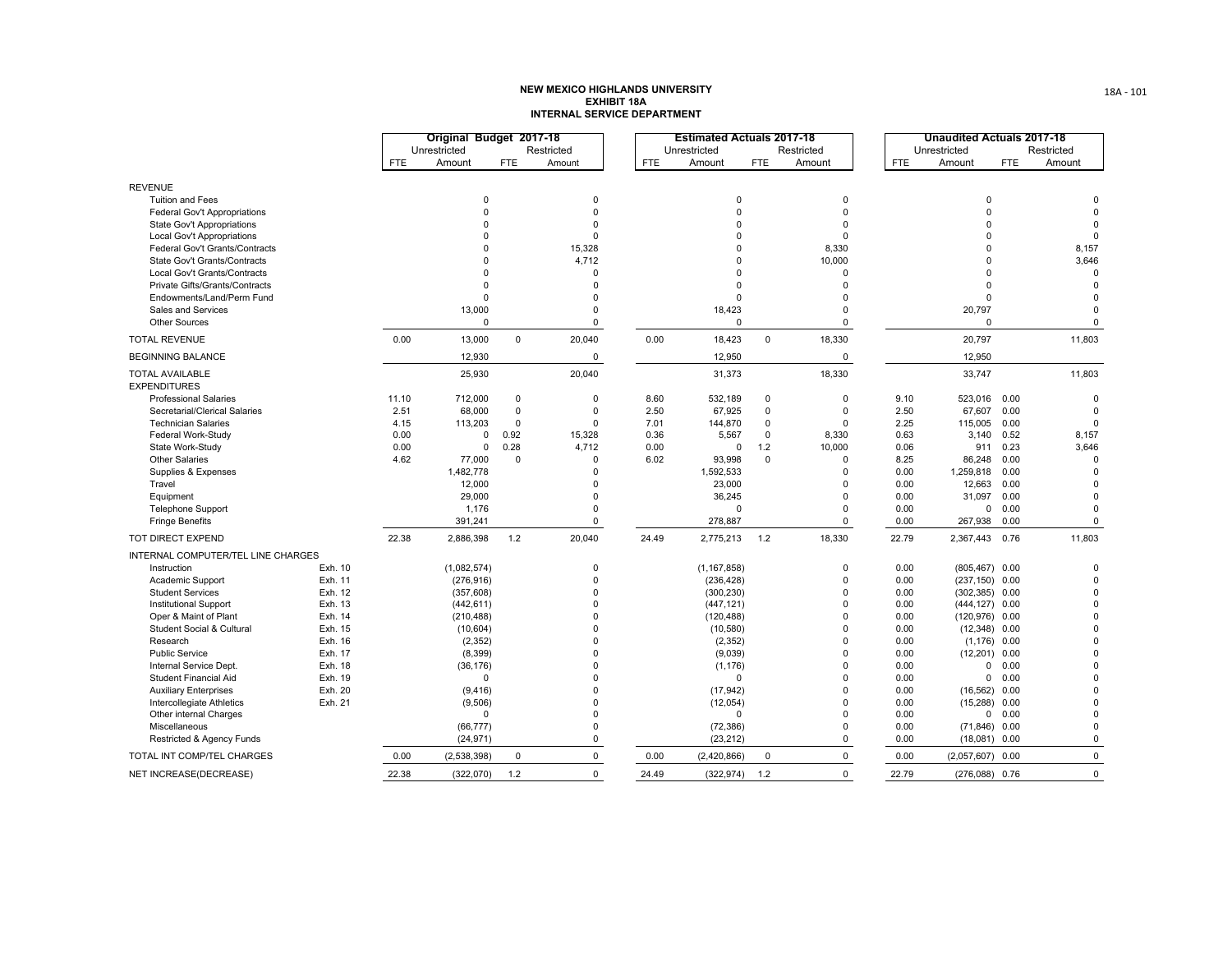# NEW MEXICO HIGHLANDS UNIVERSITY
## EXHIBIT 18A
## INTERNAL SERVICE DEPARTMENT

| | | Original Budget 2017-18 | | | | Estimated Actuals 2017-18 | | | | Unaudited Actuals 2017-18 | | | |
|---|---|---|---|---|---|---|---|---|---|---|---|---|---|
| | | Unrestricted | | Restricted | | Unrestricted | | Restricted | | Unrestricted | | Restricted | |
| | | FTE | Amount | FTE | Amount | FTE | Amount | FTE | Amount | FTE | Amount | FTE | Amount |
| REVENUE | | | | | | | | | | | | | |
| Tuition and Fees | | | 0 | | 0 | | 0 | | 0 | | 0 | | 0 |
| Federal Gov't Appropriations | | | 0 | | 0 | | 0 | | 0 | | 0 | | 0 |
| State Gov't Appropriations | | | 0 | | 0 | | 0 | | 0 | | 0 | | 0 |
| Local Gov't Appropriations | | | 0 | | 0 | | 0 | | 0 | | 0 | | 0 |
| Federal Gov't Grants/Contracts | | | 0 | | 15,328 | | 0 | | 8,330 | | 0 | | 8,157 |
| State Gov't Grants/Contracts | | | 0 | | 4,712 | | 0 | | 10,000 | | 0 | | 3,646 |
| Local Gov't Grants/Contracts | | | 0 | | 0 | | 0 | | 0 | | 0 | | 0 |
| Private Gifts/Grants/Contracts | | | 0 | | 0 | | 0 | | 0 | | 0 | | 0 |
| Endowments/Land/Perm Fund | | | 0 | | 0 | | 0 | | 0 | | 0 | | 0 |
| Sales and Services | | | 13,000 | | 0 | | 18,423 | | 0 | | 20,797 | | 0 |
| Other Sources | | | 0 | | 0 | | 0 | | 0 | | 0 | | 0 |
| TOTAL REVENUE | | 0.00 | 13,000 | 0 | 20,040 | 0.00 | 18,423 | 0 | 18,330 | | 20,797 | | 11,803 |
| BEGINNING BALANCE | | | 12,930 | | 0 | | 12,950 | | 0 | | 12,950 | | |
| TOTAL AVAILABLE | | | 25,930 | | 20,040 | | 31,373 | | 18,330 | | 33,747 | | 11,803 |
| EXPENDITURES | | | | | | | | | | | | | |
| Professional Salaries | | 11.10 | 712,000 | 0 | 0 | 8.60 | 532,189 | 0 | 0 | 9.10 | 523,016 | 0.00 | 0 |
| Secretarial/Clerical Salaries | | 2.51 | 68,000 | 0 | 0 | 2.50 | 67,925 | 0 | 0 | 2.50 | 67,607 | 0.00 | 0 |
| Technician Salaries | | 4.15 | 113,203 | 0 | 0 | 7.01 | 144,870 | 0 | 0 | 2.25 | 115,005 | 0.00 | 0 |
| Federal Work-Study | | 0.00 | 0 | 0.92 | 15,328 | 0.36 | 5,567 | 0 | 8,330 | 0.63 | 3,140 | 0.52 | 8,157 |
| State Work-Study | | 0.00 | 0 | 0.28 | 4,712 | 0.00 | 0 | 1.2 | 10,000 | 0.06 | 911 | 0.23 | 3,646 |
| Other Salaries | | 4.62 | 77,000 | 0 | 0 | 6.02 | 93,998 | 0 | 0 | 8.25 | 86,248 | 0.00 | 0 |
| Supplies & Expenses | | | 1,482,778 | | 0 | | 1,592,533 | | 0 | 0.00 | 1,259,818 | 0.00 | 0 |
| Travel | | | 12,000 | | 0 | | 23,000 | | 0 | 0.00 | 12,663 | 0.00 | 0 |
| Equipment | | | 29,000 | | 0 | | 36,245 | | 0 | 0.00 | 31,097 | 0.00 | 0 |
| Telephone Support | | | 1,176 | | 0 | | 0 | | 0 | 0.00 | 0 | 0.00 | 0 |
| Fringe Benefits | | | 391,241 | | 0 | | 278,887 | | 0 | 0.00 | 267,938 | 0.00 | 0 |
| TOT DIRECT EXPEND | | 22.38 | 2,886,398 | 1.2 | 20,040 | 24.49 | 2,775,213 | 1.2 | 18,330 | 22.79 | 2,367,443 | 0.76 | 11,803 |
| INTERNAL COMPUTER/TEL LINE CHARGES | | | | | | | | | | | | | |
| Instruction | Exh. 10 | | (1,082,574) | | 0 | | (1,167,858) | | 0 | 0.00 | (805,467) | 0.00 | 0 |
| Academic Support | Exh. 11 | | (276,916) | | 0 | | (236,428) | | 0 | 0.00 | (237,150) | 0.00 | 0 |
| Student Services | Exh. 12 | | (357,608) | | 0 | | (300,230) | | 0 | 0.00 | (302,385) | 0.00 | 0 |
| Institutional Support | Exh. 13 | | (442,611) | | 0 | | (447,121) | | 0 | 0.00 | (444,127) | 0.00 | 0 |
| Oper & Maint of Plant | Exh. 14 | | (210,488) | | 0 | | (120,488) | | 0 | 0.00 | (120,976) | 0.00 | 0 |
| Student Social & Cultural | Exh. 15 | | (10,604) | | 0 | | (10,580) | | 0 | 0.00 | (12,348) | 0.00 | 0 |
| Research | Exh. 16 | | (2,352) | | 0 | | (2,352) | | 0 | 0.00 | (1,176) | 0.00 | 0 |
| Public Service | Exh. 17 | | (8,399) | | 0 | | (9,039) | | 0 | 0.00 | (12,201) | 0.00 | 0 |
| Internal Service Dept. | Exh. 18 | | (36,176) | | 0 | | (1,176) | | 0 | 0.00 | 0 | 0.00 | 0 |
| Student Financial Aid | Exh. 19 | | 0 | | 0 | | 0 | | 0 | 0.00 | 0 | 0.00 | 0 |
| Auxiliary Enterprises | Exh. 20 | | (9,416) | | 0 | | (17,942) | | 0 | 0.00 | (16,562) | 0.00 | 0 |
| Intercollegiate Athletics | Exh. 21 | | (9,506) | | 0 | | (12,054) | | 0 | 0.00 | (15,288) | 0.00 | 0 |
| Other internal Charges | | | 0 | | 0 | | 0 | | 0 | 0.00 | 0 | 0.00 | 0 |
| Miscellaneous | | | (66,777) | | 0 | | (72,386) | | 0 | 0.00 | (71,846) | 0.00 | 0 |
| Restricted & Agency Funds | | | (24,971) | | 0 | | (23,212) | | 0 | 0.00 | (18,081) | 0.00 | 0 |
| TOTAL INT COMP/TEL CHARGES | | 0.00 | (2,538,398) | 0 | 0 | 0.00 | (2,420,866) | 0 | 0 | 0.00 | (2,057,607) | 0.00 | 0 |
| NET INCREASE(DECREASE) | | 22.38 | (322,070) | 1.2 | 0 | 24.49 | (322,974) | 1.2 | 0 | 22.79 | (276,088) | 0.76 | 0 |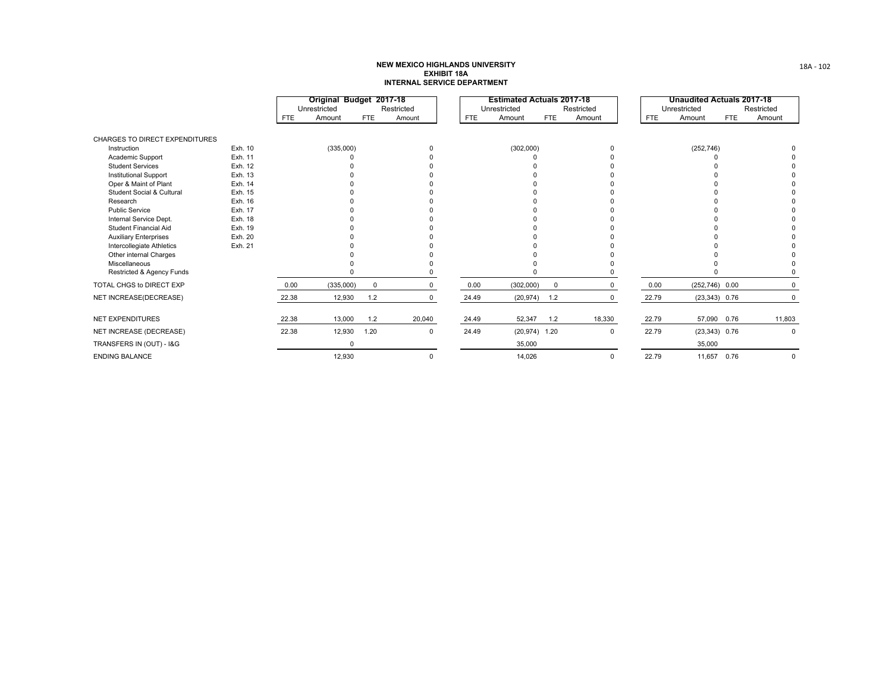# NEW MEXICO HIGHLANDS UNIVERSITY
## EXHIBIT 18A
## INTERNAL SERVICE DEPARTMENT

| | | Original Budget 2017-18 | | | | Estimated Actuals 2017-18 | | | | Unaudited Actuals 2017-18 | | | |
|---|---|---|---|---|---|---|---|---|---|---|---|---|---|
| | | Unrestricted | | Restricted | | Unrestricted | | Restricted | | Unrestricted | | Restricted | |
| | | FTE | Amount | FTE | Amount | FTE | Amount | FTE | Amount | FTE | Amount | FTE | Amount |
| CHARGES TO DIRECT EXPENDITURES | | | | | | | | | | | | | |
| Instruction | Exh. 10 | | (335,000) | | 0 | | (302,000) | | 0 | | (252,746) | | 0 |
| Academic Support | Exh. 11 | | 0 | | 0 | | 0 | | 0 | | 0 | | 0 |
| Student Services | Exh. 12 | | 0 | | 0 | | 0 | | 0 | | 0 | | 0 |
| Institutional Support | Exh. 13 | | 0 | | 0 | | 0 | | 0 | | 0 | | 0 |
| Oper & Maint of Plant | Exh. 14 | | 0 | | 0 | | 0 | | 0 | | 0 | | 0 |
| Student Social & Cultural | Exh. 15 | | 0 | | 0 | | 0 | | 0 | | 0 | | 0 |
| Research | Exh. 16 | | 0 | | 0 | | 0 | | 0 | | 0 | | 0 |
| Public Service | Exh. 17 | | 0 | | 0 | | 0 | | 0 | | 0 | | 0 |
| Internal Service Dept. | Exh. 18 | | 0 | | 0 | | 0 | | 0 | | 0 | | 0 |
| Student Financial Aid | Exh. 19 | | 0 | | 0 | | 0 | | 0 | | 0 | | 0 |
| Auxiliary Enterprises | Exh. 20 | | 0 | | 0 | | 0 | | 0 | | 0 | | 0 |
| Intercollegiate Athletics | Exh. 21 | | 0 | | 0 | | 0 | | 0 | | 0 | | 0 |
| Other internal Charges | | | 0 | | 0 | | 0 | | 0 | | 0 | | 0 |
| Miscellaneous | | | 0 | | 0 | | 0 | | 0 | | 0 | | 0 |
| Restricted & Agency Funds | | | 0 | | 0 | | 0 | | 0 | | 0 | | 0 |
| TOTAL CHGS to DIRECT EXP | | 0.00 | (335,000) | 0 | 0 | 0.00 | (302,000) | 0 | 0 | 0.00 | (252,746) | 0.00 | 0 |
| NET INCREASE(DECREASE) | | 22.38 | 12,930 | 1.2 | 0 | 24.49 | (20,974) | 1.2 | 0 | 22.79 | (23,343) | 0.76 | 0 |
| NET EXPENDITURES | | 22.38 | 13,000 | 1.2 | 20,040 | 24.49 | 52,347 | 1.2 | 18,330 | 22.79 | 57,090 | 0.76 | 11,803 |
| NET INCREASE (DECREASE) | | 22.38 | 12,930 | 1.20 | 0 | 24.49 | (20,974) | 1.20 | 0 | 22.79 | (23,343) | 0.76 | 0 |
| TRANSFERS IN (OUT) - I&G | | | 0 | | | | 35,000 | | | | 35,000 | | |
| ENDING BALANCE | | | 12,930 | | 0 | | 14,026 | | 0 | 22.79 | 11,657 | 0.76 | 0 |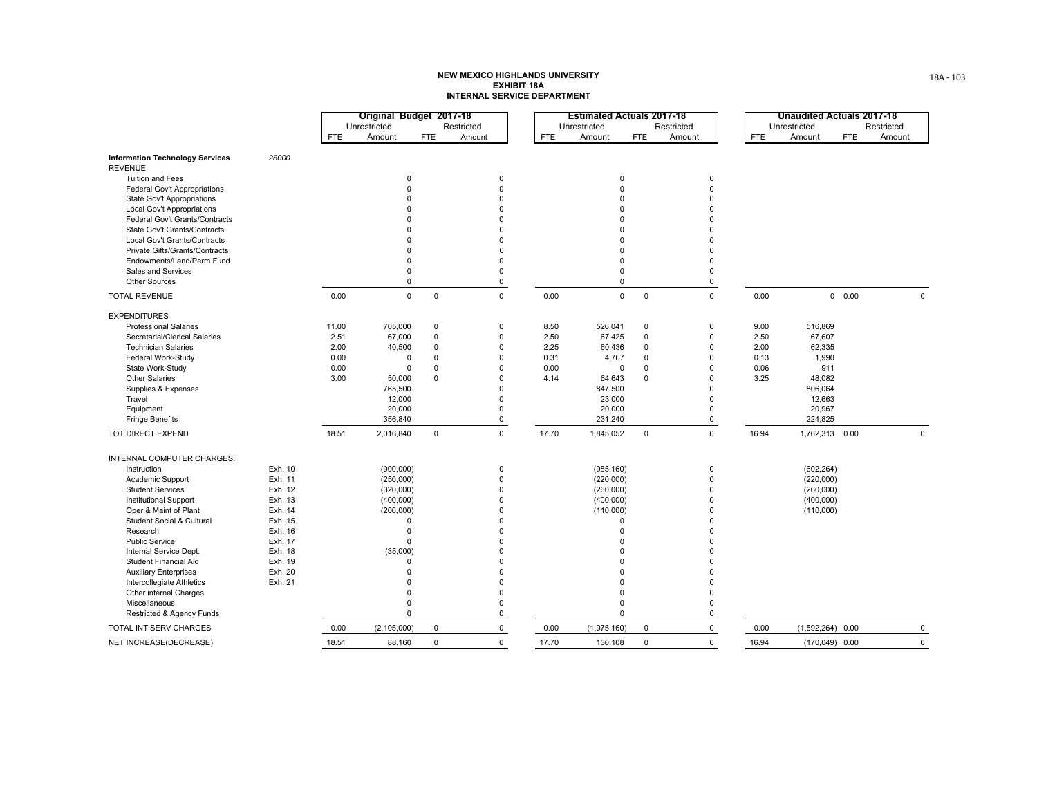**NEW MEXICO HIGHLANDS UNIVERSITY**
**EXHIBIT 18A**
**INTERNAL SERVICE DEPARTMENT**

| | | Original Budget 2017-18 | | | | Estimated Actuals 2017-18 | | | | Unaudited Actuals 2017-18 | | | |
|---|---|---|---|---|---|---|---|---|---|---|---|---|---|
| | | Unrestricted | | Restricted | | Unrestricted | | Restricted | | Unrestricted | | Restricted | |
| | | FTE | Amount | FTE | Amount | FTE | Amount | FTE | Amount | FTE | Amount | FTE | Amount |
| **Information Technology Services** | *28000* | | | | | | | | | | | | |
| REVENUE | | | | | | | | | | | | | |
| Tuition and Fees | | | 0 | | 0 | | 0 | | 0 | | | | |
| Federal Gov't Appropriations | | | 0 | | 0 | | 0 | | 0 | | | | |
| State Gov't Appropriations | | | 0 | | 0 | | 0 | | 0 | | | | |
| Local Gov't Appropriations | | | 0 | | 0 | | 0 | | 0 | | | | |
| Federal Gov't Grants/Contracts | | | 0 | | 0 | | 0 | | 0 | | | | |
| State Gov't Grants/Contracts | | | 0 | | 0 | | 0 | | 0 | | | | |
| Local Gov't Grants/Contracts | | | 0 | | 0 | | 0 | | 0 | | | | |
| Private Gifts/Grants/Contracts | | | 0 | | 0 | | 0 | | 0 | | | | |
| Endowments/Land/Perm Fund | | | 0 | | 0 | | 0 | | 0 | | | | |
| Sales and Services | | | 0 | | 0 | | 0 | | 0 | | | | |
| Other Sources | | | 0 | | 0 | | 0 | | 0 | | | | |
| TOTAL REVENUE | | 0.00 | 0 | 0 | 0 | 0.00 | 0 | 0 | 0 | 0.00 | 0 | 0.00 | 0 |
| EXPENDITURES | | | | | | | | | | | | | |
| Professional Salaries | | 11.00 | 705,000 | 0 | 0 | 8.50 | 526,041 | 0 | 0 | 9.00 | 516,869 | | |
| Secretarial/Clerical Salaries | | 2.51 | 67,000 | 0 | 0 | 2.50 | 67,425 | 0 | 0 | 2.50 | 67,607 | | |
| Technician Salaries | | 2.00 | 40,500 | 0 | 0 | 2.25 | 60,436 | 0 | 0 | 2.00 | 62,335 | | |
| Federal Work-Study | | 0.00 | 0 | 0 | 0 | 0.31 | 4,767 | 0 | 0 | 0.13 | 1,990 | | |
| State Work-Study | | 0.00 | 0 | 0 | 0 | 0.00 | 0 | 0 | 0 | 0.06 | 911 | | |
| Other Salaries | | 3.00 | 50,000 | 0 | 0 | 4.14 | 64,643 | 0 | 0 | 3.25 | 48,082 | | |
| Supplies & Expenses | | | 765,500 | | 0 | | 847,500 | | 0 | | 806,064 | | |
| Travel | | | 12,000 | | 0 | | 23,000 | | 0 | | 12,663 | | |
| Equipment | | | 20,000 | | 0 | | 20,000 | | 0 | | 20,967 | | |
| Fringe Benefits | | | 356,840 | | 0 | | 231,240 | | 0 | | 224,825 | | |
| TOT DIRECT EXPEND | | 18.51 | 2,016,840 | 0 | 0 | 17.70 | 1,845,052 | 0 | 0 | 16.94 | 1,762,313 | 0.00 | 0 |
| INTERNAL COMPUTER CHARGES: | | | | | | | | | | | | | |
| Instruction | Exh. 10 | | (900,000) | | 0 | | (985,160) | | 0 | | (602,264) | | |
| Academic Support | Exh. 11 | | (250,000) | | 0 | | (220,000) | | 0 | | (220,000) | | |
| Student Services | Exh. 12 | | (320,000) | | 0 | | (260,000) | | 0 | | (260,000) | | |
| Institutional Support | Exh. 13 | | (400,000) | | 0 | | (400,000) | | 0 | | (400,000) | | |
| Oper & Maint of Plant | Exh. 14 | | (200,000) | | 0 | | (110,000) | | 0 | | (110,000) | | |
| Student Social & Cultural | Exh. 15 | | 0 | | 0 | | 0 | | 0 | | | | |
| Research | Exh. 16 | | 0 | | 0 | | 0 | | 0 | | | | |
| Public Service | Exh. 17 | | 0 | | 0 | | 0 | | 0 | | | | |
| Internal Service Dept. | Exh. 18 | | (35,000) | | 0 | | 0 | | 0 | | | | |
| Student Financial Aid | Exh. 19 | | 0 | | 0 | | 0 | | 0 | | | | |
| Auxiliary Enterprises | Exh. 20 | | 0 | | 0 | | 0 | | 0 | | | | |
| Intercollegiate Athletics | Exh. 21 | | 0 | | 0 | | 0 | | 0 | | | | |
| Other internal Charges | | | 0 | | 0 | | 0 | | 0 | | | | |
| Miscellaneous | | | 0 | | 0 | | 0 | | 0 | | | | |
| Restricted & Agency Funds | | | 0 | | 0 | | 0 | | 0 | | | | |
| TOTAL INT SERV CHARGES | | 0.00 | (2,105,000) | 0 | 0 | 0.00 | (1,975,160) | 0 | 0 | 0.00 | (1,592,264) | 0.00 | 0 |
| NET INCREASE(DECREASE) | | 18.51 | 88,160 | 0 | 0 | 17.70 | 130,108 | 0 | 0 | 16.94 | (170,049) | 0.00 | 0 |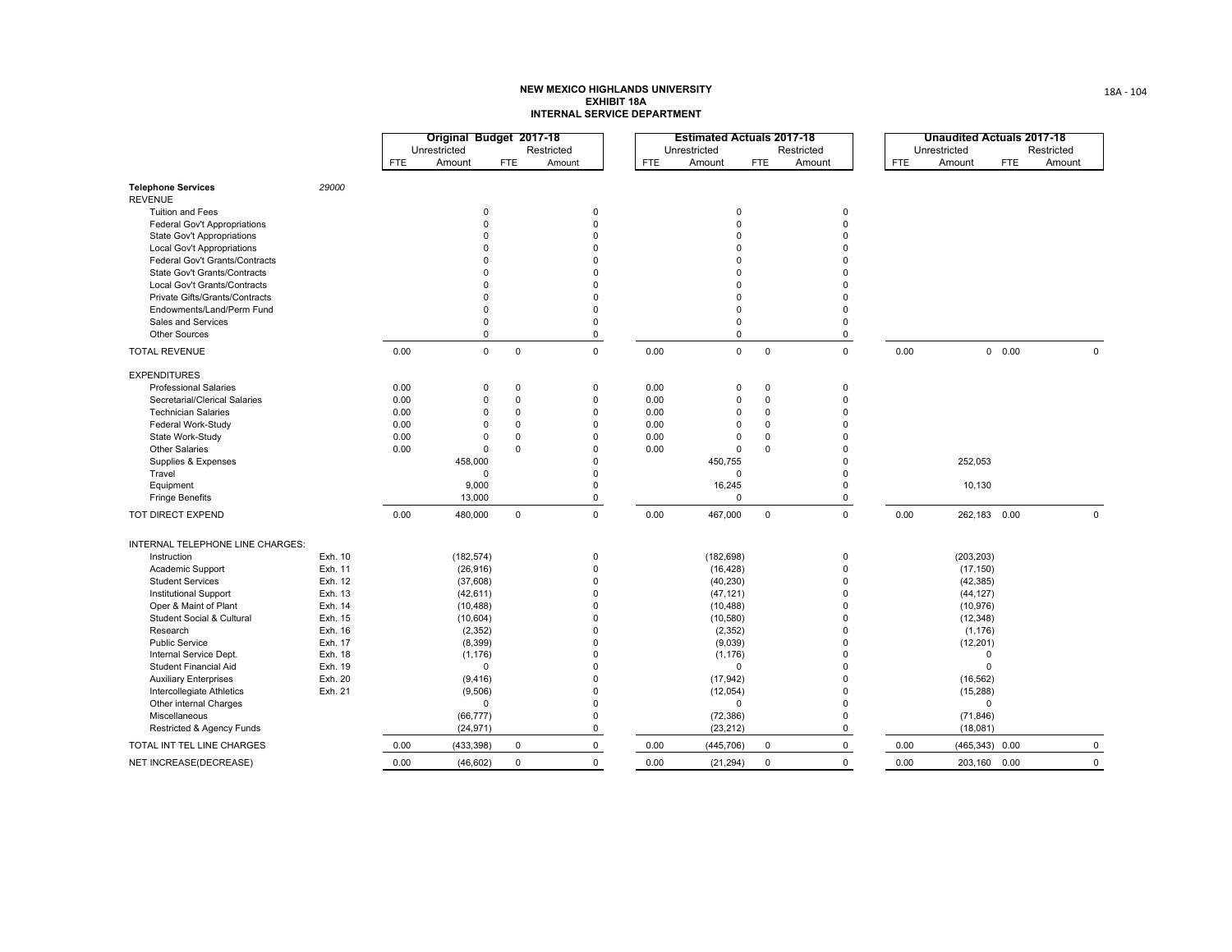# NEW MEXICO HIGHLANDS UNIVERSITY
## EXHIBIT 18A
## INTERNAL SERVICE DEPARTMENT

| | | Original Budget 2017-18 | | | | Estimated Actuals 2017-18 | | | | Unaudited Actuals 2017-18 | | | |
|---|---|---|---|---|---|---|---|---|---|---|---|---|---|
| | | Unrestricted | | Restricted | | Unrestricted | | Restricted | | Unrestricted | | Restricted | |
| | | FTE | Amount | FTE | Amount | FTE | Amount | FTE | Amount | FTE | Amount | FTE | Amount |
| **Telephone Services** | *29000* | | | | | | | | | | | | |
| REVENUE | | | | | | | | | | | | | |
| Tuition and Fees | | | 0 | | 0 | | 0 | | 0 | | | | |
| Federal Gov't Appropriations | | | 0 | | 0 | | 0 | | 0 | | | | |
| State Gov't Appropriations | | | 0 | | 0 | | 0 | | 0 | | | | |
| Local Gov't Appropriations | | | 0 | | 0 | | 0 | | 0 | | | | |
| Federal Gov't Grants/Contracts | | | 0 | | 0 | | 0 | | 0 | | | | |
| State Gov't Grants/Contracts | | | 0 | | 0 | | 0 | | 0 | | | | |
| Local Gov't Grants/Contracts | | | 0 | | 0 | | 0 | | 0 | | | | |
| Private Gifts/Grants/Contracts | | | 0 | | 0 | | 0 | | 0 | | | | |
| Endowments/Land/Perm Fund | | | 0 | | 0 | | 0 | | 0 | | | | |
| Sales and Services | | | 0 | | 0 | | 0 | | 0 | | | | |
| Other Sources | | | 0 | | 0 | | 0 | | 0 | | | | |
| TOTAL REVENUE | | 0.00 | 0 | 0 | 0 | 0.00 | 0 | 0 | 0 | 0.00 | 0 | 0.00 | 0 |
| EXPENDITURES | | | | | | | | | | | | | |
| Professional Salaries | | 0.00 | 0 | 0 | 0 | 0.00 | 0 | 0 | 0 | | | | |
| Secretarial/Clerical Salaries | | 0.00 | 0 | 0 | 0 | 0.00 | 0 | 0 | 0 | | | | |
| Technician Salaries | | 0.00 | 0 | 0 | 0 | 0.00 | 0 | 0 | 0 | | | | |
| Federal Work-Study | | 0.00 | 0 | 0 | 0 | 0.00 | 0 | 0 | 0 | | | | |
| State Work-Study | | 0.00 | 0 | 0 | 0 | 0.00 | 0 | 0 | 0 | | | | |
| Other Salaries | | 0.00 | 0 | 0 | 0 | 0.00 | 0 | 0 | 0 | | | | |
| Supplies & Expenses | | | 458,000 | | 0 | | 450,755 | | 0 | | 252,053 | | |
| Travel | | | 0 | | 0 | | 0 | | 0 | | | | |
| Equipment | | | 9,000 | | 0 | | 16,245 | | 0 | | 10,130 | | |
| Fringe Benefits | | | 13,000 | | 0 | | 0 | | 0 | | | | |
| TOT DIRECT EXPEND | | 0.00 | 480,000 | 0 | 0 | 0.00 | 467,000 | 0 | 0 | 0.00 | 262,183 | 0.00 | 0 |
| INTERNAL TELEPHONE LINE CHARGES: | | | | | | | | | | | | | |
| Instruction | Exh. 10 | | (182,574) | | 0 | | (182,698) | | 0 | | (203,203) | | |
| Academic Support | Exh. 11 | | (26,916) | | 0 | | (16,428) | | 0 | | (17,150) | | |
| Student Services | Exh. 12 | | (37,608) | | 0 | | (40,230) | | 0 | | (42,385) | | |
| Institutional Support | Exh. 13 | | (42,611) | | 0 | | (47,121) | | 0 | | (44,127) | | |
| Oper & Maint of Plant | Exh. 14 | | (10,488) | | 0 | | (10,488) | | 0 | | (10,976) | | |
| Student Social & Cultural | Exh. 15 | | (10,604) | | 0 | | (10,580) | | 0 | | (12,348) | | |
| Research | Exh. 16 | | (2,352) | | 0 | | (2,352) | | 0 | | (1,176) | | |
| Public Service | Exh. 17 | | (8,399) | | 0 | | (9,039) | | 0 | | (12,201) | | |
| Internal Service Dept. | Exh. 18 | | (1,176) | | 0 | | (1,176) | | 0 | | 0 | | |
| Student Financial Aid | Exh. 19 | | 0 | | 0 | | 0 | | 0 | | 0 | | |
| Auxiliary Enterprises | Exh. 20 | | (9,416) | | 0 | | (17,942) | | 0 | | (16,562) | | |
| Intercollegiate Athletics | Exh. 21 | | (9,506) | | 0 | | (12,054) | | 0 | | (15,288) | | |
| Other internal Charges | | | 0 | | 0 | | 0 | | 0 | | 0 | | |
| Miscellaneous | | | (66,777) | | 0 | | (72,386) | | 0 | | (71,846) | | |
| Restricted & Agency Funds | | | (24,971) | | 0 | | (23,212) | | 0 | | (18,081) | | |
| TOTAL INT TEL LINE CHARGES | | 0.00 | (433,398) | 0 | 0 | 0.00 | (445,706) | 0 | 0 | 0.00 | (465,343) | 0.00 | 0 |
| NET INCREASE(DECREASE) | | 0.00 | (46,602) | 0 | 0 | 0.00 | (21,294) | 0 | 0 | 0.00 | 203,160 | 0.00 | 0 |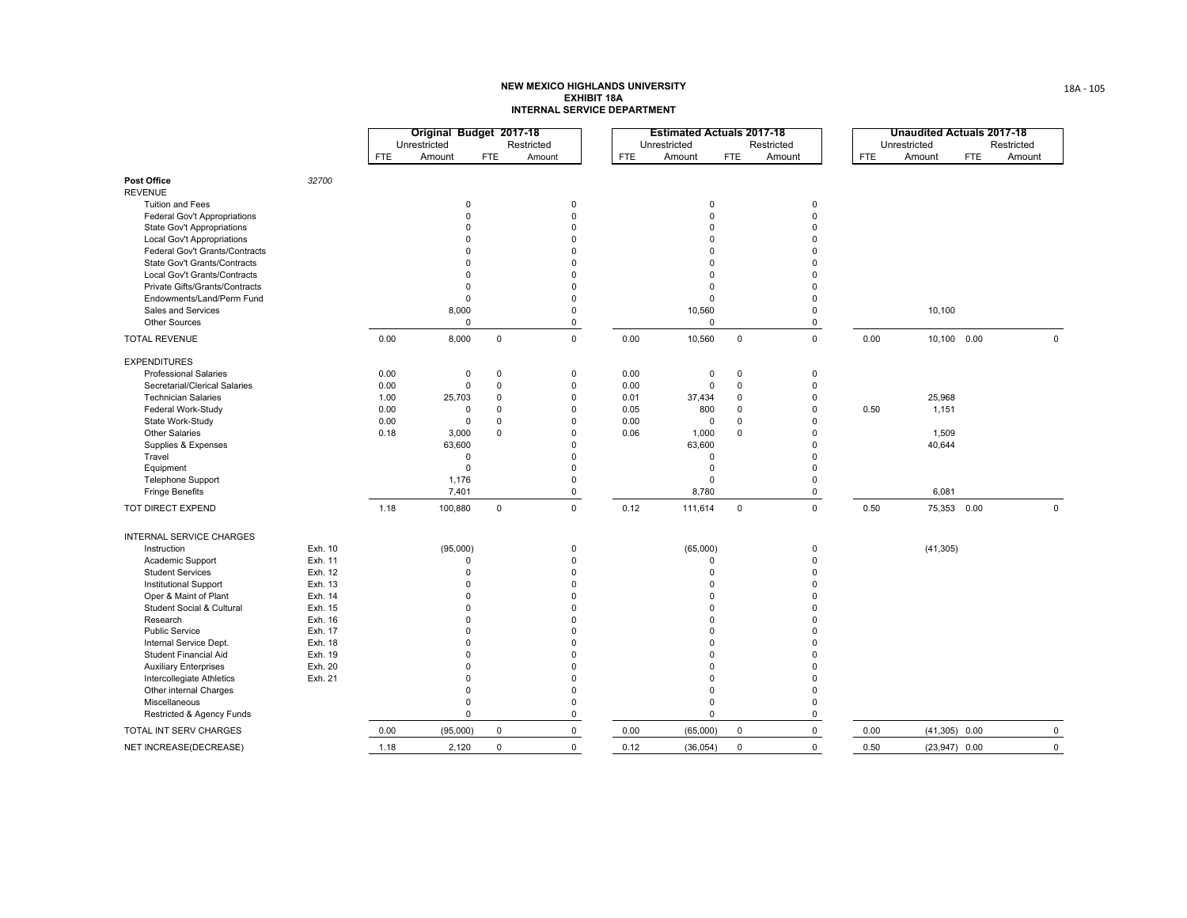**NEW MEXICO HIGHLANDS UNIVERSITY**
**EXHIBIT 18A**
**INTERNAL SERVICE DEPARTMENT**

| | | Original Budget 2017-18 | | | | Estimated Actuals 2017-18 | | | | Unaudited Actuals 2017-18 | | | |
|---|---|---|---|---|---|---|---|---|---|---|---|---|---|
| | | Unrestricted | | Restricted | | Unrestricted | | Restricted | | Unrestricted | | Restricted | |
| | | FTE | Amount | FTE | Amount | FTE | Amount | FTE | Amount | FTE | Amount | FTE | Amount |
| **Post Office** | *32700* | | | | | | | | | | | | |
| REVENUE | | | | | | | | | | | | | |
| Tuition and Fees | | | 0 | | 0 | | 0 | | 0 | | | | |
| Federal Gov't Appropriations | | | 0 | | 0 | | 0 | | 0 | | | | |
| State Gov't Appropriations | | | 0 | | 0 | | 0 | | 0 | | | | |
| Local Gov't Appropriations | | | 0 | | 0 | | 0 | | 0 | | | | |
| Federal Gov't Grants/Contracts | | | 0 | | 0 | | 0 | | 0 | | | | |
| State Gov't Grants/Contracts | | | 0 | | 0 | | 0 | | 0 | | | | |
| Local Gov't Grants/Contracts | | | 0 | | 0 | | 0 | | 0 | | | | |
| Private Gifts/Grants/Contracts | | | 0 | | 0 | | 0 | | 0 | | | | |
| Endowments/Land/Perm Fund | | | 0 | | 0 | | 0 | | 0 | | | | |
| Sales and Services | | | 8,000 | | 0 | | 10,560 | | 0 | | 10,100 | | |
| Other Sources | | | 0 | | 0 | | 0 | | 0 | | | | |
| TOTAL REVENUE | | 0.00 | 8,000 | 0 | 0 | 0.00 | 10,560 | 0 | 0 | 0.00 | 10,100 | 0.00 | 0 |
| EXPENDITURES | | | | | | | | | | | | | |
| Professional Salaries | | 0.00 | 0 | 0 | 0 | 0.00 | 0 | 0 | 0 | | | | |
| Secretarial/Clerical Salaries | | 0.00 | 0 | 0 | 0 | 0.00 | 0 | 0 | 0 | | | | |
| Technician Salaries | | 1.00 | 25,703 | 0 | 0 | 0.01 | 37,434 | 0 | 0 | | 25,968 | | |
| Federal Work-Study | | 0.00 | 0 | 0 | 0 | 0.05 | 800 | 0 | 0 | 0.50 | 1,151 | | |
| State Work-Study | | 0.00 | 0 | 0 | 0 | 0.00 | 0 | 0 | 0 | | | | |
| Other Salaries | | 0.18 | 3,000 | 0 | 0 | 0.06 | 1,000 | 0 | 0 | | 1,509 | | |
| Supplies & Expenses | | | 63,600 | | 0 | | 63,600 | | 0 | | 40,644 | | |
| Travel | | | 0 | | 0 | | 0 | | 0 | | | | |
| Equipment | | | 0 | | 0 | | 0 | | 0 | | | | |
| Telephone Support | | | 1,176 | | 0 | | 0 | | 0 | | | | |
| Fringe Benefits | | | 7,401 | | 0 | | 8,780 | | 0 | | 6,081 | | |
| TOT DIRECT EXPEND | | 1.18 | 100,880 | 0 | 0 | 0.12 | 111,614 | 0 | 0 | 0.50 | 75,353 | 0.00 | 0 |
| INTERNAL SERVICE CHARGES | | | | | | | | | | | | | |
| Instruction | Exh. 10 | | (95,000) | | 0 | | (65,000) | | 0 | | (41,305) | | |
| Academic Support | Exh. 11 | | 0 | | 0 | | 0 | | 0 | | | | |
| Student Services | Exh. 12 | | 0 | | 0 | | 0 | | 0 | | | | |
| Institutional Support | Exh. 13 | | 0 | | 0 | | 0 | | 0 | | | | |
| Oper & Maint of Plant | Exh. 14 | | 0 | | 0 | | 0 | | 0 | | | | |
| Student Social & Cultural | Exh. 15 | | 0 | | 0 | | 0 | | 0 | | | | |
| Research | Exh. 16 | | 0 | | 0 | | 0 | | 0 | | | | |
| Public Service | Exh. 17 | | 0 | | 0 | | 0 | | 0 | | | | |
| Internal Service Dept. | Exh. 18 | | 0 | | 0 | | 0 | | 0 | | | | |
| Student Financial Aid | Exh. 19 | | 0 | | 0 | | 0 | | 0 | | | | |
| Auxiliary Enterprises | Exh. 20 | | 0 | | 0 | | 0 | | 0 | | | | |
| Intercollegiate Athletics | Exh. 21 | | 0 | | 0 | | 0 | | 0 | | | | |
| Other internal Charges | | | 0 | | 0 | | 0 | | 0 | | | | |
| Miscellaneous | | | 0 | | 0 | | 0 | | 0 | | | | |
| Restricted & Agency Funds | | | 0 | | 0 | | 0 | | 0 | | | | |
| TOTAL INT SERV CHARGES | | 0.00 | (95,000) | 0 | 0 | 0.00 | (65,000) | 0 | 0 | 0.00 | (41,305) | 0.00 | 0 |
| NET INCREASE(DECREASE) | | 1.18 | 2,120 | 0 | 0 | 0.12 | (36,054) | 0 | 0 | 0.50 | (23,947) | 0.00 | 0 |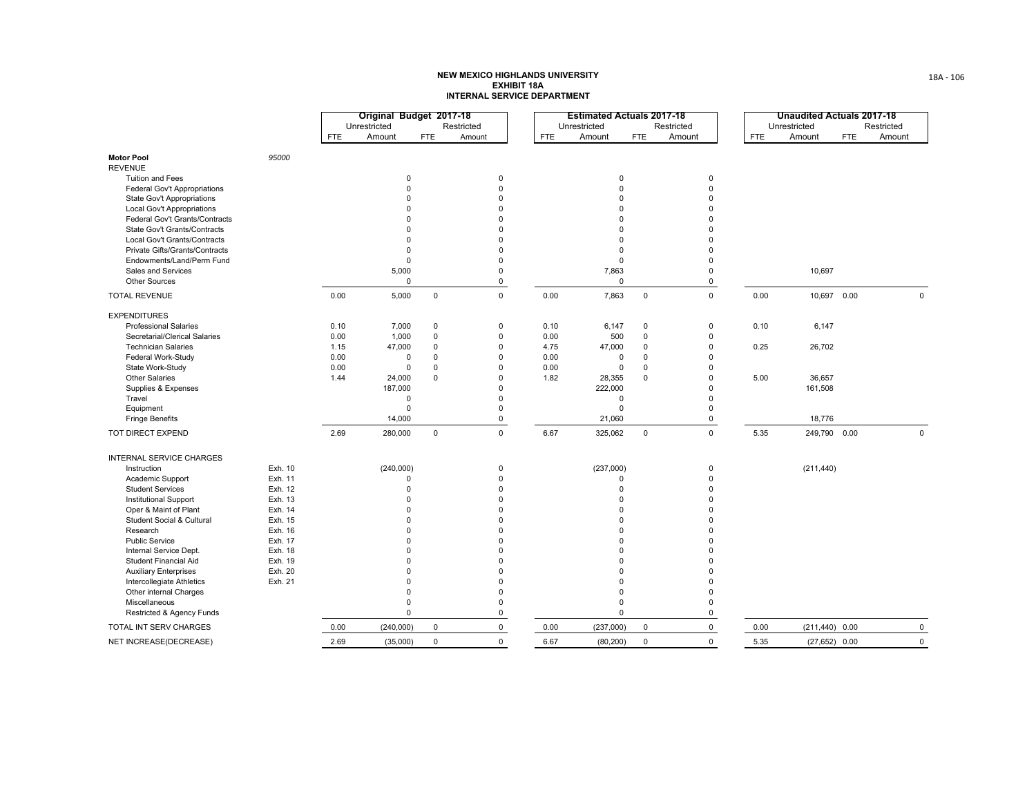**NEW MEXICO HIGHLANDS UNIVERSITY**
**EXHIBIT 18A**
**INTERNAL SERVICE DEPARTMENT**

| | | Original Budget 2017-18 | | | | Estimated Actuals 2017-18 | | | | Unaudited Actuals 2017-18 | | | |
|---|---|---|---|---|---|---|---|---|---|---|---|---|---|
| | | Unrestricted | | Restricted | | Unrestricted | | Restricted | | Unrestricted | | Restricted | |
| | | FTE | Amount | FTE | Amount | FTE | Amount | FTE | Amount | FTE | Amount | FTE | Amount |
| **Motor Pool** | *95000* | | | | | | | | | | | | |
| REVENUE | | | | | | | | | | | | | |
| Tuition and Fees | | | 0 | | 0 | | 0 | | 0 | | | | |
| Federal Gov't Appropriations | | | 0 | | 0 | | 0 | | 0 | | | | |
| State Gov't Appropriations | | | 0 | | 0 | | 0 | | 0 | | | | |
| Local Gov't Appropriations | | | 0 | | 0 | | 0 | | 0 | | | | |
| Federal Gov't Grants/Contracts | | | 0 | | 0 | | 0 | | 0 | | | | |
| State Gov't Grants/Contracts | | | 0 | | 0 | | 0 | | 0 | | | | |
| Local Gov't Grants/Contracts | | | 0 | | 0 | | 0 | | 0 | | | | |
| Private Gifts/Grants/Contracts | | | 0 | | 0 | | 0 | | 0 | | | | |
| Endowments/Land/Perm Fund | | | 0 | | 0 | | 0 | | 0 | | | | |
| Sales and Services | | | 5,000 | | 0 | | 7,863 | | 0 | | 10,697 | | |
| Other Sources | | | 0 | | 0 | | 0 | | 0 | | | | |
| TOTAL REVENUE | | 0.00 | 5,000 | 0 | 0 | 0.00 | 7,863 | 0 | 0 | 0.00 | 10,697 | 0.00 | 0 |
| EXPENDITURES | | | | | | | | | | | | | |
| Professional Salaries | | 0.10 | 7,000 | 0 | 0 | 0.10 | 6,147 | 0 | 0 | 0.10 | 6,147 | | |
| Secretarial/Clerical Salaries | | 0.00 | 1,000 | 0 | 0 | 0.00 | 500 | 0 | 0 | | | | |
| Technician Salaries | | 1.15 | 47,000 | 0 | 0 | 4.75 | 47,000 | 0 | 0 | 0.25 | 26,702 | | |
| Federal Work-Study | | 0.00 | 0 | 0 | 0 | 0.00 | 0 | 0 | 0 | | | | |
| State Work-Study | | 0.00 | 0 | 0 | 0 | 0.00 | 0 | 0 | 0 | | | | |
| Other Salaries | | 1.44 | 24,000 | 0 | 0 | 1.82 | 28,355 | 0 | 0 | 5.00 | 36,657 | | |
| Supplies & Expenses | | | 187,000 | | 0 | | 222,000 | | 0 | | 161,508 | | |
| Travel | | | 0 | | 0 | | 0 | | 0 | | | | |
| Equipment | | | 0 | | 0 | | 0 | | 0 | | | | |
| Fringe Benefits | | | 14,000 | | 0 | | 21,060 | | 0 | | 18,776 | | |
| TOT DIRECT EXPEND | | 2.69 | 280,000 | 0 | 0 | 6.67 | 325,062 | 0 | 0 | 5.35 | 249,790 | 0.00 | 0 |
| INTERNAL SERVICE CHARGES | | | | | | | | | | | | | |
| Instruction | Exh. 10 | | (240,000) | | 0 | | (237,000) | | 0 | | (211,440) | | |
| Academic Support | Exh. 11 | | 0 | | 0 | | 0 | | 0 | | | | |
| Student Services | Exh. 12 | | 0 | | 0 | | 0 | | 0 | | | | |
| Institutional Support | Exh. 13 | | 0 | | 0 | | 0 | | 0 | | | | |
| Oper & Maint of Plant | Exh. 14 | | 0 | | 0 | | 0 | | 0 | | | | |
| Student Social & Cultural | Exh. 15 | | 0 | | 0 | | 0 | | 0 | | | | |
| Research | Exh. 16 | | 0 | | 0 | | 0 | | 0 | | | | |
| Public Service | Exh. 17 | | 0 | | 0 | | 0 | | 0 | | | | |
| Internal Service Dept. | Exh. 18 | | 0 | | 0 | | 0 | | 0 | | | | |
| Student Financial Aid | Exh. 19 | | 0 | | 0 | | 0 | | 0 | | | | |
| Auxiliary Enterprises | Exh. 20 | | 0 | | 0 | | 0 | | 0 | | | | |
| Intercollegiate Athletics | Exh. 21 | | 0 | | 0 | | 0 | | 0 | | | | |
| Other internal Charges | | | 0 | | 0 | | 0 | | 0 | | | | |
| Miscellaneous | | | 0 | | 0 | | 0 | | 0 | | | | |
| Restricted & Agency Funds | | | 0 | | 0 | | 0 | | 0 | | | | |
| TOTAL INT SERV CHARGES | | 0.00 | (240,000) | 0 | 0 | 0.00 | (237,000) | 0 | 0 | 0.00 | (211,440) | 0.00 | 0 |
| NET INCREASE(DECREASE) | | 2.69 | (35,000) | 0 | 0 | 6.67 | (80,200) | 0 | 0 | 5.35 | (27,652) | 0.00 | 0 |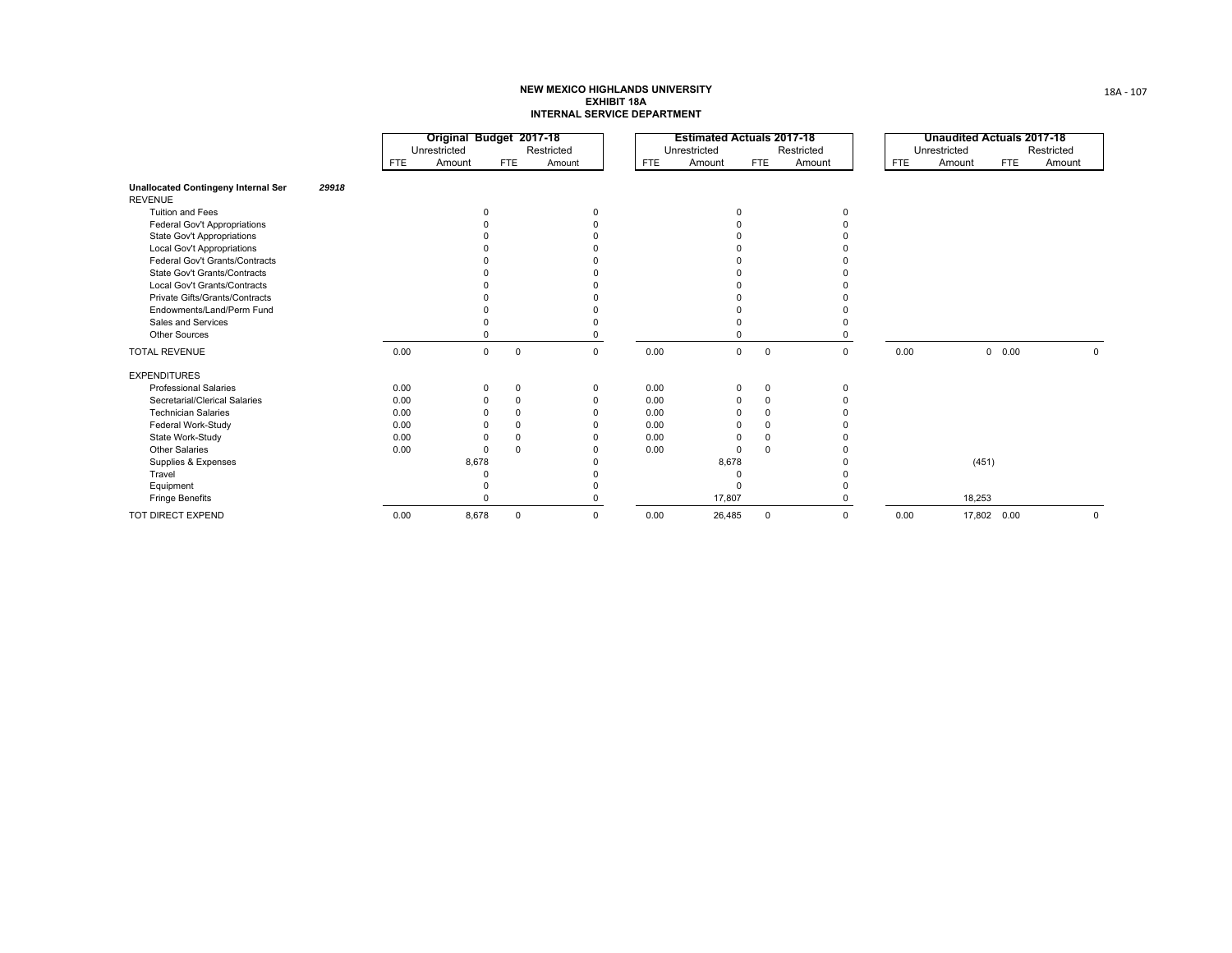**NEW MEXICO HIGHLANDS UNIVERSITY**
**EXHIBIT 18A**
**INTERNAL SERVICE DEPARTMENT**

| | | Original Budget 2017-18 | | | | Estimated Actuals 2017-18 | | | | Unaudited Actuals 2017-18 | | | |
|---|---|---|---|---|---|---|---|---|---|---|---|---|---|
| | | Unrestricted | | Restricted | | Unrestricted | | Restricted | | Unrestricted | | Restricted | |
| | | FTE | Amount | FTE | Amount | FTE | Amount | FTE | Amount | FTE | Amount | FTE | Amount |
| **Unallocated Contingeny Internal Ser** | ***29918*** | | | | | | | | | | | | |
| REVENUE | | | | | | | | | | | | | |
| Tuition and Fees | | | 0 | | 0 | | 0 | | 0 | | | | |
| Federal Gov't Appropriations | | | 0 | | 0 | | 0 | | 0 | | | | |
| State Gov't Appropriations | | | 0 | | 0 | | 0 | | 0 | | | | |
| Local Gov't Appropriations | | | 0 | | 0 | | 0 | | 0 | | | | |
| Federal Gov't Grants/Contracts | | | 0 | | 0 | | 0 | | 0 | | | | |
| State Gov't Grants/Contracts | | | 0 | | 0 | | 0 | | 0 | | | | |
| Local Gov't Grants/Contracts | | | 0 | | 0 | | 0 | | 0 | | | | |
| Private Gifts/Grants/Contracts | | | 0 | | 0 | | 0 | | 0 | | | | |
| Endowments/Land/Perm Fund | | | 0 | | 0 | | 0 | | 0 | | | | |
| Sales and Services | | | 0 | | 0 | | 0 | | 0 | | | | |
| Other Sources | | | 0 | | 0 | | 0 | | 0 | | | | |
| TOTAL REVENUE | | 0.00 | 0 | 0 | 0 | 0.00 | 0 | 0 | 0 | 0.00 | 0 | 0.00 | 0 |
| EXPENDITURES | | | | | | | | | | | | | |
| Professional Salaries | | 0.00 | 0 | 0 | 0 | 0.00 | 0 | 0 | 0 | | | | |
| Secretarial/Clerical Salaries | | 0.00 | 0 | 0 | 0 | 0.00 | 0 | 0 | 0 | | | | |
| Technician Salaries | | 0.00 | 0 | 0 | 0 | 0.00 | 0 | 0 | 0 | | | | |
| Federal Work-Study | | 0.00 | 0 | 0 | 0 | 0.00 | 0 | 0 | 0 | | | | |
| State Work-Study | | 0.00 | 0 | 0 | 0 | 0.00 | 0 | 0 | 0 | | | | |
| Other Salaries | | 0.00 | 0 | 0 | 0 | 0.00 | 0 | 0 | 0 | | | | |
| Supplies & Expenses | | | 8,678 | | 0 | | 8,678 | | 0 | | (451) | | |
| Travel | | | 0 | | 0 | | 0 | | 0 | | | | |
| Equipment | | | 0 | | 0 | | 0 | | 0 | | | | |
| Fringe Benefits | | | 0 | | 0 | | 17,807 | | 0 | | 18,253 | | |
| TOT DIRECT EXPEND | | 0.00 | 8,678 | 0 | 0 | 0.00 | 26,485 | 0 | 0 | 0.00 | 17,802 | 0.00 | 0 |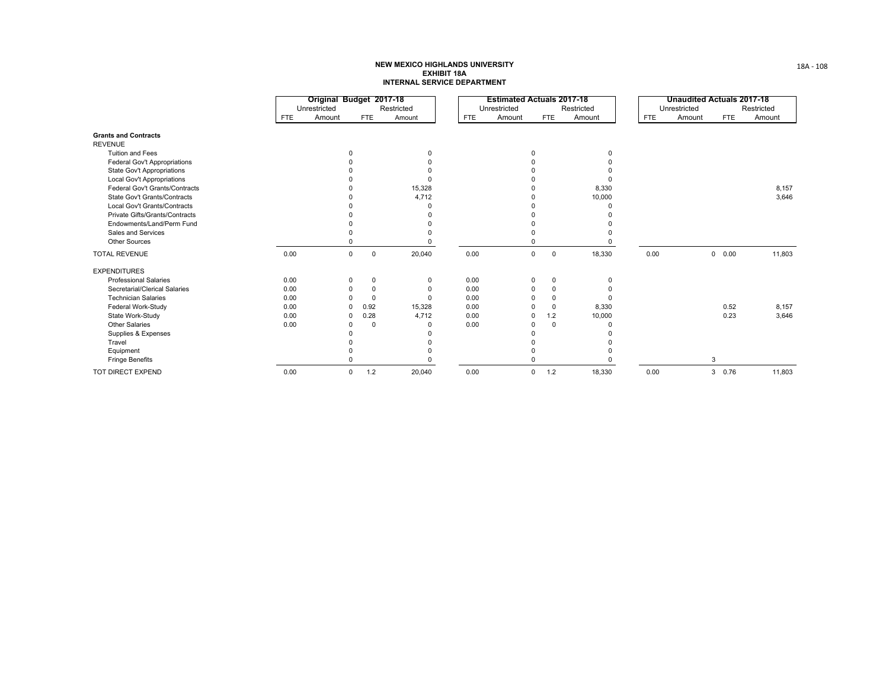# NEW MEXICO HIGHLANDS UNIVERSITY
## EXHIBIT 18A
## INTERNAL SERVICE DEPARTMENT

| | Original Budget 2017-18 | | | | Estimated Actuals 2017-18 | | | | Unaudited Actuals 2017-18 | | | |
|---|---|---|---|---|---|---|---|---|---|---|---|---|
| | Unrestricted | | Restricted | | Unrestricted | | Restricted | | Unrestricted | | Restricted | |
| | FTE | Amount | FTE | Amount | FTE | Amount | FTE | Amount | FTE | Amount | FTE | Amount |
| **Grants and Contracts** | | | | | | | | | | | | |
| REVENUE | | | | | | | | | | | | |
| Tuition and Fees | | 0 | | 0 | | 0 | | 0 | | | | |
| Federal Gov't Appropriations | | 0 | | 0 | | 0 | | 0 | | | | |
| State Gov't Appropriations | | 0 | | 0 | | 0 | | 0 | | | | |
| Local Gov't Appropriations | | 0 | | 0 | | 0 | | 0 | | | | |
| Federal Gov't Grants/Contracts | | 0 | | 15,328 | | 0 | | 8,330 | | | | 8,157 |
| State Gov't Grants/Contracts | | 0 | | 4,712 | | 0 | | 10,000 | | | | 3,646 |
| Local Gov't Grants/Contracts | | 0 | | 0 | | 0 | | 0 | | | | |
| Private Gifts/Grants/Contracts | | 0 | | 0 | | 0 | | 0 | | | | |
| Endowments/Land/Perm Fund | | 0 | | 0 | | 0 | | 0 | | | | |
| Sales and Services | | 0 | | 0 | | 0 | | 0 | | | | |
| Other Sources | | 0 | | 0 | | 0 | | 0 | | | | |
| TOTAL REVENUE | 0.00 | 0 | 0 | 20,040 | 0.00 | 0 | 0 | 18,330 | 0.00 | 0 | 0.00 | 11,803 |
| EXPENDITURES | | | | | | | | | | | | |
| Professional Salaries | 0.00 | 0 | 0 | 0 | 0.00 | 0 | 0 | 0 | | | | |
| Secretarial/Clerical Salaries | 0.00 | 0 | 0 | 0 | 0.00 | 0 | 0 | 0 | | | | |
| Technician Salaries | 0.00 | 0 | 0 | 0 | 0.00 | 0 | 0 | 0 | | | | |
| Federal Work-Study | 0.00 | 0 | 0.92 | 15,328 | 0.00 | 0 | 0 | 8,330 | | | 0.52 | 8,157 |
| State Work-Study | 0.00 | 0 | 0.28 | 4,712 | 0.00 | 0 | 1.2 | 10,000 | | | 0.23 | 3,646 |
| Other Salaries | 0.00 | 0 | 0 | 0 | 0.00 | 0 | 0 | 0 | | | | |
| Supplies & Expenses | | 0 | | 0 | | 0 | | 0 | | | | |
| Travel | | 0 | | 0 | | 0 | | 0 | | | | |
| Equipment | | 0 | | 0 | | 0 | | 0 | | | | |
| Fringe Benefits | | 0 | | 0 | | 0 | | 0 | | 3 | | |
| TOT DIRECT EXPEND | 0.00 | 0 | 1.2 | 20,040 | 0.00 | 0 | 1.2 | 18,330 | 0.00 | 3 | 0.76 | 11,803 |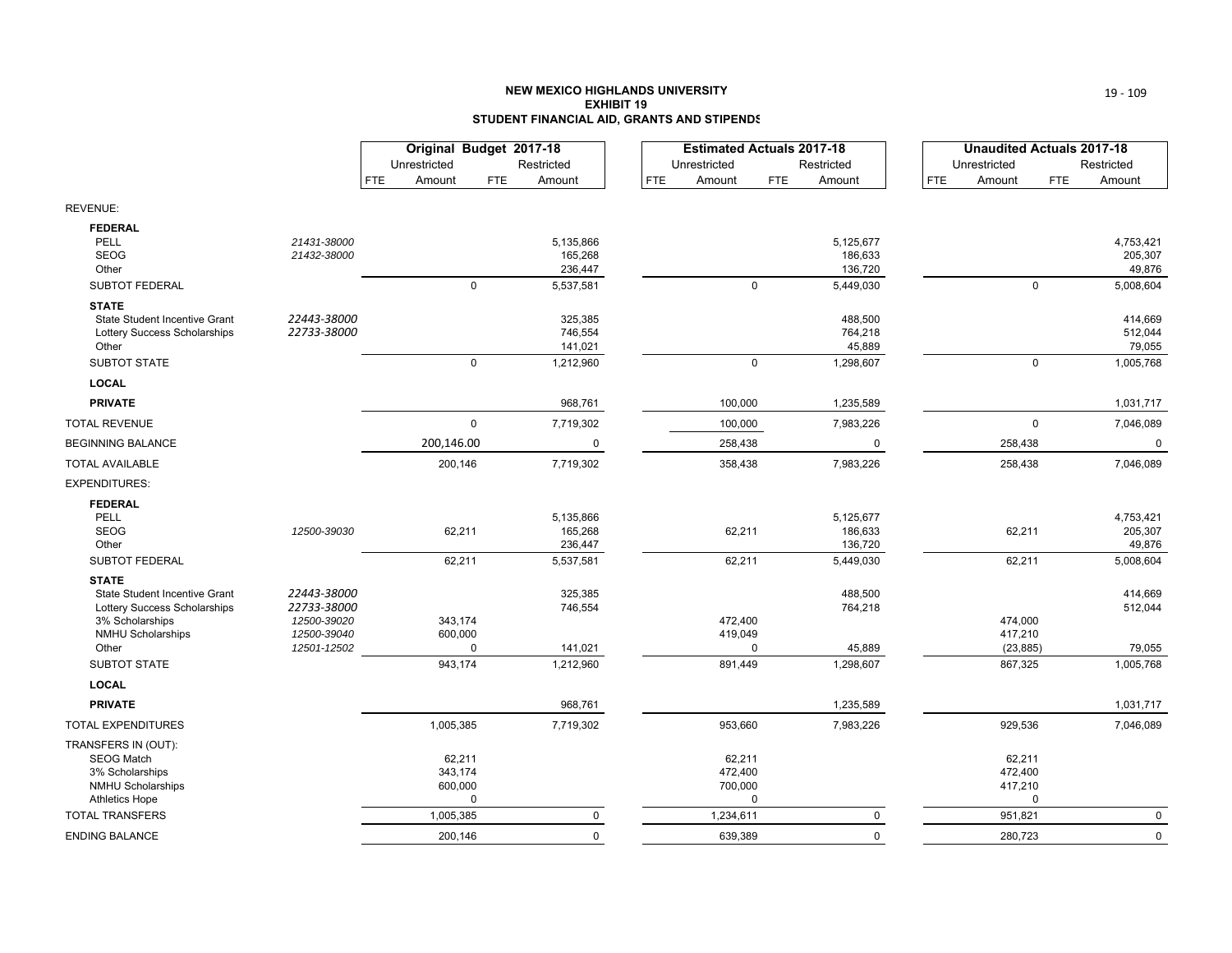# NEW MEXICO HIGHLANDS UNIVERSITY
## EXHIBIT 19
## STUDENT FINANCIAL AID, GRANTS AND STIPENDS

| | | Original Budget 2017-18 | | | | Estimated Actuals 2017-18 | | | | Unaudited Actuals 2017-18 | | | |
|---|---|---|---|---|---|---|---|---|---|---|---|---|---|
| | | Unrestricted | | Restricted | | Unrestricted | | Restricted | | Unrestricted | | Restricted | |
| | | FTE | Amount | FTE | Amount | FTE | Amount | FTE | Amount | FTE | Amount | FTE | Amount |
| REVENUE: | | | | | | | | | | | | | |
| **FEDERAL** | | | | | | | | | | | | | |
| PELL | 21431-38000 | | | | 5,135,866 | | | | 5,125,677 | | | | 4,753,421 |
| SEOG | 21432-38000 | | | | 165,268 | | | | 186,633 | | | | 205,307 |
| Other | | | | | 236,447 | | | | 136,720 | | | | 49,876 |
| SUBTOT FEDERAL | | | 0 | | 5,537,581 | | 0 | | 5,449,030 | | 0 | | 5,008,604 |
| **STATE** | | | | | | | | | | | | | |
| State Student Incentive Grant | 22443-38000 | | | | 325,385 | | | | 488,500 | | | | 414,669 |
| Lottery Success Scholarships | 22733-38000 | | | | 746,554 | | | | 764,218 | | | | 512,044 |
| Other | | | | | 141,021 | | | | 45,889 | | | | 79,055 |
| SUBTOT STATE | | | 0 | | 1,212,960 | | 0 | | 1,298,607 | | 0 | | 1,005,768 |
| **LOCAL** | | | | | | | | | | | | | |
| **PRIVATE** | | | | | 968,761 | | 100,000 | | 1,235,589 | | | | 1,031,717 |
| TOTAL REVENUE | | | 0 | | 7,719,302 | | 100,000 | | 7,983,226 | | 0 | | 7,046,089 |
| BEGINNING BALANCE | | | 200,146.00 | | 0 | | 258,438 | | 0 | | 258,438 | | 0 |
| TOTAL AVAILABLE | | | 200,146 | | 7,719,302 | | 358,438 | | 7,983,226 | | 258,438 | | 7,046,089 |
| EXPENDITURES: | | | | | | | | | | | | | |
| **FEDERAL** | | | | | | | | | | | | | |
| PELL | | | | | 5,135,866 | | | | 5,125,677 | | | | 4,753,421 |
| SEOG | 12500-39030 | | 62,211 | | 165,268 | | 62,211 | | 186,633 | | 62,211 | | 205,307 |
| Other | | | | | 236,447 | | | | 136,720 | | | | 49,876 |
| SUBTOT FEDERAL | | | 62,211 | | 5,537,581 | | 62,211 | | 5,449,030 | | 62,211 | | 5,008,604 |
| **STATE** | | | | | | | | | | | | | |
| State Student Incentive Grant | 22443-38000 | | | | 325,385 | | | | 488,500 | | | | 414,669 |
| Lottery Success Scholarships | 22733-38000 | | | | 746,554 | | | | 764,218 | | | | 512,044 |
| 3% Scholarships | 12500-39020 | | 343,174 | | | | 472,400 | | | | 474,000 | | |
| NMHU Scholarships | 12500-39040 | | 600,000 | | | | 419,049 | | | | 417,210 | | |
| Other | 12501-12502 | | 0 | | 141,021 | | 0 | | 45,889 | | (23,885) | | 79,055 |
| SUBTOT STATE | | | 943,174 | | 1,212,960 | | 891,449 | | 1,298,607 | | 867,325 | | 1,005,768 |
| **LOCAL** | | | | | | | | | | | | | |
| **PRIVATE** | | | | | 968,761 | | | | 1,235,589 | | | | 1,031,717 |
| TOTAL EXPENDITURES | | | 1,005,385 | | 7,719,302 | | 953,660 | | 7,983,226 | | 929,536 | | 7,046,089 |
| TRANSFERS IN (OUT): | | | | | | | | | | | | | |
| SEOG Match | | | 62,211 | | | | 62,211 | | | | 62,211 | | |
| 3% Scholarships | | | 343,174 | | | | 472,400 | | | | 472,400 | | |
| NMHU Scholarships | | | 600,000 | | | | 700,000 | | | | 417,210 | | |
| Athletics Hope | | | 0 | | | | 0 | | | | 0 | | |
| TOTAL TRANSFERS | | | 1,005,385 | | 0 | | 1,234,611 | | 0 | | 951,821 | | 0 |
| ENDING BALANCE | | | 200,146 | | 0 | | 639,389 | | 0 | | 280,723 | | 0 |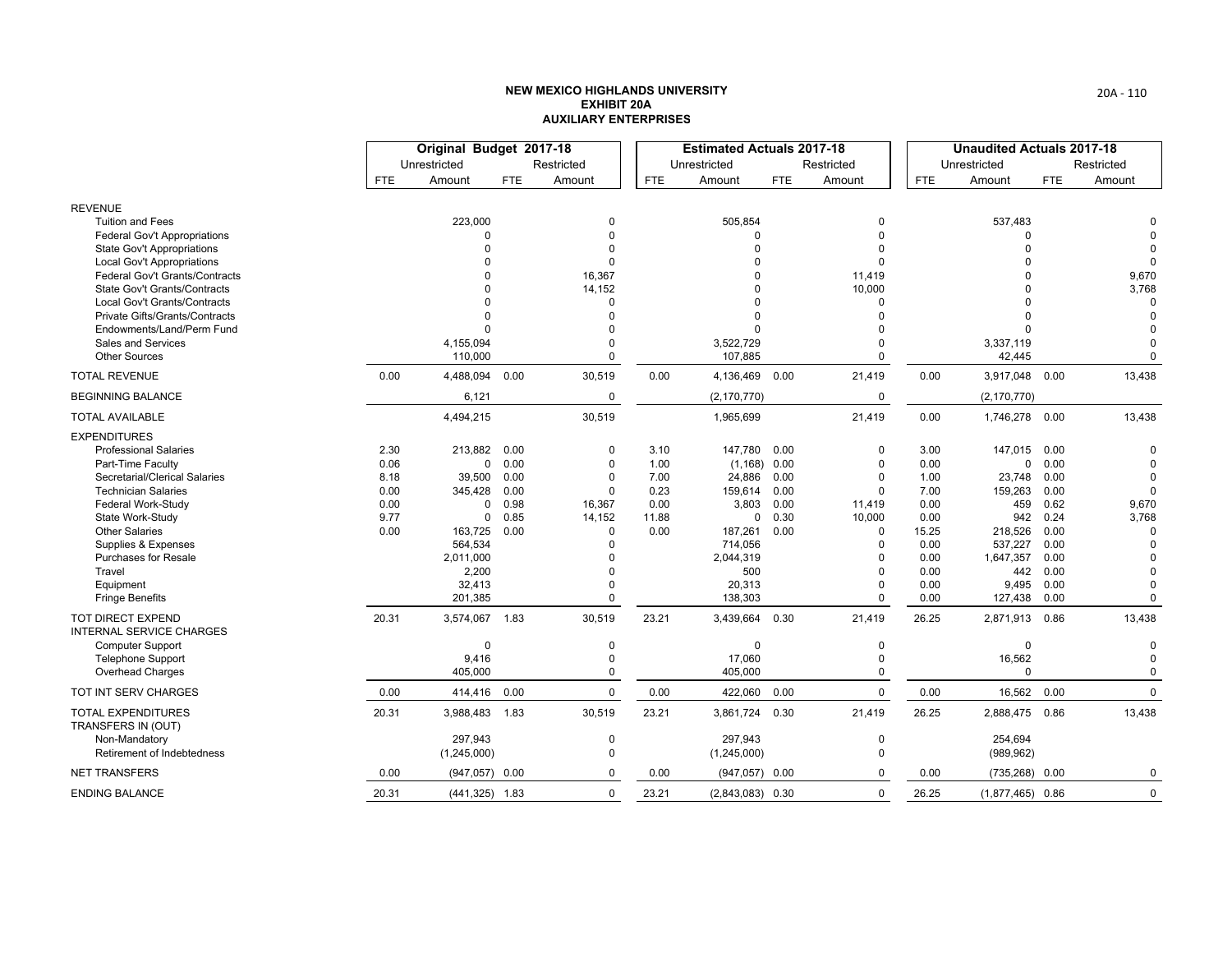# NEW MEXICO HIGHLANDS UNIVERSITY
## EXHIBIT 20A
## AUXILIARY ENTERPRISES

| | Original Budget 2017-18 | | | | Estimated Actuals 2017-18 | | | | Unaudited Actuals 2017-18 | | | |
|---|---|---|---|---|---|---|---|---|---|---|---|---|
| | Unrestricted | | Restricted | | Unrestricted | | Restricted | | Unrestricted | | Restricted | |
| | FTE | Amount | FTE | Amount | FTE | Amount | FTE | Amount | FTE | Amount | FTE | Amount |
| REVENUE | | | | | | | | | | | | |
| Tuition and Fees | | 223,000 | | 0 | | 505,854 | | 0 | | 537,483 | | 0 |
| Federal Gov't Appropriations | | 0 | | 0 | | 0 | | 0 | | 0 | | 0 |
| State Gov't Appropriations | | 0 | | 0 | | 0 | | 0 | | 0 | | 0 |
| Local Gov't Appropriations | | 0 | | 0 | | 0 | | 0 | | 0 | | 0 |
| Federal Gov't Grants/Contracts | | 0 | | 16,367 | | 0 | | 11,419 | | 0 | | 9,670 |
| State Gov't Grants/Contracts | | 0 | | 14,152 | | 0 | | 10,000 | | 0 | | 3,768 |
| Local Gov't Grants/Contracts | | 0 | | 0 | | 0 | | 0 | | 0 | | 0 |
| Private Gifts/Grants/Contracts | | 0 | | 0 | | 0 | | 0 | | 0 | | 0 |
| Endowments/Land/Perm Fund | | 0 | | 0 | | 0 | | 0 | | 0 | | 0 |
| Sales and Services | | 4,155,094 | | 0 | | 3,522,729 | | 0 | | 3,337,119 | | 0 |
| Other Sources | | 110,000 | | 0 | | 107,885 | | 0 | | 42,445 | | 0 |
| TOTAL REVENUE | 0.00 | 4,488,094 | 0.00 | 30,519 | 0.00 | 4,136,469 | 0.00 | 21,419 | 0.00 | 3,917,048 | 0.00 | 13,438 |
| BEGINNING BALANCE | | 6,121 | | 0 | | (2,170,770) | | 0 | | (2,170,770) | | |
| TOTAL AVAILABLE | | 4,494,215 | | 30,519 | | 1,965,699 | | 21,419 | 0.00 | 1,746,278 | 0.00 | 13,438 |
| EXPENDITURES | | | | | | | | | | | | |
| Professional Salaries | 2.30 | 213,882 | 0.00 | 0 | 3.10 | 147,780 | 0.00 | 0 | 3.00 | 147,015 | 0.00 | 0 |
| Part-Time Faculty | 0.06 | 0 | 0.00 | 0 | 1.00 | (1,168) | 0.00 | 0 | 0.00 | 0 | 0.00 | 0 |
| Secretarial/Clerical Salaries | 8.18 | 39,500 | 0.00 | 0 | 7.00 | 24,886 | 0.00 | 0 | 1.00 | 23,748 | 0.00 | 0 |
| Technician Salaries | 0.00 | 345,428 | 0.00 | 0 | 0.23 | 159,614 | 0.00 | 0 | 7.00 | 159,263 | 0.00 | 0 |
| Federal Work-Study | 0.00 | 0 | 0.98 | 16,367 | 0.00 | 3,803 | 0.00 | 11,419 | 0.00 | 459 | 0.62 | 9,670 |
| State Work-Study | 9.77 | 0 | 0.85 | 14,152 | 11.88 | 0 | 0.30 | 10,000 | 0.00 | 942 | 0.24 | 3,768 |
| Other Salaries | 0.00 | 163,725 | 0.00 | 0 | 0.00 | 187,261 | 0.00 | 0 | 15.25 | 218,526 | 0.00 | 0 |
| Supplies & Expenses | | 564,534 | | 0 | | 714,056 | | 0 | 0.00 | 537,227 | 0.00 | 0 |
| Purchases for Resale | | 2,011,000 | | 0 | | 2,044,319 | | 0 | 0.00 | 1,647,357 | 0.00 | 0 |
| Travel | | 2,200 | | 0 | | 500 | | 0 | 0.00 | 442 | 0.00 | 0 |
| Equipment | | 32,413 | | 0 | | 20,313 | | 0 | 0.00 | 9,495 | 0.00 | 0 |
| Fringe Benefits | | 201,385 | | 0 | | 138,303 | | 0 | 0.00 | 127,438 | 0.00 | 0 |
| TOT DIRECT EXPEND | 20.31 | 3,574,067 | 1.83 | 30,519 | 23.21 | 3,439,664 | 0.30 | 21,419 | 26.25 | 2,871,913 | 0.86 | 13,438 |
| INTERNAL SERVICE CHARGES | | | | | | | | | | | | |
| Computer Support | | 0 | | 0 | | 0 | | 0 | | 0 | | 0 |
| Telephone Support | | 9,416 | | 0 | | 17,060 | | 0 | | 16,562 | | 0 |
| Overhead Charges | | 405,000 | | 0 | | 405,000 | | 0 | | 0 | | 0 |
| TOT INT SERV CHARGES | 0.00 | 414,416 | 0.00 | 0 | 0.00 | 422,060 | 0.00 | 0 | 0.00 | 16,562 | 0.00 | 0 |
| TOTAL EXPENDITURES | 20.31 | 3,988,483 | 1.83 | 30,519 | 23.21 | 3,861,724 | 0.30 | 21,419 | 26.25 | 2,888,475 | 0.86 | 13,438 |
| TRANSFERS IN (OUT) | | | | | | | | | | | | |
| Non-Mandatory | | 297,943 | | 0 | | 297,943 | | 0 | | 254,694 | | |
| Retirement of Indebtedness | | (1,245,000) | | 0 | | (1,245,000) | | 0 | | (989,962) | | |
| NET TRANSFERS | 0.00 | (947,057) | 0.00 | 0 | 0.00 | (947,057) | 0.00 | 0 | 0.00 | (735,268) | 0.00 | 0 |
| ENDING BALANCE | 20.31 | (441,325) | 1.83 | 0 | 23.21 | (2,843,083) | 0.30 | 0 | 26.25 | (1,877,465) | 0.86 | 0 |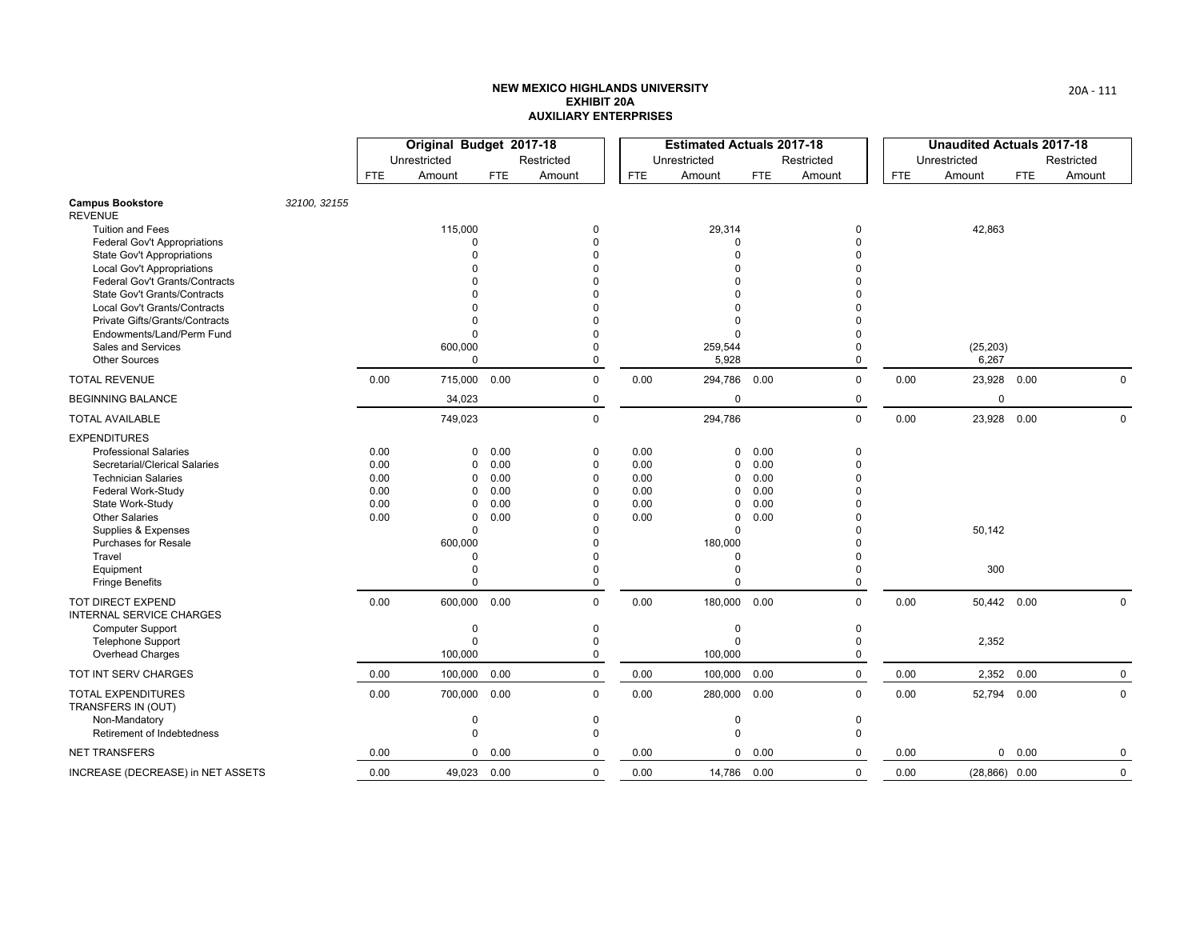**NEW MEXICO HIGHLANDS UNIVERSITY**
**EXHIBIT 20A**
**AUXILIARY ENTERPRISES**

| | Original Budget 2017-18 | | | | Estimated Actuals 2017-18 | | | | Unaudited Actuals 2017-18 | | | |
|---|---|---|---|---|---|---|---|---|---|---|---|---|
| | Unrestricted | | Restricted | | Unrestricted | | Restricted | | Unrestricted | | Restricted | |
| | FTE | Amount | FTE | Amount | FTE | Amount | FTE | Amount | FTE | Amount | FTE | Amount |
| **Campus Bookstore** *32100, 32155* | | | | | | | | | | | | |
| REVENUE | | | | | | | | | | | | |
| Tuition and Fees | | 115,000 | | 0 | | 29,314 | | 0 | | 42,863 | | |
| Federal Gov't Appropriations | | 0 | | 0 | | 0 | | 0 | | | | |
| State Gov't Appropriations | | 0 | | 0 | | 0 | | 0 | | | | |
| Local Gov't Appropriations | | 0 | | 0 | | 0 | | 0 | | | | |
| Federal Gov't Grants/Contracts | | 0 | | 0 | | 0 | | 0 | | | | |
| State Gov't Grants/Contracts | | 0 | | 0 | | 0 | | 0 | | | | |
| Local Gov't Grants/Contracts | | 0 | | 0 | | 0 | | 0 | | | | |
| Private Gifts/Grants/Contracts | | 0 | | 0 | | 0 | | 0 | | | | |
| Endowments/Land/Perm Fund | | 0 | | 0 | | 0 | | 0 | | | | |
| Sales and Services | | 600,000 | | 0 | | 259,544 | | 0 | | (25,203) | | |
| Other Sources | | 0 | | 0 | | 5,928 | | 0 | | 6,267 | | |
| TOTAL REVENUE | 0.00 | 715,000 | 0.00 | 0 | 0.00 | 294,786 | 0.00 | 0 | 0.00 | 23,928 | 0.00 | 0 |
| BEGINNING BALANCE | | 34,023 | | 0 | | 0 | | 0 | | 0 | | |
| TOTAL AVAILABLE | | 749,023 | | 0 | | 294,786 | | 0 | 0.00 | 23,928 | 0.00 | 0 |
| EXPENDITURES | | | | | | | | | | | | |
| Professional Salaries | 0.00 | 0 | 0.00 | 0 | 0.00 | 0 | 0.00 | 0 | | | | |
| Secretarial/Clerical Salaries | 0.00 | 0 | 0.00 | 0 | 0.00 | 0 | 0.00 | 0 | | | | |
| Technician Salaries | 0.00 | 0 | 0.00 | 0 | 0.00 | 0 | 0.00 | 0 | | | | |
| Federal Work-Study | 0.00 | 0 | 0.00 | 0 | 0.00 | 0 | 0.00 | 0 | | | | |
| State Work-Study | 0.00 | 0 | 0.00 | 0 | 0.00 | 0 | 0.00 | 0 | | | | |
| Other Salaries | 0.00 | 0 | 0.00 | 0 | 0.00 | 0 | 0.00 | 0 | | | | |
| Supplies & Expenses | | 0 | | 0 | | 0 | | 0 | | 50,142 | | |
| Purchases for Resale | | 600,000 | | 0 | | 180,000 | | 0 | | | | |
| Travel | | 0 | | 0 | | 0 | | 0 | | | | |
| Equipment | | 0 | | 0 | | 0 | | 0 | | 300 | | |
| Fringe Benefits | | 0 | | 0 | | 0 | | 0 | | | | |
| TOT DIRECT EXPEND | 0.00 | 600,000 | 0.00 | 0 | 0.00 | 180,000 | 0.00 | 0 | 0.00 | 50,442 | 0.00 | 0 |
| INTERNAL SERVICE CHARGES | | | | | | | | | | | | |
| Computer Support | | 0 | | 0 | | 0 | | 0 | | | | |
| Telephone Support | | 0 | | 0 | | 0 | | 0 | | 2,352 | | |
| Overhead Charges | | 100,000 | | 0 | | 100,000 | | 0 | | | | |
| TOT INT SERV CHARGES | 0.00 | 100,000 | 0.00 | 0 | 0.00 | 100,000 | 0.00 | 0 | 0.00 | 2,352 | 0.00 | 0 |
| TOTAL EXPENDITURES | 0.00 | 700,000 | 0.00 | 0 | 0.00 | 280,000 | 0.00 | 0 | 0.00 | 52,794 | 0.00 | 0 |
| TRANSFERS IN (OUT) | | | | | | | | | | | | |
| Non-Mandatory | | 0 | | 0 | | 0 | | 0 | | | | |
| Retirement of Indebtedness | | 0 | | 0 | | 0 | | 0 | | | | |
| NET TRANSFERS | 0.00 | 0 | 0.00 | 0 | 0.00 | 0 | 0.00 | 0 | 0.00 | 0 | 0.00 | 0 |
| INCREASE (DECREASE) in NET ASSETS | 0.00 | 49,023 | 0.00 | 0 | 0.00 | 14,786 | 0.00 | 0 | 0.00 | (28,866) | 0.00 | 0 |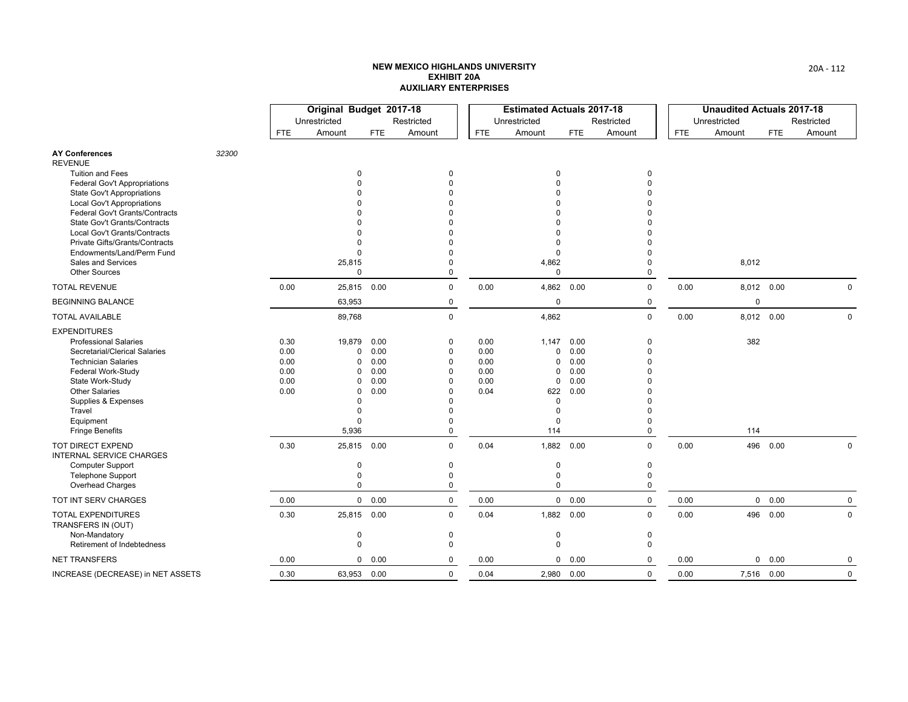**NEW MEXICO HIGHLANDS UNIVERSITY**
**EXHIBIT 20A**
**AUXILIARY ENTERPRISES**

| | Original Budget 2017-18 | | | | Estimated Actuals 2017-18 | | | | Unaudited Actuals 2017-18 | | | |
|---|---|---|---|---|---|---|---|---|---|---|---|---|
| | Unrestricted | | Restricted | | Unrestricted | | Restricted | | Unrestricted | | Restricted | |
| | FTE | Amount | FTE | Amount | FTE | Amount | FTE | Amount | FTE | Amount | FTE | Amount |
| **AY Conferences** *32300* | | | | | | | | | | | | |
| REVENUE | | | | | | | | | | | | |
| Tuition and Fees | | 0 | | 0 | | 0 | | 0 | | | | |
| Federal Gov't Appropriations | | 0 | | 0 | | 0 | | 0 | | | | |
| State Gov't Appropriations | | 0 | | 0 | | 0 | | 0 | | | | |
| Local Gov't Appropriations | | 0 | | 0 | | 0 | | 0 | | | | |
| Federal Gov't Grants/Contracts | | 0 | | 0 | | 0 | | 0 | | | | |
| State Gov't Grants/Contracts | | 0 | | 0 | | 0 | | 0 | | | | |
| Local Gov't Grants/Contracts | | 0 | | 0 | | 0 | | 0 | | | | |
| Private Gifts/Grants/Contracts | | 0 | | 0 | | 0 | | 0 | | | | |
| Endowments/Land/Perm Fund | | 0 | | 0 | | 0 | | 0 | | | | |
| Sales and Services | | 25,815 | | 0 | | 4,862 | | 0 | | 8,012 | | |
| Other Sources | | 0 | | 0 | | 0 | | 0 | | | | |
| TOTAL REVENUE | 0.00 | 25,815 | 0.00 | 0 | 0.00 | 4,862 | 0.00 | 0 | 0.00 | 8,012 | 0.00 | 0 |
| BEGINNING BALANCE | | 63,953 | | 0 | | 0 | | 0 | | 0 | | |
| TOTAL AVAILABLE | | 89,768 | | 0 | | 4,862 | | 0 | 0.00 | 8,012 | 0.00 | 0 |
| EXPENDITURES | | | | | | | | | | | | |
| Professional Salaries | 0.30 | 19,879 | 0.00 | 0 | 0.00 | 1,147 | 0.00 | 0 | | 382 | | |
| Secretarial/Clerical Salaries | 0.00 | 0 | 0.00 | 0 | 0.00 | 0 | 0.00 | 0 | | | | |
| Technician Salaries | 0.00 | 0 | 0.00 | 0 | 0.00 | 0 | 0.00 | 0 | | | | |
| Federal Work-Study | 0.00 | 0 | 0.00 | 0 | 0.00 | 0 | 0.00 | 0 | | | | |
| State Work-Study | 0.00 | 0 | 0.00 | 0 | 0.00 | 0 | 0.00 | 0 | | | | |
| Other Salaries | 0.00 | 0 | 0.00 | 0 | 0.04 | 622 | 0.00 | 0 | | | | |
| Supplies & Expenses | | 0 | | 0 | | 0 | | 0 | | | | |
| Travel | | 0 | | 0 | | 0 | | 0 | | | | |
| Equipment | | 0 | | 0 | | 0 | | 0 | | | | |
| Fringe Benefits | | 5,936 | | 0 | | 114 | | 0 | | 114 | | |
| TOT DIRECT EXPEND | 0.30 | 25,815 | 0.00 | 0 | 0.04 | 1,882 | 0.00 | 0 | 0.00 | 496 | 0.00 | 0 |
| INTERNAL SERVICE CHARGES | | | | | | | | | | | | |
| Computer Support | | 0 | | 0 | | 0 | | 0 | | | | |
| Telephone Support | | 0 | | 0 | | 0 | | 0 | | | | |
| Overhead Charges | | 0 | | 0 | | 0 | | 0 | | | | |
| TOT INT SERV CHARGES | 0.00 | 0 | 0.00 | 0 | 0.00 | 0 | 0.00 | 0 | 0.00 | 0 | 0.00 | 0 |
| TOTAL EXPENDITURES | 0.30 | 25,815 | 0.00 | 0 | 0.04 | 1,882 | 0.00 | 0 | 0.00 | 496 | 0.00 | 0 |
| TRANSFERS IN (OUT) | | | | | | | | | | | | |
| Non-Mandatory | | 0 | | 0 | | 0 | | 0 | | | | |
| Retirement of Indebtedness | | 0 | | 0 | | 0 | | 0 | | | | |
| NET TRANSFERS | 0.00 | 0 | 0.00 | 0 | 0.00 | 0 | 0.00 | 0 | 0.00 | 0 | 0.00 | 0 |
| INCREASE (DECREASE) in NET ASSETS | 0.30 | 63,953 | 0.00 | 0 | 0.04 | 2,980 | 0.00 | 0 | 0.00 | 7,516 | 0.00 | 0 |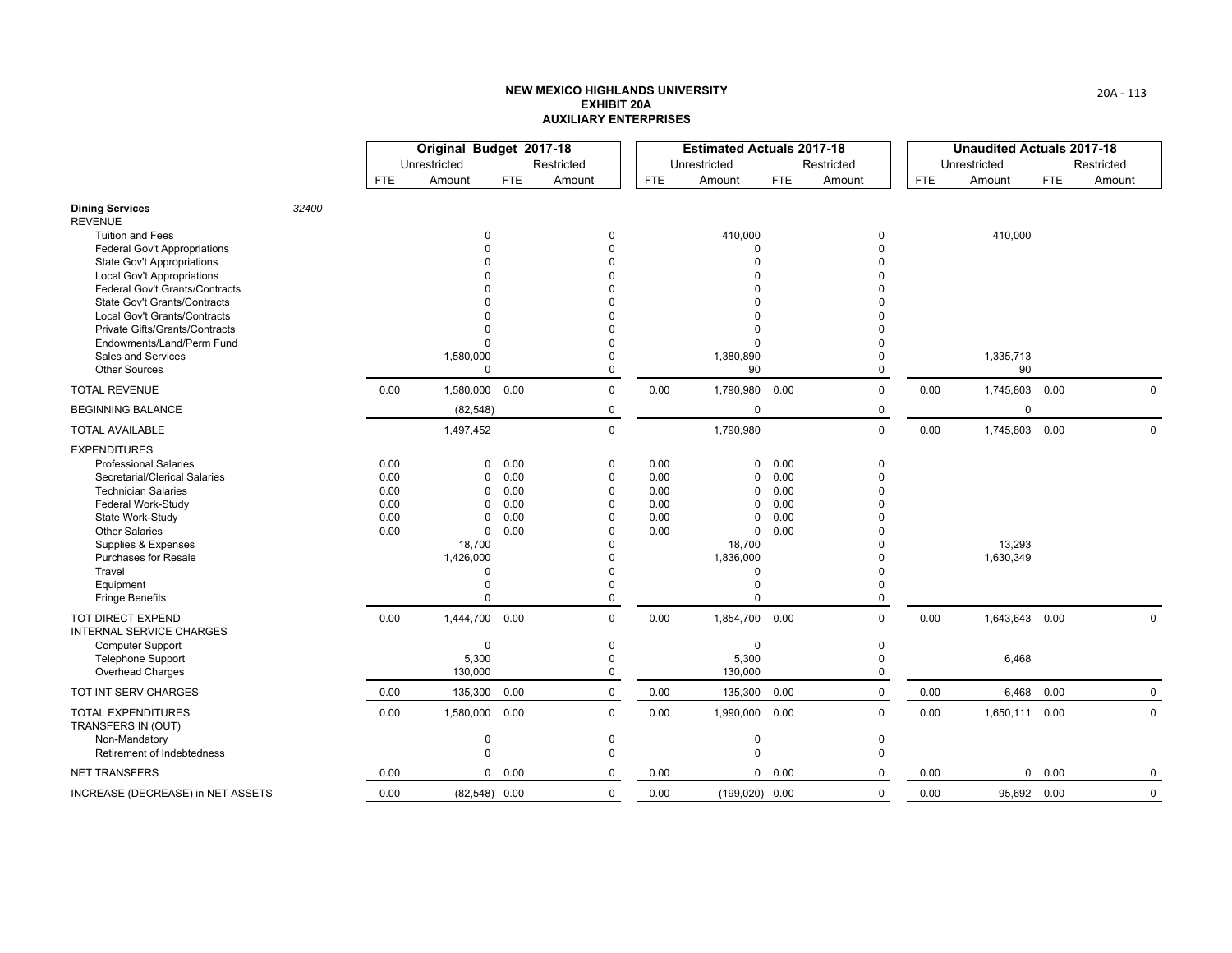**NEW MEXICO HIGHLANDS UNIVERSITY**
**EXHIBIT 20A**
**AUXILIARY ENTERPRISES**

| | | Original Budget 2017-18 | | | | Estimated Actuals 2017-18 | | | | Unaudited Actuals 2017-18 | | | |
|---|---|---|---|---|---|---|---|---|---|---|---|---|---|
| | | Unrestricted | | Restricted | | Unrestricted | | Restricted | | Unrestricted | | Restricted | |
| | | FTE | Amount | FTE | Amount | FTE | Amount | FTE | Amount | FTE | Amount | FTE | Amount |
| **Dining Services** | 32400 | | | | | | | | | | | | |
| REVENUE | | | | | | | | | | | | | |
| Tuition and Fees | | | 0 | | 0 | | 410,000 | | 0 | | 410,000 | | |
| Federal Gov't Appropriations | | | 0 | | 0 | | 0 | | 0 | | | | |
| State Gov't Appropriations | | | 0 | | 0 | | 0 | | 0 | | | | |
| Local Gov't Appropriations | | | 0 | | 0 | | 0 | | 0 | | | | |
| Federal Gov't Grants/Contracts | | | 0 | | 0 | | 0 | | 0 | | | | |
| State Gov't Grants/Contracts | | | 0 | | 0 | | 0 | | 0 | | | | |
| Local Gov't Grants/Contracts | | | 0 | | 0 | | 0 | | 0 | | | | |
| Private Gifts/Grants/Contracts | | | 0 | | 0 | | 0 | | 0 | | | | |
| Endowments/Land/Perm Fund | | | 0 | | 0 | | 0 | | 0 | | | | |
| Sales and Services | | | 1,580,000 | | 0 | | 1,380,890 | | 0 | | 1,335,713 | | |
| Other Sources | | | 0 | | 0 | | 90 | | 0 | | 90 | | |
| TOTAL REVENUE | | 0.00 | 1,580,000 | 0.00 | 0 | 0.00 | 1,790,980 | 0.00 | 0 | 0.00 | 1,745,803 | 0.00 | 0 |
| BEGINNING BALANCE | | | (82,548) | | 0 | | 0 | | 0 | | 0 | | |
| TOTAL AVAILABLE | | | 1,497,452 | | 0 | | 1,790,980 | | 0 | 0.00 | 1,745,803 | 0.00 | 0 |
| EXPENDITURES | | | | | | | | | | | | | |
| Professional Salaries | | 0.00 | 0 | 0.00 | 0 | 0.00 | 0 | 0.00 | 0 | | | | |
| Secretarial/Clerical Salaries | | 0.00 | 0 | 0.00 | 0 | 0.00 | 0 | 0.00 | 0 | | | | |
| Technician Salaries | | 0.00 | 0 | 0.00 | 0 | 0.00 | 0 | 0.00 | 0 | | | | |
| Federal Work-Study | | 0.00 | 0 | 0.00 | 0 | 0.00 | 0 | 0.00 | 0 | | | | |
| State Work-Study | | 0.00 | 0 | 0.00 | 0 | 0.00 | 0 | 0.00 | 0 | | | | |
| Other Salaries | | 0.00 | 0 | 0.00 | 0 | 0.00 | 0 | 0.00 | 0 | | | | |
| Supplies & Expenses | | | 18,700 | | 0 | | 18,700 | | 0 | | 13,293 | | |
| Purchases for Resale | | | 1,426,000 | | 0 | | 1,836,000 | | 0 | | 1,630,349 | | |
| Travel | | | 0 | | 0 | | 0 | | 0 | | | | |
| Equipment | | | 0 | | 0 | | 0 | | 0 | | | | |
| Fringe Benefits | | | 0 | | 0 | | 0 | | 0 | | | | |
| TOT DIRECT EXPEND | | 0.00 | 1,444,700 | 0.00 | 0 | 0.00 | 1,854,700 | 0.00 | 0 | 0.00 | 1,643,643 | 0.00 | 0 |
| INTERNAL SERVICE CHARGES | | | | | | | | | | | | | |
| Computer Support | | | 0 | | 0 | | 0 | | 0 | | | | |
| Telephone Support | | | 5,300 | | 0 | | 5,300 | | 0 | | 6,468 | | |
| Overhead Charges | | | 130,000 | | 0 | | 130,000 | | 0 | | | | |
| TOT INT SERV CHARGES | | 0.00 | 135,300 | 0.00 | 0 | 0.00 | 135,300 | 0.00 | 0 | 0.00 | 6,468 | 0.00 | 0 |
| TOTAL EXPENDITURES | | 0.00 | 1,580,000 | 0.00 | 0 | 0.00 | 1,990,000 | 0.00 | 0 | 0.00 | 1,650,111 | 0.00 | 0 |
| TRANSFERS IN (OUT) | | | | | | | | | | | | | |
| Non-Mandatory | | | 0 | | 0 | | 0 | | 0 | | | | |
| Retirement of Indebtedness | | | 0 | | 0 | | 0 | | 0 | | | | |
| NET TRANSFERS | | 0.00 | 0 | 0.00 | 0 | 0.00 | 0 | 0.00 | 0 | 0.00 | 0 | 0.00 | 0 |
| INCREASE (DECREASE) in NET ASSETS | | 0.00 | (82,548) | 0.00 | 0 | 0.00 | (199,020) | 0.00 | 0 | 0.00 | 95,692 | 0.00 | 0 |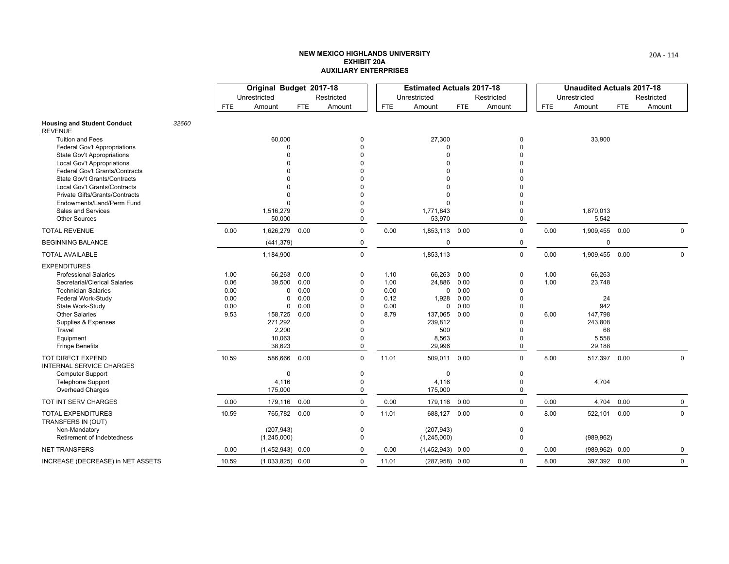**NEW MEXICO HIGHLANDS UNIVERSITY**
**EXHIBIT 20A**
**AUXILIARY ENTERPRISES**

| | Original Budget 2017-18 | | | | Estimated Actuals 2017-18 | | | | Unaudited Actuals 2017-18 | | | |
|---|---|---|---|---|---|---|---|---|---|---|---|---|
| | Unrestricted | | Restricted | | Unrestricted | | Restricted | | Unrestricted | | Restricted | |
| | FTE | Amount | FTE | Amount | FTE | Amount | FTE | Amount | FTE | Amount | FTE | Amount |
| **Housing and Student Conduct** *32660* | | | | | | | | | | | | |
| REVENUE | | | | | | | | | | | | |
| Tuition and Fees | | 60,000 | | 0 | | 27,300 | | 0 | | 33,900 | | |
| Federal Gov't Appropriations | | 0 | | 0 | | 0 | | 0 | | | | |
| State Gov't Appropriations | | 0 | | 0 | | 0 | | 0 | | | | |
| Local Gov't Appropriations | | 0 | | 0 | | 0 | | 0 | | | | |
| Federal Gov't Grants/Contracts | | 0 | | 0 | | 0 | | 0 | | | | |
| State Gov't Grants/Contracts | | 0 | | 0 | | 0 | | 0 | | | | |
| Local Gov't Grants/Contracts | | 0 | | 0 | | 0 | | 0 | | | | |
| Private Gifts/Grants/Contracts | | 0 | | 0 | | 0 | | 0 | | | | |
| Endowments/Land/Perm Fund | | 0 | | 0 | | 0 | | 0 | | | | |
| Sales and Services | | 1,516,279 | | 0 | | 1,771,843 | | 0 | | 1,870,013 | | |
| Other Sources | | 50,000 | | 0 | | 53,970 | | 0 | | 5,542 | | |
| TOTAL REVENUE | 0.00 | 1,626,279 | 0.00 | 0 | 0.00 | 1,853,113 | 0.00 | 0 | 0.00 | 1,909,455 | 0.00 | 0 |
| BEGINNING BALANCE | | (441,379) | | 0 | | 0 | | 0 | | 0 | | |
| TOTAL AVAILABLE | | 1,184,900 | | 0 | | 1,853,113 | | 0 | 0.00 | 1,909,455 | 0.00 | 0 |
| EXPENDITURES | | | | | | | | | | | | |
| Professional Salaries | 1.00 | 66,263 | 0.00 | 0 | 1.10 | 66,263 | 0.00 | 0 | 1.00 | 66,263 | | |
| Secretarial/Clerical Salaries | 0.06 | 39,500 | 0.00 | 0 | 1.00 | 24,886 | 0.00 | 0 | 1.00 | 23,748 | | |
| Technician Salaries | 0.00 | 0 | 0.00 | 0 | 0.00 | 0 | 0.00 | 0 | | | | |
| Federal Work-Study | 0.00 | 0 | 0.00 | 0 | 0.12 | 1,928 | 0.00 | 0 | | 24 | | |
| State Work-Study | 0.00 | 0 | 0.00 | 0 | 0.00 | 0 | 0.00 | 0 | | 942 | | |
| Other Salaries | 9.53 | 158,725 | 0.00 | 0 | 8.79 | 137,065 | 0.00 | 0 | 6.00 | 147,798 | | |
| Supplies & Expenses | | 271,292 | | 0 | | 239,812 | | 0 | | 243,808 | | |
| Travel | | 2,200 | | 0 | | 500 | | 0 | | 68 | | |
| Equipment | | 10,063 | | 0 | | 8,563 | | 0 | | 5,558 | | |
| Fringe Benefits | | 38,623 | | 0 | | 29,996 | | 0 | | 29,188 | | |
| TOT DIRECT EXPEND | 10.59 | 586,666 | 0.00 | 0 | 11.01 | 509,011 | 0.00 | 0 | 8.00 | 517,397 | 0.00 | 0 |
| INTERNAL SERVICE CHARGES | | | | | | | | | | | | |
| Computer Support | | 0 | | 0 | | 0 | | 0 | | | | |
| Telephone Support | | 4,116 | | 0 | | 4,116 | | 0 | | 4,704 | | |
| Overhead Charges | | 175,000 | | 0 | | 175,000 | | 0 | | | | |
| TOT INT SERV CHARGES | 0.00 | 179,116 | 0.00 | 0 | 0.00 | 179,116 | 0.00 | 0 | 0.00 | 4,704 | 0.00 | 0 |
| TOTAL EXPENDITURES | 10.59 | 765,782 | 0.00 | 0 | 11.01 | 688,127 | 0.00 | 0 | 8.00 | 522,101 | 0.00 | 0 |
| TRANSFERS IN (OUT) | | | | | | | | | | | | |
| Non-Mandatory | | (207,943) | | 0 | | (207,943) | | 0 | | | | |
| Retirement of Indebtedness | | (1,245,000) | | 0 | | (1,245,000) | | 0 | | (989,962) | | |
| NET TRANSFERS | 0.00 | (1,452,943) | 0.00 | 0 | 0.00 | (1,452,943) | 0.00 | 0 | 0.00 | (989,962) | 0.00 | 0 |
| INCREASE (DECREASE) in NET ASSETS | 10.59 | (1,033,825) | 0.00 | 0 | 11.01 | (287,958) | 0.00 | 0 | 8.00 | 397,392 | 0.00 | 0 |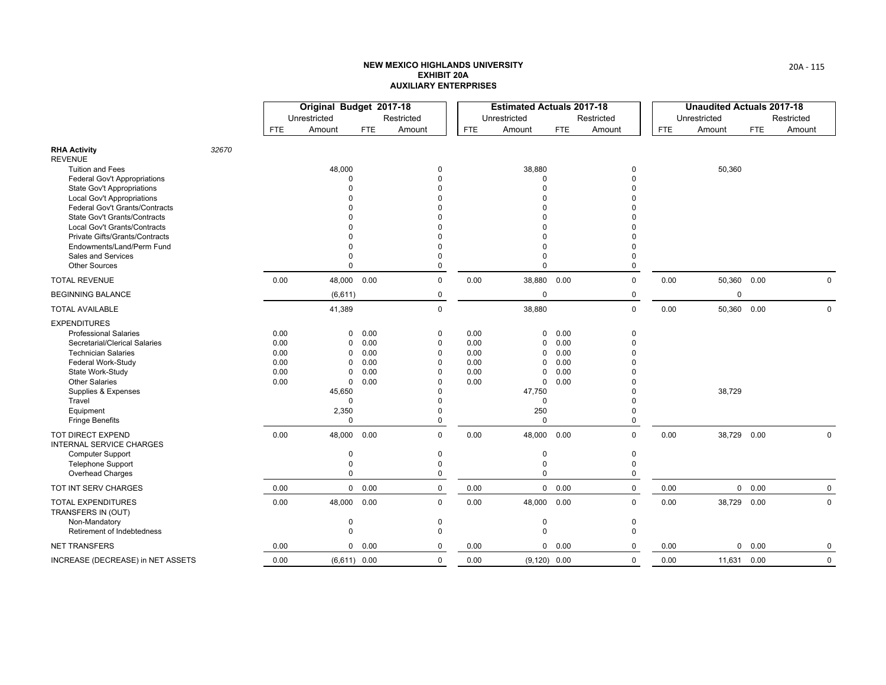**NEW MEXICO HIGHLANDS UNIVERSITY**
**EXHIBIT 20A**
**AUXILIARY ENTERPRISES**

| | | Original Budget 2017-18 | | | | Estimated Actuals 2017-18 | | | | Unaudited Actuals 2017-18 | | | |
|---|---|---|---|---|---|---|---|---|---|---|---|---|---|
| | | Unrestricted | | Restricted | | Unrestricted | | Restricted | | Unrestricted | | Restricted | |
| | | FTE | Amount | FTE | Amount | FTE | Amount | FTE | Amount | FTE | Amount | FTE | Amount |
| **RHA Activity** | *32670* | | | | | | | | | | | | |
| REVENUE | | | | | | | | | | | | | |
| Tuition and Fees | | | 48,000 | | 0 | | 38,880 | | 0 | | 50,360 | | |
| Federal Gov't Appropriations | | | 0 | | 0 | | 0 | | 0 | | | | |
| State Gov't Appropriations | | | 0 | | 0 | | 0 | | 0 | | | | |
| Local Gov't Appropriations | | | 0 | | 0 | | 0 | | 0 | | | | |
| Federal Gov't Grants/Contracts | | | 0 | | 0 | | 0 | | 0 | | | | |
| State Gov't Grants/Contracts | | | 0 | | 0 | | 0 | | 0 | | | | |
| Local Gov't Grants/Contracts | | | 0 | | 0 | | 0 | | 0 | | | | |
| Private Gifts/Grants/Contracts | | | 0 | | 0 | | 0 | | 0 | | | | |
| Endowments/Land/Perm Fund | | | 0 | | 0 | | 0 | | 0 | | | | |
| Sales and Services | | | 0 | | 0 | | 0 | | 0 | | | | |
| Other Sources | | | 0 | | 0 | | 0 | | 0 | | | | |
| TOTAL REVENUE | | 0.00 | 48,000 | 0.00 | 0 | 0.00 | 38,880 | 0.00 | 0 | 0.00 | 50,360 | 0.00 | 0 |
| BEGINNING BALANCE | | | (6,611) | | 0 | | 0 | | 0 | | 0 | | |
| TOTAL AVAILABLE | | | 41,389 | | 0 | | 38,880 | | 0 | 0.00 | 50,360 | 0.00 | 0 |
| EXPENDITURES | | | | | | | | | | | | | |
| Professional Salaries | | 0.00 | 0 | 0.00 | 0 | 0.00 | 0 | 0.00 | 0 | | | | |
| Secretarial/Clerical Salaries | | 0.00 | 0 | 0.00 | 0 | 0.00 | 0 | 0.00 | 0 | | | | |
| Technician Salaries | | 0.00 | 0 | 0.00 | 0 | 0.00 | 0 | 0.00 | 0 | | | | |
| Federal Work-Study | | 0.00 | 0 | 0.00 | 0 | 0.00 | 0 | 0.00 | 0 | | | | |
| State Work-Study | | 0.00 | 0 | 0.00 | 0 | 0.00 | 0 | 0.00 | 0 | | | | |
| Other Salaries | | 0.00 | 0 | 0.00 | 0 | 0.00 | 0 | 0.00 | 0 | | | | |
| Supplies & Expenses | | | 45,650 | | 0 | | 47,750 | | 0 | | 38,729 | | |
| Travel | | | 0 | | 0 | | 0 | | 0 | | | | |
| Equipment | | | 2,350 | | 0 | | 250 | | 0 | | | | |
| Fringe Benefits | | | 0 | | 0 | | 0 | | 0 | | | | |
| TOT DIRECT EXPEND | | 0.00 | 48,000 | 0.00 | 0 | 0.00 | 48,000 | 0.00 | 0 | 0.00 | 38,729 | 0.00 | 0 |
| INTERNAL SERVICE CHARGES | | | | | | | | | | | | | |
| Computer Support | | | 0 | | 0 | | 0 | | 0 | | | | |
| Telephone Support | | | 0 | | 0 | | 0 | | 0 | | | | |
| Overhead Charges | | | 0 | | 0 | | 0 | | 0 | | | | |
| TOT INT SERV CHARGES | | 0.00 | 0 | 0.00 | 0 | 0.00 | 0 | 0.00 | 0 | 0.00 | 0 | 0.00 | 0 |
| TOTAL EXPENDITURES | | 0.00 | 48,000 | 0.00 | 0 | 0.00 | 48,000 | 0.00 | 0 | 0.00 | 38,729 | 0.00 | 0 |
| TRANSFERS IN (OUT) | | | | | | | | | | | | | |
| Non-Mandatory | | | 0 | | 0 | | 0 | | 0 | | | | |
| Retirement of Indebtedness | | | 0 | | 0 | | 0 | | 0 | | | | |
| NET TRANSFERS | | 0.00 | 0 | 0.00 | 0 | 0.00 | 0 | 0.00 | 0 | 0.00 | 0 | 0.00 | 0 |
| INCREASE (DECREASE) in NET ASSETS | | 0.00 | (6,611) | 0.00 | 0 | 0.00 | (9,120) | 0.00 | 0 | 0.00 | 11,631 | 0.00 | 0 |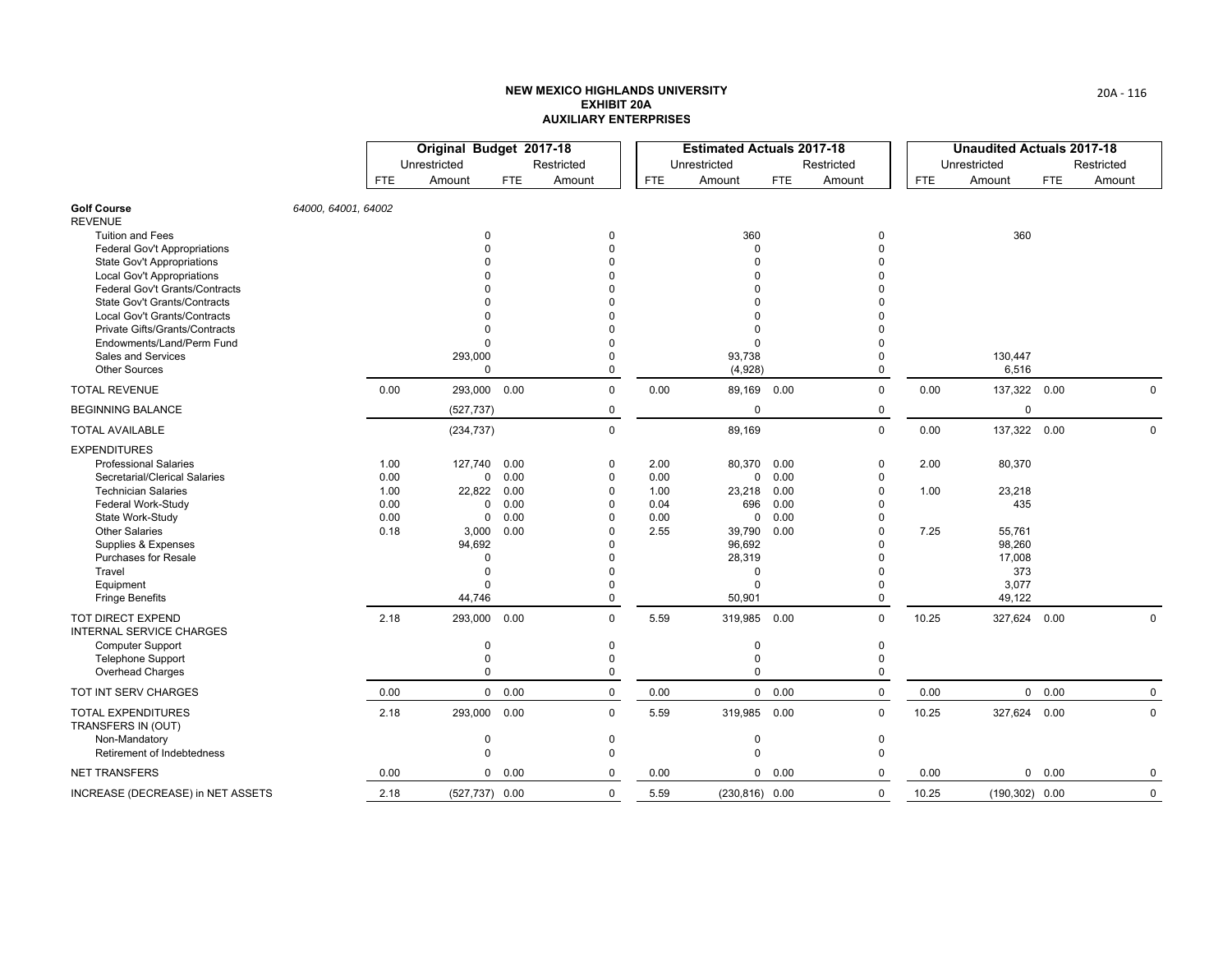**NEW MEXICO HIGHLANDS UNIVERSITY**
**EXHIBIT 20A**
**AUXILIARY ENTERPRISES**

| | Original Budget 2017-18 | | | | Estimated Actuals 2017-18 | | | | Unaudited Actuals 2017-18 | | | |
|---|---|---|---|---|---|---|---|---|---|---|---|---|
| | Unrestricted | | Restricted | | Unrestricted | | Restricted | | Unrestricted | | Restricted | |
| | FTE | Amount | FTE | Amount | FTE | Amount | FTE | Amount | FTE | Amount | FTE | Amount |
| **Golf Course** *64000, 64001, 64002* | | | | | | | | | | | | |
| REVENUE | | | | | | | | | | | | |
| Tuition and Fees | | 0 | | 0 | | 360 | | 0 | | 360 | | |
| Federal Gov't Appropriations | | 0 | | 0 | | 0 | | 0 | | | | |
| State Gov't Appropriations | | 0 | | 0 | | 0 | | 0 | | | | |
| Local Gov't Appropriations | | 0 | | 0 | | 0 | | 0 | | | | |
| Federal Gov't Grants/Contracts | | 0 | | 0 | | 0 | | 0 | | | | |
| State Gov't Grants/Contracts | | 0 | | 0 | | 0 | | 0 | | | | |
| Local Gov't Grants/Contracts | | 0 | | 0 | | 0 | | 0 | | | | |
| Private Gifts/Grants/Contracts | | 0 | | 0 | | 0 | | 0 | | | | |
| Endowments/Land/Perm Fund | | 0 | | 0 | | 0 | | 0 | | | | |
| Sales and Services | | 293,000 | | 0 | | 93,738 | | 0 | | 130,447 | | |
| Other Sources | | 0 | | 0 | | (4,928) | | 0 | | 6,516 | | |
| TOTAL REVENUE | 0.00 | 293,000 | 0.00 | 0 | 0.00 | 89,169 | 0.00 | 0 | 0.00 | 137,322 | 0.00 | 0 |
| BEGINNING BALANCE | | (527,737) | | 0 | | 0 | | 0 | | 0 | | |
| TOTAL AVAILABLE | | (234,737) | | 0 | | 89,169 | | 0 | 0.00 | 137,322 | 0.00 | 0 |
| EXPENDITURES | | | | | | | | | | | | |
| Professional Salaries | 1.00 | 127,740 | 0.00 | 0 | 2.00 | 80,370 | 0.00 | 0 | 2.00 | 80,370 | | |
| Secretarial/Clerical Salaries | 0.00 | 0 | 0.00 | 0 | 0.00 | 0 | 0.00 | 0 | | | | |
| Technician Salaries | 1.00 | 22,822 | 0.00 | 0 | 1.00 | 23,218 | 0.00 | 0 | 1.00 | 23,218 | | |
| Federal Work-Study | 0.00 | 0 | 0.00 | 0 | 0.04 | 696 | 0.00 | 0 | | 435 | | |
| State Work-Study | 0.00 | 0 | 0.00 | 0 | 0.00 | 0 | 0.00 | 0 | | | | |
| Other Salaries | 0.18 | 3,000 | 0.00 | 0 | 2.55 | 39,790 | 0.00 | 0 | 7.25 | 55,761 | | |
| Supplies & Expenses | | 94,692 | | 0 | | 96,692 | | 0 | | 98,260 | | |
| Purchases for Resale | | 0 | | 0 | | 28,319 | | 0 | | 17,008 | | |
| Travel | | 0 | | 0 | | 0 | | 0 | | 373 | | |
| Equipment | | 0 | | 0 | | 0 | | 0 | | 3,077 | | |
| Fringe Benefits | | 44,746 | | 0 | | 50,901 | | 0 | | 49,122 | | |
| TOT DIRECT EXPEND | 2.18 | 293,000 | 0.00 | 0 | 5.59 | 319,985 | 0.00 | 0 | 10.25 | 327,624 | 0.00 | 0 |
| INTERNAL SERVICE CHARGES | | | | | | | | | | | | |
| Computer Support | | 0 | | 0 | | 0 | | 0 | | | | |
| Telephone Support | | 0 | | 0 | | 0 | | 0 | | | | |
| Overhead Charges | | 0 | | 0 | | 0 | | 0 | | | | |
| TOT INT SERV CHARGES | 0.00 | 0 | 0.00 | 0 | 0.00 | 0 | 0.00 | 0 | 0.00 | 0 | 0.00 | 0 |
| TOTAL EXPENDITURES | 2.18 | 293,000 | 0.00 | 0 | 5.59 | 319,985 | 0.00 | 0 | 10.25 | 327,624 | 0.00 | 0 |
| TRANSFERS IN (OUT) | | | | | | | | | | | | |
| Non-Mandatory | | 0 | | 0 | | 0 | | 0 | | | | |
| Retirement of Indebtedness | | 0 | | 0 | | 0 | | 0 | | | | |
| NET TRANSFERS | 0.00 | 0 | 0.00 | 0 | 0.00 | 0 | 0.00 | 0 | 0.00 | 0 | 0.00 | 0 |
| INCREASE (DECREASE) in NET ASSETS | 2.18 | (527,737) | 0.00 | 0 | 5.59 | (230,816) | 0.00 | 0 | 10.25 | (190,302) | 0.00 | 0 |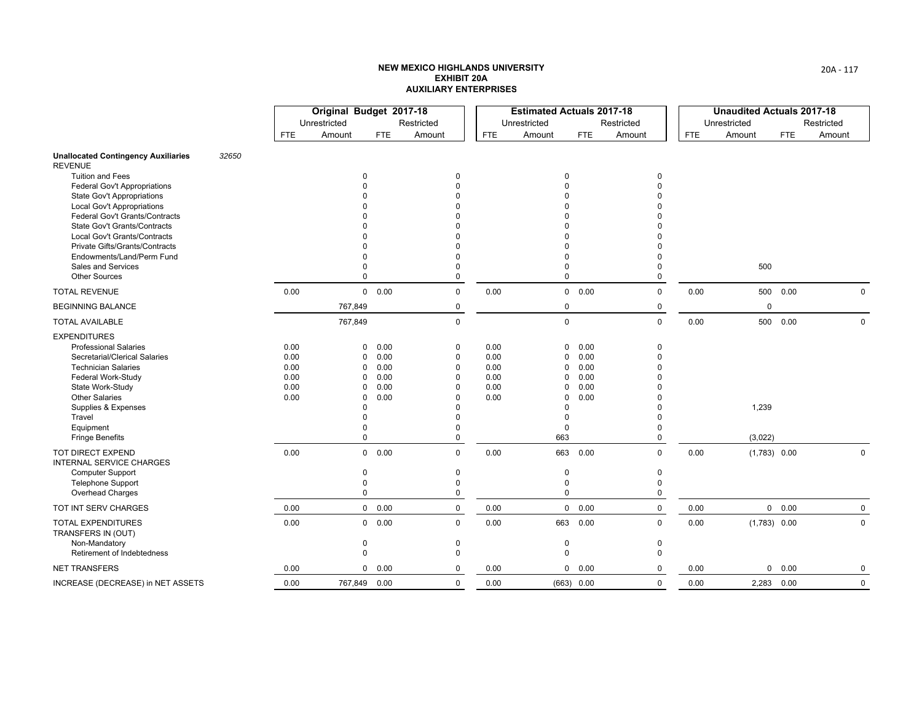**NEW MEXICO HIGHLANDS UNIVERSITY**
**EXHIBIT 20A**
**AUXILIARY ENTERPRISES**

| | Original Budget 2017-18 | | | | Estimated Actuals 2017-18 | | | | Unaudited Actuals 2017-18 | | | |
|---|---|---|---|---|---|---|---|---|---|---|---|---|
| | Unrestricted | | Restricted | | Unrestricted | | Restricted | | Unrestricted | | Restricted | |
| | FTE | Amount | FTE | Amount | FTE | Amount | FTE | Amount | FTE | Amount | FTE | Amount |
| **Unallocated Contingency Auxiliaries** *32650* | | | | | | | | | | | | |
| REVENUE | | | | | | | | | | | | |
| Tuition and Fees | | 0 | | 0 | | 0 | | 0 | | | | |
| Federal Gov't Appropriations | | 0 | | 0 | | 0 | | 0 | | | | |
| State Gov't Appropriations | | 0 | | 0 | | 0 | | 0 | | | | |
| Local Gov't Appropriations | | 0 | | 0 | | 0 | | 0 | | | | |
| Federal Gov't Grants/Contracts | | 0 | | 0 | | 0 | | 0 | | | | |
| State Gov't Grants/Contracts | | 0 | | 0 | | 0 | | 0 | | | | |
| Local Gov't Grants/Contracts | | 0 | | 0 | | 0 | | 0 | | | | |
| Private Gifts/Grants/Contracts | | 0 | | 0 | | 0 | | 0 | | | | |
| Endowments/Land/Perm Fund | | 0 | | 0 | | 0 | | 0 | | | | |
| Sales and Services | | 0 | | 0 | | 0 | | 0 | | 500 | | |
| Other Sources | | 0 | | 0 | | 0 | | 0 | | | | |
| TOTAL REVENUE | 0.00 | 0 | 0.00 | 0 | 0.00 | 0 | 0.00 | 0 | 0.00 | 500 | 0.00 | 0 |
| BEGINNING BALANCE | | 767,849 | | 0 | | 0 | | 0 | | 0 | | |
| TOTAL AVAILABLE | | 767,849 | | 0 | | 0 | | 0 | 0.00 | 500 | 0.00 | 0 |
| EXPENDITURES | | | | | | | | | | | | |
| Professional Salaries | 0.00 | 0 | 0.00 | 0 | 0.00 | 0 | 0.00 | 0 | | | | |
| Secretarial/Clerical Salaries | 0.00 | 0 | 0.00 | 0 | 0.00 | 0 | 0.00 | 0 | | | | |
| Technician Salaries | 0.00 | 0 | 0.00 | 0 | 0.00 | 0 | 0.00 | 0 | | | | |
| Federal Work-Study | 0.00 | 0 | 0.00 | 0 | 0.00 | 0 | 0.00 | 0 | | | | |
| State Work-Study | 0.00 | 0 | 0.00 | 0 | 0.00 | 0 | 0.00 | 0 | | | | |
| Other Salaries | 0.00 | 0 | 0.00 | 0 | 0.00 | 0 | 0.00 | 0 | | | | |
| Supplies & Expenses | | 0 | | 0 | | 0 | | 0 | | 1,239 | | |
| Travel | | 0 | | 0 | | 0 | | 0 | | | | |
| Equipment | | 0 | | 0 | | 0 | | 0 | | | | |
| Fringe Benefits | | 0 | | 0 | | 663 | | 0 | | (3,022) | | |
| TOT DIRECT EXPEND | 0.00 | 0 | 0.00 | 0 | 0.00 | 663 | 0.00 | 0 | 0.00 | (1,783) | 0.00 | 0 |
| INTERNAL SERVICE CHARGES | | | | | | | | | | | | |
| Computer Support | | 0 | | 0 | | 0 | | 0 | | | | |
| Telephone Support | | 0 | | 0 | | 0 | | 0 | | | | |
| Overhead Charges | | 0 | | 0 | | 0 | | 0 | | | | |
| TOT INT SERV CHARGES | 0.00 | 0 | 0.00 | 0 | 0.00 | 0 | 0.00 | 0 | 0.00 | 0 | 0.00 | 0 |
| TOTAL EXPENDITURES | 0.00 | 0 | 0.00 | 0 | 0.00 | 663 | 0.00 | 0 | 0.00 | (1,783) | 0.00 | 0 |
| TRANSFERS IN (OUT) | | | | | | | | | | | | |
| Non-Mandatory | | 0 | | 0 | | 0 | | 0 | | | | |
| Retirement of Indebtedness | | 0 | | 0 | | 0 | | 0 | | | | |
| NET TRANSFERS | 0.00 | 0 | 0.00 | 0 | 0.00 | 0 | 0.00 | 0 | 0.00 | 0 | 0.00 | 0 |
| INCREASE (DECREASE) in NET ASSETS | 0.00 | 767,849 | 0.00 | 0 | 0.00 | (663) | 0.00 | 0 | 0.00 | 2,283 | 0.00 | 0 |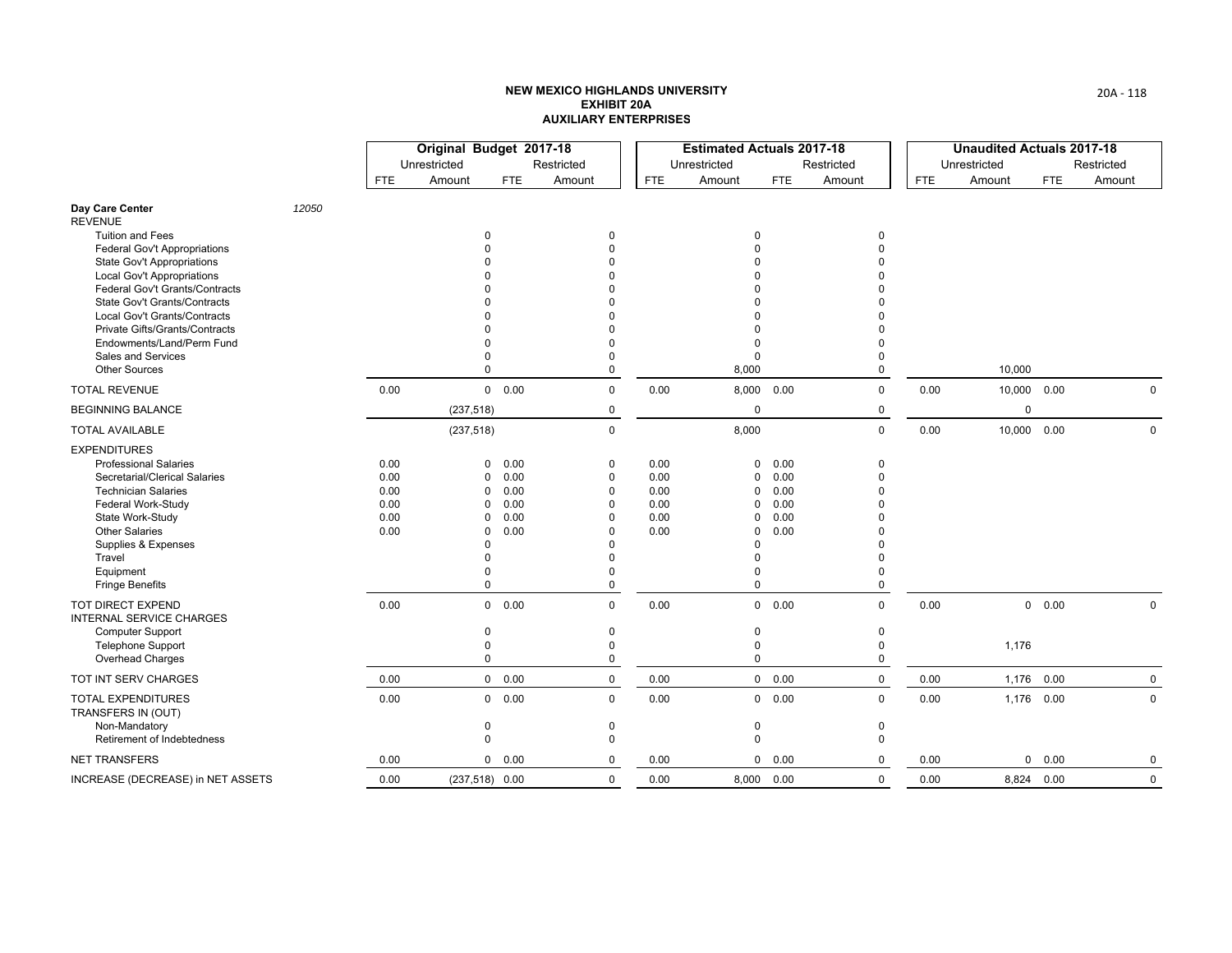# NEW MEXICO HIGHLANDS UNIVERSITY
## EXHIBIT 20A
## AUXILIARY ENTERPRISES

| | Original Budget 2017-18 | | | | Estimated Actuals 2017-18 | | | | Unaudited Actuals 2017-18 | | | |
|---|---|---|---|---|---|---|---|---|---|---|---|---|
| | Unrestricted | | Restricted | | Unrestricted | | Restricted | | Unrestricted | | Restricted | |
| | FTE | Amount | FTE | Amount | FTE | Amount | FTE | Amount | FTE | Amount | FTE | Amount |
| **Day Care Center** *12050* | | | | | | | | | | | | |
| REVENUE | | | | | | | | | | | | |
| Tuition and Fees | | 0 | | 0 | | 0 | | 0 | | | | |
| Federal Gov't Appropriations | | 0 | | 0 | | 0 | | 0 | | | | |
| State Gov't Appropriations | | 0 | | 0 | | 0 | | 0 | | | | |
| Local Gov't Appropriations | | 0 | | 0 | | 0 | | 0 | | | | |
| Federal Gov't Grants/Contracts | | 0 | | 0 | | 0 | | 0 | | | | |
| State Gov't Grants/Contracts | | 0 | | 0 | | 0 | | 0 | | | | |
| Local Gov't Grants/Contracts | | 0 | | 0 | | 0 | | 0 | | | | |
| Private Gifts/Grants/Contracts | | 0 | | 0 | | 0 | | 0 | | | | |
| Endowments/Land/Perm Fund | | 0 | | 0 | | 0 | | 0 | | | | |
| Sales and Services | | 0 | | 0 | | 0 | | 0 | | | | |
| Other Sources | | 0 | | 0 | | 8,000 | | 0 | | 10,000 | | |
| TOTAL REVENUE | 0.00 | 0 | 0.00 | 0 | 0.00 | 8,000 | 0.00 | 0 | 0.00 | 10,000 | 0.00 | 0 |
| BEGINNING BALANCE | | (237,518) | | 0 | | 0 | | 0 | | 0 | | |
| TOTAL AVAILABLE | | (237,518) | | 0 | | 8,000 | | 0 | 0.00 | 10,000 | 0.00 | 0 |
| EXPENDITURES | | | | | | | | | | | | |
| Professional Salaries | 0.00 | 0 | 0.00 | 0 | 0.00 | 0 | 0.00 | 0 | | | | |
| Secretarial/Clerical Salaries | 0.00 | 0 | 0.00 | 0 | 0.00 | 0 | 0.00 | 0 | | | | |
| Technician Salaries | 0.00 | 0 | 0.00 | 0 | 0.00 | 0 | 0.00 | 0 | | | | |
| Federal Work-Study | 0.00 | 0 | 0.00 | 0 | 0.00 | 0 | 0.00 | 0 | | | | |
| State Work-Study | 0.00 | 0 | 0.00 | 0 | 0.00 | 0 | 0.00 | 0 | | | | |
| Other Salaries | 0.00 | 0 | 0.00 | 0 | 0.00 | 0 | 0.00 | 0 | | | | |
| Supplies & Expenses | | 0 | | 0 | | 0 | | 0 | | | | |
| Travel | | 0 | | 0 | | 0 | | 0 | | | | |
| Equipment | | 0 | | 0 | | 0 | | 0 | | | | |
| Fringe Benefits | | 0 | | 0 | | 0 | | 0 | | | | |
| TOT DIRECT EXPEND | 0.00 | 0 | 0.00 | 0 | 0.00 | 0 | 0.00 | 0 | 0.00 | 0 | 0.00 | 0 |
| INTERNAL SERVICE CHARGES | | | | | | | | | | | | |
| Computer Support | | 0 | | 0 | | 0 | | 0 | | | | |
| Telephone Support | | 0 | | 0 | | 0 | | 0 | | 1,176 | | |
| Overhead Charges | | 0 | | 0 | | 0 | | 0 | | | | |
| TOT INT SERV CHARGES | 0.00 | 0 | 0.00 | 0 | 0.00 | 0 | 0.00 | 0 | 0.00 | 1,176 | 0.00 | 0 |
| TOTAL EXPENDITURES | 0.00 | 0 | 0.00 | 0 | 0.00 | 0 | 0.00 | 0 | 0.00 | 1,176 | 0.00 | 0 |
| TRANSFERS IN (OUT) | | | | | | | | | | | | |
| Non-Mandatory | | 0 | | 0 | | 0 | | 0 | | | | |
| Retirement of Indebtedness | | 0 | | 0 | | 0 | | 0 | | | | |
| NET TRANSFERS | 0.00 | 0 | 0.00 | 0 | 0.00 | 0 | 0.00 | 0 | 0.00 | 0 | 0.00 | 0 |
| INCREASE (DECREASE) in NET ASSETS | 0.00 | (237,518) | 0.00 | 0 | 0.00 | 8,000 | 0.00 | 0 | 0.00 | 8,824 | 0.00 | 0 |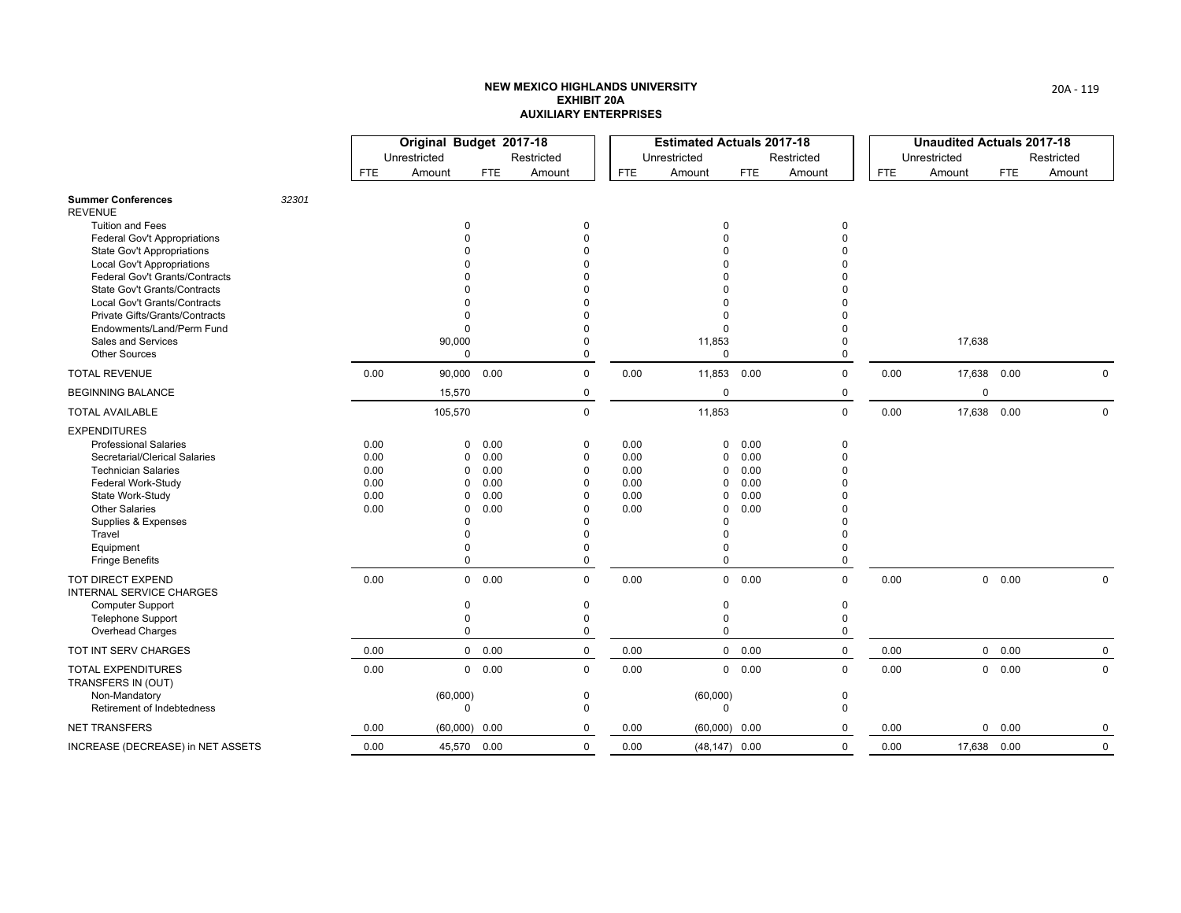**NEW MEXICO HIGHLANDS UNIVERSITY**
**EXHIBIT 20A**
**AUXILIARY ENTERPRISES**

| | | Original Budget 2017-18 | | | | Estimated Actuals 2017-18 | | | | Unaudited Actuals 2017-18 | | | |
|---|---|---|---|---|---|---|---|---|---|---|---|---|---|
| | | Unrestricted | | Restricted | | Unrestricted | | Restricted | | Unrestricted | | Restricted | |
| | | FTE | Amount | FTE | Amount | FTE | Amount | FTE | Amount | FTE | Amount | FTE | Amount |
| **Summer Conferences** | *32301* | | | | | | | | | | | | |
| REVENUE | | | | | | | | | | | | | |
| Tuition and Fees | | | 0 | | 0 | | 0 | | 0 | | | | |
| Federal Gov't Appropriations | | | 0 | | 0 | | 0 | | 0 | | | | |
| State Gov't Appropriations | | | 0 | | 0 | | 0 | | 0 | | | | |
| Local Gov't Appropriations | | | 0 | | 0 | | 0 | | 0 | | | | |
| Federal Gov't Grants/Contracts | | | 0 | | 0 | | 0 | | 0 | | | | |
| State Gov't Grants/Contracts | | | 0 | | 0 | | 0 | | 0 | | | | |
| Local Gov't Grants/Contracts | | | 0 | | 0 | | 0 | | 0 | | | | |
| Private Gifts/Grants/Contracts | | | 0 | | 0 | | 0 | | 0 | | | | |
| Endowments/Land/Perm Fund | | | 0 | | 0 | | 0 | | 0 | | | | |
| Sales and Services | | | 90,000 | | 0 | | 11,853 | | 0 | | 17,638 | | |
| Other Sources | | | 0 | | 0 | | 0 | | 0 | | | | |
| TOTAL REVENUE | | 0.00 | 90,000 | 0.00 | 0 | 0.00 | 11,853 | 0.00 | 0 | 0.00 | 17,638 | 0.00 | 0 |
| BEGINNING BALANCE | | | 15,570 | | 0 | | 0 | | 0 | | 0 | | |
| TOTAL AVAILABLE | | | 105,570 | | 0 | | 11,853 | | 0 | 0.00 | 17,638 | 0.00 | 0 |
| EXPENDITURES | | | | | | | | | | | | | |
| Professional Salaries | | 0.00 | 0 | 0.00 | 0 | 0.00 | 0 | 0.00 | 0 | | | | |
| Secretarial/Clerical Salaries | | 0.00 | 0 | 0.00 | 0 | 0.00 | 0 | 0.00 | 0 | | | | |
| Technician Salaries | | 0.00 | 0 | 0.00 | 0 | 0.00 | 0 | 0.00 | 0 | | | | |
| Federal Work-Study | | 0.00 | 0 | 0.00 | 0 | 0.00 | 0 | 0.00 | 0 | | | | |
| State Work-Study | | 0.00 | 0 | 0.00 | 0 | 0.00 | 0 | 0.00 | 0 | | | | |
| Other Salaries | | 0.00 | 0 | 0.00 | 0 | 0.00 | 0 | 0.00 | 0 | | | | |
| Supplies & Expenses | | | 0 | | 0 | | 0 | | 0 | | | | |
| Travel | | | 0 | | 0 | | 0 | | 0 | | | | |
| Equipment | | | 0 | | 0 | | 0 | | 0 | | | | |
| Fringe Benefits | | | 0 | | 0 | | 0 | | 0 | | | | |
| TOT DIRECT EXPEND | | 0.00 | 0 | 0.00 | 0 | 0.00 | 0 | 0.00 | 0 | 0.00 | 0 | 0.00 | 0 |
| INTERNAL SERVICE CHARGES | | | | | | | | | | | | | |
| Computer Support | | | 0 | | 0 | | 0 | | 0 | | | | |
| Telephone Support | | | 0 | | 0 | | 0 | | 0 | | | | |
| Overhead Charges | | | 0 | | 0 | | 0 | | 0 | | | | |
| TOT INT SERV CHARGES | | 0.00 | 0 | 0.00 | 0 | 0.00 | 0 | 0.00 | 0 | 0.00 | 0 | 0.00 | 0 |
| TOTAL EXPENDITURES | | 0.00 | 0 | 0.00 | 0 | 0.00 | 0 | 0.00 | 0 | 0.00 | 0 | 0.00 | 0 |
| TRANSFERS IN (OUT) | | | | | | | | | | | | | |
| Non-Mandatory | | | (60,000) | | 0 | | (60,000) | | 0 | | | | |
| Retirement of Indebtedness | | | 0 | | 0 | | 0 | | 0 | | | | |
| NET TRANSFERS | | 0.00 | (60,000) | 0.00 | 0 | 0.00 | (60,000) | 0.00 | 0 | 0.00 | 0 | 0.00 | 0 |
| INCREASE (DECREASE) in NET ASSETS | | 0.00 | 45,570 | 0.00 | 0 | 0.00 | (48,147) | 0.00 | 0 | 0.00 | 17,638 | 0.00 | 0 |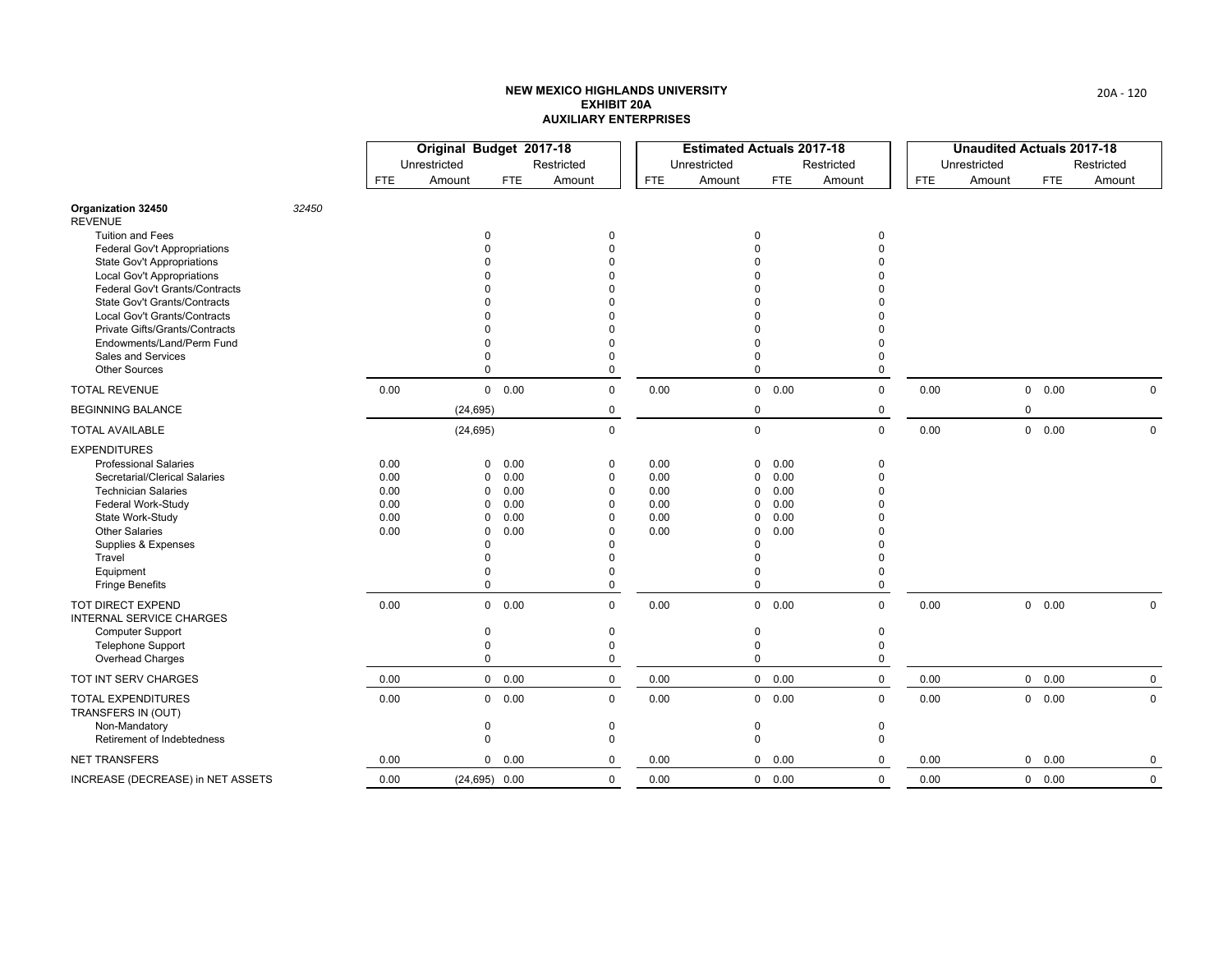# NEW MEXICO HIGHLANDS UNIVERSITY
## EXHIBIT 20A
## AUXILIARY ENTERPRISES

| | Original Budget 2017-18 | | | | Estimated Actuals 2017-18 | | | | Unaudited Actuals 2017-18 | | | |
|---|---|---|---|---|---|---|---|---|---|---|---|---|
| | Unrestricted | | Restricted | | Unrestricted | | Restricted | | Unrestricted | | Restricted | |
| | FTE | Amount | FTE | Amount | FTE | Amount | FTE | Amount | FTE | Amount | FTE | Amount |
| **Organization 32450** *32450* | | | | | | | | | | | | |
| REVENUE | | | | | | | | | | | | |
| Tuition and Fees | | 0 | | 0 | | 0 | | 0 | | | | |
| Federal Gov't Appropriations | | 0 | | 0 | | 0 | | 0 | | | | |
| State Gov't Appropriations | | 0 | | 0 | | 0 | | 0 | | | | |
| Local Gov't Appropriations | | 0 | | 0 | | 0 | | 0 | | | | |
| Federal Gov't Grants/Contracts | | 0 | | 0 | | 0 | | 0 | | | | |
| State Gov't Grants/Contracts | | 0 | | 0 | | 0 | | 0 | | | | |
| Local Gov't Grants/Contracts | | 0 | | 0 | | 0 | | 0 | | | | |
| Private Gifts/Grants/Contracts | | 0 | | 0 | | 0 | | 0 | | | | |
| Endowments/Land/Perm Fund | | 0 | | 0 | | 0 | | 0 | | | | |
| Sales and Services | | 0 | | 0 | | 0 | | 0 | | | | |
| Other Sources | | 0 | | 0 | | 0 | | 0 | | | | |
| TOTAL REVENUE | 0.00 | 0 | 0.00 | 0 | 0.00 | 0 | 0.00 | 0 | 0.00 | 0 | 0.00 | 0 |
| BEGINNING BALANCE | | (24,695) | | 0 | | 0 | | 0 | | 0 | | |
| TOTAL AVAILABLE | | (24,695) | | 0 | | 0 | | 0 | 0.00 | 0 | 0.00 | 0 |
| EXPENDITURES | | | | | | | | | | | | |
| Professional Salaries | 0.00 | 0 | 0.00 | 0 | 0.00 | 0 | 0.00 | 0 | | | | |
| Secretarial/Clerical Salaries | 0.00 | 0 | 0.00 | 0 | 0.00 | 0 | 0.00 | 0 | | | | |
| Technician Salaries | 0.00 | 0 | 0.00 | 0 | 0.00 | 0 | 0.00 | 0 | | | | |
| Federal Work-Study | 0.00 | 0 | 0.00 | 0 | 0.00 | 0 | 0.00 | 0 | | | | |
| State Work-Study | 0.00 | 0 | 0.00 | 0 | 0.00 | 0 | 0.00 | 0 | | | | |
| Other Salaries | 0.00 | 0 | 0.00 | 0 | 0.00 | 0 | 0.00 | 0 | | | | |
| Supplies & Expenses | | 0 | | 0 | | 0 | | 0 | | | | |
| Travel | | 0 | | 0 | | 0 | | 0 | | | | |
| Equipment | | 0 | | 0 | | 0 | | 0 | | | | |
| Fringe Benefits | | 0 | | 0 | | 0 | | 0 | | | | |
| TOT DIRECT EXPEND | 0.00 | 0 | 0.00 | 0 | 0.00 | 0 | 0.00 | 0 | 0.00 | 0 | 0.00 | 0 |
| INTERNAL SERVICE CHARGES | | | | | | | | | | | | |
| Computer Support | | 0 | | 0 | | 0 | | 0 | | | | |
| Telephone Support | | 0 | | 0 | | 0 | | 0 | | | | |
| Overhead Charges | | 0 | | 0 | | 0 | | 0 | | | | |
| TOT INT SERV CHARGES | 0.00 | 0 | 0.00 | 0 | 0.00 | 0 | 0.00 | 0 | 0.00 | 0 | 0.00 | 0 |
| TOTAL EXPENDITURES | 0.00 | 0 | 0.00 | 0 | 0.00 | 0 | 0.00 | 0 | 0.00 | 0 | 0.00 | 0 |
| TRANSFERS IN (OUT) | | | | | | | | | | | | |
| Non-Mandatory | | 0 | | 0 | | 0 | | 0 | | | | |
| Retirement of Indebtedness | | 0 | | 0 | | 0 | | 0 | | | | |
| NET TRANSFERS | 0.00 | 0 | 0.00 | 0 | 0.00 | 0 | 0.00 | 0 | 0.00 | 0 | 0.00 | 0 |
| INCREASE (DECREASE) in NET ASSETS | 0.00 | (24,695) | 0.00 | 0 | 0.00 | 0 | 0.00 | 0 | 0.00 | 0 | 0.00 | 0 |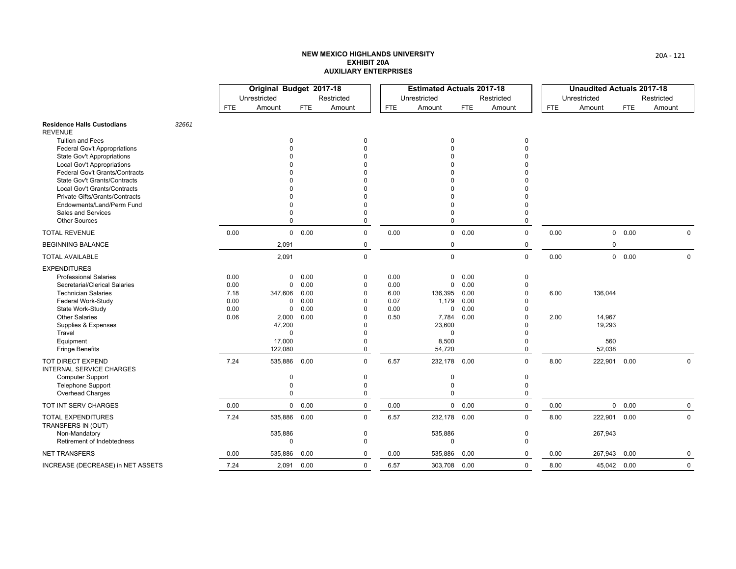# NEW MEXICO HIGHLANDS UNIVERSITY
## EXHIBIT 20A
## AUXILIARY ENTERPRISES

| | Original Budget 2017-18 | | | | Estimated Actuals 2017-18 | | | | Unaudited Actuals 2017-18 | | | |
|---|---|---|---|---|---|---|---|---|---|---|---|---|
| | Unrestricted | | Restricted | | Unrestricted | | Restricted | | Unrestricted | | Restricted | |
| | FTE | Amount | FTE | Amount | FTE | Amount | FTE | Amount | FTE | Amount | FTE | Amount |
| **Residence Halls Custodians** *32661* | | | | | | | | | | | | |
| REVENUE | | | | | | | | | | | | |
| Tuition and Fees | | 0 | | 0 | | 0 | | 0 | | | | |
| Federal Gov't Appropriations | | 0 | | 0 | | 0 | | 0 | | | | |
| State Gov't Appropriations | | 0 | | 0 | | 0 | | 0 | | | | |
| Local Gov't Appropriations | | 0 | | 0 | | 0 | | 0 | | | | |
| Federal Gov't Grants/Contracts | | 0 | | 0 | | 0 | | 0 | | | | |
| State Gov't Grants/Contracts | | 0 | | 0 | | 0 | | 0 | | | | |
| Local Gov't Grants/Contracts | | 0 | | 0 | | 0 | | 0 | | | | |
| Private Gifts/Grants/Contracts | | 0 | | 0 | | 0 | | 0 | | | | |
| Endowments/Land/Perm Fund | | 0 | | 0 | | 0 | | 0 | | | | |
| Sales and Services | | 0 | | 0 | | 0 | | 0 | | | | |
| Other Sources | | 0 | | 0 | | 0 | | 0 | | | | |
| TOTAL REVENUE | 0.00 | 0 | 0.00 | 0 | 0.00 | 0 | 0.00 | 0 | 0.00 | 0 | 0.00 | 0 |
| BEGINNING BALANCE | | 2,091 | | 0 | | 0 | | 0 | | 0 | | |
| TOTAL AVAILABLE | | 2,091 | | 0 | | 0 | | 0 | 0.00 | 0 | 0.00 | 0 |
| EXPENDITURES | | | | | | | | | | | | |
| Professional Salaries | 0.00 | 0 | 0.00 | 0 | 0.00 | 0 | 0.00 | 0 | | | | |
| Secretarial/Clerical Salaries | 0.00 | 0 | 0.00 | 0 | 0.00 | 0 | 0.00 | 0 | | | | |
| Technician Salaries | 7.18 | 347,606 | 0.00 | 0 | 6.00 | 136,395 | 0.00 | 0 | 6.00 | 136,044 | | |
| Federal Work-Study | 0.00 | 0 | 0.00 | 0 | 0.07 | 1,179 | 0.00 | 0 | | | | |
| State Work-Study | 0.00 | 0 | 0.00 | 0 | 0.00 | 0 | 0.00 | 0 | | | | |
| Other Salaries | 0.06 | 2,000 | 0.00 | 0 | 0.50 | 7,784 | 0.00 | 0 | 2.00 | 14,967 | | |
| Supplies & Expenses | | 47,200 | | 0 | | 23,600 | | 0 | | 19,293 | | |
| Travel | | 0 | | 0 | | 0 | | 0 | | | | |
| Equipment | | 17,000 | | 0 | | 8,500 | | 0 | | 560 | | |
| Fringe Benefits | | 122,080 | | 0 | | 54,720 | | 0 | | 52,038 | | |
| TOT DIRECT EXPEND | 7.24 | 535,886 | 0.00 | 0 | 6.57 | 232,178 | 0.00 | 0 | 8.00 | 222,901 | 0.00 | 0 |
| INTERNAL SERVICE CHARGES | | | | | | | | | | | | |
| Computer Support | | 0 | | 0 | | 0 | | 0 | | | | |
| Telephone Support | | 0 | | 0 | | 0 | | 0 | | | | |
| Overhead Charges | | 0 | | 0 | | 0 | | 0 | | | | |
| TOT INT SERV CHARGES | 0.00 | 0 | 0.00 | 0 | 0.00 | 0 | 0.00 | 0 | 0.00 | 0 | 0.00 | 0 |
| TOTAL EXPENDITURES | 7.24 | 535,886 | 0.00 | 0 | 6.57 | 232,178 | 0.00 | 0 | 8.00 | 222,901 | 0.00 | 0 |
| TRANSFERS IN (OUT) | | | | | | | | | | | | |
| Non-Mandatory | | 535,886 | | 0 | | 535,886 | | 0 | | 267,943 | | |
| Retirement of Indebtedness | | 0 | | 0 | | 0 | | 0 | | | | |
| NET TRANSFERS | 0.00 | 535,886 | 0.00 | 0 | 0.00 | 535,886 | 0.00 | 0 | 0.00 | 267,943 | 0.00 | 0 |
| INCREASE (DECREASE) in NET ASSETS | 7.24 | 2,091 | 0.00 | 0 | 6.57 | 303,708 | 0.00 | 0 | 8.00 | 45,042 | 0.00 | 0 |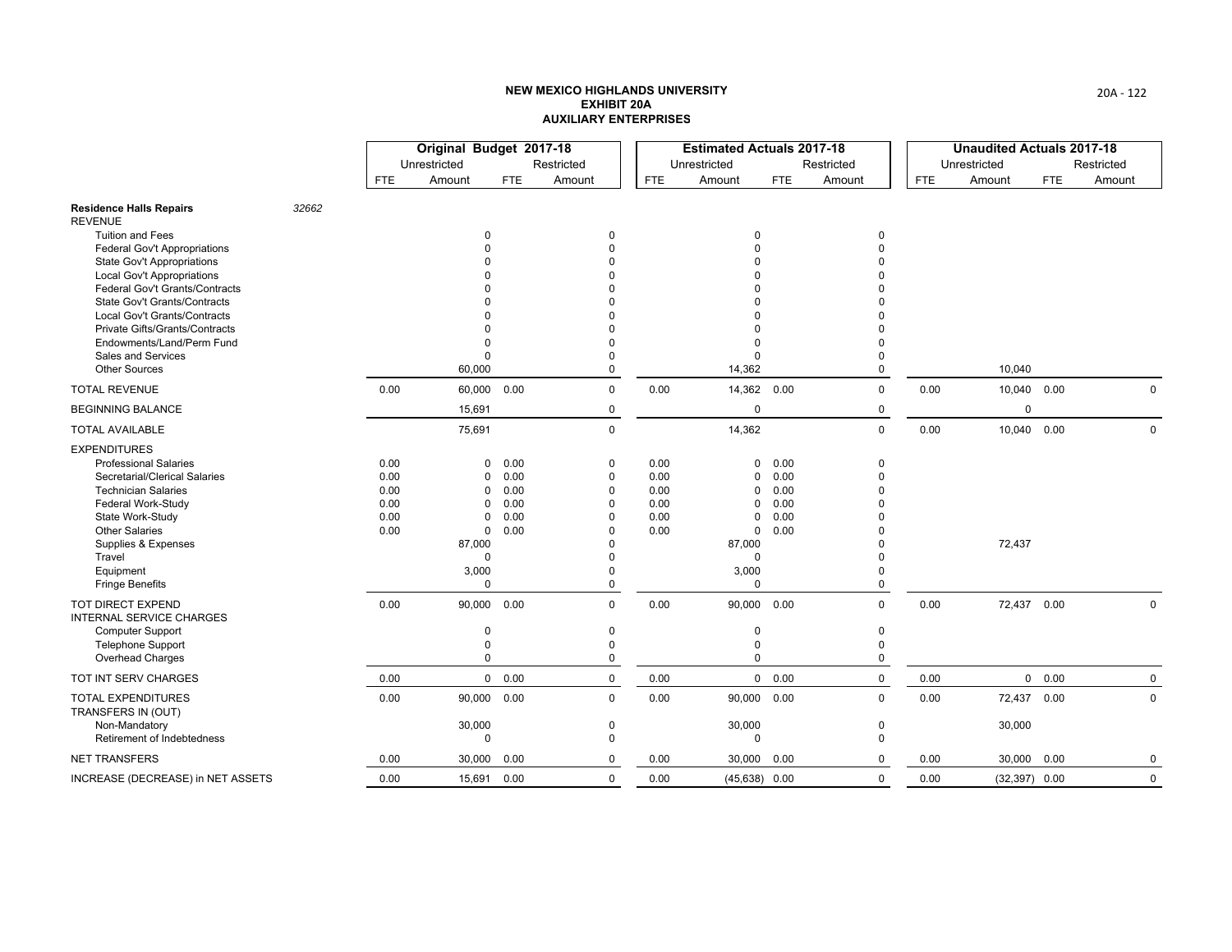# NEW MEXICO HIGHLANDS UNIVERSITY
## EXHIBIT 20A
## AUXILIARY ENTERPRISES

| | | Original Budget 2017-18 | | | | Estimated Actuals 2017-18 | | | | Unaudited Actuals 2017-18 | | | |
|---|---|---|---|---|---|---|---|---|---|---|---|---|---|
| | | Unrestricted | | Restricted | | Unrestricted | | Restricted | | Unrestricted | | Restricted | |
| | | FTE | Amount | FTE | Amount | FTE | Amount | FTE | Amount | FTE | Amount | FTE | Amount |
| **Residence Halls Repairs** | *32662* | | | | | | | | | | | | |
| REVENUE | | | | | | | | | | | | | |
| Tuition and Fees | | | 0 | | 0 | | 0 | | 0 | | | | |
| Federal Gov't Appropriations | | | 0 | | 0 | | 0 | | 0 | | | | |
| State Gov't Appropriations | | | 0 | | 0 | | 0 | | 0 | | | | |
| Local Gov't Appropriations | | | 0 | | 0 | | 0 | | 0 | | | | |
| Federal Gov't Grants/Contracts | | | 0 | | 0 | | 0 | | 0 | | | | |
| State Gov't Grants/Contracts | | | 0 | | 0 | | 0 | | 0 | | | | |
| Local Gov't Grants/Contracts | | | 0 | | 0 | | 0 | | 0 | | | | |
| Private Gifts/Grants/Contracts | | | 0 | | 0 | | 0 | | 0 | | | | |
| Endowments/Land/Perm Fund | | | 0 | | 0 | | 0 | | 0 | | | | |
| Sales and Services | | | 0 | | 0 | | 0 | | 0 | | | | |
| Other Sources | | | 60,000 | | 0 | | 14,362 | | 0 | | 10,040 | | |
| TOTAL REVENUE | | 0.00 | 60,000 | 0.00 | 0 | 0.00 | 14,362 | 0.00 | 0 | 0.00 | 10,040 | 0.00 | 0 |
| BEGINNING BALANCE | | | 15,691 | | 0 | | 0 | | 0 | | 0 | | |
| TOTAL AVAILABLE | | | 75,691 | | 0 | | 14,362 | | 0 | 0.00 | 10,040 | 0.00 | 0 |
| EXPENDITURES | | | | | | | | | | | | | |
| Professional Salaries | | 0.00 | 0 | 0.00 | 0 | 0.00 | 0 | 0.00 | 0 | | | | |
| Secretarial/Clerical Salaries | | 0.00 | 0 | 0.00 | 0 | 0.00 | 0 | 0.00 | 0 | | | | |
| Technician Salaries | | 0.00 | 0 | 0.00 | 0 | 0.00 | 0 | 0.00 | 0 | | | | |
| Federal Work-Study | | 0.00 | 0 | 0.00 | 0 | 0.00 | 0 | 0.00 | 0 | | | | |
| State Work-Study | | 0.00 | 0 | 0.00 | 0 | 0.00 | 0 | 0.00 | 0 | | | | |
| Other Salaries | | 0.00 | 0 | 0.00 | 0 | 0.00 | 0 | 0.00 | 0 | | | | |
| Supplies & Expenses | | | 87,000 | | 0 | | 87,000 | | 0 | | 72,437 | | |
| Travel | | | 0 | | 0 | | 0 | | 0 | | | | |
| Equipment | | | 3,000 | | 0 | | 3,000 | | 0 | | | | |
| Fringe Benefits | | | 0 | | 0 | | 0 | | 0 | | | | |
| TOT DIRECT EXPEND | | 0.00 | 90,000 | 0.00 | 0 | 0.00 | 90,000 | 0.00 | 0 | 0.00 | 72,437 | 0.00 | 0 |
| INTERNAL SERVICE CHARGES | | | | | | | | | | | | | |
| Computer Support | | | 0 | | 0 | | 0 | | 0 | | | | |
| Telephone Support | | | 0 | | 0 | | 0 | | 0 | | | | |
| Overhead Charges | | | 0 | | 0 | | 0 | | 0 | | | | |
| TOT INT SERV CHARGES | | 0.00 | 0 | 0.00 | 0 | 0.00 | 0 | 0.00 | 0 | 0.00 | 0 | 0.00 | 0 |
| TOTAL EXPENDITURES | | 0.00 | 90,000 | 0.00 | 0 | 0.00 | 90,000 | 0.00 | 0 | 0.00 | 72,437 | 0.00 | 0 |
| TRANSFERS IN (OUT) | | | | | | | | | | | | | |
| Non-Mandatory | | | 30,000 | | 0 | | 30,000 | | 0 | | 30,000 | | |
| Retirement of Indebtedness | | | 0 | | 0 | | 0 | | 0 | | | | |
| NET TRANSFERS | | 0.00 | 30,000 | 0.00 | 0 | 0.00 | 30,000 | 0.00 | 0 | 0.00 | 30,000 | 0.00 | 0 |
| INCREASE (DECREASE) in NET ASSETS | | 0.00 | 15,691 | 0.00 | 0 | 0.00 | (45,638) | 0.00 | 0 | 0.00 | (32,397) | 0.00 | 0 |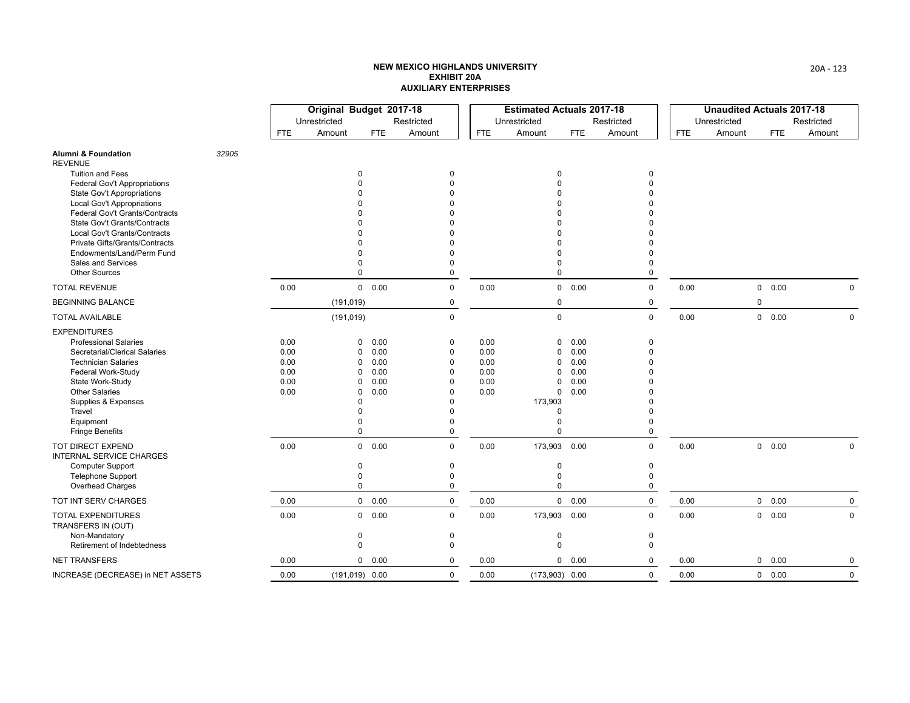# NEW MEXICO HIGHLANDS UNIVERSITY
## EXHIBIT 20A
## AUXILIARY ENTERPRISES

| | Original Budget 2017-18 | | | | Estimated Actuals 2017-18 | | | | Unaudited Actuals 2017-18 | | | |
|---|---|---|---|---|---|---|---|---|---|---|---|---|
| | Unrestricted | | Restricted | | Unrestricted | | Restricted | | Unrestricted | | Restricted | |
| | FTE | Amount | FTE | Amount | FTE | Amount | FTE | Amount | FTE | Amount | FTE | Amount |
| **Alumni & Foundation** 32905 | | | | | | | | | | | | |
| REVENUE | | | | | | | | | | | | |
| Tuition and Fees | | 0 | | 0 | | 0 | | 0 | | | | |
| Federal Gov't Appropriations | | 0 | | 0 | | 0 | | 0 | | | | |
| State Gov't Appropriations | | 0 | | 0 | | 0 | | 0 | | | | |
| Local Gov't Appropriations | | 0 | | 0 | | 0 | | 0 | | | | |
| Federal Gov't Grants/Contracts | | 0 | | 0 | | 0 | | 0 | | | | |
| State Gov't Grants/Contracts | | 0 | | 0 | | 0 | | 0 | | | | |
| Local Gov't Grants/Contracts | | 0 | | 0 | | 0 | | 0 | | | | |
| Private Gifts/Grants/Contracts | | 0 | | 0 | | 0 | | 0 | | | | |
| Endowments/Land/Perm Fund | | 0 | | 0 | | 0 | | 0 | | | | |
| Sales and Services | | 0 | | 0 | | 0 | | 0 | | | | |
| Other Sources | | 0 | | 0 | | 0 | | 0 | | | | |
| TOTAL REVENUE | 0.00 | 0 | 0.00 | 0 | 0.00 | 0 | 0.00 | 0 | 0.00 | 0 | 0.00 | 0 |
| BEGINNING BALANCE | | (191,019) | | 0 | | 0 | | 0 | | 0 | | |
| TOTAL AVAILABLE | | (191,019) | | 0 | | 0 | | 0 | 0.00 | 0 | 0.00 | 0 |
| EXPENDITURES | | | | | | | | | | | | |
| Professional Salaries | 0.00 | 0 | 0.00 | 0 | 0.00 | 0 | 0.00 | 0 | | | | |
| Secretarial/Clerical Salaries | 0.00 | 0 | 0.00 | 0 | 0.00 | 0 | 0.00 | 0 | | | | |
| Technician Salaries | 0.00 | 0 | 0.00 | 0 | 0.00 | 0 | 0.00 | 0 | | | | |
| Federal Work-Study | 0.00 | 0 | 0.00 | 0 | 0.00 | 0 | 0.00 | 0 | | | | |
| State Work-Study | 0.00 | 0 | 0.00 | 0 | 0.00 | 0 | 0.00 | 0 | | | | |
| Other Salaries | 0.00 | 0 | 0.00 | 0 | 0.00 | 0 | 0.00 | 0 | | | | |
| Supplies & Expenses | | 0 | | 0 | | 173,903 | | 0 | | | | |
| Travel | | 0 | | 0 | | 0 | | 0 | | | | |
| Equipment | | 0 | | 0 | | 0 | | 0 | | | | |
| Fringe Benefits | | 0 | | 0 | | 0 | | 0 | | | | |
| TOT DIRECT EXPEND | 0.00 | 0 | 0.00 | 0 | 0.00 | 173,903 | 0.00 | 0 | 0.00 | 0 | 0.00 | 0 |
| INTERNAL SERVICE CHARGES | | | | | | | | | | | | |
| Computer Support | | 0 | | 0 | | 0 | | 0 | | | | |
| Telephone Support | | 0 | | 0 | | 0 | | 0 | | | | |
| Overhead Charges | | 0 | | 0 | | 0 | | 0 | | | | |
| TOT INT SERV CHARGES | 0.00 | 0 | 0.00 | 0 | 0.00 | 0 | 0.00 | 0 | 0.00 | 0 | 0.00 | 0 |
| TOTAL EXPENDITURES | 0.00 | 0 | 0.00 | 0 | 0.00 | 173,903 | 0.00 | 0 | 0.00 | 0 | 0.00 | 0 |
| TRANSFERS IN (OUT) | | | | | | | | | | | | |
| Non-Mandatory | | 0 | | 0 | | 0 | | 0 | | | | |
| Retirement of Indebtedness | | 0 | | 0 | | 0 | | 0 | | | | |
| NET TRANSFERS | 0.00 | 0 | 0.00 | 0 | 0.00 | 0 | 0.00 | 0 | 0.00 | 0 | 0.00 | 0 |
| INCREASE (DECREASE) in NET ASSETS | 0.00 | (191,019) | 0.00 | 0 | 0.00 | (173,903) | 0.00 | 0 | 0.00 | 0 | 0.00 | 0 |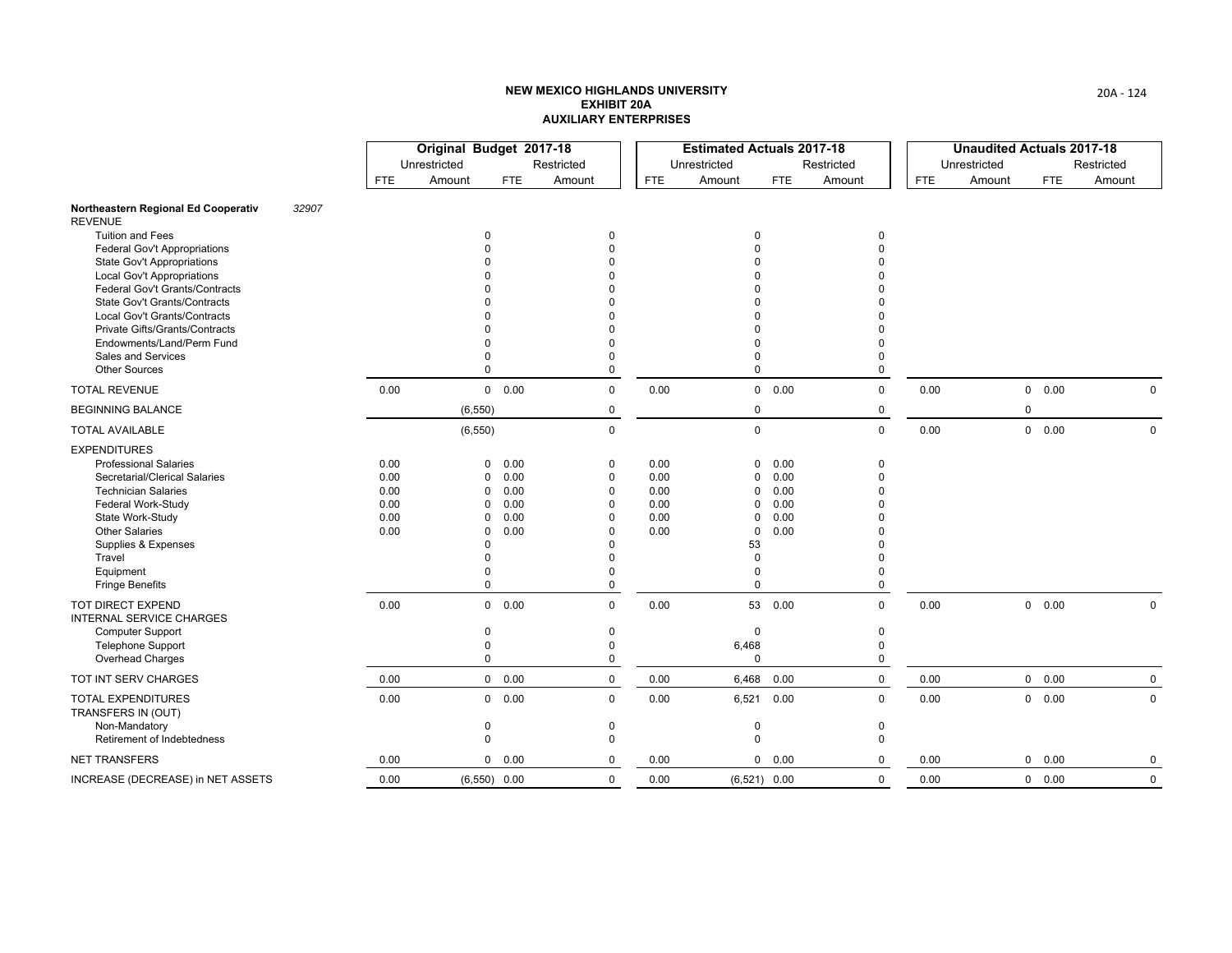**NEW MEXICO HIGHLANDS UNIVERSITY**
**EXHIBIT 20A**
**AUXILIARY ENTERPRISES**

| | Original Budget 2017-18 | | | | Estimated Actuals 2017-18 | | | | Unaudited Actuals 2017-18 | | | |
|---|---|---|---|---|---|---|---|---|---|---|---|---|
| | Unrestricted | | Restricted | | Unrestricted | | Restricted | | Unrestricted | | Restricted | |
| | FTE | Amount | FTE | Amount | FTE | Amount | FTE | Amount | FTE | Amount | FTE | Amount |
| **Northeastern Regional Ed Cooperativ** 32907 | | | | | | | | | | | | |
| REVENUE | | | | | | | | | | | | |
| Tuition and Fees | | 0 | | 0 | | 0 | | 0 | | | | |
| Federal Gov't Appropriations | | 0 | | 0 | | 0 | | 0 | | | | |
| State Gov't Appropriations | | 0 | | 0 | | 0 | | 0 | | | | |
| Local Gov't Appropriations | | 0 | | 0 | | 0 | | 0 | | | | |
| Federal Gov't Grants/Contracts | | 0 | | 0 | | 0 | | 0 | | | | |
| State Gov't Grants/Contracts | | 0 | | 0 | | 0 | | 0 | | | | |
| Local Gov't Grants/Contracts | | 0 | | 0 | | 0 | | 0 | | | | |
| Private Gifts/Grants/Contracts | | 0 | | 0 | | 0 | | 0 | | | | |
| Endowments/Land/Perm Fund | | 0 | | 0 | | 0 | | 0 | | | | |
| Sales and Services | | 0 | | 0 | | 0 | | 0 | | | | |
| Other Sources | | 0 | | 0 | | 0 | | 0 | | | | |
| TOTAL REVENUE | 0.00 | 0 | 0.00 | 0 | 0.00 | 0 | 0.00 | 0 | 0.00 | 0 | 0.00 | 0 |
| BEGINNING BALANCE | | (6,550) | | 0 | | 0 | | 0 | | 0 | | |
| TOTAL AVAILABLE | | (6,550) | | 0 | | 0 | | 0 | 0.00 | 0 | 0.00 | 0 |
| EXPENDITURES | | | | | | | | | | | | |
| Professional Salaries | 0.00 | 0 | 0.00 | 0 | 0.00 | 0 | 0.00 | 0 | | | | |
| Secretarial/Clerical Salaries | 0.00 | 0 | 0.00 | 0 | 0.00 | 0 | 0.00 | 0 | | | | |
| Technician Salaries | 0.00 | 0 | 0.00 | 0 | 0.00 | 0 | 0.00 | 0 | | | | |
| Federal Work-Study | 0.00 | 0 | 0.00 | 0 | 0.00 | 0 | 0.00 | 0 | | | | |
| State Work-Study | 0.00 | 0 | 0.00 | 0 | 0.00 | 0 | 0.00 | 0 | | | | |
| Other Salaries | 0.00 | 0 | 0.00 | 0 | 0.00 | 0 | 0.00 | 0 | | | | |
| Supplies & Expenses | | 0 | | 0 | | 53 | | 0 | | | | |
| Travel | | 0 | | 0 | | 0 | | 0 | | | | |
| Equipment | | 0 | | 0 | | 0 | | 0 | | | | |
| Fringe Benefits | | 0 | | 0 | | 0 | | 0 | | | | |
| TOT DIRECT EXPEND | 0.00 | 0 | 0.00 | 0 | 0.00 | 53 | 0.00 | 0 | 0.00 | 0 | 0.00 | 0 |
| INTERNAL SERVICE CHARGES | | | | | | | | | | | | |
| Computer Support | | 0 | | 0 | | 0 | | 0 | | | | |
| Telephone Support | | 0 | | 0 | | 6,468 | | 0 | | | | |
| Overhead Charges | | 0 | | 0 | | 0 | | 0 | | | | |
| TOT INT SERV CHARGES | 0.00 | 0 | 0.00 | 0 | 0.00 | 6,468 | 0.00 | 0 | 0.00 | 0 | 0.00 | 0 |
| TOTAL EXPENDITURES | 0.00 | 0 | 0.00 | 0 | 0.00 | 6,521 | 0.00 | 0 | 0.00 | 0 | 0.00 | 0 |
| TRANSFERS IN (OUT) | | | | | | | | | | | | |
| Non-Mandatory | | 0 | | 0 | | 0 | | 0 | | | | |
| Retirement of Indebtedness | | 0 | | 0 | | 0 | | 0 | | | | |
| NET TRANSFERS | 0.00 | 0 | 0.00 | 0 | 0.00 | 0 | 0.00 | 0 | 0.00 | 0 | 0.00 | 0 |
| INCREASE (DECREASE) in NET ASSETS | 0.00 | (6,550) | 0.00 | 0 | 0.00 | (6,521) | 0.00 | 0 | 0.00 | 0 | 0.00 | 0 |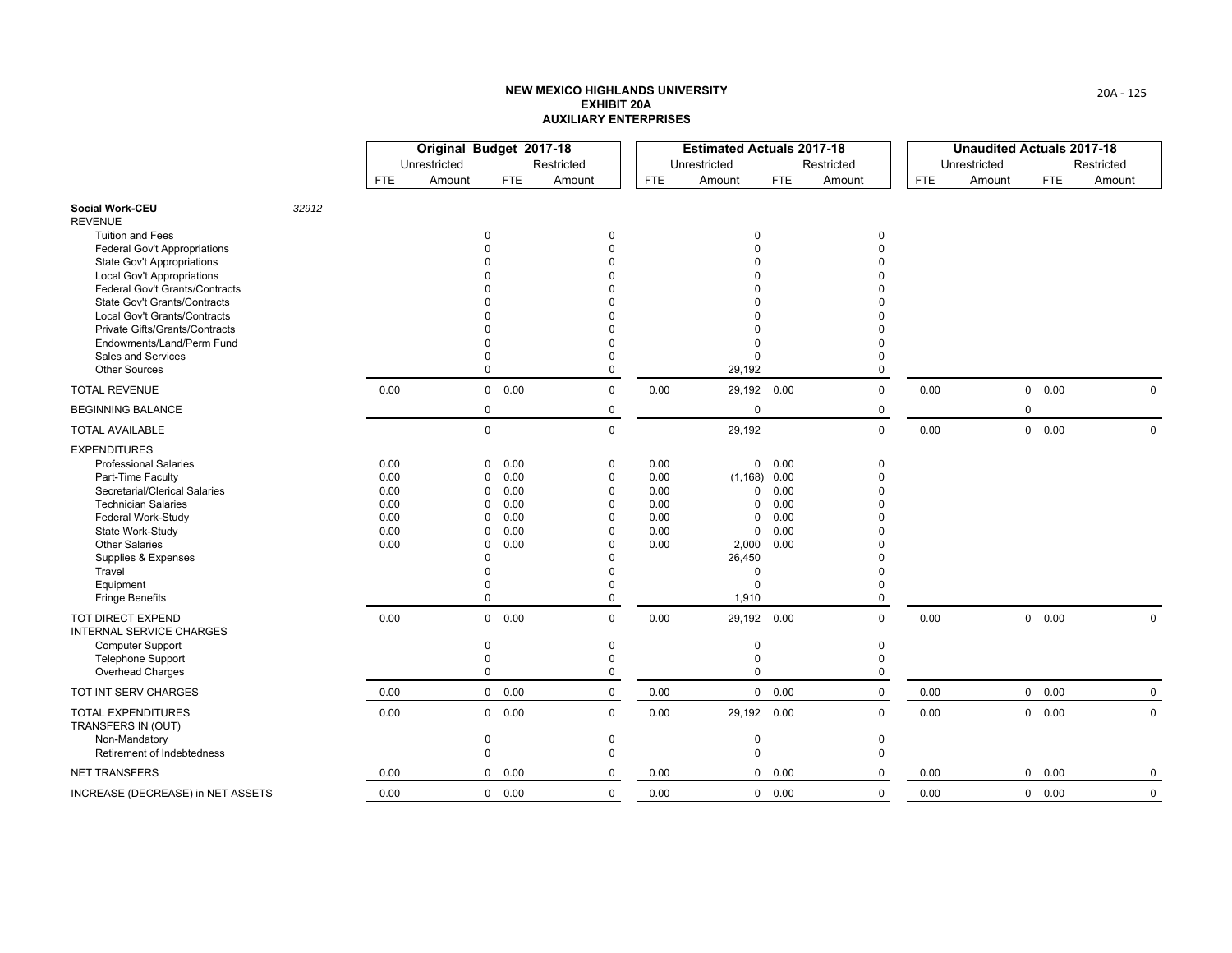**NEW MEXICO HIGHLANDS UNIVERSITY**
**EXHIBIT 20A**
**AUXILIARY ENTERPRISES**

| | | Original Budget 2017-18 | | | | Estimated Actuals 2017-18 | | | | Unaudited Actuals 2017-18 | | | |
|---|---|---|---|---|---|---|---|---|---|---|---|---|---|
| | | Unrestricted | | Restricted | | Unrestricted | | Restricted | | Unrestricted | | Restricted | |
| | | FTE | Amount | FTE | Amount | FTE | Amount | FTE | Amount | FTE | Amount | FTE | Amount |
| **Social Work-CEU** | *32912* | | | | | | | | | | | | |
| REVENUE | | | | | | | | | | | | | |
| Tuition and Fees | | | 0 | | 0 | | 0 | | 0 | | | | |
| Federal Gov't Appropriations | | | 0 | | 0 | | 0 | | 0 | | | | |
| State Gov't Appropriations | | | 0 | | 0 | | 0 | | 0 | | | | |
| Local Gov't Appropriations | | | 0 | | 0 | | 0 | | 0 | | | | |
| Federal Gov't Grants/Contracts | | | 0 | | 0 | | 0 | | 0 | | | | |
| State Gov't Grants/Contracts | | | 0 | | 0 | | 0 | | 0 | | | | |
| Local Gov't Grants/Contracts | | | 0 | | 0 | | 0 | | 0 | | | | |
| Private Gifts/Grants/Contracts | | | 0 | | 0 | | 0 | | 0 | | | | |
| Endowments/Land/Perm Fund | | | 0 | | 0 | | 0 | | 0 | | | | |
| Sales and Services | | | 0 | | 0 | | 0 | | 0 | | | | |
| Other Sources | | | 0 | | 0 | | 29,192 | | 0 | | | | |
| TOTAL REVENUE | | 0.00 | 0 | 0.00 | 0 | 0.00 | 29,192 | 0.00 | 0 | 0.00 | 0 | 0.00 | 0 |
| BEGINNING BALANCE | | | 0 | | 0 | | 0 | | 0 | | 0 | | |
| TOTAL AVAILABLE | | | 0 | | 0 | | 29,192 | | 0 | 0.00 | 0 | 0.00 | 0 |
| EXPENDITURES | | | | | | | | | | | | | |
| Professional Salaries | | 0.00 | 0 | 0.00 | 0 | 0.00 | 0 | 0.00 | 0 | | | | |
| Part-Time Faculty | | 0.00 | 0 | 0.00 | 0 | 0.00 | (1,168) | 0.00 | 0 | | | | |
| Secretarial/Clerical Salaries | | 0.00 | 0 | 0.00 | 0 | 0.00 | 0 | 0.00 | 0 | | | | |
| Technician Salaries | | 0.00 | 0 | 0.00 | 0 | 0.00 | 0 | 0.00 | 0 | | | | |
| Federal Work-Study | | 0.00 | 0 | 0.00 | 0 | 0.00 | 0 | 0.00 | 0 | | | | |
| State Work-Study | | 0.00 | 0 | 0.00 | 0 | 0.00 | 0 | 0.00 | 0 | | | | |
| Other Salaries | | 0.00 | 0 | 0.00 | 0 | 0.00 | 2,000 | 0.00 | 0 | | | | |
| Supplies & Expenses | | | 0 | | 0 | | 26,450 | | 0 | | | | |
| Travel | | | 0 | | 0 | | 0 | | 0 | | | | |
| Equipment | | | 0 | | 0 | | 0 | | 0 | | | | |
| Fringe Benefits | | | 0 | | 0 | | 1,910 | | 0 | | | | |
| TOT DIRECT EXPEND | | 0.00 | 0 | 0.00 | 0 | 0.00 | 29,192 | 0.00 | 0 | 0.00 | 0 | 0.00 | 0 |
| INTERNAL SERVICE CHARGES | | | | | | | | | | | | | |
| Computer Support | | | 0 | | 0 | | 0 | | 0 | | | | |
| Telephone Support | | | 0 | | 0 | | 0 | | 0 | | | | |
| Overhead Charges | | | 0 | | 0 | | 0 | | 0 | | | | |
| TOT INT SERV CHARGES | | 0.00 | 0 | 0.00 | 0 | 0.00 | 0 | 0.00 | 0 | 0.00 | 0 | 0.00 | 0 |
| TOTAL EXPENDITURES | | 0.00 | 0 | 0.00 | 0 | 0.00 | 29,192 | 0.00 | 0 | 0.00 | 0 | 0.00 | 0 |
| TRANSFERS IN (OUT) | | | | | | | | | | | | | |
| Non-Mandatory | | | 0 | | 0 | | 0 | | 0 | | | | |
| Retirement of Indebtedness | | | 0 | | 0 | | 0 | | 0 | | | | |
| NET TRANSFERS | | 0.00 | 0 | 0.00 | 0 | 0.00 | 0 | 0.00 | 0 | 0.00 | 0 | 0.00 | 0 |
| INCREASE (DECREASE) in NET ASSETS | | 0.00 | 0 | 0.00 | 0 | 0.00 | 0 | 0.00 | 0 | 0.00 | 0 | 0.00 | 0 |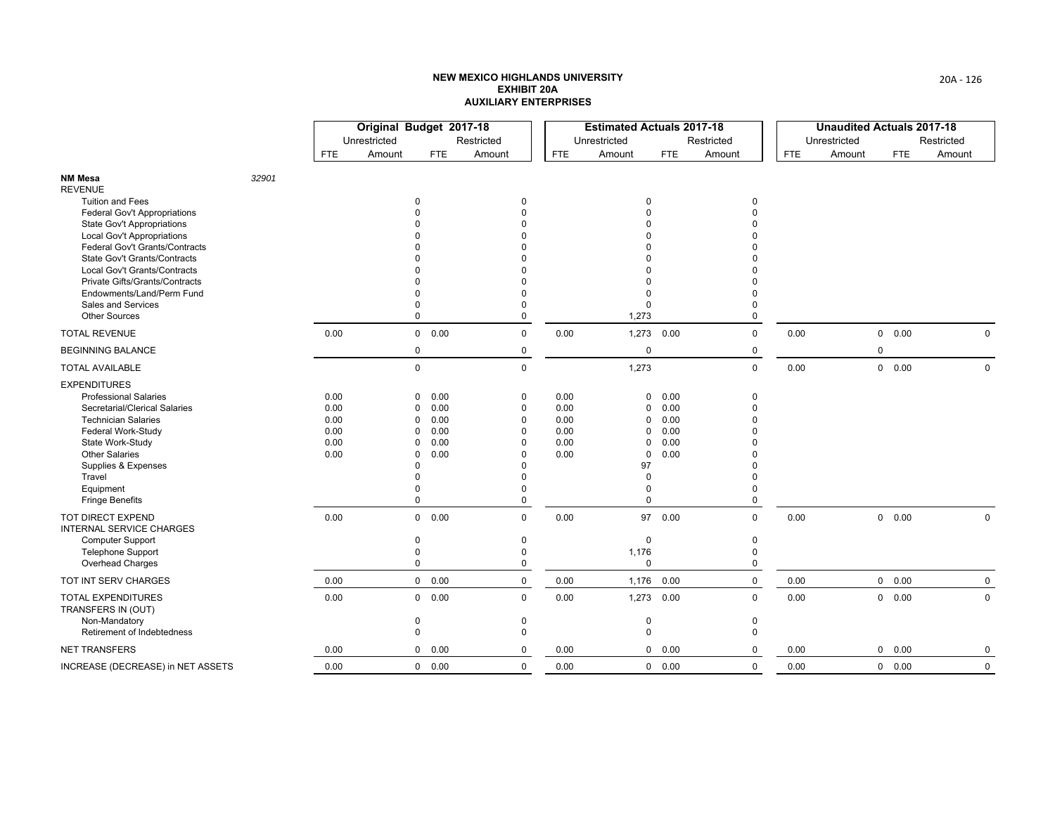# NEW MEXICO HIGHLANDS UNIVERSITY
## EXHIBIT 20A
## AUXILIARY ENTERPRISES

| | Original Budget 2017-18 | | | | Estimated Actuals 2017-18 | | | | Unaudited Actuals 2017-18 | | | |
|---|---|---|---|---|---|---|---|---|---|---|---|---|
| | Unrestricted | | Restricted | | Unrestricted | | Restricted | | Unrestricted | | Restricted | |
| | FTE | Amount | FTE | Amount | FTE | Amount | FTE | Amount | FTE | Amount | FTE | Amount |
| **NM Mesa** 32901 | | | | | | | | | | | | |
| REVENUE | | | | | | | | | | | | |
| Tuition and Fees | | 0 | | 0 | | 0 | | 0 | | | | |
| Federal Gov't Appropriations | | 0 | | 0 | | 0 | | 0 | | | | |
| State Gov't Appropriations | | 0 | | 0 | | 0 | | 0 | | | | |
| Local Gov't Appropriations | | 0 | | 0 | | 0 | | 0 | | | | |
| Federal Gov't Grants/Contracts | | 0 | | 0 | | 0 | | 0 | | | | |
| State Gov't Grants/Contracts | | 0 | | 0 | | 0 | | 0 | | | | |
| Local Gov't Grants/Contracts | | 0 | | 0 | | 0 | | 0 | | | | |
| Private Gifts/Grants/Contracts | | 0 | | 0 | | 0 | | 0 | | | | |
| Endowments/Land/Perm Fund | | 0 | | 0 | | 0 | | 0 | | | | |
| Sales and Services | | 0 | | 0 | | 0 | | 0 | | | | |
| Other Sources | | 0 | | 0 | | 1,273 | | 0 | | | | |
| TOTAL REVENUE | 0.00 | 0 | 0.00 | 0 | 0.00 | 1,273 | 0.00 | 0 | 0.00 | 0 | 0.00 | 0 |
| BEGINNING BALANCE | | 0 | | 0 | | 0 | | 0 | | 0 | | |
| TOTAL AVAILABLE | | 0 | | 0 | | 1,273 | | 0 | 0.00 | 0 | 0.00 | 0 |
| EXPENDITURES | | | | | | | | | | | | |
| Professional Salaries | 0.00 | 0 | 0.00 | 0 | 0.00 | 0 | 0.00 | 0 | | | | |
| Secretarial/Clerical Salaries | 0.00 | 0 | 0.00 | 0 | 0.00 | 0 | 0.00 | 0 | | | | |
| Technician Salaries | 0.00 | 0 | 0.00 | 0 | 0.00 | 0 | 0.00 | 0 | | | | |
| Federal Work-Study | 0.00 | 0 | 0.00 | 0 | 0.00 | 0 | 0.00 | 0 | | | | |
| State Work-Study | 0.00 | 0 | 0.00 | 0 | 0.00 | 0 | 0.00 | 0 | | | | |
| Other Salaries | 0.00 | 0 | 0.00 | 0 | 0.00 | 0 | 0.00 | 0 | | | | |
| Supplies & Expenses | | 0 | | 0 | | 97 | | 0 | | | | |
| Travel | | 0 | | 0 | | 0 | | 0 | | | | |
| Equipment | | 0 | | 0 | | 0 | | 0 | | | | |
| Fringe Benefits | | 0 | | 0 | | 0 | | 0 | | | | |
| TOT DIRECT EXPEND | 0.00 | 0 | 0.00 | 0 | 0.00 | 97 | 0.00 | 0 | 0.00 | 0 | 0.00 | 0 |
| INTERNAL SERVICE CHARGES | | | | | | | | | | | | |
| Computer Support | | 0 | | 0 | | 0 | | 0 | | | | |
| Telephone Support | | 0 | | 0 | | 1,176 | | 0 | | | | |
| Overhead Charges | | 0 | | 0 | | 0 | | 0 | | | | |
| TOT INT SERV CHARGES | 0.00 | 0 | 0.00 | 0 | 0.00 | 1,176 | 0.00 | 0 | 0.00 | 0 | 0.00 | 0 |
| TOTAL EXPENDITURES | 0.00 | 0 | 0.00 | 0 | 0.00 | 1,273 | 0.00 | 0 | 0.00 | 0 | 0.00 | 0 |
| TRANSFERS IN (OUT) | | | | | | | | | | | | |
| Non-Mandatory | | 0 | | 0 | | 0 | | 0 | | | | |
| Retirement of Indebtedness | | 0 | | 0 | | 0 | | 0 | | | | |
| NET TRANSFERS | 0.00 | 0 | 0.00 | 0 | 0.00 | 0 | 0.00 | 0 | 0.00 | 0 | 0.00 | 0 |
| INCREASE (DECREASE) in NET ASSETS | 0.00 | 0 | 0.00 | 0 | 0.00 | 0 | 0.00 | 0 | 0.00 | 0 | 0.00 | 0 |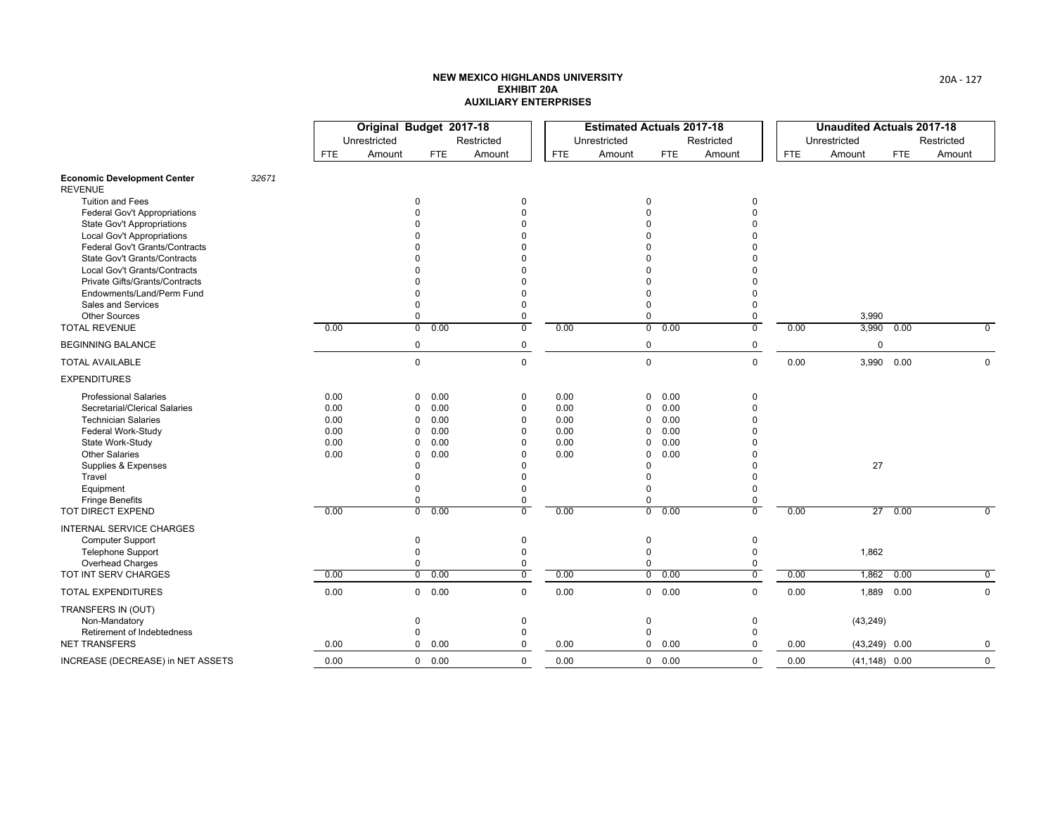# NEW MEXICO HIGHLANDS UNIVERSITY
## EXHIBIT 20A
## AUXILIARY ENTERPRISES

| | Original Budget 2017-18 | | | | Estimated Actuals 2017-18 | | | | Unaudited Actuals 2017-18 | | | |
|---|---|---|---|---|---|---|---|---|---|---|---|---|
| | Unrestricted | | Restricted | | Unrestricted | | Restricted | | Unrestricted | | Restricted | |
| | FTE | Amount | FTE | Amount | FTE | Amount | FTE | Amount | FTE | Amount | FTE | Amount |
| **Economic Development Center** *32671* | | | | | | | | | | | | |
| REVENUE | | | | | | | | | | | | |
| Tuition and Fees | | 0 | | 0 | | 0 | | 0 | | | | |
| Federal Gov't Appropriations | | 0 | | 0 | | 0 | | 0 | | | | |
| State Gov't Appropriations | | 0 | | 0 | | 0 | | 0 | | | | |
| Local Gov't Appropriations | | 0 | | 0 | | 0 | | 0 | | | | |
| Federal Gov't Grants/Contracts | | 0 | | 0 | | 0 | | 0 | | | | |
| State Gov't Grants/Contracts | | 0 | | 0 | | 0 | | 0 | | | | |
| Local Gov't Grants/Contracts | | 0 | | 0 | | 0 | | 0 | | | | |
| Private Gifts/Grants/Contracts | | 0 | | 0 | | 0 | | 0 | | | | |
| Endowments/Land/Perm Fund | | 0 | | 0 | | 0 | | 0 | | | | |
| Sales and Services | | 0 | | 0 | | 0 | | 0 | | | | |
| Other Sources | | 0 | | 0 | | 0 | | 0 | | 3,990 | | |
| TOTAL REVENUE | 0.00 | 0 | 0.00 | 0 | 0.00 | 0 | 0.00 | 0 | 0.00 | 3,990 | 0.00 | 0 |
| BEGINNING BALANCE | | 0 | | 0 | | 0 | | 0 | | 0 | | |
| TOTAL AVAILABLE | | 0 | | 0 | | 0 | | 0 | 0.00 | 3,990 | 0.00 | 0 |
| EXPENDITURES | | | | | | | | | | | | |
| Professional Salaries | 0.00 | 0 | 0.00 | 0 | 0.00 | 0 | 0.00 | 0 | | | | |
| Secretarial/Clerical Salaries | 0.00 | 0 | 0.00 | 0 | 0.00 | 0 | 0.00 | 0 | | | | |
| Technician Salaries | 0.00 | 0 | 0.00 | 0 | 0.00 | 0 | 0.00 | 0 | | | | |
| Federal Work-Study | 0.00 | 0 | 0.00 | 0 | 0.00 | 0 | 0.00 | 0 | | | | |
| State Work-Study | 0.00 | 0 | 0.00 | 0 | 0.00 | 0 | 0.00 | 0 | | | | |
| Other Salaries | 0.00 | 0 | 0.00 | 0 | 0.00 | 0 | 0.00 | 0 | | | | |
| Supplies & Expenses | | 0 | | 0 | | 0 | | 0 | | 27 | | |
| Travel | | 0 | | 0 | | 0 | | 0 | | | | |
| Equipment | | 0 | | 0 | | 0 | | 0 | | | | |
| Fringe Benefits | | 0 | | 0 | | 0 | | 0 | | | | |
| TOT DIRECT EXPEND | 0.00 | 0 | 0.00 | 0 | 0.00 | 0 | 0.00 | 0 | 0.00 | 27 | 0.00 | 0 |
| INTERNAL SERVICE CHARGES | | | | | | | | | | | | |
| Computer Support | | 0 | | 0 | | 0 | | 0 | | | | |
| Telephone Support | | 0 | | 0 | | 0 | | 0 | | 1,862 | | |
| Overhead Charges | | 0 | | 0 | | 0 | | 0 | | | | |
| TOT INT SERV CHARGES | 0.00 | 0 | 0.00 | 0 | 0.00 | 0 | 0.00 | 0 | 0.00 | 1,862 | 0.00 | 0 |
| TOTAL EXPENDITURES | 0.00 | 0 | 0.00 | 0 | 0.00 | 0 | 0.00 | 0 | 0.00 | 1,889 | 0.00 | 0 |
| TRANSFERS IN (OUT) | | | | | | | | | | | | |
| Non-Mandatory | | 0 | | 0 | | 0 | | 0 | | (43,249) | | |
| Retirement of Indebtedness | | 0 | | 0 | | 0 | | 0 | | | | |
| NET TRANSFERS | 0.00 | 0 | 0.00 | 0 | 0.00 | 0 | 0.00 | 0 | 0.00 | (43,249) | 0.00 | 0 |
| INCREASE (DECREASE) in NET ASSETS | 0.00 | 0 | 0.00 | 0 | 0.00 | 0 | 0.00 | 0 | 0.00 | (41,148) | 0.00 | 0 |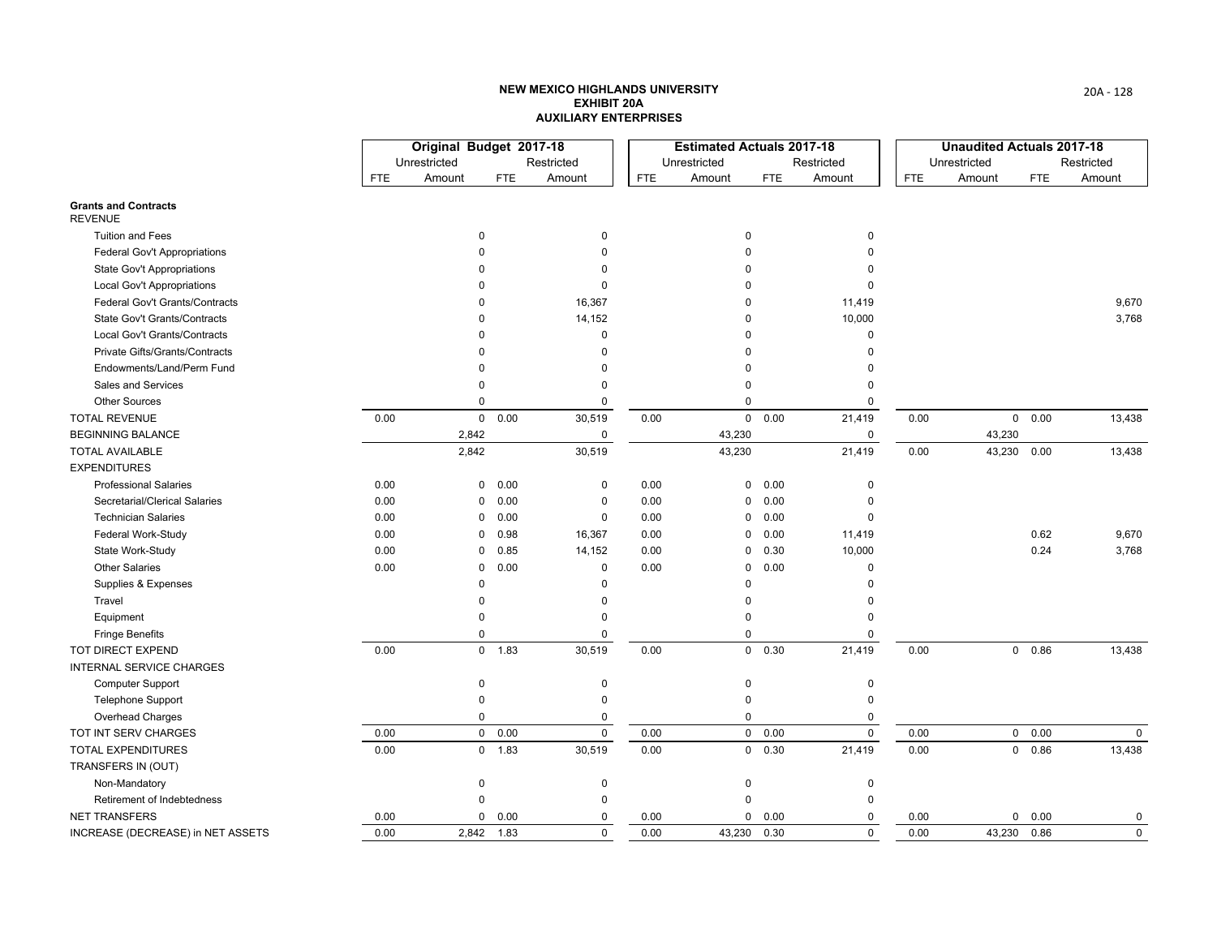# NEW MEXICO HIGHLANDS UNIVERSITY
## EXHIBIT 20A
## AUXILIARY ENTERPRISES

| | Original Budget 2017-18 | | | | Estimated Actuals 2017-18 | | | | Unaudited Actuals 2017-18 | | | |
|---|---|---|---|---|---|---|---|---|---|---|---|---|
| | Unrestricted | | Restricted | | Unrestricted | | Restricted | | Unrestricted | | Restricted | |
| | FTE | Amount | FTE | Amount | FTE | Amount | FTE | Amount | FTE | Amount | FTE | Amount |
| **Grants and Contracts** | | | | | | | | | | | | |
| REVENUE | | | | | | | | | | | | |
| Tuition and Fees | | 0 | | 0 | | 0 | | 0 | | | | |
| Federal Gov't Appropriations | | 0 | | 0 | | 0 | | 0 | | | | |
| State Gov't Appropriations | | 0 | | 0 | | 0 | | 0 | | | | |
| Local Gov't Appropriations | | 0 | | 0 | | 0 | | 0 | | | | |
| Federal Gov't Grants/Contracts | | 0 | | 16,367 | | 0 | | 11,419 | | | | 9,670 |
| State Gov't Grants/Contracts | | 0 | | 14,152 | | 0 | | 10,000 | | | | 3,768 |
| Local Gov't Grants/Contracts | | 0 | | 0 | | 0 | | 0 | | | | |
| Private Gifts/Grants/Contracts | | 0 | | 0 | | 0 | | 0 | | | | |
| Endowments/Land/Perm Fund | | 0 | | 0 | | 0 | | 0 | | | | |
| Sales and Services | | 0 | | 0 | | 0 | | 0 | | | | |
| Other Sources | | 0 | | 0 | | 0 | | 0 | | | | |
| TOTAL REVENUE | 0.00 | 0 | 0.00 | 30,519 | 0.00 | 0 | 0.00 | 21,419 | 0.00 | 0 | 0.00 | 13,438 |
| BEGINNING BALANCE | | 2,842 | | 0 | | 43,230 | | 0 | | 43,230 | | |
| TOTAL AVAILABLE | | 2,842 | | 30,519 | | 43,230 | | 21,419 | 0.00 | 43,230 | 0.00 | 13,438 |
| EXPENDITURES | | | | | | | | | | | | |
| Professional Salaries | 0.00 | 0 | 0.00 | 0 | 0.00 | 0 | 0.00 | 0 | | | | |
| Secretarial/Clerical Salaries | 0.00 | 0 | 0.00 | 0 | 0.00 | 0 | 0.00 | 0 | | | | |
| Technician Salaries | 0.00 | 0 | 0.00 | 0 | 0.00 | 0 | 0.00 | 0 | | | | |
| Federal Work-Study | 0.00 | 0 | 0.98 | 16,367 | 0.00 | 0 | 0.00 | 11,419 | | | 0.62 | 9,670 |
| State Work-Study | 0.00 | 0 | 0.85 | 14,152 | 0.00 | 0 | 0.30 | 10,000 | | | 0.24 | 3,768 |
| Other Salaries | 0.00 | 0 | 0.00 | 0 | 0.00 | 0 | 0.00 | 0 | | | | |
| Supplies & Expenses | | 0 | | 0 | | 0 | | 0 | | | | |
| Travel | | 0 | | 0 | | 0 | | 0 | | | | |
| Equipment | | 0 | | 0 | | 0 | | 0 | | | | |
| Fringe Benefits | | 0 | | 0 | | 0 | | 0 | | | | |
| TOT DIRECT EXPEND | 0.00 | 0 | 1.83 | 30,519 | 0.00 | 0 | 0.30 | 21,419 | 0.00 | 0 | 0.86 | 13,438 |
| INTERNAL SERVICE CHARGES | | | | | | | | | | | | |
| Computer Support | | 0 | | 0 | | 0 | | 0 | | | | |
| Telephone Support | | 0 | | 0 | | 0 | | 0 | | | | |
| Overhead Charges | | 0 | | 0 | | 0 | | 0 | | | | |
| TOT INT SERV CHARGES | 0.00 | 0 | 0.00 | 0 | 0.00 | 0 | 0.00 | 0 | 0.00 | 0 | 0.00 | 0 |
| TOTAL EXPENDITURES | 0.00 | 0 | 1.83 | 30,519 | 0.00 | 0 | 0.30 | 21,419 | 0.00 | 0 | 0.86 | 13,438 |
| TRANSFERS IN (OUT) | | | | | | | | | | | | |
| Non-Mandatory | | 0 | | 0 | | 0 | | 0 | | | | |
| Retirement of Indebtedness | | 0 | | 0 | | 0 | | 0 | | | | |
| NET TRANSFERS | 0.00 | 0 | 0.00 | 0 | 0.00 | 0 | 0.00 | 0 | 0.00 | 0 | 0.00 | 0 |
| INCREASE (DECREASE) in NET ASSETS | 0.00 | 2,842 | 1.83 | 0 | 0.00 | 43,230 | 0.30 | 0 | 0.00 | 43,230 | 0.86 | 0 |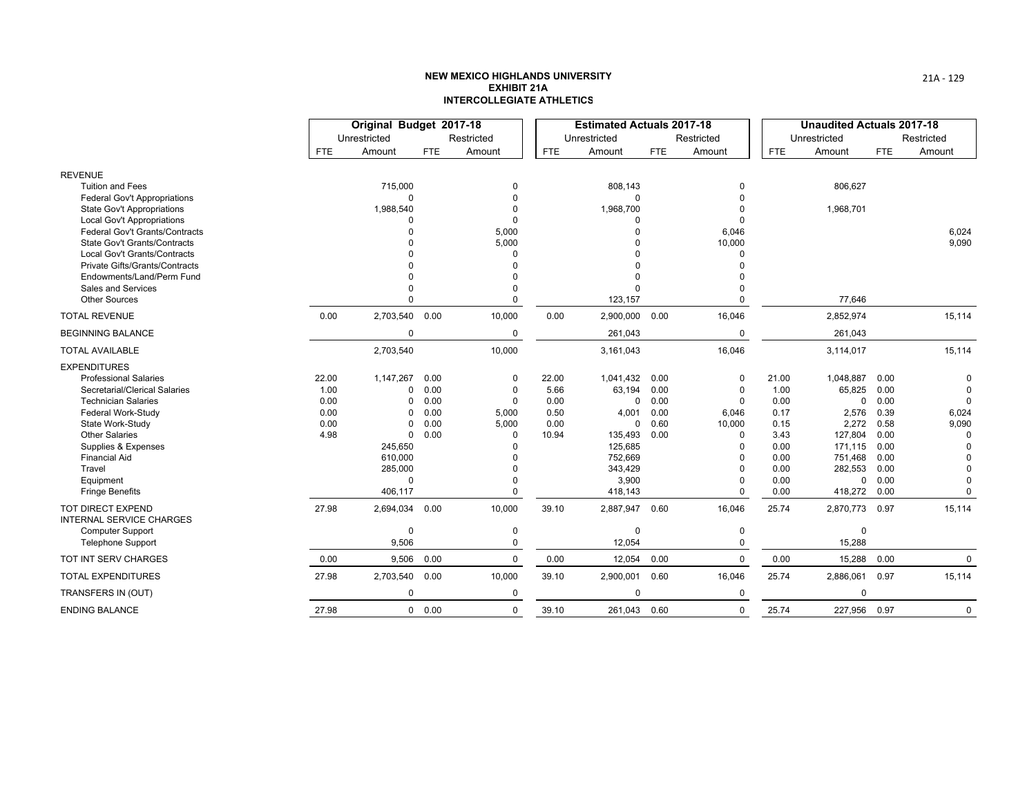**NEW MEXICO HIGHLANDS UNIVERSITY**
**EXHIBIT 21A**
**INTERCOLLEGIATE ATHLETICS**

| | Original Budget 2017-18 | | | | Estimated Actuals 2017-18 | | | | Unaudited Actuals 2017-18 | | | |
|---|---|---|---|---|---|---|---|---|---|---|---|---|
| | Unrestricted | | Restricted | | Unrestricted | | Restricted | | Unrestricted | | Restricted | |
| | FTE | Amount | FTE | Amount | FTE | Amount | FTE | Amount | FTE | Amount | FTE | Amount |
| REVENUE | | | | | | | | | | | | |
| Tuition and Fees | | 715,000 | | 0 | | 808,143 | | 0 | | 806,627 | | |
| Federal Gov't Appropriations | | 0 | | 0 | | 0 | | 0 | | | | |
| State Gov't Appropriations | | 1,988,540 | | 0 | | 1,968,700 | | 0 | | 1,968,701 | | |
| Local Gov't Appropriations | | 0 | | 0 | | 0 | | 0 | | | | |
| Federal Gov't Grants/Contracts | | 0 | | 5,000 | | 0 | | 6,046 | | | | 6,024 |
| State Gov't Grants/Contracts | | 0 | | 5,000 | | 0 | | 10,000 | | | | 9,090 |
| Local Gov't Grants/Contracts | | 0 | | 0 | | 0 | | 0 | | | | |
| Private Gifts/Grants/Contracts | | 0 | | 0 | | 0 | | 0 | | | | |
| Endowments/Land/Perm Fund | | 0 | | 0 | | 0 | | 0 | | | | |
| Sales and Services | | 0 | | 0 | | 0 | | 0 | | | | |
| Other Sources | | 0 | | 0 | | 123,157 | | 0 | | 77,646 | | |
| TOTAL REVENUE | 0.00 | 2,703,540 | 0.00 | 10,000 | 0.00 | 2,900,000 | 0.00 | 16,046 | | 2,852,974 | | 15,114 |
| BEGINNING BALANCE | | 0 | | 0 | | 261,043 | | 0 | | 261,043 | | |
| TOTAL AVAILABLE | | 2,703,540 | | 10,000 | | 3,161,043 | | 16,046 | | 3,114,017 | | 15,114 |
| EXPENDITURES | | | | | | | | | | | | |
| Professional Salaries | 22.00 | 1,147,267 | 0.00 | 0 | 22.00 | 1,041,432 | 0.00 | 0 | 21.00 | 1,048,887 | 0.00 | 0 |
| Secretarial/Clerical Salaries | 1.00 | 0 | 0.00 | 0 | 5.66 | 63,194 | 0.00 | 0 | 1.00 | 65,825 | 0.00 | 0 |
| Technician Salaries | 0.00 | 0 | 0.00 | 0 | 0.00 | 0 | 0.00 | 0 | 0.00 | 0 | 0.00 | 0 |
| Federal Work-Study | 0.00 | 0 | 0.00 | 5,000 | 0.50 | 4,001 | 0.00 | 6,046 | 0.17 | 2,576 | 0.39 | 6,024 |
| State Work-Study | 0.00 | 0 | 0.00 | 5,000 | 0.00 | 0 | 0.60 | 10,000 | 0.15 | 2,272 | 0.58 | 9,090 |
| Other Salaries | 4.98 | 0 | 0.00 | 0 | 10.94 | 135,493 | 0.00 | 0 | 3.43 | 127,804 | 0.00 | 0 |
| Supplies & Expenses | | 245,650 | | 0 | | 125,685 | | 0 | 0.00 | 171,115 | 0.00 | 0 |
| Financial Aid | | 610,000 | | 0 | | 752,669 | | 0 | 0.00 | 751,468 | 0.00 | 0 |
| Travel | | 285,000 | | 0 | | 343,429 | | 0 | 0.00 | 282,553 | 0.00 | 0 |
| Equipment | | 0 | | 0 | | 3,900 | | 0 | 0.00 | 0 | 0.00 | 0 |
| Fringe Benefits | | 406,117 | | 0 | | 418,143 | | 0 | 0.00 | 418,272 | 0.00 | 0 |
| TOT DIRECT EXPEND | 27.98 | 2,694,034 | 0.00 | 10,000 | 39.10 | 2,887,947 | 0.60 | 16,046 | 25.74 | 2,870,773 | 0.97 | 15,114 |
| INTERNAL SERVICE CHARGES | | | | | | | | | | | | |
| Computer Support | | 0 | | 0 | | 0 | | 0 | | 0 | | |
| Telephone Support | | 9,506 | | 0 | | 12,054 | | 0 | | 15,288 | | |
| TOT INT SERV CHARGES | 0.00 | 9,506 | 0.00 | 0 | 0.00 | 12,054 | 0.00 | 0 | 0.00 | 15,288 | 0.00 | 0 |
| TOTAL EXPENDITURES | 27.98 | 2,703,540 | 0.00 | 10,000 | 39.10 | 2,900,001 | 0.60 | 16,046 | 25.74 | 2,886,061 | 0.97 | 15,114 |
| TRANSFERS IN (OUT) | | 0 | | 0 | | 0 | | 0 | | 0 | | |
| ENDING BALANCE | 27.98 | 0 | 0.00 | 0 | 39.10 | 261,043 | 0.60 | 0 | 25.74 | 227,956 | 0.97 | 0 |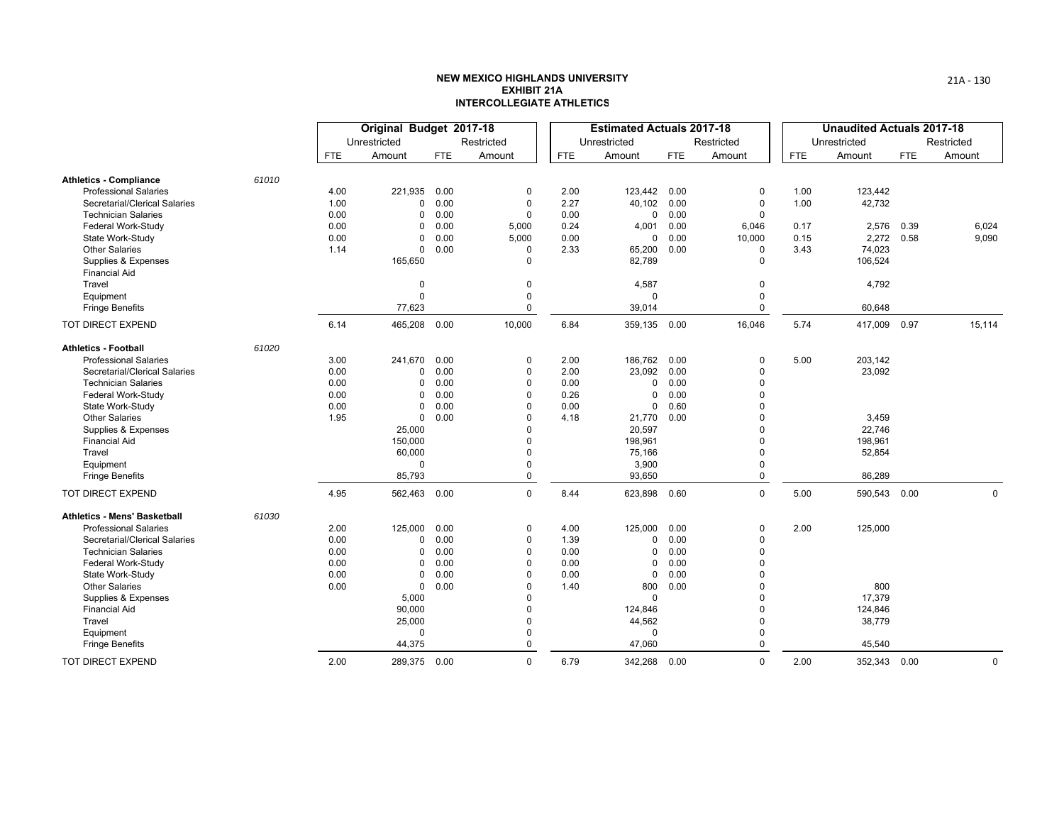**NEW MEXICO HIGHLANDS UNIVERSITY**
**EXHIBIT 21A**
**INTERCOLLEGIATE ATHLETICS**

| | | Original Budget 2017-18 | | | | Estimated Actuals 2017-18 | | | | Unaudited Actuals 2017-18 | | | |
|---|---|---|---|---|---|---|---|---|---|---|---|---|---|
| | | Unrestricted | | Restricted | | Unrestricted | | Restricted | | Unrestricted | | Restricted | |
| | | FTE | Amount | FTE | Amount | FTE | Amount | FTE | Amount | FTE | Amount | FTE | Amount |
| **Athletics - Compliance** | *61010* | | | | | | | | | | | | |
| Professional Salaries | | 4.00 | 221,935 | 0.00 | 0 | 2.00 | 123,442 | 0.00 | 0 | 1.00 | 123,442 | | |
| Secretarial/Clerical Salaries | | 1.00 | 0 | 0.00 | 0 | 2.27 | 40,102 | 0.00 | 0 | 1.00 | 42,732 | | |
| Technician Salaries | | 0.00 | 0 | 0.00 | 0 | 0.00 | 0 | 0.00 | 0 | | | | |
| Federal Work-Study | | 0.00 | 0 | 0.00 | 5,000 | 0.24 | 4,001 | 0.00 | 6,046 | 0.17 | 2,576 | 0.39 | 6,024 |
| State Work-Study | | 0.00 | 0 | 0.00 | 5,000 | 0.00 | 0 | 0.00 | 10,000 | 0.15 | 2,272 | 0.58 | 9,090 |
| Other Salaries | | 1.14 | 0 | 0.00 | 0 | 2.33 | 65,200 | 0.00 | 0 | 3.43 | 74,023 | | |
| Supplies & Expenses | | | 165,650 | | 0 | | 82,789 | | 0 | | 106,524 | | |
| Financial Aid | | | | | | | | | | | | | |
| Travel | | | 0 | | 0 | | 4,587 | | 0 | | 4,792 | | |
| Equipment | | | 0 | | 0 | | 0 | | 0 | | | | |
| Fringe Benefits | | | 77,623 | | 0 | | 39,014 | | 0 | | 60,648 | | |
| TOT DIRECT EXPEND | | 6.14 | 465,208 | 0.00 | 10,000 | 6.84 | 359,135 | 0.00 | 16,046 | 5.74 | 417,009 | 0.97 | 15,114 |
| **Athletics - Football** | *61020* | | | | | | | | | | | | |
| Professional Salaries | | 3.00 | 241,670 | 0.00 | 0 | 2.00 | 186,762 | 0.00 | 0 | 5.00 | 203,142 | | |
| Secretarial/Clerical Salaries | | 0.00 | 0 | 0.00 | 0 | 2.00 | 23,092 | 0.00 | 0 | | 23,092 | | |
| Technician Salaries | | 0.00 | 0 | 0.00 | 0 | 0.00 | 0 | 0.00 | 0 | | | | |
| Federal Work-Study | | 0.00 | 0 | 0.00 | 0 | 0.26 | 0 | 0.00 | 0 | | | | |
| State Work-Study | | 0.00 | 0 | 0.00 | 0 | 0.00 | 0 | 0.60 | 0 | | | | |
| Other Salaries | | 1.95 | 0 | 0.00 | 0 | 4.18 | 21,770 | 0.00 | 0 | | 3,459 | | |
| Supplies & Expenses | | | 25,000 | | 0 | | 20,597 | | 0 | | 22,746 | | |
| Financial Aid | | | 150,000 | | 0 | | 198,961 | | 0 | | 198,961 | | |
| Travel | | | 60,000 | | 0 | | 75,166 | | 0 | | 52,854 | | |
| Equipment | | | 0 | | 0 | | 3,900 | | 0 | | | | |
| Fringe Benefits | | | 85,793 | | 0 | | 93,650 | | 0 | | 86,289 | | |
| TOT DIRECT EXPEND | | 4.95 | 562,463 | 0.00 | 0 | 8.44 | 623,898 | 0.60 | 0 | 5.00 | 590,543 | 0.00 | 0 |
| **Athletics - Mens' Basketball** | *61030* | | | | | | | | | | | | |
| Professional Salaries | | 2.00 | 125,000 | 0.00 | 0 | 4.00 | 125,000 | 0.00 | 0 | 2.00 | 125,000 | | |
| Secretarial/Clerical Salaries | | 0.00 | 0 | 0.00 | 0 | 1.39 | 0 | 0.00 | 0 | | | | |
| Technician Salaries | | 0.00 | 0 | 0.00 | 0 | 0.00 | 0 | 0.00 | 0 | | | | |
| Federal Work-Study | | 0.00 | 0 | 0.00 | 0 | 0.00 | 0 | 0.00 | 0 | | | | |
| State Work-Study | | 0.00 | 0 | 0.00 | 0 | 0.00 | 0 | 0.00 | 0 | | | | |
| Other Salaries | | 0.00 | 0 | 0.00 | 0 | 1.40 | 800 | 0.00 | 0 | | 800 | | |
| Supplies & Expenses | | | 5,000 | | 0 | | 0 | | 0 | | 17,379 | | |
| Financial Aid | | | 90,000 | | 0 | | 124,846 | | 0 | | 124,846 | | |
| Travel | | | 25,000 | | 0 | | 44,562 | | 0 | | 38,779 | | |
| Equipment | | | 0 | | 0 | | 0 | | 0 | | | | |
| Fringe Benefits | | | 44,375 | | 0 | | 47,060 | | 0 | | 45,540 | | |
| TOT DIRECT EXPEND | | 2.00 | 289,375 | 0.00 | 0 | 6.79 | 342,268 | 0.00 | 0 | 2.00 | 352,343 | 0.00 | 0 |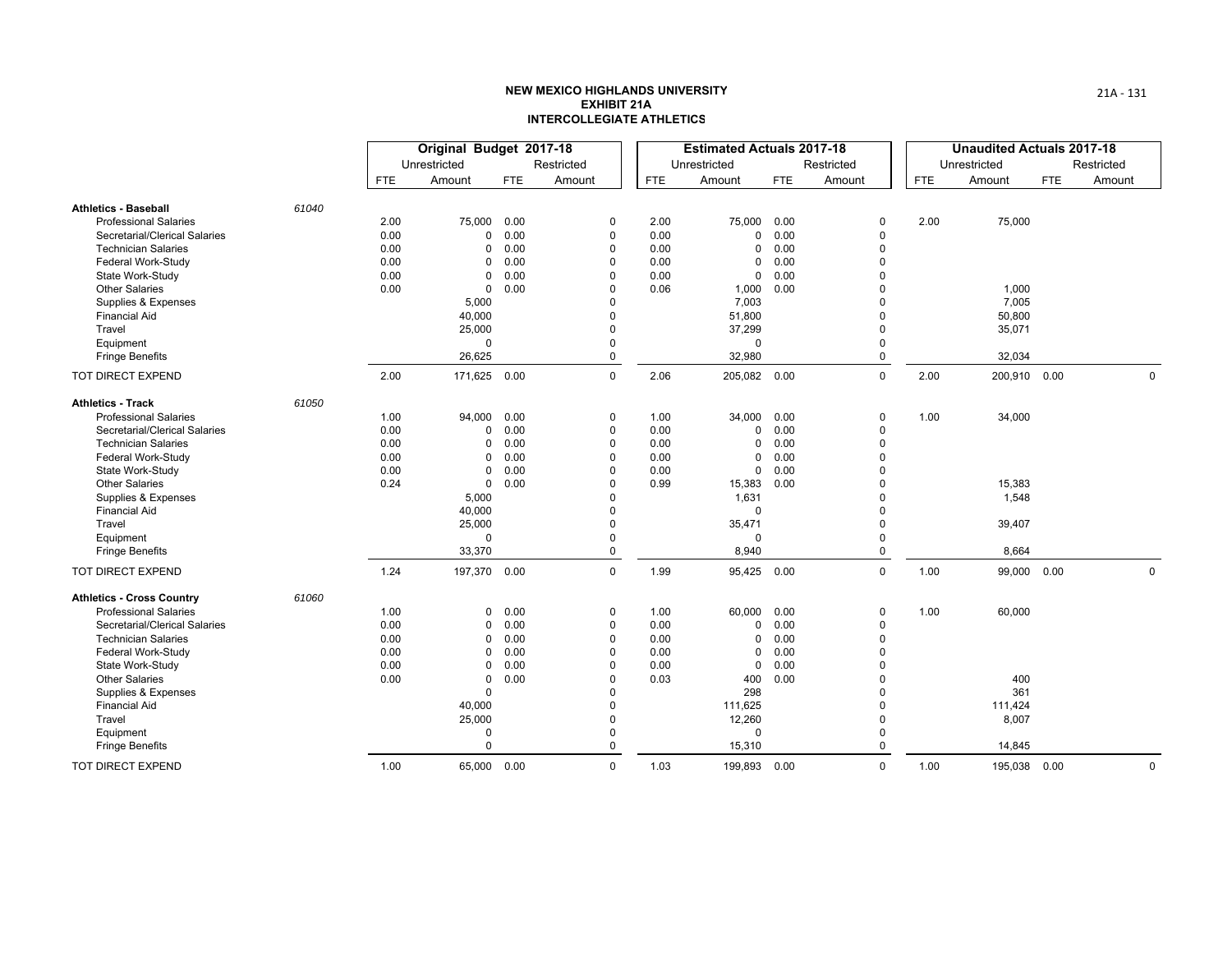**NEW MEXICO HIGHLANDS UNIVERSITY**
**EXHIBIT 21A**
**INTERCOLLEGIATE ATHLETICS**

| | | Original Budget 2017-18 | | | | Estimated Actuals 2017-18 | | | | Unaudited Actuals 2017-18 | | | |
|---|---|---|---|---|---|---|---|---|---|---|---|---|---|
| | | Unrestricted | | Restricted | | Unrestricted | | Restricted | | Unrestricted | | Restricted | |
| | | FTE | Amount | FTE | Amount | FTE | Amount | FTE | Amount | FTE | Amount | FTE | Amount |
| **Athletics - Baseball** | *61040* | | | | | | | | | | | | |
| Professional Salaries | | 2.00 | 75,000 | 0.00 | 0 | 2.00 | 75,000 | 0.00 | 0 | 2.00 | 75,000 | | |
| Secretarial/Clerical Salaries | | 0.00 | 0 | 0.00 | 0 | 0.00 | 0 | 0.00 | 0 | | | | |
| Technician Salaries | | 0.00 | 0 | 0.00 | 0 | 0.00 | 0 | 0.00 | 0 | | | | |
| Federal Work-Study | | 0.00 | 0 | 0.00 | 0 | 0.00 | 0 | 0.00 | 0 | | | | |
| State Work-Study | | 0.00 | 0 | 0.00 | 0 | 0.00 | 0 | 0.00 | 0 | | | | |
| Other Salaries | | 0.00 | 0 | 0.00 | 0 | 0.06 | 1,000 | 0.00 | 0 | | 1,000 | | |
| Supplies & Expenses | | | 5,000 | | 0 | | 7,003 | | 0 | | 7,005 | | |
| Financial Aid | | | 40,000 | | 0 | | 51,800 | | 0 | | 50,800 | | |
| Travel | | | 25,000 | | 0 | | 37,299 | | 0 | | 35,071 | | |
| Equipment | | | 0 | | 0 | | 0 | | 0 | | | | |
| Fringe Benefits | | | 26,625 | | 0 | | 32,980 | | 0 | | 32,034 | | |
| TOT DIRECT EXPEND | | 2.00 | 171,625 | 0.00 | 0 | 2.06 | 205,082 | 0.00 | 0 | 2.00 | 200,910 | 0.00 | 0 |
| **Athletics - Track** | *61050* | | | | | | | | | | | | |
| Professional Salaries | | 1.00 | 94,000 | 0.00 | 0 | 1.00 | 34,000 | 0.00 | 0 | 1.00 | 34,000 | | |
| Secretarial/Clerical Salaries | | 0.00 | 0 | 0.00 | 0 | 0.00 | 0 | 0.00 | 0 | | | | |
| Technician Salaries | | 0.00 | 0 | 0.00 | 0 | 0.00 | 0 | 0.00 | 0 | | | | |
| Federal Work-Study | | 0.00 | 0 | 0.00 | 0 | 0.00 | 0 | 0.00 | 0 | | | | |
| State Work-Study | | 0.00 | 0 | 0.00 | 0 | 0.00 | 0 | 0.00 | 0 | | | | |
| Other Salaries | | 0.24 | 0 | 0.00 | 0 | 0.99 | 15,383 | 0.00 | 0 | | 15,383 | | |
| Supplies & Expenses | | | 5,000 | | 0 | | 1,631 | | 0 | | 1,548 | | |
| Financial Aid | | | 40,000 | | 0 | | 0 | | 0 | | | | |
| Travel | | | 25,000 | | 0 | | 35,471 | | 0 | | 39,407 | | |
| Equipment | | | 0 | | 0 | | 0 | | 0 | | | | |
| Fringe Benefits | | | 33,370 | | 0 | | 8,940 | | 0 | | 8,664 | | |
| TOT DIRECT EXPEND | | 1.24 | 197,370 | 0.00 | 0 | 1.99 | 95,425 | 0.00 | 0 | 1.00 | 99,000 | 0.00 | 0 |
| **Athletics - Cross Country** | *61060* | | | | | | | | | | | | |
| Professional Salaries | | 1.00 | 0 | 0.00 | 0 | 1.00 | 60,000 | 0.00 | 0 | 1.00 | 60,000 | | |
| Secretarial/Clerical Salaries | | 0.00 | 0 | 0.00 | 0 | 0.00 | 0 | 0.00 | 0 | | | | |
| Technician Salaries | | 0.00 | 0 | 0.00 | 0 | 0.00 | 0 | 0.00 | 0 | | | | |
| Federal Work-Study | | 0.00 | 0 | 0.00 | 0 | 0.00 | 0 | 0.00 | 0 | | | | |
| State Work-Study | | 0.00 | 0 | 0.00 | 0 | 0.00 | 0 | 0.00 | 0 | | | | |
| Other Salaries | | 0.00 | 0 | 0.00 | 0 | 0.03 | 400 | 0.00 | 0 | | 400 | | |
| Supplies & Expenses | | | 0 | | 0 | | 298 | | 0 | | 361 | | |
| Financial Aid | | | 40,000 | | 0 | | 111,625 | | 0 | | 111,424 | | |
| Travel | | | 25,000 | | 0 | | 12,260 | | 0 | | 8,007 | | |
| Equipment | | | 0 | | 0 | | 0 | | 0 | | | | |
| Fringe Benefits | | | 0 | | 0 | | 15,310 | | 0 | | 14,845 | | |
| TOT DIRECT EXPEND | | 1.00 | 65,000 | 0.00 | 0 | 1.03 | 199,893 | 0.00 | 0 | 1.00 | 195,038 | 0.00 | 0 |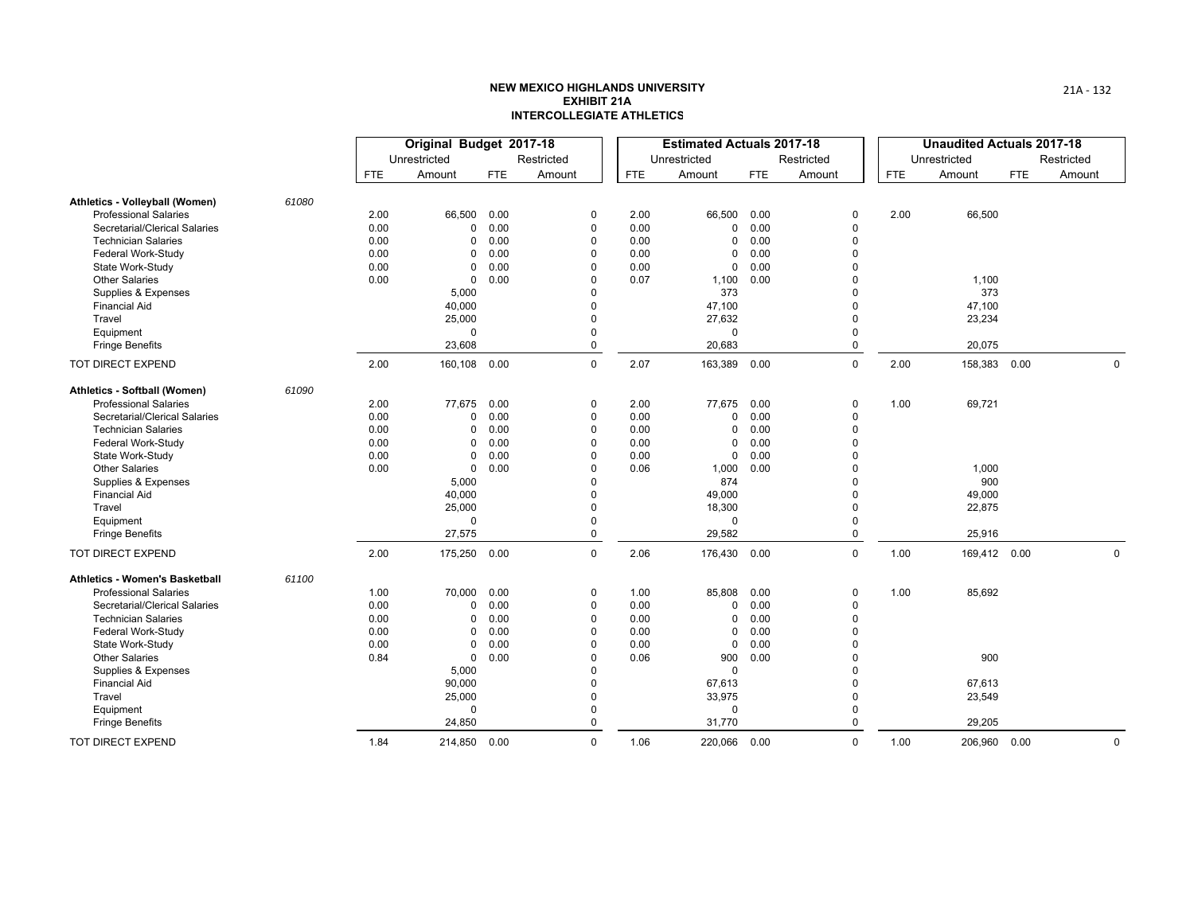# NEW MEXICO HIGHLANDS UNIVERSITY
## EXHIBIT 21A
## INTERCOLLEGIATE ATHLETICS

| | | Original Budget 2017-18 | | | | Estimated Actuals 2017-18 | | | | Unaudited Actuals 2017-18 | | | |
|---|---|---|---|---|---|---|---|---|---|---|---|---|---|
| | | Unrestricted | | Restricted | | Unrestricted | | Restricted | | Unrestricted | | Restricted | |
| | | FTE | Amount | FTE | Amount | FTE | Amount | FTE | Amount | FTE | Amount | FTE | Amount |
| **Athletics - Volleyball (Women)** | *61080* | | | | | | | | | | | | |
| Professional Salaries | | 2.00 | 66,500 | 0.00 | 0 | 2.00 | 66,500 | 0.00 | 0 | 2.00 | 66,500 | | |
| Secretarial/Clerical Salaries | | 0.00 | 0 | 0.00 | 0 | 0.00 | 0 | 0.00 | 0 | | | | |
| Technician Salaries | | 0.00 | 0 | 0.00 | 0 | 0.00 | 0 | 0.00 | 0 | | | | |
| Federal Work-Study | | 0.00 | 0 | 0.00 | 0 | 0.00 | 0 | 0.00 | 0 | | | | |
| State Work-Study | | 0.00 | 0 | 0.00 | 0 | 0.00 | 0 | 0.00 | 0 | | | | |
| Other Salaries | | 0.00 | 0 | 0.00 | 0 | 0.07 | 1,100 | 0.00 | 0 | | 1,100 | | |
| Supplies & Expenses | | | 5,000 | | 0 | | 373 | | 0 | | 373 | | |
| Financial Aid | | | 40,000 | | 0 | | 47,100 | | 0 | | 47,100 | | |
| Travel | | | 25,000 | | 0 | | 27,632 | | 0 | | 23,234 | | |
| Equipment | | | 0 | | 0 | | 0 | | 0 | | | | |
| Fringe Benefits | | | 23,608 | | 0 | | 20,683 | | 0 | | 20,075 | | |
| TOT DIRECT EXPEND | | 2.00 | 160,108 | 0.00 | 0 | 2.07 | 163,389 | 0.00 | 0 | 2.00 | 158,383 | 0.00 | 0 |
| **Athletics - Softball (Women)** | *61090* | | | | | | | | | | | | |
| Professional Salaries | | 2.00 | 77,675 | 0.00 | 0 | 2.00 | 77,675 | 0.00 | 0 | 1.00 | 69,721 | | |
| Secretarial/Clerical Salaries | | 0.00 | 0 | 0.00 | 0 | 0.00 | 0 | 0.00 | 0 | | | | |
| Technician Salaries | | 0.00 | 0 | 0.00 | 0 | 0.00 | 0 | 0.00 | 0 | | | | |
| Federal Work-Study | | 0.00 | 0 | 0.00 | 0 | 0.00 | 0 | 0.00 | 0 | | | | |
| State Work-Study | | 0.00 | 0 | 0.00 | 0 | 0.00 | 0 | 0.00 | 0 | | | | |
| Other Salaries | | 0.00 | 0 | 0.00 | 0 | 0.06 | 1,000 | 0.00 | 0 | | 1,000 | | |
| Supplies & Expenses | | | 5,000 | | 0 | | 874 | | 0 | | 900 | | |
| Financial Aid | | | 40,000 | | 0 | | 49,000 | | 0 | | 49,000 | | |
| Travel | | | 25,000 | | 0 | | 18,300 | | 0 | | 22,875 | | |
| Equipment | | | 0 | | 0 | | 0 | | 0 | | | | |
| Fringe Benefits | | | 27,575 | | 0 | | 29,582 | | 0 | | 25,916 | | |
| TOT DIRECT EXPEND | | 2.00 | 175,250 | 0.00 | 0 | 2.06 | 176,430 | 0.00 | 0 | 1.00 | 169,412 | 0.00 | 0 |
| **Athletics - Women's Basketball** | *61100* | | | | | | | | | | | | |
| Professional Salaries | | 1.00 | 70,000 | 0.00 | 0 | 1.00 | 85,808 | 0.00 | 0 | 1.00 | 85,692 | | |
| Secretarial/Clerical Salaries | | 0.00 | 0 | 0.00 | 0 | 0.00 | 0 | 0.00 | 0 | | | | |
| Technician Salaries | | 0.00 | 0 | 0.00 | 0 | 0.00 | 0 | 0.00 | 0 | | | | |
| Federal Work-Study | | 0.00 | 0 | 0.00 | 0 | 0.00 | 0 | 0.00 | 0 | | | | |
| State Work-Study | | 0.00 | 0 | 0.00 | 0 | 0.00 | 0 | 0.00 | 0 | | | | |
| Other Salaries | | 0.84 | 0 | 0.00 | 0 | 0.06 | 900 | 0.00 | 0 | | 900 | | |
| Supplies & Expenses | | | 5,000 | | 0 | | 0 | | 0 | | | | |
| Financial Aid | | | 90,000 | | 0 | | 67,613 | | 0 | | 67,613 | | |
| Travel | | | 25,000 | | 0 | | 33,975 | | 0 | | 23,549 | | |
| Equipment | | | 0 | | 0 | | 0 | | 0 | | | | |
| Fringe Benefits | | | 24,850 | | 0 | | 31,770 | | 0 | | 29,205 | | |
| TOT DIRECT EXPEND | | 1.84 | 214,850 | 0.00 | 0 | 1.06 | 220,066 | 0.00 | 0 | 1.00 | 206,960 | 0.00 | 0 |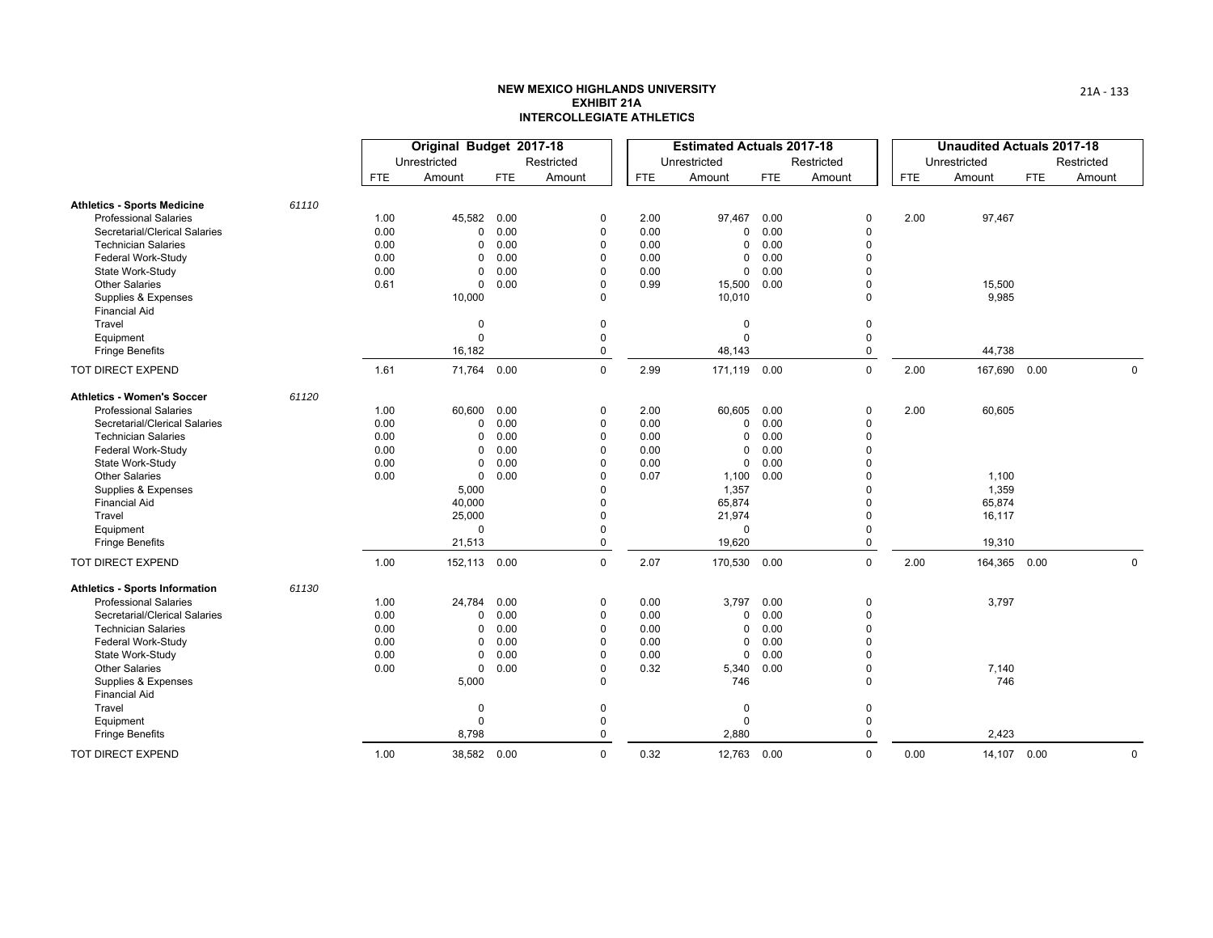**NEW MEXICO HIGHLANDS UNIVERSITY**
**EXHIBIT 21A**
**INTERCOLLEGIATE ATHLETICS**

| | | Original Budget 2017-18 | | | | Estimated Actuals 2017-18 | | | | Unaudited Actuals 2017-18 | | | |
|---|---|---|---|---|---|---|---|---|---|---|---|---|---|
| | | Unrestricted | | Restricted | | Unrestricted | | Restricted | | Unrestricted | | Restricted | |
| | | FTE | Amount | FTE | Amount | FTE | Amount | FTE | Amount | FTE | Amount | FTE | Amount |
| **Athletics - Sports Medicine** | *61110* | | | | | | | | | | | | |
| Professional Salaries | | 1.00 | 45,582 | 0.00 | 0 | 2.00 | 97,467 | 0.00 | 0 | 2.00 | 97,467 | | |
| Secretarial/Clerical Salaries | | 0.00 | 0 | 0.00 | 0 | 0.00 | 0 | 0.00 | 0 | | | | |
| Technician Salaries | | 0.00 | 0 | 0.00 | 0 | 0.00 | 0 | 0.00 | 0 | | | | |
| Federal Work-Study | | 0.00 | 0 | 0.00 | 0 | 0.00 | 0 | 0.00 | 0 | | | | |
| State Work-Study | | 0.00 | 0 | 0.00 | 0 | 0.00 | 0 | 0.00 | 0 | | | | |
| Other Salaries | | 0.61 | 0 | 0.00 | 0 | 0.99 | 15,500 | 0.00 | 0 | | 15,500 | | |
| Supplies & Expenses | | | 10,000 | | 0 | | 10,010 | | 0 | | 9,985 | | |
| Financial Aid | | | | | | | | | | | | | |
| Travel | | | 0 | | 0 | | 0 | | 0 | | | | |
| Equipment | | | 0 | | 0 | | 0 | | 0 | | | | |
| Fringe Benefits | | | 16,182 | | 0 | | 48,143 | | 0 | | 44,738 | | |
| TOT DIRECT EXPEND | | 1.61 | 71,764 | 0.00 | 0 | 2.99 | 171,119 | 0.00 | 0 | 2.00 | 167,690 | 0.00 | 0 |
| **Athletics - Women's Soccer** | *61120* | | | | | | | | | | | | |
| Professional Salaries | | 1.00 | 60,600 | 0.00 | 0 | 2.00 | 60,605 | 0.00 | 0 | 2.00 | 60,605 | | |
| Secretarial/Clerical Salaries | | 0.00 | 0 | 0.00 | 0 | 0.00 | 0 | 0.00 | 0 | | | | |
| Technician Salaries | | 0.00 | 0 | 0.00 | 0 | 0.00 | 0 | 0.00 | 0 | | | | |
| Federal Work-Study | | 0.00 | 0 | 0.00 | 0 | 0.00 | 0 | 0.00 | 0 | | | | |
| State Work-Study | | 0.00 | 0 | 0.00 | 0 | 0.00 | 0 | 0.00 | 0 | | | | |
| Other Salaries | | 0.00 | 0 | 0.00 | 0 | 0.07 | 1,100 | 0.00 | 0 | | 1,100 | | |
| Supplies & Expenses | | | 5,000 | | 0 | | 1,357 | | 0 | | 1,359 | | |
| Financial Aid | | | 40,000 | | 0 | | 65,874 | | 0 | | 65,874 | | |
| Travel | | | 25,000 | | 0 | | 21,974 | | 0 | | 16,117 | | |
| Equipment | | | 0 | | 0 | | 0 | | 0 | | | | |
| Fringe Benefits | | | 21,513 | | 0 | | 19,620 | | 0 | | 19,310 | | |
| TOT DIRECT EXPEND | | 1.00 | 152,113 | 0.00 | 0 | 2.07 | 170,530 | 0.00 | 0 | 2.00 | 164,365 | 0.00 | 0 |
| **Athletics - Sports Information** | *61130* | | | | | | | | | | | | |
| Professional Salaries | | 1.00 | 24,784 | 0.00 | 0 | 0.00 | 3,797 | 0.00 | 0 | | 3,797 | | |
| Secretarial/Clerical Salaries | | 0.00 | 0 | 0.00 | 0 | 0.00 | 0 | 0.00 | 0 | | | | |
| Technician Salaries | | 0.00 | 0 | 0.00 | 0 | 0.00 | 0 | 0.00 | 0 | | | | |
| Federal Work-Study | | 0.00 | 0 | 0.00 | 0 | 0.00 | 0 | 0.00 | 0 | | | | |
| State Work-Study | | 0.00 | 0 | 0.00 | 0 | 0.00 | 0 | 0.00 | 0 | | | | |
| Other Salaries | | 0.00 | 0 | 0.00 | 0 | 0.32 | 5,340 | 0.00 | 0 | | 7,140 | | |
| Supplies & Expenses | | | 5,000 | | 0 | | 746 | | 0 | | 746 | | |
| Financial Aid | | | | | | | | | | | | | |
| Travel | | | 0 | | 0 | | 0 | | 0 | | | | |
| Equipment | | | 0 | | 0 | | 0 | | 0 | | | | |
| Fringe Benefits | | | 8,798 | | 0 | | 2,880 | | 0 | | 2,423 | | |
| TOT DIRECT EXPEND | | 1.00 | 38,582 | 0.00 | 0 | 0.32 | 12,763 | 0.00 | 0 | 0.00 | 14,107 | 0.00 | 0 |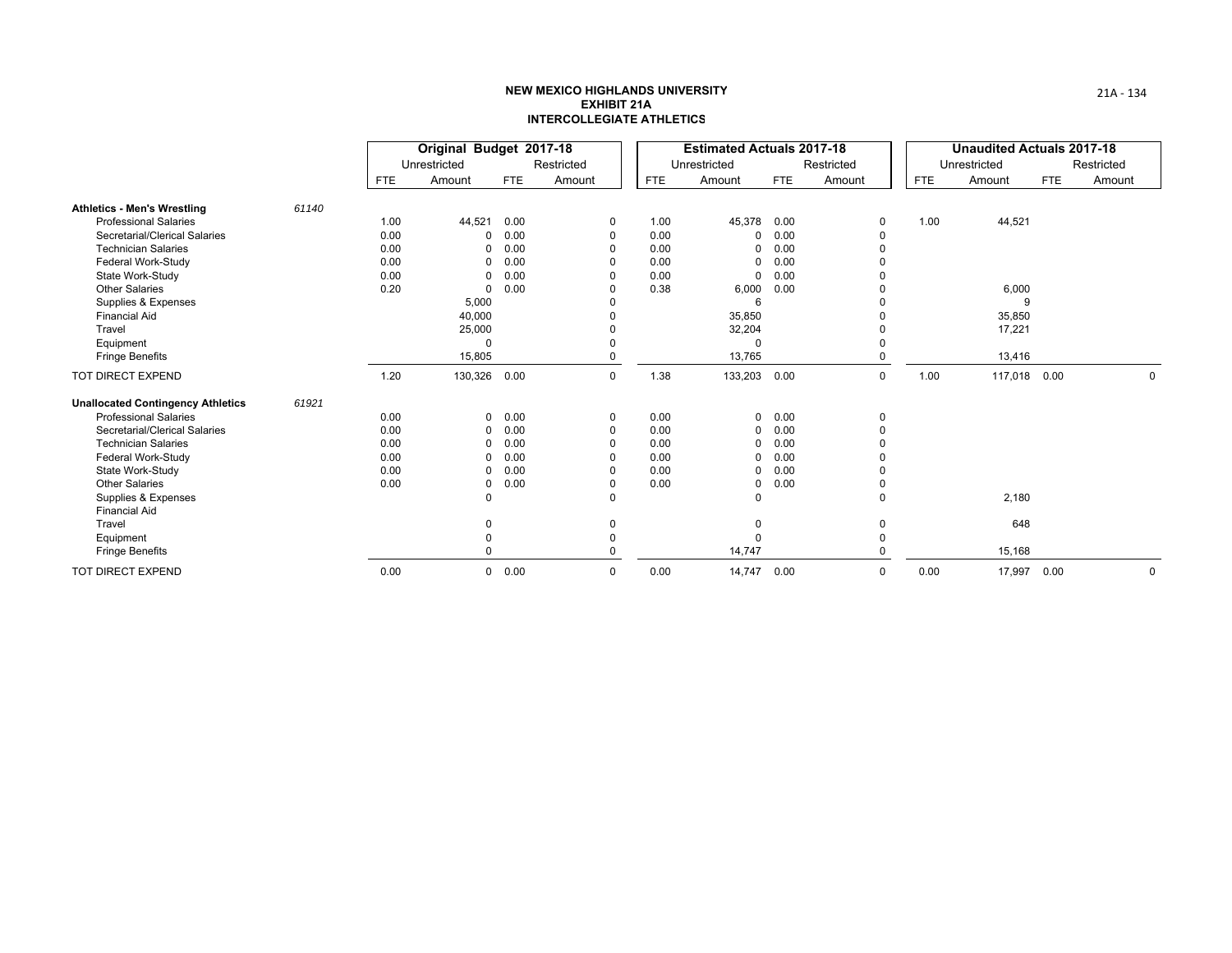# NEW MEXICO HIGHLANDS UNIVERSITY
## EXHIBIT 21A
## INTERCOLLEGIATE ATHLETICS

| | | Original Budget 2017-18 | | | | Estimated Actuals 2017-18 | | | | Unaudited Actuals 2017-18 | | | |
|---|---|---|---|---|---|---|---|---|---|---|---|---|---|
| | | Unrestricted | | Restricted | | Unrestricted | | Restricted | | Unrestricted | | Restricted | |
| | | FTE | Amount | FTE | Amount | FTE | Amount | FTE | Amount | FTE | Amount | FTE | Amount |
| **Athletics - Men's Wrestling** | *61140* | | | | | | | | | | | | |
| Professional Salaries | | 1.00 | 44,521 | 0.00 | 0 | 1.00 | 45,378 | 0.00 | 0 | 1.00 | 44,521 | | |
| Secretarial/Clerical Salaries | | 0.00 | 0 | 0.00 | 0 | 0.00 | 0 | 0.00 | 0 | | | | |
| Technician Salaries | | 0.00 | 0 | 0.00 | 0 | 0.00 | 0 | 0.00 | 0 | | | | |
| Federal Work-Study | | 0.00 | 0 | 0.00 | 0 | 0.00 | 0 | 0.00 | 0 | | | | |
| State Work-Study | | 0.00 | 0 | 0.00 | 0 | 0.00 | 0 | 0.00 | 0 | | | | |
| Other Salaries | | 0.20 | 0 | 0.00 | 0 | 0.38 | 6,000 | 0.00 | 0 | | 6,000 | | |
| Supplies & Expenses | | | 5,000 | | 0 | | 6 | | 0 | | 9 | | |
| Financial Aid | | | 40,000 | | 0 | | 35,850 | | 0 | | 35,850 | | |
| Travel | | | 25,000 | | 0 | | 32,204 | | 0 | | 17,221 | | |
| Equipment | | | 0 | | 0 | | 0 | | 0 | | | | |
| Fringe Benefits | | | 15,805 | | 0 | | 13,765 | | 0 | | 13,416 | | |
| TOT DIRECT EXPEND | | 1.20 | 130,326 | 0.00 | 0 | 1.38 | 133,203 | 0.00 | 0 | 1.00 | 117,018 | 0.00 | 0 |
| **Unallocated Contingency Athletics** | *61921* | | | | | | | | | | | | |
| Professional Salaries | | 0.00 | 0 | 0.00 | 0 | 0.00 | 0 | 0.00 | 0 | | | | |
| Secretarial/Clerical Salaries | | 0.00 | 0 | 0.00 | 0 | 0.00 | 0 | 0.00 | 0 | | | | |
| Technician Salaries | | 0.00 | 0 | 0.00 | 0 | 0.00 | 0 | 0.00 | 0 | | | | |
| Federal Work-Study | | 0.00 | 0 | 0.00 | 0 | 0.00 | 0 | 0.00 | 0 | | | | |
| State Work-Study | | 0.00 | 0 | 0.00 | 0 | 0.00 | 0 | 0.00 | 0 | | | | |
| Other Salaries | | 0.00 | 0 | 0.00 | 0 | 0.00 | 0 | 0.00 | 0 | | | | |
| Supplies & Expenses | | | 0 | | 0 | | 0 | | 0 | | 2,180 | | |
| Financial Aid | | | | | | | | | | | | | |
| Travel | | | 0 | | 0 | | 0 | | 0 | | 648 | | |
| Equipment | | | 0 | | 0 | | 0 | | 0 | | | | |
| Fringe Benefits | | | 0 | | 0 | | 14,747 | | 0 | | 15,168 | | |
| TOT DIRECT EXPEND | | 0.00 | 0 | 0.00 | 0 | 0.00 | 14,747 | 0.00 | 0 | 0.00 | 17,997 | 0.00 | 0 |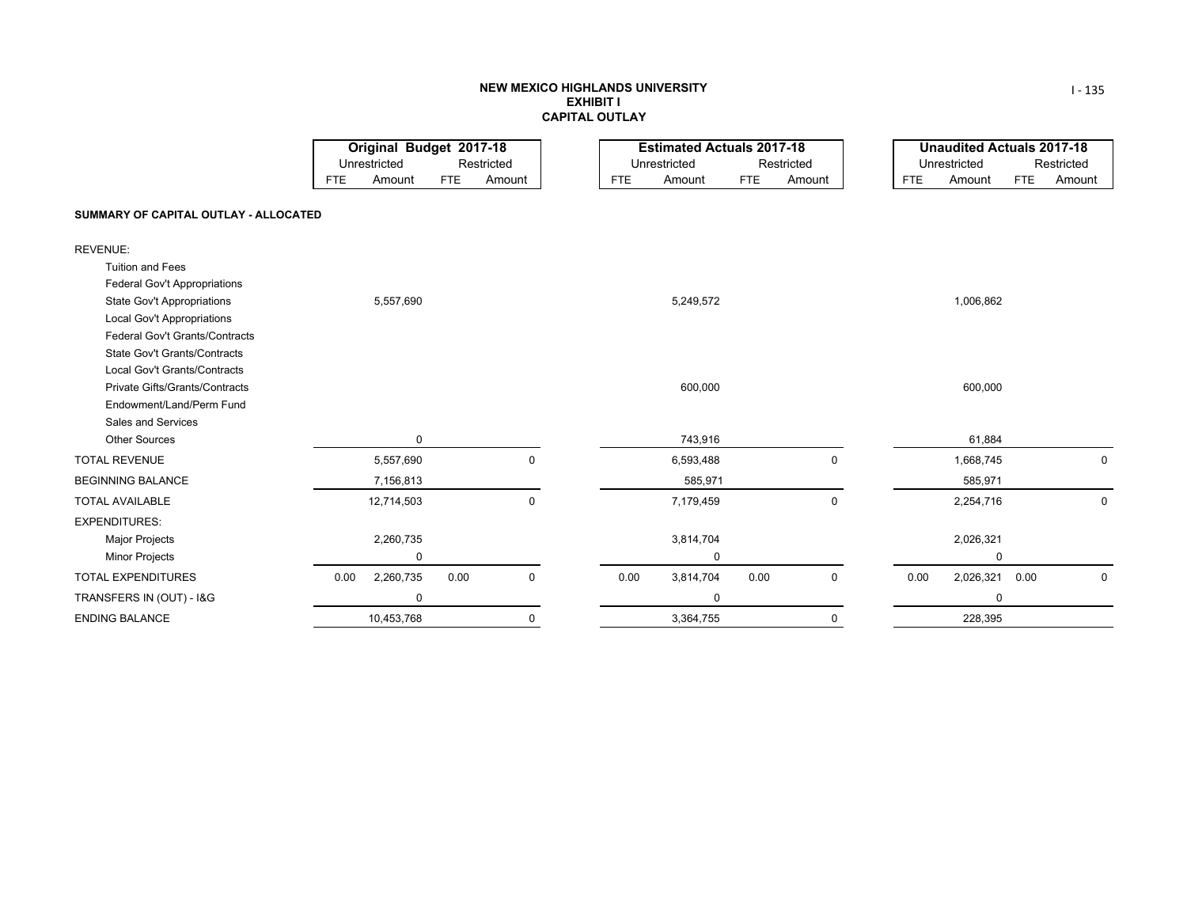**NEW MEXICO HIGHLANDS UNIVERSITY**
**EXHIBIT I**
**CAPITAL OUTLAY**

| | Original Budget 2017-18 | | | | Estimated Actuals 2017-18 | | | | Unaudited Actuals 2017-18 | | | |
|---|---|---|---|---|---|---|---|---|---|---|---|---|
| | Unrestricted | | Restricted | | Unrestricted | | Restricted | | Unrestricted | | Restricted | |
| | FTE | Amount | FTE | Amount | FTE | Amount | FTE | Amount | FTE | Amount | FTE | Amount |
| **SUMMARY OF CAPITAL OUTLAY - ALLOCATED** | | | | | | | | | | | | |
| REVENUE: | | | | | | | | | | | | |
| Tuition and Fees | | | | | | | | | | | | |
| Federal Gov't Appropriations | | | | | | | | | | | | |
| State Gov't Appropriations | | 5,557,690 | | | | 5,249,572 | | | | 1,006,862 | | |
| Local Gov't Appropriations | | | | | | | | | | | | |
| Federal Gov't Grants/Contracts | | | | | | | | | | | | |
| State Gov't Grants/Contracts | | | | | | | | | | | | |
| Local Gov't Grants/Contracts | | | | | | | | | | | | |
| Private Gifts/Grants/Contracts | | | | | | 600,000 | | | | 600,000 | | |
| Endowment/Land/Perm Fund | | | | | | | | | | | | |
| Sales and Services | | | | | | | | | | | | |
| Other Sources | | 0 | | | | 743,916 | | | | 61,884 | | |
| TOTAL REVENUE | | 5,557,690 | | 0 | | 6,593,488 | | 0 | | 1,668,745 | | 0 |
| BEGINNING BALANCE | | 7,156,813 | | | | 585,971 | | | | 585,971 | | |
| TOTAL AVAILABLE | | 12,714,503 | | 0 | | 7,179,459 | | 0 | | 2,254,716 | | 0 |
| EXPENDITURES: | | | | | | | | | | | | |
| Major Projects | | 2,260,735 | | | | 3,814,704 | | | | 2,026,321 | | |
| Minor Projects | | 0 | | | | 0 | | | | 0 | | |
| TOTAL EXPENDITURES | 0.00 | 2,260,735 | 0.00 | 0 | 0.00 | 3,814,704 | 0.00 | 0 | 0.00 | 2,026,321 | 0.00 | 0 |
| TRANSFERS IN (OUT) - I&G | | 0 | | | | 0 | | | | 0 | | |
| ENDING BALANCE | | 10,453,768 | | 0 | | 3,364,755 | | 0 | | 228,395 | | |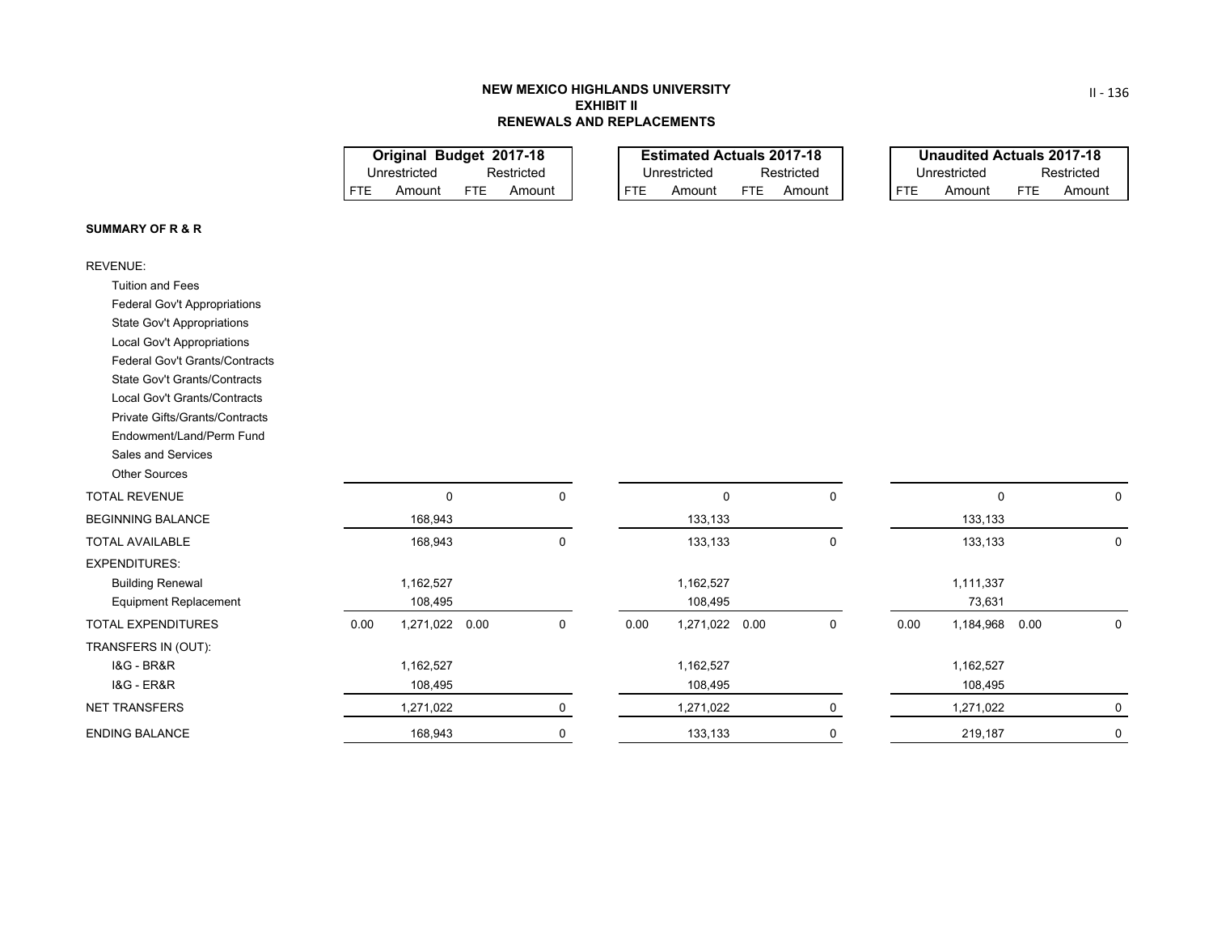**NEW MEXICO HIGHLANDS UNIVERSITY**
**EXHIBIT II**
**RENEWALS AND REPLACEMENTS**

| | Original Budget 2017-18 | | | | Estimated Actuals 2017-18 | | | | Unaudited Actuals 2017-18 | | | |
|---|---|---|---|---|---|---|---|---|---|---|---|---|
| | Unrestricted | | Restricted | | Unrestricted | | Restricted | | Unrestricted | | Restricted | |
| | FTE | Amount | FTE | Amount | FTE | Amount | FTE | Amount | FTE | Amount | FTE | Amount |
| **SUMMARY OF R & R** | | | | | | | | | | | | |
| REVENUE: | | | | | | | | | | | | |
| Tuition and Fees | | | | | | | | | | | | |
| Federal Gov't Appropriations | | | | | | | | | | | | |
| State Gov't Appropriations | | | | | | | | | | | | |
| Local Gov't Appropriations | | | | | | | | | | | | |
| Federal Gov't Grants/Contracts | | | | | | | | | | | | |
| State Gov't Grants/Contracts | | | | | | | | | | | | |
| Local Gov't Grants/Contracts | | | | | | | | | | | | |
| Private Gifts/Grants/Contracts | | | | | | | | | | | | |
| Endowment/Land/Perm Fund | | | | | | | | | | | | |
| Sales and Services | | | | | | | | | | | | |
| Other Sources | | | | | | | | | | | | |
| TOTAL REVENUE | | 0 | | 0 | | 0 | | 0 | | 0 | | 0 |
| BEGINNING BALANCE | | 168,943 | | | | 133,133 | | | | 133,133 | | |
| TOTAL AVAILABLE | | 168,943 | | 0 | | 133,133 | | 0 | | 133,133 | | 0 |
| EXPENDITURES: | | | | | | | | | | | | |
| Building Renewal | | 1,162,527 | | | | 1,162,527 | | | | 1,111,337 | | |
| Equipment Replacement | | 108,495 | | | | 108,495 | | | | 73,631 | | |
| TOTAL EXPENDITURES | 0.00 | 1,271,022 | 0.00 | 0 | 0.00 | 1,271,022 | 0.00 | 0 | 0.00 | 1,184,968 | 0.00 | 0 |
| TRANSFERS IN (OUT): | | | | | | | | | | | | |
| I&G - BR&R | | 1,162,527 | | | | 1,162,527 | | | | 1,162,527 | | |
| I&G - ER&R | | 108,495 | | | | 108,495 | | | | 108,495 | | |
| NET TRANSFERS | | 1,271,022 | | 0 | | 1,271,022 | | 0 | | 1,271,022 | | 0 |
| ENDING BALANCE | | 168,943 | | 0 | | 133,133 | | 0 | | 219,187 | | 0 |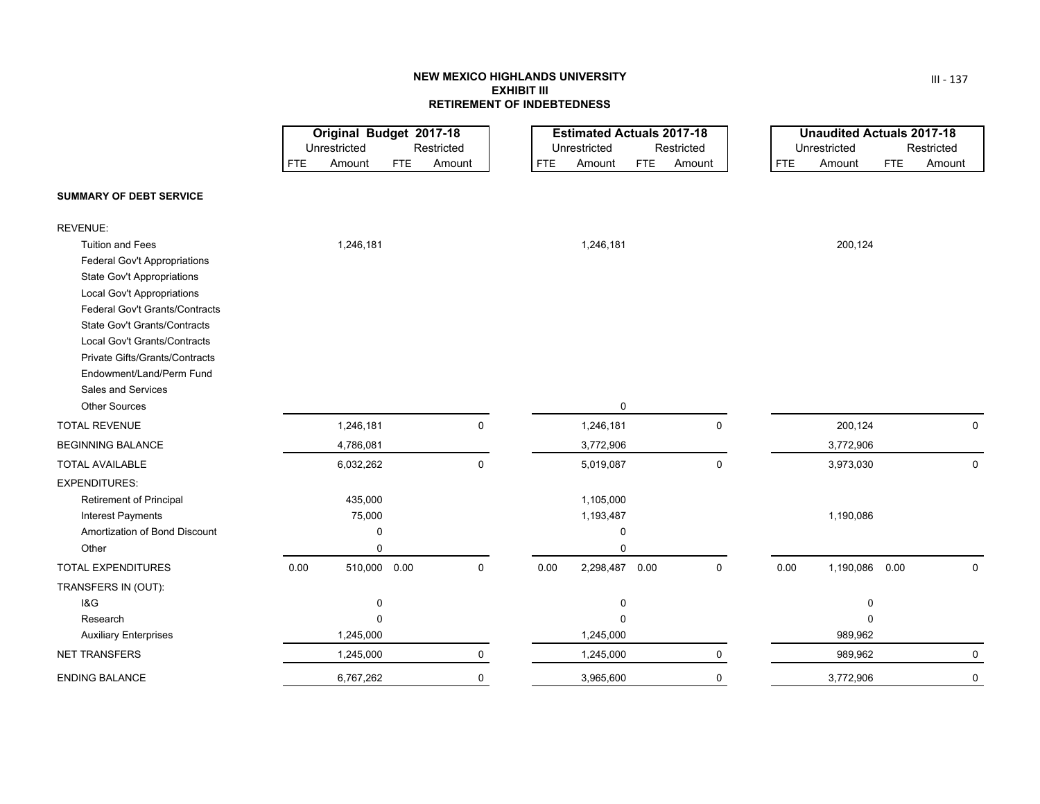# NEW MEXICO HIGHLANDS UNIVERSITY
## EXHIBIT III
## RETIREMENT OF INDEBTEDNESS

| | Original Budget 2017-18 | | | | Estimated Actuals 2017-18 | | | | Unaudited Actuals 2017-18 | | | |
|---|---|---|---|---|---|---|---|---|---|---|---|---|
| | Unrestricted | | Restricted | | Unrestricted | | Restricted | | Unrestricted | | Restricted | |
| | FTE | Amount | FTE | Amount | FTE | Amount | FTE | Amount | FTE | Amount | FTE | Amount |
| **SUMMARY OF DEBT SERVICE** | | | | | | | | | | | | |
| REVENUE: | | | | | | | | | | | | |
| Tuition and Fees | | 1,246,181 | | | | 1,246,181 | | | | 200,124 | | |
| Federal Gov't Appropriations | | | | | | | | | | | | |
| State Gov't Appropriations | | | | | | | | | | | | |
| Local Gov't Appropriations | | | | | | | | | | | | |
| Federal Gov't Grants/Contracts | | | | | | | | | | | | |
| State Gov't Grants/Contracts | | | | | | | | | | | | |
| Local Gov't Grants/Contracts | | | | | | | | | | | | |
| Private Gifts/Grants/Contracts | | | | | | | | | | | | |
| Endowment/Land/Perm Fund | | | | | | | | | | | | |
| Sales and Services | | | | | | | | | | | | |
| Other Sources | | | | | | 0 | | | | | | |
| TOTAL REVENUE | | 1,246,181 | | 0 | | 1,246,181 | | 0 | | 200,124 | | 0 |
| BEGINNING BALANCE | | 4,786,081 | | | | 3,772,906 | | | | 3,772,906 | | |
| TOTAL AVAILABLE | | 6,032,262 | | 0 | | 5,019,087 | | 0 | | 3,973,030 | | 0 |
| EXPENDITURES: | | | | | | | | | | | | |
| Retirement of Principal | | 435,000 | | | | 1,105,000 | | | | | | |
| Interest Payments | | 75,000 | | | | 1,193,487 | | | | 1,190,086 | | |
| Amortization of Bond Discount | | 0 | | | | 0 | | | | | | |
| Other | | 0 | | | | 0 | | | | | | |
| TOTAL EXPENDITURES | 0.00 | 510,000 | 0.00 | 0 | 0.00 | 2,298,487 | 0.00 | 0 | 0.00 | 1,190,086 | 0.00 | 0 |
| TRANSFERS IN (OUT): | | | | | | | | | | | | |
| I&G | | 0 | | | | 0 | | | | 0 | | |
| Research | | 0 | | | | 0 | | | | 0 | | |
| Auxiliary Enterprises | | 1,245,000 | | | | 1,245,000 | | | | 989,962 | | |
| NET TRANSFERS | | 1,245,000 | | 0 | | 1,245,000 | | 0 | | 989,962 | | 0 |
| ENDING BALANCE | | 6,767,262 | | 0 | | 3,965,600 | | 0 | | 3,772,906 | | 0 |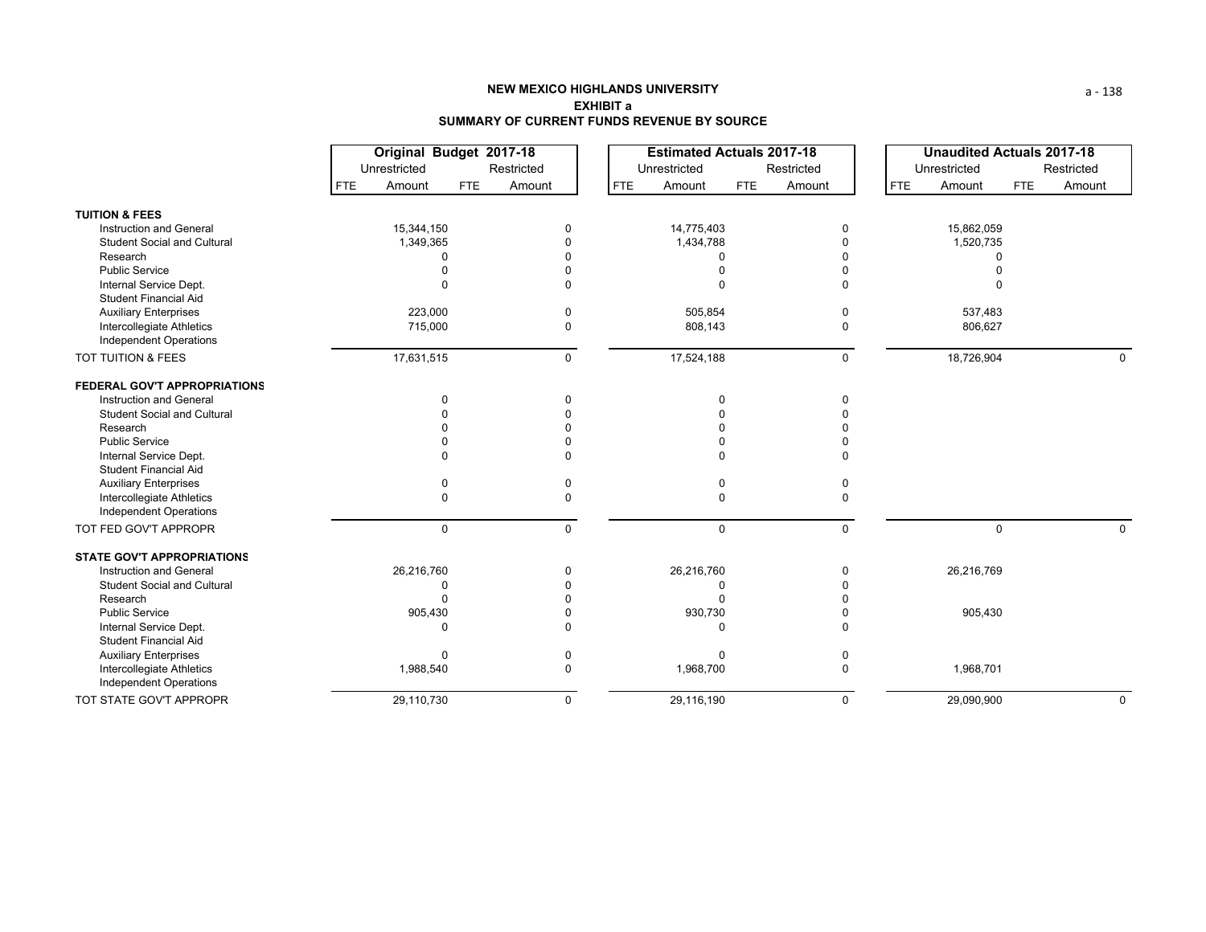**NEW MEXICO HIGHLANDS UNIVERSITY**
**EXHIBIT a**
**SUMMARY OF CURRENT FUNDS REVENUE BY SOURCE**

| | Original Budget 2017-18 | | | | Estimated Actuals 2017-18 | | | | Unaudited Actuals 2017-18 | | | |
|---|---|---|---|---|---|---|---|---|---|---|---|---|
| | Unrestricted | | Restricted | | Unrestricted | | Restricted | | Unrestricted | | Restricted | |
| | FTE | Amount | FTE | Amount | FTE | Amount | FTE | Amount | FTE | Amount | FTE | Amount |
| **TUITION & FEES** | | | | | | | | | | | | |
| Instruction and General | | 15,344,150 | | 0 | | 14,775,403 | | 0 | | 15,862,059 | | |
| Student Social and Cultural | | 1,349,365 | | 0 | | 1,434,788 | | 0 | | 1,520,735 | | |
| Research | | 0 | | 0 | | 0 | | 0 | | 0 | | |
| Public Service | | 0 | | 0 | | 0 | | 0 | | 0 | | |
| Internal Service Dept. | | 0 | | 0 | | 0 | | 0 | | 0 | | |
| Student Financial Aid | | | | | | | | | | | | |
| Auxiliary Enterprises | | 223,000 | | 0 | | 505,854 | | 0 | | 537,483 | | |
| Intercollegiate Athletics | | 715,000 | | 0 | | 808,143 | | 0 | | 806,627 | | |
| Independent Operations | | | | | | | | | | | | |
| TOT TUITION & FEES | | 17,631,515 | | 0 | | 17,524,188 | | 0 | | 18,726,904 | | 0 |
| **FEDERAL GOV'T APPROPRIATIONS** | | | | | | | | | | | | |
| Instruction and General | | 0 | | 0 | | 0 | | 0 | | | | |
| Student Social and Cultural | | 0 | | 0 | | 0 | | 0 | | | | |
| Research | | 0 | | 0 | | 0 | | 0 | | | | |
| Public Service | | 0 | | 0 | | 0 | | 0 | | | | |
| Internal Service Dept. | | 0 | | 0 | | 0 | | 0 | | | | |
| Student Financial Aid | | | | | | | | | | | | |
| Auxiliary Enterprises | | 0 | | 0 | | 0 | | 0 | | | | |
| Intercollegiate Athletics | | 0 | | 0 | | 0 | | 0 | | | | |
| Independent Operations | | | | | | | | | | | | |
| TOT FED GOV'T APPROPR | | 0 | | 0 | | 0 | | 0 | | 0 | | 0 |
| **STATE GOV'T APPROPRIATIONS** | | | | | | | | | | | | |
| Instruction and General | | 26,216,760 | | 0 | | 26,216,760 | | 0 | | 26,216,769 | | |
| Student Social and Cultural | | 0 | | 0 | | 0 | | 0 | | | | |
| Research | | 0 | | 0 | | 0 | | 0 | | | | |
| Public Service | | 905,430 | | 0 | | 930,730 | | 0 | | 905,430 | | |
| Internal Service Dept. | | 0 | | 0 | | 0 | | 0 | | | | |
| Student Financial Aid | | | | | | | | | | | | |
| Auxiliary Enterprises | | 0 | | 0 | | 0 | | 0 | | | | |
| Intercollegiate Athletics | | 1,988,540 | | 0 | | 1,968,700 | | 0 | | 1,968,701 | | |
| Independent Operations | | | | | | | | | | | | |
| TOT STATE GOV'T APPROPR | | 29,110,730 | | 0 | | 29,116,190 | | 0 | | 29,090,900 | | 0 |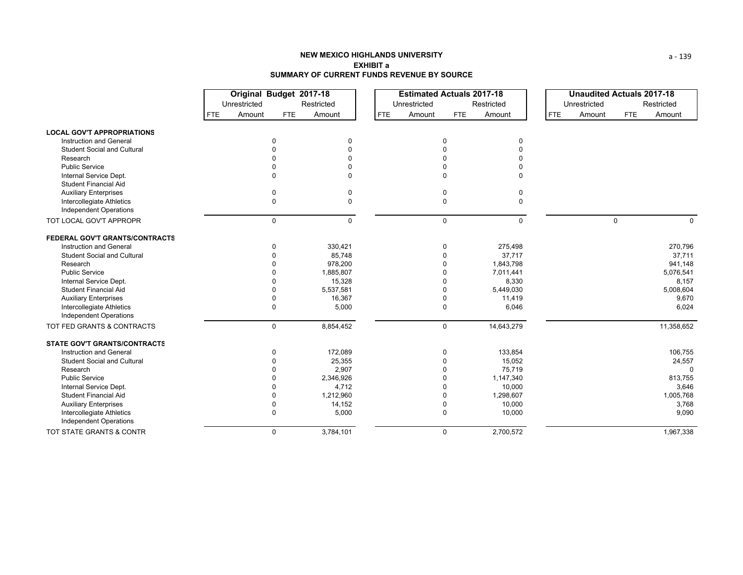# NEW MEXICO HIGHLANDS UNIVERSITY
## EXHIBIT a
## SUMMARY OF CURRENT FUNDS REVENUE BY SOURCE

| | Original Budget 2017-18 | | | | Estimated Actuals 2017-18 | | | | Unaudited Actuals 2017-18 | | | |
|---|---|---|---|---|---|---|---|---|---|---|---|---|
| | Unrestricted | | Restricted | | Unrestricted | | Restricted | | Unrestricted | | Restricted | |
| | FTE | Amount | FTE | Amount | FTE | Amount | FTE | Amount | FTE | Amount | FTE | Amount |
| **LOCAL GOV'T APPROPRIATIONS** | | | | | | | | | | | | |
| Instruction and General | | 0 | | 0 | | 0 | | 0 | | | | |
| Student Social and Cultural | | 0 | | 0 | | 0 | | 0 | | | | |
| Research | | 0 | | 0 | | 0 | | 0 | | | | |
| Public Service | | 0 | | 0 | | 0 | | 0 | | | | |
| Internal Service Dept. | | 0 | | 0 | | 0 | | 0 | | | | |
| Student Financial Aid | | | | | | | | | | | | |
| Auxiliary Enterprises | | 0 | | 0 | | 0 | | 0 | | | | |
| Intercollegiate Athletics | | 0 | | 0 | | 0 | | 0 | | | | |
| Independent Operations | | | | | | | | | | | | |
| TOT LOCAL GOV'T APPROPR | | 0 | | 0 | | 0 | | 0 | | 0 | | 0 |
| **FEDERAL GOV'T GRANTS/CONTRACTS** | | | | | | | | | | | | |
| Instruction and General | | 0 | | 330,421 | | 0 | | 275,498 | | | | 270,796 |
| Student Social and Cultural | | 0 | | 85,748 | | 0 | | 37,717 | | | | 37,711 |
| Research | | 0 | | 978,200 | | 0 | | 1,843,798 | | | | 941,148 |
| Public Service | | 0 | | 1,885,807 | | 0 | | 7,011,441 | | | | 5,076,541 |
| Internal Service Dept. | | 0 | | 15,328 | | 0 | | 8,330 | | | | 8,157 |
| Student Financial Aid | | 0 | | 5,537,581 | | 0 | | 5,449,030 | | | | 5,008,604 |
| Auxiliary Enterprises | | 0 | | 16,367 | | 0 | | 11,419 | | | | 9,670 |
| Intercollegiate Athletics | | 0 | | 5,000 | | 0 | | 6,046 | | | | 6,024 |
| Independent Operations | | | | | | | | | | | | |
| TOT FED GRANTS & CONTRACTS | | 0 | | 8,854,452 | | 0 | | 14,643,279 | | | | 11,358,652 |
| **STATE GOV'T GRANTS/CONTRACTS** | | | | | | | | | | | | |
| Instruction and General | | 0 | | 172,089 | | 0 | | 133,854 | | | | 106,755 |
| Student Social and Cultural | | 0 | | 25,355 | | 0 | | 15,052 | | | | 24,557 |
| Research | | 0 | | 2,907 | | 0 | | 75,719 | | | | 0 |
| Public Service | | 0 | | 2,346,926 | | 0 | | 1,147,340 | | | | 813,755 |
| Internal Service Dept. | | 0 | | 4,712 | | 0 | | 10,000 | | | | 3,646 |
| Student Financial Aid | | 0 | | 1,212,960 | | 0 | | 1,298,607 | | | | 1,005,768 |
| Auxiliary Enterprises | | 0 | | 14,152 | | 0 | | 10,000 | | | | 3,768 |
| Intercollegiate Athletics | | 0 | | 5,000 | | 0 | | 10,000 | | | | 9,090 |
| Independent Operations | | | | | | | | | | | | |
| TOT STATE GRANTS & CONTR | | 0 | | 3,784,101 | | 0 | | 2,700,572 | | | | 1,967,338 |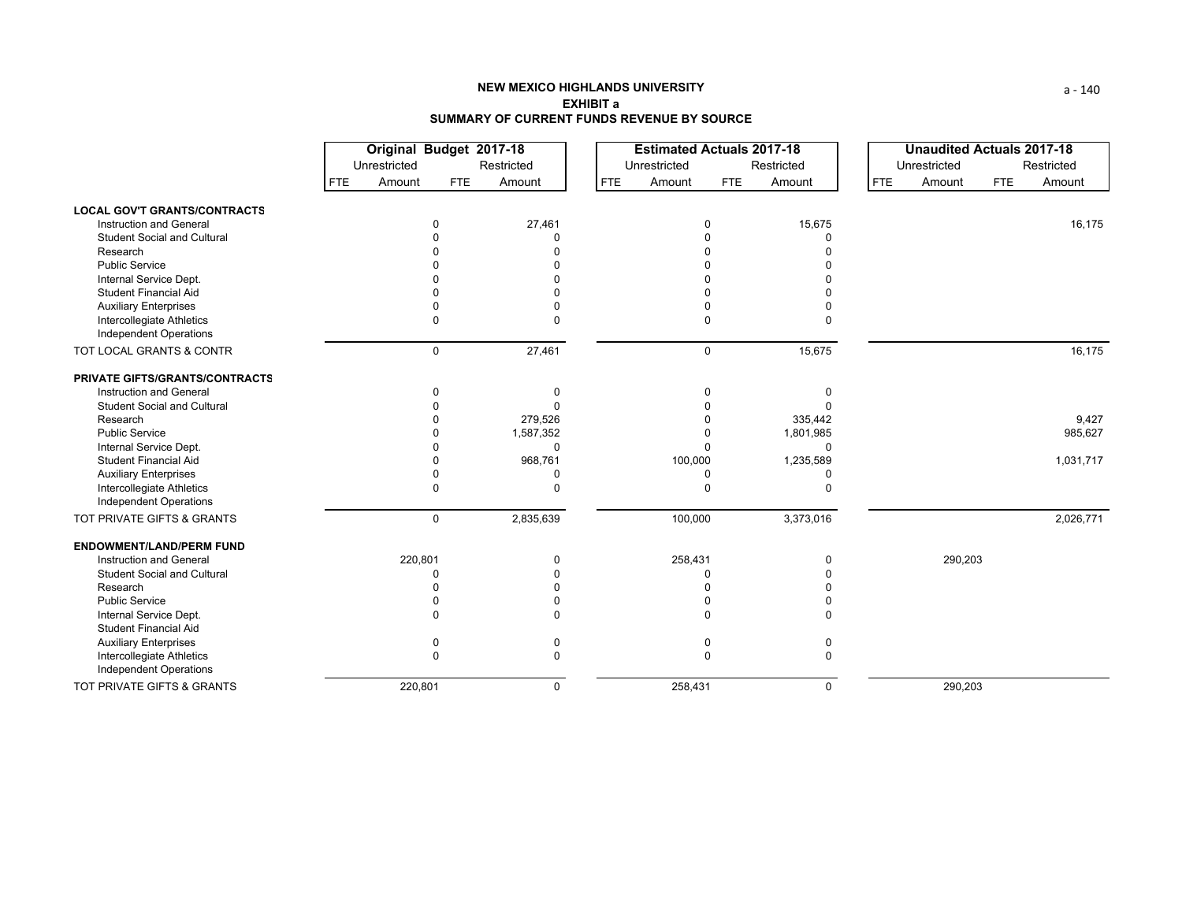# NEW MEXICO HIGHLANDS UNIVERSITY
## EXHIBIT a
## SUMMARY OF CURRENT FUNDS REVENUE BY SOURCE

| | Original Budget 2017-18 | | | | Estimated Actuals 2017-18 | | | | Unaudited Actuals 2017-18 | | | |
|---|---|---|---|---|---|---|---|---|---|---|---|---|
| | Unrestricted | | Restricted | | Unrestricted | | Restricted | | Unrestricted | | Restricted | |
| | FTE | Amount | FTE | Amount | FTE | Amount | FTE | Amount | FTE | Amount | FTE | Amount |
| **LOCAL GOV'T GRANTS/CONTRACTS** | | | | | | | | | | | | |
| Instruction and General | | 0 | | 27,461 | | 0 | | 15,675 | | | | 16,175 |
| Student Social and Cultural | | 0 | | 0 | | 0 | | 0 | | | | |
| Research | | 0 | | 0 | | 0 | | 0 | | | | |
| Public Service | | 0 | | 0 | | 0 | | 0 | | | | |
| Internal Service Dept. | | 0 | | 0 | | 0 | | 0 | | | | |
| Student Financial Aid | | 0 | | 0 | | 0 | | 0 | | | | |
| Auxiliary Enterprises | | 0 | | 0 | | 0 | | 0 | | | | |
| Intercollegiate Athletics | | 0 | | 0 | | 0 | | 0 | | | | |
| Independent Operations | | | | | | | | | | | | |
| TOT LOCAL GRANTS & CONTR | | 0 | | 27,461 | | 0 | | 15,675 | | | | 16,175 |
| **PRIVATE GIFTS/GRANTS/CONTRACTS** | | | | | | | | | | | | |
| Instruction and General | | 0 | | 0 | | 0 | | 0 | | | | |
| Student Social and Cultural | | 0 | | 0 | | 0 | | 0 | | | | |
| Research | | 0 | | 279,526 | | 0 | | 335,442 | | | | 9,427 |
| Public Service | | 0 | | 1,587,352 | | 0 | | 1,801,985 | | | | 985,627 |
| Internal Service Dept. | | 0 | | 0 | | 0 | | 0 | | | | |
| Student Financial Aid | | 0 | | 968,761 | | 100,000 | | 1,235,589 | | | | 1,031,717 |
| Auxiliary Enterprises | | 0 | | 0 | | 0 | | 0 | | | | |
| Intercollegiate Athletics | | 0 | | 0 | | 0 | | 0 | | | | |
| Independent Operations | | | | | | | | | | | | |
| TOT PRIVATE GIFTS & GRANTS | | 0 | | 2,835,639 | | 100,000 | | 3,373,016 | | | | 2,026,771 |
| **ENDOWMENT/LAND/PERM FUND** | | | | | | | | | | | | |
| Instruction and General | | 220,801 | | 0 | | 258,431 | | 0 | | 290,203 | | |
| Student Social and Cultural | | 0 | | 0 | | 0 | | 0 | | | | |
| Research | | 0 | | 0 | | 0 | | 0 | | | | |
| Public Service | | 0 | | 0 | | 0 | | 0 | | | | |
| Internal Service Dept. | | 0 | | 0 | | 0 | | 0 | | | | |
| Student Financial Aid | | | | | | | | | | | | |
| Auxiliary Enterprises | | 0 | | 0 | | 0 | | 0 | | | | |
| Intercollegiate Athletics | | 0 | | 0 | | 0 | | 0 | | | | |
| Independent Operations | | | | | | | | | | | | |
| TOT PRIVATE GIFTS & GRANTS | | 220,801 | | 0 | | 258,431 | | 0 | | 290,203 | | |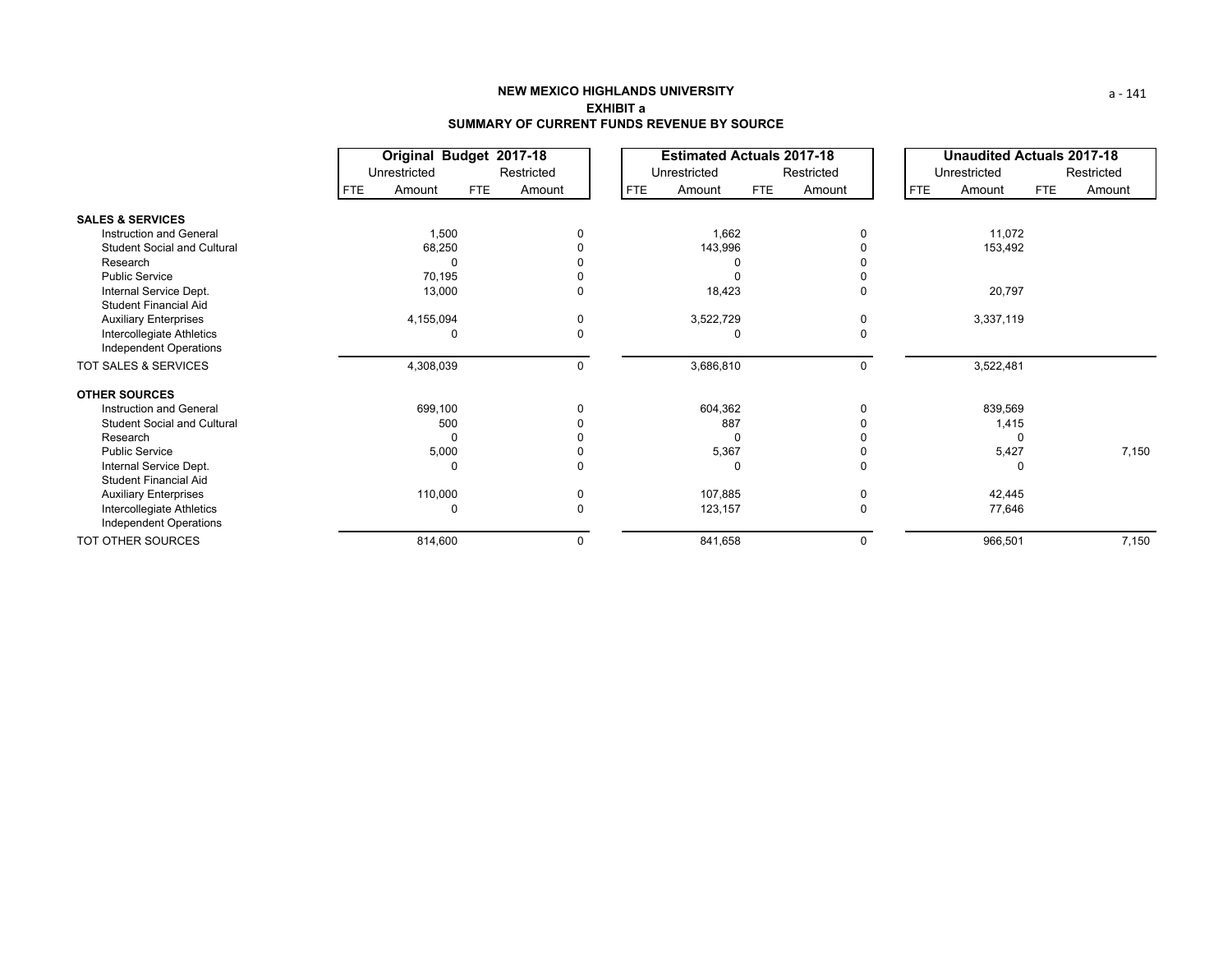**NEW MEXICO HIGHLANDS UNIVERSITY**
**EXHIBIT a**
**SUMMARY OF CURRENT FUNDS REVENUE BY SOURCE**

| | Original Budget 2017-18 | | | | Estimated Actuals 2017-18 | | | | Unaudited Actuals 2017-18 | | | |
|---|---|---|---|---|---|---|---|---|---|---|---|---|
| | Unrestricted | | Restricted | | Unrestricted | | Restricted | | Unrestricted | | Restricted | |
| | FTE | Amount | FTE | Amount | FTE | Amount | FTE | Amount | FTE | Amount | FTE | Amount |
| **SALES & SERVICES** | | | | | | | | | | | | |
| Instruction and General | | 1,500 | | 0 | | 1,662 | | 0 | | 11,072 | | |
| Student Social and Cultural | | 68,250 | | 0 | | 143,996 | | 0 | | 153,492 | | |
| Research | | 0 | | 0 | | 0 | | 0 | | | | |
| Public Service | | 70,195 | | 0 | | 0 | | 0 | | | | |
| Internal Service Dept. | | 13,000 | | 0 | | 18,423 | | 0 | | 20,797 | | |
| Student Financial Aid | | | | | | | | | | | | |
| Auxiliary Enterprises | | 4,155,094 | | 0 | | 3,522,729 | | 0 | | 3,337,119 | | |
| Intercollegiate Athletics | | 0 | | 0 | | 0 | | 0 | | | | |
| Independent Operations | | | | | | | | | | | | |
| TOT SALES & SERVICES | | 4,308,039 | | 0 | | 3,686,810 | | 0 | | 3,522,481 | | |
| **OTHER SOURCES** | | | | | | | | | | | | |
| Instruction and General | | 699,100 | | 0 | | 604,362 | | 0 | | 839,569 | | |
| Student Social and Cultural | | 500 | | 0 | | 887 | | 0 | | 1,415 | | |
| Research | | 0 | | 0 | | 0 | | 0 | | 0 | | |
| Public Service | | 5,000 | | 0 | | 5,367 | | 0 | | 5,427 | | 7,150 |
| Internal Service Dept. | | 0 | | 0 | | 0 | | 0 | | 0 | | |
| Student Financial Aid | | | | | | | | | | | | |
| Auxiliary Enterprises | | 110,000 | | 0 | | 107,885 | | 0 | | 42,445 | | |
| Intercollegiate Athletics | | 0 | | 0 | | 123,157 | | 0 | | 77,646 | | |
| Independent Operations | | | | | | | | | | | | |
| TOT OTHER SOURCES | | 814,600 | | 0 | | 841,658 | | 0 | | 966,501 | | 7,150 |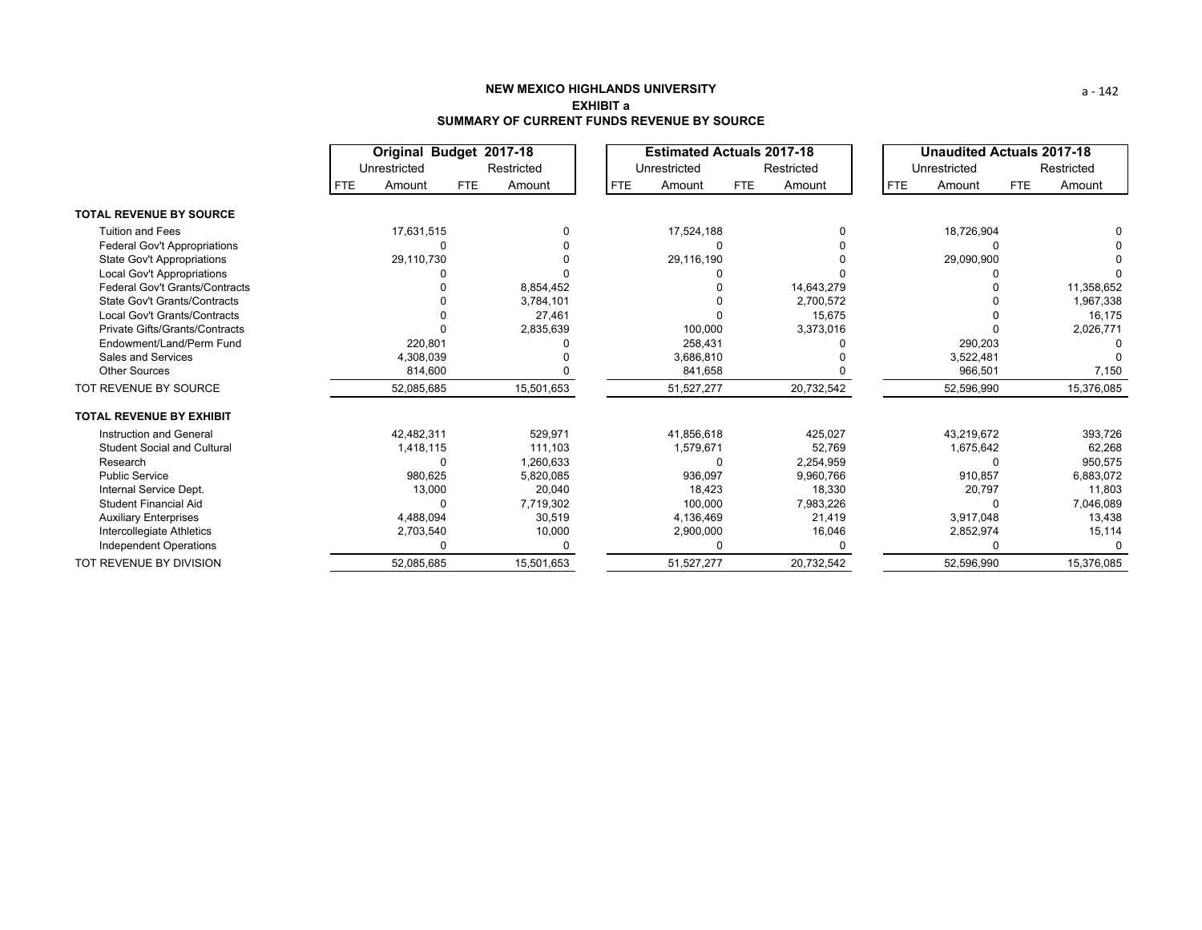**NEW MEXICO HIGHLANDS UNIVERSITY**

**EXHIBIT a**

**SUMMARY OF CURRENT FUNDS REVENUE BY SOURCE**

| | Original Budget 2017-18 | | | | Estimated Actuals 2017-18 | | | | Unaudited Actuals 2017-18 | | | |
|---|---|---|---|---|---|---|---|---|---|---|---|---|
| | Unrestricted | | Restricted | | Unrestricted | | Restricted | | Unrestricted | | Restricted | |
| | FTE | Amount | FTE | Amount | FTE | Amount | FTE | Amount | FTE | Amount | FTE | Amount |
| **TOTAL REVENUE BY SOURCE** | | | | | | | | | | | | |
| Tuition and Fees | | 17,631,515 | | 0 | | 17,524,188 | | 0 | | 18,726,904 | | 0 |
| Federal Gov't Appropriations | | 0 | | 0 | | 0 | | 0 | | 0 | | 0 |
| State Gov't Appropriations | | 29,110,730 | | 0 | | 29,116,190 | | 0 | | 29,090,900 | | 0 |
| Local Gov't Appropriations | | 0 | | 0 | | 0 | | 0 | | 0 | | 0 |
| Federal Gov't Grants/Contracts | | 0 | | 8,854,452 | | 0 | | 14,643,279 | | 0 | | 11,358,652 |
| State Gov't Grants/Contracts | | 0 | | 3,784,101 | | 0 | | 2,700,572 | | 0 | | 1,967,338 |
| Local Gov't Grants/Contracts | | 0 | | 27,461 | | 0 | | 15,675 | | 0 | | 16,175 |
| Private Gifts/Grants/Contracts | | 0 | | 2,835,639 | | 100,000 | | 3,373,016 | | 0 | | 2,026,771 |
| Endowment/Land/Perm Fund | | 220,801 | | 0 | | 258,431 | | 0 | | 290,203 | | 0 |
| Sales and Services | | 4,308,039 | | 0 | | 3,686,810 | | 0 | | 3,522,481 | | 0 |
| Other Sources | | 814,600 | | 0 | | 841,658 | | 0 | | 966,501 | | 7,150 |
| TOT REVENUE BY SOURCE | | 52,085,685 | | 15,501,653 | | 51,527,277 | | 20,732,542 | | 52,596,990 | | 15,376,085 |
| **TOTAL REVENUE BY EXHIBIT** | | | | | | | | | | | | |
| Instruction and General | | 42,482,311 | | 529,971 | | 41,856,618 | | 425,027 | | 43,219,672 | | 393,726 |
| Student Social and Cultural | | 1,418,115 | | 111,103 | | 1,579,671 | | 52,769 | | 1,675,642 | | 62,268 |
| Research | | 0 | | 1,260,633 | | 0 | | 2,254,959 | | 0 | | 950,575 |
| Public Service | | 980,625 | | 5,820,085 | | 936,097 | | 9,960,766 | | 910,857 | | 6,883,072 |
| Internal Service Dept. | | 13,000 | | 20,040 | | 18,423 | | 18,330 | | 20,797 | | 11,803 |
| Student Financial Aid | | 0 | | 7,719,302 | | 100,000 | | 7,983,226 | | 0 | | 7,046,089 |
| Auxiliary Enterprises | | 4,488,094 | | 30,519 | | 4,136,469 | | 21,419 | | 3,917,048 | | 13,438 |
| Intercollegiate Athletics | | 2,703,540 | | 10,000 | | 2,900,000 | | 16,046 | | 2,852,974 | | 15,114 |
| Independent Operations | | 0 | | 0 | | 0 | | 0 | | 0 | | 0 |
| TOT REVENUE BY DIVISION | | 52,085,685 | | 15,501,653 | | 51,527,277 | | 20,732,542 | | 52,596,990 | | 15,376,085 |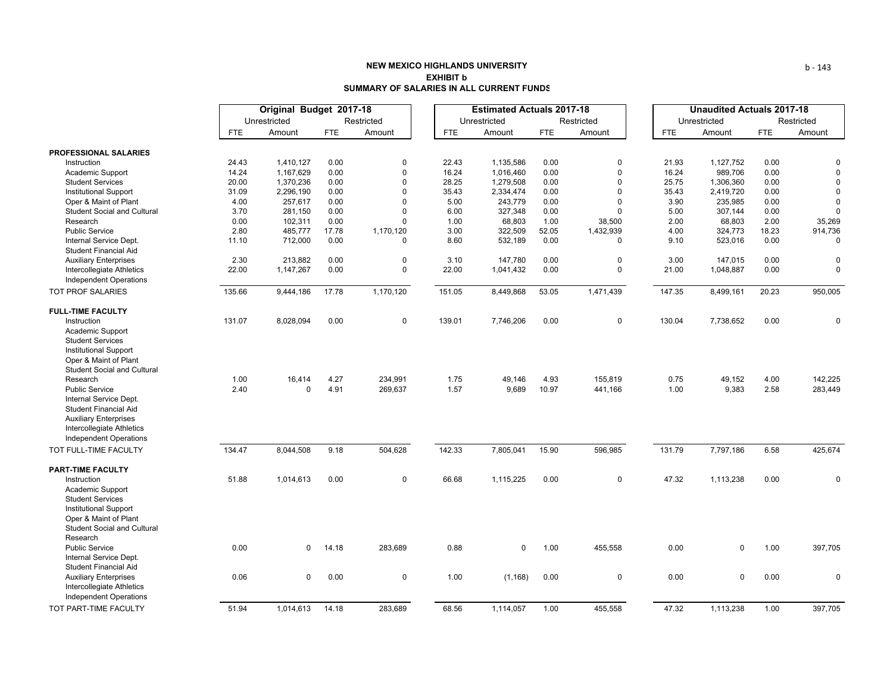**NEW MEXICO HIGHLANDS UNIVERSITY**
**EXHIBIT b**
**SUMMARY OF SALARIES IN ALL CURRENT FUNDS**

| | Original Budget 2017-18 | | | | Estimated Actuals 2017-18 | | | | Unaudited Actuals 2017-18 | | | |
|---|---|---|---|---|---|---|---|---|---|---|---|---|
| | Unrestricted | | Restricted | | Unrestricted | | Restricted | | Unrestricted | | Restricted | |
| | FTE | Amount | FTE | Amount | FTE | Amount | FTE | Amount | FTE | Amount | FTE | Amount |
| **PROFESSIONAL SALARIES** | | | | | | | | | | | | |
| Instruction | 24.43 | 1,410,127 | 0.00 | 0 | 22.43 | 1,135,586 | 0.00 | 0 | 21.93 | 1,127,752 | 0.00 | 0 |
| Academic Support | 14.24 | 1,167,629 | 0.00 | 0 | 16.24 | 1,016,460 | 0.00 | 0 | 16.24 | 989,706 | 0.00 | 0 |
| Student Services | 20.00 | 1,370,236 | 0.00 | 0 | 28.25 | 1,279,508 | 0.00 | 0 | 25.75 | 1,306,360 | 0.00 | 0 |
| Institutional Support | 31.09 | 2,296,190 | 0.00 | 0 | 35.43 | 2,334,474 | 0.00 | 0 | 35.43 | 2,419,720 | 0.00 | 0 |
| Oper & Maint of Plant | 4.00 | 257,617 | 0.00 | 0 | 5.00 | 243,779 | 0.00 | 0 | 3.90 | 235,985 | 0.00 | 0 |
| Student Social and Cultural | 3.70 | 281,150 | 0.00 | 0 | 6.00 | 327,348 | 0.00 | 0 | 5.00 | 307,144 | 0.00 | 0 |
| Research | 0.00 | 102,311 | 0.00 | 0 | 1.00 | 68,803 | 1.00 | 38,500 | 2.00 | 68,803 | 2.00 | 35,269 |
| Public Service | 2.80 | 485,777 | 17.78 | 1,170,120 | 3.00 | 322,509 | 52.05 | 1,432,939 | 4.00 | 324,773 | 18.23 | 914,736 |
| Internal Service Dept. | 11.10 | 712,000 | 0.00 | 0 | 8.60 | 532,189 | 0.00 | 0 | 9.10 | 523,016 | 0.00 | 0 |
| Student Financial Aid | | | | | | | | | | | | |
| Auxiliary Enterprises | 2.30 | 213,882 | 0.00 | 0 | 3.10 | 147,780 | 0.00 | 0 | 3.00 | 147,015 | 0.00 | 0 |
| Intercollegiate Athletics | 22.00 | 1,147,267 | 0.00 | 0 | 22.00 | 1,041,432 | 0.00 | 0 | 21.00 | 1,048,887 | 0.00 | 0 |
| Independent Operations | | | | | | | | | | | | |
| TOT PROF SALARIES | 135.66 | 9,444,186 | 17.78 | 1,170,120 | 151.05 | 8,449,868 | 53.05 | 1,471,439 | 147.35 | 8,499,161 | 20.23 | 950,005 |
| **FULL-TIME FACULTY** | | | | | | | | | | | | |
| Instruction | 131.07 | 8,028,094 | 0.00 | 0 | 139.01 | 7,746,206 | 0.00 | 0 | 130.04 | 7,738,652 | 0.00 | 0 |
| Academic Support | | | | | | | | | | | | |
| Student Services | | | | | | | | | | | | |
| Institutional Support | | | | | | | | | | | | |
| Oper & Maint of Plant | | | | | | | | | | | | |
| Student Social and Cultural | | | | | | | | | | | | |
| Research | 1.00 | 16,414 | 4.27 | 234,991 | 1.75 | 49,146 | 4.93 | 155,819 | 0.75 | 49,152 | 4.00 | 142,225 |
| Public Service | 2.40 | 0 | 4.91 | 269,637 | 1.57 | 9,689 | 10.97 | 441,166 | 1.00 | 9,383 | 2.58 | 283,449 |
| Internal Service Dept. | | | | | | | | | | | | |
| Student Financial Aid | | | | | | | | | | | | |
| Auxiliary Enterprises | | | | | | | | | | | | |
| Intercollegiate Athletics | | | | | | | | | | | | |
| Independent Operations | | | | | | | | | | | | |
| TOT FULL-TIME FACULTY | 134.47 | 8,044,508 | 9.18 | 504,628 | 142.33 | 7,805,041 | 15.90 | 596,985 | 131.79 | 7,797,186 | 6.58 | 425,674 |
| **PART-TIME FACULTY** | | | | | | | | | | | | |
| Instruction | 51.88 | 1,014,613 | 0.00 | 0 | 66.68 | 1,115,225 | 0.00 | 0 | 47.32 | 1,113,238 | 0.00 | 0 |
| Academic Support | | | | | | | | | | | | |
| Student Services | | | | | | | | | | | | |
| Institutional Support | | | | | | | | | | | | |
| Oper & Maint of Plant | | | | | | | | | | | | |
| Student Social and Cultural | | | | | | | | | | | | |
| Research | | | | | | | | | | | | |
| Public Service | 0.00 | 0 | 14.18 | 283,689 | 0.88 | 0 | 1.00 | 455,558 | 0.00 | 0 | 1.00 | 397,705 |
| Internal Service Dept. | | | | | | | | | | | | |
| Student Financial Aid | | | | | | | | | | | | |
| Auxiliary Enterprises | 0.06 | 0 | 0.00 | 0 | 1.00 | (1,168) | 0.00 | 0 | 0.00 | 0 | 0.00 | 0 |
| Intercollegiate Athletics | | | | | | | | | | | | |
| Independent Operations | | | | | | | | | | | | |
| TOT PART-TIME FACULTY | 51.94 | 1,014,613 | 14.18 | 283,689 | 68.56 | 1,114,057 | 1.00 | 455,558 | 47.32 | 1,113,238 | 1.00 | 397,705 |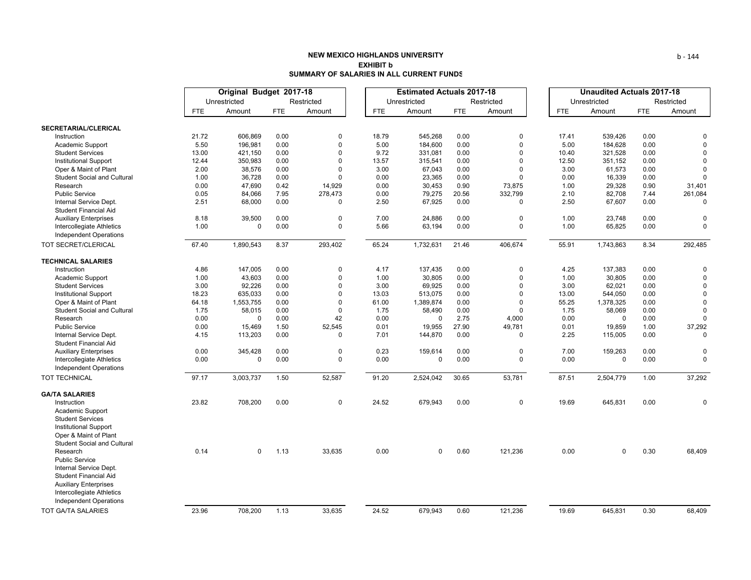**NEW MEXICO HIGHLANDS UNIVERSITY**
**EXHIBIT b**
**SUMMARY OF SALARIES IN ALL CURRENT FUNDS**

| | Original Budget 2017-18 | | | | Estimated Actuals 2017-18 | | | | Unaudited Actuals 2017-18 | | | |
|---|---|---|---|---|---|---|---|---|---|---|---|---|
| | Unrestricted | | Restricted | | Unrestricted | | Restricted | | Unrestricted | | Restricted | |
| | FTE | Amount | FTE | Amount | FTE | Amount | FTE | Amount | FTE | Amount | FTE | Amount |
| **SECRETARIAL/CLERICAL** | | | | | | | | | | | | |
| Instruction | 21.72 | 606,869 | 0.00 | 0 | 18.79 | 545,268 | 0.00 | 0 | 17.41 | 539,426 | 0.00 | 0 |
| Academic Support | 5.50 | 196,981 | 0.00 | 0 | 5.00 | 184,600 | 0.00 | 0 | 5.00 | 184,628 | 0.00 | 0 |
| Student Services | 13.00 | 421,150 | 0.00 | 0 | 9.72 | 331,081 | 0.00 | 0 | 10.40 | 321,528 | 0.00 | 0 |
| Institutional Support | 12.44 | 350,983 | 0.00 | 0 | 13.57 | 315,541 | 0.00 | 0 | 12.50 | 351,152 | 0.00 | 0 |
| Oper & Maint of Plant | 2.00 | 38,576 | 0.00 | 0 | 3.00 | 67,043 | 0.00 | 0 | 3.00 | 61,573 | 0.00 | 0 |
| Student Social and Cultural | 1.00 | 36,728 | 0.00 | 0 | 0.00 | 23,365 | 0.00 | 0 | 0.00 | 16,339 | 0.00 | 0 |
| Research | 0.00 | 47,690 | 0.42 | 14,929 | 0.00 | 30,453 | 0.90 | 73,875 | 1.00 | 29,328 | 0.90 | 31,401 |
| Public Service | 0.05 | 84,066 | 7.95 | 278,473 | 0.00 | 79,275 | 20.56 | 332,799 | 2.10 | 82,708 | 7.44 | 261,084 |
| Internal Service Dept. | 2.51 | 68,000 | 0.00 | 0 | 2.50 | 67,925 | 0.00 | 0 | 2.50 | 67,607 | 0.00 | 0 |
| Student Financial Aid | | | | | | | | | | | | |
| Auxiliary Enterprises | 8.18 | 39,500 | 0.00 | 0 | 7.00 | 24,886 | 0.00 | 0 | 1.00 | 23,748 | 0.00 | 0 |
| Intercollegiate Athletics | 1.00 | 0 | 0.00 | 0 | 5.66 | 63,194 | 0.00 | 0 | 1.00 | 65,825 | 0.00 | 0 |
| Independent Operations | | | | | | | | | | | | |
| TOT SECRET/CLERICAL | 67.40 | 1,890,543 | 8.37 | 293,402 | 65.24 | 1,732,631 | 21.46 | 406,674 | 55.91 | 1,743,863 | 8.34 | 292,485 |
| **TECHNICAL SALARIES** | | | | | | | | | | | | |
| Instruction | 4.86 | 147,005 | 0.00 | 0 | 4.17 | 137,435 | 0.00 | 0 | 4.25 | 137,383 | 0.00 | 0 |
| Academic Support | 1.00 | 43,603 | 0.00 | 0 | 1.00 | 30,805 | 0.00 | 0 | 1.00 | 30,805 | 0.00 | 0 |
| Student Services | 3.00 | 92,226 | 0.00 | 0 | 3.00 | 69,925 | 0.00 | 0 | 3.00 | 62,021 | 0.00 | 0 |
| Institutional Support | 18.23 | 635,033 | 0.00 | 0 | 13.03 | 513,075 | 0.00 | 0 | 13.00 | 544,050 | 0.00 | 0 |
| Oper & Maint of Plant | 64.18 | 1,553,755 | 0.00 | 0 | 61.00 | 1,389,874 | 0.00 | 0 | 55.25 | 1,378,325 | 0.00 | 0 |
| Student Social and Cultural | 1.75 | 58,015 | 0.00 | 0 | 1.75 | 58,490 | 0.00 | 0 | 1.75 | 58,069 | 0.00 | 0 |
| Research | 0.00 | 0 | 0.00 | 42 | 0.00 | 0 | 2.75 | 4,000 | 0.00 | 0 | 0.00 | 0 |
| Public Service | 0.00 | 15,469 | 1.50 | 52,545 | 0.01 | 19,955 | 27.90 | 49,781 | 0.01 | 19,859 | 1.00 | 37,292 |
| Internal Service Dept. | 4.15 | 113,203 | 0.00 | 0 | 7.01 | 144,870 | 0.00 | 0 | 2.25 | 115,005 | 0.00 | 0 |
| Student Financial Aid | | | | | | | | | | | | |
| Auxiliary Enterprises | 0.00 | 345,428 | 0.00 | 0 | 0.23 | 159,614 | 0.00 | 0 | 7.00 | 159,263 | 0.00 | 0 |
| Intercollegiate Athletics | 0.00 | 0 | 0.00 | 0 | 0.00 | 0 | 0.00 | 0 | 0.00 | 0 | 0.00 | 0 |
| Independent Operations | | | | | | | | | | | | |
| TOT TECHNICAL | 97.17 | 3,003,737 | 1.50 | 52,587 | 91.20 | 2,524,042 | 30.65 | 53,781 | 87.51 | 2,504,779 | 1.00 | 37,292 |
| **GA/TA SALARIES** | | | | | | | | | | | | |
| Instruction | 23.82 | 708,200 | 0.00 | 0 | 24.52 | 679,943 | 0.00 | 0 | 19.69 | 645,831 | 0.00 | 0 |
| Academic Support | | | | | | | | | | | | |
| Student Services | | | | | | | | | | | | |
| Institutional Support | | | | | | | | | | | | |
| Oper & Maint of Plant | | | | | | | | | | | | |
| Student Social and Cultural | | | | | | | | | | | | |
| Research | 0.14 | 0 | 1.13 | 33,635 | 0.00 | 0 | 0.60 | 121,236 | 0.00 | 0 | 0.30 | 68,409 |
| Public Service | | | | | | | | | | | | |
| Internal Service Dept. | | | | | | | | | | | | |
| Student Financial Aid | | | | | | | | | | | | |
| Auxiliary Enterprises | | | | | | | | | | | | |
| Intercollegiate Athletics | | | | | | | | | | | | |
| Independent Operations | | | | | | | | | | | | |
| TOT GA/TA SALARIES | 23.96 | 708,200 | 1.13 | 33,635 | 24.52 | 679,943 | 0.60 | 121,236 | 19.69 | 645,831 | 0.30 | 68,409 |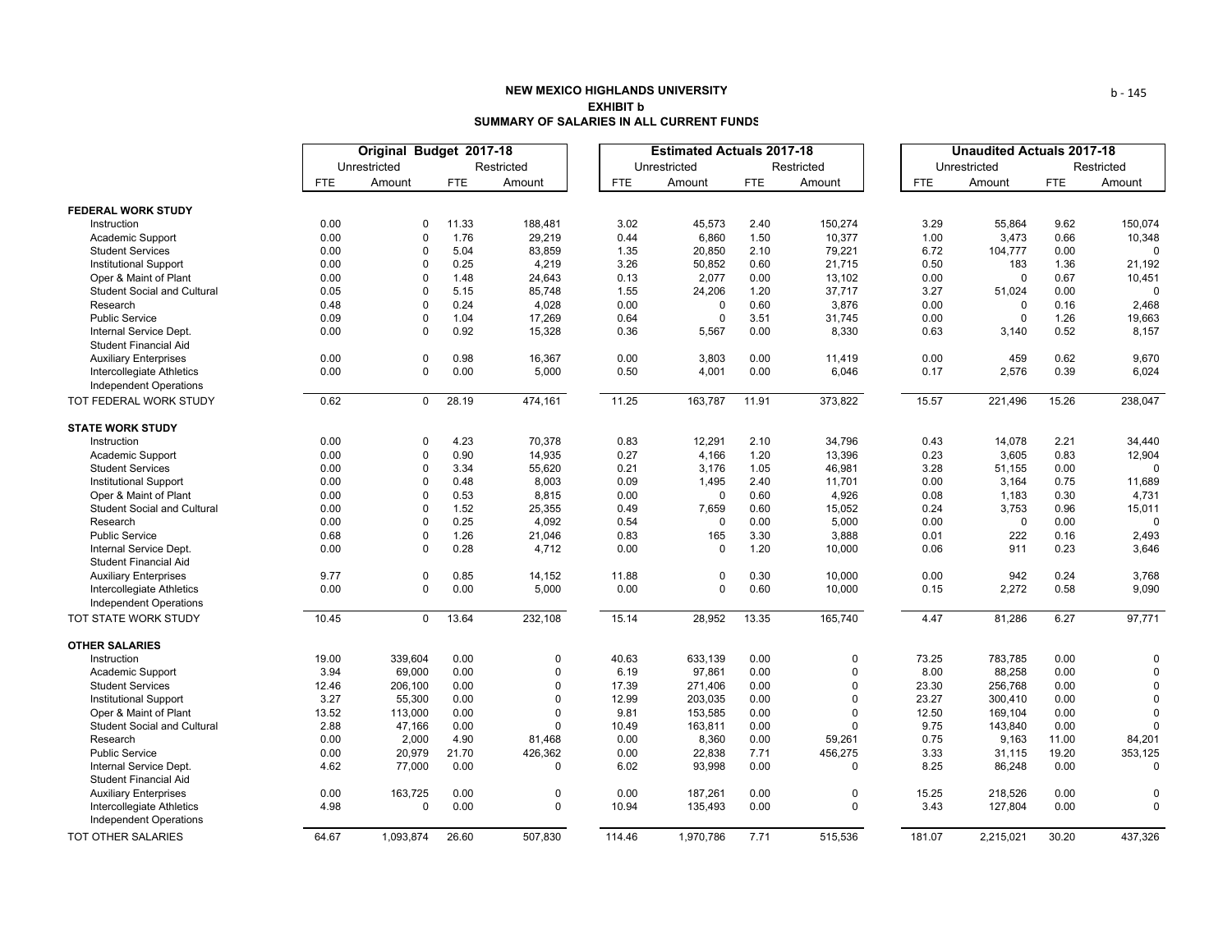## NEW MEXICO HIGHLANDS UNIVERSITY
### EXHIBIT b
### SUMMARY OF SALARIES IN ALL CURRENT FUNDS

| | Original Budget 2017-18 | | | | Estimated Actuals 2017-18 | | | | Unaudited Actuals 2017-18 | | | |
|---|---|---|---|---|---|---|---|---|---|---|---|---|
| | Unrestricted | | Restricted | | Unrestricted | | Restricted | | Unrestricted | | Restricted | |
| | FTE | Amount | FTE | Amount | FTE | Amount | FTE | Amount | FTE | Amount | FTE | Amount |
| **FEDERAL WORK STUDY** | | | | | | | | | | | | |
| Instruction | 0.00 | 0 | 11.33 | 188,481 | 3.02 | 45,573 | 2.40 | 150,274 | 3.29 | 55,864 | 9.62 | 150,074 |
| Academic Support | 0.00 | 0 | 1.76 | 29,219 | 0.44 | 6,860 | 1.50 | 10,377 | 1.00 | 3,473 | 0.66 | 10,348 |
| Student Services | 0.00 | 0 | 5.04 | 83,859 | 1.35 | 20,850 | 2.10 | 79,221 | 6.72 | 104,777 | 0.00 | 0 |
| Institutional Support | 0.00 | 0 | 0.25 | 4,219 | 3.26 | 50,852 | 0.60 | 21,715 | 0.50 | 183 | 1.36 | 21,192 |
| Oper & Maint of Plant | 0.00 | 0 | 1.48 | 24,643 | 0.13 | 2,077 | 0.00 | 13,102 | 0.00 | 0 | 0.67 | 10,451 |
| Student Social and Cultural | 0.05 | 0 | 5.15 | 85,748 | 1.55 | 24,206 | 1.20 | 37,717 | 3.27 | 51,024 | 0.00 | 0 |
| Research | 0.48 | 0 | 0.24 | 4,028 | 0.00 | 0 | 0.60 | 3,876 | 0.00 | 0 | 0.16 | 2,468 |
| Public Service | 0.09 | 0 | 1.04 | 17,269 | 0.64 | 0 | 3.51 | 31,745 | 0.00 | 0 | 1.26 | 19,663 |
| Internal Service Dept. | 0.00 | 0 | 0.92 | 15,328 | 0.36 | 5,567 | 0.00 | 8,330 | 0.63 | 3,140 | 0.52 | 8,157 |
| Student Financial Aid | | | | | | | | | | | | |
| Auxiliary Enterprises | 0.00 | 0 | 0.98 | 16,367 | 0.00 | 3,803 | 0.00 | 11,419 | 0.00 | 459 | 0.62 | 9,670 |
| Intercollegiate Athletics | 0.00 | 0 | 0.00 | 5,000 | 0.50 | 4,001 | 0.00 | 6,046 | 0.17 | 2,576 | 0.39 | 6,024 |
| Independent Operations | | | | | | | | | | | | |
| TOT FEDERAL WORK STUDY | 0.62 | 0 | 28.19 | 474,161 | 11.25 | 163,787 | 11.91 | 373,822 | 15.57 | 221,496 | 15.26 | 238,047 |
| **STATE WORK STUDY** | | | | | | | | | | | | |
| Instruction | 0.00 | 0 | 4.23 | 70,378 | 0.83 | 12,291 | 2.10 | 34,796 | 0.43 | 14,078 | 2.21 | 34,440 |
| Academic Support | 0.00 | 0 | 0.90 | 14,935 | 0.27 | 4,166 | 1.20 | 13,396 | 0.23 | 3,605 | 0.83 | 12,904 |
| Student Services | 0.00 | 0 | 3.34 | 55,620 | 0.21 | 3,176 | 1.05 | 46,981 | 3.28 | 51,155 | 0.00 | 0 |
| Institutional Support | 0.00 | 0 | 0.48 | 8,003 | 0.09 | 1,495 | 2.40 | 11,701 | 0.00 | 3,164 | 0.75 | 11,689 |
| Oper & Maint of Plant | 0.00 | 0 | 0.53 | 8,815 | 0.00 | 0 | 0.60 | 4,926 | 0.08 | 1,183 | 0.30 | 4,731 |
| Student Social and Cultural | 0.00 | 0 | 1.52 | 25,355 | 0.49 | 7,659 | 0.60 | 15,052 | 0.24 | 3,753 | 0.96 | 15,011 |
| Research | 0.00 | 0 | 0.25 | 4,092 | 0.54 | 0 | 0.00 | 5,000 | 0.00 | 0 | 0.00 | 0 |
| Public Service | 0.68 | 0 | 1.26 | 21,046 | 0.83 | 165 | 3.30 | 3,888 | 0.01 | 222 | 0.16 | 2,493 |
| Internal Service Dept. | 0.00 | 0 | 0.28 | 4,712 | 0.00 | 0 | 1.20 | 10,000 | 0.06 | 911 | 0.23 | 3,646 |
| Student Financial Aid | | | | | | | | | | | | |
| Auxiliary Enterprises | 9.77 | 0 | 0.85 | 14,152 | 11.88 | 0 | 0.30 | 10,000 | 0.00 | 942 | 0.24 | 3,768 |
| Intercollegiate Athletics | 0.00 | 0 | 0.00 | 5,000 | 0.00 | 0 | 0.60 | 10,000 | 0.15 | 2,272 | 0.58 | 9,090 |
| Independent Operations | | | | | | | | | | | | |
| TOT STATE WORK STUDY | 10.45 | 0 | 13.64 | 232,108 | 15.14 | 28,952 | 13.35 | 165,740 | 4.47 | 81,286 | 6.27 | 97,771 |
| **OTHER SALARIES** | | | | | | | | | | | | |
| Instruction | 19.00 | 339,604 | 0.00 | 0 | 40.63 | 633,139 | 0.00 | 0 | 73.25 | 783,785 | 0.00 | 0 |
| Academic Support | 3.94 | 69,000 | 0.00 | 0 | 6.19 | 97,861 | 0.00 | 0 | 8.00 | 88,258 | 0.00 | 0 |
| Student Services | 12.46 | 206,100 | 0.00 | 0 | 17.39 | 271,406 | 0.00 | 0 | 23.30 | 256,768 | 0.00 | 0 |
| Institutional Support | 3.27 | 55,300 | 0.00 | 0 | 12.99 | 203,035 | 0.00 | 0 | 23.27 | 300,410 | 0.00 | 0 |
| Oper & Maint of Plant | 13.52 | 113,000 | 0.00 | 0 | 9.81 | 153,585 | 0.00 | 0 | 12.50 | 169,104 | 0.00 | 0 |
| Student Social and Cultural | 2.88 | 47,166 | 0.00 | 0 | 10.49 | 163,811 | 0.00 | 0 | 9.75 | 143,840 | 0.00 | 0 |
| Research | 0.00 | 2,000 | 4.90 | 81,468 | 0.00 | 8,360 | 0.00 | 59,261 | 0.75 | 9,163 | 11.00 | 84,201 |
| Public Service | 0.00 | 20,979 | 21.70 | 426,362 | 0.00 | 22,838 | 7.71 | 456,275 | 3.33 | 31,115 | 19.20 | 353,125 |
| Internal Service Dept. | 4.62 | 77,000 | 0.00 | 0 | 6.02 | 93,998 | 0.00 | 0 | 8.25 | 86,248 | 0.00 | 0 |
| Student Financial Aid | | | | | | | | | | | | |
| Auxiliary Enterprises | 0.00 | 163,725 | 0.00 | 0 | 0.00 | 187,261 | 0.00 | 0 | 15.25 | 218,526 | 0.00 | 0 |
| Intercollegiate Athletics | 4.98 | 0 | 0.00 | 0 | 10.94 | 135,493 | 0.00 | 0 | 3.43 | 127,804 | 0.00 | 0 |
| Independent Operations | | | | | | | | | | | | |
| TOT OTHER SALARIES | 64.67 | 1,093,874 | 26.60 | 507,830 | 114.46 | 1,970,786 | 7.71 | 515,536 | 181.07 | 2,215,021 | 30.20 | 437,326 |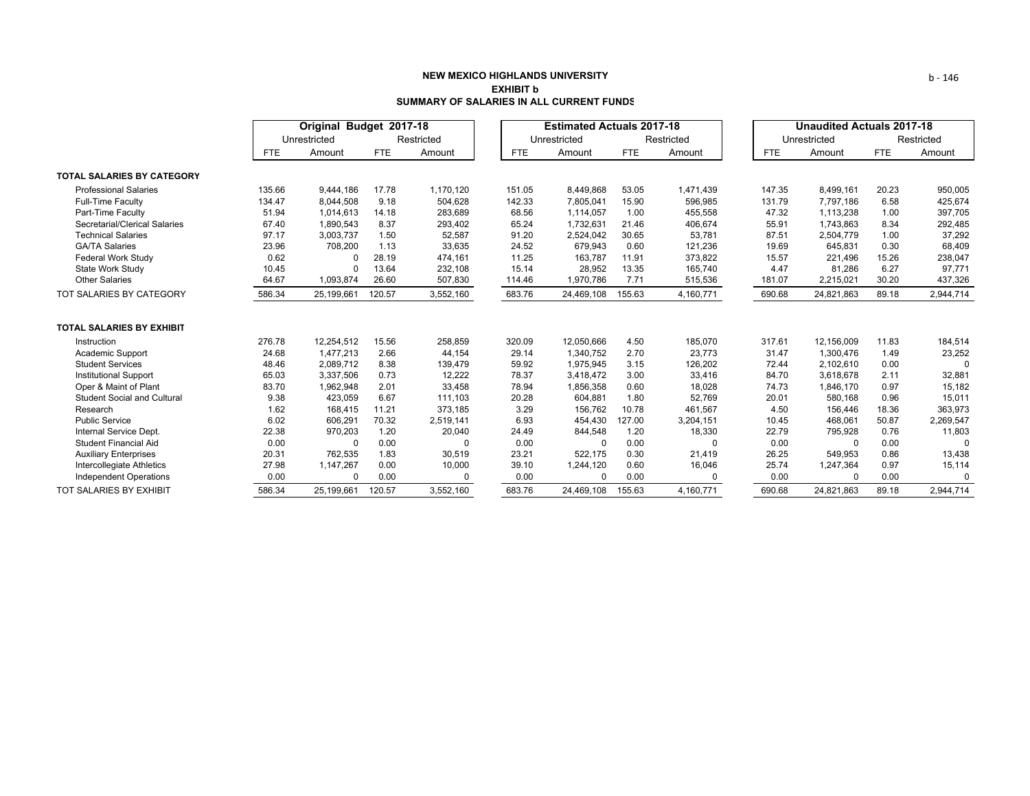**NEW MEXICO HIGHLANDS UNIVERSITY**
**EXHIBIT b**
**SUMMARY OF SALARIES IN ALL CURRENT FUNDS**

| | Original Budget 2017-18 | | | | Estimated Actuals 2017-18 | | | | Unaudited Actuals 2017-18 | | | |
|---|---|---|---|---|---|---|---|---|---|---|---|---|
| | Unrestricted | | Restricted | | Unrestricted | | Restricted | | Unrestricted | | Restricted | |
| | FTE | Amount | FTE | Amount | FTE | Amount | FTE | Amount | FTE | Amount | FTE | Amount |
| **TOTAL SALARIES BY CATEGORY** | | | | | | | | | | | | |
| Professional Salaries | 135.66 | 9,444,186 | 17.78 | 1,170,120 | 151.05 | 8,449,868 | 53.05 | 1,471,439 | 147.35 | 8,499,161 | 20.23 | 950,005 |
| Full-Time Faculty | 134.47 | 8,044,508 | 9.18 | 504,628 | 142.33 | 7,805,041 | 15.90 | 596,985 | 131.79 | 7,797,186 | 6.58 | 425,674 |
| Part-Time Faculty | 51.94 | 1,014,613 | 14.18 | 283,689 | 68.56 | 1,114,057 | 1.00 | 455,558 | 47.32 | 1,113,238 | 1.00 | 397,705 |
| Secretarial/Clerical Salaries | 67.40 | 1,890,543 | 8.37 | 293,402 | 65.24 | 1,732,631 | 21.46 | 406,674 | 55.91 | 1,743,863 | 8.34 | 292,485 |
| Technical Salaries | 97.17 | 3,003,737 | 1.50 | 52,587 | 91.20 | 2,524,042 | 30.65 | 53,781 | 87.51 | 2,504,779 | 1.00 | 37,292 |
| GA/TA Salaries | 23.96 | 708,200 | 1.13 | 33,635 | 24.52 | 679,943 | 0.60 | 121,236 | 19.69 | 645,831 | 0.30 | 68,409 |
| Federal Work Study | 0.62 | 0 | 28.19 | 474,161 | 11.25 | 163,787 | 11.91 | 373,822 | 15.57 | 221,496 | 15.26 | 238,047 |
| State Work Study | 10.45 | 0 | 13.64 | 232,108 | 15.14 | 28,952 | 13.35 | 165,740 | 4.47 | 81,286 | 6.27 | 97,771 |
| Other Salaries | 64.67 | 1,093,874 | 26.60 | 507,830 | 114.46 | 1,970,786 | 7.71 | 515,536 | 181.07 | 2,215,021 | 30.20 | 437,326 |
| TOT SALARIES BY CATEGORY | 586.34 | 25,199,661 | 120.57 | 3,552,160 | 683.76 | 24,469,108 | 155.63 | 4,160,771 | 690.68 | 24,821,863 | 89.18 | 2,944,714 |
| **TOTAL SALARIES BY EXHIBIT** | | | | | | | | | | | | |
| Instruction | 276.78 | 12,254,512 | 15.56 | 258,859 | 320.09 | 12,050,666 | 4.50 | 185,070 | 317.61 | 12,156,009 | 11.83 | 184,514 |
| Academic Support | 24.68 | 1,477,213 | 2.66 | 44,154 | 29.14 | 1,340,752 | 2.70 | 23,773 | 31.47 | 1,300,476 | 1.49 | 23,252 |
| Student Services | 48.46 | 2,089,712 | 8.38 | 139,479 | 59.92 | 1,975,945 | 3.15 | 126,202 | 72.44 | 2,102,610 | 0.00 | 0 |
| Institutional Support | 65.03 | 3,337,506 | 0.73 | 12,222 | 78.37 | 3,418,472 | 3.00 | 33,416 | 84.70 | 3,618,678 | 2.11 | 32,881 |
| Oper & Maint of Plant | 83.70 | 1,962,948 | 2.01 | 33,458 | 78.94 | 1,856,358 | 0.60 | 18,028 | 74.73 | 1,846,170 | 0.97 | 15,182 |
| Student Social and Cultural | 9.38 | 423,059 | 6.67 | 111,103 | 20.28 | 604,881 | 1.80 | 52,769 | 20.01 | 580,168 | 0.96 | 15,011 |
| Research | 1.62 | 168,415 | 11.21 | 373,185 | 3.29 | 156,762 | 10.78 | 461,567 | 4.50 | 156,446 | 18.36 | 363,973 |
| Public Service | 6.02 | 606,291 | 70.32 | 2,519,141 | 6.93 | 454,430 | 127.00 | 3,204,151 | 10.45 | 468,061 | 50.87 | 2,269,547 |
| Internal Service Dept. | 22.38 | 970,203 | 1.20 | 20,040 | 24.49 | 844,548 | 1.20 | 18,330 | 22.79 | 795,928 | 0.76 | 11,803 |
| Student Financial Aid | 0.00 | 0 | 0.00 | 0 | 0.00 | 0 | 0.00 | 0 | 0.00 | 0 | 0.00 | 0 |
| Auxiliary Enterprises | 20.31 | 762,535 | 1.83 | 30,519 | 23.21 | 522,175 | 0.30 | 21,419 | 26.25 | 549,953 | 0.86 | 13,438 |
| Intercollegiate Athletics | 27.98 | 1,147,267 | 0.00 | 10,000 | 39.10 | 1,244,120 | 0.60 | 16,046 | 25.74 | 1,247,364 | 0.97 | 15,114 |
| Independent Operations | 0.00 | 0 | 0.00 | 0 | 0.00 | 0 | 0.00 | 0 | 0.00 | 0 | 0.00 | 0 |
| TOT SALARIES BY EXHIBIT | 586.34 | 25,199,661 | 120.57 | 3,552,160 | 683.76 | 24,469,108 | 155.63 | 4,160,771 | 690.68 | 24,821,863 | 89.18 | 2,944,714 |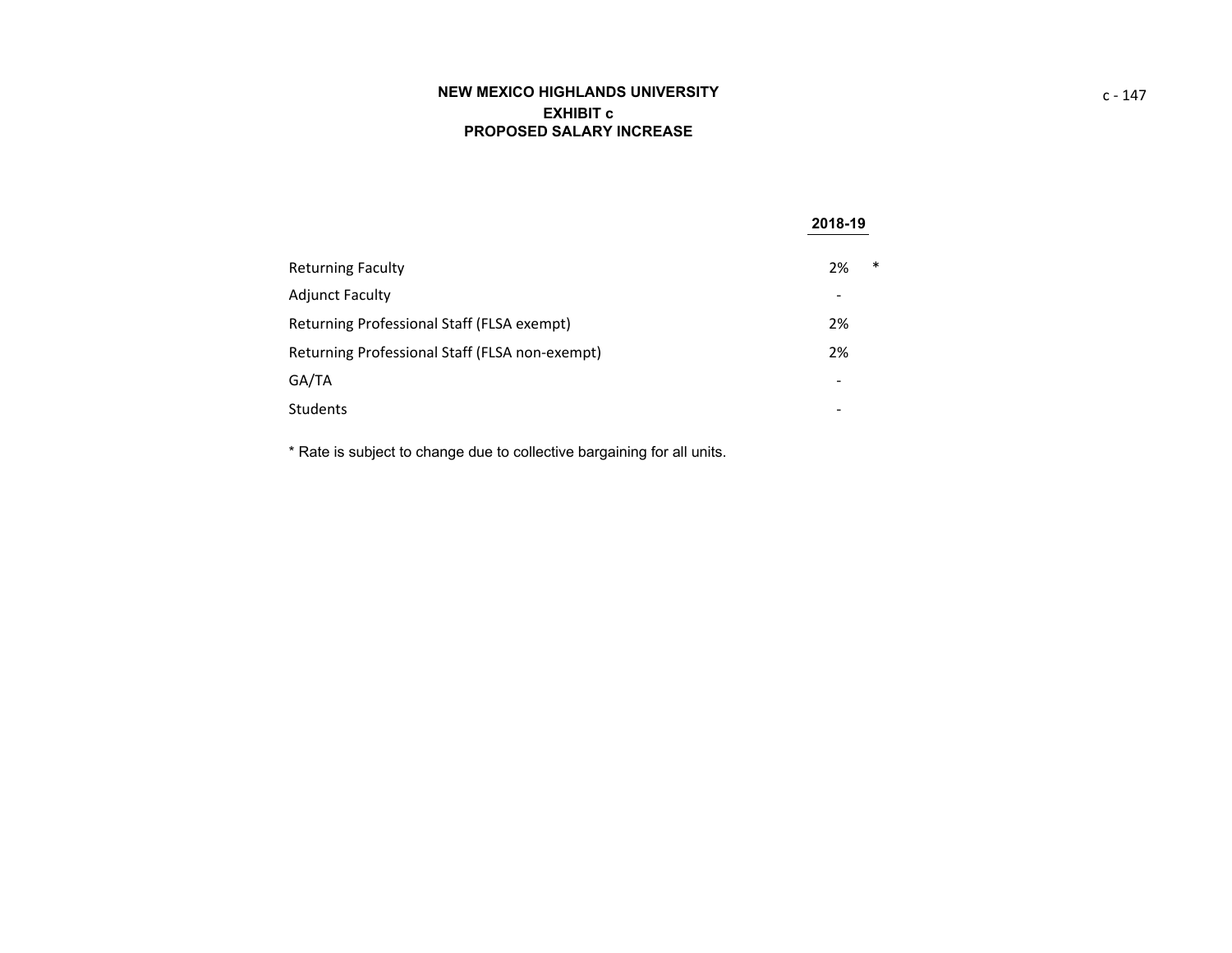**NEW MEXICO HIGHLANDS UNIVERSITY**
**EXHIBIT c**
**PROPOSED SALARY INCREASE**

| | 2018-19 | |
|---|---|---|
| Returning Faculty | 2% | * |
| Adjunct Faculty | - | |
| Returning Professional Staff (FLSA exempt) | 2% | |
| Returning Professional Staff (FLSA non-exempt) | 2% | |
| GA/TA | - | |
| Students | - | |

* Rate is subject to change due to collective bargaining for all units.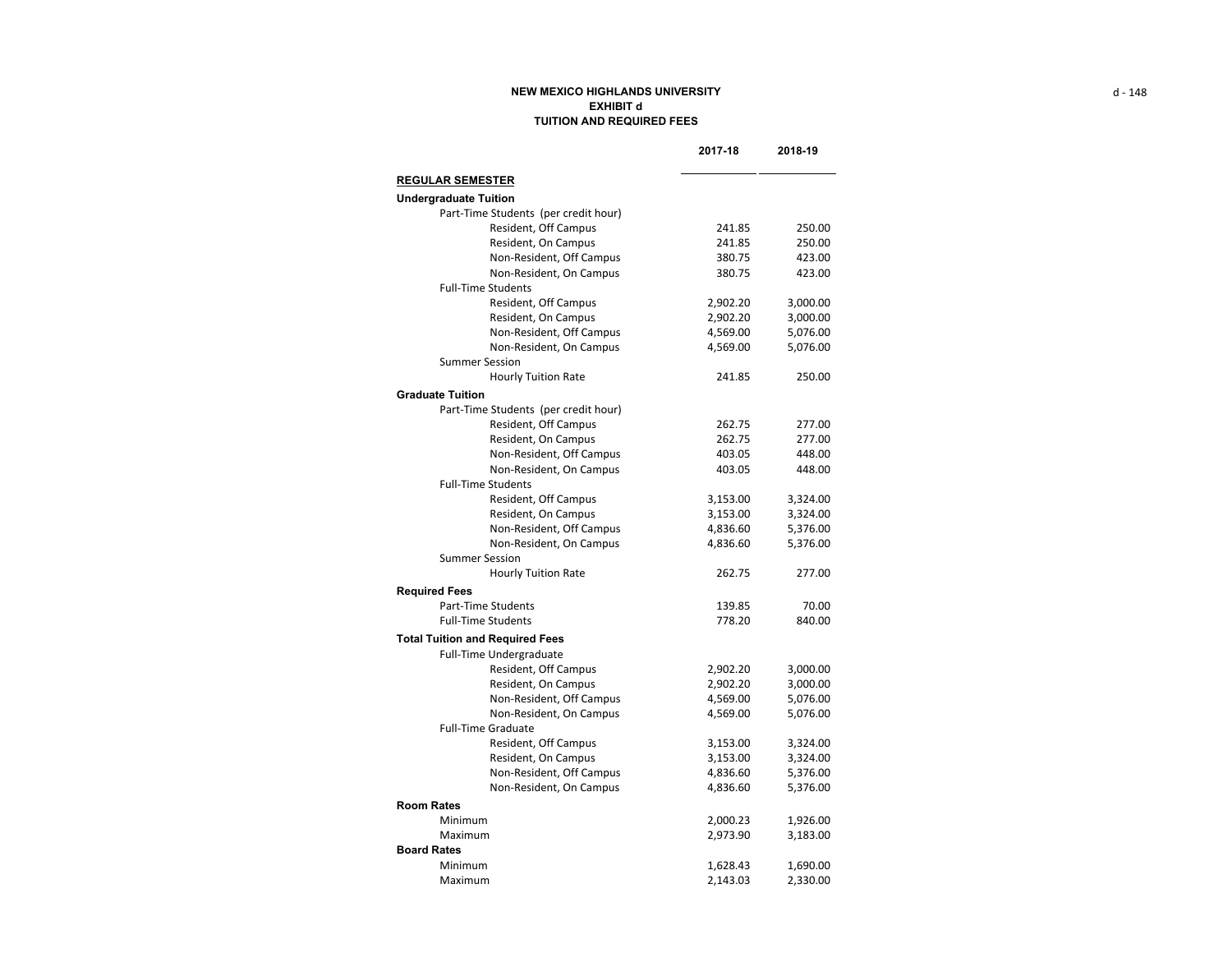**NEW MEXICO HIGHLANDS UNIVERSITY**
**EXHIBIT d**
**TUITION AND REQUIRED FEES**

| | 2017-18 | 2018-19 |
|---|---|---|
| **REGULAR SEMESTER** | | |
| **Undergraduate Tuition** | | |
| Part-Time Students (per credit hour) | | |
| Resident, Off Campus | 241.85 | 250.00 |
| Resident, On Campus | 241.85 | 250.00 |
| Non-Resident, Off Campus | 380.75 | 423.00 |
| Non-Resident, On Campus | 380.75 | 423.00 |
| Full-Time Students | | |
| Resident, Off Campus | 2,902.20 | 3,000.00 |
| Resident, On Campus | 2,902.20 | 3,000.00 |
| Non-Resident, Off Campus | 4,569.00 | 5,076.00 |
| Non-Resident, On Campus | 4,569.00 | 5,076.00 |
| Summer Session | | |
| Hourly Tuition Rate | 241.85 | 250.00 |
| **Graduate Tuition** | | |
| Part-Time Students (per credit hour) | | |
| Resident, Off Campus | 262.75 | 277.00 |
| Resident, On Campus | 262.75 | 277.00 |
| Non-Resident, Off Campus | 403.05 | 448.00 |
| Non-Resident, On Campus | 403.05 | 448.00 |
| Full-Time Students | | |
| Resident, Off Campus | 3,153.00 | 3,324.00 |
| Resident, On Campus | 3,153.00 | 3,324.00 |
| Non-Resident, Off Campus | 4,836.60 | 5,376.00 |
| Non-Resident, On Campus | 4,836.60 | 5,376.00 |
| Summer Session | | |
| Hourly Tuition Rate | 262.75 | 277.00 |
| **Required Fees** | | |
| Part-Time Students | 139.85 | 70.00 |
| Full-Time Students | 778.20 | 840.00 |
| **Total Tuition and Required Fees** | | |
| Full-Time Undergraduate | | |
| Resident, Off Campus | 2,902.20 | 3,000.00 |
| Resident, On Campus | 2,902.20 | 3,000.00 |
| Non-Resident, Off Campus | 4,569.00 | 5,076.00 |
| Non-Resident, On Campus | 4,569.00 | 5,076.00 |
| Full-Time Graduate | | |
| Resident, Off Campus | 3,153.00 | 3,324.00 |
| Resident, On Campus | 3,153.00 | 3,324.00 |
| Non-Resident, Off Campus | 4,836.60 | 5,376.00 |
| Non-Resident, On Campus | 4,836.60 | 5,376.00 |
| **Room Rates** | | |
| Minimum | 2,000.23 | 1,926.00 |
| Maximum | 2,973.90 | 3,183.00 |
| **Board Rates** | | |
| Minimum | 1,628.43 | 1,690.00 |
| Maximum | 2,143.03 | 2,330.00 |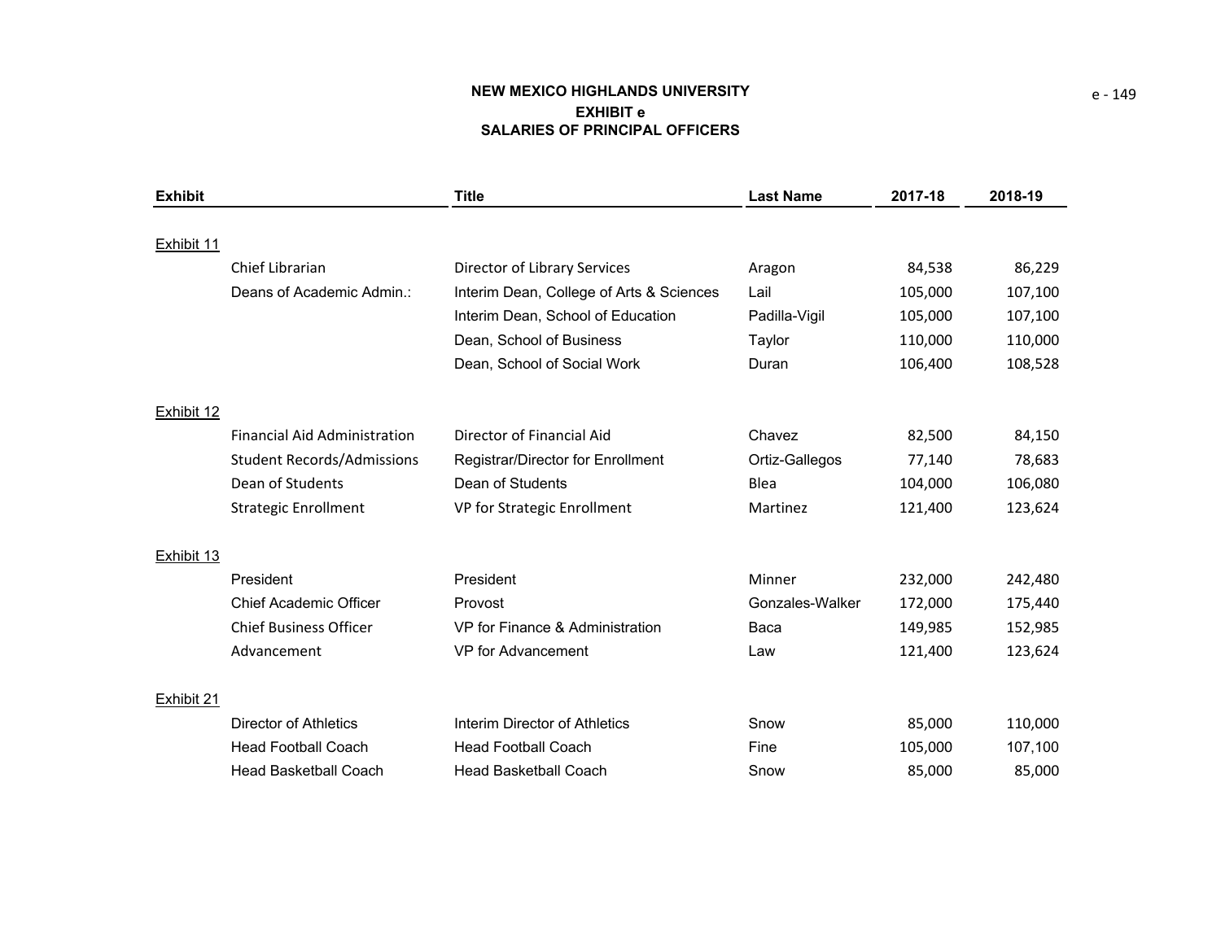# NEW MEXICO HIGHLANDS UNIVERSITY

## EXHIBIT e

## SALARIES OF PRINCIPAL OFFICERS

| Exhibit | | Title | Last Name | 2017-18 | 2018-19 |
|---|---|---|---|---|---|
| Exhibit 11 | | | | | |
| | Chief Librarian | Director of Library Services | Aragon | 84,538 | 86,229 |
| | Deans of Academic Admin.: | Interim Dean, College of Arts & Sciences | Lail | 105,000 | 107,100 |
| | | Interim Dean, School of Education | Padilla-Vigil | 105,000 | 107,100 |
| | | Dean, School of Business | Taylor | 110,000 | 110,000 |
| | | Dean, School of Social Work | Duran | 106,400 | 108,528 |
| Exhibit 12 | | | | | |
| | Financial Aid Administration | Director of Financial Aid | Chavez | 82,500 | 84,150 |
| | Student Records/Admissions | Registrar/Director for Enrollment | Ortiz-Gallegos | 77,140 | 78,683 |
| | Dean of Students | Dean of Students | Blea | 104,000 | 106,080 |
| | Strategic Enrollment | VP for Strategic Enrollment | Martinez | 121,400 | 123,624 |
| Exhibit 13 | | | | | |
| | President | President | Minner | 232,000 | 242,480 |
| | Chief Academic Officer | Provost | Gonzales-Walker | 172,000 | 175,440 |
| | Chief Business Officer | VP for Finance & Administration | Baca | 149,985 | 152,985 |
| | Advancement | VP for Advancement | Law | 121,400 | 123,624 |
| Exhibit 21 | | | | | |
| | Director of Athletics | Interim Director of Athletics | Snow | 85,000 | 110,000 |
| | Head Football Coach | Head Football Coach | Fine | 105,000 | 107,100 |
| | Head Basketball Coach | Head Basketball Coach | Snow | 85,000 | 85,000 |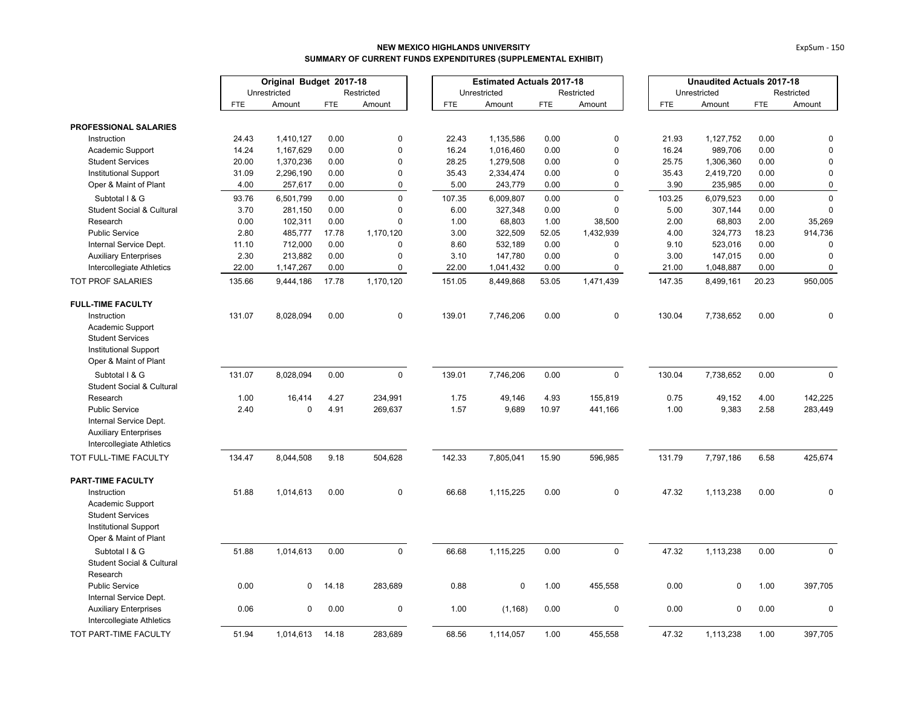**NEW MEXICO HIGHLANDS UNIVERSITY**
**SUMMARY OF CURRENT FUNDS EXPENDITURES (SUPPLEMENTAL EXHIBIT)**

| | Original Budget 2017-18 | | | | Estimated Actuals 2017-18 | | | | Unaudited Actuals 2017-18 | | | |
|---|---|---|---|---|---|---|---|---|---|---|---|---|
| | Unrestricted | | Restricted | | Unrestricted | | Restricted | | Unrestricted | | Restricted | |
| | FTE | Amount | FTE | Amount | FTE | Amount | FTE | Amount | FTE | Amount | FTE | Amount |
| **PROFESSIONAL SALARIES** | | | | | | | | | | | | |
| Instruction | 24.43 | 1,410,127 | 0.00 | 0 | 22.43 | 1,135,586 | 0.00 | 0 | 21.93 | 1,127,752 | 0.00 | 0 |
| Academic Support | 14.24 | 1,167,629 | 0.00 | 0 | 16.24 | 1,016,460 | 0.00 | 0 | 16.24 | 989,706 | 0.00 | 0 |
| Student Services | 20.00 | 1,370,236 | 0.00 | 0 | 28.25 | 1,279,508 | 0.00 | 0 | 25.75 | 1,306,360 | 0.00 | 0 |
| Institutional Support | 31.09 | 2,296,190 | 0.00 | 0 | 35.43 | 2,334,474 | 0.00 | 0 | 35.43 | 2,419,720 | 0.00 | 0 |
| Oper & Maint of Plant | 4.00 | 257,617 | 0.00 | 0 | 5.00 | 243,779 | 0.00 | 0 | 3.90 | 235,985 | 0.00 | 0 |
| Subtotal I & G | 93.76 | 6,501,799 | 0.00 | 0 | 107.35 | 6,009,807 | 0.00 | 0 | 103.25 | 6,079,523 | 0.00 | 0 |
| Student Social & Cultural | 3.70 | 281,150 | 0.00 | 0 | 6.00 | 327,348 | 0.00 | 0 | 5.00 | 307,144 | 0.00 | 0 |
| Research | 0.00 | 102,311 | 0.00 | 0 | 1.00 | 68,803 | 1.00 | 38,500 | 2.00 | 68,803 | 2.00 | 35,269 |
| Public Service | 2.80 | 485,777 | 17.78 | 1,170,120 | 3.00 | 322,509 | 52.05 | 1,432,939 | 4.00 | 324,773 | 18.23 | 914,736 |
| Internal Service Dept. | 11.10 | 712,000 | 0.00 | 0 | 8.60 | 532,189 | 0.00 | 0 | 9.10 | 523,016 | 0.00 | 0 |
| Auxiliary Enterprises | 2.30 | 213,882 | 0.00 | 0 | 3.10 | 147,780 | 0.00 | 0 | 3.00 | 147,015 | 0.00 | 0 |
| Intercollegiate Athletics | 22.00 | 1,147,267 | 0.00 | 0 | 22.00 | 1,041,432 | 0.00 | 0 | 21.00 | 1,048,887 | 0.00 | 0 |
| TOT PROF SALARIES | 135.66 | 9,444,186 | 17.78 | 1,170,120 | 151.05 | 8,449,868 | 53.05 | 1,471,439 | 147.35 | 8,499,161 | 20.23 | 950,005 |
| **FULL-TIME FACULTY** | | | | | | | | | | | | |
| Instruction | 131.07 | 8,028,094 | 0.00 | 0 | 139.01 | 7,746,206 | 0.00 | 0 | 130.04 | 7,738,652 | 0.00 | 0 |
| Academic Support | | | | | | | | | | | | |
| Student Services | | | | | | | | | | | | |
| Institutional Support | | | | | | | | | | | | |
| Oper & Maint of Plant | | | | | | | | | | | | |
| Subtotal I & G | 131.07 | 8,028,094 | 0.00 | 0 | 139.01 | 7,746,206 | 0.00 | 0 | 130.04 | 7,738,652 | 0.00 | 0 |
| Student Social & Cultural | | | | | | | | | | | | |
| Research | 1.00 | 16,414 | 4.27 | 234,991 | 1.75 | 49,146 | 4.93 | 155,819 | 0.75 | 49,152 | 4.00 | 142,225 |
| Public Service | 2.40 | 0 | 4.91 | 269,637 | 1.57 | 9,689 | 10.97 | 441,166 | 1.00 | 9,383 | 2.58 | 283,449 |
| Internal Service Dept. | | | | | | | | | | | | |
| Auxiliary Enterprises | | | | | | | | | | | | |
| Intercollegiate Athletics | | | | | | | | | | | | |
| TOT FULL-TIME FACULTY | 134.47 | 8,044,508 | 9.18 | 504,628 | 142.33 | 7,805,041 | 15.90 | 596,985 | 131.79 | 7,797,186 | 6.58 | 425,674 |
| **PART-TIME FACULTY** | | | | | | | | | | | | |
| Instruction | 51.88 | 1,014,613 | 0.00 | 0 | 66.68 | 1,115,225 | 0.00 | 0 | 47.32 | 1,113,238 | 0.00 | 0 |
| Academic Support | | | | | | | | | | | | |
| Student Services | | | | | | | | | | | | |
| Institutional Support | | | | | | | | | | | | |
| Oper & Maint of Plant | | | | | | | | | | | | |
| Subtotal I & G | 51.88 | 1,014,613 | 0.00 | 0 | 66.68 | 1,115,225 | 0.00 | 0 | 47.32 | 1,113,238 | 0.00 | 0 |
| Student Social & Cultural | | | | | | | | | | | | |
| Research | | | | | | | | | | | | |
| Public Service | 0.00 | 0 | 14.18 | 283,689 | 0.88 | 0 | 1.00 | 455,558 | 0.00 | 0 | 1.00 | 397,705 |
| Internal Service Dept. | | | | | | | | | | | | |
| Auxiliary Enterprises | 0.06 | 0 | 0.00 | 0 | 1.00 | (1,168) | 0.00 | 0 | 0.00 | 0 | 0.00 | 0 |
| Intercollegiate Athletics | | | | | | | | | | | | |
| TOT PART-TIME FACULTY | 51.94 | 1,014,613 | 14.18 | 283,689 | 68.56 | 1,114,057 | 1.00 | 455,558 | 47.32 | 1,113,238 | 1.00 | 397,705 |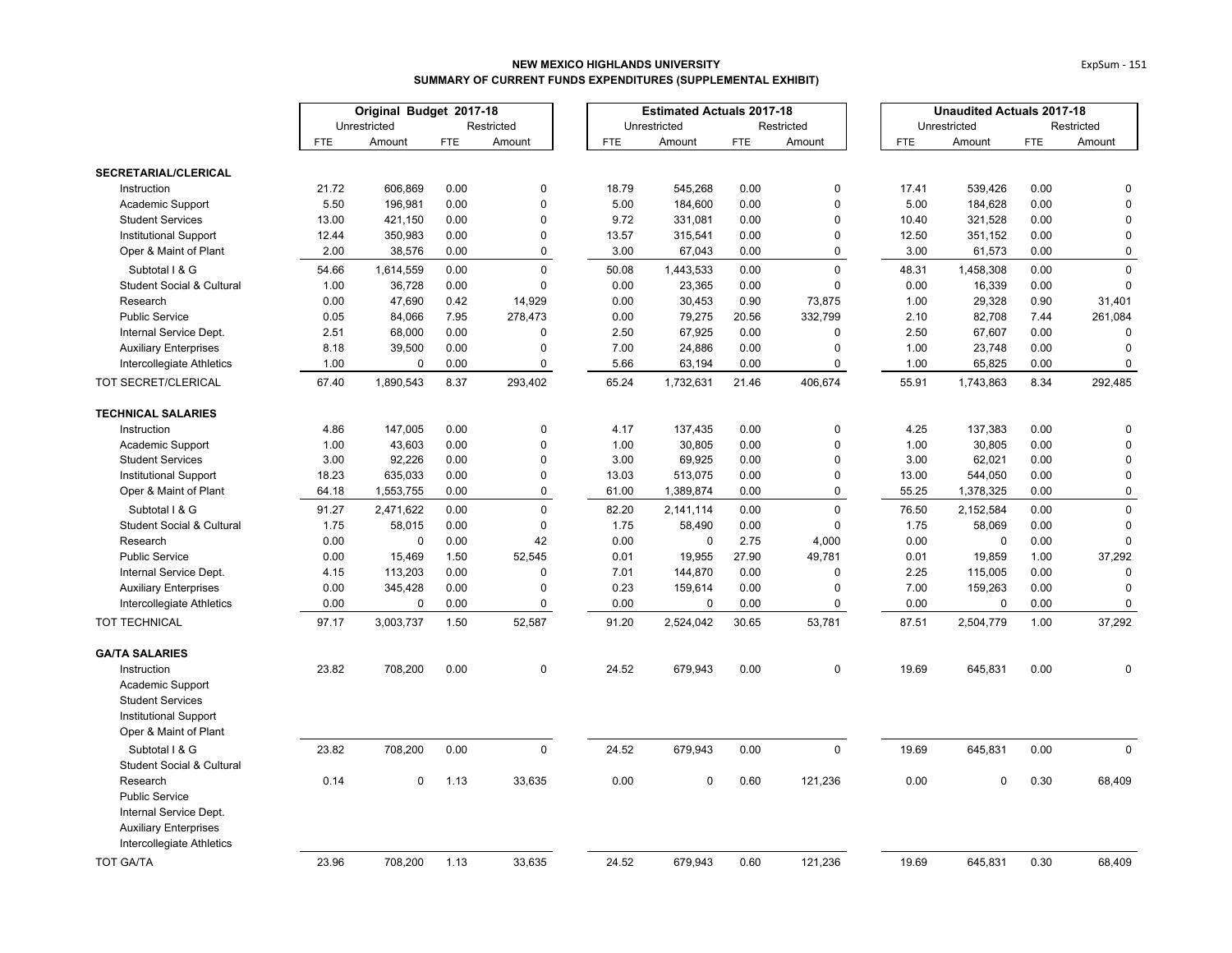**NEW MEXICO HIGHLANDS UNIVERSITY**
**SUMMARY OF CURRENT FUNDS EXPENDITURES (SUPPLEMENTAL EXHIBIT)**

| | Original Budget 2017-18 | | | | Estimated Actuals 2017-18 | | | | Unaudited Actuals 2017-18 | | | |
|---|---|---|---|---|---|---|---|---|---|---|---|---|
| | Unrestricted | | Restricted | | Unrestricted | | Restricted | | Unrestricted | | Restricted | |
| | FTE | Amount | FTE | Amount | FTE | Amount | FTE | Amount | FTE | Amount | FTE | Amount |
| **SECRETARIAL/CLERICAL** | | | | | | | | | | | | |
| Instruction | 21.72 | 606,869 | 0.00 | 0 | 18.79 | 545,268 | 0.00 | 0 | 17.41 | 539,426 | 0.00 | 0 |
| Academic Support | 5.50 | 196,981 | 0.00 | 0 | 5.00 | 184,600 | 0.00 | 0 | 5.00 | 184,628 | 0.00 | 0 |
| Student Services | 13.00 | 421,150 | 0.00 | 0 | 9.72 | 331,081 | 0.00 | 0 | 10.40 | 321,528 | 0.00 | 0 |
| Institutional Support | 12.44 | 350,983 | 0.00 | 0 | 13.57 | 315,541 | 0.00 | 0 | 12.50 | 351,152 | 0.00 | 0 |
| Oper & Maint of Plant | 2.00 | 38,576 | 0.00 | 0 | 3.00 | 67,043 | 0.00 | 0 | 3.00 | 61,573 | 0.00 | 0 |
| Subtotal I & G | 54.66 | 1,614,559 | 0.00 | 0 | 50.08 | 1,443,533 | 0.00 | 0 | 48.31 | 1,458,308 | 0.00 | 0 |
| Student Social & Cultural | 1.00 | 36,728 | 0.00 | 0 | 0.00 | 23,365 | 0.00 | 0 | 0.00 | 16,339 | 0.00 | 0 |
| Research | 0.00 | 47,690 | 0.42 | 14,929 | 0.00 | 30,453 | 0.90 | 73,875 | 1.00 | 29,328 | 0.90 | 31,401 |
| Public Service | 0.05 | 84,066 | 7.95 | 278,473 | 0.00 | 79,275 | 20.56 | 332,799 | 2.10 | 82,708 | 7.44 | 261,084 |
| Internal Service Dept. | 2.51 | 68,000 | 0.00 | 0 | 2.50 | 67,925 | 0.00 | 0 | 2.50 | 67,607 | 0.00 | 0 |
| Auxiliary Enterprises | 8.18 | 39,500 | 0.00 | 0 | 7.00 | 24,886 | 0.00 | 0 | 1.00 | 23,748 | 0.00 | 0 |
| Intercollegiate Athletics | 1.00 | 0 | 0.00 | 0 | 5.66 | 63,194 | 0.00 | 0 | 1.00 | 65,825 | 0.00 | 0 |
| TOT SECRET/CLERICAL | 67.40 | 1,890,543 | 8.37 | 293,402 | 65.24 | 1,732,631 | 21.46 | 406,674 | 55.91 | 1,743,863 | 8.34 | 292,485 |
| **TECHNICAL SALARIES** | | | | | | | | | | | | |
| Instruction | 4.86 | 147,005 | 0.00 | 0 | 4.17 | 137,435 | 0.00 | 0 | 4.25 | 137,383 | 0.00 | 0 |
| Academic Support | 1.00 | 43,603 | 0.00 | 0 | 1.00 | 30,805 | 0.00 | 0 | 1.00 | 30,805 | 0.00 | 0 |
| Student Services | 3.00 | 92,226 | 0.00 | 0 | 3.00 | 69,925 | 0.00 | 0 | 3.00 | 62,021 | 0.00 | 0 |
| Institutional Support | 18.23 | 635,033 | 0.00 | 0 | 13.03 | 513,075 | 0.00 | 0 | 13.00 | 544,050 | 0.00 | 0 |
| Oper & Maint of Plant | 64.18 | 1,553,755 | 0.00 | 0 | 61.00 | 1,389,874 | 0.00 | 0 | 55.25 | 1,378,325 | 0.00 | 0 |
| Subtotal I & G | 91.27 | 2,471,622 | 0.00 | 0 | 82.20 | 2,141,114 | 0.00 | 0 | 76.50 | 2,152,584 | 0.00 | 0 |
| Student Social & Cultural | 1.75 | 58,015 | 0.00 | 0 | 1.75 | 58,490 | 0.00 | 0 | 1.75 | 58,069 | 0.00 | 0 |
| Research | 0.00 | 0 | 0.00 | 42 | 0.00 | 0 | 2.75 | 4,000 | 0.00 | 0 | 0.00 | 0 |
| Public Service | 0.00 | 15,469 | 1.50 | 52,545 | 0.01 | 19,955 | 27.90 | 49,781 | 0.01 | 19,859 | 1.00 | 37,292 |
| Internal Service Dept. | 4.15 | 113,203 | 0.00 | 0 | 7.01 | 144,870 | 0.00 | 0 | 2.25 | 115,005 | 0.00 | 0 |
| Auxiliary Enterprises | 0.00 | 345,428 | 0.00 | 0 | 0.23 | 159,614 | 0.00 | 0 | 7.00 | 159,263 | 0.00 | 0 |
| Intercollegiate Athletics | 0.00 | 0 | 0.00 | 0 | 0.00 | 0 | 0.00 | 0 | 0.00 | 0 | 0.00 | 0 |
| TOT TECHNICAL | 97.17 | 3,003,737 | 1.50 | 52,587 | 91.20 | 2,524,042 | 30.65 | 53,781 | 87.51 | 2,504,779 | 1.00 | 37,292 |
| **GA/TA SALARIES** | | | | | | | | | | | | |
| Instruction | 23.82 | 708,200 | 0.00 | 0 | 24.52 | 679,943 | 0.00 | 0 | 19.69 | 645,831 | 0.00 | 0 |
| Academic Support | | | | | | | | | | | | |
| Student Services | | | | | | | | | | | | |
| Institutional Support | | | | | | | | | | | | |
| Oper & Maint of Plant | | | | | | | | | | | | |
| Subtotal I & G | 23.82 | 708,200 | 0.00 | 0 | 24.52 | 679,943 | 0.00 | 0 | 19.69 | 645,831 | 0.00 | 0 |
| Student Social & Cultural | | | | | | | | | | | | |
| Research | 0.14 | 0 | 1.13 | 33,635 | 0.00 | 0 | 0.60 | 121,236 | 0.00 | 0 | 0.30 | 68,409 |
| Public Service | | | | | | | | | | | | |
| Internal Service Dept. | | | | | | | | | | | | |
| Auxiliary Enterprises | | | | | | | | | | | | |
| Intercollegiate Athletics | | | | | | | | | | | | |
| TOT GA/TA | 23.96 | 708,200 | 1.13 | 33,635 | 24.52 | 679,943 | 0.60 | 121,236 | 19.69 | 645,831 | 0.30 | 68,409 |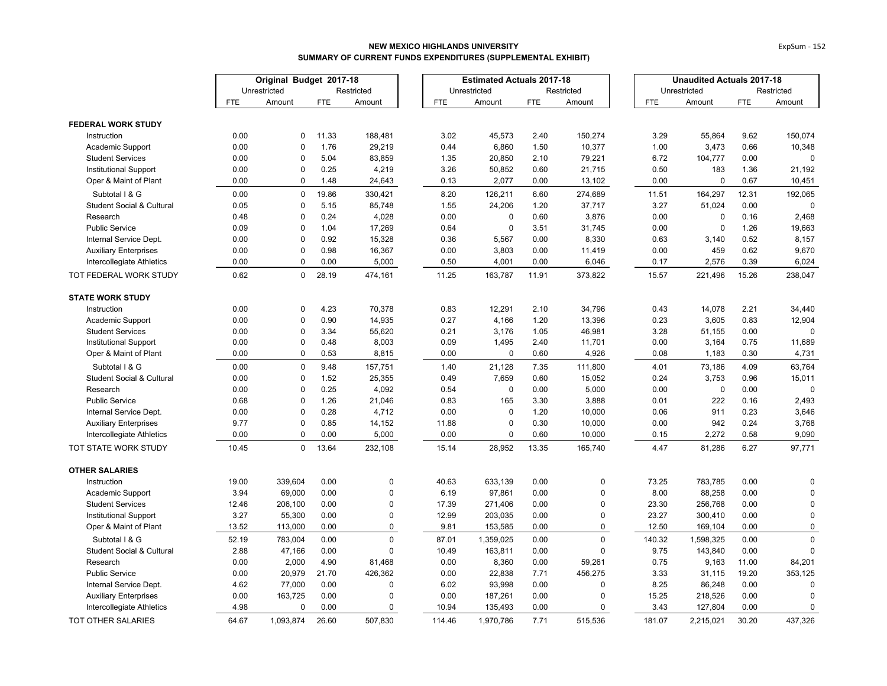**NEW MEXICO HIGHLANDS UNIVERSITY**
**SUMMARY OF CURRENT FUNDS EXPENDITURES (SUPPLEMENTAL EXHIBIT)**

| | Original Budget 2017-18 | | | | Estimated Actuals 2017-18 | | | | Unaudited Actuals 2017-18 | | | |
|---|---|---|---|---|---|---|---|---|---|---|---|---|
| | Unrestricted | | Restricted | | Unrestricted | | Restricted | | Unrestricted | | Restricted | |
| | FTE | Amount | FTE | Amount | FTE | Amount | FTE | Amount | FTE | Amount | FTE | Amount |
| **FEDERAL WORK STUDY** | | | | | | | | | | | | |
| Instruction | 0.00 | 0 | 11.33 | 188,481 | 3.02 | 45,573 | 2.40 | 150,274 | 3.29 | 55,864 | 9.62 | 150,074 |
| Academic Support | 0.00 | 0 | 1.76 | 29,219 | 0.44 | 6,860 | 1.50 | 10,377 | 1.00 | 3,473 | 0.66 | 10,348 |
| Student Services | 0.00 | 0 | 5.04 | 83,859 | 1.35 | 20,850 | 2.10 | 79,221 | 6.72 | 104,777 | 0.00 | 0 |
| Institutional Support | 0.00 | 0 | 0.25 | 4,219 | 3.26 | 50,852 | 0.60 | 21,715 | 0.50 | 183 | 1.36 | 21,192 |
| Oper & Maint of Plant | 0.00 | 0 | 1.48 | 24,643 | 0.13 | 2,077 | 0.00 | 13,102 | 0.00 | 0 | 0.67 | 10,451 |
| Subtotal I & G | 0.00 | 0 | 19.86 | 330,421 | 8.20 | 126,211 | 6.60 | 274,689 | 11.51 | 164,297 | 12.31 | 192,065 |
| Student Social & Cultural | 0.05 | 0 | 5.15 | 85,748 | 1.55 | 24,206 | 1.20 | 37,717 | 3.27 | 51,024 | 0.00 | 0 |
| Research | 0.48 | 0 | 0.24 | 4,028 | 0.00 | 0 | 0.60 | 3,876 | 0.00 | 0 | 0.16 | 2,468 |
| Public Service | 0.09 | 0 | 1.04 | 17,269 | 0.64 | 0 | 3.51 | 31,745 | 0.00 | 0 | 1.26 | 19,663 |
| Internal Service Dept. | 0.00 | 0 | 0.92 | 15,328 | 0.36 | 5,567 | 0.00 | 8,330 | 0.63 | 3,140 | 0.52 | 8,157 |
| Auxiliary Enterprises | 0.00 | 0 | 0.98 | 16,367 | 0.00 | 3,803 | 0.00 | 11,419 | 0.00 | 459 | 0.62 | 9,670 |
| Intercollegiate Athletics | 0.00 | 0 | 0.00 | 5,000 | 0.50 | 4,001 | 0.00 | 6,046 | 0.17 | 2,576 | 0.39 | 6,024 |
| TOT FEDERAL WORK STUDY | 0.62 | 0 | 28.19 | 474,161 | 11.25 | 163,787 | 11.91 | 373,822 | 15.57 | 221,496 | 15.26 | 238,047 |
| **STATE WORK STUDY** | | | | | | | | | | | | |
| Instruction | 0.00 | 0 | 4.23 | 70,378 | 0.83 | 12,291 | 2.10 | 34,796 | 0.43 | 14,078 | 2.21 | 34,440 |
| Academic Support | 0.00 | 0 | 0.90 | 14,935 | 0.27 | 4,166 | 1.20 | 13,396 | 0.23 | 3,605 | 0.83 | 12,904 |
| Student Services | 0.00 | 0 | 3.34 | 55,620 | 0.21 | 3,176 | 1.05 | 46,981 | 3.28 | 51,155 | 0.00 | 0 |
| Institutional Support | 0.00 | 0 | 0.48 | 8,003 | 0.09 | 1,495 | 2.40 | 11,701 | 0.00 | 3,164 | 0.75 | 11,689 |
| Oper & Maint of Plant | 0.00 | 0 | 0.53 | 8,815 | 0.00 | 0 | 0.60 | 4,926 | 0.08 | 1,183 | 0.30 | 4,731 |
| Subtotal I & G | 0.00 | 0 | 9.48 | 157,751 | 1.40 | 21,128 | 7.35 | 111,800 | 4.01 | 73,186 | 4.09 | 63,764 |
| Student Social & Cultural | 0.00 | 0 | 1.52 | 25,355 | 0.49 | 7,659 | 0.60 | 15,052 | 0.24 | 3,753 | 0.96 | 15,011 |
| Research | 0.00 | 0 | 0.25 | 4,092 | 0.54 | 0 | 0.00 | 5,000 | 0.00 | 0 | 0.00 | 0 |
| Public Service | 0.68 | 0 | 1.26 | 21,046 | 0.83 | 165 | 3.30 | 3,888 | 0.01 | 222 | 0.16 | 2,493 |
| Internal Service Dept. | 0.00 | 0 | 0.28 | 4,712 | 0.00 | 0 | 1.20 | 10,000 | 0.06 | 911 | 0.23 | 3,646 |
| Auxiliary Enterprises | 9.77 | 0 | 0.85 | 14,152 | 11.88 | 0 | 0.30 | 10,000 | 0.00 | 942 | 0.24 | 3,768 |
| Intercollegiate Athletics | 0.00 | 0 | 0.00 | 5,000 | 0.00 | 0 | 0.60 | 10,000 | 0.15 | 2,272 | 0.58 | 9,090 |
| TOT STATE WORK STUDY | 10.45 | 0 | 13.64 | 232,108 | 15.14 | 28,952 | 13.35 | 165,740 | 4.47 | 81,286 | 6.27 | 97,771 |
| **OTHER SALARIES** | | | | | | | | | | | | |
| Instruction | 19.00 | 339,604 | 0.00 | 0 | 40.63 | 633,139 | 0.00 | 0 | 73.25 | 783,785 | 0.00 | 0 |
| Academic Support | 3.94 | 69,000 | 0.00 | 0 | 6.19 | 97,861 | 0.00 | 0 | 8.00 | 88,258 | 0.00 | 0 |
| Student Services | 12.46 | 206,100 | 0.00 | 0 | 17.39 | 271,406 | 0.00 | 0 | 23.30 | 256,768 | 0.00 | 0 |
| Institutional Support | 3.27 | 55,300 | 0.00 | 0 | 12.99 | 203,035 | 0.00 | 0 | 23.27 | 300,410 | 0.00 | 0 |
| Oper & Maint of Plant | 13.52 | 113,000 | 0.00 | 0 | 9.81 | 153,585 | 0.00 | 0 | 12.50 | 169,104 | 0.00 | 0 |
| Subtotal I & G | 52.19 | 783,004 | 0.00 | 0 | 87.01 | 1,359,025 | 0.00 | 0 | 140.32 | 1,598,325 | 0.00 | 0 |
| Student Social & Cultural | 2.88 | 47,166 | 0.00 | 0 | 10.49 | 163,811 | 0.00 | 0 | 9.75 | 143,840 | 0.00 | 0 |
| Research | 0.00 | 2,000 | 4.90 | 81,468 | 0.00 | 8,360 | 0.00 | 59,261 | 0.75 | 9,163 | 11.00 | 84,201 |
| Public Service | 0.00 | 20,979 | 21.70 | 426,362 | 0.00 | 22,838 | 7.71 | 456,275 | 3.33 | 31,115 | 19.20 | 353,125 |
| Internal Service Dept. | 4.62 | 77,000 | 0.00 | 0 | 6.02 | 93,998 | 0.00 | 0 | 8.25 | 86,248 | 0.00 | 0 |
| Auxiliary Enterprises | 0.00 | 163,725 | 0.00 | 0 | 0.00 | 187,261 | 0.00 | 0 | 15.25 | 218,526 | 0.00 | 0 |
| Intercollegiate Athletics | 4.98 | 0 | 0.00 | 0 | 10.94 | 135,493 | 0.00 | 0 | 3.43 | 127,804 | 0.00 | 0 |
| TOT OTHER SALARIES | 64.67 | 1,093,874 | 26.60 | 507,830 | 114.46 | 1,970,786 | 7.71 | 515,536 | 181.07 | 2,215,021 | 30.20 | 437,326 |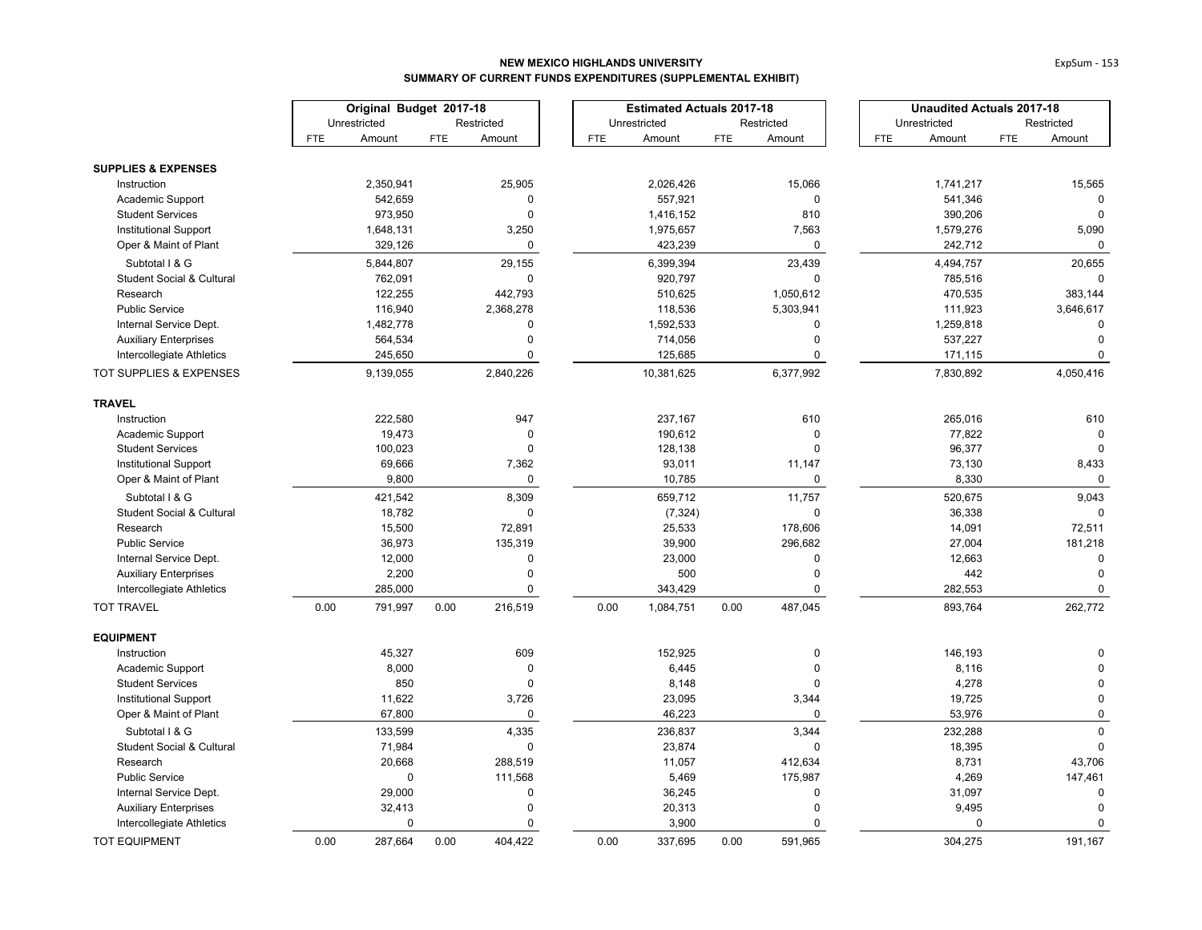**NEW MEXICO HIGHLANDS UNIVERSITY**
**SUMMARY OF CURRENT FUNDS EXPENDITURES (SUPPLEMENTAL EXHIBIT)**

| | Original Budget 2017-18 | | | | Estimated Actuals 2017-18 | | | | Unaudited Actuals 2017-18 | | | |
|---|---|---|---|---|---|---|---|---|---|---|---|---|
| | Unrestricted | | Restricted | | Unrestricted | | Restricted | | Unrestricted | | Restricted | |
| | FTE | Amount | FTE | Amount | FTE | Amount | FTE | Amount | FTE | Amount | FTE | Amount |
| **SUPPLIES & EXPENSES** | | | | | | | | | | | | |
| Instruction | | 2,350,941 | | 25,905 | | 2,026,426 | | 15,066 | | 1,741,217 | | 15,565 |
| Academic Support | | 542,659 | | 0 | | 557,921 | | 0 | | 541,346 | | 0 |
| Student Services | | 973,950 | | 0 | | 1,416,152 | | 810 | | 390,206 | | 0 |
| Institutional Support | | 1,648,131 | | 3,250 | | 1,975,657 | | 7,563 | | 1,579,276 | | 5,090 |
| Oper & Maint of Plant | | 329,126 | | 0 | | 423,239 | | 0 | | 242,712 | | 0 |
| Subtotal I & G | | 5,844,807 | | 29,155 | | 6,399,394 | | 23,439 | | 4,494,757 | | 20,655 |
| Student Social & Cultural | | 762,091 | | 0 | | 920,797 | | 0 | | 785,516 | | 0 |
| Research | | 122,255 | | 442,793 | | 510,625 | | 1,050,612 | | 470,535 | | 383,144 |
| Public Service | | 116,940 | | 2,368,278 | | 118,536 | | 5,303,941 | | 111,923 | | 3,646,617 |
| Internal Service Dept. | | 1,482,778 | | 0 | | 1,592,533 | | 0 | | 1,259,818 | | 0 |
| Auxiliary Enterprises | | 564,534 | | 0 | | 714,056 | | 0 | | 537,227 | | 0 |
| Intercollegiate Athletics | | 245,650 | | 0 | | 125,685 | | 0 | | 171,115 | | 0 |
| TOT SUPPLIES & EXPENSES | | 9,139,055 | | 2,840,226 | | 10,381,625 | | 6,377,992 | | 7,830,892 | | 4,050,416 |
| **TRAVEL** | | | | | | | | | | | | |
| Instruction | | 222,580 | | 947 | | 237,167 | | 610 | | 265,016 | | 610 |
| Academic Support | | 19,473 | | 0 | | 190,612 | | 0 | | 77,822 | | 0 |
| Student Services | | 100,023 | | 0 | | 128,138 | | 0 | | 96,377 | | 0 |
| Institutional Support | | 69,666 | | 7,362 | | 93,011 | | 11,147 | | 73,130 | | 8,433 |
| Oper & Maint of Plant | | 9,800 | | 0 | | 10,785 | | 0 | | 8,330 | | 0 |
| Subtotal I & G | | 421,542 | | 8,309 | | 659,712 | | 11,757 | | 520,675 | | 9,043 |
| Student Social & Cultural | | 18,782 | | 0 | | (7,324) | | 0 | | 36,338 | | 0 |
| Research | | 15,500 | | 72,891 | | 25,533 | | 178,606 | | 14,091 | | 72,511 |
| Public Service | | 36,973 | | 135,319 | | 39,900 | | 296,682 | | 27,004 | | 181,218 |
| Internal Service Dept. | | 12,000 | | 0 | | 23,000 | | 0 | | 12,663 | | 0 |
| Auxiliary Enterprises | | 2,200 | | 0 | | 500 | | 0 | | 442 | | 0 |
| Intercollegiate Athletics | | 285,000 | | 0 | | 343,429 | | 0 | | 282,553 | | 0 |
| TOT TRAVEL | 0.00 | 791,997 | 0.00 | 216,519 | 0.00 | 1,084,751 | 0.00 | 487,045 | | 893,764 | | 262,772 |
| **EQUIPMENT** | | | | | | | | | | | | |
| Instruction | | 45,327 | | 609 | | 152,925 | | 0 | | 146,193 | | 0 |
| Academic Support | | 8,000 | | 0 | | 6,445 | | 0 | | 8,116 | | 0 |
| Student Services | | 850 | | 0 | | 8,148 | | 0 | | 4,278 | | 0 |
| Institutional Support | | 11,622 | | 3,726 | | 23,095 | | 3,344 | | 19,725 | | 0 |
| Oper & Maint of Plant | | 67,800 | | 0 | | 46,223 | | 0 | | 53,976 | | 0 |
| Subtotal I & G | | 133,599 | | 4,335 | | 236,837 | | 3,344 | | 232,288 | | 0 |
| Student Social & Cultural | | 71,984 | | 0 | | 23,874 | | 0 | | 18,395 | | 0 |
| Research | | 20,668 | | 288,519 | | 11,057 | | 412,634 | | 8,731 | | 43,706 |
| Public Service | | 0 | | 111,568 | | 5,469 | | 175,987 | | 4,269 | | 147,461 |
| Internal Service Dept. | | 29,000 | | 0 | | 36,245 | | 0 | | 31,097 | | 0 |
| Auxiliary Enterprises | | 32,413 | | 0 | | 20,313 | | 0 | | 9,495 | | 0 |
| Intercollegiate Athletics | | 0 | | 0 | | 3,900 | | 0 | | 0 | | 0 |
| TOT EQUIPMENT | 0.00 | 287,664 | 0.00 | 404,422 | 0.00 | 337,695 | 0.00 | 591,965 | | 304,275 | | 191,167 |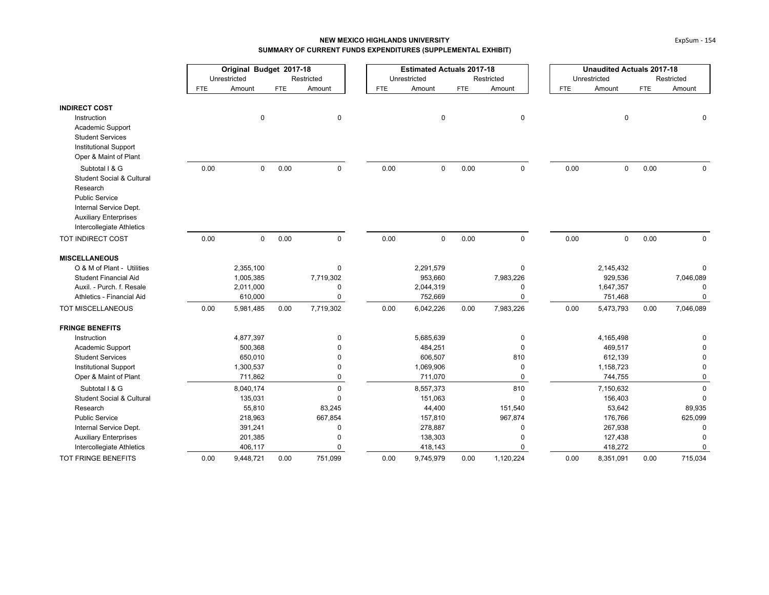**NEW MEXICO HIGHLANDS UNIVERSITY**
**SUMMARY OF CURRENT FUNDS EXPENDITURES (SUPPLEMENTAL EXHIBIT)**

| | Original Budget 2017-18 | | | | Estimated Actuals 2017-18 | | | | Unaudited Actuals 2017-18 | | | |
|---|---|---|---|---|---|---|---|---|---|---|---|---|
| | Unrestricted | | Restricted | | Unrestricted | | Restricted | | Unrestricted | | Restricted | |
| | FTE | Amount | FTE | Amount | FTE | Amount | FTE | Amount | FTE | Amount | FTE | Amount |
| **INDIRECT COST** | | | | | | | | | | | | |
| Instruction | | 0 | | 0 | | 0 | | 0 | | 0 | | 0 |
| Academic Support | | | | | | | | | | | | |
| Student Services | | | | | | | | | | | | |
| Institutional Support | | | | | | | | | | | | |
| Oper & Maint of Plant | | | | | | | | | | | | |
| Subtotal I & G | 0.00 | 0 | 0.00 | 0 | 0.00 | 0 | 0.00 | 0 | 0.00 | 0 | 0.00 | 0 |
| Student Social & Cultural | | | | | | | | | | | | |
| Research | | | | | | | | | | | | |
| Public Service | | | | | | | | | | | | |
| Internal Service Dept. | | | | | | | | | | | | |
| Auxiliary Enterprises | | | | | | | | | | | | |
| Intercollegiate Athletics | | | | | | | | | | | | |
| TOT INDIRECT COST | 0.00 | 0 | 0.00 | 0 | 0.00 | 0 | 0.00 | 0 | 0.00 | 0 | 0.00 | 0 |
| **MISCELLANEOUS** | | | | | | | | | | | | |
| O & M of Plant - Utilities | | 2,355,100 | | 0 | | 2,291,579 | | 0 | | 2,145,432 | | 0 |
| Student Financial Aid | | 1,005,385 | | 7,719,302 | | 953,660 | | 7,983,226 | | 929,536 | | 7,046,089 |
| Auxil. - Purch. f. Resale | | 2,011,000 | | 0 | | 2,044,319 | | 0 | | 1,647,357 | | 0 |
| Athletics - Financial Aid | | 610,000 | | 0 | | 752,669 | | 0 | | 751,468 | | 0 |
| TOT MISCELLANEOUS | 0.00 | 5,981,485 | 0.00 | 7,719,302 | 0.00 | 6,042,226 | 0.00 | 7,983,226 | 0.00 | 5,473,793 | 0.00 | 7,046,089 |
| **FRINGE BENEFITS** | | | | | | | | | | | | |
| Instruction | | 4,877,397 | | 0 | | 5,685,639 | | 0 | | 4,165,498 | | 0 |
| Academic Support | | 500,368 | | 0 | | 484,251 | | 0 | | 469,517 | | 0 |
| Student Services | | 650,010 | | 0 | | 606,507 | | 810 | | 612,139 | | 0 |
| Institutional Support | | 1,300,537 | | 0 | | 1,069,906 | | 0 | | 1,158,723 | | 0 |
| Oper & Maint of Plant | | 711,862 | | 0 | | 711,070 | | 0 | | 744,755 | | 0 |
| Subtotal I & G | | 8,040,174 | | 0 | | 8,557,373 | | 810 | | 7,150,632 | | 0 |
| Student Social & Cultural | | 135,031 | | 0 | | 151,063 | | 0 | | 156,403 | | 0 |
| Research | | 55,810 | | 83,245 | | 44,400 | | 151,540 | | 53,642 | | 89,935 |
| Public Service | | 218,963 | | 667,854 | | 157,810 | | 967,874 | | 176,766 | | 625,099 |
| Internal Service Dept. | | 391,241 | | 0 | | 278,887 | | 0 | | 267,938 | | 0 |
| Auxiliary Enterprises | | 201,385 | | 0 | | 138,303 | | 0 | | 127,438 | | 0 |
| Intercollegiate Athletics | | 406,117 | | 0 | | 418,143 | | 0 | | 418,272 | | 0 |
| TOT FRINGE BENEFITS | 0.00 | 9,448,721 | 0.00 | 751,099 | 0.00 | 9,745,979 | 0.00 | 1,120,224 | 0.00 | 8,351,091 | 0.00 | 715,034 |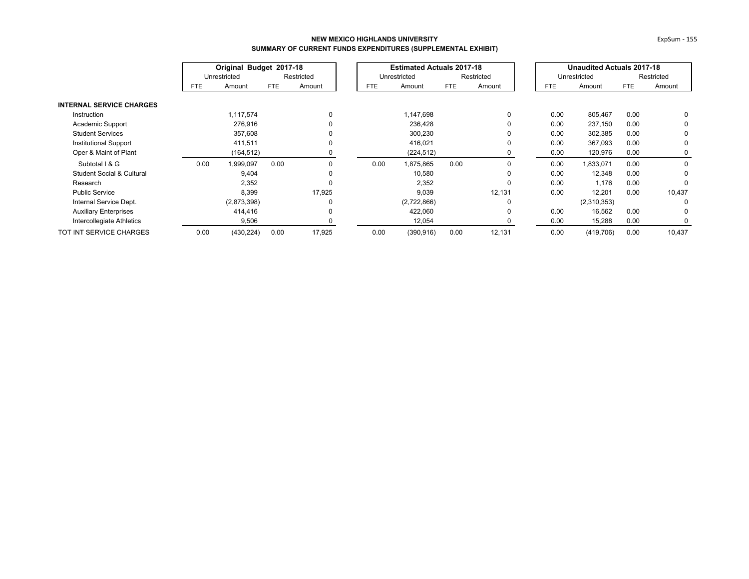**NEW MEXICO HIGHLANDS UNIVERSITY**
**SUMMARY OF CURRENT FUNDS EXPENDITURES (SUPPLEMENTAL EXHIBIT)**

| | Original Budget 2017-18 | | | | Estimated Actuals 2017-18 | | | | Unaudited Actuals 2017-18 | | | |
|---|---|---|---|---|---|---|---|---|---|---|---|---|
| | Unrestricted | | Restricted | | Unrestricted | | Restricted | | Unrestricted | | Restricted | |
| | FTE | Amount | FTE | Amount | FTE | Amount | FTE | Amount | FTE | Amount | FTE | Amount |
| **INTERNAL SERVICE CHARGES** | | | | | | | | | | | | |
| Instruction | | 1,117,574 | | 0 | | 1,147,698 | | 0 | 0.00 | 805,467 | 0.00 | 0 |
| Academic Support | | 276,916 | | 0 | | 236,428 | | 0 | 0.00 | 237,150 | 0.00 | 0 |
| Student Services | | 357,608 | | 0 | | 300,230 | | 0 | 0.00 | 302,385 | 0.00 | 0 |
| Institutional Support | | 411,511 | | 0 | | 416,021 | | 0 | 0.00 | 367,093 | 0.00 | 0 |
| Oper & Maint of Plant | | (164,512) | | 0 | | (224,512) | | 0 | 0.00 | 120,976 | 0.00 | 0 |
| Subtotal I & G | 0.00 | 1,999,097 | 0.00 | 0 | 0.00 | 1,875,865 | 0.00 | 0 | 0.00 | 1,833,071 | 0.00 | 0 |
| Student Social & Cultural | | 9,404 | | 0 | | 10,580 | | 0 | 0.00 | 12,348 | 0.00 | 0 |
| Research | | 2,352 | | 0 | | 2,352 | | 0 | 0.00 | 1,176 | 0.00 | 0 |
| Public Service | | 8,399 | | 17,925 | | 9,039 | | 12,131 | 0.00 | 12,201 | 0.00 | 10,437 |
| Internal Service Dept. | | (2,873,398) | | 0 | | (2,722,866) | | 0 | | (2,310,353) | | 0 |
| Auxiliary Enterprises | | 414,416 | | 0 | | 422,060 | | 0 | 0.00 | 16,562 | 0.00 | 0 |
| Intercollegiate Athletics | | 9,506 | | 0 | | 12,054 | | 0 | 0.00 | 15,288 | 0.00 | 0 |
| TOT INT SERVICE CHARGES | 0.00 | (430,224) | 0.00 | 17,925 | 0.00 | (390,916) | 0.00 | 12,131 | 0.00 | (419,706) | 0.00 | 10,437 |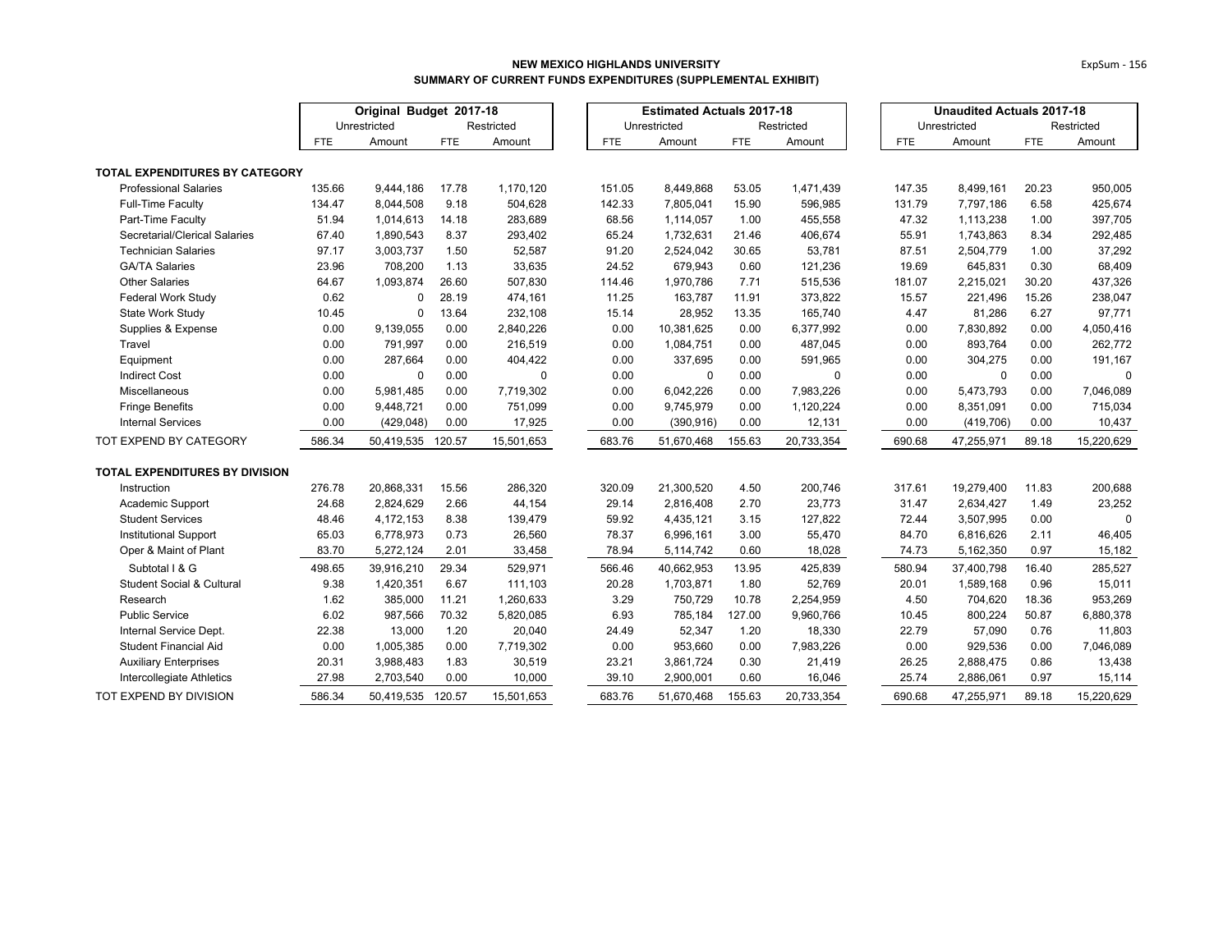**NEW MEXICO HIGHLANDS UNIVERSITY**
**SUMMARY OF CURRENT FUNDS EXPENDITURES (SUPPLEMENTAL EXHIBIT)**

| | Original Budget 2017-18 | | | | Estimated Actuals 2017-18 | | | | Unaudited Actuals 2017-18 | | | |
|---|---|---|---|---|---|---|---|---|---|---|---|---|
| | Unrestricted | | Restricted | | Unrestricted | | Restricted | | Unrestricted | | Restricted | |
| | FTE | Amount | FTE | Amount | FTE | Amount | FTE | Amount | FTE | Amount | FTE | Amount |
| **TOTAL EXPENDITURES BY CATEGORY** | | | | | | | | | | | | |
| Professional Salaries | 135.66 | 9,444,186 | 17.78 | 1,170,120 | 151.05 | 8,449,868 | 53.05 | 1,471,439 | 147.35 | 8,499,161 | 20.23 | 950,005 |
| Full-Time Faculty | 134.47 | 8,044,508 | 9.18 | 504,628 | 142.33 | 7,805,041 | 15.90 | 596,985 | 131.79 | 7,797,186 | 6.58 | 425,674 |
| Part-Time Faculty | 51.94 | 1,014,613 | 14.18 | 283,689 | 68.56 | 1,114,057 | 1.00 | 455,558 | 47.32 | 1,113,238 | 1.00 | 397,705 |
| Secretarial/Clerical Salaries | 67.40 | 1,890,543 | 8.37 | 293,402 | 65.24 | 1,732,631 | 21.46 | 406,674 | 55.91 | 1,743,863 | 8.34 | 292,485 |
| Technician Salaries | 97.17 | 3,003,737 | 1.50 | 52,587 | 91.20 | 2,524,042 | 30.65 | 53,781 | 87.51 | 2,504,779 | 1.00 | 37,292 |
| GA/TA Salaries | 23.96 | 708,200 | 1.13 | 33,635 | 24.52 | 679,943 | 0.60 | 121,236 | 19.69 | 645,831 | 0.30 | 68,409 |
| Other Salaries | 64.67 | 1,093,874 | 26.60 | 507,830 | 114.46 | 1,970,786 | 7.71 | 515,536 | 181.07 | 2,215,021 | 30.20 | 437,326 |
| Federal Work Study | 0.62 | 0 | 28.19 | 474,161 | 11.25 | 163,787 | 11.91 | 373,822 | 15.57 | 221,496 | 15.26 | 238,047 |
| State Work Study | 10.45 | 0 | 13.64 | 232,108 | 15.14 | 28,952 | 13.35 | 165,740 | 4.47 | 81,286 | 6.27 | 97,771 |
| Supplies & Expense | 0.00 | 9,139,055 | 0.00 | 2,840,226 | 0.00 | 10,381,625 | 0.00 | 6,377,992 | 0.00 | 7,830,892 | 0.00 | 4,050,416 |
| Travel | 0.00 | 791,997 | 0.00 | 216,519 | 0.00 | 1,084,751 | 0.00 | 487,045 | 0.00 | 893,764 | 0.00 | 262,772 |
| Equipment | 0.00 | 287,664 | 0.00 | 404,422 | 0.00 | 337,695 | 0.00 | 591,965 | 0.00 | 304,275 | 0.00 | 191,167 |
| Indirect Cost | 0.00 | 0 | 0.00 | 0 | 0.00 | 0 | 0.00 | 0 | 0.00 | 0 | 0.00 | 0 |
| Miscellaneous | 0.00 | 5,981,485 | 0.00 | 7,719,302 | 0.00 | 6,042,226 | 0.00 | 7,983,226 | 0.00 | 5,473,793 | 0.00 | 7,046,089 |
| Fringe Benefits | 0.00 | 9,448,721 | 0.00 | 751,099 | 0.00 | 9,745,979 | 0.00 | 1,120,224 | 0.00 | 8,351,091 | 0.00 | 715,034 |
| Internal Services | 0.00 | (429,048) | 0.00 | 17,925 | 0.00 | (390,916) | 0.00 | 12,131 | 0.00 | (419,706) | 0.00 | 10,437 |
| TOT EXPEND BY CATEGORY | 586.34 | 50,419,535 | 120.57 | 15,501,653 | 683.76 | 51,670,468 | 155.63 | 20,733,354 | 690.68 | 47,255,971 | 89.18 | 15,220,629 |
| **TOTAL EXPENDITURES BY DIVISION** | | | | | | | | | | | | |
| Instruction | 276.78 | 20,868,331 | 15.56 | 286,320 | 320.09 | 21,300,520 | 4.50 | 200,746 | 317.61 | 19,279,400 | 11.83 | 200,688 |
| Academic Support | 24.68 | 2,824,629 | 2.66 | 44,154 | 29.14 | 2,816,408 | 2.70 | 23,773 | 31.47 | 2,634,427 | 1.49 | 23,252 |
| Student Services | 48.46 | 4,172,153 | 8.38 | 139,479 | 59.92 | 4,435,121 | 3.15 | 127,822 | 72.44 | 3,507,995 | 0.00 | 0 |
| Institutional Support | 65.03 | 6,778,973 | 0.73 | 26,560 | 78.37 | 6,996,161 | 3.00 | 55,470 | 84.70 | 6,816,626 | 2.11 | 46,405 |
| Oper & Maint of Plant | 83.70 | 5,272,124 | 2.01 | 33,458 | 78.94 | 5,114,742 | 0.60 | 18,028 | 74.73 | 5,162,350 | 0.97 | 15,182 |
| Subtotal I & G | 498.65 | 39,916,210 | 29.34 | 529,971 | 566.46 | 40,662,953 | 13.95 | 425,839 | 580.94 | 37,400,798 | 16.40 | 285,527 |
| Student Social & Cultural | 9.38 | 1,420,351 | 6.67 | 111,103 | 20.28 | 1,703,871 | 1.80 | 52,769 | 20.01 | 1,589,168 | 0.96 | 15,011 |
| Research | 1.62 | 385,000 | 11.21 | 1,260,633 | 3.29 | 750,729 | 10.78 | 2,254,959 | 4.50 | 704,620 | 18.36 | 953,269 |
| Public Service | 6.02 | 987,566 | 70.32 | 5,820,085 | 6.93 | 785,184 | 127.00 | 9,960,766 | 10.45 | 800,224 | 50.87 | 6,880,378 |
| Internal Service Dept. | 22.38 | 13,000 | 1.20 | 20,040 | 24.49 | 52,347 | 1.20 | 18,330 | 22.79 | 57,090 | 0.76 | 11,803 |
| Student Financial Aid | 0.00 | 1,005,385 | 0.00 | 7,719,302 | 0.00 | 953,660 | 0.00 | 7,983,226 | 0.00 | 929,536 | 0.00 | 7,046,089 |
| Auxiliary Enterprises | 20.31 | 3,988,483 | 1.83 | 30,519 | 23.21 | 3,861,724 | 0.30 | 21,419 | 26.25 | 2,888,475 | 0.86 | 13,438 |
| Intercollegiate Athletics | 27.98 | 2,703,540 | 0.00 | 10,000 | 39.10 | 2,900,001 | 0.60 | 16,046 | 25.74 | 2,886,061 | 0.97 | 15,114 |
| TOT EXPEND BY DIVISION | 586.34 | 50,419,535 | 120.57 | 15,501,653 | 683.76 | 51,670,468 | 155.63 | 20,733,354 | 690.68 | 47,255,971 | 89.18 | 15,220,629 |